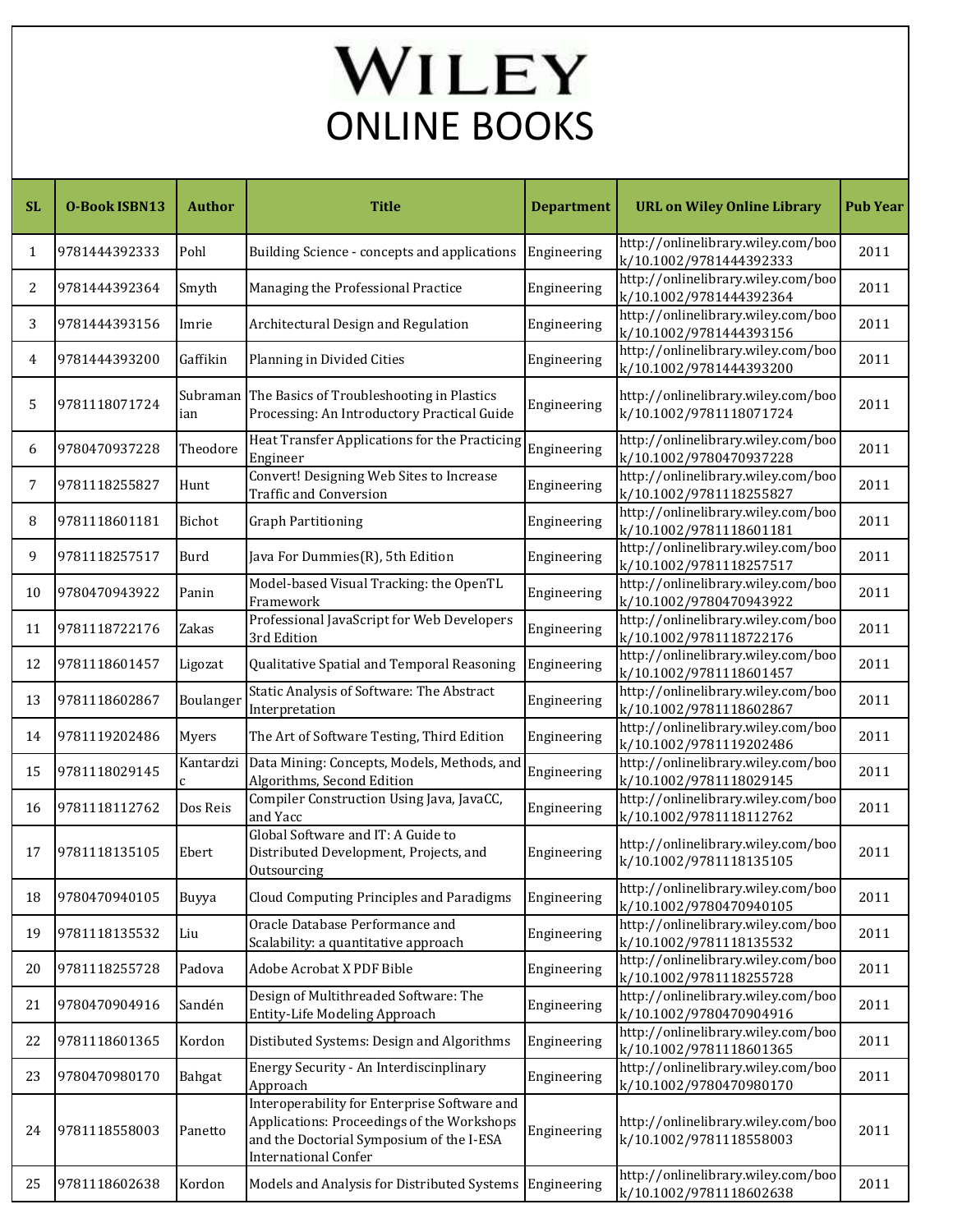# WILEY

## ONLINE BOOKS

| SL | O-Book ISBN13 | Author | Title | Department | URL on Wiley Online Library | Pub Year |
|---|---|---|---|---|---|---|
| 1 | 9781444392333 | Pohl | Building Science - concepts and applications | Engineering | http://onlinelibrary.wiley.com/book/10.1002/9781444392333 | 2011 |
| 2 | 9781444392364 | Smyth | Managing the Professional Practice | Engineering | http://onlinelibrary.wiley.com/book/10.1002/9781444392364 | 2011 |
| 3 | 9781444393156 | Imrie | Architectural Design and Regulation | Engineering | http://onlinelibrary.wiley.com/book/10.1002/9781444393156 | 2011 |
| 4 | 9781444393200 | Gaffikin | Planning in Divided Cities | Engineering | http://onlinelibrary.wiley.com/book/10.1002/9781444393200 | 2011 |
| 5 | 9781118071724 | Subramanian | The Basics of Troubleshooting in Plastics Processing: An Introductory Practical Guide | Engineering | http://onlinelibrary.wiley.com/book/10.1002/9781118071724 | 2011 |
| 6 | 9780470937228 | Theodore | Heat Transfer Applications for the Practicing Engineer | Engineering | http://onlinelibrary.wiley.com/book/10.1002/9780470937228 | 2011 |
| 7 | 9781118255827 | Hunt | Convert! Designing Web Sites to Increase Traffic and Conversion | Engineering | http://onlinelibrary.wiley.com/book/10.1002/9781118255827 | 2011 |
| 8 | 9781118601181 | Bichot | Graph Partitioning | Engineering | http://onlinelibrary.wiley.com/book/10.1002/9781118601181 | 2011 |
| 9 | 9781118257517 | Burd | Java For Dummies(R), 5th Edition | Engineering | http://onlinelibrary.wiley.com/book/10.1002/9781118257517 | 2011 |
| 10 | 9780470943922 | Panin | Model-based Visual Tracking: the OpenTL Framework | Engineering | http://onlinelibrary.wiley.com/book/10.1002/9780470943922 | 2011 |
| 11 | 9781118722176 | Zakas | Professional JavaScript for Web Developers 3rd Edition | Engineering | http://onlinelibrary.wiley.com/book/10.1002/9781118722176 | 2011 |
| 12 | 9781118601457 | Ligozat | Qualitative Spatial and Temporal Reasoning | Engineering | http://onlinelibrary.wiley.com/book/10.1002/9781118601457 | 2011 |
| 13 | 9781118602867 | Boulanger | Static Analysis of Software: The Abstract Interpretation | Engineering | http://onlinelibrary.wiley.com/book/10.1002/9781118602867 | 2011 |
| 14 | 9781119202486 | Myers | The Art of Software Testing, Third Edition | Engineering | http://onlinelibrary.wiley.com/book/10.1002/9781119202486 | 2011 |
| 15 | 9781118029145 | Kantardzic | Data Mining: Concepts, Models, Methods, and Algorithms, Second Edition | Engineering | http://onlinelibrary.wiley.com/book/10.1002/9781118029145 | 2011 |
| 16 | 9781118112762 | Dos Reis | Compiler Construction Using Java, JavaCC, and Yacc | Engineering | http://onlinelibrary.wiley.com/book/10.1002/9781118112762 | 2011 |
| 17 | 9781118135105 | Ebert | Global Software and IT: A Guide to Distributed Development, Projects, and Outsourcing | Engineering | http://onlinelibrary.wiley.com/book/10.1002/9781118135105 | 2011 |
| 18 | 9780470940105 | Buyya | Cloud Computing Principles and Paradigms | Engineering | http://onlinelibrary.wiley.com/book/10.1002/9780470940105 | 2011 |
| 19 | 9781118135532 | Liu | Oracle Database Performance and Scalability: a quantitative approach | Engineering | http://onlinelibrary.wiley.com/book/10.1002/9781118135532 | 2011 |
| 20 | 9781118255728 | Padova | Adobe Acrobat X PDF Bible | Engineering | http://onlinelibrary.wiley.com/book/10.1002/9781118255728 | 2011 |
| 21 | 9780470904916 | Sandén | Design of Multithreaded Software: The Entity-Life Modeling Approach | Engineering | http://onlinelibrary.wiley.com/book/10.1002/9780470904916 | 2011 |
| 22 | 9781118601365 | Kordon | Distibuted Systems: Design and Algorithms | Engineering | http://onlinelibrary.wiley.com/book/10.1002/9781118601365 | 2011 |
| 23 | 9780470980170 | Bahgat | Energy Security - An Interdiscinplinary Approach | Engineering | http://onlinelibrary.wiley.com/book/10.1002/9780470980170 | 2011 |
| 24 | 9781118558003 | Panetto | Interoperability for Enterprise Software and Applications: Proceedings of the Workshops and the Doctorial Symposium of the I-ESA International Confer | Engineering | http://onlinelibrary.wiley.com/book/10.1002/9781118558003 | 2011 |
| 25 | 9781118602638 | Kordon | Models and Analysis for Distributed Systems | Engineering | http://onlinelibrary.wiley.com/book/10.1002/9781118602638 | 2011 |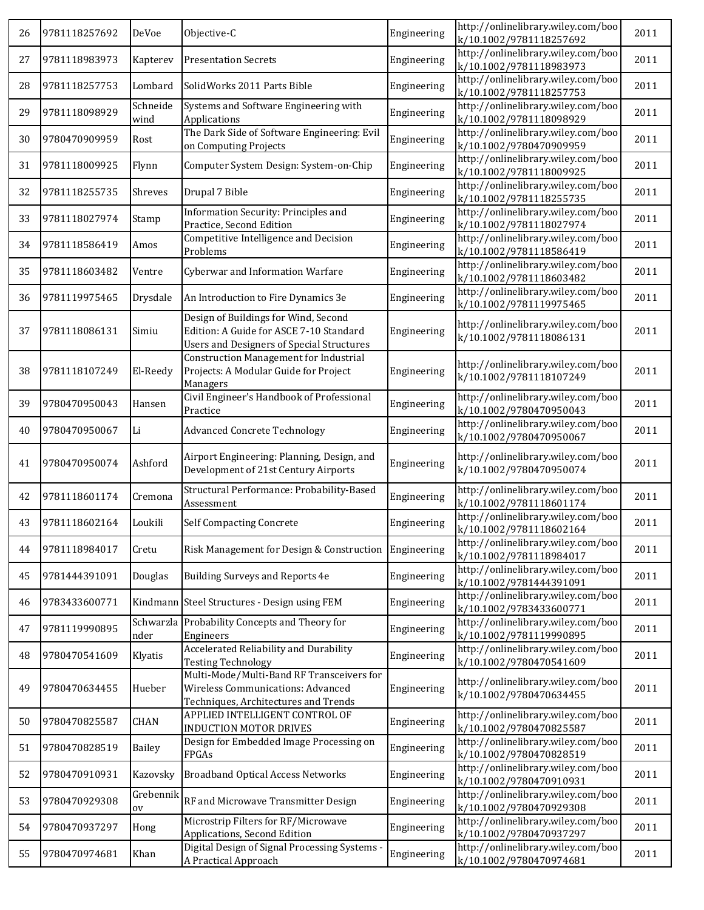| 26 | 9781118257692 | DeVoe | Objective-C | Engineering | http://onlinelibrary.wiley.com/book/10.1002/9781118257692 | 2011 |
|---|---|---|---|---|---|---|
| 27 | 9781118983973 | Kapterev | Presentation Secrets | Engineering | http://onlinelibrary.wiley.com/book/10.1002/9781118983973 | 2011 |
| 28 | 9781118257753 | Lombard | SolidWorks 2011 Parts Bible | Engineering | http://onlinelibrary.wiley.com/book/10.1002/9781118257753 | 2011 |
| 29 | 9781118098929 | Schneidewind | Systems and Software Engineering with Applications | Engineering | http://onlinelibrary.wiley.com/book/10.1002/9781118098929 | 2011 |
| 30 | 9780470909959 | Rost | The Dark Side of Software Engineering: Evil on Computing Projects | Engineering | http://onlinelibrary.wiley.com/book/10.1002/9780470909959 | 2011 |
| 31 | 9781118009925 | Flynn | Computer System Design: System-on-Chip | Engineering | http://onlinelibrary.wiley.com/book/10.1002/9781118009925 | 2011 |
| 32 | 9781118255735 | Shreves | Drupal 7 Bible | Engineering | http://onlinelibrary.wiley.com/book/10.1002/9781118255735 | 2011 |
| 33 | 9781118027974 | Stamp | Information Security: Principles and Practice, Second Edition | Engineering | http://onlinelibrary.wiley.com/book/10.1002/9781118027974 | 2011 |
| 34 | 9781118586419 | Amos | Competitive Intelligence and Decision Problems | Engineering | http://onlinelibrary.wiley.com/book/10.1002/9781118586419 | 2011 |
| 35 | 9781118603482 | Ventre | Cyberwar and Information Warfare | Engineering | http://onlinelibrary.wiley.com/book/10.1002/9781118603482 | 2011 |
| 36 | 9781119975465 | Drysdale | An Introduction to Fire Dynamics 3e | Engineering | http://onlinelibrary.wiley.com/book/10.1002/9781119975465 | 2011 |
| 37 | 9781118086131 | Simiu | Design of Buildings for Wind, Second Edition: A Guide for ASCE 7-10 Standard Users and Designers of Special Structures | Engineering | http://onlinelibrary.wiley.com/book/10.1002/9781118086131 | 2011 |
| 38 | 9781118107249 | El-Reedy | Construction Management for Industrial Projects: A Modular Guide for Project Managers | Engineering | http://onlinelibrary.wiley.com/book/10.1002/9781118107249 | 2011 |
| 39 | 9780470950043 | Hansen | Civil Engineer's Handbook of Professional Practice | Engineering | http://onlinelibrary.wiley.com/book/10.1002/9780470950043 | 2011 |
| 40 | 9780470950067 | Li | Advanced Concrete Technology | Engineering | http://onlinelibrary.wiley.com/book/10.1002/9780470950067 | 2011 |
| 41 | 9780470950074 | Ashford | Airport Engineering: Planning, Design, and Development of 21st Century Airports | Engineering | http://onlinelibrary.wiley.com/book/10.1002/9780470950074 | 2011 |
| 42 | 9781118601174 | Cremona | Structural Performance: Probability-Based Assessment | Engineering | http://onlinelibrary.wiley.com/book/10.1002/9781118601174 | 2011 |
| 43 | 9781118602164 | Loukili | Self Compacting Concrete | Engineering | http://onlinelibrary.wiley.com/book/10.1002/9781118602164 | 2011 |
| 44 | 9781118984017 | Cretu | Risk Management for Design & Construction | Engineering | http://onlinelibrary.wiley.com/book/10.1002/9781118984017 | 2011 |
| 45 | 9781444391091 | Douglas | Building Surveys and Reports 4e | Engineering | http://onlinelibrary.wiley.com/book/10.1002/9781444391091 | 2011 |
| 46 | 9783433600771 | Kindmann | Steel Structures - Design using FEM | Engineering | http://onlinelibrary.wiley.com/book/10.1002/9783433600771 | 2011 |
| 47 | 9781119990895 | Schwarzlander | Probability Concepts and Theory for Engineers | Engineering | http://onlinelibrary.wiley.com/book/10.1002/9781119990895 | 2011 |
| 48 | 9780470541609 | Klyatis | Accelerated Reliability and Durability Testing Technology | Engineering | http://onlinelibrary.wiley.com/book/10.1002/9780470541609 | 2011 |
| 49 | 9780470634455 | Hueber | Multi-Mode/Multi-Band RF Transceivers for Wireless Communications: Advanced Techniques, Architectures and Trends | Engineering | http://onlinelibrary.wiley.com/book/10.1002/9780470634455 | 2011 |
| 50 | 9780470825587 | CHAN | APPLIED INTELLIGENT CONTROL OF INDUCTION MOTOR DRIVES | Engineering | http://onlinelibrary.wiley.com/book/10.1002/9780470825587 | 2011 |
| 51 | 9780470828519 | Bailey | Design for Embedded Image Processing on FPGAs | Engineering | http://onlinelibrary.wiley.com/book/10.1002/9780470828519 | 2011 |
| 52 | 9780470910931 | Kazovsky | Broadband Optical Access Networks | Engineering | http://onlinelibrary.wiley.com/book/10.1002/9780470910931 | 2011 |
| 53 | 9780470929308 | Grebennikov | RF and Microwave Transmitter Design | Engineering | http://onlinelibrary.wiley.com/book/10.1002/9780470929308 | 2011 |
| 54 | 9780470937297 | Hong | Microstrip Filters for RF/Microwave Applications, Second Edition | Engineering | http://onlinelibrary.wiley.com/book/10.1002/9780470937297 | 2011 |
| 55 | 9780470974681 | Khan | Digital Design of Signal Processing Systems - A Practical Approach | Engineering | http://onlinelibrary.wiley.com/book/10.1002/9780470974681 | 2011 |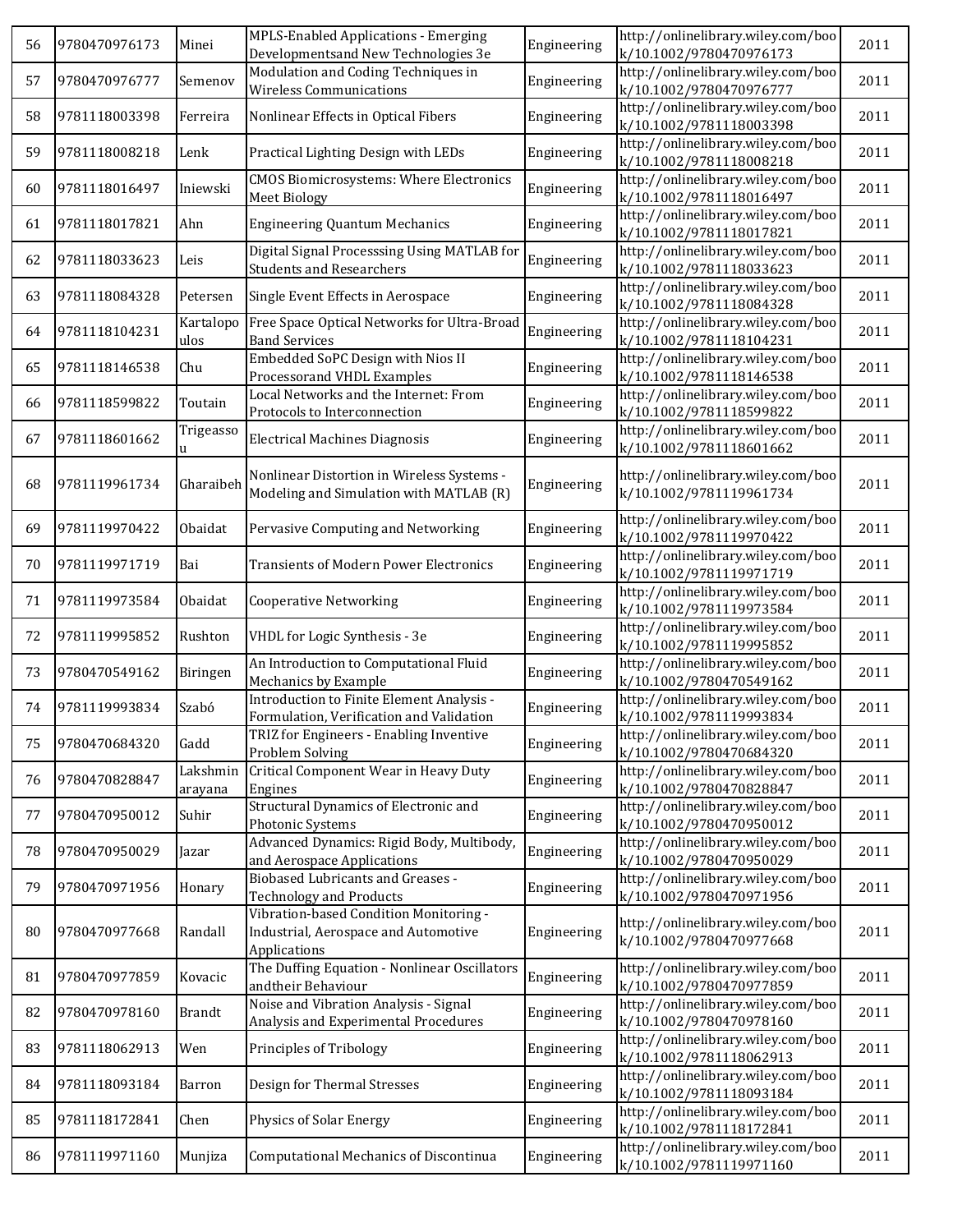| 56 | 9780470976173 | Minei | MPLS-Enabled Applications - Emerging Developmentsand New Technologies 3e | Engineering | http://onlinelibrary.wiley.com/book/10.1002/9780470976173 | 2011 |
|---|---|---|---|---|---|---|
| 57 | 9780470976777 | Semenov | Modulation and Coding Techniques in Wireless Communications | Engineering | http://onlinelibrary.wiley.com/book/10.1002/9780470976777 | 2011 |
| 58 | 9781118003398 | Ferreira | Nonlinear Effects in Optical Fibers | Engineering | http://onlinelibrary.wiley.com/book/10.1002/9781118003398 | 2011 |
| 59 | 9781118008218 | Lenk | Practical Lighting Design with LEDs | Engineering | http://onlinelibrary.wiley.com/book/10.1002/9781118008218 | 2011 |
| 60 | 9781118016497 | Iniewski | CMOS Biomicrosystems: Where Electronics Meet Biology | Engineering | http://onlinelibrary.wiley.com/book/10.1002/9781118016497 | 2011 |
| 61 | 9781118017821 | Ahn | Engineering Quantum Mechanics | Engineering | http://onlinelibrary.wiley.com/book/10.1002/9781118017821 | 2011 |
| 62 | 9781118033623 | Leis | Digital Signal Processsing Using MATLAB for Students and Researchers | Engineering | http://onlinelibrary.wiley.com/book/10.1002/9781118033623 | 2011 |
| 63 | 9781118084328 | Petersen | Single Event Effects in Aerospace | Engineering | http://onlinelibrary.wiley.com/book/10.1002/9781118084328 | 2011 |
| 64 | 9781118104231 | Kartalopoulos | Free Space Optical Networks for Ultra-Broad Band Services | Engineering | http://onlinelibrary.wiley.com/book/10.1002/9781118104231 | 2011 |
| 65 | 9781118146538 | Chu | Embedded SoPC Design with Nios II Processorand VHDL Examples | Engineering | http://onlinelibrary.wiley.com/book/10.1002/9781118146538 | 2011 |
| 66 | 9781118599822 | Toutain | Local Networks and the Internet: From Protocols to Interconnection | Engineering | http://onlinelibrary.wiley.com/book/10.1002/9781118599822 | 2011 |
| 67 | 9781118601662 | Trigeassou | Electrical Machines Diagnosis | Engineering | http://onlinelibrary.wiley.com/book/10.1002/9781118601662 | 2011 |
| 68 | 9781119961734 | Gharaibeh | Nonlinear Distortion in Wireless Systems - Modeling and Simulation with MATLAB (R) | Engineering | http://onlinelibrary.wiley.com/book/10.1002/9781119961734 | 2011 |
| 69 | 9781119970422 | Obaidat | Pervasive Computing and Networking | Engineering | http://onlinelibrary.wiley.com/book/10.1002/9781119970422 | 2011 |
| 70 | 9781119971719 | Bai | Transients of Modern Power Electronics | Engineering | http://onlinelibrary.wiley.com/book/10.1002/9781119971719 | 2011 |
| 71 | 9781119973584 | Obaidat | Cooperative Networking | Engineering | http://onlinelibrary.wiley.com/book/10.1002/9781119973584 | 2011 |
| 72 | 9781119995852 | Rushton | VHDL for Logic Synthesis - 3e | Engineering | http://onlinelibrary.wiley.com/book/10.1002/9781119995852 | 2011 |
| 73 | 9780470549162 | Biringen | An Introduction to Computational Fluid Mechanics by Example | Engineering | http://onlinelibrary.wiley.com/book/10.1002/9780470549162 | 2011 |
| 74 | 9781119993834 | Szabó | Introduction to Finite Element Analysis - Formulation, Verification and Validation | Engineering | http://onlinelibrary.wiley.com/book/10.1002/9781119993834 | 2011 |
| 75 | 9780470684320 | Gadd | TRIZ for Engineers - Enabling Inventive Problem Solving | Engineering | http://onlinelibrary.wiley.com/book/10.1002/9780470684320 | 2011 |
| 76 | 9780470828847 | Lakshminarayana | Critical Component Wear in Heavy Duty Engines | Engineering | http://onlinelibrary.wiley.com/book/10.1002/9780470828847 | 2011 |
| 77 | 9780470950012 | Suhir | Structural Dynamics of Electronic and Photonic Systems | Engineering | http://onlinelibrary.wiley.com/book/10.1002/9780470950012 | 2011 |
| 78 | 9780470950029 | Jazar | Advanced Dynamics: Rigid Body, Multibody, and Aerospace Applications | Engineering | http://onlinelibrary.wiley.com/book/10.1002/9780470950029 | 2011 |
| 79 | 9780470971956 | Honary | Biobased Lubricants and Greases - Technology and Products | Engineering | http://onlinelibrary.wiley.com/book/10.1002/9780470971956 | 2011 |
| 80 | 9780470977668 | Randall | Vibration-based Condition Monitoring - Industrial, Aerospace and Automotive Applications | Engineering | http://onlinelibrary.wiley.com/book/10.1002/9780470977668 | 2011 |
| 81 | 9780470977859 | Kovacic | The Duffing Equation - Nonlinear Oscillators andtheir Behaviour | Engineering | http://onlinelibrary.wiley.com/book/10.1002/9780470977859 | 2011 |
| 82 | 9780470978160 | Brandt | Noise and Vibration Analysis - Signal Analysis and Experimental Procedures | Engineering | http://onlinelibrary.wiley.com/book/10.1002/9780470978160 | 2011 |
| 83 | 9781118062913 | Wen | Principles of Tribology | Engineering | http://onlinelibrary.wiley.com/book/10.1002/9781118062913 | 2011 |
| 84 | 9781118093184 | Barron | Design for Thermal Stresses | Engineering | http://onlinelibrary.wiley.com/book/10.1002/9781118093184 | 2011 |
| 85 | 9781118172841 | Chen | Physics of Solar Energy | Engineering | http://onlinelibrary.wiley.com/book/10.1002/9781118172841 | 2011 |
| 86 | 9781119971160 | Munjiza | Computational Mechanics of Discontinua | Engineering | http://onlinelibrary.wiley.com/book/10.1002/9781119971160 | 2011 |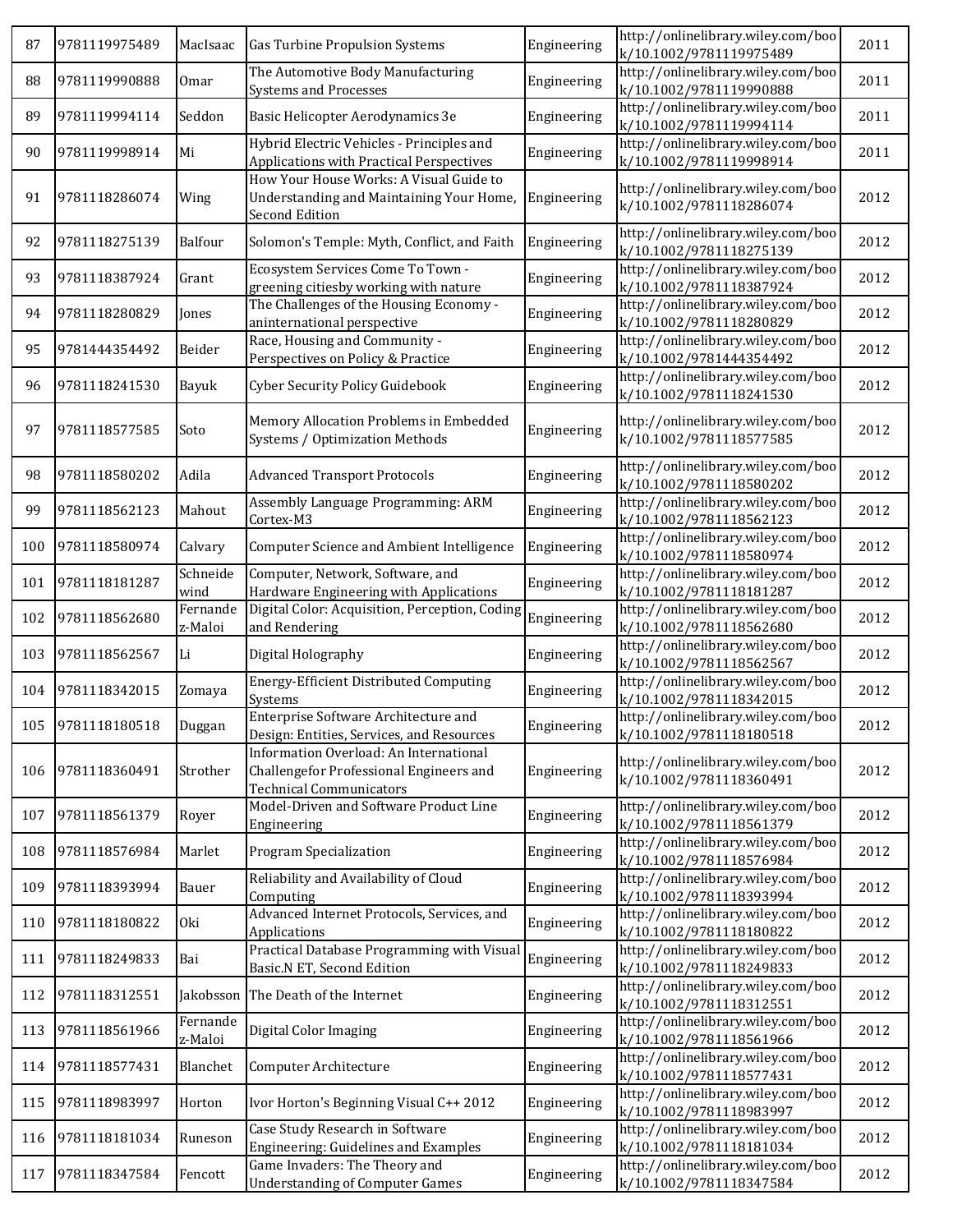| 87 | 9781119975489 | MacIsaac | Gas Turbine Propulsion Systems | Engineering | http://onlinelibrary.wiley.com/book/10.1002/9781119975489 | 2011 |
|---|---|---|---|---|---|---|
| 88 | 9781119990888 | Omar | The Automotive Body Manufacturing Systems and Processes | Engineering | http://onlinelibrary.wiley.com/book/10.1002/9781119990888 | 2011 |
| 89 | 9781119994114 | Seddon | Basic Helicopter Aerodynamics 3e | Engineering | http://onlinelibrary.wiley.com/book/10.1002/9781119994114 | 2011 |
| 90 | 9781119998914 | Mi | Hybrid Electric Vehicles - Principles and Applications with Practical Perspectives | Engineering | http://onlinelibrary.wiley.com/book/10.1002/9781119998914 | 2011 |
| 91 | 9781118286074 | Wing | How Your House Works: A Visual Guide to Understanding and Maintaining Your Home, Second Edition | Engineering | http://onlinelibrary.wiley.com/book/10.1002/9781118286074 | 2012 |
| 92 | 9781118275139 | Balfour | Solomon's Temple: Myth, Conflict, and Faith | Engineering | http://onlinelibrary.wiley.com/book/10.1002/9781118275139 | 2012 |
| 93 | 9781118387924 | Grant | Ecosystem Services Come To Town - greening citiesby working with nature | Engineering | http://onlinelibrary.wiley.com/book/10.1002/9781118387924 | 2012 |
| 94 | 9781118280829 | Jones | The Challenges of the Housing Economy - aninternational perspective | Engineering | http://onlinelibrary.wiley.com/book/10.1002/9781118280829 | 2012 |
| 95 | 9781444354492 | Beider | Race, Housing and Community - Perspectives on Policy & Practice | Engineering | http://onlinelibrary.wiley.com/book/10.1002/9781444354492 | 2012 |
| 96 | 9781118241530 | Bayuk | Cyber Security Policy Guidebook | Engineering | http://onlinelibrary.wiley.com/book/10.1002/9781118241530 | 2012 |
| 97 | 9781118577585 | Soto | Memory Allocation Problems in Embedded Systems / Optimization Methods | Engineering | http://onlinelibrary.wiley.com/book/10.1002/9781118577585 | 2012 |
| 98 | 9781118580202 | Adila | Advanced Transport Protocols | Engineering | http://onlinelibrary.wiley.com/book/10.1002/9781118580202 | 2012 |
| 99 | 9781118562123 | Mahout | Assembly Language Programming: ARM Cortex-M3 | Engineering | http://onlinelibrary.wiley.com/book/10.1002/9781118562123 | 2012 |
| 100 | 9781118580974 | Calvary | Computer Science and Ambient Intelligence | Engineering | http://onlinelibrary.wiley.com/book/10.1002/9781118580974 | 2012 |
| 101 | 9781118181287 | Schneidewind | Computer, Network, Software, and Hardware Engineering with Applications | Engineering | http://onlinelibrary.wiley.com/book/10.1002/9781118181287 | 2012 |
| 102 | 9781118562680 | Fernandez-Maloi | Digital Color: Acquisition, Perception, Coding and Rendering | Engineering | http://onlinelibrary.wiley.com/book/10.1002/9781118562680 | 2012 |
| 103 | 9781118562567 | Li | Digital Holography | Engineering | http://onlinelibrary.wiley.com/book/10.1002/9781118562567 | 2012 |
| 104 | 9781118342015 | Zomaya | Energy-Efficient Distributed Computing Systems | Engineering | http://onlinelibrary.wiley.com/book/10.1002/9781118342015 | 2012 |
| 105 | 9781118180518 | Duggan | Enterprise Software Architecture and Design: Entities, Services, and Resources | Engineering | http://onlinelibrary.wiley.com/book/10.1002/9781118180518 | 2012 |
| 106 | 9781118360491 | Strother | Information Overload: An International Challengefor Professional Engineers and Technical Communicators | Engineering | http://onlinelibrary.wiley.com/book/10.1002/9781118360491 | 2012 |
| 107 | 9781118561379 | Royer | Model-Driven and Software Product Line Engineering | Engineering | http://onlinelibrary.wiley.com/book/10.1002/9781118561379 | 2012 |
| 108 | 9781118576984 | Marlet | Program Specialization | Engineering | http://onlinelibrary.wiley.com/book/10.1002/9781118576984 | 2012 |
| 109 | 9781118393994 | Bauer | Reliability and Availability of Cloud Computing | Engineering | http://onlinelibrary.wiley.com/book/10.1002/9781118393994 | 2012 |
| 110 | 9781118180822 | Oki | Advanced Internet Protocols, Services, and Applications | Engineering | http://onlinelibrary.wiley.com/book/10.1002/9781118180822 | 2012 |
| 111 | 9781118249833 | Bai | Practical Database Programming with Visual Basic.N ET, Second Edition | Engineering | http://onlinelibrary.wiley.com/book/10.1002/9781118249833 | 2012 |
| 112 | 9781118312551 | Jakobsson | The Death of the Internet | Engineering | http://onlinelibrary.wiley.com/book/10.1002/9781118312551 | 2012 |
| 113 | 9781118561966 | Fernandez-Maloi | Digital Color Imaging | Engineering | http://onlinelibrary.wiley.com/book/10.1002/9781118561966 | 2012 |
| 114 | 9781118577431 | Blanchet | Computer Architecture | Engineering | http://onlinelibrary.wiley.com/book/10.1002/9781118577431 | 2012 |
| 115 | 9781118983997 | Horton | Ivor Horton's Beginning Visual C++ 2012 | Engineering | http://onlinelibrary.wiley.com/book/10.1002/9781118983997 | 2012 |
| 116 | 9781118181034 | Runeson | Case Study Research in Software Engineering: Guidelines and Examples | Engineering | http://onlinelibrary.wiley.com/book/10.1002/9781118181034 | 2012 |
| 117 | 9781118347584 | Fencott | Game Invaders: The Theory and Understanding of Computer Games | Engineering | http://onlinelibrary.wiley.com/book/10.1002/9781118347584 | 2012 |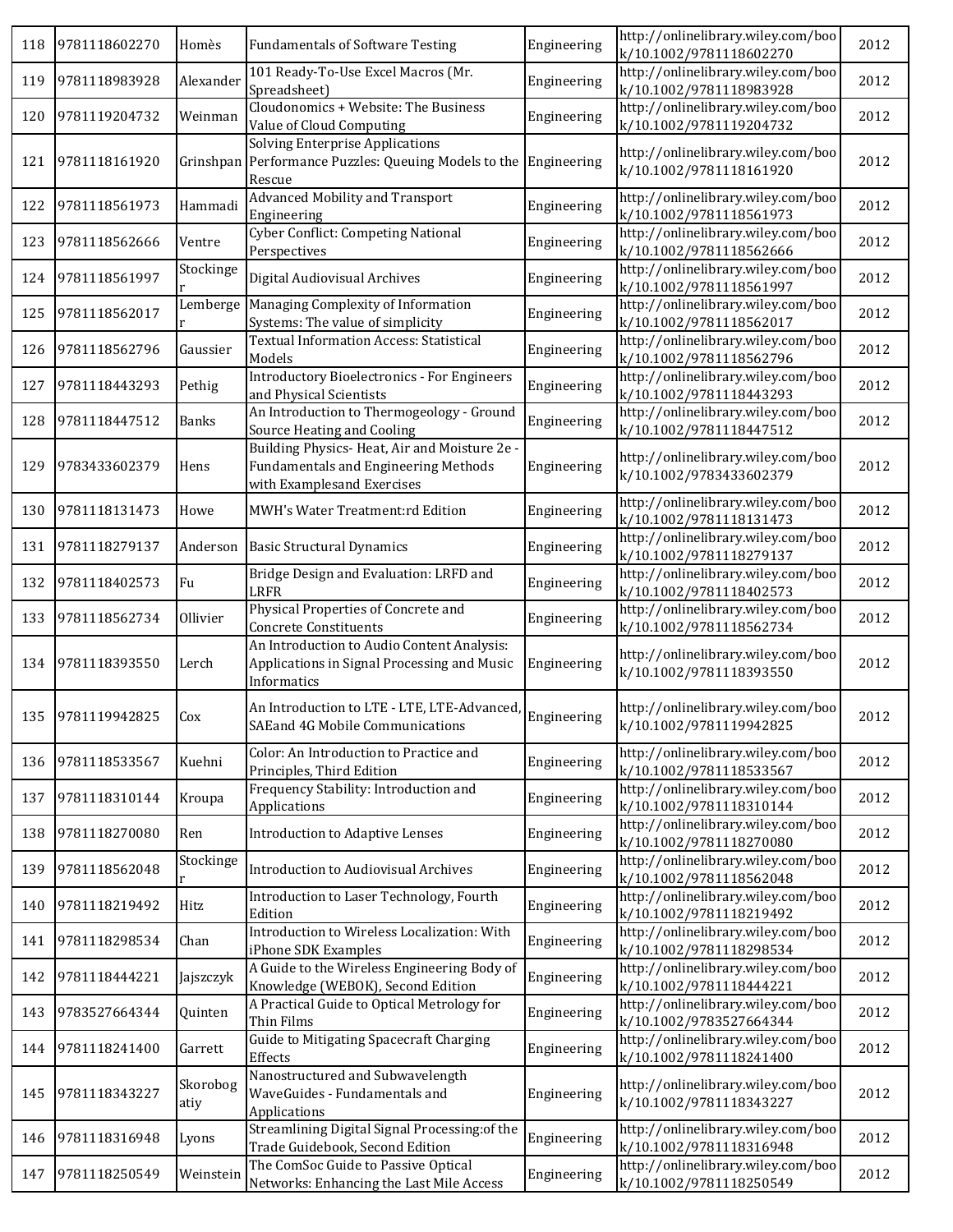| 118 | 9781118602270 | Homès | Fundamentals of Software Testing | Engineering | http://onlinelibrary.wiley.com/book/10.1002/9781118602270 | 2012 |
|---|---|---|---|---|---|---|
| 119 | 9781118983928 | Alexander | 101 Ready-To-Use Excel Macros (Mr. Spreadsheet) | Engineering | http://onlinelibrary.wiley.com/book/10.1002/9781118983928 | 2012 |
| 120 | 9781119204732 | Weinman | Cloudonomics + Website: The Business Value of Cloud Computing | Engineering | http://onlinelibrary.wiley.com/book/10.1002/9781119204732 | 2012 |
| 121 | 9781118161920 | Grinshpan | Solving Enterprise Applications Performance Puzzles: Queuing Models to the Rescue | Engineering | http://onlinelibrary.wiley.com/book/10.1002/9781118161920 | 2012 |
| 122 | 9781118561973 | Hammadi | Advanced Mobility and Transport Engineering | Engineering | http://onlinelibrary.wiley.com/book/10.1002/9781118561973 | 2012 |
| 123 | 9781118562666 | Ventre | Cyber Conflict: Competing National Perspectives | Engineering | http://onlinelibrary.wiley.com/book/10.1002/9781118562666 | 2012 |
| 124 | 9781118561997 | Stockinger | Digital Audiovisual Archives | Engineering | http://onlinelibrary.wiley.com/book/10.1002/9781118561997 | 2012 |
| 125 | 9781118562017 | Lemberger | Managing Complexity of Information Systems: The value of simplicity | Engineering | http://onlinelibrary.wiley.com/book/10.1002/9781118562017 | 2012 |
| 126 | 9781118562796 | Gaussier | Textual Information Access: Statistical Models | Engineering | http://onlinelibrary.wiley.com/book/10.1002/9781118562796 | 2012 |
| 127 | 9781118443293 | Pethig | Introductory Bioelectronics - For Engineers and Physical Scientists | Engineering | http://onlinelibrary.wiley.com/book/10.1002/9781118443293 | 2012 |
| 128 | 9781118447512 | Banks | An Introduction to Thermogeology - Ground Source Heating and Cooling | Engineering | http://onlinelibrary.wiley.com/book/10.1002/9781118447512 | 2012 |
| 129 | 9783433602379 | Hens | Building Physics- Heat, Air and Moisture 2e - Fundamentals and Engineering Methods with Examplesand Exercises | Engineering | http://onlinelibrary.wiley.com/book/10.1002/9783433602379 | 2012 |
| 130 | 9781118131473 | Howe | MWH's Water Treatment:rd Edition | Engineering | http://onlinelibrary.wiley.com/book/10.1002/9781118131473 | 2012 |
| 131 | 9781118279137 | Anderson | Basic Structural Dynamics | Engineering | http://onlinelibrary.wiley.com/book/10.1002/9781118279137 | 2012 |
| 132 | 9781118402573 | Fu | Bridge Design and Evaluation: LRFD and LRFR | Engineering | http://onlinelibrary.wiley.com/book/10.1002/9781118402573 | 2012 |
| 133 | 9781118562734 | Ollivier | Physical Properties of Concrete and Concrete Constituents | Engineering | http://onlinelibrary.wiley.com/book/10.1002/9781118562734 | 2012 |
| 134 | 9781118393550 | Lerch | An Introduction to Audio Content Analysis: Applications in Signal Processing and Music Informatics | Engineering | http://onlinelibrary.wiley.com/book/10.1002/9781118393550 | 2012 |
| 135 | 9781119942825 | Cox | An Introduction to LTE - LTE, LTE-Advanced, SAEand 4G Mobile Communications | Engineering | http://onlinelibrary.wiley.com/book/10.1002/9781119942825 | 2012 |
| 136 | 9781118533567 | Kuehni | Color: An Introduction to Practice and Principles, Third Edition | Engineering | http://onlinelibrary.wiley.com/book/10.1002/9781118533567 | 2012 |
| 137 | 9781118310144 | Kroupa | Frequency Stability: Introduction and Applications | Engineering | http://onlinelibrary.wiley.com/book/10.1002/9781118310144 | 2012 |
| 138 | 9781118270080 | Ren | Introduction to Adaptive Lenses | Engineering | http://onlinelibrary.wiley.com/book/10.1002/9781118270080 | 2012 |
| 139 | 9781118562048 | Stockinger | Introduction to Audiovisual Archives | Engineering | http://onlinelibrary.wiley.com/book/10.1002/9781118562048 | 2012 |
| 140 | 9781118219492 | Hitz | Introduction to Laser Technology, Fourth Edition | Engineering | http://onlinelibrary.wiley.com/book/10.1002/9781118219492 | 2012 |
| 141 | 9781118298534 | Chan | Introduction to Wireless Localization: With iPhone SDK Examples | Engineering | http://onlinelibrary.wiley.com/book/10.1002/9781118298534 | 2012 |
| 142 | 9781118444221 | Jajszczyk | A Guide to the Wireless Engineering Body of Knowledge (WEBOK), Second Edition | Engineering | http://onlinelibrary.wiley.com/book/10.1002/9781118444221 | 2012 |
| 143 | 9783527664344 | Quinten | A Practical Guide to Optical Metrology for Thin Films | Engineering | http://onlinelibrary.wiley.com/book/10.1002/9783527664344 | 2012 |
| 144 | 9781118241400 | Garrett | Guide to Mitigating Spacecraft Charging Effects | Engineering | http://onlinelibrary.wiley.com/book/10.1002/9781118241400 | 2012 |
| 145 | 9781118343227 | Skorobogatiy | Nanostructured and Subwavelength WaveGuides - Fundamentals and Applications | Engineering | http://onlinelibrary.wiley.com/book/10.1002/9781118343227 | 2012 |
| 146 | 9781118316948 | Lyons | Streamlining Digital Signal Processing:of the Trade Guidebook, Second Edition | Engineering | http://onlinelibrary.wiley.com/book/10.1002/9781118316948 | 2012 |
| 147 | 9781118250549 | Weinstein | The ComSoc Guide to Passive Optical Networks: Enhancing the Last Mile Access | Engineering | http://onlinelibrary.wiley.com/book/10.1002/9781118250549 | 2012 |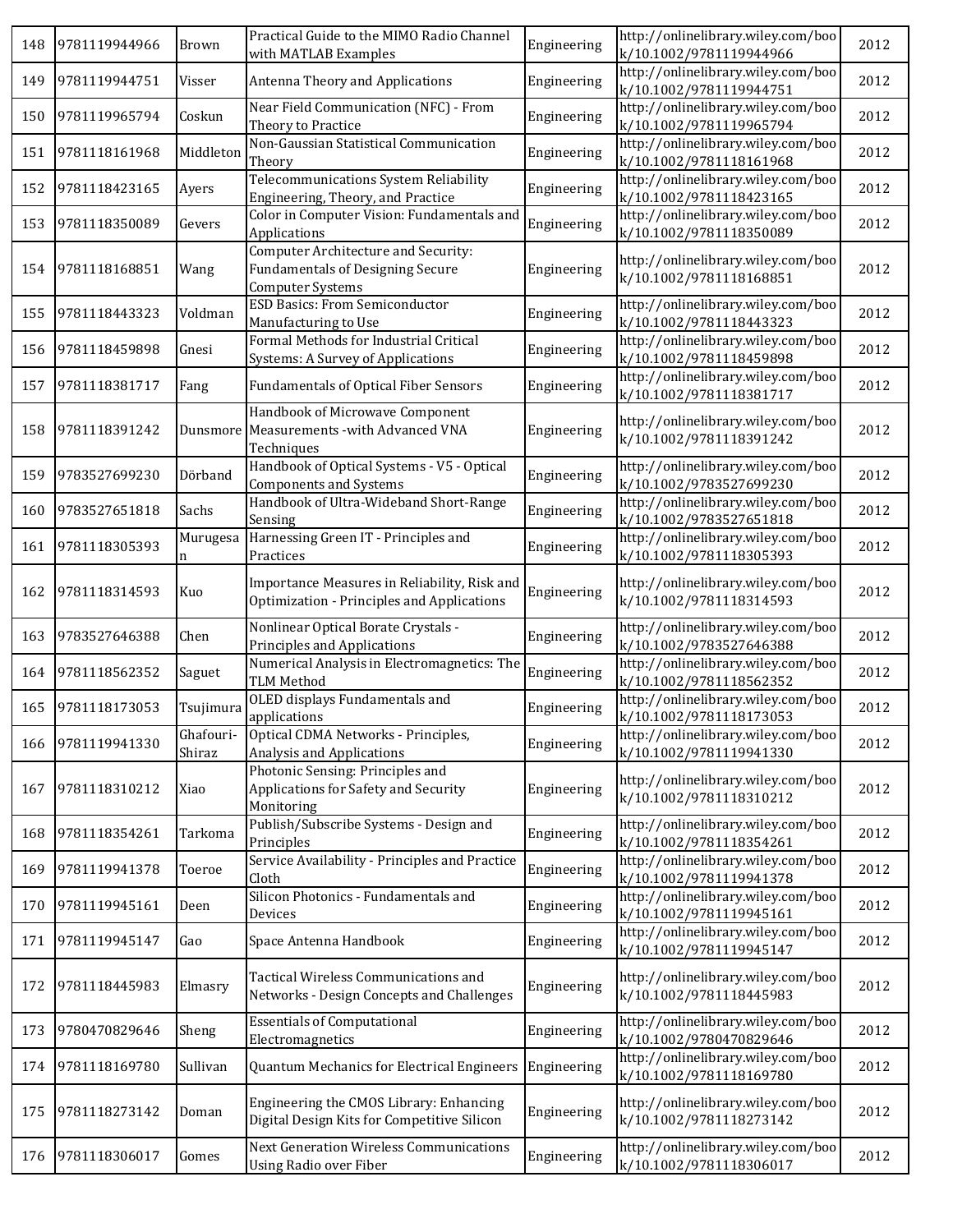| 148 | 9781119944966 | Brown | Practical Guide to the MIMO Radio Channel with MATLAB Examples | Engineering | http://onlinelibrary.wiley.com/book/10.1002/9781119944966 | 2012 |
|---|---|---|---|---|---|---|
| 149 | 9781119944751 | Visser | Antenna Theory and Applications | Engineering | http://onlinelibrary.wiley.com/book/10.1002/9781119944751 | 2012 |
| 150 | 9781119965794 | Coskun | Near Field Communication (NFC) - From Theory to Practice | Engineering | http://onlinelibrary.wiley.com/book/10.1002/9781119965794 | 2012 |
| 151 | 9781118161968 | Middleton | Non-Gaussian Statistical Communication Theory | Engineering | http://onlinelibrary.wiley.com/book/10.1002/9781118161968 | 2012 |
| 152 | 9781118423165 | Ayers | Telecommunications System Reliability Engineering, Theory, and Practice | Engineering | http://onlinelibrary.wiley.com/book/10.1002/9781118423165 | 2012 |
| 153 | 9781118350089 | Gevers | Color in Computer Vision: Fundamentals and Applications | Engineering | http://onlinelibrary.wiley.com/book/10.1002/9781118350089 | 2012 |
| 154 | 9781118168851 | Wang | Computer Architecture and Security: Fundamentals of Designing Secure Computer Systems | Engineering | http://onlinelibrary.wiley.com/book/10.1002/9781118168851 | 2012 |
| 155 | 9781118443323 | Voldman | ESD Basics: From Semiconductor Manufacturing to Use | Engineering | http://onlinelibrary.wiley.com/book/10.1002/9781118443323 | 2012 |
| 156 | 9781118459898 | Gnesi | Formal Methods for Industrial Critical Systems: A Survey of Applications | Engineering | http://onlinelibrary.wiley.com/book/10.1002/9781118459898 | 2012 |
| 157 | 9781118381717 | Fang | Fundamentals of Optical Fiber Sensors | Engineering | http://onlinelibrary.wiley.com/book/10.1002/9781118381717 | 2012 |
| 158 | 9781118391242 | Dunsmore | Handbook of Microwave Component Measurements -with Advanced VNA Techniques | Engineering | http://onlinelibrary.wiley.com/book/10.1002/9781118391242 | 2012 |
| 159 | 9783527699230 | Dörband | Handbook of Optical Systems - V5 - Optical Components and Systems | Engineering | http://onlinelibrary.wiley.com/book/10.1002/9783527699230 | 2012 |
| 160 | 9783527651818 | Sachs | Handbook of Ultra-Wideband Short-Range Sensing | Engineering | http://onlinelibrary.wiley.com/book/10.1002/9783527651818 | 2012 |
| 161 | 9781118305393 | Murugesan | Harnessing Green IT - Principles and Practices | Engineering | http://onlinelibrary.wiley.com/book/10.1002/9781118305393 | 2012 |
| 162 | 9781118314593 | Kuo | Importance Measures in Reliability, Risk and Optimization - Principles and Applications | Engineering | http://onlinelibrary.wiley.com/book/10.1002/9781118314593 | 2012 |
| 163 | 9783527646388 | Chen | Nonlinear Optical Borate Crystals - Principles and Applications | Engineering | http://onlinelibrary.wiley.com/book/10.1002/9783527646388 | 2012 |
| 164 | 9781118562352 | Saguet | Numerical Analysis in Electromagnetics: The TLM Method | Engineering | http://onlinelibrary.wiley.com/book/10.1002/9781118562352 | 2012 |
| 165 | 9781118173053 | Tsujimura | OLED displays Fundamentals and applications | Engineering | http://onlinelibrary.wiley.com/book/10.1002/9781118173053 | 2012 |
| 166 | 9781119941330 | Ghafouri-Shiraz | Optical CDMA Networks - Principles, Analysis and Applications | Engineering | http://onlinelibrary.wiley.com/book/10.1002/9781119941330 | 2012 |
| 167 | 9781118310212 | Xiao | Photonic Sensing: Principles and Applications for Safety and Security Monitoring | Engineering | http://onlinelibrary.wiley.com/book/10.1002/9781118310212 | 2012 |
| 168 | 9781118354261 | Tarkoma | Publish/Subscribe Systems - Design and Principles | Engineering | http://onlinelibrary.wiley.com/book/10.1002/9781118354261 | 2012 |
| 169 | 9781119941378 | Toeroe | Service Availability - Principles and Practice Cloth | Engineering | http://onlinelibrary.wiley.com/book/10.1002/9781119941378 | 2012 |
| 170 | 9781119945161 | Deen | Silicon Photonics - Fundamentals and Devices | Engineering | http://onlinelibrary.wiley.com/book/10.1002/9781119945161 | 2012 |
| 171 | 9781119945147 | Gao | Space Antenna Handbook | Engineering | http://onlinelibrary.wiley.com/book/10.1002/9781119945147 | 2012 |
| 172 | 9781118445983 | Elmasry | Tactical Wireless Communications and Networks - Design Concepts and Challenges | Engineering | http://onlinelibrary.wiley.com/book/10.1002/9781118445983 | 2012 |
| 173 | 9780470829646 | Sheng | Essentials of Computational Electromagnetics | Engineering | http://onlinelibrary.wiley.com/book/10.1002/9780470829646 | 2012 |
| 174 | 9781118169780 | Sullivan | Quantum Mechanics for Electrical Engineers | Engineering | http://onlinelibrary.wiley.com/book/10.1002/9781118169780 | 2012 |
| 175 | 9781118273142 | Doman | Engineering the CMOS Library: Enhancing Digital Design Kits for Competitive Silicon | Engineering | http://onlinelibrary.wiley.com/book/10.1002/9781118273142 | 2012 |
| 176 | 9781118306017 | Gomes | Next Generation Wireless Communications Using Radio over Fiber | Engineering | http://onlinelibrary.wiley.com/book/10.1002/9781118306017 | 2012 |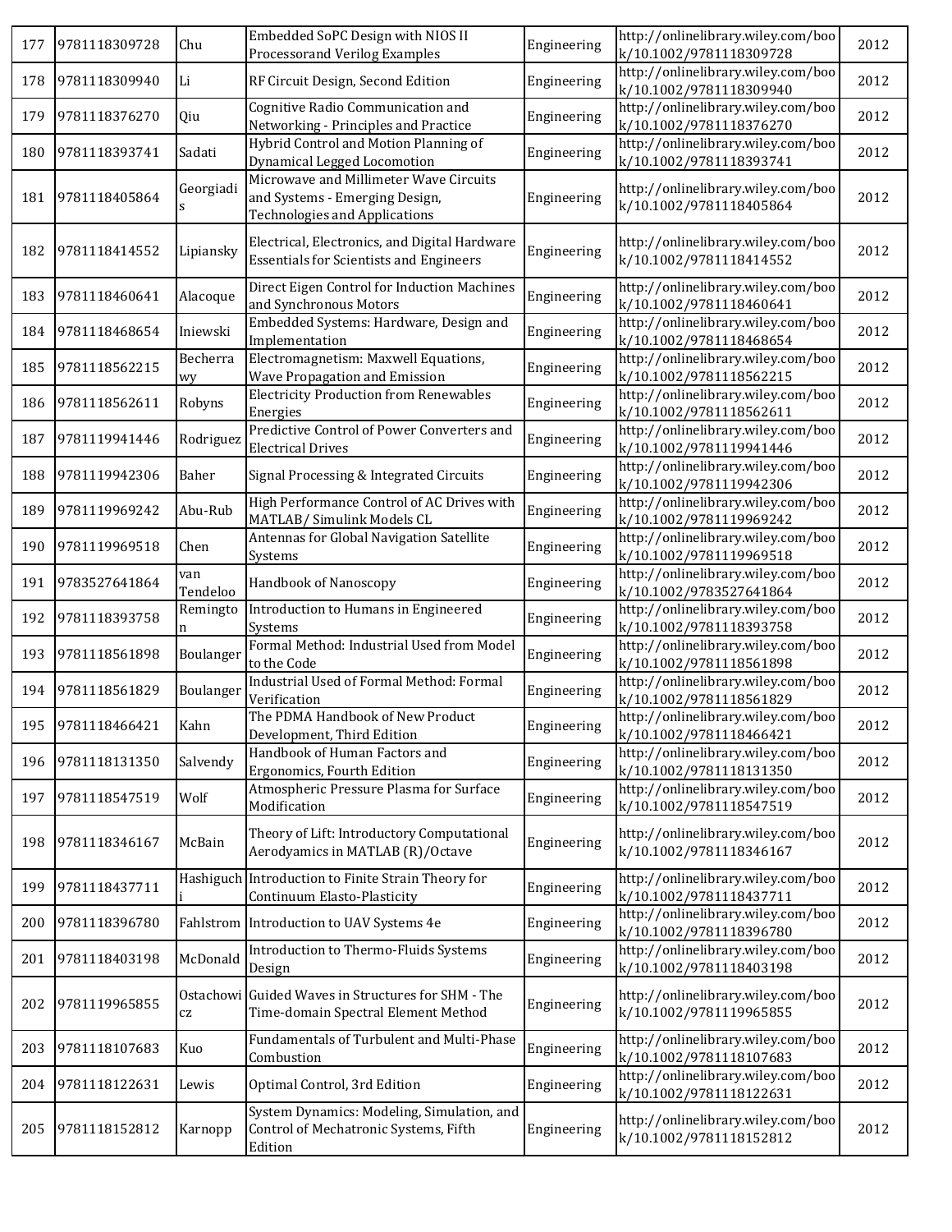| | | | | | | |
|---|---|---|---|---|---|---|
| 177 | 9781118309728 | Chu | Embedded SoPC Design with NIOS II Processorand Verilog Examples | Engineering | http://onlinelibrary.wiley.com/book/10.1002/9781118309728 | 2012 |
| 178 | 9781118309940 | Li | RF Circuit Design, Second Edition | Engineering | http://onlinelibrary.wiley.com/book/10.1002/9781118309940 | 2012 |
| 179 | 9781118376270 | Qiu | Cognitive Radio Communication and Networking - Principles and Practice | Engineering | http://onlinelibrary.wiley.com/book/10.1002/9781118376270 | 2012 |
| 180 | 9781118393741 | Sadati | Hybrid Control and Motion Planning of Dynamical Legged Locomotion | Engineering | http://onlinelibrary.wiley.com/book/10.1002/9781118393741 | 2012 |
| 181 | 9781118405864 | Georgiadis | Microwave and Millimeter Wave Circuits and Systems - Emerging Design, Technologies and Applications | Engineering | http://onlinelibrary.wiley.com/book/10.1002/9781118405864 | 2012 |
| 182 | 9781118414552 | Lipiansky | Electrical, Electronics, and Digital Hardware Essentials for Scientists and Engineers | Engineering | http://onlinelibrary.wiley.com/book/10.1002/9781118414552 | 2012 |
| 183 | 9781118460641 | Alacoque | Direct Eigen Control for Induction Machines and Synchronous Motors | Engineering | http://onlinelibrary.wiley.com/book/10.1002/9781118460641 | 2012 |
| 184 | 9781118468654 | Iniewski | Embedded Systems: Hardware, Design and Implementation | Engineering | http://onlinelibrary.wiley.com/book/10.1002/9781118468654 | 2012 |
| 185 | 9781118562215 | Becherrawy | Electromagnetism: Maxwell Equations, Wave Propagation and Emission | Engineering | http://onlinelibrary.wiley.com/book/10.1002/9781118562215 | 2012 |
| 186 | 9781118562611 | Robyns | Electricity Production from Renewables Energies | Engineering | http://onlinelibrary.wiley.com/book/10.1002/9781118562611 | 2012 |
| 187 | 9781119941446 | Rodriguez | Predictive Control of Power Converters and Electrical Drives | Engineering | http://onlinelibrary.wiley.com/book/10.1002/9781119941446 | 2012 |
| 188 | 9781119942306 | Baher | Signal Processing & Integrated Circuits | Engineering | http://onlinelibrary.wiley.com/book/10.1002/9781119942306 | 2012 |
| 189 | 9781119969242 | Abu-Rub | High Performance Control of AC Drives with MATLAB/ Simulink Models CL | Engineering | http://onlinelibrary.wiley.com/book/10.1002/9781119969242 | 2012 |
| 190 | 9781119969518 | Chen | Antennas for Global Navigation Satellite Systems | Engineering | http://onlinelibrary.wiley.com/book/10.1002/9781119969518 | 2012 |
| 191 | 9783527641864 | van Tendeloo | Handbook of Nanoscopy | Engineering | http://onlinelibrary.wiley.com/book/10.1002/9783527641864 | 2012 |
| 192 | 9781118393758 | Remington | Introduction to Humans in Engineered Systems | Engineering | http://onlinelibrary.wiley.com/book/10.1002/9781118393758 | 2012 |
| 193 | 9781118561898 | Boulanger | Formal Method: Industrial Used from Model to the Code | Engineering | http://onlinelibrary.wiley.com/book/10.1002/9781118561898 | 2012 |
| 194 | 9781118561829 | Boulanger | Industrial Used of Formal Method: Formal Verification | Engineering | http://onlinelibrary.wiley.com/book/10.1002/9781118561829 | 2012 |
| 195 | 9781118466421 | Kahn | The PDMA Handbook of New Product Development, Third Edition | Engineering | http://onlinelibrary.wiley.com/book/10.1002/9781118466421 | 2012 |
| 196 | 9781118131350 | Salvendy | Handbook of Human Factors and Ergonomics, Fourth Edition | Engineering | http://onlinelibrary.wiley.com/book/10.1002/9781118131350 | 2012 |
| 197 | 9781118547519 | Wolf | Atmospheric Pressure Plasma for Surface Modification | Engineering | http://onlinelibrary.wiley.com/book/10.1002/9781118547519 | 2012 |
| 198 | 9781118346167 | McBain | Theory of Lift: Introductory Computational Aerodyamics in MATLAB (R)/Octave | Engineering | http://onlinelibrary.wiley.com/book/10.1002/9781118346167 | 2012 |
| 199 | 9781118437711 | Hashiguchi | Introduction to Finite Strain Theory for Continuum Elasto-Plasticity | Engineering | http://onlinelibrary.wiley.com/book/10.1002/9781118437711 | 2012 |
| 200 | 9781118396780 | Fahlstrom | Introduction to UAV Systems 4e | Engineering | http://onlinelibrary.wiley.com/book/10.1002/9781118396780 | 2012 |
| 201 | 9781118403198 | McDonald | Introduction to Thermo-Fluids Systems Design | Engineering | http://onlinelibrary.wiley.com/book/10.1002/9781118403198 | 2012 |
| 202 | 9781119965855 | Ostachowicz | Guided Waves in Structures for SHM - The Time-domain Spectral Element Method | Engineering | http://onlinelibrary.wiley.com/book/10.1002/9781119965855 | 2012 |
| 203 | 9781118107683 | Kuo | Fundamentals of Turbulent and Multi-Phase Combustion | Engineering | http://onlinelibrary.wiley.com/book/10.1002/9781118107683 | 2012 |
| 204 | 9781118122631 | Lewis | Optimal Control, 3rd Edition | Engineering | http://onlinelibrary.wiley.com/book/10.1002/9781118122631 | 2012 |
| 205 | 9781118152812 | Karnopp | System Dynamics: Modeling, Simulation, and Control of Mechatronic Systems, Fifth Edition | Engineering | http://onlinelibrary.wiley.com/book/10.1002/9781118152812 | 2012 |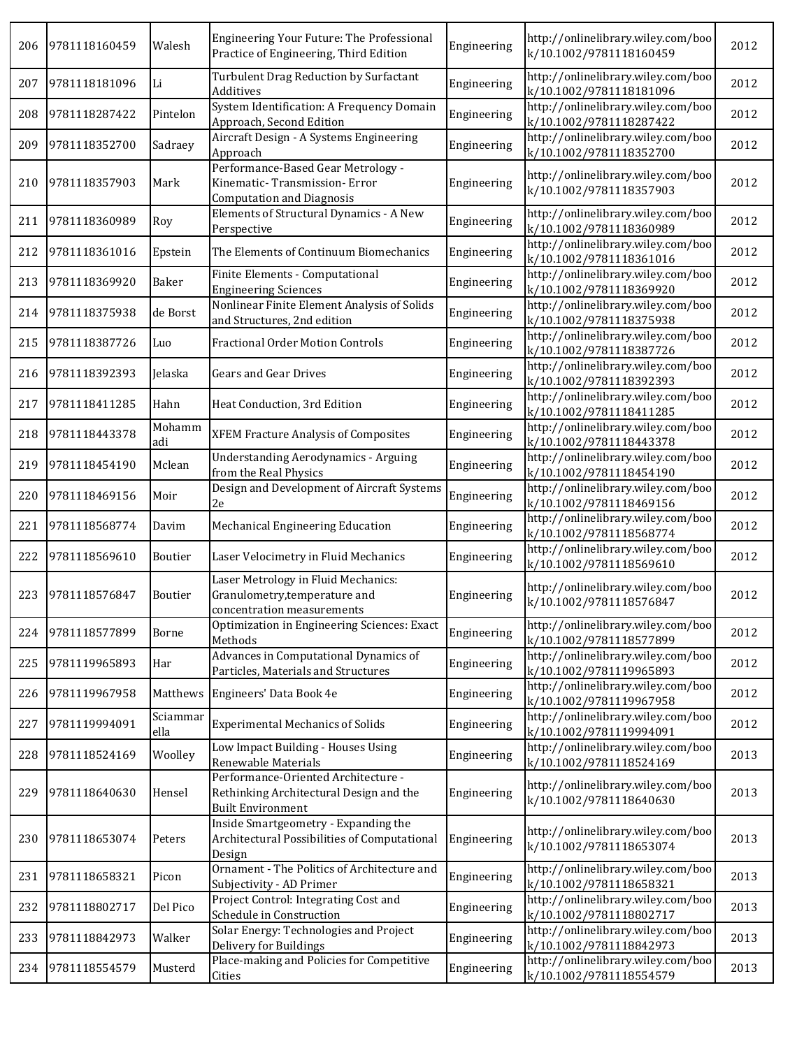| 206 | 9781118160459 | Walesh | Engineering Your Future: The Professional Practice of Engineering, Third Edition | Engineering | http://onlinelibrary.wiley.com/book/10.1002/9781118160459 | 2012 |
|---|---|---|---|---|---|---|
| 207 | 9781118181096 | Li | Turbulent Drag Reduction by Surfactant Additives | Engineering | http://onlinelibrary.wiley.com/book/10.1002/9781118181096 | 2012 |
| 208 | 9781118287422 | Pintelon | System Identification: A Frequency Domain Approach, Second Edition | Engineering | http://onlinelibrary.wiley.com/book/10.1002/9781118287422 | 2012 |
| 209 | 9781118352700 | Sadraey | Aircraft Design - A Systems Engineering Approach | Engineering | http://onlinelibrary.wiley.com/book/10.1002/9781118352700 | 2012 |
| 210 | 9781118357903 | Mark | Performance-Based Gear Metrology - Kinematic- Transmission- Error Computation and Diagnosis | Engineering | http://onlinelibrary.wiley.com/book/10.1002/9781118357903 | 2012 |
| 211 | 9781118360989 | Roy | Elements of Structural Dynamics - A New Perspective | Engineering | http://onlinelibrary.wiley.com/book/10.1002/9781118360989 | 2012 |
| 212 | 9781118361016 | Epstein | The Elements of Continuum Biomechanics | Engineering | http://onlinelibrary.wiley.com/book/10.1002/9781118361016 | 2012 |
| 213 | 9781118369920 | Baker | Finite Elements - Computational Engineering Sciences | Engineering | http://onlinelibrary.wiley.com/book/10.1002/9781118369920 | 2012 |
| 214 | 9781118375938 | de Borst | Nonlinear Finite Element Analysis of Solids and Structures, 2nd edition | Engineering | http://onlinelibrary.wiley.com/book/10.1002/9781118375938 | 2012 |
| 215 | 9781118387726 | Luo | Fractional Order Motion Controls | Engineering | http://onlinelibrary.wiley.com/book/10.1002/9781118387726 | 2012 |
| 216 | 9781118392393 | Jelaska | Gears and Gear Drives | Engineering | http://onlinelibrary.wiley.com/book/10.1002/9781118392393 | 2012 |
| 217 | 9781118411285 | Hahn | Heat Conduction, 3rd Edition | Engineering | http://onlinelibrary.wiley.com/book/10.1002/9781118411285 | 2012 |
| 218 | 9781118443378 | Mohammadi | XFEM Fracture Analysis of Composites | Engineering | http://onlinelibrary.wiley.com/book/10.1002/9781118443378 | 2012 |
| 219 | 9781118454190 | Mclean | Understanding Aerodynamics - Arguing from the Real Physics | Engineering | http://onlinelibrary.wiley.com/book/10.1002/9781118454190 | 2012 |
| 220 | 9781118469156 | Moir | Design and Development of Aircraft Systems 2e | Engineering | http://onlinelibrary.wiley.com/book/10.1002/9781118469156 | 2012 |
| 221 | 9781118568774 | Davim | Mechanical Engineering Education | Engineering | http://onlinelibrary.wiley.com/book/10.1002/9781118568774 | 2012 |
| 222 | 9781118569610 | Boutier | Laser Velocimetry in Fluid Mechanics | Engineering | http://onlinelibrary.wiley.com/book/10.1002/9781118569610 | 2012 |
| 223 | 9781118576847 | Boutier | Laser Metrology in Fluid Mechanics: Granulometry,temperature and concentration measurements | Engineering | http://onlinelibrary.wiley.com/book/10.1002/9781118576847 | 2012 |
| 224 | 9781118577899 | Borne | Optimization in Engineering Sciences: Exact Methods | Engineering | http://onlinelibrary.wiley.com/book/10.1002/9781118577899 | 2012 |
| 225 | 9781119965893 | Har | Advances in Computational Dynamics of Particles, Materials and Structures | Engineering | http://onlinelibrary.wiley.com/book/10.1002/9781119965893 | 2012 |
| 226 | 9781119967958 | Matthews | Engineers' Data Book 4e | Engineering | http://onlinelibrary.wiley.com/book/10.1002/9781119967958 | 2012 |
| 227 | 9781119994091 | Sciammarella | Experimental Mechanics of Solids | Engineering | http://onlinelibrary.wiley.com/book/10.1002/9781119994091 | 2012 |
| 228 | 9781118524169 | Woolley | Low Impact Building - Houses Using Renewable Materials | Engineering | http://onlinelibrary.wiley.com/book/10.1002/9781118524169 | 2013 |
| 229 | 9781118640630 | Hensel | Performance-Oriented Architecture - Rethinking Architectural Design and the Built Environment | Engineering | http://onlinelibrary.wiley.com/book/10.1002/9781118640630 | 2013 |
| 230 | 9781118653074 | Peters | Inside Smartgeometry - Expanding the Architectural Possibilities of Computational Design | Engineering | http://onlinelibrary.wiley.com/book/10.1002/9781118653074 | 2013 |
| 231 | 9781118658321 | Picon | Ornament - The Politics of Architecture and Subjectivity - AD Primer | Engineering | http://onlinelibrary.wiley.com/book/10.1002/9781118658321 | 2013 |
| 232 | 9781118802717 | Del Pico | Project Control: Integrating Cost and Schedule in Construction | Engineering | http://onlinelibrary.wiley.com/book/10.1002/9781118802717 | 2013 |
| 233 | 9781118842973 | Walker | Solar Energy: Technologies and Project Delivery for Buildings | Engineering | http://onlinelibrary.wiley.com/book/10.1002/9781118842973 | 2013 |
| 234 | 9781118554579 | Musterd | Place-making and Policies for Competitive Cities | Engineering | http://onlinelibrary.wiley.com/book/10.1002/9781118554579 | 2013 |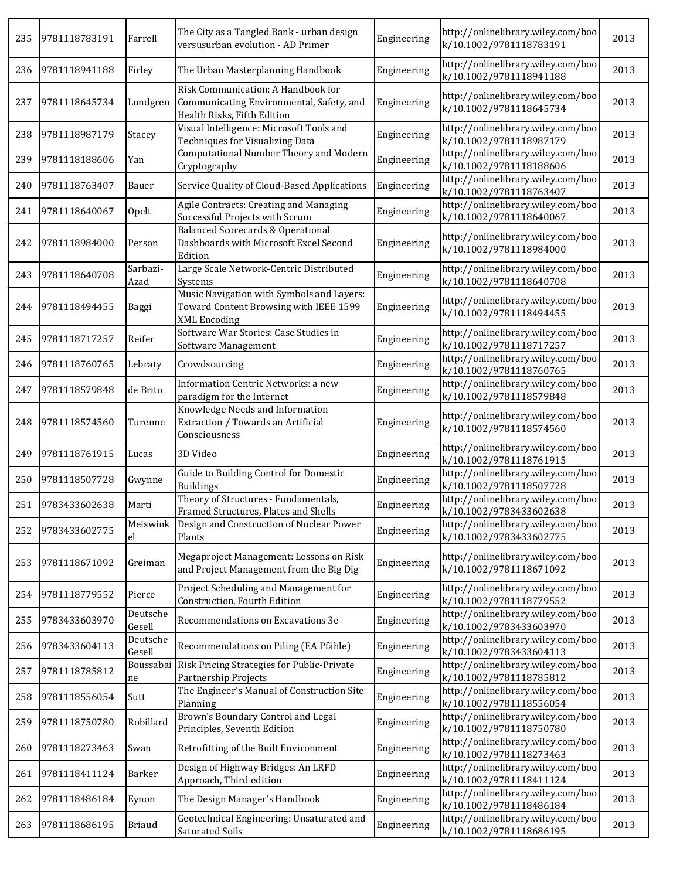| 235 | 9781118783191 | Farrell | The City as a Tangled Bank - urban design versusurban evolution - AD Primer | Engineering | http://onlinelibrary.wiley.com/book/10.1002/9781118783191 | 2013 |
|---|---|---|---|---|---|---|
| 236 | 9781118941188 | Firley | The Urban Masterplanning Handbook | Engineering | http://onlinelibrary.wiley.com/book/10.1002/9781118941188 | 2013 |
| 237 | 9781118645734 | Lundgren | Risk Communication: A Handbook for Communicating Environmental, Safety, and Health Risks, Fifth Edition | Engineering | http://onlinelibrary.wiley.com/book/10.1002/9781118645734 | 2013 |
| 238 | 9781118987179 | Stacey | Visual Intelligence: Microsoft Tools and Techniques for Visualizing Data | Engineering | http://onlinelibrary.wiley.com/book/10.1002/9781118987179 | 2013 |
| 239 | 9781118188606 | Yan | Computational Number Theory and Modern Cryptography | Engineering | http://onlinelibrary.wiley.com/book/10.1002/9781118188606 | 2013 |
| 240 | 9781118763407 | Bauer | Service Quality of Cloud-Based Applications | Engineering | http://onlinelibrary.wiley.com/book/10.1002/9781118763407 | 2013 |
| 241 | 9781118640067 | Opelt | Agile Contracts: Creating and Managing Successful Projects with Scrum | Engineering | http://onlinelibrary.wiley.com/book/10.1002/9781118640067 | 2013 |
| 242 | 9781118984000 | Person | Balanced Scorecards & Operational Dashboards with Microsoft Excel Second Edition | Engineering | http://onlinelibrary.wiley.com/book/10.1002/9781118984000 | 2013 |
| 243 | 9781118640708 | Sarbazi-Azad | Large Scale Network-Centric Distributed Systems | Engineering | http://onlinelibrary.wiley.com/book/10.1002/9781118640708 | 2013 |
| 244 | 9781118494455 | Baggi | Music Navigation with Symbols and Layers: Toward Content Browsing with IEEE 1599 XML Encoding | Engineering | http://onlinelibrary.wiley.com/book/10.1002/9781118494455 | 2013 |
| 245 | 9781118717257 | Reifer | Software War Stories: Case Studies in Software Management | Engineering | http://onlinelibrary.wiley.com/book/10.1002/9781118717257 | 2013 |
| 246 | 9781118760765 | Lebraty | Crowdsourcing | Engineering | http://onlinelibrary.wiley.com/book/10.1002/9781118760765 | 2013 |
| 247 | 9781118579848 | de Brito | Information Centric Networks: a new paradigm for the Internet | Engineering | http://onlinelibrary.wiley.com/book/10.1002/9781118579848 | 2013 |
| 248 | 9781118574560 | Turenne | Knowledge Needs and Information Extraction / Towards an Artificial Consciousness | Engineering | http://onlinelibrary.wiley.com/book/10.1002/9781118574560 | 2013 |
| 249 | 9781118761915 | Lucas | 3D Video | Engineering | http://onlinelibrary.wiley.com/book/10.1002/9781118761915 | 2013 |
| 250 | 9781118507728 | Gwynne | Guide to Building Control for Domestic Buildings | Engineering | http://onlinelibrary.wiley.com/book/10.1002/9781118507728 | 2013 |
| 251 | 9783433602638 | Marti | Theory of Structures - Fundamentals, Framed Structures, Plates and Shells | Engineering | http://onlinelibrary.wiley.com/book/10.1002/9783433602638 | 2013 |
| 252 | 9783433602775 | Meiswinkel | Design and Construction of Nuclear Power Plants | Engineering | http://onlinelibrary.wiley.com/book/10.1002/9783433602775 | 2013 |
| 253 | 9781118671092 | Greiman | Megaproject Management: Lessons on Risk and Project Management from the Big Dig | Engineering | http://onlinelibrary.wiley.com/book/10.1002/9781118671092 | 2013 |
| 254 | 9781118779552 | Pierce | Project Scheduling and Management for Construction, Fourth Edition | Engineering | http://onlinelibrary.wiley.com/book/10.1002/9781118779552 | 2013 |
| 255 | 9783433603970 | Deutsche Gesell | Recommendations on Excavations 3e | Engineering | http://onlinelibrary.wiley.com/book/10.1002/9783433603970 | 2013 |
| 256 | 9783433604113 | Deutsche Gesell | Recommendations on Piling (EA Pfähle) | Engineering | http://onlinelibrary.wiley.com/book/10.1002/9783433604113 | 2013 |
| 257 | 9781118785812 | Boussabaine | Risk Pricing Strategies for Public-Private Partnership Projects | Engineering | http://onlinelibrary.wiley.com/book/10.1002/9781118785812 | 2013 |
| 258 | 9781118556054 | Sutt | The Engineer's Manual of Construction Site Planning | Engineering | http://onlinelibrary.wiley.com/book/10.1002/9781118556054 | 2013 |
| 259 | 9781118750780 | Robillard | Brown's Boundary Control and Legal Principles, Seventh Edition | Engineering | http://onlinelibrary.wiley.com/book/10.1002/9781118750780 | 2013 |
| 260 | 9781118273463 | Swan | Retrofitting of the Built Environment | Engineering | http://onlinelibrary.wiley.com/book/10.1002/9781118273463 | 2013 |
| 261 | 9781118411124 | Barker | Design of Highway Bridges: An LRFD Approach, Third edition | Engineering | http://onlinelibrary.wiley.com/book/10.1002/9781118411124 | 2013 |
| 262 | 9781118486184 | Eynon | The Design Manager's Handbook | Engineering | http://onlinelibrary.wiley.com/book/10.1002/9781118486184 | 2013 |
| 263 | 9781118686195 | Briaud | Geotechnical Engineering: Unsaturated and Saturated Soils | Engineering | http://onlinelibrary.wiley.com/book/10.1002/9781118686195 | 2013 |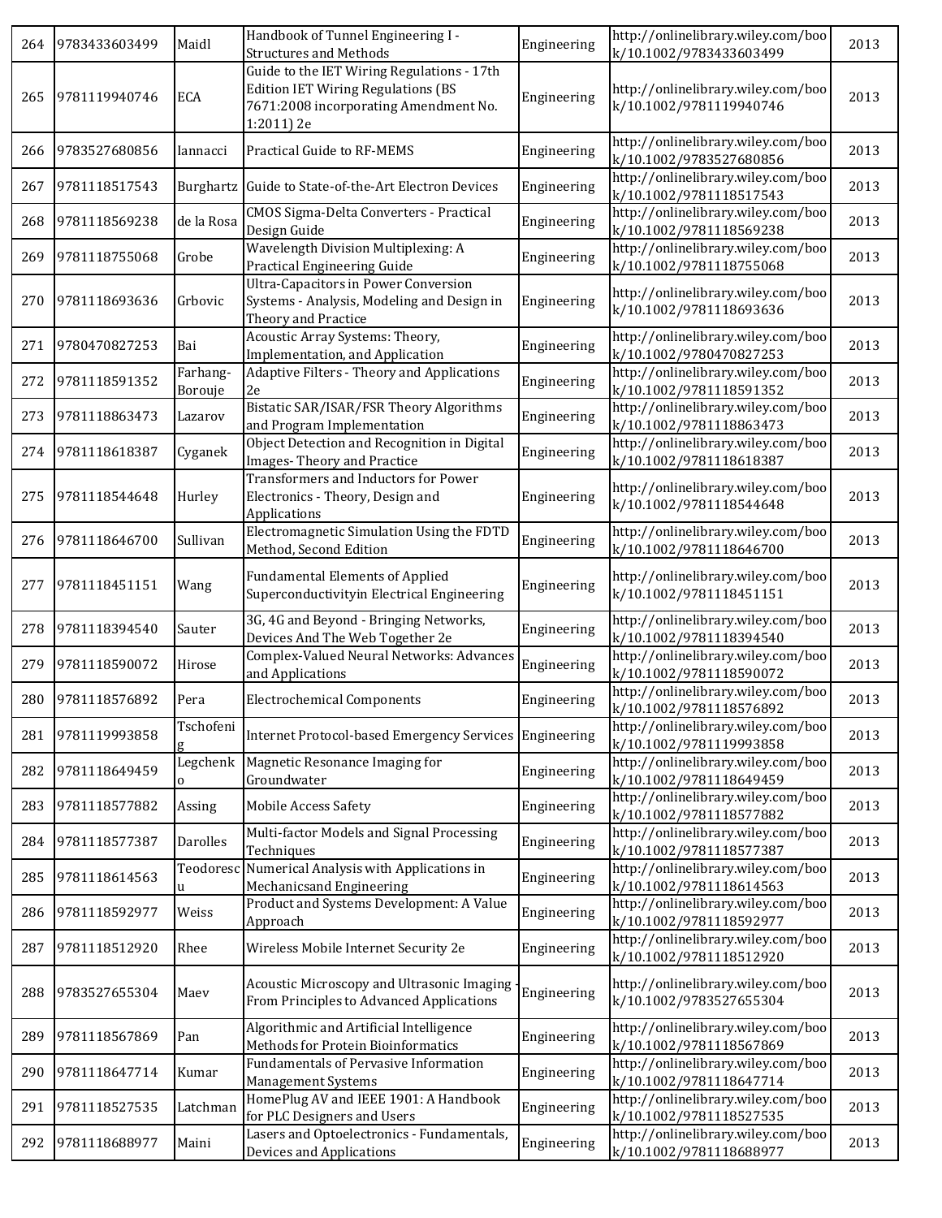| 264 | 9783433603499 | Maidl | Handbook of Tunnel Engineering I - Structures and Methods | Engineering | http://onlinelibrary.wiley.com/book/10.1002/9783433603499 | 2013 |
|---|---|---|---|---|---|---|
| 265 | 9781119940746 | ECA | Guide to the IET Wiring Regulations - 17th Edition IET Wiring Regulations (BS 7671:2008 incorporating Amendment No. 1:2011) 2e | Engineering | http://onlinelibrary.wiley.com/book/10.1002/9781119940746 | 2013 |
| 266 | 9783527680856 | Iannacci | Practical Guide to RF-MEMS | Engineering | http://onlinelibrary.wiley.com/book/10.1002/9783527680856 | 2013 |
| 267 | 9781118517543 | Burghartz | Guide to State-of-the-Art Electron Devices | Engineering | http://onlinelibrary.wiley.com/book/10.1002/9781118517543 | 2013 |
| 268 | 9781118569238 | de la Rosa | CMOS Sigma-Delta Converters - Practical Design Guide | Engineering | http://onlinelibrary.wiley.com/book/10.1002/9781118569238 | 2013 |
| 269 | 9781118755068 | Grobe | Wavelength Division Multiplexing: A Practical Engineering Guide | Engineering | http://onlinelibrary.wiley.com/book/10.1002/9781118755068 | 2013 |
| 270 | 9781118693636 | Grbovic | Ultra-Capacitors in Power Conversion Systems - Analysis, Modeling and Design in Theory and Practice | Engineering | http://onlinelibrary.wiley.com/book/10.1002/9781118693636 | 2013 |
| 271 | 9780470827253 | Bai | Acoustic Array Systems: Theory, Implementation, and Application | Engineering | http://onlinelibrary.wiley.com/book/10.1002/9780470827253 | 2013 |
| 272 | 9781118591352 | Farhang-Borouje | Adaptive Filters - Theory and Applications 2e | Engineering | http://onlinelibrary.wiley.com/book/10.1002/9781118591352 | 2013 |
| 273 | 9781118863473 | Lazarov | Bistatic SAR/ISAR/FSR Theory Algorithms and Program Implementation | Engineering | http://onlinelibrary.wiley.com/book/10.1002/9781118863473 | 2013 |
| 274 | 9781118618387 | Cyganek | Object Detection and Recognition in Digital Images- Theory and Practice | Engineering | http://onlinelibrary.wiley.com/book/10.1002/9781118618387 | 2013 |
| 275 | 9781118544648 | Hurley | Transformers and Inductors for Power Electronics - Theory, Design and Applications | Engineering | http://onlinelibrary.wiley.com/book/10.1002/9781118544648 | 2013 |
| 276 | 9781118646700 | Sullivan | Electromagnetic Simulation Using the FDTD Method, Second Edition | Engineering | http://onlinelibrary.wiley.com/book/10.1002/9781118646700 | 2013 |
| 277 | 9781118451151 | Wang | Fundamental Elements of Applied Superconductivityin Electrical Engineering | Engineering | http://onlinelibrary.wiley.com/book/10.1002/9781118451151 | 2013 |
| 278 | 9781118394540 | Sauter | 3G, 4G and Beyond - Bringing Networks, Devices And The Web Together 2e | Engineering | http://onlinelibrary.wiley.com/book/10.1002/9781118394540 | 2013 |
| 279 | 9781118590072 | Hirose | Complex-Valued Neural Networks: Advances and Applications | Engineering | http://onlinelibrary.wiley.com/book/10.1002/9781118590072 | 2013 |
| 280 | 9781118576892 | Pera | Electrochemical Components | Engineering | http://onlinelibrary.wiley.com/book/10.1002/9781118576892 | 2013 |
| 281 | 9781119993858 | Tschofenig | Internet Protocol-based Emergency Services | Engineering | http://onlinelibrary.wiley.com/book/10.1002/9781119993858 | 2013 |
| 282 | 9781118649459 | Legchenko | Magnetic Resonance Imaging for Groundwater | Engineering | http://onlinelibrary.wiley.com/book/10.1002/9781118649459 | 2013 |
| 283 | 9781118577882 | Assing | Mobile Access Safety | Engineering | http://onlinelibrary.wiley.com/book/10.1002/9781118577882 | 2013 |
| 284 | 9781118577387 | Darolles | Multi-factor Models and Signal Processing Techniques | Engineering | http://onlinelibrary.wiley.com/book/10.1002/9781118577387 | 2013 |
| 285 | 9781118614563 | Teodorescu | Numerical Analysis with Applications in Mechanicsand Engineering | Engineering | http://onlinelibrary.wiley.com/book/10.1002/9781118614563 | 2013 |
| 286 | 9781118592977 | Weiss | Product and Systems Development: A Value Approach | Engineering | http://onlinelibrary.wiley.com/book/10.1002/9781118592977 | 2013 |
| 287 | 9781118512920 | Rhee | Wireless Mobile Internet Security 2e | Engineering | http://onlinelibrary.wiley.com/book/10.1002/9781118512920 | 2013 |
| 288 | 9783527655304 | Maev | Acoustic Microscopy and Ultrasonic Imaging - From Principles to Advanced Applications | Engineering | http://onlinelibrary.wiley.com/book/10.1002/9783527655304 | 2013 |
| 289 | 9781118567869 | Pan | Algorithmic and Artificial Intelligence Methods for Protein Bioinformatics | Engineering | http://onlinelibrary.wiley.com/book/10.1002/9781118567869 | 2013 |
| 290 | 9781118647714 | Kumar | Fundamentals of Pervasive Information Management Systems | Engineering | http://onlinelibrary.wiley.com/book/10.1002/9781118647714 | 2013 |
| 291 | 9781118527535 | Latchman | HomePlug AV and IEEE 1901: A Handbook for PLC Designers and Users | Engineering | http://onlinelibrary.wiley.com/book/10.1002/9781118527535 | 2013 |
| 292 | 9781118688977 | Maini | Lasers and Optoelectronics - Fundamentals, Devices and Applications | Engineering | http://onlinelibrary.wiley.com/book/10.1002/9781118688977 | 2013 |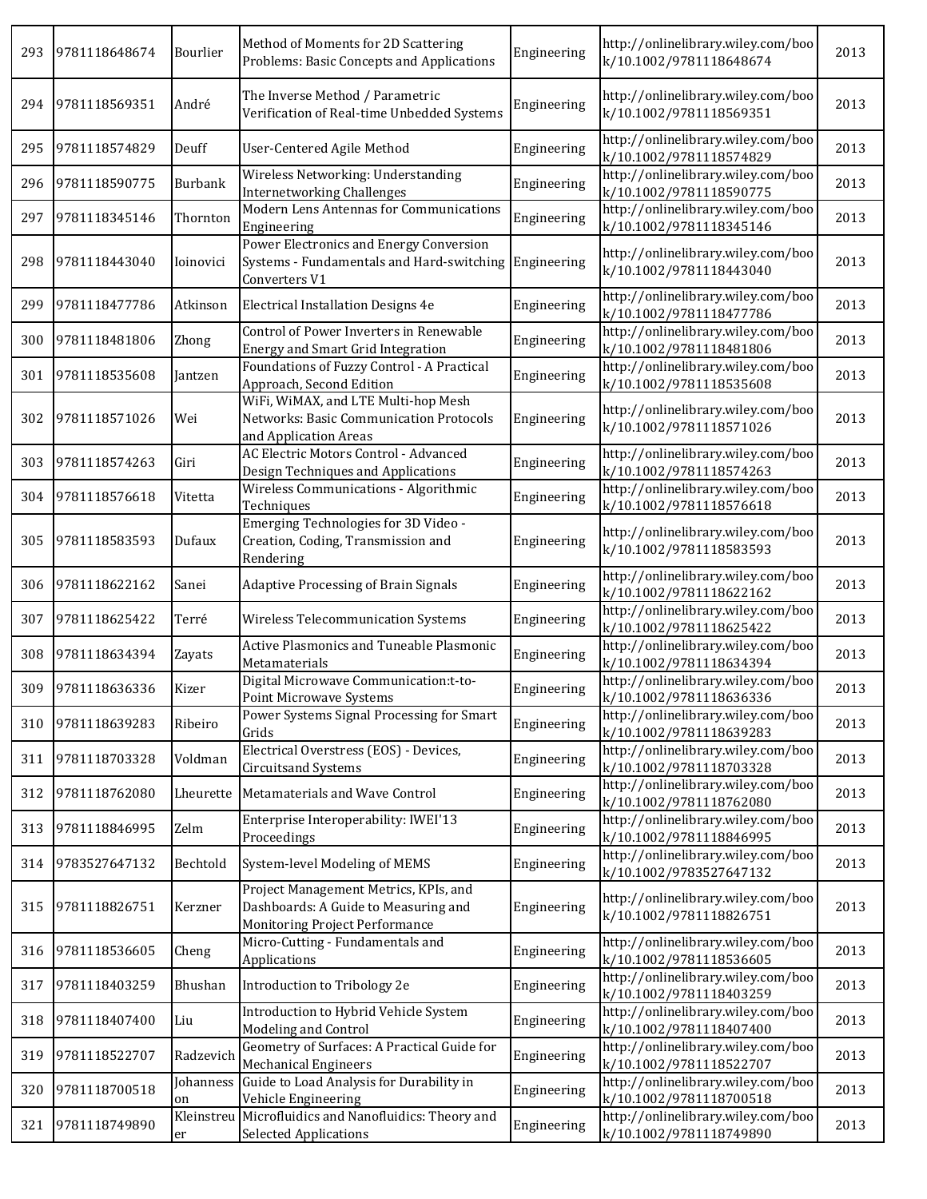| 293 | 9781118648674 | Bourlier | Method of Moments for 2D Scattering Problems: Basic Concepts and Applications | Engineering | http://onlinelibrary.wiley.com/book/10.1002/9781118648674 | 2013 |
|---|---|---|---|---|---|---|
| 294 | 9781118569351 | André | The Inverse Method / Parametric Verification of Real-time Unbedded Systems | Engineering | http://onlinelibrary.wiley.com/book/10.1002/9781118569351 | 2013 |
| 295 | 9781118574829 | Deuff | User-Centered Agile Method | Engineering | http://onlinelibrary.wiley.com/book/10.1002/9781118574829 | 2013 |
| 296 | 9781118590775 | Burbank | Wireless Networking: Understanding Internetworking Challenges | Engineering | http://onlinelibrary.wiley.com/book/10.1002/9781118590775 | 2013 |
| 297 | 9781118345146 | Thornton | Modern Lens Antennas for Communications Engineering | Engineering | http://onlinelibrary.wiley.com/book/10.1002/9781118345146 | 2013 |
| 298 | 9781118443040 | Ioinovici | Power Electronics and Energy Conversion Systems - Fundamentals and Hard-switching Converters V1 | Engineering | http://onlinelibrary.wiley.com/book/10.1002/9781118443040 | 2013 |
| 299 | 9781118477786 | Atkinson | Electrical Installation Designs 4e | Engineering | http://onlinelibrary.wiley.com/book/10.1002/9781118477786 | 2013 |
| 300 | 9781118481806 | Zhong | Control of Power Inverters in Renewable Energy and Smart Grid Integration | Engineering | http://onlinelibrary.wiley.com/book/10.1002/9781118481806 | 2013 |
| 301 | 9781118535608 | Jantzen | Foundations of Fuzzy Control - A Practical Approach, Second Edition | Engineering | http://onlinelibrary.wiley.com/book/10.1002/9781118535608 | 2013 |
| 302 | 9781118571026 | Wei | WiFi, WiMAX, and LTE Multi-hop Mesh Networks: Basic Communication Protocols and Application Areas | Engineering | http://onlinelibrary.wiley.com/book/10.1002/9781118571026 | 2013 |
| 303 | 9781118574263 | Giri | AC Electric Motors Control - Advanced Design Techniques and Applications | Engineering | http://onlinelibrary.wiley.com/book/10.1002/9781118574263 | 2013 |
| 304 | 9781118576618 | Vitetta | Wireless Communications - Algorithmic Techniques | Engineering | http://onlinelibrary.wiley.com/book/10.1002/9781118576618 | 2013 |
| 305 | 9781118583593 | Dufaux | Emerging Technologies for 3D Video - Creation, Coding, Transmission and Rendering | Engineering | http://onlinelibrary.wiley.com/book/10.1002/9781118583593 | 2013 |
| 306 | 9781118622162 | Sanei | Adaptive Processing of Brain Signals | Engineering | http://onlinelibrary.wiley.com/book/10.1002/9781118622162 | 2013 |
| 307 | 9781118625422 | Terré | Wireless Telecommunication Systems | Engineering | http://onlinelibrary.wiley.com/book/10.1002/9781118625422 | 2013 |
| 308 | 9781118634394 | Zayats | Active Plasmonics and Tuneable Plasmonic Metamaterials | Engineering | http://onlinelibrary.wiley.com/book/10.1002/9781118634394 | 2013 |
| 309 | 9781118636336 | Kizer | Digital Microwave Communication:t-to-Point Microwave Systems | Engineering | http://onlinelibrary.wiley.com/book/10.1002/9781118636336 | 2013 |
| 310 | 9781118639283 | Ribeiro | Power Systems Signal Processing for Smart Grids | Engineering | http://onlinelibrary.wiley.com/book/10.1002/9781118639283 | 2013 |
| 311 | 9781118703328 | Voldman | Electrical Overstress (EOS) - Devices, Circuitsand Systems | Engineering | http://onlinelibrary.wiley.com/book/10.1002/9781118703328 | 2013 |
| 312 | 9781118762080 | Lheurette | Metamaterials and Wave Control | Engineering | http://onlinelibrary.wiley.com/book/10.1002/9781118762080 | 2013 |
| 313 | 9781118846995 | Zelm | Enterprise Interoperability: IWEI'13 Proceedings | Engineering | http://onlinelibrary.wiley.com/book/10.1002/9781118846995 | 2013 |
| 314 | 9783527647132 | Bechtold | System-level Modeling of MEMS | Engineering | http://onlinelibrary.wiley.com/book/10.1002/9783527647132 | 2013 |
| 315 | 9781118826751 | Kerzner | Project Management Metrics, KPIs, and Dashboards: A Guide to Measuring and Monitoring Project Performance | Engineering | http://onlinelibrary.wiley.com/book/10.1002/9781118826751 | 2013 |
| 316 | 9781118536605 | Cheng | Micro-Cutting - Fundamentals and Applications | Engineering | http://onlinelibrary.wiley.com/book/10.1002/9781118536605 | 2013 |
| 317 | 9781118403259 | Bhushan | Introduction to Tribology 2e | Engineering | http://onlinelibrary.wiley.com/book/10.1002/9781118403259 | 2013 |
| 318 | 9781118407400 | Liu | Introduction to Hybrid Vehicle System Modeling and Control | Engineering | http://onlinelibrary.wiley.com/book/10.1002/9781118407400 | 2013 |
| 319 | 9781118522707 | Radzevich | Geometry of Surfaces: A Practical Guide for Mechanical Engineers | Engineering | http://onlinelibrary.wiley.com/book/10.1002/9781118522707 | 2013 |
| 320 | 9781118700518 | Johanness on | Guide to Load Analysis for Durability in Vehicle Engineering | Engineering | http://onlinelibrary.wiley.com/book/10.1002/9781118700518 | 2013 |
| 321 | 9781118749890 | Kleinstreu er | Microfluidics and Nanofluidics: Theory and Selected Applications | Engineering | http://onlinelibrary.wiley.com/book/10.1002/9781118749890 | 2013 |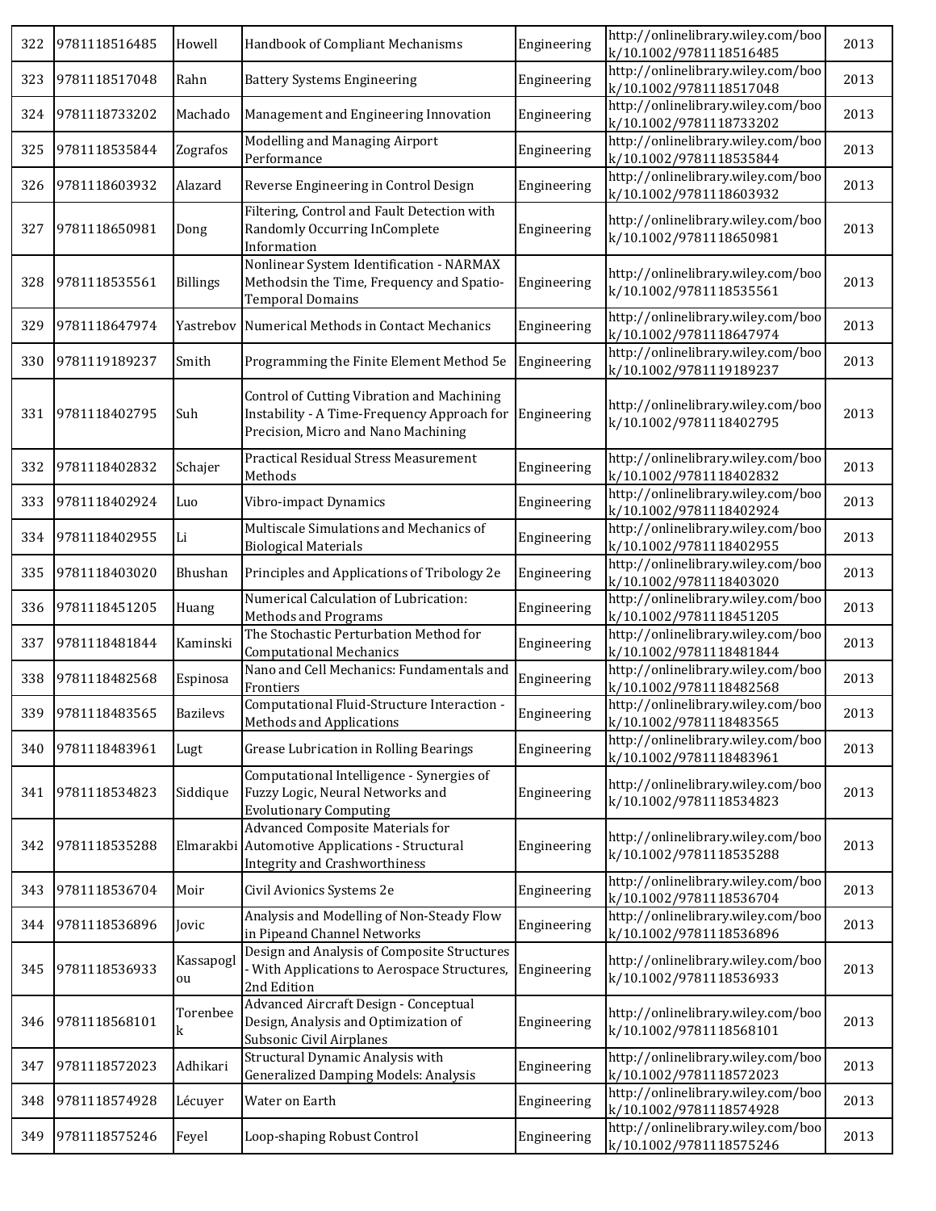| 322 | 9781118516485 | Howell | Handbook of Compliant Mechanisms | Engineering | http://onlinelibrary.wiley.com/book/10.1002/9781118516485 | 2013 |
|---|---|---|---|---|---|---|
| 323 | 9781118517048 | Rahn | Battery Systems Engineering | Engineering | http://onlinelibrary.wiley.com/book/10.1002/9781118517048 | 2013 |
| 324 | 9781118733202 | Machado | Management and Engineering Innovation | Engineering | http://onlinelibrary.wiley.com/book/10.1002/9781118733202 | 2013 |
| 325 | 9781118535844 | Zografos | Modelling and Managing Airport Performance | Engineering | http://onlinelibrary.wiley.com/book/10.1002/9781118535844 | 2013 |
| 326 | 9781118603932 | Alazard | Reverse Engineering in Control Design | Engineering | http://onlinelibrary.wiley.com/book/10.1002/9781118603932 | 2013 |
| 327 | 9781118650981 | Dong | Filtering, Control and Fault Detection with Randomly Occurring InComplete Information | Engineering | http://onlinelibrary.wiley.com/book/10.1002/9781118650981 | 2013 |
| 328 | 9781118535561 | Billings | Nonlinear System Identification - NARMAX Methodsin the Time, Frequency and Spatio-Temporal Domains | Engineering | http://onlinelibrary.wiley.com/book/10.1002/9781118535561 | 2013 |
| 329 | 9781118647974 | Yastrebov | Numerical Methods in Contact Mechanics | Engineering | http://onlinelibrary.wiley.com/book/10.1002/9781118647974 | 2013 |
| 330 | 9781119189237 | Smith | Programming the Finite Element Method 5e | Engineering | http://onlinelibrary.wiley.com/book/10.1002/9781119189237 | 2013 |
| 331 | 9781118402795 | Suh | Control of Cutting Vibration and Machining Instability - A Time-Frequency Approach for Precision, Micro and Nano Machining | Engineering | http://onlinelibrary.wiley.com/book/10.1002/9781118402795 | 2013 |
| 332 | 9781118402832 | Schajer | Practical Residual Stress Measurement Methods | Engineering | http://onlinelibrary.wiley.com/book/10.1002/9781118402832 | 2013 |
| 333 | 9781118402924 | Luo | Vibro-impact Dynamics | Engineering | http://onlinelibrary.wiley.com/book/10.1002/9781118402924 | 2013 |
| 334 | 9781118402955 | Li | Multiscale Simulations and Mechanics of Biological Materials | Engineering | http://onlinelibrary.wiley.com/book/10.1002/9781118402955 | 2013 |
| 335 | 9781118403020 | Bhushan | Principles and Applications of Tribology 2e | Engineering | http://onlinelibrary.wiley.com/book/10.1002/9781118403020 | 2013 |
| 336 | 9781118451205 | Huang | Numerical Calculation of Lubrication: Methods and Programs | Engineering | http://onlinelibrary.wiley.com/book/10.1002/9781118451205 | 2013 |
| 337 | 9781118481844 | Kaminski | The Stochastic Perturbation Method for Computational Mechanics | Engineering | http://onlinelibrary.wiley.com/book/10.1002/9781118481844 | 2013 |
| 338 | 9781118482568 | Espinosa | Nano and Cell Mechanics: Fundamentals and Frontiers | Engineering | http://onlinelibrary.wiley.com/book/10.1002/9781118482568 | 2013 |
| 339 | 9781118483565 | Bazilevs | Computational Fluid-Structure Interaction - Methods and Applications | Engineering | http://onlinelibrary.wiley.com/book/10.1002/9781118483565 | 2013 |
| 340 | 9781118483961 | Lugt | Grease Lubrication in Rolling Bearings | Engineering | http://onlinelibrary.wiley.com/book/10.1002/9781118483961 | 2013 |
| 341 | 9781118534823 | Siddique | Computational Intelligence - Synergies of Fuzzy Logic, Neural Networks and Evolutionary Computing | Engineering | http://onlinelibrary.wiley.com/book/10.1002/9781118534823 | 2013 |
| 342 | 9781118535288 | Elmarakbi | Advanced Composite Materials for Automotive Applications - Structural Integrity and Crashworthiness | Engineering | http://onlinelibrary.wiley.com/book/10.1002/9781118535288 | 2013 |
| 343 | 9781118536704 | Moir | Civil Avionics Systems 2e | Engineering | http://onlinelibrary.wiley.com/book/10.1002/9781118536704 | 2013 |
| 344 | 9781118536896 | Jovic | Analysis and Modelling of Non-Steady Flow in Pipeand Channel Networks | Engineering | http://onlinelibrary.wiley.com/book/10.1002/9781118536896 | 2013 |
| 345 | 9781118536933 | Kassapoglou | Design and Analysis of Composite Structures - With Applications to Aerospace Structures, 2nd Edition | Engineering | http://onlinelibrary.wiley.com/book/10.1002/9781118536933 | 2013 |
| 346 | 9781118568101 | Torenbeek | Advanced Aircraft Design - Conceptual Design, Analysis and Optimization of Subsonic Civil Airplanes | Engineering | http://onlinelibrary.wiley.com/book/10.1002/9781118568101 | 2013 |
| 347 | 9781118572023 | Adhikari | Structural Dynamic Analysis with Generalized Damping Models: Analysis | Engineering | http://onlinelibrary.wiley.com/book/10.1002/9781118572023 | 2013 |
| 348 | 9781118574928 | Lécuyer | Water on Earth | Engineering | http://onlinelibrary.wiley.com/book/10.1002/9781118574928 | 2013 |
| 349 | 9781118575246 | Feyel | Loop-shaping Robust Control | Engineering | http://onlinelibrary.wiley.com/book/10.1002/9781118575246 | 2013 |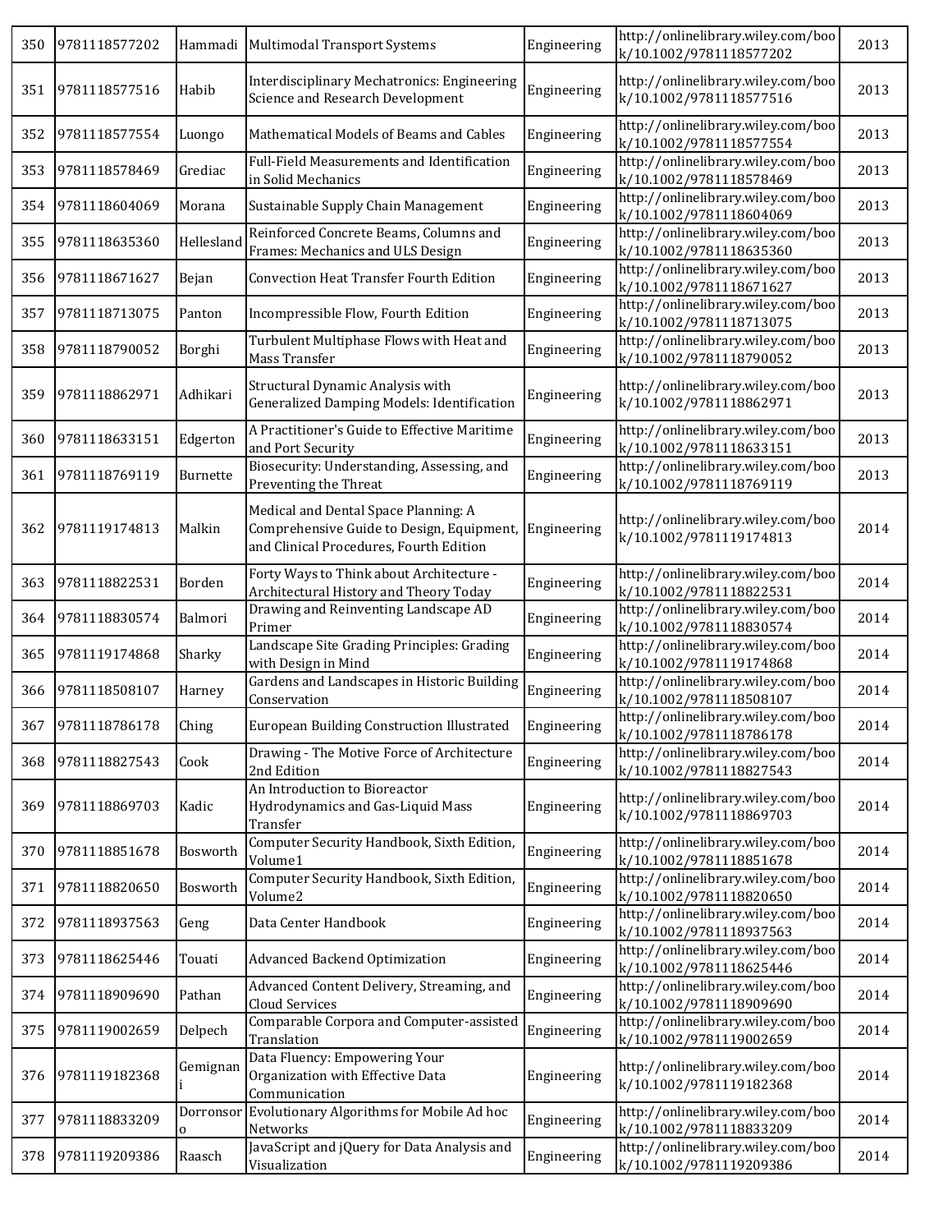| 350 | 9781118577202 | Hammadi | Multimodal Transport Systems | Engineering | http://onlinelibrary.wiley.com/book/10.1002/9781118577202 | 2013 |
|---|---|---|---|---|---|---|
| 351 | 9781118577516 | Habib | Interdisciplinary Mechatronics: Engineering Science and Research Development | Engineering | http://onlinelibrary.wiley.com/book/10.1002/9781118577516 | 2013 |
| 352 | 9781118577554 | Luongo | Mathematical Models of Beams and Cables | Engineering | http://onlinelibrary.wiley.com/book/10.1002/9781118577554 | 2013 |
| 353 | 9781118578469 | Grediac | Full-Field Measurements and Identification in Solid Mechanics | Engineering | http://onlinelibrary.wiley.com/book/10.1002/9781118578469 | 2013 |
| 354 | 9781118604069 | Morana | Sustainable Supply Chain Management | Engineering | http://onlinelibrary.wiley.com/book/10.1002/9781118604069 | 2013 |
| 355 | 9781118635360 | Hellesland | Reinforced Concrete Beams, Columns and Frames: Mechanics and ULS Design | Engineering | http://onlinelibrary.wiley.com/book/10.1002/9781118635360 | 2013 |
| 356 | 9781118671627 | Bejan | Convection Heat Transfer Fourth Edition | Engineering | http://onlinelibrary.wiley.com/book/10.1002/9781118671627 | 2013 |
| 357 | 9781118713075 | Panton | Incompressible Flow, Fourth Edition | Engineering | http://onlinelibrary.wiley.com/book/10.1002/9781118713075 | 2013 |
| 358 | 9781118790052 | Borghi | Turbulent Multiphase Flows with Heat and Mass Transfer | Engineering | http://onlinelibrary.wiley.com/book/10.1002/9781118790052 | 2013 |
| 359 | 9781118862971 | Adhikari | Structural Dynamic Analysis with Generalized Damping Models: Identification | Engineering | http://onlinelibrary.wiley.com/book/10.1002/9781118862971 | 2013 |
| 360 | 9781118633151 | Edgerton | A Practitioner's Guide to Effective Maritime and Port Security | Engineering | http://onlinelibrary.wiley.com/book/10.1002/9781118633151 | 2013 |
| 361 | 9781118769119 | Burnette | Biosecurity: Understanding, Assessing, and Preventing the Threat | Engineering | http://onlinelibrary.wiley.com/book/10.1002/9781118769119 | 2013 |
| 362 | 9781119174813 | Malkin | Medical and Dental Space Planning: A Comprehensive Guide to Design, Equipment, and Clinical Procedures, Fourth Edition | Engineering | http://onlinelibrary.wiley.com/book/10.1002/9781119174813 | 2014 |
| 363 | 9781118822531 | Borden | Forty Ways to Think about Architecture - Architectural History and Theory Today | Engineering | http://onlinelibrary.wiley.com/book/10.1002/9781118822531 | 2014 |
| 364 | 9781118830574 | Balmori | Drawing and Reinventing Landscape AD Primer | Engineering | http://onlinelibrary.wiley.com/book/10.1002/9781118830574 | 2014 |
| 365 | 9781119174868 | Sharky | Landscape Site Grading Principles: Grading with Design in Mind | Engineering | http://onlinelibrary.wiley.com/book/10.1002/9781119174868 | 2014 |
| 366 | 9781118508107 | Harney | Gardens and Landscapes in Historic Building Conservation | Engineering | http://onlinelibrary.wiley.com/book/10.1002/9781118508107 | 2014 |
| 367 | 9781118786178 | Ching | European Building Construction Illustrated | Engineering | http://onlinelibrary.wiley.com/book/10.1002/9781118786178 | 2014 |
| 368 | 9781118827543 | Cook | Drawing - The Motive Force of Architecture 2nd Edition | Engineering | http://onlinelibrary.wiley.com/book/10.1002/9781118827543 | 2014 |
| 369 | 9781118869703 | Kadic | An Introduction to Bioreactor Hydrodynamics and Gas-Liquid Mass Transfer | Engineering | http://onlinelibrary.wiley.com/book/10.1002/9781118869703 | 2014 |
| 370 | 9781118851678 | Bosworth | Computer Security Handbook, Sixth Edition, Volume1 | Engineering | http://onlinelibrary.wiley.com/book/10.1002/9781118851678 | 2014 |
| 371 | 9781118820650 | Bosworth | Computer Security Handbook, Sixth Edition, Volume2 | Engineering | http://onlinelibrary.wiley.com/book/10.1002/9781118820650 | 2014 |
| 372 | 9781118937563 | Geng | Data Center Handbook | Engineering | http://onlinelibrary.wiley.com/book/10.1002/9781118937563 | 2014 |
| 373 | 9781118625446 | Touati | Advanced Backend Optimization | Engineering | http://onlinelibrary.wiley.com/book/10.1002/9781118625446 | 2014 |
| 374 | 9781118909690 | Pathan | Advanced Content Delivery, Streaming, and Cloud Services | Engineering | http://onlinelibrary.wiley.com/book/10.1002/9781118909690 | 2014 |
| 375 | 9781119002659 | Delpech | Comparable Corpora and Computer-assisted Translation | Engineering | http://onlinelibrary.wiley.com/book/10.1002/9781119002659 | 2014 |
| 376 | 9781119182368 | Gemignani | Data Fluency: Empowering Your Organization with Effective Data Communication | Engineering | http://onlinelibrary.wiley.com/book/10.1002/9781119182368 | 2014 |
| 377 | 9781118833209 | Dorronsoro | Evolutionary Algorithms for Mobile Ad hoc Networks | Engineering | http://onlinelibrary.wiley.com/book/10.1002/9781118833209 | 2014 |
| 378 | 9781119209386 | Raasch | JavaScript and jQuery for Data Analysis and Visualization | Engineering | http://onlinelibrary.wiley.com/book/10.1002/9781119209386 | 2014 |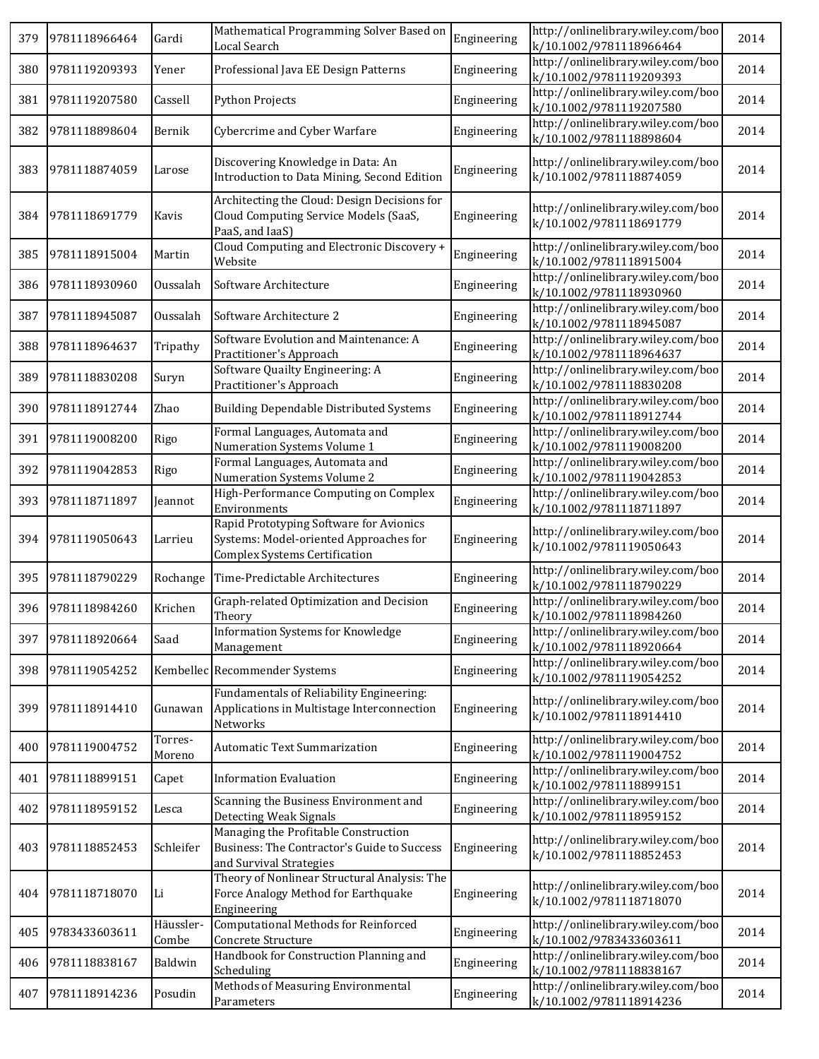| 379 | 9781118966464 | Gardi | Mathematical Programming Solver Based on Local Search | Engineering | http://onlinelibrary.wiley.com/book/10.1002/9781118966464 | 2014 |
|---|---|---|---|---|---|---|
| 380 | 9781119209393 | Yener | Professional Java EE Design Patterns | Engineering | http://onlinelibrary.wiley.com/book/10.1002/9781119209393 | 2014 |
| 381 | 9781119207580 | Cassell | Python Projects | Engineering | http://onlinelibrary.wiley.com/book/10.1002/9781119207580 | 2014 |
| 382 | 9781118898604 | Bernik | Cybercrime and Cyber Warfare | Engineering | http://onlinelibrary.wiley.com/book/10.1002/9781118898604 | 2014 |
| 383 | 9781118874059 | Larose | Discovering Knowledge in Data: An Introduction to Data Mining, Second Edition | Engineering | http://onlinelibrary.wiley.com/book/10.1002/9781118874059 | 2014 |
| 384 | 9781118691779 | Kavis | Architecting the Cloud: Design Decisions for Cloud Computing Service Models (SaaS, PaaS, and IaaS) | Engineering | http://onlinelibrary.wiley.com/book/10.1002/9781118691779 | 2014 |
| 385 | 9781118915004 | Martin | Cloud Computing and Electronic Discovery + Website | Engineering | http://onlinelibrary.wiley.com/book/10.1002/9781118915004 | 2014 |
| 386 | 9781118930960 | Oussalah | Software Architecture | Engineering | http://onlinelibrary.wiley.com/book/10.1002/9781118930960 | 2014 |
| 387 | 9781118945087 | Oussalah | Software Architecture 2 | Engineering | http://onlinelibrary.wiley.com/book/10.1002/9781118945087 | 2014 |
| 388 | 9781118964637 | Tripathy | Software Evolution and Maintenance: A Practitioner's Approach | Engineering | http://onlinelibrary.wiley.com/book/10.1002/9781118964637 | 2014 |
| 389 | 9781118830208 | Suryn | Software Quailty Engineering: A Practitioner's Approach | Engineering | http://onlinelibrary.wiley.com/book/10.1002/9781118830208 | 2014 |
| 390 | 9781118912744 | Zhao | Building Dependable Distributed Systems | Engineering | http://onlinelibrary.wiley.com/book/10.1002/9781118912744 | 2014 |
| 391 | 9781119008200 | Rigo | Formal Languages, Automata and Numeration Systems Volume 1 | Engineering | http://onlinelibrary.wiley.com/book/10.1002/9781119008200 | 2014 |
| 392 | 9781119042853 | Rigo | Formal Languages, Automata and Numeration Systems Volume 2 | Engineering | http://onlinelibrary.wiley.com/book/10.1002/9781119042853 | 2014 |
| 393 | 9781118711897 | Jeannot | High-Performance Computing on Complex Environments | Engineering | http://onlinelibrary.wiley.com/book/10.1002/9781118711897 | 2014 |
| 394 | 9781119050643 | Larrieu | Rapid Prototyping Software for Avionics Systems: Model-oriented Approaches for Complex Systems Certification | Engineering | http://onlinelibrary.wiley.com/book/10.1002/9781119050643 | 2014 |
| 395 | 9781118790229 | Rochange | Time-Predictable Architectures | Engineering | http://onlinelibrary.wiley.com/book/10.1002/9781118790229 | 2014 |
| 396 | 9781118984260 | Krichen | Graph-related Optimization and Decision Theory | Engineering | http://onlinelibrary.wiley.com/book/10.1002/9781118984260 | 2014 |
| 397 | 9781118920664 | Saad | Information Systems for Knowledge Management | Engineering | http://onlinelibrary.wiley.com/book/10.1002/9781118920664 | 2014 |
| 398 | 9781119054252 | Kembellec | Recommender Systems | Engineering | http://onlinelibrary.wiley.com/book/10.1002/9781119054252 | 2014 |
| 399 | 9781118914410 | Gunawan | Fundamentals of Reliability Engineering: Applications in Multistage Interconnection Networks | Engineering | http://onlinelibrary.wiley.com/book/10.1002/9781118914410 | 2014 |
| 400 | 9781119004752 | Torres-Moreno | Automatic Text Summarization | Engineering | http://onlinelibrary.wiley.com/book/10.1002/9781119004752 | 2014 |
| 401 | 9781118899151 | Capet | Information Evaluation | Engineering | http://onlinelibrary.wiley.com/book/10.1002/9781118899151 | 2014 |
| 402 | 9781118959152 | Lesca | Scanning the Business Environment and Detecting Weak Signals | Engineering | http://onlinelibrary.wiley.com/book/10.1002/9781118959152 | 2014 |
| 403 | 9781118852453 | Schleifer | Managing the Profitable Construction Business: The Contractor's Guide to Success and Survival Strategies | Engineering | http://onlinelibrary.wiley.com/book/10.1002/9781118852453 | 2014 |
| 404 | 9781118718070 | Li | Theory of Nonlinear Structural Analysis: The Force Analogy Method for Earthquake Engineering | Engineering | http://onlinelibrary.wiley.com/book/10.1002/9781118718070 | 2014 |
| 405 | 9783433603611 | Häussler-Combe | Computational Methods for Reinforced Concrete Structure | Engineering | http://onlinelibrary.wiley.com/book/10.1002/9783433603611 | 2014 |
| 406 | 9781118838167 | Baldwin | Handbook for Construction Planning and Scheduling | Engineering | http://onlinelibrary.wiley.com/book/10.1002/9781118838167 | 2014 |
| 407 | 9781118914236 | Posudin | Methods of Measuring Environmental Parameters | Engineering | http://onlinelibrary.wiley.com/book/10.1002/9781118914236 | 2014 |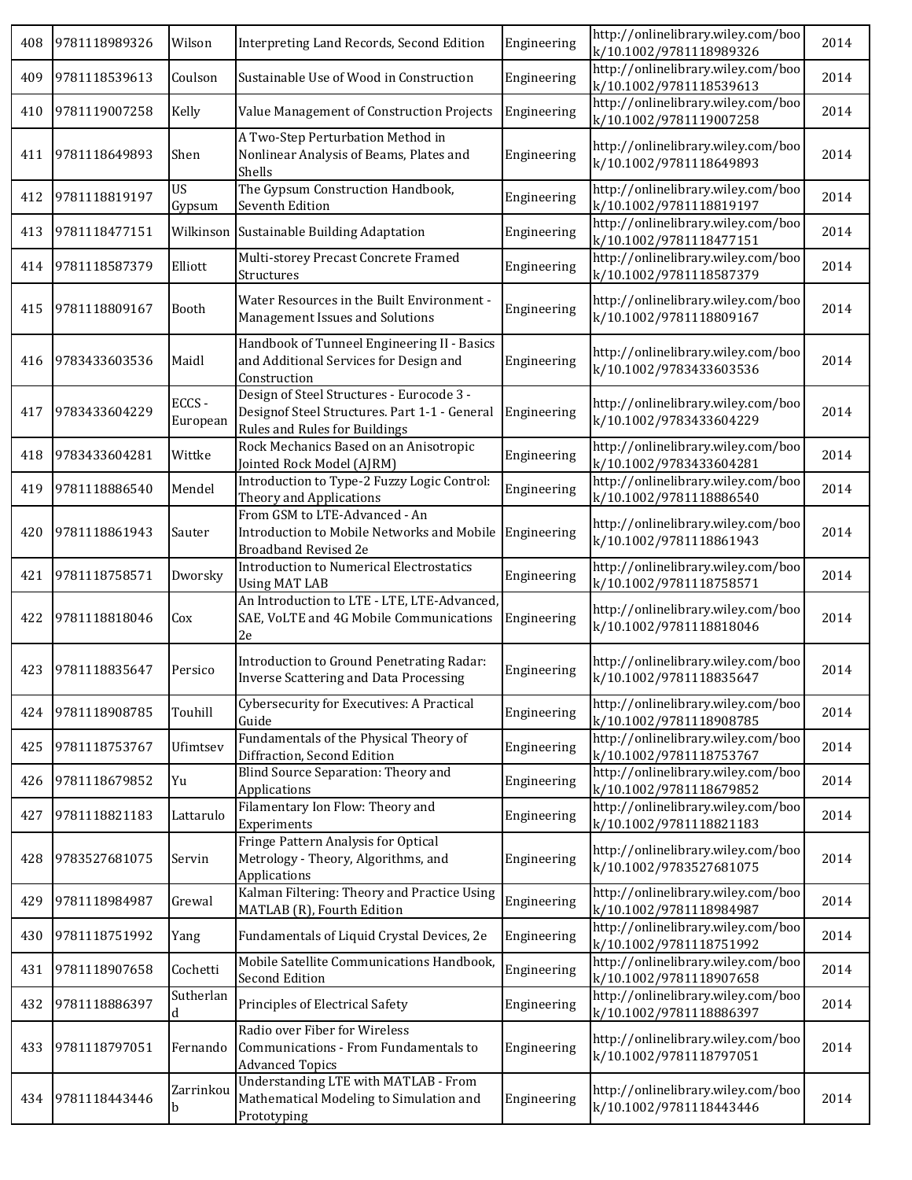| 408 | 9781118989326 | Wilson | Interpreting Land Records, Second Edition | Engineering | http://onlinelibrary.wiley.com/book/10.1002/9781118989326 | 2014 |
|---|---|---|---|---|---|---|
| 409 | 9781118539613 | Coulson | Sustainable Use of Wood in Construction | Engineering | http://onlinelibrary.wiley.com/book/10.1002/9781118539613 | 2014 |
| 410 | 9781119007258 | Kelly | Value Management of Construction Projects | Engineering | http://onlinelibrary.wiley.com/book/10.1002/9781119007258 | 2014 |
| 411 | 9781118649893 | Shen | A Two-Step Perturbation Method in Nonlinear Analysis of Beams, Plates and Shells | Engineering | http://onlinelibrary.wiley.com/book/10.1002/9781118649893 | 2014 |
| 412 | 9781118819197 | US Gypsum | The Gypsum Construction Handbook, Seventh Edition | Engineering | http://onlinelibrary.wiley.com/book/10.1002/9781118819197 | 2014 |
| 413 | 9781118477151 | Wilkinson | Sustainable Building Adaptation | Engineering | http://onlinelibrary.wiley.com/book/10.1002/9781118477151 | 2014 |
| 414 | 9781118587379 | Elliott | Multi-storey Precast Concrete Framed Structures | Engineering | http://onlinelibrary.wiley.com/book/10.1002/9781118587379 | 2014 |
| 415 | 9781118809167 | Booth | Water Resources in the Built Environment - Management Issues and Solutions | Engineering | http://onlinelibrary.wiley.com/book/10.1002/9781118809167 | 2014 |
| 416 | 9783433603536 | Maidl | Handbook of Tunneel Engineering II - Basics and Additional Services for Design and Construction | Engineering | http://onlinelibrary.wiley.com/book/10.1002/9783433603536 | 2014 |
| 417 | 9783433604229 | ECCS - European | Design of Steel Structures - Eurocode 3 - Designof Steel Structures. Part 1-1 - General Rules and Rules for Buildings | Engineering | http://onlinelibrary.wiley.com/book/10.1002/9783433604229 | 2014 |
| 418 | 9783433604281 | Wittke | Rock Mechanics Based on an Anisotropic Jointed Rock Model (AJRM) | Engineering | http://onlinelibrary.wiley.com/book/10.1002/9783433604281 | 2014 |
| 419 | 9781118886540 | Mendel | Introduction to Type-2 Fuzzy Logic Control: Theory and Applications | Engineering | http://onlinelibrary.wiley.com/book/10.1002/9781118886540 | 2014 |
| 420 | 9781118861943 | Sauter | From GSM to LTE-Advanced - An Introduction to Mobile Networks and Mobile Broadband Revised 2e | Engineering | http://onlinelibrary.wiley.com/book/10.1002/9781118861943 | 2014 |
| 421 | 9781118758571 | Dworsky | Introduction to Numerical Electrostatics Using MAT LAB | Engineering | http://onlinelibrary.wiley.com/book/10.1002/9781118758571 | 2014 |
| 422 | 9781118818046 | Cox | An Introduction to LTE - LTE, LTE-Advanced, SAE, VoLTE and 4G Mobile Communications 2e | Engineering | http://onlinelibrary.wiley.com/book/10.1002/9781118818046 | 2014 |
| 423 | 9781118835647 | Persico | Introduction to Ground Penetrating Radar: Inverse Scattering and Data Processing | Engineering | http://onlinelibrary.wiley.com/book/10.1002/9781118835647 | 2014 |
| 424 | 9781118908785 | Touhill | Cybersecurity for Executives: A Practical Guide | Engineering | http://onlinelibrary.wiley.com/book/10.1002/9781118908785 | 2014 |
| 425 | 9781118753767 | Ufimtsev | Fundamentals of the Physical Theory of Diffraction, Second Edition | Engineering | http://onlinelibrary.wiley.com/book/10.1002/9781118753767 | 2014 |
| 426 | 9781118679852 | Yu | Blind Source Separation: Theory and Applications | Engineering | http://onlinelibrary.wiley.com/book/10.1002/9781118679852 | 2014 |
| 427 | 9781118821183 | Lattarulo | Filamentary Ion Flow: Theory and Experiments | Engineering | http://onlinelibrary.wiley.com/book/10.1002/9781118821183 | 2014 |
| 428 | 9783527681075 | Servin | Fringe Pattern Analysis for Optical Metrology - Theory, Algorithms, and Applications | Engineering | http://onlinelibrary.wiley.com/book/10.1002/9783527681075 | 2014 |
| 429 | 9781118984987 | Grewal | Kalman Filtering: Theory and Practice Using MATLAB (R), Fourth Edition | Engineering | http://onlinelibrary.wiley.com/book/10.1002/9781118984987 | 2014 |
| 430 | 9781118751992 | Yang | Fundamentals of Liquid Crystal Devices, 2e | Engineering | http://onlinelibrary.wiley.com/book/10.1002/9781118751992 | 2014 |
| 431 | 9781118907658 | Cochetti | Mobile Satellite Communications Handbook, Second Edition | Engineering | http://onlinelibrary.wiley.com/book/10.1002/9781118907658 | 2014 |
| 432 | 9781118886397 | Sutherland | Principles of Electrical Safety | Engineering | http://onlinelibrary.wiley.com/book/10.1002/9781118886397 | 2014 |
| 433 | 9781118797051 | Fernando | Radio over Fiber for Wireless Communications - From Fundamentals to Advanced Topics | Engineering | http://onlinelibrary.wiley.com/book/10.1002/9781118797051 | 2014 |
| 434 | 9781118443446 | Zarrinkoub | Understanding LTE with MATLAB - From Mathematical Modeling to Simulation and Prototyping | Engineering | http://onlinelibrary.wiley.com/book/10.1002/9781118443446 | 2014 |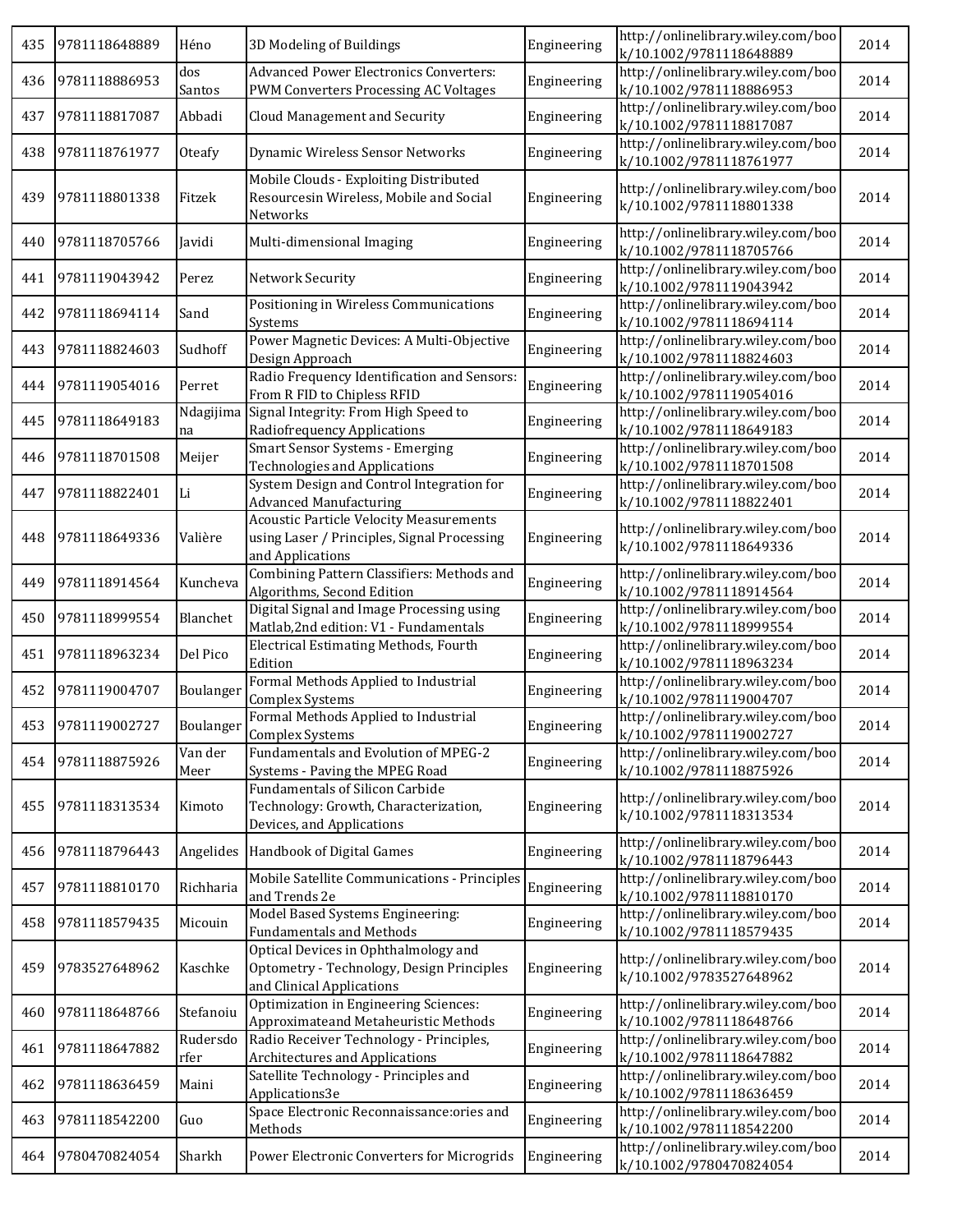| 435 | 9781118648889 | Héno | 3D Modeling of Buildings | Engineering | http://onlinelibrary.wiley.com/book/10.1002/9781118648889 | 2014 |
|---|---|---|---|---|---|---|
| 436 | 9781118886953 | dos Santos | Advanced Power Electronics Converters: PWM Converters Processing AC Voltages | Engineering | http://onlinelibrary.wiley.com/book/10.1002/9781118886953 | 2014 |
| 437 | 9781118817087 | Abbadi | Cloud Management and Security | Engineering | http://onlinelibrary.wiley.com/book/10.1002/9781118817087 | 2014 |
| 438 | 9781118761977 | Oteafy | Dynamic Wireless Sensor Networks | Engineering | http://onlinelibrary.wiley.com/book/10.1002/9781118761977 | 2014 |
| 439 | 9781118801338 | Fitzek | Mobile Clouds - Exploiting Distributed Resourcesin Wireless, Mobile and Social Networks | Engineering | http://onlinelibrary.wiley.com/book/10.1002/9781118801338 | 2014 |
| 440 | 9781118705766 | Javidi | Multi-dimensional Imaging | Engineering | http://onlinelibrary.wiley.com/book/10.1002/9781118705766 | 2014 |
| 441 | 9781119043942 | Perez | Network Security | Engineering | http://onlinelibrary.wiley.com/book/10.1002/9781119043942 | 2014 |
| 442 | 9781118694114 | Sand | Positioning in Wireless Communications Systems | Engineering | http://onlinelibrary.wiley.com/book/10.1002/9781118694114 | 2014 |
| 443 | 9781118824603 | Sudhoff | Power Magnetic Devices: A Multi-Objective Design Approach | Engineering | http://onlinelibrary.wiley.com/book/10.1002/9781118824603 | 2014 |
| 444 | 9781119054016 | Perret | Radio Frequency Identification and Sensors: From R FID to Chipless RFID | Engineering | http://onlinelibrary.wiley.com/book/10.1002/9781119054016 | 2014 |
| 445 | 9781118649183 | Ndagijimana | Signal Integrity: From High Speed to Radiofrequency Applications | Engineering | http://onlinelibrary.wiley.com/book/10.1002/9781118649183 | 2014 |
| 446 | 9781118701508 | Meijer | Smart Sensor Systems - Emerging Technologies and Applications | Engineering | http://onlinelibrary.wiley.com/book/10.1002/9781118701508 | 2014 |
| 447 | 9781118822401 | Li | System Design and Control Integration for Advanced Manufacturing | Engineering | http://onlinelibrary.wiley.com/book/10.1002/9781118822401 | 2014 |
| 448 | 9781118649336 | Valière | Acoustic Particle Velocity Measurements using Laser / Principles, Signal Processing and Applications | Engineering | http://onlinelibrary.wiley.com/book/10.1002/9781118649336 | 2014 |
| 449 | 9781118914564 | Kuncheva | Combining Pattern Classifiers: Methods and Algorithms, Second Edition | Engineering | http://onlinelibrary.wiley.com/book/10.1002/9781118914564 | 2014 |
| 450 | 9781118999554 | Blanchet | Digital Signal and Image Processing using Matlab,2nd edition: V1 - Fundamentals | Engineering | http://onlinelibrary.wiley.com/book/10.1002/9781118999554 | 2014 |
| 451 | 9781118963234 | Del Pico | Electrical Estimating Methods, Fourth Edition | Engineering | http://onlinelibrary.wiley.com/book/10.1002/9781118963234 | 2014 |
| 452 | 9781119004707 | Boulanger | Formal Methods Applied to Industrial Complex Systems | Engineering | http://onlinelibrary.wiley.com/book/10.1002/9781119004707 | 2014 |
| 453 | 9781119002727 | Boulanger | Formal Methods Applied to Industrial Complex Systems | Engineering | http://onlinelibrary.wiley.com/book/10.1002/9781119002727 | 2014 |
| 454 | 9781118875926 | Van der Meer | Fundamentals and Evolution of MPEG-2 Systems - Paving the MPEG Road | Engineering | http://onlinelibrary.wiley.com/book/10.1002/9781118875926 | 2014 |
| 455 | 9781118313534 | Kimoto | Fundamentals of Silicon Carbide Technology: Growth, Characterization, Devices, and Applications | Engineering | http://onlinelibrary.wiley.com/book/10.1002/9781118313534 | 2014 |
| 456 | 9781118796443 | Angelides | Handbook of Digital Games | Engineering | http://onlinelibrary.wiley.com/book/10.1002/9781118796443 | 2014 |
| 457 | 9781118810170 | Richharia | Mobile Satellite Communications - Principles and Trends 2e | Engineering | http://onlinelibrary.wiley.com/book/10.1002/9781118810170 | 2014 |
| 458 | 9781118579435 | Micouin | Model Based Systems Engineering: Fundamentals and Methods | Engineering | http://onlinelibrary.wiley.com/book/10.1002/9781118579435 | 2014 |
| 459 | 9783527648962 | Kaschke | Optical Devices in Ophthalmology and Optometry - Technology, Design Principles and Clinical Applications | Engineering | http://onlinelibrary.wiley.com/book/10.1002/9783527648962 | 2014 |
| 460 | 9781118648766 | Stefanoiu | Optimization in Engineering Sciences: Approximateand Metaheuristic Methods | Engineering | http://onlinelibrary.wiley.com/book/10.1002/9781118648766 | 2014 |
| 461 | 9781118647882 | Rudersdorfer | Radio Receiver Technology - Principles, Architectures and Applications | Engineering | http://onlinelibrary.wiley.com/book/10.1002/9781118647882 | 2014 |
| 462 | 9781118636459 | Maini | Satellite Technology - Principles and Applications3e | Engineering | http://onlinelibrary.wiley.com/book/10.1002/9781118636459 | 2014 |
| 463 | 9781118542200 | Guo | Space Electronic Reconnaissance:ories and Methods | Engineering | http://onlinelibrary.wiley.com/book/10.1002/9781118542200 | 2014 |
| 464 | 9780470824054 | Sharkh | Power Electronic Converters for Microgrids | Engineering | http://onlinelibrary.wiley.com/book/10.1002/9780470824054 | 2014 |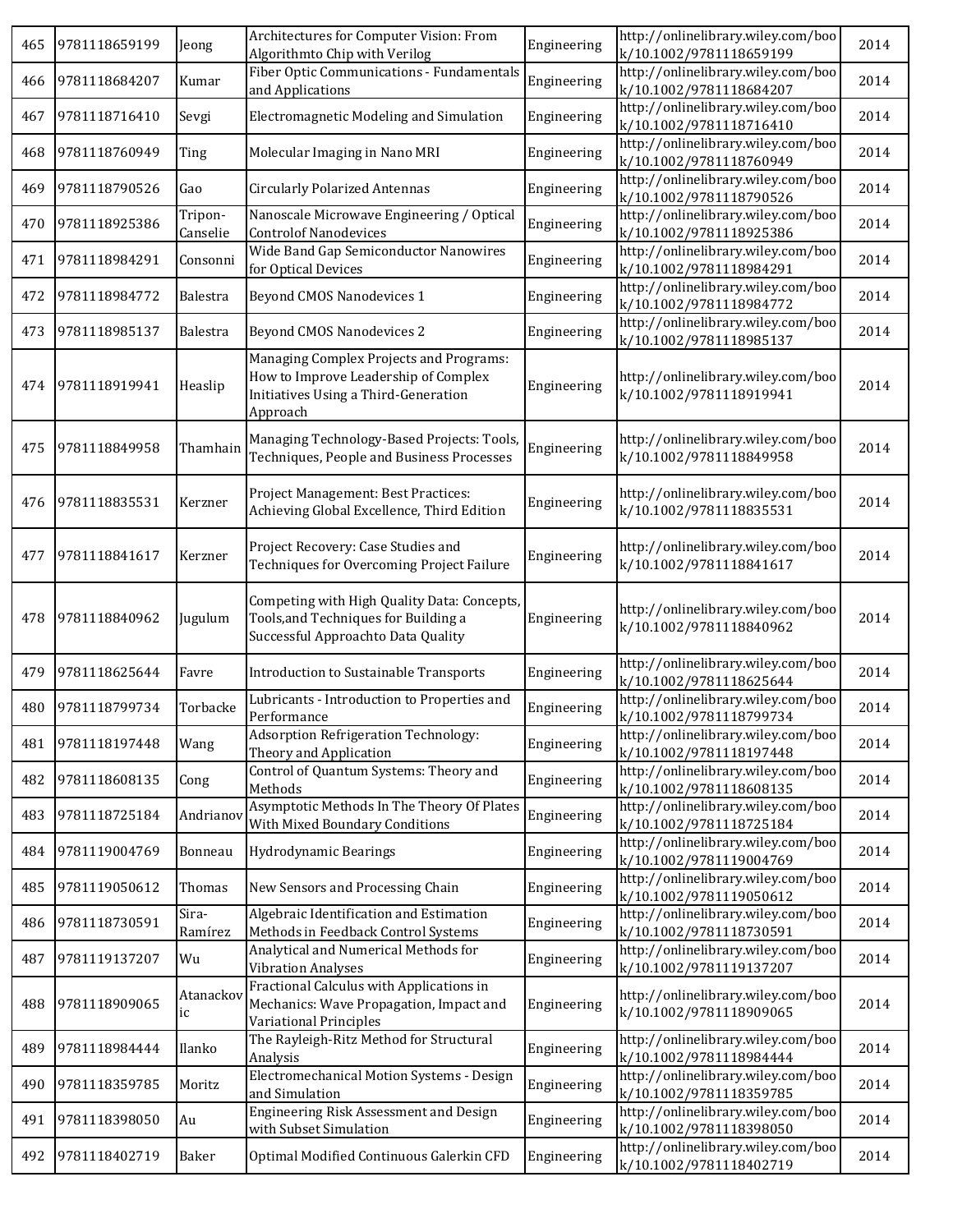| 465 | 9781118659199 | Jeong | Architectures for Computer Vision: From Algorithmto Chip with Verilog | Engineering | http://onlinelibrary.wiley.com/book/10.1002/9781118659199 | 2014 |
|---|---|---|---|---|---|---|
| 466 | 9781118684207 | Kumar | Fiber Optic Communications - Fundamentals and Applications | Engineering | http://onlinelibrary.wiley.com/book/10.1002/9781118684207 | 2014 |
| 467 | 9781118716410 | Sevgi | Electromagnetic Modeling and Simulation | Engineering | http://onlinelibrary.wiley.com/book/10.1002/9781118716410 | 2014 |
| 468 | 9781118760949 | Ting | Molecular Imaging in Nano MRI | Engineering | http://onlinelibrary.wiley.com/book/10.1002/9781118760949 | 2014 |
| 469 | 9781118790526 | Gao | Circularly Polarized Antennas | Engineering | http://onlinelibrary.wiley.com/book/10.1002/9781118790526 | 2014 |
| 470 | 9781118925386 | Tripon-Canselie | Nanoscale Microwave Engineering / Optical Controlof Nanodevices | Engineering | http://onlinelibrary.wiley.com/book/10.1002/9781118925386 | 2014 |
| 471 | 9781118984291 | Consonni | Wide Band Gap Semiconductor Nanowires for Optical Devices | Engineering | http://onlinelibrary.wiley.com/book/10.1002/9781118984291 | 2014 |
| 472 | 9781118984772 | Balestra | Beyond CMOS Nanodevices 1 | Engineering | http://onlinelibrary.wiley.com/book/10.1002/9781118984772 | 2014 |
| 473 | 9781118985137 | Balestra | Beyond CMOS Nanodevices 2 | Engineering | http://onlinelibrary.wiley.com/book/10.1002/9781118985137 | 2014 |
| 474 | 9781118919941 | Heaslip | Managing Complex Projects and Programs: How to Improve Leadership of Complex Initiatives Using a Third-Generation Approach | Engineering | http://onlinelibrary.wiley.com/book/10.1002/9781118919941 | 2014 |
| 475 | 9781118849958 | Thamhain | Managing Technology-Based Projects: Tools, Techniques, People and Business Processes | Engineering | http://onlinelibrary.wiley.com/book/10.1002/9781118849958 | 2014 |
| 476 | 9781118835531 | Kerzner | Project Management: Best Practices: Achieving Global Excellence, Third Edition | Engineering | http://onlinelibrary.wiley.com/book/10.1002/9781118835531 | 2014 |
| 477 | 9781118841617 | Kerzner | Project Recovery: Case Studies and Techniques for Overcoming Project Failure | Engineering | http://onlinelibrary.wiley.com/book/10.1002/9781118841617 | 2014 |
| 478 | 9781118840962 | Jugulum | Competing with High Quality Data: Concepts, Tools,and Techniques for Building a Successful Approachto Data Quality | Engineering | http://onlinelibrary.wiley.com/book/10.1002/9781118840962 | 2014 |
| 479 | 9781118625644 | Favre | Introduction to Sustainable Transports | Engineering | http://onlinelibrary.wiley.com/book/10.1002/9781118625644 | 2014 |
| 480 | 9781118799734 | Torbacke | Lubricants - Introduction to Properties and Performance | Engineering | http://onlinelibrary.wiley.com/book/10.1002/9781118799734 | 2014 |
| 481 | 9781118197448 | Wang | Adsorption Refrigeration Technology: Theory and Application | Engineering | http://onlinelibrary.wiley.com/book/10.1002/9781118197448 | 2014 |
| 482 | 9781118608135 | Cong | Control of Quantum Systems: Theory and Methods | Engineering | http://onlinelibrary.wiley.com/book/10.1002/9781118608135 | 2014 |
| 483 | 9781118725184 | Andrianov | Asymptotic Methods In The Theory Of Plates With Mixed Boundary Conditions | Engineering | http://onlinelibrary.wiley.com/book/10.1002/9781118725184 | 2014 |
| 484 | 9781119004769 | Bonneau | Hydrodynamic Bearings | Engineering | http://onlinelibrary.wiley.com/book/10.1002/9781119004769 | 2014 |
| 485 | 9781119050612 | Thomas | New Sensors and Processing Chain | Engineering | http://onlinelibrary.wiley.com/book/10.1002/9781119050612 | 2014 |
| 486 | 9781118730591 | Sira-Ramírez | Algebraic Identification and Estimation Methods in Feedback Control Systems | Engineering | http://onlinelibrary.wiley.com/book/10.1002/9781118730591 | 2014 |
| 487 | 9781119137207 | Wu | Analytical and Numerical Methods for Vibration Analyses | Engineering | http://onlinelibrary.wiley.com/book/10.1002/9781119137207 | 2014 |
| 488 | 9781118909065 | Atanackovic | Fractional Calculus with Applications in Mechanics: Wave Propagation, Impact and Variational Principles | Engineering | http://onlinelibrary.wiley.com/book/10.1002/9781118909065 | 2014 |
| 489 | 9781118984444 | Ilanko | The Rayleigh-Ritz Method for Structural Analysis | Engineering | http://onlinelibrary.wiley.com/book/10.1002/9781118984444 | 2014 |
| 490 | 9781118359785 | Moritz | Electromechanical Motion Systems - Design and Simulation | Engineering | http://onlinelibrary.wiley.com/book/10.1002/9781118359785 | 2014 |
| 491 | 9781118398050 | Au | Engineering Risk Assessment and Design with Subset Simulation | Engineering | http://onlinelibrary.wiley.com/book/10.1002/9781118398050 | 2014 |
| 492 | 9781118402719 | Baker | Optimal Modified Continuous Galerkin CFD | Engineering | http://onlinelibrary.wiley.com/book/10.1002/9781118402719 | 2014 |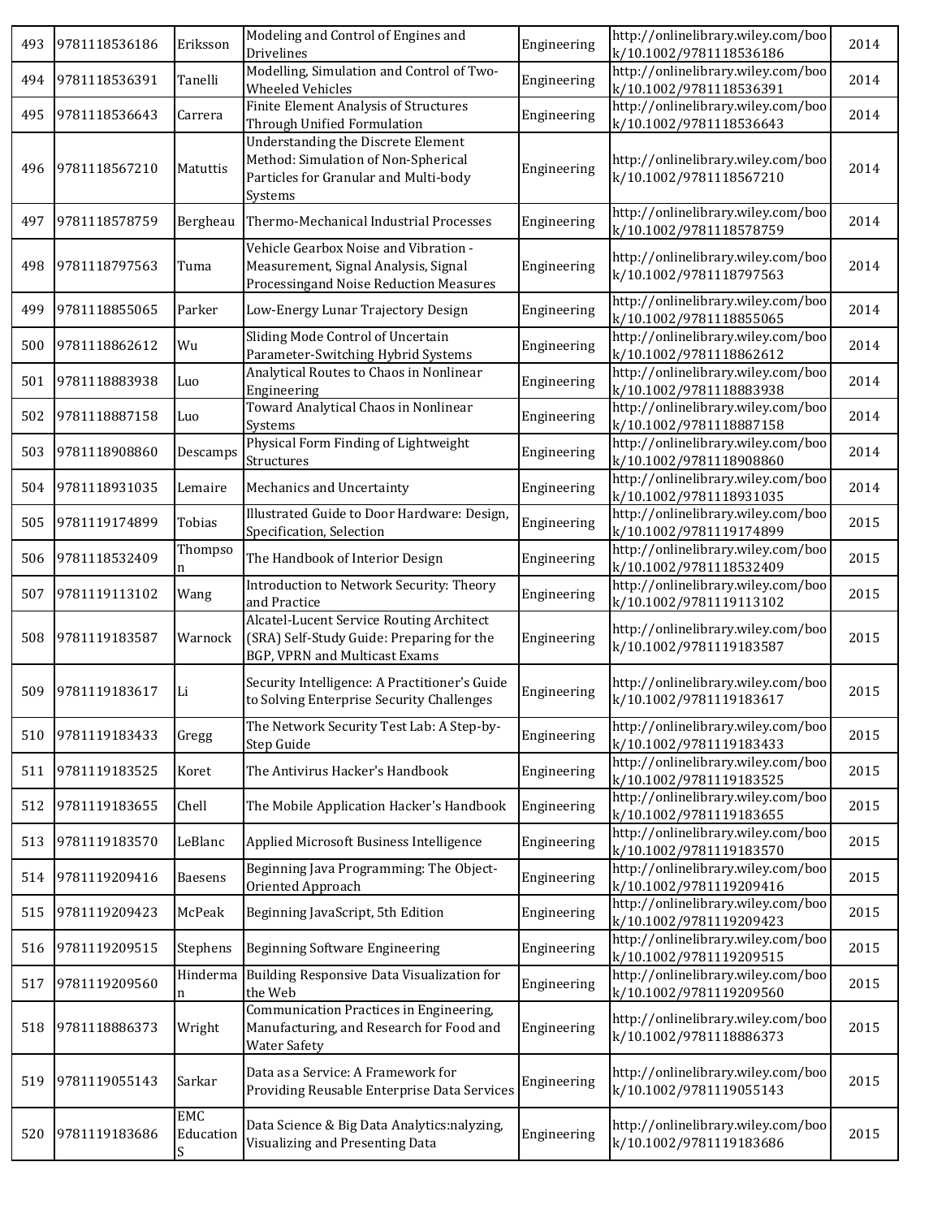| 493 | 9781118536186 | Eriksson | Modeling and Control of Engines and Drivelines | Engineering | http://onlinelibrary.wiley.com/book/10.1002/9781118536186 | 2014 |
|---|---|---|---|---|---|---|
| 494 | 9781118536391 | Tanelli | Modelling, Simulation and Control of Two-Wheeled Vehicles | Engineering | http://onlinelibrary.wiley.com/book/10.1002/9781118536391 | 2014 |
| 495 | 9781118536643 | Carrera | Finite Element Analysis of Structures Through Unified Formulation | Engineering | http://onlinelibrary.wiley.com/book/10.1002/9781118536643 | 2014 |
| 496 | 9781118567210 | Matuttis | Understanding the Discrete Element Method: Simulation of Non-Spherical Particles for Granular and Multi-body Systems | Engineering | http://onlinelibrary.wiley.com/book/10.1002/9781118567210 | 2014 |
| 497 | 9781118578759 | Bergheau | Thermo-Mechanical Industrial Processes | Engineering | http://onlinelibrary.wiley.com/book/10.1002/9781118578759 | 2014 |
| 498 | 9781118797563 | Tuma | Vehicle Gearbox Noise and Vibration - Measurement, Signal Analysis, Signal Processingand Noise Reduction Measures | Engineering | http://onlinelibrary.wiley.com/book/10.1002/9781118797563 | 2014 |
| 499 | 9781118855065 | Parker | Low-Energy Lunar Trajectory Design | Engineering | http://onlinelibrary.wiley.com/book/10.1002/9781118855065 | 2014 |
| 500 | 9781118862612 | Wu | Sliding Mode Control of Uncertain Parameter-Switching Hybrid Systems | Engineering | http://onlinelibrary.wiley.com/book/10.1002/9781118862612 | 2014 |
| 501 | 9781118883938 | Luo | Analytical Routes to Chaos in Nonlinear Engineering | Engineering | http://onlinelibrary.wiley.com/book/10.1002/9781118883938 | 2014 |
| 502 | 9781118887158 | Luo | Toward Analytical Chaos in Nonlinear Systems | Engineering | http://onlinelibrary.wiley.com/book/10.1002/9781118887158 | 2014 |
| 503 | 9781118908860 | Descamps | Physical Form Finding of Lightweight Structures | Engineering | http://onlinelibrary.wiley.com/book/10.1002/9781118908860 | 2014 |
| 504 | 9781118931035 | Lemaire | Mechanics and Uncertainty | Engineering | http://onlinelibrary.wiley.com/book/10.1002/9781118931035 | 2014 |
| 505 | 9781119174899 | Tobias | Illustrated Guide to Door Hardware: Design, Specification, Selection | Engineering | http://onlinelibrary.wiley.com/book/10.1002/9781119174899 | 2015 |
| 506 | 9781118532409 | Thompson | The Handbook of Interior Design | Engineering | http://onlinelibrary.wiley.com/book/10.1002/9781118532409 | 2015 |
| 507 | 9781119113102 | Wang | Introduction to Network Security: Theory and Practice | Engineering | http://onlinelibrary.wiley.com/book/10.1002/9781119113102 | 2015 |
| 508 | 9781119183587 | Warnock | Alcatel-Lucent Service Routing Architect (SRA) Self-Study Guide: Preparing for the BGP, VPRN and Multicast Exams | Engineering | http://onlinelibrary.wiley.com/book/10.1002/9781119183587 | 2015 |
| 509 | 9781119183617 | Li | Security Intelligence: A Practitioner's Guide to Solving Enterprise Security Challenges | Engineering | http://onlinelibrary.wiley.com/book/10.1002/9781119183617 | 2015 |
| 510 | 9781119183433 | Gregg | The Network Security Test Lab: A Step-by-Step Guide | Engineering | http://onlinelibrary.wiley.com/book/10.1002/9781119183433 | 2015 |
| 511 | 9781119183525 | Koret | The Antivirus Hacker's Handbook | Engineering | http://onlinelibrary.wiley.com/book/10.1002/9781119183525 | 2015 |
| 512 | 9781119183655 | Chell | The Mobile Application Hacker's Handbook | Engineering | http://onlinelibrary.wiley.com/book/10.1002/9781119183655 | 2015 |
| 513 | 9781119183570 | LeBlanc | Applied Microsoft Business Intelligence | Engineering | http://onlinelibrary.wiley.com/book/10.1002/9781119183570 | 2015 |
| 514 | 9781119209416 | Baesens | Beginning Java Programming: The Object-Oriented Approach | Engineering | http://onlinelibrary.wiley.com/book/10.1002/9781119209416 | 2015 |
| 515 | 9781119209423 | McPeak | Beginning JavaScript, 5th Edition | Engineering | http://onlinelibrary.wiley.com/book/10.1002/9781119209423 | 2015 |
| 516 | 9781119209515 | Stephens | Beginning Software Engineering | Engineering | http://onlinelibrary.wiley.com/book/10.1002/9781119209515 | 2015 |
| 517 | 9781119209560 | Hinderman | Building Responsive Data Visualization for the Web | Engineering | http://onlinelibrary.wiley.com/book/10.1002/9781119209560 | 2015 |
| 518 | 9781118886373 | Wright | Communication Practices in Engineering, Manufacturing, and Research for Food and Water Safety | Engineering | http://onlinelibrary.wiley.com/book/10.1002/9781118886373 | 2015 |
| 519 | 9781119055143 | Sarkar | Data as a Service: A Framework for Providing Reusable Enterprise Data Services | Engineering | http://onlinelibrary.wiley.com/book/10.1002/9781119055143 | 2015 |
| 520 | 9781119183686 | EMC Education S | Data Science & Big Data Analytics:nalyzing, Visualizing and Presenting Data | Engineering | http://onlinelibrary.wiley.com/book/10.1002/9781119183686 | 2015 |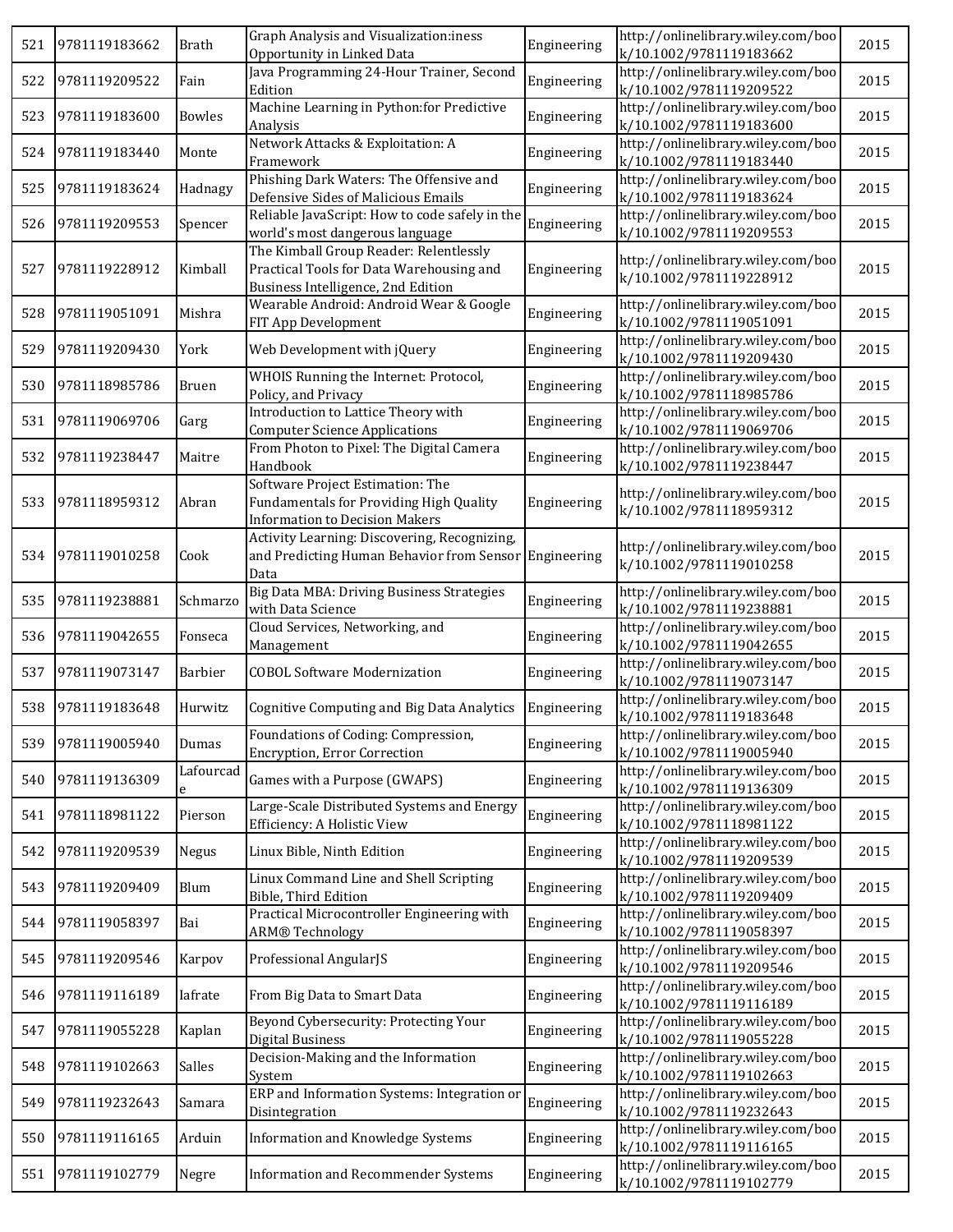| 521 | 9781119183662 | Brath | Graph Analysis and Visualization:iness Opportunity in Linked Data | Engineering | http://onlinelibrary.wiley.com/book/10.1002/9781119183662 | 2015 |
|---|---|---|---|---|---|---|
| 522 | 9781119209522 | Fain | Java Programming 24-Hour Trainer, Second Edition | Engineering | http://onlinelibrary.wiley.com/book/10.1002/9781119209522 | 2015 |
| 523 | 9781119183600 | Bowles | Machine Learning in Python:for Predictive Analysis | Engineering | http://onlinelibrary.wiley.com/book/10.1002/9781119183600 | 2015 |
| 524 | 9781119183440 | Monte | Network Attacks & Exploitation: A Framework | Engineering | http://onlinelibrary.wiley.com/book/10.1002/9781119183440 | 2015 |
| 525 | 9781119183624 | Hadnagy | Phishing Dark Waters: The Offensive and Defensive Sides of Malicious Emails | Engineering | http://onlinelibrary.wiley.com/book/10.1002/9781119183624 | 2015 |
| 526 | 9781119209553 | Spencer | Reliable JavaScript: How to code safely in the world's most dangerous language | Engineering | http://onlinelibrary.wiley.com/book/10.1002/9781119209553 | 2015 |
| 527 | 9781119228912 | Kimball | The Kimball Group Reader: Relentlessly Practical Tools for Data Warehousing and Business Intelligence, 2nd Edition | Engineering | http://onlinelibrary.wiley.com/book/10.1002/9781119228912 | 2015 |
| 528 | 9781119051091 | Mishra | Wearable Android: Android Wear & Google FIT App Development | Engineering | http://onlinelibrary.wiley.com/book/10.1002/9781119051091 | 2015 |
| 529 | 9781119209430 | York | Web Development with jQuery | Engineering | http://onlinelibrary.wiley.com/book/10.1002/9781119209430 | 2015 |
| 530 | 9781118985786 | Bruen | WHOIS Running the Internet: Protocol, Policy, and Privacy | Engineering | http://onlinelibrary.wiley.com/book/10.1002/9781118985786 | 2015 |
| 531 | 9781119069706 | Garg | Introduction to Lattice Theory with Computer Science Applications | Engineering | http://onlinelibrary.wiley.com/book/10.1002/9781119069706 | 2015 |
| 532 | 9781119238447 | Maitre | From Photon to Pixel: The Digital Camera Handbook | Engineering | http://onlinelibrary.wiley.com/book/10.1002/9781119238447 | 2015 |
| 533 | 9781118959312 | Abran | Software Project Estimation: The Fundamentals for Providing High Quality Information to Decision Makers | Engineering | http://onlinelibrary.wiley.com/book/10.1002/9781118959312 | 2015 |
| 534 | 9781119010258 | Cook | Activity Learning: Discovering, Recognizing, and Predicting Human Behavior from Sensor Data | Engineering | http://onlinelibrary.wiley.com/book/10.1002/9781119010258 | 2015 |
| 535 | 9781119238881 | Schmarzo | Big Data MBA: Driving Business Strategies with Data Science | Engineering | http://onlinelibrary.wiley.com/book/10.1002/9781119238881 | 2015 |
| 536 | 9781119042655 | Fonseca | Cloud Services, Networking, and Management | Engineering | http://onlinelibrary.wiley.com/book/10.1002/9781119042655 | 2015 |
| 537 | 9781119073147 | Barbier | COBOL Software Modernization | Engineering | http://onlinelibrary.wiley.com/book/10.1002/9781119073147 | 2015 |
| 538 | 9781119183648 | Hurwitz | Cognitive Computing and Big Data Analytics | Engineering | http://onlinelibrary.wiley.com/book/10.1002/9781119183648 | 2015 |
| 539 | 9781119005940 | Dumas | Foundations of Coding: Compression, Encryption, Error Correction | Engineering | http://onlinelibrary.wiley.com/book/10.1002/9781119005940 | 2015 |
| 540 | 9781119136309 | Lafourcade | Games with a Purpose (GWAPS) | Engineering | http://onlinelibrary.wiley.com/book/10.1002/9781119136309 | 2015 |
| 541 | 9781118981122 | Pierson | Large-Scale Distributed Systems and Energy Efficiency: A Holistic View | Engineering | http://onlinelibrary.wiley.com/book/10.1002/9781118981122 | 2015 |
| 542 | 9781119209539 | Negus | Linux Bible, Ninth Edition | Engineering | http://onlinelibrary.wiley.com/book/10.1002/9781119209539 | 2015 |
| 543 | 9781119209409 | Blum | Linux Command Line and Shell Scripting Bible, Third Edition | Engineering | http://onlinelibrary.wiley.com/book/10.1002/9781119209409 | 2015 |
| 544 | 9781119058397 | Bai | Practical Microcontroller Engineering with ARM® Technology | Engineering | http://onlinelibrary.wiley.com/book/10.1002/9781119058397 | 2015 |
| 545 | 9781119209546 | Karpov | Professional AngularJS | Engineering | http://onlinelibrary.wiley.com/book/10.1002/9781119209546 | 2015 |
| 546 | 9781119116189 | Iafrate | From Big Data to Smart Data | Engineering | http://onlinelibrary.wiley.com/book/10.1002/9781119116189 | 2015 |
| 547 | 9781119055228 | Kaplan | Beyond Cybersecurity: Protecting Your Digital Business | Engineering | http://onlinelibrary.wiley.com/book/10.1002/9781119055228 | 2015 |
| 548 | 9781119102663 | Salles | Decision-Making and the Information System | Engineering | http://onlinelibrary.wiley.com/book/10.1002/9781119102663 | 2015 |
| 549 | 9781119232643 | Samara | ERP and Information Systems: Integration or Disintegration | Engineering | http://onlinelibrary.wiley.com/book/10.1002/9781119232643 | 2015 |
| 550 | 9781119116165 | Arduin | Information and Knowledge Systems | Engineering | http://onlinelibrary.wiley.com/book/10.1002/9781119116165 | 2015 |
| 551 | 9781119102779 | Negre | Information and Recommender Systems | Engineering | http://onlinelibrary.wiley.com/book/10.1002/9781119102779 | 2015 |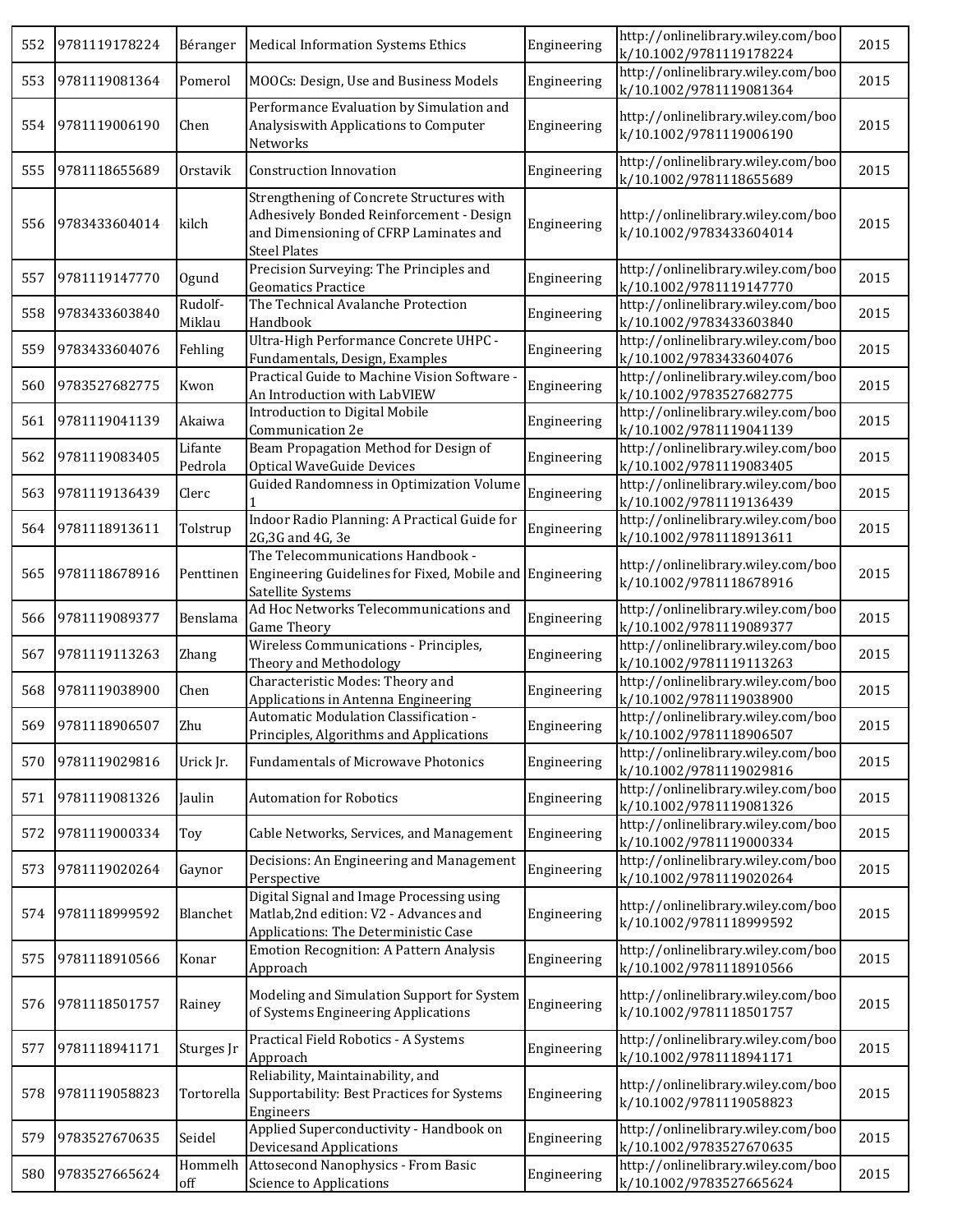| | | | | | | |
|---|---|---|---|---|---|---|
| 552 | 9781119178224 | Béranger | Medical Information Systems Ethics | Engineering | http://onlinelibrary.wiley.com/book/10.1002/9781119178224 | 2015 |
| 553 | 9781119081364 | Pomerol | MOOCs: Design, Use and Business Models | Engineering | http://onlinelibrary.wiley.com/book/10.1002/9781119081364 | 2015 |
| 554 | 9781119006190 | Chen | Performance Evaluation by Simulation and Analysiswith Applications to Computer Networks | Engineering | http://onlinelibrary.wiley.com/book/10.1002/9781119006190 | 2015 |
| 555 | 9781118655689 | Orstavik | Construction Innovation | Engineering | http://onlinelibrary.wiley.com/book/10.1002/9781118655689 | 2015 |
| 556 | 9783433604014 | kilch | Strengthening of Concrete Structures with Adhesively Bonded Reinforcement - Design and Dimensioning of CFRP Laminates and Steel Plates | Engineering | http://onlinelibrary.wiley.com/book/10.1002/9783433604014 | 2015 |
| 557 | 9781119147770 | Ogund | Precision Surveying: The Principles and Geomatics Practice | Engineering | http://onlinelibrary.wiley.com/book/10.1002/9781119147770 | 2015 |
| 558 | 9783433603840 | Rudolf-Miklau | The Technical Avalanche Protection Handbook | Engineering | http://onlinelibrary.wiley.com/book/10.1002/9783433603840 | 2015 |
| 559 | 9783433604076 | Fehling | Ultra-High Performance Concrete UHPC - Fundamentals, Design, Examples | Engineering | http://onlinelibrary.wiley.com/book/10.1002/9783433604076 | 2015 |
| 560 | 9783527682775 | Kwon | Practical Guide to Machine Vision Software - An Introduction with LabVIEW | Engineering | http://onlinelibrary.wiley.com/book/10.1002/9783527682775 | 2015 |
| 561 | 9781119041139 | Akaiwa | Introduction to Digital Mobile Communication 2e | Engineering | http://onlinelibrary.wiley.com/book/10.1002/9781119041139 | 2015 |
| 562 | 9781119083405 | Lifante Pedrola | Beam Propagation Method for Design of Optical WaveGuide Devices | Engineering | http://onlinelibrary.wiley.com/book/10.1002/9781119083405 | 2015 |
| 563 | 9781119136439 | Clerc | Guided Randomness in Optimization Volume 1 | Engineering | http://onlinelibrary.wiley.com/book/10.1002/9781119136439 | 2015 |
| 564 | 9781118913611 | Tolstrup | Indoor Radio Planning: A Practical Guide for 2G,3G and 4G, 3e | Engineering | http://onlinelibrary.wiley.com/book/10.1002/9781118913611 | 2015 |
| 565 | 9781118678916 | Penttinen | The Telecommunications Handbook - Engineering Guidelines for Fixed, Mobile and Satellite Systems | Engineering | http://onlinelibrary.wiley.com/book/10.1002/9781118678916 | 2015 |
| 566 | 9781119089377 | Benslama | Ad Hoc Networks Telecommunications and Game Theory | Engineering | http://onlinelibrary.wiley.com/book/10.1002/9781119089377 | 2015 |
| 567 | 9781119113263 | Zhang | Wireless Communications - Principles, Theory and Methodology | Engineering | http://onlinelibrary.wiley.com/book/10.1002/9781119113263 | 2015 |
| 568 | 9781119038900 | Chen | Characteristic Modes: Theory and Applications in Antenna Engineering | Engineering | http://onlinelibrary.wiley.com/book/10.1002/9781119038900 | 2015 |
| 569 | 9781118906507 | Zhu | Automatic Modulation Classification - Principles, Algorithms and Applications | Engineering | http://onlinelibrary.wiley.com/book/10.1002/9781118906507 | 2015 |
| 570 | 9781119029816 | Urick Jr. | Fundamentals of Microwave Photonics | Engineering | http://onlinelibrary.wiley.com/book/10.1002/9781119029816 | 2015 |
| 571 | 9781119081326 | Jaulin | Automation for Robotics | Engineering | http://onlinelibrary.wiley.com/book/10.1002/9781119081326 | 2015 |
| 572 | 9781119000334 | Toy | Cable Networks, Services, and Management | Engineering | http://onlinelibrary.wiley.com/book/10.1002/9781119000334 | 2015 |
| 573 | 9781119020264 | Gaynor | Decisions: An Engineering and Management Perspective | Engineering | http://onlinelibrary.wiley.com/book/10.1002/9781119020264 | 2015 |
| 574 | 9781118999592 | Blanchet | Digital Signal and Image Processing using Matlab,2nd edition: V2 - Advances and Applications: The Deterministic Case | Engineering | http://onlinelibrary.wiley.com/book/10.1002/9781118999592 | 2015 |
| 575 | 9781118910566 | Konar | Emotion Recognition: A Pattern Analysis Approach | Engineering | http://onlinelibrary.wiley.com/book/10.1002/9781118910566 | 2015 |
| 576 | 9781118501757 | Rainey | Modeling and Simulation Support for System of Systems Engineering Applications | Engineering | http://onlinelibrary.wiley.com/book/10.1002/9781118501757 | 2015 |
| 577 | 9781118941171 | Sturges Jr | Practical Field Robotics - A Systems Approach | Engineering | http://onlinelibrary.wiley.com/book/10.1002/9781118941171 | 2015 |
| 578 | 9781119058823 | Tortorella | Reliability, Maintainability, and Supportability: Best Practices for Systems Engineers | Engineering | http://onlinelibrary.wiley.com/book/10.1002/9781119058823 | 2015 |
| 579 | 9783527670635 | Seidel | Applied Superconductivity - Handbook on Devicesand Applications | Engineering | http://onlinelibrary.wiley.com/book/10.1002/9783527670635 | 2015 |
| 580 | 9783527665624 | Hommelhoff | Attosecond Nanophysics - From Basic Science to Applications | Engineering | http://onlinelibrary.wiley.com/book/10.1002/9783527665624 | 2015 |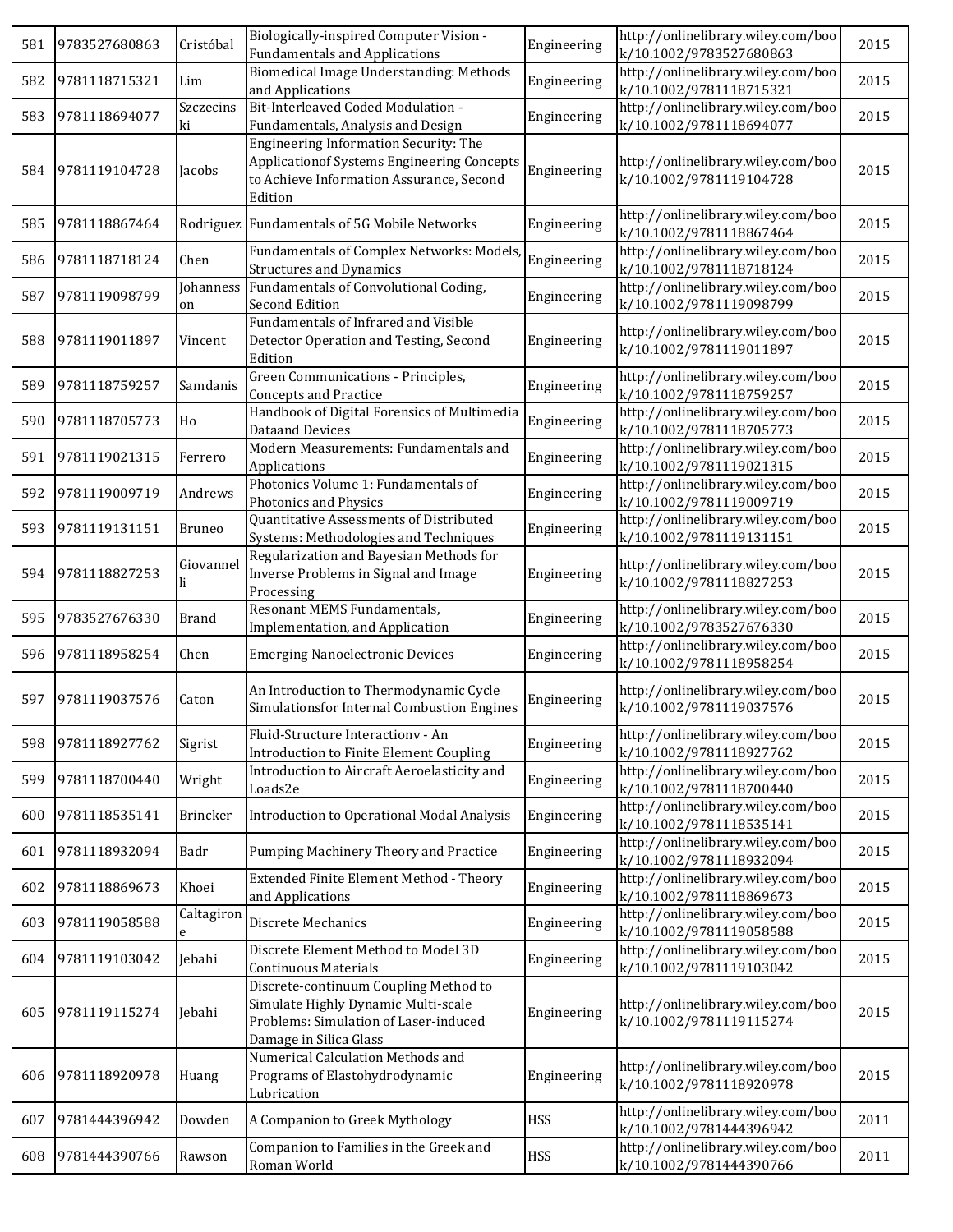| 581 | 9783527680863 | Cristóbal | Biologically-inspired Computer Vision - Fundamentals and Applications | Engineering | http://onlinelibrary.wiley.com/book/10.1002/9783527680863 | 2015 |
|---|---|---|---|---|---|---|
| 582 | 9781118715321 | Lim | Biomedical Image Understanding: Methods and Applications | Engineering | http://onlinelibrary.wiley.com/book/10.1002/9781118715321 | 2015 |
| 583 | 9781118694077 | Szczecinski | Bit-Interleaved Coded Modulation - Fundamentals, Analysis and Design | Engineering | http://onlinelibrary.wiley.com/book/10.1002/9781118694077 | 2015 |
| 584 | 9781119104728 | Jacobs | Engineering Information Security: The Applicationof Systems Engineering Concepts to Achieve Information Assurance, Second Edition | Engineering | http://onlinelibrary.wiley.com/book/10.1002/9781119104728 | 2015 |
| 585 | 9781118867464 | Rodriguez | Fundamentals of 5G Mobile Networks | Engineering | http://onlinelibrary.wiley.com/book/10.1002/9781118867464 | 2015 |
| 586 | 9781118718124 | Chen | Fundamentals of Complex Networks: Models, Structures and Dynamics | Engineering | http://onlinelibrary.wiley.com/book/10.1002/9781118718124 | 2015 |
| 587 | 9781119098799 | Johannesson | Fundamentals of Convolutional Coding, Second Edition | Engineering | http://onlinelibrary.wiley.com/book/10.1002/9781119098799 | 2015 |
| 588 | 9781119011897 | Vincent | Fundamentals of Infrared and Visible Detector Operation and Testing, Second Edition | Engineering | http://onlinelibrary.wiley.com/book/10.1002/9781119011897 | 2015 |
| 589 | 9781118759257 | Samdanis | Green Communications - Principles, Concepts and Practice | Engineering | http://onlinelibrary.wiley.com/book/10.1002/9781118759257 | 2015 |
| 590 | 9781118705773 | Ho | Handbook of Digital Forensics of Multimedia Dataand Devices | Engineering | http://onlinelibrary.wiley.com/book/10.1002/9781118705773 | 2015 |
| 591 | 9781119021315 | Ferrero | Modern Measurements: Fundamentals and Applications | Engineering | http://onlinelibrary.wiley.com/book/10.1002/9781119021315 | 2015 |
| 592 | 9781119009719 | Andrews | Photonics Volume 1: Fundamentals of Photonics and Physics | Engineering | http://onlinelibrary.wiley.com/book/10.1002/9781119009719 | 2015 |
| 593 | 9781119131151 | Bruneo | Quantitative Assessments of Distributed Systems: Methodologies and Techniques | Engineering | http://onlinelibrary.wiley.com/book/10.1002/9781119131151 | 2015 |
| 594 | 9781118827253 | Giovannelli | Regularization and Bayesian Methods for Inverse Problems in Signal and Image Processing | Engineering | http://onlinelibrary.wiley.com/book/10.1002/9781118827253 | 2015 |
| 595 | 9783527676330 | Brand | Resonant MEMS Fundamentals, Implementation, and Application | Engineering | http://onlinelibrary.wiley.com/book/10.1002/9783527676330 | 2015 |
| 596 | 9781118958254 | Chen | Emerging Nanoelectronic Devices | Engineering | http://onlinelibrary.wiley.com/book/10.1002/9781118958254 | 2015 |
| 597 | 9781119037576 | Caton | An Introduction to Thermodynamic Cycle Simulationsfor Internal Combustion Engines | Engineering | http://onlinelibrary.wiley.com/book/10.1002/9781119037576 | 2015 |
| 598 | 9781118927762 | Sigrist | Fluid-Structure Interactionv - An Introduction to Finite Element Coupling | Engineering | http://onlinelibrary.wiley.com/book/10.1002/9781118927762 | 2015 |
| 599 | 9781118700440 | Wright | Introduction to Aircraft Aeroelasticity and Loads2e | Engineering | http://onlinelibrary.wiley.com/book/10.1002/9781118700440 | 2015 |
| 600 | 9781118535141 | Brincker | Introduction to Operational Modal Analysis | Engineering | http://onlinelibrary.wiley.com/book/10.1002/9781118535141 | 2015 |
| 601 | 9781118932094 | Badr | Pumping Machinery Theory and Practice | Engineering | http://onlinelibrary.wiley.com/book/10.1002/9781118932094 | 2015 |
| 602 | 9781118869673 | Khoei | Extended Finite Element Method - Theory and Applications | Engineering | http://onlinelibrary.wiley.com/book/10.1002/9781118869673 | 2015 |
| 603 | 9781119058588 | Caltagirone | Discrete Mechanics | Engineering | http://onlinelibrary.wiley.com/book/10.1002/9781119058588 | 2015 |
| 604 | 9781119103042 | Jebahi | Discrete Element Method to Model 3D Continuous Materials | Engineering | http://onlinelibrary.wiley.com/book/10.1002/9781119103042 | 2015 |
| 605 | 9781119115274 | Jebahi | Discrete-continuum Coupling Method to Simulate Highly Dynamic Multi-scale Problems: Simulation of Laser-induced Damage in Silica Glass | Engineering | http://onlinelibrary.wiley.com/book/10.1002/9781119115274 | 2015 |
| 606 | 9781118920978 | Huang | Numerical Calculation Methods and Programs of Elastohydrodynamic Lubrication | Engineering | http://onlinelibrary.wiley.com/book/10.1002/9781118920978 | 2015 |
| 607 | 9781444396942 | Dowden | A Companion to Greek Mythology | HSS | http://onlinelibrary.wiley.com/book/10.1002/9781444396942 | 2011 |
| 608 | 9781444390766 | Rawson | Companion to Families in the Greek and Roman World | HSS | http://onlinelibrary.wiley.com/book/10.1002/9781444390766 | 2011 |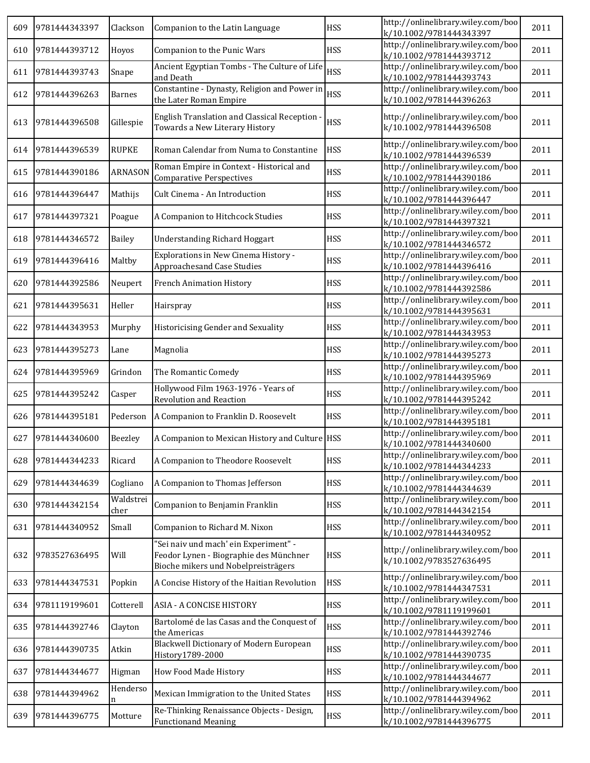| 609 | 9781444343397 | Clackson | Companion to the Latin Language | HSS | http://onlinelibrary.wiley.com/book/10.1002/9781444343397 | 2011 |
|---|---|---|---|---|---|---|
| 610 | 9781444393712 | Hoyos | Companion to the Punic Wars | HSS | http://onlinelibrary.wiley.com/book/10.1002/9781444393712 | 2011 |
| 611 | 9781444393743 | Snape | Ancient Egyptian Tombs - The Culture of Life and Death | HSS | http://onlinelibrary.wiley.com/book/10.1002/9781444393743 | 2011 |
| 612 | 9781444396263 | Barnes | Constantine - Dynasty, Religion and Power in the Later Roman Empire | HSS | http://onlinelibrary.wiley.com/book/10.1002/9781444396263 | 2011 |
| 613 | 9781444396508 | Gillespie | English Translation and Classical Reception - Towards a New Literary History | HSS | http://onlinelibrary.wiley.com/book/10.1002/9781444396508 | 2011 |
| 614 | 9781444396539 | RUPKE | Roman Calendar from Numa to Constantine | HSS | http://onlinelibrary.wiley.com/book/10.1002/9781444396539 | 2011 |
| 615 | 9781444390186 | ARNASON | Roman Empire in Context - Historical and Comparative Perspectives | HSS | http://onlinelibrary.wiley.com/book/10.1002/9781444390186 | 2011 |
| 616 | 9781444396447 | Mathijs | Cult Cinema - An Introduction | HSS | http://onlinelibrary.wiley.com/book/10.1002/9781444396447 | 2011 |
| 617 | 9781444397321 | Poague | A Companion to Hitchcock Studies | HSS | http://onlinelibrary.wiley.com/book/10.1002/9781444397321 | 2011 |
| 618 | 9781444346572 | Bailey | Understanding Richard Hoggart | HSS | http://onlinelibrary.wiley.com/book/10.1002/9781444346572 | 2011 |
| 619 | 9781444396416 | Maltby | Explorations in New Cinema History - Approachesand Case Studies | HSS | http://onlinelibrary.wiley.com/book/10.1002/9781444396416 | 2011 |
| 620 | 9781444392586 | Neupert | French Animation History | HSS | http://onlinelibrary.wiley.com/book/10.1002/9781444392586 | 2011 |
| 621 | 9781444395631 | Heller | Hairspray | HSS | http://onlinelibrary.wiley.com/book/10.1002/9781444395631 | 2011 |
| 622 | 9781444343953 | Murphy | Historicising Gender and Sexuality | HSS | http://onlinelibrary.wiley.com/book/10.1002/9781444343953 | 2011 |
| 623 | 9781444395273 | Lane | Magnolia | HSS | http://onlinelibrary.wiley.com/book/10.1002/9781444395273 | 2011 |
| 624 | 9781444395969 | Grindon | The Romantic Comedy | HSS | http://onlinelibrary.wiley.com/book/10.1002/9781444395969 | 2011 |
| 625 | 9781444395242 | Casper | Hollywood Film 1963-1976 - Years of Revolution and Reaction | HSS | http://onlinelibrary.wiley.com/book/10.1002/9781444395242 | 2011 |
| 626 | 9781444395181 | Pederson | A Companion to Franklin D. Roosevelt | HSS | http://onlinelibrary.wiley.com/book/10.1002/9781444395181 | 2011 |
| 627 | 9781444340600 | Beezley | A Companion to Mexican History and Culture | HSS | http://onlinelibrary.wiley.com/book/10.1002/9781444340600 | 2011 |
| 628 | 9781444344233 | Ricard | A Companion to Theodore Roosevelt | HSS | http://onlinelibrary.wiley.com/book/10.1002/9781444344233 | 2011 |
| 629 | 9781444344639 | Cogliano | A Companion to Thomas Jefferson | HSS | http://onlinelibrary.wiley.com/book/10.1002/9781444344639 | 2011 |
| 630 | 9781444342154 | Waldstreicher | Companion to Benjamin Franklin | HSS | http://onlinelibrary.wiley.com/book/10.1002/9781444342154 | 2011 |
| 631 | 9781444340952 | Small | Companion to Richard M. Nixon | HSS | http://onlinelibrary.wiley.com/book/10.1002/9781444340952 | 2011 |
| 632 | 9783527636495 | Will | "Sei naiv und mach' ein Experiment" - Feodor Lynen - Biographie des Münchner Bioche mikers und Nobelpreisträgers | HSS | http://onlinelibrary.wiley.com/book/10.1002/9783527636495 | 2011 |
| 633 | 9781444347531 | Popkin | A Concise History of the Haitian Revolution | HSS | http://onlinelibrary.wiley.com/book/10.1002/9781444347531 | 2011 |
| 634 | 9781119199601 | Cotterell | ASIA - A CONCISE HISTORY | HSS | http://onlinelibrary.wiley.com/book/10.1002/9781119199601 | 2011 |
| 635 | 9781444392746 | Clayton | Bartolomé de las Casas and the Conquest of the Americas | HSS | http://onlinelibrary.wiley.com/book/10.1002/9781444392746 | 2011 |
| 636 | 9781444390735 | Atkin | Blackwell Dictionary of Modern European History1789-2000 | HSS | http://onlinelibrary.wiley.com/book/10.1002/9781444390735 | 2011 |
| 637 | 9781444344677 | Higman | How Food Made History | HSS | http://onlinelibrary.wiley.com/book/10.1002/9781444344677 | 2011 |
| 638 | 9781444394962 | Henderson | Mexican Immigration to the United States | HSS | http://onlinelibrary.wiley.com/book/10.1002/9781444394962 | 2011 |
| 639 | 9781444396775 | Motture | Re-Thinking Renaissance Objects - Design, Functionand Meaning | HSS | http://onlinelibrary.wiley.com/book/10.1002/9781444396775 | 2011 |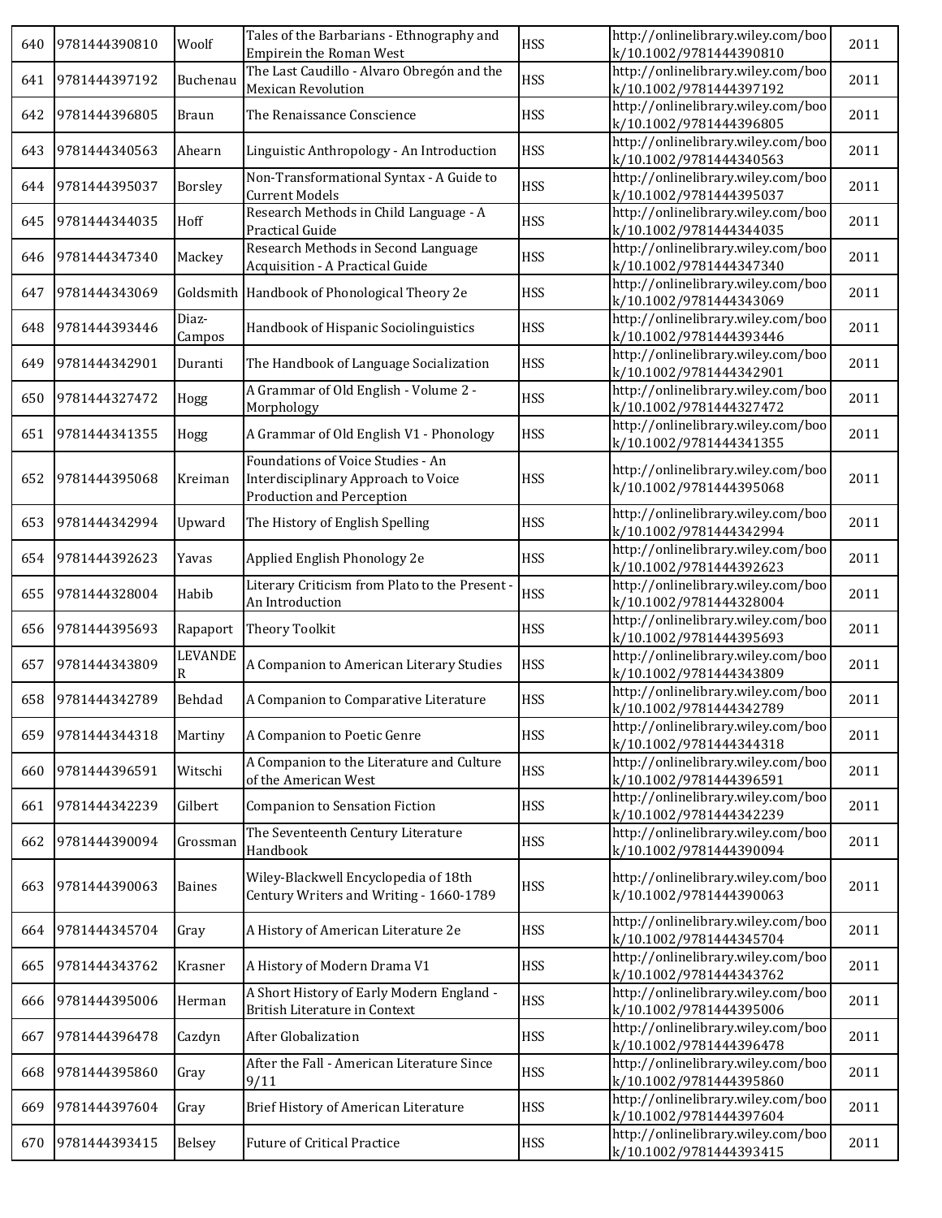| 640 | 9781444390810 | Woolf | Tales of the Barbarians - Ethnography and Empirein the Roman West | HSS | http://onlinelibrary.wiley.com/book/10.1002/9781444390810 | 2011 |
|---|---|---|---|---|---|---|
| 641 | 9781444397192 | Buchenau | The Last Caudillo - Alvaro Obregón and the Mexican Revolution | HSS | http://onlinelibrary.wiley.com/book/10.1002/9781444397192 | 2011 |
| 642 | 9781444396805 | Braun | The Renaissance Conscience | HSS | http://onlinelibrary.wiley.com/book/10.1002/9781444396805 | 2011 |
| 643 | 9781444340563 | Ahearn | Linguistic Anthropology - An Introduction | HSS | http://onlinelibrary.wiley.com/book/10.1002/9781444340563 | 2011 |
| 644 | 9781444395037 | Borsley | Non-Transformational Syntax - A Guide to Current Models | HSS | http://onlinelibrary.wiley.com/book/10.1002/9781444395037 | 2011 |
| 645 | 9781444344035 | Hoff | Research Methods in Child Language - A Practical Guide | HSS | http://onlinelibrary.wiley.com/book/10.1002/9781444344035 | 2011 |
| 646 | 9781444347340 | Mackey | Research Methods in Second Language Acquisition - A Practical Guide | HSS | http://onlinelibrary.wiley.com/book/10.1002/9781444347340 | 2011 |
| 647 | 9781444343069 | Goldsmith | Handbook of Phonological Theory 2e | HSS | http://onlinelibrary.wiley.com/book/10.1002/9781444343069 | 2011 |
| 648 | 9781444393446 | Diaz-Campos | Handbook of Hispanic Sociolinguistics | HSS | http://onlinelibrary.wiley.com/book/10.1002/9781444393446 | 2011 |
| 649 | 9781444342901 | Duranti | The Handbook of Language Socialization | HSS | http://onlinelibrary.wiley.com/book/10.1002/9781444342901 | 2011 |
| 650 | 9781444327472 | Hogg | A Grammar of Old English - Volume 2 - Morphology | HSS | http://onlinelibrary.wiley.com/book/10.1002/9781444327472 | 2011 |
| 651 | 9781444341355 | Hogg | A Grammar of Old English V1 - Phonology | HSS | http://onlinelibrary.wiley.com/book/10.1002/9781444341355 | 2011 |
| 652 | 9781444395068 | Kreiman | Foundations of Voice Studies - An Interdisciplinary Approach to Voice Production and Perception | HSS | http://onlinelibrary.wiley.com/book/10.1002/9781444395068 | 2011 |
| 653 | 9781444342994 | Upward | The History of English Spelling | HSS | http://onlinelibrary.wiley.com/book/10.1002/9781444342994 | 2011 |
| 654 | 9781444392623 | Yavas | Applied English Phonology 2e | HSS | http://onlinelibrary.wiley.com/book/10.1002/9781444392623 | 2011 |
| 655 | 9781444328004 | Habib | Literary Criticism from Plato to the Present - An Introduction | HSS | http://onlinelibrary.wiley.com/book/10.1002/9781444328004 | 2011 |
| 656 | 9781444395693 | Rapaport | Theory Toolkit | HSS | http://onlinelibrary.wiley.com/book/10.1002/9781444395693 | 2011 |
| 657 | 9781444343809 | LEVANDER | A Companion to American Literary Studies | HSS | http://onlinelibrary.wiley.com/book/10.1002/9781444343809 | 2011 |
| 658 | 9781444342789 | Behdad | A Companion to Comparative Literature | HSS | http://onlinelibrary.wiley.com/book/10.1002/9781444342789 | 2011 |
| 659 | 9781444344318 | Martiny | A Companion to Poetic Genre | HSS | http://onlinelibrary.wiley.com/book/10.1002/9781444344318 | 2011 |
| 660 | 9781444396591 | Witschi | A Companion to the Literature and Culture of the American West | HSS | http://onlinelibrary.wiley.com/book/10.1002/9781444396591 | 2011 |
| 661 | 9781444342239 | Gilbert | Companion to Sensation Fiction | HSS | http://onlinelibrary.wiley.com/book/10.1002/9781444342239 | 2011 |
| 662 | 9781444390094 | Grossman | The Seventeenth Century Literature Handbook | HSS | http://onlinelibrary.wiley.com/book/10.1002/9781444390094 | 2011 |
| 663 | 9781444390063 | Baines | Wiley-Blackwell Encyclopedia of 18th Century Writers and Writing - 1660-1789 | HSS | http://onlinelibrary.wiley.com/book/10.1002/9781444390063 | 2011 |
| 664 | 9781444345704 | Gray | A History of American Literature 2e | HSS | http://onlinelibrary.wiley.com/book/10.1002/9781444345704 | 2011 |
| 665 | 9781444343762 | Krasner | A History of Modern Drama V1 | HSS | http://onlinelibrary.wiley.com/book/10.1002/9781444343762 | 2011 |
| 666 | 9781444395006 | Herman | A Short History of Early Modern England - British Literature in Context | HSS | http://onlinelibrary.wiley.com/book/10.1002/9781444395006 | 2011 |
| 667 | 9781444396478 | Cazdyn | After Globalization | HSS | http://onlinelibrary.wiley.com/book/10.1002/9781444396478 | 2011 |
| 668 | 9781444395860 | Gray | After the Fall - American Literature Since 9/11 | HSS | http://onlinelibrary.wiley.com/book/10.1002/9781444395860 | 2011 |
| 669 | 9781444397604 | Gray | Brief History of American Literature | HSS | http://onlinelibrary.wiley.com/book/10.1002/9781444397604 | 2011 |
| 670 | 9781444393415 | Belsey | Future of Critical Practice | HSS | http://onlinelibrary.wiley.com/book/10.1002/9781444393415 | 2011 |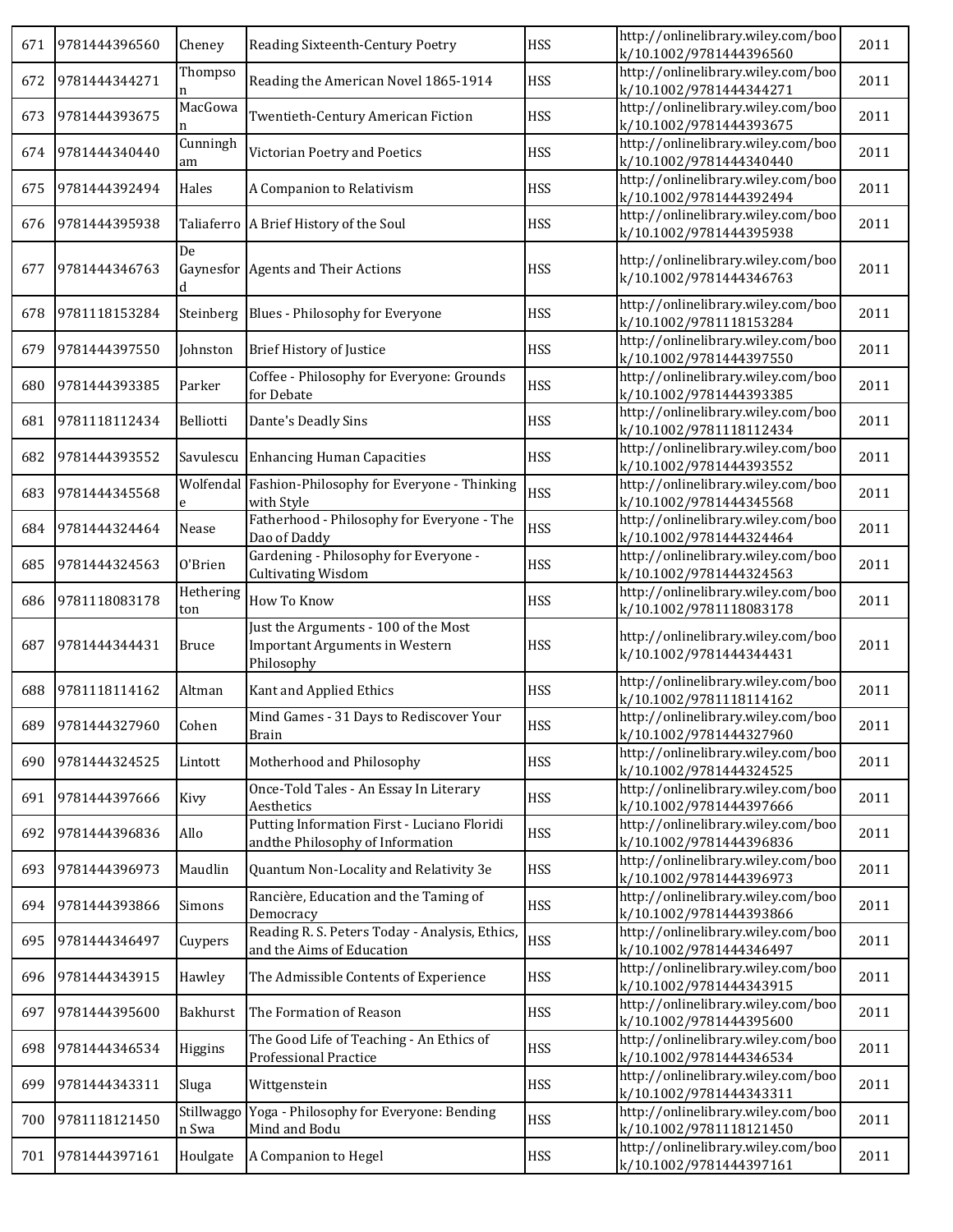| 671 | 9781444396560 | Cheney | Reading Sixteenth-Century Poetry | HSS | http://onlinelibrary.wiley.com/book/10.1002/9781444396560 | 2011 |
|---|---|---|---|---|---|---|
| 672 | 9781444344271 | Thompson | Reading the American Novel 1865-1914 | HSS | http://onlinelibrary.wiley.com/book/10.1002/9781444344271 | 2011 |
| 673 | 9781444393675 | MacGowan | Twentieth-Century American Fiction | HSS | http://onlinelibrary.wiley.com/book/10.1002/9781444393675 | 2011 |
| 674 | 9781444340440 | Cunningham | Victorian Poetry and Poetics | HSS | http://onlinelibrary.wiley.com/book/10.1002/9781444340440 | 2011 |
| 675 | 9781444392494 | Hales | A Companion to Relativism | HSS | http://onlinelibrary.wiley.com/book/10.1002/9781444392494 | 2011 |
| 676 | 9781444395938 | Taliaferro | A Brief History of the Soul | HSS | http://onlinelibrary.wiley.com/book/10.1002/9781444395938 | 2011 |
| 677 | 9781444346763 | De Gaynesford | Agents and Their Actions | HSS | http://onlinelibrary.wiley.com/book/10.1002/9781444346763 | 2011 |
| 678 | 9781118153284 | Steinberg | Blues - Philosophy for Everyone | HSS | http://onlinelibrary.wiley.com/book/10.1002/9781118153284 | 2011 |
| 679 | 9781444397550 | Johnston | Brief History of Justice | HSS | http://onlinelibrary.wiley.com/book/10.1002/9781444397550 | 2011 |
| 680 | 9781444393385 | Parker | Coffee - Philosophy for Everyone: Grounds for Debate | HSS | http://onlinelibrary.wiley.com/book/10.1002/9781444393385 | 2011 |
| 681 | 9781118112434 | Belliotti | Dante's Deadly Sins | HSS | http://onlinelibrary.wiley.com/book/10.1002/9781118112434 | 2011 |
| 682 | 9781444393552 | Savulescu | Enhancing Human Capacities | HSS | http://onlinelibrary.wiley.com/book/10.1002/9781444393552 | 2011 |
| 683 | 9781444345568 | Wolfendale | Fashion-Philosophy for Everyone - Thinking with Style | HSS | http://onlinelibrary.wiley.com/book/10.1002/9781444345568 | 2011 |
| 684 | 9781444324464 | Nease | Fatherhood - Philosophy for Everyone - The Dao of Daddy | HSS | http://onlinelibrary.wiley.com/book/10.1002/9781444324464 | 2011 |
| 685 | 9781444324563 | O'Brien | Gardening - Philosophy for Everyone - Cultivating Wisdom | HSS | http://onlinelibrary.wiley.com/book/10.1002/9781444324563 | 2011 |
| 686 | 9781118083178 | Hetherington | How To Know | HSS | http://onlinelibrary.wiley.com/book/10.1002/9781118083178 | 2011 |
| 687 | 9781444344431 | Bruce | Just the Arguments - 100 of the Most Important Arguments in Western Philosophy | HSS | http://onlinelibrary.wiley.com/book/10.1002/9781444344431 | 2011 |
| 688 | 9781118114162 | Altman | Kant and Applied Ethics | HSS | http://onlinelibrary.wiley.com/book/10.1002/9781118114162 | 2011 |
| 689 | 9781444327960 | Cohen | Mind Games - 31 Days to Rediscover Your Brain | HSS | http://onlinelibrary.wiley.com/book/10.1002/9781444327960 | 2011 |
| 690 | 9781444324525 | Lintott | Motherhood and Philosophy | HSS | http://onlinelibrary.wiley.com/book/10.1002/9781444324525 | 2011 |
| 691 | 9781444397666 | Kivy | Once-Told Tales - An Essay In Literary Aesthetics | HSS | http://onlinelibrary.wiley.com/book/10.1002/9781444397666 | 2011 |
| 692 | 9781444396836 | Allo | Putting Information First - Luciano Floridi andthe Philosophy of Information | HSS | http://onlinelibrary.wiley.com/book/10.1002/9781444396836 | 2011 |
| 693 | 9781444396973 | Maudlin | Quantum Non-Locality and Relativity 3e | HSS | http://onlinelibrary.wiley.com/book/10.1002/9781444396973 | 2011 |
| 694 | 9781444393866 | Simons | Rancière, Education and the Taming of Democracy | HSS | http://onlinelibrary.wiley.com/book/10.1002/9781444393866 | 2011 |
| 695 | 9781444346497 | Cuypers | Reading R. S. Peters Today - Analysis, Ethics, and the Aims of Education | HSS | http://onlinelibrary.wiley.com/book/10.1002/9781444346497 | 2011 |
| 696 | 9781444343915 | Hawley | The Admissible Contents of Experience | HSS | http://onlinelibrary.wiley.com/book/10.1002/9781444343915 | 2011 |
| 697 | 9781444395600 | Bakhurst | The Formation of Reason | HSS | http://onlinelibrary.wiley.com/book/10.1002/9781444395600 | 2011 |
| 698 | 9781444346534 | Higgins | The Good Life of Teaching - An Ethics of Professional Practice | HSS | http://onlinelibrary.wiley.com/book/10.1002/9781444346534 | 2011 |
| 699 | 9781444343311 | Sluga | Wittgenstein | HSS | http://onlinelibrary.wiley.com/book/10.1002/9781444343311 | 2011 |
| 700 | 9781118121450 | Stillwaggon Swa | Yoga - Philosophy for Everyone: Bending Mind and Bodu | HSS | http://onlinelibrary.wiley.com/book/10.1002/9781118121450 | 2011 |
| 701 | 9781444397161 | Houlgate | A Companion to Hegel | HSS | http://onlinelibrary.wiley.com/book/10.1002/9781444397161 | 2011 |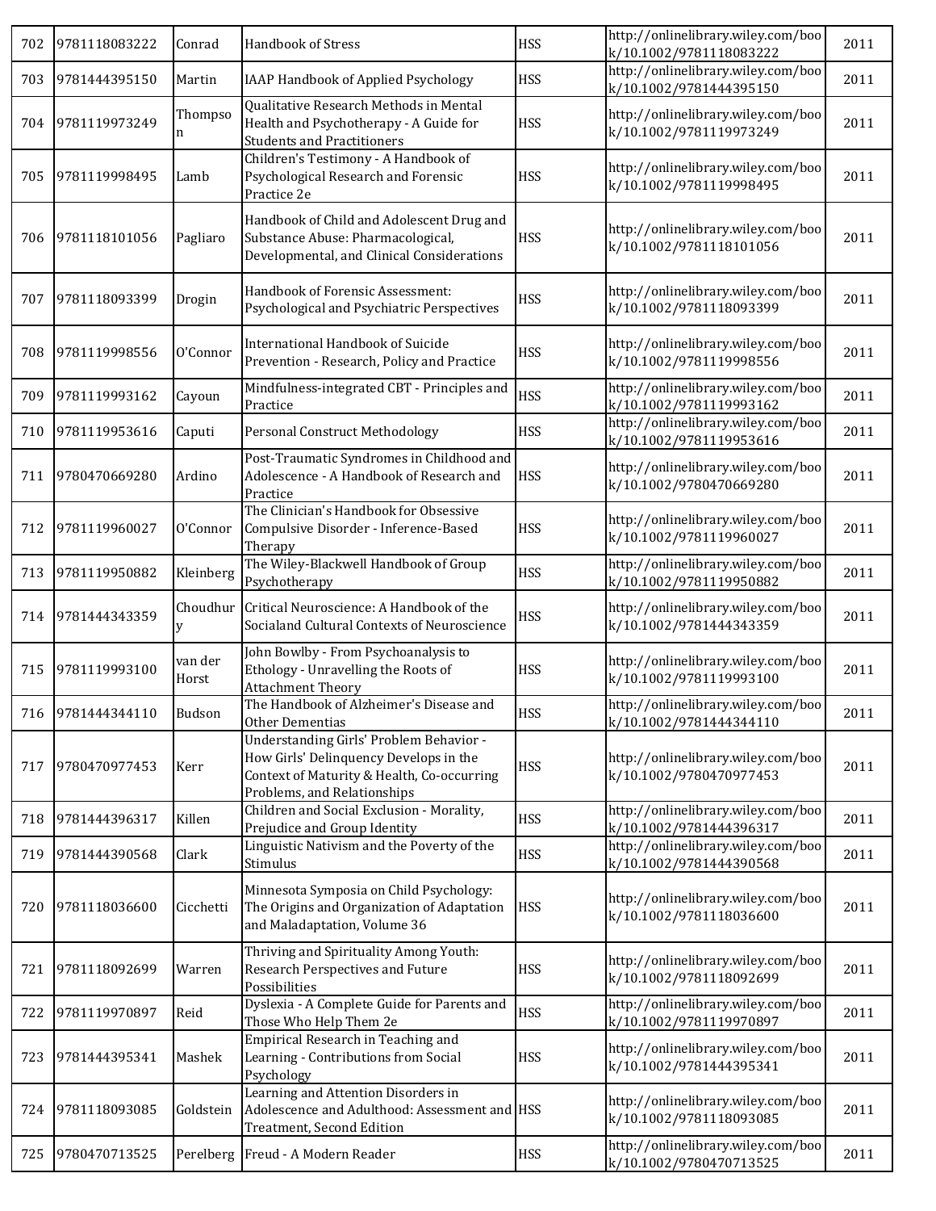| 702 | 9781118083222 | Conrad | Handbook of Stress | HSS | http://onlinelibrary.wiley.com/book/10.1002/9781118083222 | 2011 |
|---|---|---|---|---|---|---|
| 703 | 9781444395150 | Martin | IAAP Handbook of Applied Psychology | HSS | http://onlinelibrary.wiley.com/book/10.1002/9781444395150 | 2011 |
| 704 | 9781119973249 | Thompson | Qualitative Research Methods in Mental Health and Psychotherapy - A Guide for Students and Practitioners | HSS | http://onlinelibrary.wiley.com/book/10.1002/9781119973249 | 2011 |
| 705 | 9781119998495 | Lamb | Children's Testimony - A Handbook of Psychological Research and Forensic Practice 2e | HSS | http://onlinelibrary.wiley.com/book/10.1002/9781119998495 | 2011 |
| 706 | 9781118101056 | Pagliaro | Handbook of Child and Adolescent Drug and Substance Abuse: Pharmacological, Developmental, and Clinical Considerations | HSS | http://onlinelibrary.wiley.com/book/10.1002/9781118101056 | 2011 |
| 707 | 9781118093399 | Drogin | Handbook of Forensic Assessment: Psychological and Psychiatric Perspectives | HSS | http://onlinelibrary.wiley.com/book/10.1002/9781118093399 | 2011 |
| 708 | 9781119998556 | O'Connor | International Handbook of Suicide Prevention - Research, Policy and Practice | HSS | http://onlinelibrary.wiley.com/book/10.1002/9781119998556 | 2011 |
| 709 | 9781119993162 | Cayoun | Mindfulness-integrated CBT - Principles and Practice | HSS | http://onlinelibrary.wiley.com/book/10.1002/9781119993162 | 2011 |
| 710 | 9781119953616 | Caputi | Personal Construct Methodology | HSS | http://onlinelibrary.wiley.com/book/10.1002/9781119953616 | 2011 |
| 711 | 9780470669280 | Ardino | Post-Traumatic Syndromes in Childhood and Adolescence - A Handbook of Research and Practice | HSS | http://onlinelibrary.wiley.com/book/10.1002/9780470669280 | 2011 |
| 712 | 9781119960027 | O'Connor | The Clinician's Handbook for Obsessive Compulsive Disorder - Inference-Based Therapy | HSS | http://onlinelibrary.wiley.com/book/10.1002/9781119960027 | 2011 |
| 713 | 9781119950882 | Kleinberg | The Wiley-Blackwell Handbook of Group Psychotherapy | HSS | http://onlinelibrary.wiley.com/book/10.1002/9781119950882 | 2011 |
| 714 | 9781444343359 | Choudhury | Critical Neuroscience: A Handbook of the Socialand Cultural Contexts of Neuroscience | HSS | http://onlinelibrary.wiley.com/book/10.1002/9781444343359 | 2011 |
| 715 | 9781119993100 | van der Horst | John Bowlby - From Psychoanalysis to Ethology - Unravelling the Roots of Attachment Theory | HSS | http://onlinelibrary.wiley.com/book/10.1002/9781119993100 | 2011 |
| 716 | 9781444344110 | Budson | The Handbook of Alzheimer's Disease and Other Dementias | HSS | http://onlinelibrary.wiley.com/book/10.1002/9781444344110 | 2011 |
| 717 | 9780470977453 | Kerr | Understanding Girls' Problem Behavior - How Girls' Delinquency Develops in the Context of Maturity & Health, Co-occurring Problems, and Relationships | HSS | http://onlinelibrary.wiley.com/book/10.1002/9780470977453 | 2011 |
| 718 | 9781444396317 | Killen | Children and Social Exclusion - Morality, Prejudice and Group Identity | HSS | http://onlinelibrary.wiley.com/book/10.1002/9781444396317 | 2011 |
| 719 | 9781444390568 | Clark | Linguistic Nativism and the Poverty of the Stimulus | HSS | http://onlinelibrary.wiley.com/book/10.1002/9781444390568 | 2011 |
| 720 | 9781118036600 | Cicchetti | Minnesota Symposia on Child Psychology: The Origins and Organization of Adaptation and Maladaptation, Volume 36 | HSS | http://onlinelibrary.wiley.com/book/10.1002/9781118036600 | 2011 |
| 721 | 9781118092699 | Warren | Thriving and Spirituality Among Youth: Research Perspectives and Future Possibilities | HSS | http://onlinelibrary.wiley.com/book/10.1002/9781118092699 | 2011 |
| 722 | 9781119970897 | Reid | Dyslexia - A Complete Guide for Parents and Those Who Help Them 2e | HSS | http://onlinelibrary.wiley.com/book/10.1002/9781119970897 | 2011 |
| 723 | 9781444395341 | Mashek | Empirical Research in Teaching and Learning - Contributions from Social Psychology | HSS | http://onlinelibrary.wiley.com/book/10.1002/9781444395341 | 2011 |
| 724 | 9781118093085 | Goldstein | Learning and Attention Disorders in Adolescence and Adulthood: Assessment and Treatment, Second Edition | HSS | http://onlinelibrary.wiley.com/book/10.1002/9781118093085 | 2011 |
| 725 | 9780470713525 | Perelberg | Freud - A Modern Reader | HSS | http://onlinelibrary.wiley.com/book/10.1002/9780470713525 | 2011 |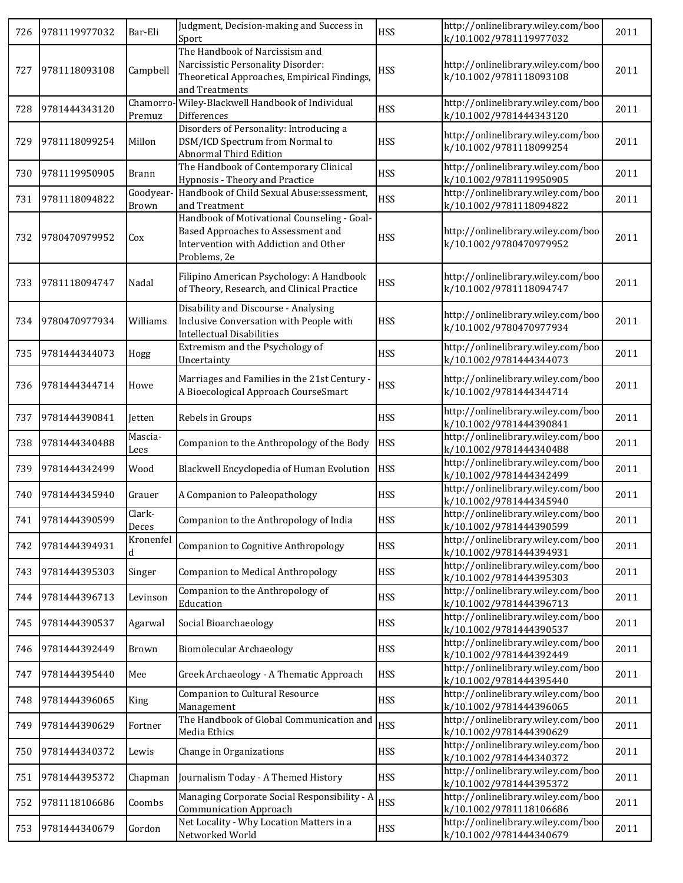| 726 | 9781119977032 | Bar-Eli | Judgment, Decision-making and Success in Sport | HSS | http://onlinelibrary.wiley.com/book/10.1002/9781119977032 | 2011 |
|---|---|---|---|---|---|---|
| 727 | 9781118093108 | Campbell | The Handbook of Narcissism and Narcissistic Personality Disorder: Theoretical Approaches, Empirical Findings, and Treatments | HSS | http://onlinelibrary.wiley.com/book/10.1002/9781118093108 | 2011 |
| 728 | 9781444343120 | Chamorro-Premuz | Wiley-Blackwell Handbook of Individual Differences | HSS | http://onlinelibrary.wiley.com/book/10.1002/9781444343120 | 2011 |
| 729 | 9781118099254 | Millon | Disorders of Personality: Introducing a DSM/ICD Spectrum from Normal to Abnormal Third Edition | HSS | http://onlinelibrary.wiley.com/book/10.1002/9781118099254 | 2011 |
| 730 | 9781119950905 | Brann | The Handbook of Contemporary Clinical Hypnosis - Theory and Practice | HSS | http://onlinelibrary.wiley.com/book/10.1002/9781119950905 | 2011 |
| 731 | 9781118094822 | Goodyear-Brown | Handbook of Child Sexual Abuse:ssessment, and Treatment | HSS | http://onlinelibrary.wiley.com/book/10.1002/9781118094822 | 2011 |
| 732 | 9780470979952 | Cox | Handbook of Motivational Counseling - Goal-Based Approaches to Assessment and Intervention with Addiction and Other Problems, 2e | HSS | http://onlinelibrary.wiley.com/book/10.1002/9780470979952 | 2011 |
| 733 | 9781118094747 | Nadal | Filipino American Psychology: A Handbook of Theory, Research, and Clinical Practice | HSS | http://onlinelibrary.wiley.com/book/10.1002/9781118094747 | 2011 |
| 734 | 9780470977934 | Williams | Disability and Discourse - Analysing Inclusive Conversation with People with Intellectual Disabilities | HSS | http://onlinelibrary.wiley.com/book/10.1002/9780470977934 | 2011 |
| 735 | 9781444344073 | Hogg | Extremism and the Psychology of Uncertainty | HSS | http://onlinelibrary.wiley.com/book/10.1002/9781444344073 | 2011 |
| 736 | 9781444344714 | Howe | Marriages and Families in the 21st Century - A Bioecological Approach CourseSmart | HSS | http://onlinelibrary.wiley.com/book/10.1002/9781444344714 | 2011 |
| 737 | 9781444390841 | Jetten | Rebels in Groups | HSS | http://onlinelibrary.wiley.com/book/10.1002/9781444390841 | 2011 |
| 738 | 9781444340488 | Mascia-Lees | Companion to the Anthropology of the Body | HSS | http://onlinelibrary.wiley.com/book/10.1002/9781444340488 | 2011 |
| 739 | 9781444342499 | Wood | Blackwell Encyclopedia of Human Evolution | HSS | http://onlinelibrary.wiley.com/book/10.1002/9781444342499 | 2011 |
| 740 | 9781444345940 | Grauer | A Companion to Paleopathology | HSS | http://onlinelibrary.wiley.com/book/10.1002/9781444345940 | 2011 |
| 741 | 9781444390599 | Clark-Deces | Companion to the Anthropology of India | HSS | http://onlinelibrary.wiley.com/book/10.1002/9781444390599 | 2011 |
| 742 | 9781444394931 | Kronenfeld | Companion to Cognitive Anthropology | HSS | http://onlinelibrary.wiley.com/book/10.1002/9781444394931 | 2011 |
| 743 | 9781444395303 | Singer | Companion to Medical Anthropology | HSS | http://onlinelibrary.wiley.com/book/10.1002/9781444395303 | 2011 |
| 744 | 9781444396713 | Levinson | Companion to the Anthropology of Education | HSS | http://onlinelibrary.wiley.com/book/10.1002/9781444396713 | 2011 |
| 745 | 9781444390537 | Agarwal | Social Bioarchaeology | HSS | http://onlinelibrary.wiley.com/book/10.1002/9781444390537 | 2011 |
| 746 | 9781444392449 | Brown | Biomolecular Archaeology | HSS | http://onlinelibrary.wiley.com/book/10.1002/9781444392449 | 2011 |
| 747 | 9781444395440 | Mee | Greek Archaeology - A Thematic Approach | HSS | http://onlinelibrary.wiley.com/book/10.1002/9781444395440 | 2011 |
| 748 | 9781444396065 | King | Companion to Cultural Resource Management | HSS | http://onlinelibrary.wiley.com/book/10.1002/9781444396065 | 2011 |
| 749 | 9781444390629 | Fortner | The Handbook of Global Communication and Media Ethics | HSS | http://onlinelibrary.wiley.com/book/10.1002/9781444390629 | 2011 |
| 750 | 9781444340372 | Lewis | Change in Organizations | HSS | http://onlinelibrary.wiley.com/book/10.1002/9781444340372 | 2011 |
| 751 | 9781444395372 | Chapman | Journalism Today - A Themed History | HSS | http://onlinelibrary.wiley.com/book/10.1002/9781444395372 | 2011 |
| 752 | 9781118106686 | Coombs | Managing Corporate Social Responsibility - A Communication Approach | HSS | http://onlinelibrary.wiley.com/book/10.1002/9781118106686 | 2011 |
| 753 | 9781444340679 | Gordon | Net Locality - Why Location Matters in a Networked World | HSS | http://onlinelibrary.wiley.com/book/10.1002/9781444340679 | 2011 |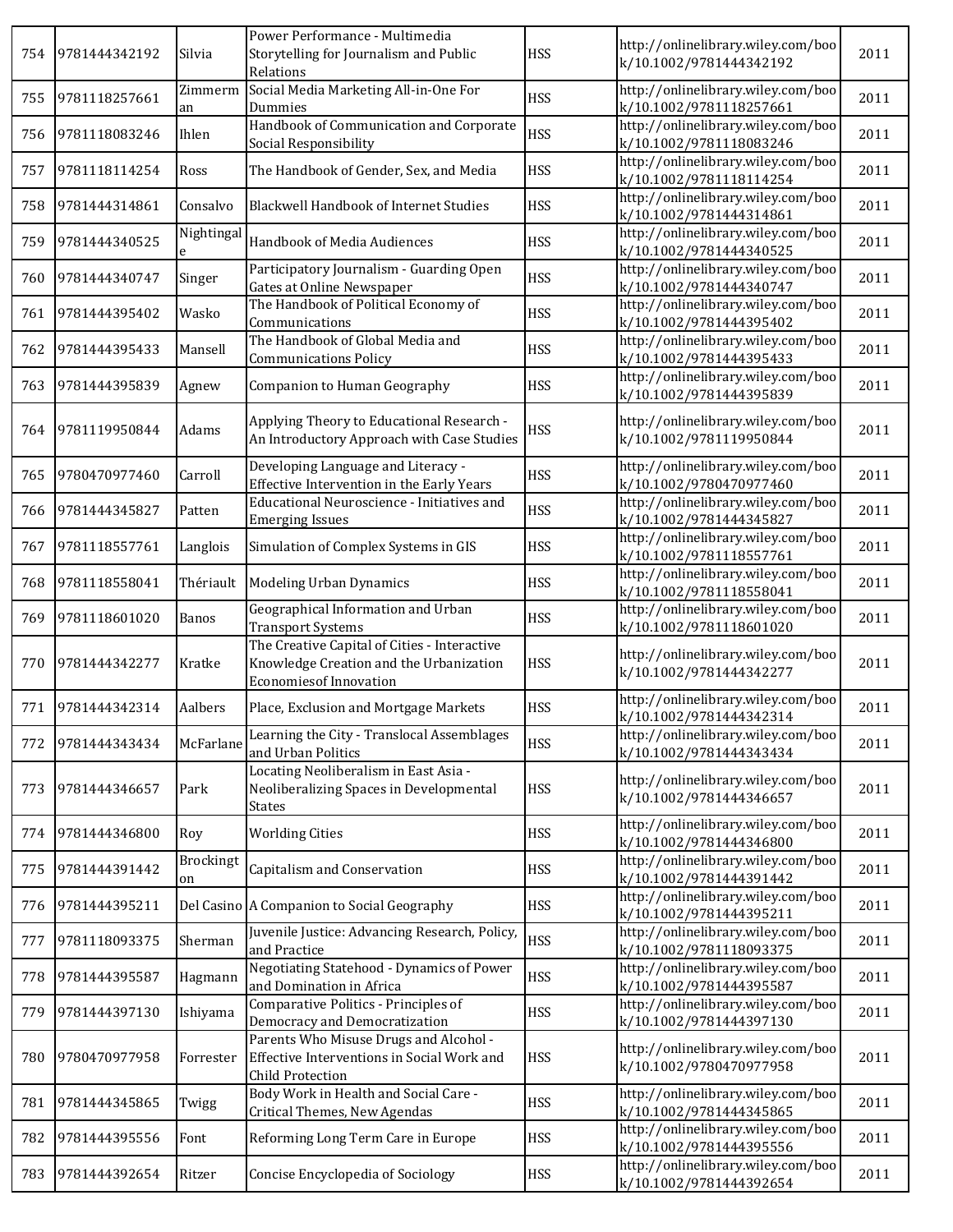| 754 | 9781444342192 | Silvia | Power Performance - Multimedia Storytelling for Journalism and Public Relations | HSS | http://onlinelibrary.wiley.com/book/10.1002/9781444342192 | 2011 |
|---|---|---|---|---|---|---|
| 755 | 9781118257661 | Zimmerman | Social Media Marketing All-in-One For Dummies | HSS | http://onlinelibrary.wiley.com/book/10.1002/9781118257661 | 2011 |
| 756 | 9781118083246 | Ihlen | Handbook of Communication and Corporate Social Responsibility | HSS | http://onlinelibrary.wiley.com/book/10.1002/9781118083246 | 2011 |
| 757 | 9781118114254 | Ross | The Handbook of Gender, Sex, and Media | HSS | http://onlinelibrary.wiley.com/book/10.1002/9781118114254 | 2011 |
| 758 | 9781444314861 | Consalvo | Blackwell Handbook of Internet Studies | HSS | http://onlinelibrary.wiley.com/book/10.1002/9781444314861 | 2011 |
| 759 | 9781444340525 | Nightingale | Handbook of Media Audiences | HSS | http://onlinelibrary.wiley.com/book/10.1002/9781444340525 | 2011 |
| 760 | 9781444340747 | Singer | Participatory Journalism - Guarding Open Gates at Online Newspaper | HSS | http://onlinelibrary.wiley.com/book/10.1002/9781444340747 | 2011 |
| 761 | 9781444395402 | Wasko | The Handbook of Political Economy of Communications | HSS | http://onlinelibrary.wiley.com/book/10.1002/9781444395402 | 2011 |
| 762 | 9781444395433 | Mansell | The Handbook of Global Media and Communications Policy | HSS | http://onlinelibrary.wiley.com/book/10.1002/9781444395433 | 2011 |
| 763 | 9781444395839 | Agnew | Companion to Human Geography | HSS | http://onlinelibrary.wiley.com/book/10.1002/9781444395839 | 2011 |
| 764 | 9781119950844 | Adams | Applying Theory to Educational Research - An Introductory Approach with Case Studies | HSS | http://onlinelibrary.wiley.com/book/10.1002/9781119950844 | 2011 |
| 765 | 9780470977460 | Carroll | Developing Language and Literacy - Effective Intervention in the Early Years | HSS | http://onlinelibrary.wiley.com/book/10.1002/9780470977460 | 2011 |
| 766 | 9781444345827 | Patten | Educational Neuroscience - Initiatives and Emerging Issues | HSS | http://onlinelibrary.wiley.com/book/10.1002/9781444345827 | 2011 |
| 767 | 9781118557761 | Langlois | Simulation of Complex Systems in GIS | HSS | http://onlinelibrary.wiley.com/book/10.1002/9781118557761 | 2011 |
| 768 | 9781118558041 | Thériault | Modeling Urban Dynamics | HSS | http://onlinelibrary.wiley.com/book/10.1002/9781118558041 | 2011 |
| 769 | 9781118601020 | Banos | Geographical Information and Urban Transport Systems | HSS | http://onlinelibrary.wiley.com/book/10.1002/9781118601020 | 2011 |
| 770 | 9781444342277 | Kratke | The Creative Capital of Cities - Interactive Knowledge Creation and the Urbanization Economiesof Innovation | HSS | http://onlinelibrary.wiley.com/book/10.1002/9781444342277 | 2011 |
| 771 | 9781444342314 | Aalbers | Place, Exclusion and Mortgage Markets | HSS | http://onlinelibrary.wiley.com/book/10.1002/9781444342314 | 2011 |
| 772 | 9781444343434 | McFarlane | Learning the City - Translocal Assemblages and Urban Politics | HSS | http://onlinelibrary.wiley.com/book/10.1002/9781444343434 | 2011 |
| 773 | 9781444346657 | Park | Locating Neoliberalism in East Asia - Neoliberalizing Spaces in Developmental States | HSS | http://onlinelibrary.wiley.com/book/10.1002/9781444346657 | 2011 |
| 774 | 9781444346800 | Roy | Worlding Cities | HSS | http://onlinelibrary.wiley.com/book/10.1002/9781444346800 | 2011 |
| 775 | 9781444391442 | Brockington | Capitalism and Conservation | HSS | http://onlinelibrary.wiley.com/book/10.1002/9781444391442 | 2011 |
| 776 | 9781444395211 | Del Casino | A Companion to Social Geography | HSS | http://onlinelibrary.wiley.com/book/10.1002/9781444395211 | 2011 |
| 777 | 9781118093375 | Sherman | Juvenile Justice: Advancing Research, Policy, and Practice | HSS | http://onlinelibrary.wiley.com/book/10.1002/9781118093375 | 2011 |
| 778 | 9781444395587 | Hagmann | Negotiating Statehood - Dynamics of Power and Domination in Africa | HSS | http://onlinelibrary.wiley.com/book/10.1002/9781444395587 | 2011 |
| 779 | 9781444397130 | Ishiyama | Comparative Politics - Principles of Democracy and Democratization | HSS | http://onlinelibrary.wiley.com/book/10.1002/9781444397130 | 2011 |
| 780 | 9780470977958 | Forrester | Parents Who Misuse Drugs and Alcohol - Effective Interventions in Social Work and Child Protection | HSS | http://onlinelibrary.wiley.com/book/10.1002/9780470977958 | 2011 |
| 781 | 9781444345865 | Twigg | Body Work in Health and Social Care - Critical Themes, New Agendas | HSS | http://onlinelibrary.wiley.com/book/10.1002/9781444345865 | 2011 |
| 782 | 9781444395556 | Font | Reforming Long Term Care in Europe | HSS | http://onlinelibrary.wiley.com/book/10.1002/9781444395556 | 2011 |
| 783 | 9781444392654 | Ritzer | Concise Encyclopedia of Sociology | HSS | http://onlinelibrary.wiley.com/book/10.1002/9781444392654 | 2011 |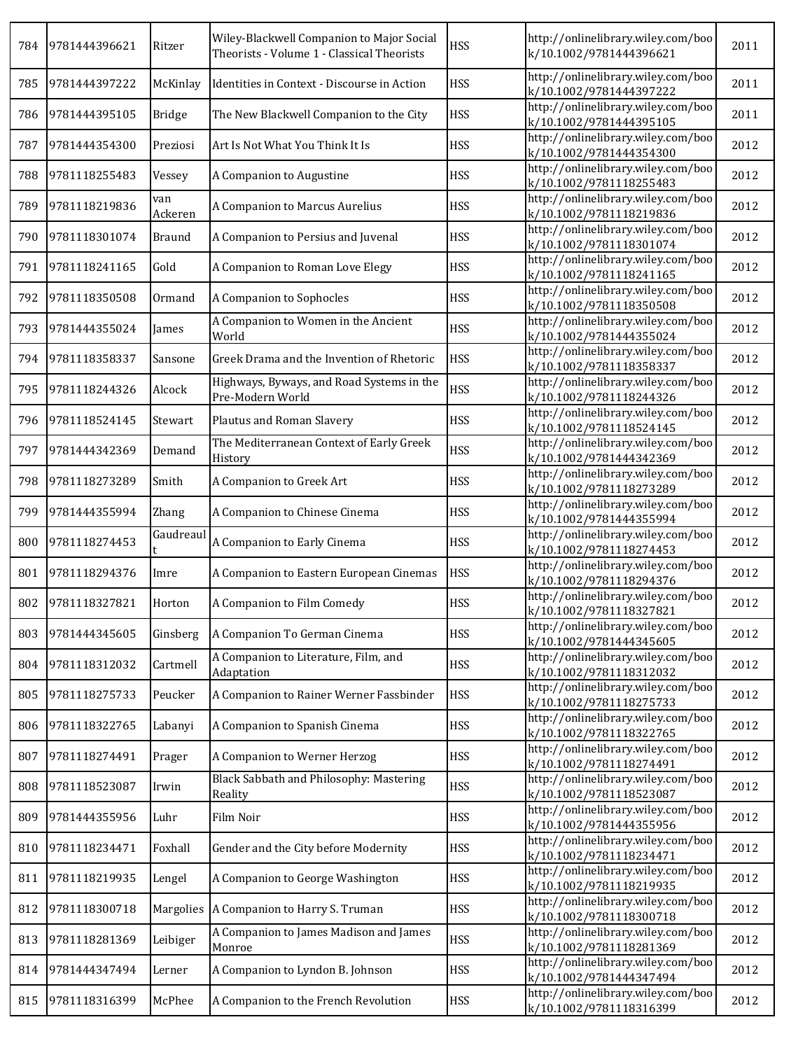| | | | | | | |
|---|---|---|---|---|---|---|
| 784 | 9781444396621 | Ritzer | Wiley-Blackwell Companion to Major Social Theorists - Volume 1 - Classical Theorists | HSS | http://onlinelibrary.wiley.com/book/10.1002/9781444396621 | 2011 |
| 785 | 9781444397222 | McKinlay | Identities in Context - Discourse in Action | HSS | http://onlinelibrary.wiley.com/book/10.1002/9781444397222 | 2011 |
| 786 | 9781444395105 | Bridge | The New Blackwell Companion to the City | HSS | http://onlinelibrary.wiley.com/book/10.1002/9781444395105 | 2011 |
| 787 | 9781444354300 | Preziosi | Art Is Not What You Think It Is | HSS | http://onlinelibrary.wiley.com/book/10.1002/9781444354300 | 2012 |
| 788 | 9781118255483 | Vessey | A Companion to Augustine | HSS | http://onlinelibrary.wiley.com/book/10.1002/9781118255483 | 2012 |
| 789 | 9781118219836 | van Ackeren | A Companion to Marcus Aurelius | HSS | http://onlinelibrary.wiley.com/book/10.1002/9781118219836 | 2012 |
| 790 | 9781118301074 | Braund | A Companion to Persius and Juvenal | HSS | http://onlinelibrary.wiley.com/book/10.1002/9781118301074 | 2012 |
| 791 | 9781118241165 | Gold | A Companion to Roman Love Elegy | HSS | http://onlinelibrary.wiley.com/book/10.1002/9781118241165 | 2012 |
| 792 | 9781118350508 | Ormand | A Companion to Sophocles | HSS | http://onlinelibrary.wiley.com/book/10.1002/9781118350508 | 2012 |
| 793 | 9781444355024 | James | A Companion to Women in the Ancient World | HSS | http://onlinelibrary.wiley.com/book/10.1002/9781444355024 | 2012 |
| 794 | 9781118358337 | Sansone | Greek Drama and the Invention of Rhetoric | HSS | http://onlinelibrary.wiley.com/book/10.1002/9781118358337 | 2012 |
| 795 | 9781118244326 | Alcock | Highways, Byways, and Road Systems in the Pre-Modern World | HSS | http://onlinelibrary.wiley.com/book/10.1002/9781118244326 | 2012 |
| 796 | 9781118524145 | Stewart | Plautus and Roman Slavery | HSS | http://onlinelibrary.wiley.com/book/10.1002/9781118524145 | 2012 |
| 797 | 9781444342369 | Demand | The Mediterranean Context of Early Greek History | HSS | http://onlinelibrary.wiley.com/book/10.1002/9781444342369 | 2012 |
| 798 | 9781118273289 | Smith | A Companion to Greek Art | HSS | http://onlinelibrary.wiley.com/book/10.1002/9781118273289 | 2012 |
| 799 | 9781444355994 | Zhang | A Companion to Chinese Cinema | HSS | http://onlinelibrary.wiley.com/book/10.1002/9781444355994 | 2012 |
| 800 | 9781118274453 | Gaudreault | A Companion to Early Cinema | HSS | http://onlinelibrary.wiley.com/book/10.1002/9781118274453 | 2012 |
| 801 | 9781118294376 | Imre | A Companion to Eastern European Cinemas | HSS | http://onlinelibrary.wiley.com/book/10.1002/9781118294376 | 2012 |
| 802 | 9781118327821 | Horton | A Companion to Film Comedy | HSS | http://onlinelibrary.wiley.com/book/10.1002/9781118327821 | 2012 |
| 803 | 9781444345605 | Ginsberg | A Companion To German Cinema | HSS | http://onlinelibrary.wiley.com/book/10.1002/9781444345605 | 2012 |
| 804 | 9781118312032 | Cartmell | A Companion to Literature, Film, and Adaptation | HSS | http://onlinelibrary.wiley.com/book/10.1002/9781118312032 | 2012 |
| 805 | 9781118275733 | Peucker | A Companion to Rainer Werner Fassbinder | HSS | http://onlinelibrary.wiley.com/book/10.1002/9781118275733 | 2012 |
| 806 | 9781118322765 | Labanyi | A Companion to Spanish Cinema | HSS | http://onlinelibrary.wiley.com/book/10.1002/9781118322765 | 2012 |
| 807 | 9781118274491 | Prager | A Companion to Werner Herzog | HSS | http://onlinelibrary.wiley.com/book/10.1002/9781118274491 | 2012 |
| 808 | 9781118523087 | Irwin | Black Sabbath and Philosophy: Mastering Reality | HSS | http://onlinelibrary.wiley.com/book/10.1002/9781118523087 | 2012 |
| 809 | 9781444355956 | Luhr | Film Noir | HSS | http://onlinelibrary.wiley.com/book/10.1002/9781444355956 | 2012 |
| 810 | 9781118234471 | Foxhall | Gender and the City before Modernity | HSS | http://onlinelibrary.wiley.com/book/10.1002/9781118234471 | 2012 |
| 811 | 9781118219935 | Lengel | A Companion to George Washington | HSS | http://onlinelibrary.wiley.com/book/10.1002/9781118219935 | 2012 |
| 812 | 9781118300718 | Margolies | A Companion to Harry S. Truman | HSS | http://onlinelibrary.wiley.com/book/10.1002/9781118300718 | 2012 |
| 813 | 9781118281369 | Leibiger | A Companion to James Madison and James Monroe | HSS | http://onlinelibrary.wiley.com/book/10.1002/9781118281369 | 2012 |
| 814 | 9781444347494 | Lerner | A Companion to Lyndon B. Johnson | HSS | http://onlinelibrary.wiley.com/book/10.1002/9781444347494 | 2012 |
| 815 | 9781118316399 | McPhee | A Companion to the French Revolution | HSS | http://onlinelibrary.wiley.com/book/10.1002/9781118316399 | 2012 |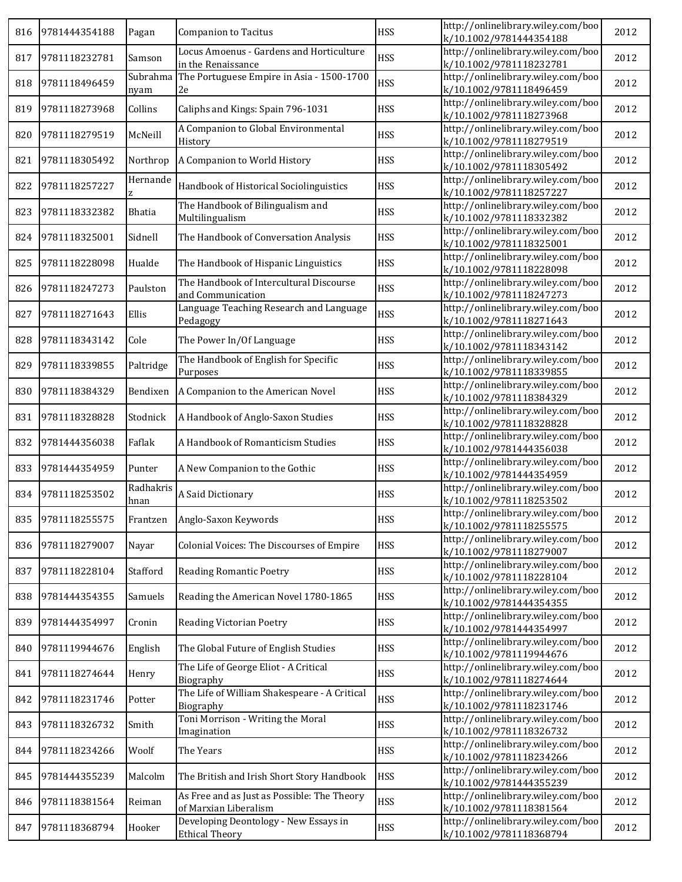| 816 | 9781444354188 | Pagan | Companion to Tacitus | HSS | http://onlinelibrary.wiley.com/book/10.1002/9781444354188 | 2012 |
|---|---|---|---|---|---|---|
| 817 | 9781118232781 | Samson | Locus Amoenus - Gardens and Horticulture in the Renaissance | HSS | http://onlinelibrary.wiley.com/book/10.1002/9781118232781 | 2012 |
| 818 | 9781118496459 | Subrahmanyam | The Portuguese Empire in Asia - 1500-1700 2e | HSS | http://onlinelibrary.wiley.com/book/10.1002/9781118496459 | 2012 |
| 819 | 9781118273968 | Collins | Caliphs and Kings: Spain 796-1031 | HSS | http://onlinelibrary.wiley.com/book/10.1002/9781118273968 | 2012 |
| 820 | 9781118279519 | McNeill | A Companion to Global Environmental History | HSS | http://onlinelibrary.wiley.com/book/10.1002/9781118279519 | 2012 |
| 821 | 9781118305492 | Northrop | A Companion to World History | HSS | http://onlinelibrary.wiley.com/book/10.1002/9781118305492 | 2012 |
| 822 | 9781118257227 | Hernandez | Handbook of Historical Sociolinguistics | HSS | http://onlinelibrary.wiley.com/book/10.1002/9781118257227 | 2012 |
| 823 | 9781118332382 | Bhatia | The Handbook of Bilingualism and Multilingualism | HSS | http://onlinelibrary.wiley.com/book/10.1002/9781118332382 | 2012 |
| 824 | 9781118325001 | Sidnell | The Handbook of Conversation Analysis | HSS | http://onlinelibrary.wiley.com/book/10.1002/9781118325001 | 2012 |
| 825 | 9781118228098 | Hualde | The Handbook of Hispanic Linguistics | HSS | http://onlinelibrary.wiley.com/book/10.1002/9781118228098 | 2012 |
| 826 | 9781118247273 | Paulston | The Handbook of Intercultural Discourse and Communication | HSS | http://onlinelibrary.wiley.com/book/10.1002/9781118247273 | 2012 |
| 827 | 9781118271643 | Ellis | Language Teaching Research and Language Pedagogy | HSS | http://onlinelibrary.wiley.com/book/10.1002/9781118271643 | 2012 |
| 828 | 9781118343142 | Cole | The Power In/Of Language | HSS | http://onlinelibrary.wiley.com/book/10.1002/9781118343142 | 2012 |
| 829 | 9781118339855 | Paltridge | The Handbook of English for Specific Purposes | HSS | http://onlinelibrary.wiley.com/book/10.1002/9781118339855 | 2012 |
| 830 | 9781118384329 | Bendixen | A Companion to the American Novel | HSS | http://onlinelibrary.wiley.com/book/10.1002/9781118384329 | 2012 |
| 831 | 9781118328828 | Stodnick | A Handbook of Anglo-Saxon Studies | HSS | http://onlinelibrary.wiley.com/book/10.1002/9781118328828 | 2012 |
| 832 | 9781444356038 | Faflak | A Handbook of Romanticism Studies | HSS | http://onlinelibrary.wiley.com/book/10.1002/9781444356038 | 2012 |
| 833 | 9781444354959 | Punter | A New Companion to the Gothic | HSS | http://onlinelibrary.wiley.com/book/10.1002/9781444354959 | 2012 |
| 834 | 9781118253502 | Radhakrishnan | A Said Dictionary | HSS | http://onlinelibrary.wiley.com/book/10.1002/9781118253502 | 2012 |
| 835 | 9781118255575 | Frantzen | Anglo-Saxon Keywords | HSS | http://onlinelibrary.wiley.com/book/10.1002/9781118255575 | 2012 |
| 836 | 9781118279007 | Nayar | Colonial Voices: The Discourses of Empire | HSS | http://onlinelibrary.wiley.com/book/10.1002/9781118279007 | 2012 |
| 837 | 9781118228104 | Stafford | Reading Romantic Poetry | HSS | http://onlinelibrary.wiley.com/book/10.1002/9781118228104 | 2012 |
| 838 | 9781444354355 | Samuels | Reading the American Novel 1780-1865 | HSS | http://onlinelibrary.wiley.com/book/10.1002/9781444354355 | 2012 |
| 839 | 9781444354997 | Cronin | Reading Victorian Poetry | HSS | http://onlinelibrary.wiley.com/book/10.1002/9781444354997 | 2012 |
| 840 | 9781119944676 | English | The Global Future of English Studies | HSS | http://onlinelibrary.wiley.com/book/10.1002/9781119944676 | 2012 |
| 841 | 9781118274644 | Henry | The Life of George Eliot - A Critical Biography | HSS | http://onlinelibrary.wiley.com/book/10.1002/9781118274644 | 2012 |
| 842 | 9781118231746 | Potter | The Life of William Shakespeare - A Critical Biography | HSS | http://onlinelibrary.wiley.com/book/10.1002/9781118231746 | 2012 |
| 843 | 9781118326732 | Smith | Toni Morrison - Writing the Moral Imagination | HSS | http://onlinelibrary.wiley.com/book/10.1002/9781118326732 | 2012 |
| 844 | 9781118234266 | Woolf | The Years | HSS | http://onlinelibrary.wiley.com/book/10.1002/9781118234266 | 2012 |
| 845 | 9781444355239 | Malcolm | The British and Irish Short Story Handbook | HSS | http://onlinelibrary.wiley.com/book/10.1002/9781444355239 | 2012 |
| 846 | 9781118381564 | Reiman | As Free and as Just as Possible: The Theory of Marxian Liberalism | HSS | http://onlinelibrary.wiley.com/book/10.1002/9781118381564 | 2012 |
| 847 | 9781118368794 | Hooker | Developing Deontology - New Essays in Ethical Theory | HSS | http://onlinelibrary.wiley.com/book/10.1002/9781118368794 | 2012 |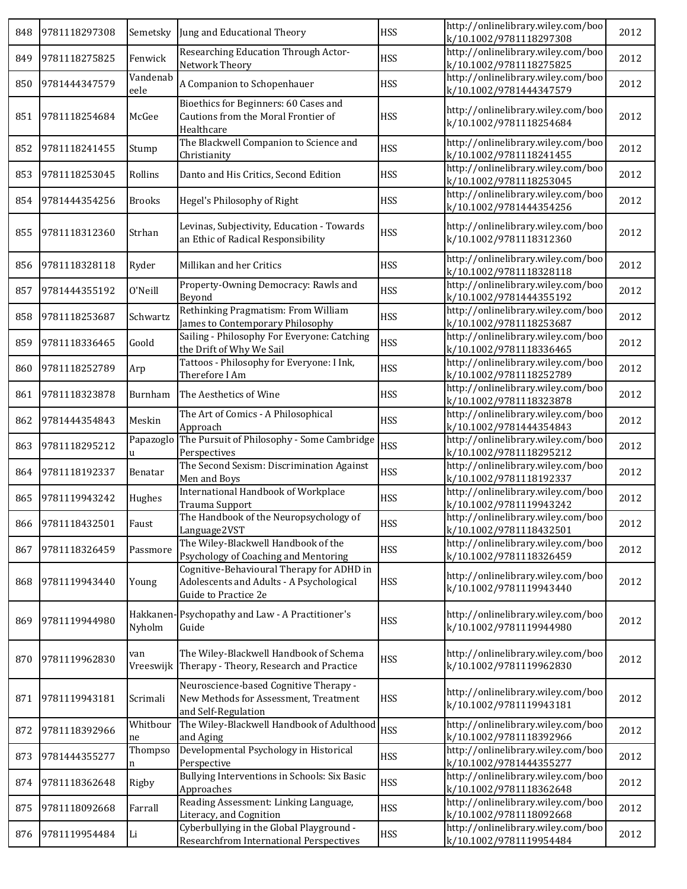| 848 | 9781118297308 | Semetsky | Jung and Educational Theory | HSS | http://onlinelibrary.wiley.com/book/10.1002/9781118297308 | 2012 |
|---|---|---|---|---|---|---|
| 849 | 9781118275825 | Fenwick | Researching Education Through Actor-Network Theory | HSS | http://onlinelibrary.wiley.com/book/10.1002/9781118275825 | 2012 |
| 850 | 9781444347579 | Vandenabeele | A Companion to Schopenhauer | HSS | http://onlinelibrary.wiley.com/book/10.1002/9781444347579 | 2012 |
| 851 | 9781118254684 | McGee | Bioethics for Beginners: 60 Cases and Cautions from the Moral Frontier of Healthcare | HSS | http://onlinelibrary.wiley.com/book/10.1002/9781118254684 | 2012 |
| 852 | 9781118241455 | Stump | The Blackwell Companion to Science and Christianity | HSS | http://onlinelibrary.wiley.com/book/10.1002/9781118241455 | 2012 |
| 853 | 9781118253045 | Rollins | Danto and His Critics, Second Edition | HSS | http://onlinelibrary.wiley.com/book/10.1002/9781118253045 | 2012 |
| 854 | 9781444354256 | Brooks | Hegel's Philosophy of Right | HSS | http://onlinelibrary.wiley.com/book/10.1002/9781444354256 | 2012 |
| 855 | 9781118312360 | Strhan | Levinas, Subjectivity, Education - Towards an Ethic of Radical Responsibility | HSS | http://onlinelibrary.wiley.com/book/10.1002/9781118312360 | 2012 |
| 856 | 9781118328118 | Ryder | Millikan and her Critics | HSS | http://onlinelibrary.wiley.com/book/10.1002/9781118328118 | 2012 |
| 857 | 9781444355192 | O'Neill | Property-Owning Democracy: Rawls and Beyond | HSS | http://onlinelibrary.wiley.com/book/10.1002/9781444355192 | 2012 |
| 858 | 9781118253687 | Schwartz | Rethinking Pragmatism: From William James to Contemporary Philosophy | HSS | http://onlinelibrary.wiley.com/book/10.1002/9781118253687 | 2012 |
| 859 | 9781118336465 | Goold | Sailing - Philosophy For Everyone: Catching the Drift of Why We Sail | HSS | http://onlinelibrary.wiley.com/book/10.1002/9781118336465 | 2012 |
| 860 | 9781118252789 | Arp | Tattoos - Philosophy for Everyone: I Ink, Therefore I Am | HSS | http://onlinelibrary.wiley.com/book/10.1002/9781118252789 | 2012 |
| 861 | 9781118323878 | Burnham | The Aesthetics of Wine | HSS | http://onlinelibrary.wiley.com/book/10.1002/9781118323878 | 2012 |
| 862 | 9781444354843 | Meskin | The Art of Comics - A Philosophical Approach | HSS | http://onlinelibrary.wiley.com/book/10.1002/9781444354843 | 2012 |
| 863 | 9781118295212 | Papazoglou | The Pursuit of Philosophy - Some Cambridge Perspectives | HSS | http://onlinelibrary.wiley.com/book/10.1002/9781118295212 | 2012 |
| 864 | 9781118192337 | Benatar | The Second Sexism: Discrimination Against Men and Boys | HSS | http://onlinelibrary.wiley.com/book/10.1002/9781118192337 | 2012 |
| 865 | 9781119943242 | Hughes | International Handbook of Workplace Trauma Support | HSS | http://onlinelibrary.wiley.com/book/10.1002/9781119943242 | 2012 |
| 866 | 9781118432501 | Faust | The Handbook of the Neuropsychology of Language2VST | HSS | http://onlinelibrary.wiley.com/book/10.1002/9781118432501 | 2012 |
| 867 | 9781118326459 | Passmore | The Wiley-Blackwell Handbook of the Psychology of Coaching and Mentoring | HSS | http://onlinelibrary.wiley.com/book/10.1002/9781118326459 | 2012 |
| 868 | 9781119943440 | Young | Cognitive-Behavioural Therapy for ADHD in Adolescents and Adults - A Psychological Guide to Practice 2e | HSS | http://onlinelibrary.wiley.com/book/10.1002/9781119943440 | 2012 |
| 869 | 9781119944980 | Hakkanen-Nyholm | Psychopathy and Law - A Practitioner's Guide | HSS | http://onlinelibrary.wiley.com/book/10.1002/9781119944980 | 2012 |
| 870 | 9781119962830 | van Vreeswijk | The Wiley-Blackwell Handbook of Schema Therapy - Theory, Research and Practice | HSS | http://onlinelibrary.wiley.com/book/10.1002/9781119962830 | 2012 |
| 871 | 9781119943181 | Scrimali | Neuroscience-based Cognitive Therapy - New Methods for Assessment, Treatment and Self-Regulation | HSS | http://onlinelibrary.wiley.com/book/10.1002/9781119943181 | 2012 |
| 872 | 9781118392966 | Whitbourne | The Wiley-Blackwell Handbook of Adulthood and Aging | HSS | http://onlinelibrary.wiley.com/book/10.1002/9781118392966 | 2012 |
| 873 | 9781444355277 | Thompson | Developmental Psychology in Historical Perspective | HSS | http://onlinelibrary.wiley.com/book/10.1002/9781444355277 | 2012 |
| 874 | 9781118362648 | Rigby | Bullying Interventions in Schools: Six Basic Approaches | HSS | http://onlinelibrary.wiley.com/book/10.1002/9781118362648 | 2012 |
| 875 | 9781118092668 | Farrall | Reading Assessment: Linking Language, Literacy, and Cognition | HSS | http://onlinelibrary.wiley.com/book/10.1002/9781118092668 | 2012 |
| 876 | 9781119954484 | Li | Cyberbullying in the Global Playground - Researchfrom International Perspectives | HSS | http://onlinelibrary.wiley.com/book/10.1002/9781119954484 | 2012 |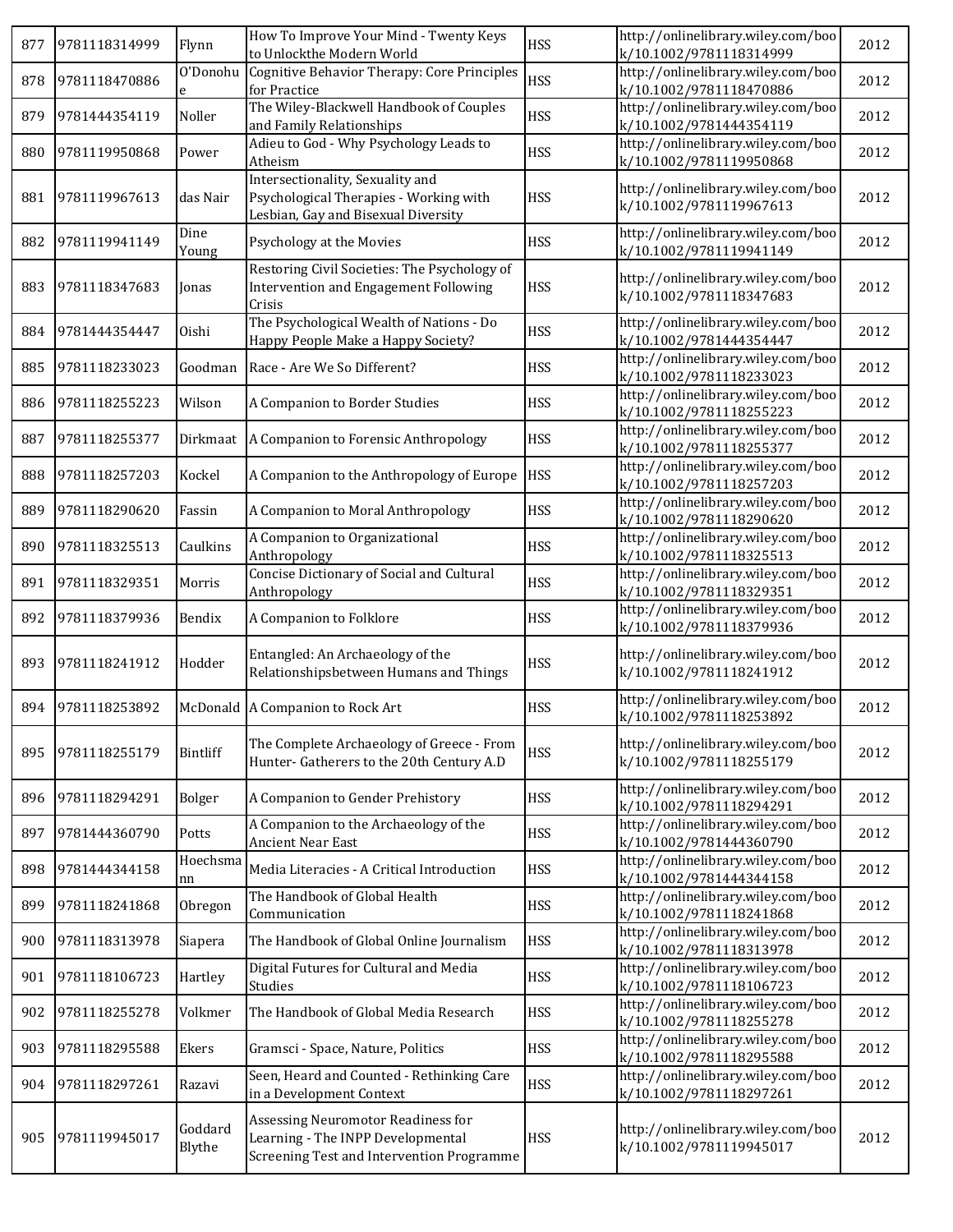| 877 | 9781118314999 | Flynn | How To Improve Your Mind - Twenty Keys to Unlockthe Modern World | HSS | http://onlinelibrary.wiley.com/book/10.1002/9781118314999 | 2012 |
|---|---|---|---|---|---|---|
| 878 | 9781118470886 | O'Donohue | Cognitive Behavior Therapy: Core Principles for Practice | HSS | http://onlinelibrary.wiley.com/book/10.1002/9781118470886 | 2012 |
| 879 | 9781444354119 | Noller | The Wiley-Blackwell Handbook of Couples and Family Relationships | HSS | http://onlinelibrary.wiley.com/book/10.1002/9781444354119 | 2012 |
| 880 | 9781119950868 | Power | Adieu to God - Why Psychology Leads to Atheism | HSS | http://onlinelibrary.wiley.com/book/10.1002/9781119950868 | 2012 |
| 881 | 9781119967613 | das Nair | Intersectionality, Sexuality and Psychological Therapies - Working with Lesbian, Gay and Bisexual Diversity | HSS | http://onlinelibrary.wiley.com/book/10.1002/9781119967613 | 2012 |
| 882 | 9781119941149 | Dine Young | Psychology at the Movies | HSS | http://onlinelibrary.wiley.com/book/10.1002/9781119941149 | 2012 |
| 883 | 9781118347683 | Jonas | Restoring Civil Societies: The Psychology of Intervention and Engagement Following Crisis | HSS | http://onlinelibrary.wiley.com/book/10.1002/9781118347683 | 2012 |
| 884 | 9781444354447 | Oishi | The Psychological Wealth of Nations - Do Happy People Make a Happy Society? | HSS | http://onlinelibrary.wiley.com/book/10.1002/9781444354447 | 2012 |
| 885 | 9781118233023 | Goodman | Race - Are We So Different? | HSS | http://onlinelibrary.wiley.com/book/10.1002/9781118233023 | 2012 |
| 886 | 9781118255223 | Wilson | A Companion to Border Studies | HSS | http://onlinelibrary.wiley.com/book/10.1002/9781118255223 | 2012 |
| 887 | 9781118255377 | Dirkmaat | A Companion to Forensic Anthropology | HSS | http://onlinelibrary.wiley.com/book/10.1002/9781118255377 | 2012 |
| 888 | 9781118257203 | Kockel | A Companion to the Anthropology of Europe | HSS | http://onlinelibrary.wiley.com/book/10.1002/9781118257203 | 2012 |
| 889 | 9781118290620 | Fassin | A Companion to Moral Anthropology | HSS | http://onlinelibrary.wiley.com/book/10.1002/9781118290620 | 2012 |
| 890 | 9781118325513 | Caulkins | A Companion to Organizational Anthropology | HSS | http://onlinelibrary.wiley.com/book/10.1002/9781118325513 | 2012 |
| 891 | 9781118329351 | Morris | Concise Dictionary of Social and Cultural Anthropology | HSS | http://onlinelibrary.wiley.com/book/10.1002/9781118329351 | 2012 |
| 892 | 9781118379936 | Bendix | A Companion to Folklore | HSS | http://onlinelibrary.wiley.com/book/10.1002/9781118379936 | 2012 |
| 893 | 9781118241912 | Hodder | Entangled: An Archaeology of the Relationshipsbetween Humans and Things | HSS | http://onlinelibrary.wiley.com/book/10.1002/9781118241912 | 2012 |
| 894 | 9781118253892 | McDonald | A Companion to Rock Art | HSS | http://onlinelibrary.wiley.com/book/10.1002/9781118253892 | 2012 |
| 895 | 9781118255179 | Bintliff | The Complete Archaeology of Greece - From Hunter- Gatherers to the 20th Century A.D | HSS | http://onlinelibrary.wiley.com/book/10.1002/9781118255179 | 2012 |
| 896 | 9781118294291 | Bolger | A Companion to Gender Prehistory | HSS | http://onlinelibrary.wiley.com/book/10.1002/9781118294291 | 2012 |
| 897 | 9781444360790 | Potts | A Companion to the Archaeology of the Ancient Near East | HSS | http://onlinelibrary.wiley.com/book/10.1002/9781444360790 | 2012 |
| 898 | 9781444344158 | Hoechsmann | Media Literacies - A Critical Introduction | HSS | http://onlinelibrary.wiley.com/book/10.1002/9781444344158 | 2012 |
| 899 | 9781118241868 | Obregon | The Handbook of Global Health Communication | HSS | http://onlinelibrary.wiley.com/book/10.1002/9781118241868 | 2012 |
| 900 | 9781118313978 | Siapera | The Handbook of Global Online Journalism | HSS | http://onlinelibrary.wiley.com/book/10.1002/9781118313978 | 2012 |
| 901 | 9781118106723 | Hartley | Digital Futures for Cultural and Media Studies | HSS | http://onlinelibrary.wiley.com/book/10.1002/9781118106723 | 2012 |
| 902 | 9781118255278 | Volkmer | The Handbook of Global Media Research | HSS | http://onlinelibrary.wiley.com/book/10.1002/9781118255278 | 2012 |
| 903 | 9781118295588 | Ekers | Gramsci - Space, Nature, Politics | HSS | http://onlinelibrary.wiley.com/book/10.1002/9781118295588 | 2012 |
| 904 | 9781118297261 | Razavi | Seen, Heard and Counted - Rethinking Care in a Development Context | HSS | http://onlinelibrary.wiley.com/book/10.1002/9781118297261 | 2012 |
| 905 | 9781119945017 | Goddard Blythe | Assessing Neuromotor Readiness for Learning - The INPP Developmental Screening Test and Intervention Programme | HSS | http://onlinelibrary.wiley.com/book/10.1002/9781119945017 | 2012 |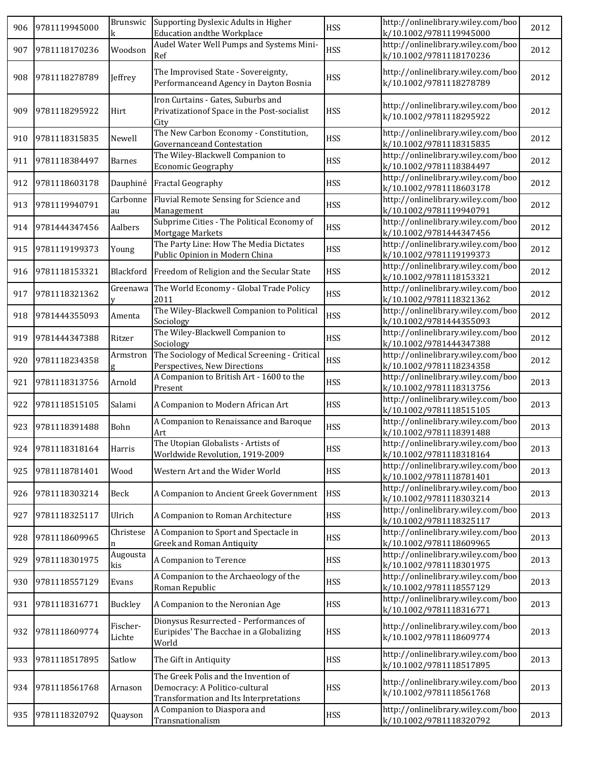| 906 | 9781119945000 | Brunswick | Supporting Dyslexic Adults in Higher Education andthe Workplace | HSS | http://onlinelibrary.wiley.com/book/10.1002/9781119945000 | 2012 |
|---|---|---|---|---|---|---|
| 907 | 9781118170236 | Woodson | Audel Water Well Pumps and Systems Mini-Ref | HSS | http://onlinelibrary.wiley.com/book/10.1002/9781118170236 | 2012 |
| 908 | 9781118278789 | Jeffrey | The Improvised State - Sovereignty, Performanceand Agency in Dayton Bosnia | HSS | http://onlinelibrary.wiley.com/book/10.1002/9781118278789 | 2012 |
| 909 | 9781118295922 | Hirt | Iron Curtains - Gates, Suburbs and Privatizationof Space in the Post-socialist City | HSS | http://onlinelibrary.wiley.com/book/10.1002/9781118295922 | 2012 |
| 910 | 9781118315835 | Newell | The New Carbon Economy - Constitution, Governanceand Contestation | HSS | http://onlinelibrary.wiley.com/book/10.1002/9781118315835 | 2012 |
| 911 | 9781118384497 | Barnes | The Wiley-Blackwell Companion to Economic Geography | HSS | http://onlinelibrary.wiley.com/book/10.1002/9781118384497 | 2012 |
| 912 | 9781118603178 | Dauphiné | Fractal Geography | HSS | http://onlinelibrary.wiley.com/book/10.1002/9781118603178 | 2012 |
| 913 | 9781119940791 | Carbonneau | Fluvial Remote Sensing for Science and Management | HSS | http://onlinelibrary.wiley.com/book/10.1002/9781119940791 | 2012 |
| 914 | 9781444347456 | Aalbers | Subprime Cities - The Political Economy of Mortgage Markets | HSS | http://onlinelibrary.wiley.com/book/10.1002/9781444347456 | 2012 |
| 915 | 9781119199373 | Young | The Party Line: How The Media Dictates Public Opinion in Modern China | HSS | http://onlinelibrary.wiley.com/book/10.1002/9781119199373 | 2012 |
| 916 | 9781118153321 | Blackford | Freedom of Religion and the Secular State | HSS | http://onlinelibrary.wiley.com/book/10.1002/9781118153321 | 2012 |
| 917 | 9781118321362 | Greenaway | The World Economy - Global Trade Policy 2011 | HSS | http://onlinelibrary.wiley.com/book/10.1002/9781118321362 | 2012 |
| 918 | 9781444355093 | Amenta | The Wiley-Blackwell Companion to Political Sociology | HSS | http://onlinelibrary.wiley.com/book/10.1002/9781444355093 | 2012 |
| 919 | 9781444347388 | Ritzer | The Wiley-Blackwell Companion to Sociology | HSS | http://onlinelibrary.wiley.com/book/10.1002/9781444347388 | 2012 |
| 920 | 9781118234358 | Armstrong | The Sociology of Medical Screening - Critical Perspectives, New Directions | HSS | http://onlinelibrary.wiley.com/book/10.1002/9781118234358 | 2012 |
| 921 | 9781118313756 | Arnold | A Companion to British Art - 1600 to the Present | HSS | http://onlinelibrary.wiley.com/book/10.1002/9781118313756 | 2013 |
| 922 | 9781118515105 | Salami | A Companion to Modern African Art | HSS | http://onlinelibrary.wiley.com/book/10.1002/9781118515105 | 2013 |
| 923 | 9781118391488 | Bohn | A Companion to Renaissance and Baroque Art | HSS | http://onlinelibrary.wiley.com/book/10.1002/9781118391488 | 2013 |
| 924 | 9781118318164 | Harris | The Utopian Globalists - Artists of Worldwide Revolution, 1919-2009 | HSS | http://onlinelibrary.wiley.com/book/10.1002/9781118318164 | 2013 |
| 925 | 9781118781401 | Wood | Western Art and the Wider World | HSS | http://onlinelibrary.wiley.com/book/10.1002/9781118781401 | 2013 |
| 926 | 9781118303214 | Beck | A Companion to Ancient Greek Government | HSS | http://onlinelibrary.wiley.com/book/10.1002/9781118303214 | 2013 |
| 927 | 9781118325117 | Ulrich | A Companion to Roman Architecture | HSS | http://onlinelibrary.wiley.com/book/10.1002/9781118325117 | 2013 |
| 928 | 9781118609965 | Christesen | A Companion to Sport and Spectacle in Greek and Roman Antiquity | HSS | http://onlinelibrary.wiley.com/book/10.1002/9781118609965 | 2013 |
| 929 | 9781118301975 | Augoustakis | A Companion to Terence | HSS | http://onlinelibrary.wiley.com/book/10.1002/9781118301975 | 2013 |
| 930 | 9781118557129 | Evans | A Companion to the Archaeology of the Roman Republic | HSS | http://onlinelibrary.wiley.com/book/10.1002/9781118557129 | 2013 |
| 931 | 9781118316771 | Buckley | A Companion to the Neronian Age | HSS | http://onlinelibrary.wiley.com/book/10.1002/9781118316771 | 2013 |
| 932 | 9781118609774 | Fischer-Lichte | Dionysus Resurrected - Performances of Euripides' The Bacchae in a Globalizing World | HSS | http://onlinelibrary.wiley.com/book/10.1002/9781118609774 | 2013 |
| 933 | 9781118517895 | Satlow | The Gift in Antiquity | HSS | http://onlinelibrary.wiley.com/book/10.1002/9781118517895 | 2013 |
| 934 | 9781118561768 | Arnason | The Greek Polis and the Invention of Democracy: A Politico-cultural Transformation and Its Interpretations | HSS | http://onlinelibrary.wiley.com/book/10.1002/9781118561768 | 2013 |
| 935 | 9781118320792 | Quayson | A Companion to Diaspora and Transnationalism | HSS | http://onlinelibrary.wiley.com/book/10.1002/9781118320792 | 2013 |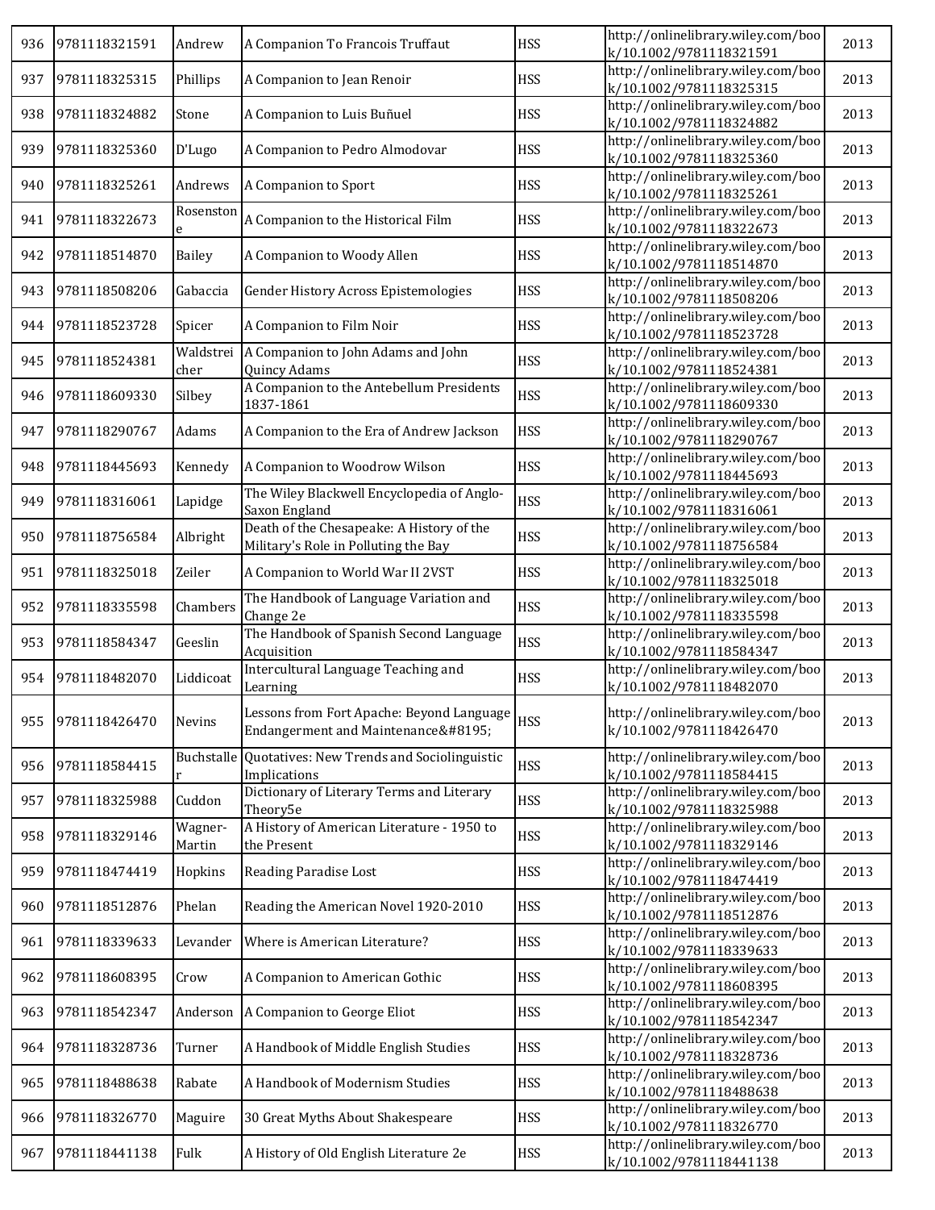| 936 | 9781118321591 | Andrew | A Companion To Francois Truffaut | HSS | http://onlinelibrary.wiley.com/book/10.1002/9781118321591 | 2013 |
|---|---|---|---|---|---|---|
| 937 | 9781118325315 | Phillips | A Companion to Jean Renoir | HSS | http://onlinelibrary.wiley.com/book/10.1002/9781118325315 | 2013 |
| 938 | 9781118324882 | Stone | A Companion to Luis Buñuel | HSS | http://onlinelibrary.wiley.com/book/10.1002/9781118324882 | 2013 |
| 939 | 9781118325360 | D'Lugo | A Companion to Pedro Almodovar | HSS | http://onlinelibrary.wiley.com/book/10.1002/9781118325360 | 2013 |
| 940 | 9781118325261 | Andrews | A Companion to Sport | HSS | http://onlinelibrary.wiley.com/book/10.1002/9781118325261 | 2013 |
| 941 | 9781118322673 | Rosenstone | A Companion to the Historical Film | HSS | http://onlinelibrary.wiley.com/book/10.1002/9781118322673 | 2013 |
| 942 | 9781118514870 | Bailey | A Companion to Woody Allen | HSS | http://onlinelibrary.wiley.com/book/10.1002/9781118514870 | 2013 |
| 943 | 9781118508206 | Gabaccia | Gender History Across Epistemologies | HSS | http://onlinelibrary.wiley.com/book/10.1002/9781118508206 | 2013 |
| 944 | 9781118523728 | Spicer | A Companion to Film Noir | HSS | http://onlinelibrary.wiley.com/book/10.1002/9781118523728 | 2013 |
| 945 | 9781118524381 | Waldstreicher | A Companion to John Adams and John Quincy Adams | HSS | http://onlinelibrary.wiley.com/book/10.1002/9781118524381 | 2013 |
| 946 | 9781118609330 | Silbey | A Companion to the Antebellum Presidents 1837-1861 | HSS | http://onlinelibrary.wiley.com/book/10.1002/9781118609330 | 2013 |
| 947 | 9781118290767 | Adams | A Companion to the Era of Andrew Jackson | HSS | http://onlinelibrary.wiley.com/book/10.1002/9781118290767 | 2013 |
| 948 | 9781118445693 | Kennedy | A Companion to Woodrow Wilson | HSS | http://onlinelibrary.wiley.com/book/10.1002/9781118445693 | 2013 |
| 949 | 9781118316061 | Lapidge | The Wiley Blackwell Encyclopedia of Anglo-Saxon England | HSS | http://onlinelibrary.wiley.com/book/10.1002/9781118316061 | 2013 |
| 950 | 9781118756584 | Albright | Death of the Chesapeake: A History of the Military's Role in Polluting the Bay | HSS | http://onlinelibrary.wiley.com/book/10.1002/9781118756584 | 2013 |
| 951 | 9781118325018 | Zeiler | A Companion to World War II 2VST | HSS | http://onlinelibrary.wiley.com/book/10.1002/9781118325018 | 2013 |
| 952 | 9781118335598 | Chambers | The Handbook of Language Variation and Change 2e | HSS | http://onlinelibrary.wiley.com/book/10.1002/9781118335598 | 2013 |
| 953 | 9781118584347 | Geeslin | The Handbook of Spanish Second Language Acquisition | HSS | http://onlinelibrary.wiley.com/book/10.1002/9781118584347 | 2013 |
| 954 | 9781118482070 | Liddicoat | Intercultural Language Teaching and Learning | HSS | http://onlinelibrary.wiley.com/book/10.1002/9781118482070 | 2013 |
| 955 | 9781118426470 | Nevins | Lessons from Fort Apache: Beyond Language Endangerment and Maintenance&#8195; | HSS | http://onlinelibrary.wiley.com/book/10.1002/9781118426470 | 2013 |
| 956 | 9781118584415 | Buchstaller | Quotatives: New Trends and Sociolinguistic Implications | HSS | http://onlinelibrary.wiley.com/book/10.1002/9781118584415 | 2013 |
| 957 | 9781118325988 | Cuddon | Dictionary of Literary Terms and Literary Theory5e | HSS | http://onlinelibrary.wiley.com/book/10.1002/9781118325988 | 2013 |
| 958 | 9781118329146 | Wagner-Martin | A History of American Literature - 1950 to the Present | HSS | http://onlinelibrary.wiley.com/book/10.1002/9781118329146 | 2013 |
| 959 | 9781118474419 | Hopkins | Reading Paradise Lost | HSS | http://onlinelibrary.wiley.com/book/10.1002/9781118474419 | 2013 |
| 960 | 9781118512876 | Phelan | Reading the American Novel 1920-2010 | HSS | http://onlinelibrary.wiley.com/book/10.1002/9781118512876 | 2013 |
| 961 | 9781118339633 | Levander | Where is American Literature? | HSS | http://onlinelibrary.wiley.com/book/10.1002/9781118339633 | 2013 |
| 962 | 9781118608395 | Crow | A Companion to American Gothic | HSS | http://onlinelibrary.wiley.com/book/10.1002/9781118608395 | 2013 |
| 963 | 9781118542347 | Anderson | A Companion to George Eliot | HSS | http://onlinelibrary.wiley.com/book/10.1002/9781118542347 | 2013 |
| 964 | 9781118328736 | Turner | A Handbook of Middle English Studies | HSS | http://onlinelibrary.wiley.com/book/10.1002/9781118328736 | 2013 |
| 965 | 9781118488638 | Rabate | A Handbook of Modernism Studies | HSS | http://onlinelibrary.wiley.com/book/10.1002/9781118488638 | 2013 |
| 966 | 9781118326770 | Maguire | 30 Great Myths About Shakespeare | HSS | http://onlinelibrary.wiley.com/book/10.1002/9781118326770 | 2013 |
| 967 | 9781118441138 | Fulk | A History of Old English Literature 2e | HSS | http://onlinelibrary.wiley.com/book/10.1002/9781118441138 | 2013 |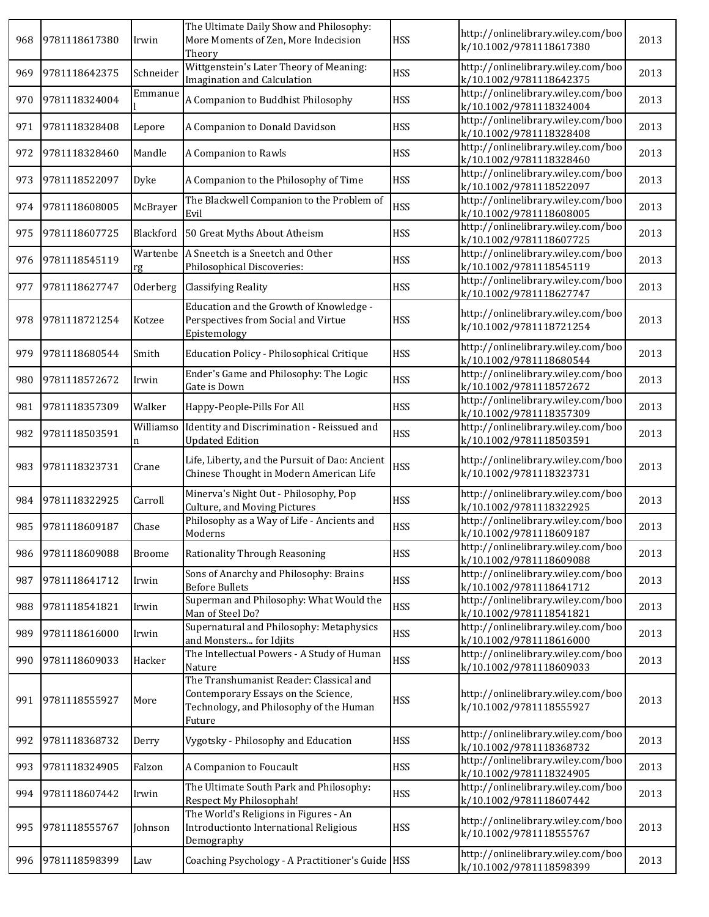| 968 | 9781118617380 | Irwin | The Ultimate Daily Show and Philosophy: More Moments of Zen, More Indecision Theory | HSS | http://onlinelibrary.wiley.com/book/10.1002/9781118617380 | 2013 |
|---|---|---|---|---|---|---|
| 969 | 9781118642375 | Schneider | Wittgenstein's Later Theory of Meaning: Imagination and Calculation | HSS | http://onlinelibrary.wiley.com/book/10.1002/9781118642375 | 2013 |
| 970 | 9781118324004 | Emmanuel | A Companion to Buddhist Philosophy | HSS | http://onlinelibrary.wiley.com/book/10.1002/9781118324004 | 2013 |
| 971 | 9781118328408 | Lepore | A Companion to Donald Davidson | HSS | http://onlinelibrary.wiley.com/book/10.1002/9781118328408 | 2013 |
| 972 | 9781118328460 | Mandle | A Companion to Rawls | HSS | http://onlinelibrary.wiley.com/book/10.1002/9781118328460 | 2013 |
| 973 | 9781118522097 | Dyke | A Companion to the Philosophy of Time | HSS | http://onlinelibrary.wiley.com/book/10.1002/9781118522097 | 2013 |
| 974 | 9781118608005 | McBrayer | The Blackwell Companion to the Problem of Evil | HSS | http://onlinelibrary.wiley.com/book/10.1002/9781118608005 | 2013 |
| 975 | 9781118607725 | Blackford | 50 Great Myths About Atheism | HSS | http://onlinelibrary.wiley.com/book/10.1002/9781118607725 | 2013 |
| 976 | 9781118545119 | Wartenberg | A Sneetch is a Sneetch and Other Philosophical Discoveries: | HSS | http://onlinelibrary.wiley.com/book/10.1002/9781118545119 | 2013 |
| 977 | 9781118627747 | Oderberg | Classifying Reality | HSS | http://onlinelibrary.wiley.com/book/10.1002/9781118627747 | 2013 |
| 978 | 9781118721254 | Kotzee | Education and the Growth of Knowledge - Perspectives from Social and Virtue Epistemology | HSS | http://onlinelibrary.wiley.com/book/10.1002/9781118721254 | 2013 |
| 979 | 9781118680544 | Smith | Education Policy - Philosophical Critique | HSS | http://onlinelibrary.wiley.com/book/10.1002/9781118680544 | 2013 |
| 980 | 9781118572672 | Irwin | Ender's Game and Philosophy: The Logic Gate is Down | HSS | http://onlinelibrary.wiley.com/book/10.1002/9781118572672 | 2013 |
| 981 | 9781118357309 | Walker | Happy-People-Pills For All | HSS | http://onlinelibrary.wiley.com/book/10.1002/9781118357309 | 2013 |
| 982 | 9781118503591 | Williamson | Identity and Discrimination - Reissued and Updated Edition | HSS | http://onlinelibrary.wiley.com/book/10.1002/9781118503591 | 2013 |
| 983 | 9781118323731 | Crane | Life, Liberty, and the Pursuit of Dao: Ancient Chinese Thought in Modern American Life | HSS | http://onlinelibrary.wiley.com/book/10.1002/9781118323731 | 2013 |
| 984 | 9781118322925 | Carroll | Minerva's Night Out - Philosophy, Pop Culture, and Moving Pictures | HSS | http://onlinelibrary.wiley.com/book/10.1002/9781118322925 | 2013 |
| 985 | 9781118609187 | Chase | Philosophy as a Way of Life - Ancients and Moderns | HSS | http://onlinelibrary.wiley.com/book/10.1002/9781118609187 | 2013 |
| 986 | 9781118609088 | Broome | Rationality Through Reasoning | HSS | http://onlinelibrary.wiley.com/book/10.1002/9781118609088 | 2013 |
| 987 | 9781118641712 | Irwin | Sons of Anarchy and Philosophy: Brains Before Bullets | HSS | http://onlinelibrary.wiley.com/book/10.1002/9781118641712 | 2013 |
| 988 | 9781118541821 | Irwin | Superman and Philosophy: What Would the Man of Steel Do? | HSS | http://onlinelibrary.wiley.com/book/10.1002/9781118541821 | 2013 |
| 989 | 9781118616000 | Irwin | Supernatural and Philosophy: Metaphysics and Monsters... for Idjits | HSS | http://onlinelibrary.wiley.com/book/10.1002/9781118616000 | 2013 |
| 990 | 9781118609033 | Hacker | The Intellectual Powers - A Study of Human Nature | HSS | http://onlinelibrary.wiley.com/book/10.1002/9781118609033 | 2013 |
| 991 | 9781118555927 | More | The Transhumanist Reader: Classical and Contemporary Essays on the Science, Technology, and Philosophy of the Human Future | HSS | http://onlinelibrary.wiley.com/book/10.1002/9781118555927 | 2013 |
| 992 | 9781118368732 | Derry | Vygotsky - Philosophy and Education | HSS | http://onlinelibrary.wiley.com/book/10.1002/9781118368732 | 2013 |
| 993 | 9781118324905 | Falzon | A Companion to Foucault | HSS | http://onlinelibrary.wiley.com/book/10.1002/9781118324905 | 2013 |
| 994 | 9781118607442 | Irwin | The Ultimate South Park and Philosophy: Respect My Philosophah! | HSS | http://onlinelibrary.wiley.com/book/10.1002/9781118607442 | 2013 |
| 995 | 9781118555767 | Johnson | The World's Religions in Figures - An Introductionto International Religious Demography | HSS | http://onlinelibrary.wiley.com/book/10.1002/9781118555767 | 2013 |
| 996 | 9781118598399 | Law | Coaching Psychology - A Practitioner's Guide | HSS | http://onlinelibrary.wiley.com/book/10.1002/9781118598399 | 2013 |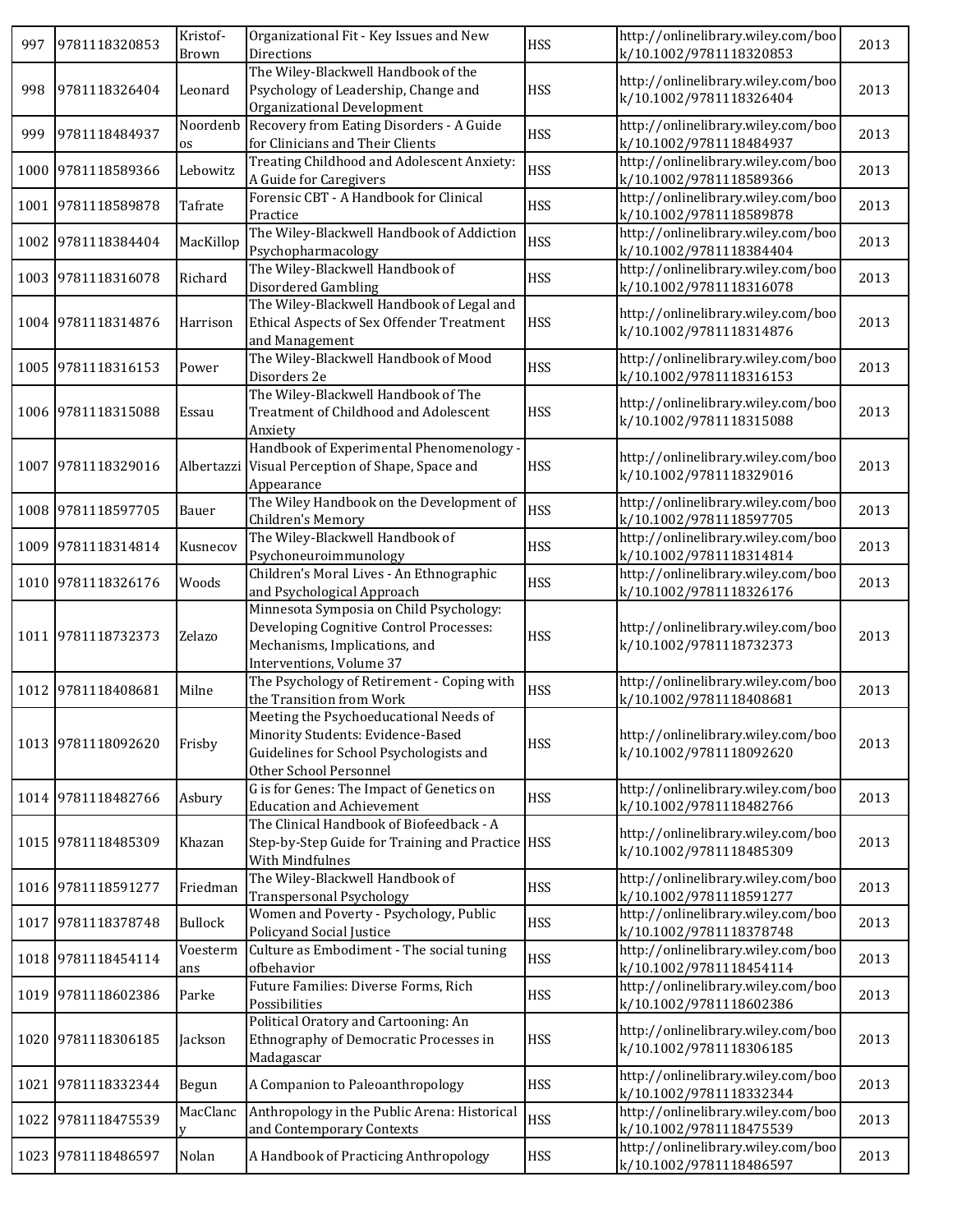| 997 | 9781118320853 | Kristof-Brown | Organizational Fit - Key Issues and New Directions | HSS | http://onlinelibrary.wiley.com/book/10.1002/9781118320853 | 2013 |
|---|---|---|---|---|---|---|
| 998 | 9781118326404 | Leonard | The Wiley-Blackwell Handbook of the Psychology of Leadership, Change and Organizational Development | HSS | http://onlinelibrary.wiley.com/book/10.1002/9781118326404 | 2013 |
| 999 | 9781118484937 | Noordenbos | Recovery from Eating Disorders - A Guide for Clinicians and Their Clients | HSS | http://onlinelibrary.wiley.com/book/10.1002/9781118484937 | 2013 |
| 1000 | 9781118589366 | Lebowitz | Treating Childhood and Adolescent Anxiety: A Guide for Caregivers | HSS | http://onlinelibrary.wiley.com/book/10.1002/9781118589366 | 2013 |
| 1001 | 9781118589878 | Tafrate | Forensic CBT - A Handbook for Clinical Practice | HSS | http://onlinelibrary.wiley.com/book/10.1002/9781118589878 | 2013 |
| 1002 | 9781118384404 | MacKillop | The Wiley-Blackwell Handbook of Addiction Psychopharmacology | HSS | http://onlinelibrary.wiley.com/book/10.1002/9781118384404 | 2013 |
| 1003 | 9781118316078 | Richard | The Wiley-Blackwell Handbook of Disordered Gambling | HSS | http://onlinelibrary.wiley.com/book/10.1002/9781118316078 | 2013 |
| 1004 | 9781118314876 | Harrison | The Wiley-Blackwell Handbook of Legal and Ethical Aspects of Sex Offender Treatment and Management | HSS | http://onlinelibrary.wiley.com/book/10.1002/9781118314876 | 2013 |
| 1005 | 9781118316153 | Power | The Wiley-Blackwell Handbook of Mood Disorders 2e | HSS | http://onlinelibrary.wiley.com/book/10.1002/9781118316153 | 2013 |
| 1006 | 9781118315088 | Essau | The Wiley-Blackwell Handbook of The Treatment of Childhood and Adolescent Anxiety | HSS | http://onlinelibrary.wiley.com/book/10.1002/9781118315088 | 2013 |
| 1007 | 9781118329016 | Albertazzi | Handbook of Experimental Phenomenology - Visual Perception of Shape, Space and Appearance | HSS | http://onlinelibrary.wiley.com/book/10.1002/9781118329016 | 2013 |
| 1008 | 9781118597705 | Bauer | The Wiley Handbook on the Development of Children's Memory | HSS | http://onlinelibrary.wiley.com/book/10.1002/9781118597705 | 2013 |
| 1009 | 9781118314814 | Kusnecov | The Wiley-Blackwell Handbook of Psychoneuroimmunology | HSS | http://onlinelibrary.wiley.com/book/10.1002/9781118314814 | 2013 |
| 1010 | 9781118326176 | Woods | Children's Moral Lives - An Ethnographic and Psychological Approach | HSS | http://onlinelibrary.wiley.com/book/10.1002/9781118326176 | 2013 |
| 1011 | 9781118732373 | Zelazo | Minnesota Symposia on Child Psychology: Developing Cognitive Control Processes: Mechanisms, Implications, and Interventions, Volume 37 | HSS | http://onlinelibrary.wiley.com/book/10.1002/9781118732373 | 2013 |
| 1012 | 9781118408681 | Milne | The Psychology of Retirement - Coping with the Transition from Work | HSS | http://onlinelibrary.wiley.com/book/10.1002/9781118408681 | 2013 |
| 1013 | 9781118092620 | Frisby | Meeting the Psychoeducational Needs of Minority Students: Evidence-Based Guidelines for School Psychologists and Other School Personnel | HSS | http://onlinelibrary.wiley.com/book/10.1002/9781118092620 | 2013 |
| 1014 | 9781118482766 | Asbury | G is for Genes: The Impact of Genetics on Education and Achievement | HSS | http://onlinelibrary.wiley.com/book/10.1002/9781118482766 | 2013 |
| 1015 | 9781118485309 | Khazan | The Clinical Handbook of Biofeedback - A Step-by-Step Guide for Training and Practice With Mindfulnes | HSS | http://onlinelibrary.wiley.com/book/10.1002/9781118485309 | 2013 |
| 1016 | 9781118591277 | Friedman | The Wiley-Blackwell Handbook of Transpersonal Psychology | HSS | http://onlinelibrary.wiley.com/book/10.1002/9781118591277 | 2013 |
| 1017 | 9781118378748 | Bullock | Women and Poverty - Psychology, Public Policyand Social Justice | HSS | http://onlinelibrary.wiley.com/book/10.1002/9781118378748 | 2013 |
| 1018 | 9781118454114 | Voestermans | Culture as Embodiment - The social tuning ofbehavior | HSS | http://onlinelibrary.wiley.com/book/10.1002/9781118454114 | 2013 |
| 1019 | 9781118602386 | Parke | Future Families: Diverse Forms, Rich Possibilities | HSS | http://onlinelibrary.wiley.com/book/10.1002/9781118602386 | 2013 |
| 1020 | 9781118306185 | Jackson | Political Oratory and Cartooning: An Ethnography of Democratic Processes in Madagascar | HSS | http://onlinelibrary.wiley.com/book/10.1002/9781118306185 | 2013 |
| 1021 | 9781118332344 | Begun | A Companion to Paleoanthropology | HSS | http://onlinelibrary.wiley.com/book/10.1002/9781118332344 | 2013 |
| 1022 | 9781118475539 | MacClancy | Anthropology in the Public Arena: Historical and Contemporary Contexts | HSS | http://onlinelibrary.wiley.com/book/10.1002/9781118475539 | 2013 |
| 1023 | 9781118486597 | Nolan | A Handbook of Practicing Anthropology | HSS | http://onlinelibrary.wiley.com/book/10.1002/9781118486597 | 2013 |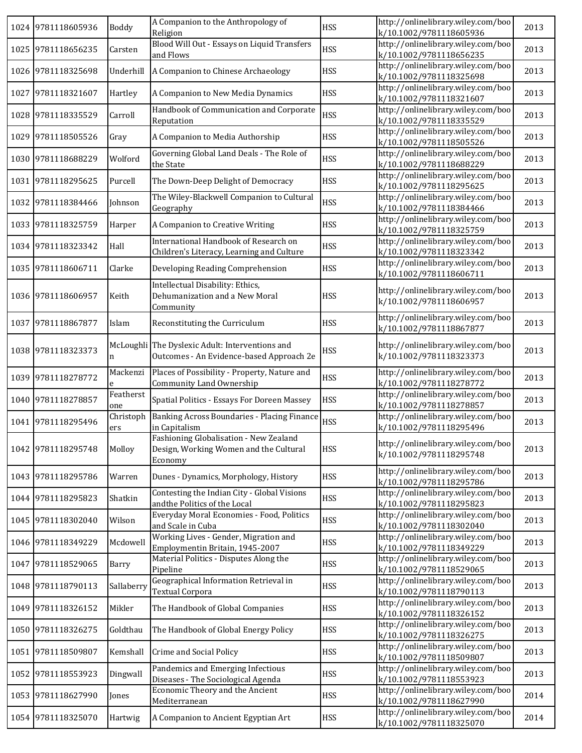| | | | | | | |
|---|---|---|---|---|---|---|
| 1024 | 9781118605936 | Boddy | A Companion to the Anthropology of Religion | HSS | http://onlinelibrary.wiley.com/book/10.1002/9781118605936 | 2013 |
| 1025 | 9781118656235 | Carsten | Blood Will Out - Essays on Liquid Transfers and Flows | HSS | http://onlinelibrary.wiley.com/book/10.1002/9781118656235 | 2013 |
| 1026 | 9781118325698 | Underhill | A Companion to Chinese Archaeology | HSS | http://onlinelibrary.wiley.com/book/10.1002/9781118325698 | 2013 |
| 1027 | 9781118321607 | Hartley | A Companion to New Media Dynamics | HSS | http://onlinelibrary.wiley.com/book/10.1002/9781118321607 | 2013 |
| 1028 | 9781118335529 | Carroll | Handbook of Communication and Corporate Reputation | HSS | http://onlinelibrary.wiley.com/book/10.1002/9781118335529 | 2013 |
| 1029 | 9781118505526 | Gray | A Companion to Media Authorship | HSS | http://onlinelibrary.wiley.com/book/10.1002/9781118505526 | 2013 |
| 1030 | 9781118688229 | Wolford | Governing Global Land Deals - The Role of the State | HSS | http://onlinelibrary.wiley.com/book/10.1002/9781118688229 | 2013 |
| 1031 | 9781118295625 | Purcell | The Down-Deep Delight of Democracy | HSS | http://onlinelibrary.wiley.com/book/10.1002/9781118295625 | 2013 |
| 1032 | 9781118384466 | Johnson | The Wiley-Blackwell Companion to Cultural Geography | HSS | http://onlinelibrary.wiley.com/book/10.1002/9781118384466 | 2013 |
| 1033 | 9781118325759 | Harper | A Companion to Creative Writing | HSS | http://onlinelibrary.wiley.com/book/10.1002/9781118325759 | 2013 |
| 1034 | 9781118323342 | Hall | International Handbook of Research on Children's Literacy, Learning and Culture | HSS | http://onlinelibrary.wiley.com/book/10.1002/9781118323342 | 2013 |
| 1035 | 9781118606711 | Clarke | Developing Reading Comprehension | HSS | http://onlinelibrary.wiley.com/book/10.1002/9781118606711 | 2013 |
| 1036 | 9781118606957 | Keith | Intellectual Disability: Ethics, Dehumanization and a New Moral Community | HSS | http://onlinelibrary.wiley.com/book/10.1002/9781118606957 | 2013 |
| 1037 | 9781118867877 | Islam | Reconstituting the Curriculum | HSS | http://onlinelibrary.wiley.com/book/10.1002/9781118867877 | 2013 |
| 1038 | 9781118323373 | McLoughlin | The Dyslexic Adult: Interventions and Outcomes - An Evidence-based Approach 2e | HSS | http://onlinelibrary.wiley.com/book/10.1002/9781118323373 | 2013 |
| 1039 | 9781118278772 | Mackenzie | Places of Possibility - Property, Nature and Community Land Ownership | HSS | http://onlinelibrary.wiley.com/book/10.1002/9781118278772 | 2013 |
| 1040 | 9781118278857 | Featherstone | Spatial Politics - Essays For Doreen Massey | HSS | http://onlinelibrary.wiley.com/book/10.1002/9781118278857 | 2013 |
| 1041 | 9781118295496 | Christophers | Banking Across Boundaries - Placing Finance in Capitalism | HSS | http://onlinelibrary.wiley.com/book/10.1002/9781118295496 | 2013 |
| 1042 | 9781118295748 | Molloy | Fashioning Globalisation - New Zealand Design, Working Women and the Cultural Economy | HSS | http://onlinelibrary.wiley.com/book/10.1002/9781118295748 | 2013 |
| 1043 | 9781118295786 | Warren | Dunes - Dynamics, Morphology, History | HSS | http://onlinelibrary.wiley.com/book/10.1002/9781118295786 | 2013 |
| 1044 | 9781118295823 | Shatkin | Contesting the Indian City - Global Visions andthe Politics of the Local | HSS | http://onlinelibrary.wiley.com/book/10.1002/9781118295823 | 2013 |
| 1045 | 9781118302040 | Wilson | Everyday Moral Economies - Food, Politics and Scale in Cuba | HSS | http://onlinelibrary.wiley.com/book/10.1002/9781118302040 | 2013 |
| 1046 | 9781118349229 | Mcdowell | Working Lives - Gender, Migration and Employmentin Britain, 1945-2007 | HSS | http://onlinelibrary.wiley.com/book/10.1002/9781118349229 | 2013 |
| 1047 | 9781118529065 | Barry | Material Politics - Disputes Along the Pipeline | HSS | http://onlinelibrary.wiley.com/book/10.1002/9781118529065 | 2013 |
| 1048 | 9781118790113 | Sallaberry | Geographical Information Retrieval in Textual Corpora | HSS | http://onlinelibrary.wiley.com/book/10.1002/9781118790113 | 2013 |
| 1049 | 9781118326152 | Mikler | The Handbook of Global Companies | HSS | http://onlinelibrary.wiley.com/book/10.1002/9781118326152 | 2013 |
| 1050 | 9781118326275 | Goldthau | The Handbook of Global Energy Policy | HSS | http://onlinelibrary.wiley.com/book/10.1002/9781118326275 | 2013 |
| 1051 | 9781118509807 | Kemshall | Crime and Social Policy | HSS | http://onlinelibrary.wiley.com/book/10.1002/9781118509807 | 2013 |
| 1052 | 9781118553923 | Dingwall | Pandemics and Emerging Infectious Diseases - The Sociological Agenda | HSS | http://onlinelibrary.wiley.com/book/10.1002/9781118553923 | 2013 |
| 1053 | 9781118627990 | Jones | Economic Theory and the Ancient Mediterranean | HSS | http://onlinelibrary.wiley.com/book/10.1002/9781118627990 | 2014 |
| 1054 | 9781118325070 | Hartwig | A Companion to Ancient Egyptian Art | HSS | http://onlinelibrary.wiley.com/book/10.1002/9781118325070 | 2014 |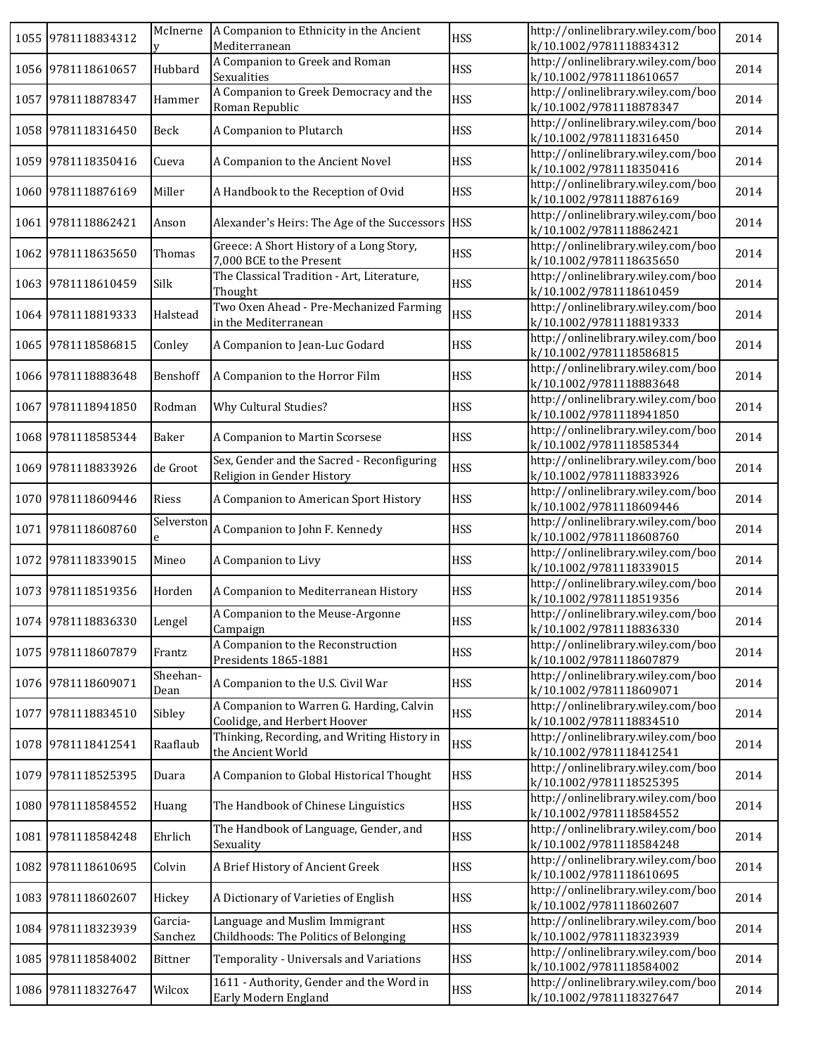| 1055 | 9781118834312 | McInerney | A Companion to Ethnicity in the Ancient Mediterranean | HSS | http://onlinelibrary.wiley.com/book/10.1002/9781118834312 | 2014 |
|---|---|---|---|---|---|---|
| 1056 | 9781118610657 | Hubbard | A Companion to Greek and Roman Sexualities | HSS | http://onlinelibrary.wiley.com/book/10.1002/9781118610657 | 2014 |
| 1057 | 9781118878347 | Hammer | A Companion to Greek Democracy and the Roman Republic | HSS | http://onlinelibrary.wiley.com/book/10.1002/9781118878347 | 2014 |
| 1058 | 9781118316450 | Beck | A Companion to Plutarch | HSS | http://onlinelibrary.wiley.com/book/10.1002/9781118316450 | 2014 |
| 1059 | 9781118350416 | Cueva | A Companion to the Ancient Novel | HSS | http://onlinelibrary.wiley.com/book/10.1002/9781118350416 | 2014 |
| 1060 | 9781118876169 | Miller | A Handbook to the Reception of Ovid | HSS | http://onlinelibrary.wiley.com/book/10.1002/9781118876169 | 2014 |
| 1061 | 9781118862421 | Anson | Alexander's Heirs: The Age of the Successors | HSS | http://onlinelibrary.wiley.com/book/10.1002/9781118862421 | 2014 |
| 1062 | 9781118635650 | Thomas | Greece: A Short History of a Long Story, 7,000 BCE to the Present | HSS | http://onlinelibrary.wiley.com/book/10.1002/9781118635650 | 2014 |
| 1063 | 9781118610459 | Silk | The Classical Tradition - Art, Literature, Thought | HSS | http://onlinelibrary.wiley.com/book/10.1002/9781118610459 | 2014 |
| 1064 | 9781118819333 | Halstead | Two Oxen Ahead - Pre-Mechanized Farming in the Mediterranean | HSS | http://onlinelibrary.wiley.com/book/10.1002/9781118819333 | 2014 |
| 1065 | 9781118586815 | Conley | A Companion to Jean-Luc Godard | HSS | http://onlinelibrary.wiley.com/book/10.1002/9781118586815 | 2014 |
| 1066 | 9781118883648 | Benshoff | A Companion to the Horror Film | HSS | http://onlinelibrary.wiley.com/book/10.1002/9781118883648 | 2014 |
| 1067 | 9781118941850 | Rodman | Why Cultural Studies? | HSS | http://onlinelibrary.wiley.com/book/10.1002/9781118941850 | 2014 |
| 1068 | 9781118585344 | Baker | A Companion to Martin Scorsese | HSS | http://onlinelibrary.wiley.com/book/10.1002/9781118585344 | 2014 |
| 1069 | 9781118833926 | de Groot | Sex, Gender and the Sacred - Reconfiguring Religion in Gender History | HSS | http://onlinelibrary.wiley.com/book/10.1002/9781118833926 | 2014 |
| 1070 | 9781118609446 | Riess | A Companion to American Sport History | HSS | http://onlinelibrary.wiley.com/book/10.1002/9781118609446 | 2014 |
| 1071 | 9781118608760 | Selverstone | A Companion to John F. Kennedy | HSS | http://onlinelibrary.wiley.com/book/10.1002/9781118608760 | 2014 |
| 1072 | 9781118339015 | Mineo | A Companion to Livy | HSS | http://onlinelibrary.wiley.com/book/10.1002/9781118339015 | 2014 |
| 1073 | 9781118519356 | Horden | A Companion to Mediterranean History | HSS | http://onlinelibrary.wiley.com/book/10.1002/9781118519356 | 2014 |
| 1074 | 9781118836330 | Lengel | A Companion to the Meuse-Argonne Campaign | HSS | http://onlinelibrary.wiley.com/book/10.1002/9781118836330 | 2014 |
| 1075 | 9781118607879 | Frantz | A Companion to the Reconstruction Presidents 1865-1881 | HSS | http://onlinelibrary.wiley.com/book/10.1002/9781118607879 | 2014 |
| 1076 | 9781118609071 | Sheehan-Dean | A Companion to the U.S. Civil War | HSS | http://onlinelibrary.wiley.com/book/10.1002/9781118609071 | 2014 |
| 1077 | 9781118834510 | Sibley | A Companion to Warren G. Harding, Calvin Coolidge, and Herbert Hoover | HSS | http://onlinelibrary.wiley.com/book/10.1002/9781118834510 | 2014 |
| 1078 | 9781118412541 | Raaflaub | Thinking, Recording, and Writing History in the Ancient World | HSS | http://onlinelibrary.wiley.com/book/10.1002/9781118412541 | 2014 |
| 1079 | 9781118525395 | Duara | A Companion to Global Historical Thought | HSS | http://onlinelibrary.wiley.com/book/10.1002/9781118525395 | 2014 |
| 1080 | 9781118584552 | Huang | The Handbook of Chinese Linguistics | HSS | http://onlinelibrary.wiley.com/book/10.1002/9781118584552 | 2014 |
| 1081 | 9781118584248 | Ehrlich | The Handbook of Language, Gender, and Sexuality | HSS | http://onlinelibrary.wiley.com/book/10.1002/9781118584248 | 2014 |
| 1082 | 9781118610695 | Colvin | A Brief History of Ancient Greek | HSS | http://onlinelibrary.wiley.com/book/10.1002/9781118610695 | 2014 |
| 1083 | 9781118602607 | Hickey | A Dictionary of Varieties of English | HSS | http://onlinelibrary.wiley.com/book/10.1002/9781118602607 | 2014 |
| 1084 | 9781118323939 | Garcia-Sanchez | Language and Muslim Immigrant Childhoods: The Politics of Belonging | HSS | http://onlinelibrary.wiley.com/book/10.1002/9781118323939 | 2014 |
| 1085 | 9781118584002 | Bittner | Temporality - Universals and Variations | HSS | http://onlinelibrary.wiley.com/book/10.1002/9781118584002 | 2014 |
| 1086 | 9781118327647 | Wilcox | 1611 - Authority, Gender and the Word in Early Modern England | HSS | http://onlinelibrary.wiley.com/book/10.1002/9781118327647 | 2014 |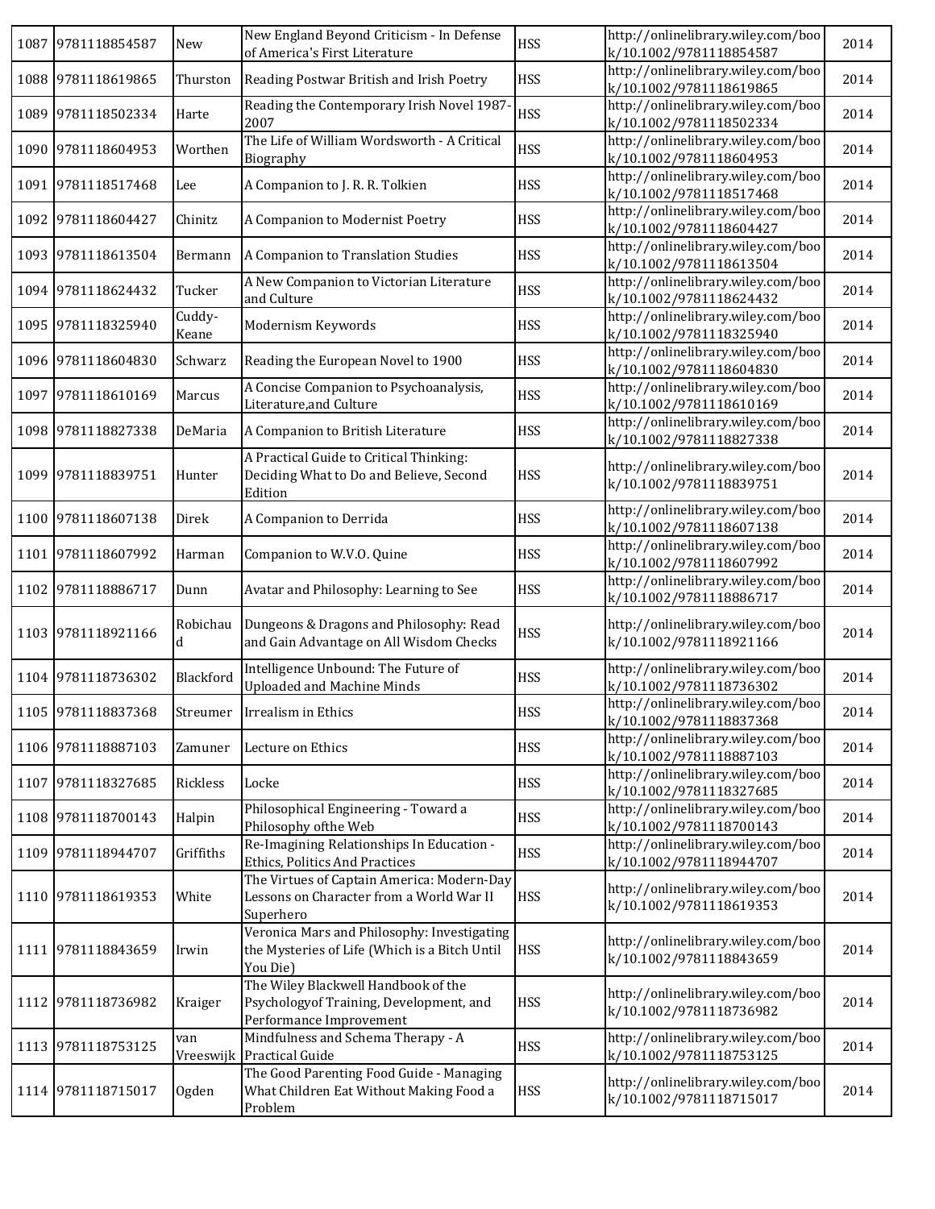| 1087 | 9781118854587 | New | New England Beyond Criticism - In Defense of America's First Literature | HSS | http://onlinelibrary.wiley.com/book/10.1002/9781118854587 | 2014 |
|---|---|---|---|---|---|---|
| 1088 | 9781118619865 | Thurston | Reading Postwar British and Irish Poetry | HSS | http://onlinelibrary.wiley.com/book/10.1002/9781118619865 | 2014 |
| 1089 | 9781118502334 | Harte | Reading the Contemporary Irish Novel 1987-2007 | HSS | http://onlinelibrary.wiley.com/book/10.1002/9781118502334 | 2014 |
| 1090 | 9781118604953 | Worthen | The Life of William Wordsworth - A Critical Biography | HSS | http://onlinelibrary.wiley.com/book/10.1002/9781118604953 | 2014 |
| 1091 | 9781118517468 | Lee | A Companion to J. R. R. Tolkien | HSS | http://onlinelibrary.wiley.com/book/10.1002/9781118517468 | 2014 |
| 1092 | 9781118604427 | Chinitz | A Companion to Modernist Poetry | HSS | http://onlinelibrary.wiley.com/book/10.1002/9781118604427 | 2014 |
| 1093 | 9781118613504 | Bermann | A Companion to Translation Studies | HSS | http://onlinelibrary.wiley.com/book/10.1002/9781118613504 | 2014 |
| 1094 | 9781118624432 | Tucker | A New Companion to Victorian Literature and Culture | HSS | http://onlinelibrary.wiley.com/book/10.1002/9781118624432 | 2014 |
| 1095 | 9781118325940 | Cuddy-Keane | Modernism Keywords | HSS | http://onlinelibrary.wiley.com/book/10.1002/9781118325940 | 2014 |
| 1096 | 9781118604830 | Schwarz | Reading the European Novel to 1900 | HSS | http://onlinelibrary.wiley.com/book/10.1002/9781118604830 | 2014 |
| 1097 | 9781118610169 | Marcus | A Concise Companion to Psychoanalysis, Literature,and Culture | HSS | http://onlinelibrary.wiley.com/book/10.1002/9781118610169 | 2014 |
| 1098 | 9781118827338 | DeMaria | A Companion to British Literature | HSS | http://onlinelibrary.wiley.com/book/10.1002/9781118827338 | 2014 |
| 1099 | 9781118839751 | Hunter | A Practical Guide to Critical Thinking: Deciding What to Do and Believe, Second Edition | HSS | http://onlinelibrary.wiley.com/book/10.1002/9781118839751 | 2014 |
| 1100 | 9781118607138 | Direk | A Companion to Derrida | HSS | http://onlinelibrary.wiley.com/book/10.1002/9781118607138 | 2014 |
| 1101 | 9781118607992 | Harman | Companion to W.V.O. Quine | HSS | http://onlinelibrary.wiley.com/book/10.1002/9781118607992 | 2014 |
| 1102 | 9781118886717 | Dunn | Avatar and Philosophy: Learning to See | HSS | http://onlinelibrary.wiley.com/book/10.1002/9781118886717 | 2014 |
| 1103 | 9781118921166 | Robichaud | Dungeons & Dragons and Philosophy: Read and Gain Advantage on All Wisdom Checks | HSS | http://onlinelibrary.wiley.com/book/10.1002/9781118921166 | 2014 |
| 1104 | 9781118736302 | Blackford | Intelligence Unbound: The Future of Uploaded and Machine Minds | HSS | http://onlinelibrary.wiley.com/book/10.1002/9781118736302 | 2014 |
| 1105 | 9781118837368 | Streumer | Irrealism in Ethics | HSS | http://onlinelibrary.wiley.com/book/10.1002/9781118837368 | 2014 |
| 1106 | 9781118887103 | Zamuner | Lecture on Ethics | HSS | http://onlinelibrary.wiley.com/book/10.1002/9781118887103 | 2014 |
| 1107 | 9781118327685 | Rickless | Locke | HSS | http://onlinelibrary.wiley.com/book/10.1002/9781118327685 | 2014 |
| 1108 | 9781118700143 | Halpin | Philosophical Engineering - Toward a Philosophy ofthe Web | HSS | http://onlinelibrary.wiley.com/book/10.1002/9781118700143 | 2014 |
| 1109 | 9781118944707 | Griffiths | Re-Imagining Relationships In Education - Ethics, Politics And Practices | HSS | http://onlinelibrary.wiley.com/book/10.1002/9781118944707 | 2014 |
| 1110 | 9781118619353 | White | The Virtues of Captain America: Modern-Day Lessons on Character from a World War II Superhero | HSS | http://onlinelibrary.wiley.com/book/10.1002/9781118619353 | 2014 |
| 1111 | 9781118843659 | Irwin | Veronica Mars and Philosophy: Investigating the Mysteries of Life (Which is a Bitch Until You Die) | HSS | http://onlinelibrary.wiley.com/book/10.1002/9781118843659 | 2014 |
| 1112 | 9781118736982 | Kraiger | The Wiley Blackwell Handbook of the Psychologyof Training, Development, and Performance Improvement | HSS | http://onlinelibrary.wiley.com/book/10.1002/9781118736982 | 2014 |
| 1113 | 9781118753125 | van Vreeswijk | Mindfulness and Schema Therapy - A Practical Guide | HSS | http://onlinelibrary.wiley.com/book/10.1002/9781118753125 | 2014 |
| 1114 | 9781118715017 | Ogden | The Good Parenting Food Guide - Managing What Children Eat Without Making Food a Problem | HSS | http://onlinelibrary.wiley.com/book/10.1002/9781118715017 | 2014 |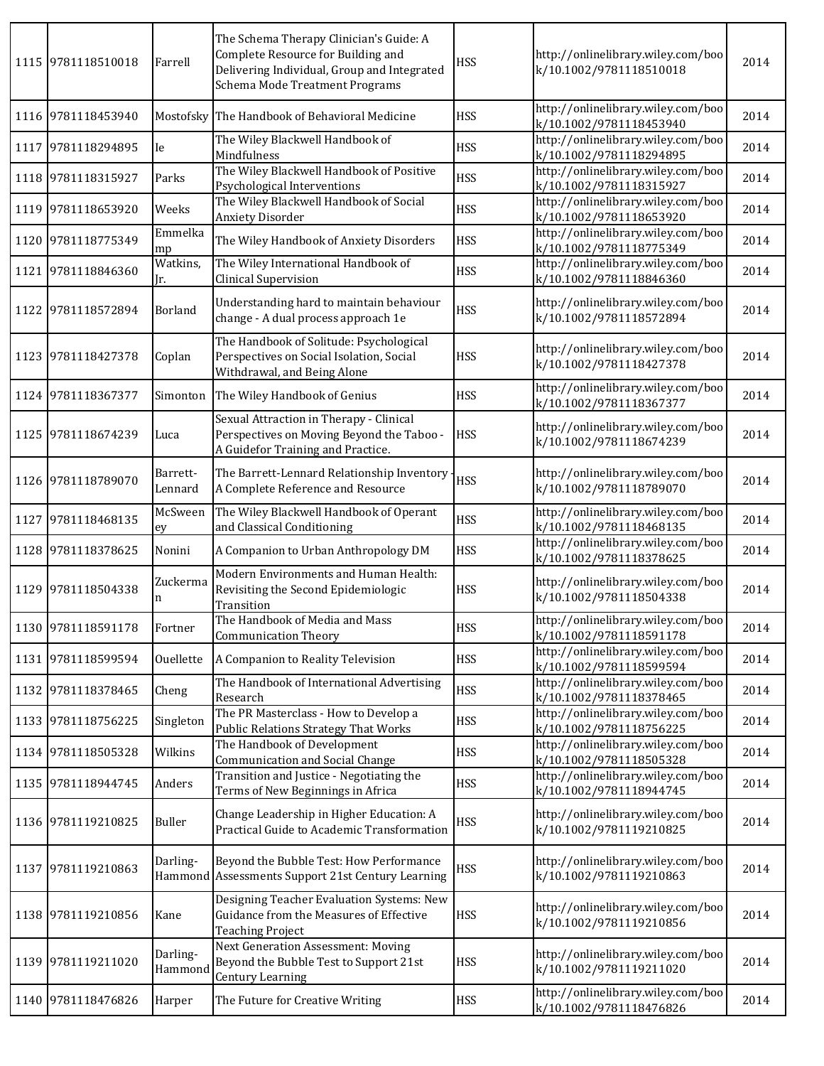| | | | | | | |
|---|---|---|---|---|---|---|
| 1115 | 9781118510018 | Farrell | The Schema Therapy Clinician's Guide: A Complete Resource for Building and Delivering Individual, Group and Integrated Schema Mode Treatment Programs | HSS | http://onlinelibrary.wiley.com/book/10.1002/9781118510018 | 2014 |
| 1116 | 9781118453940 | Mostofsky | The Handbook of Behavioral Medicine | HSS | http://onlinelibrary.wiley.com/book/10.1002/9781118453940 | 2014 |
| 1117 | 9781118294895 | Ie | The Wiley Blackwell Handbook of Mindfulness | HSS | http://onlinelibrary.wiley.com/book/10.1002/9781118294895 | 2014 |
| 1118 | 9781118315927 | Parks | The Wiley Blackwell Handbook of Positive Psychological Interventions | HSS | http://onlinelibrary.wiley.com/book/10.1002/9781118315927 | 2014 |
| 1119 | 9781118653920 | Weeks | The Wiley Blackwell Handbook of Social Anxiety Disorder | HSS | http://onlinelibrary.wiley.com/book/10.1002/9781118653920 | 2014 |
| 1120 | 9781118775349 | Emmelkamp | The Wiley Handbook of Anxiety Disorders | HSS | http://onlinelibrary.wiley.com/book/10.1002/9781118775349 | 2014 |
| 1121 | 9781118846360 | Watkins, Jr. | The Wiley International Handbook of Clinical Supervision | HSS | http://onlinelibrary.wiley.com/book/10.1002/9781118846360 | 2014 |
| 1122 | 9781118572894 | Borland | Understanding hard to maintain behaviour change - A dual process approach 1e | HSS | http://onlinelibrary.wiley.com/book/10.1002/9781118572894 | 2014 |
| 1123 | 9781118427378 | Coplan | The Handbook of Solitude: Psychological Perspectives on Social Isolation, Social Withdrawal, and Being Alone | HSS | http://onlinelibrary.wiley.com/book/10.1002/9781118427378 | 2014 |
| 1124 | 9781118367377 | Simonton | The Wiley Handbook of Genius | HSS | http://onlinelibrary.wiley.com/book/10.1002/9781118367377 | 2014 |
| 1125 | 9781118674239 | Luca | Sexual Attraction in Therapy - Clinical Perspectives on Moving Beyond the Taboo - A Guidefor Training and Practice. | HSS | http://onlinelibrary.wiley.com/book/10.1002/9781118674239 | 2014 |
| 1126 | 9781118789070 | Barrett-Lennard | The Barrett-Lennard Relationship Inventory - A Complete Reference and Resource | HSS | http://onlinelibrary.wiley.com/book/10.1002/9781118789070 | 2014 |
| 1127 | 9781118468135 | McSweeney | The Wiley Blackwell Handbook of Operant and Classical Conditioning | HSS | http://onlinelibrary.wiley.com/book/10.1002/9781118468135 | 2014 |
| 1128 | 9781118378625 | Nonini | A Companion to Urban Anthropology DM | HSS | http://onlinelibrary.wiley.com/book/10.1002/9781118378625 | 2014 |
| 1129 | 9781118504338 | Zuckerman | Modern Environments and Human Health: Revisiting the Second Epidemiologic Transition | HSS | http://onlinelibrary.wiley.com/book/10.1002/9781118504338 | 2014 |
| 1130 | 9781118591178 | Fortner | The Handbook of Media and Mass Communication Theory | HSS | http://onlinelibrary.wiley.com/book/10.1002/9781118591178 | 2014 |
| 1131 | 9781118599594 | Ouellette | A Companion to Reality Television | HSS | http://onlinelibrary.wiley.com/book/10.1002/9781118599594 | 2014 |
| 1132 | 9781118378465 | Cheng | The Handbook of International Advertising Research | HSS | http://onlinelibrary.wiley.com/book/10.1002/9781118378465 | 2014 |
| 1133 | 9781118756225 | Singleton | The PR Masterclass - How to Develop a Public Relations Strategy That Works | HSS | http://onlinelibrary.wiley.com/book/10.1002/9781118756225 | 2014 |
| 1134 | 9781118505328 | Wilkins | The Handbook of Development Communication and Social Change | HSS | http://onlinelibrary.wiley.com/book/10.1002/9781118505328 | 2014 |
| 1135 | 9781118944745 | Anders | Transition and Justice - Negotiating the Terms of New Beginnings in Africa | HSS | http://onlinelibrary.wiley.com/book/10.1002/9781118944745 | 2014 |
| 1136 | 9781119210825 | Buller | Change Leadership in Higher Education: A Practical Guide to Academic Transformation | HSS | http://onlinelibrary.wiley.com/book/10.1002/9781119210825 | 2014 |
| 1137 | 9781119210863 | Darling-Hammond | Beyond the Bubble Test: How Performance Assessments Support 21st Century Learning | HSS | http://onlinelibrary.wiley.com/book/10.1002/9781119210863 | 2014 |
| 1138 | 9781119210856 | Kane | Designing Teacher Evaluation Systems: New Guidance from the Measures of Effective Teaching Project | HSS | http://onlinelibrary.wiley.com/book/10.1002/9781119210856 | 2014 |
| 1139 | 9781119211020 | Darling-Hammond | Next Generation Assessment: Moving Beyond the Bubble Test to Support 21st Century Learning | HSS | http://onlinelibrary.wiley.com/book/10.1002/9781119211020 | 2014 |
| 1140 | 9781118476826 | Harper | The Future for Creative Writing | HSS | http://onlinelibrary.wiley.com/book/10.1002/9781118476826 | 2014 |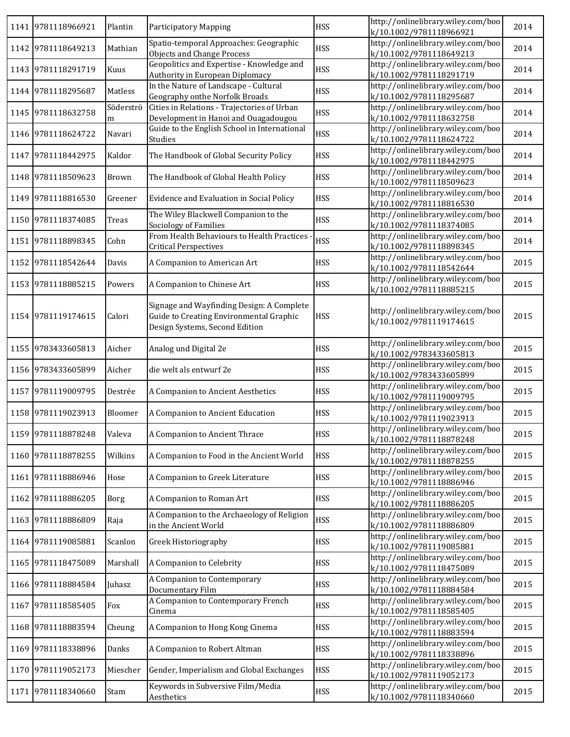| | | | | | | |
|---|---|---|---|---|---|---|
| 1141 | 9781118966921 | Plantin | Participatory Mapping | HSS | http://onlinelibrary.wiley.com/book/10.1002/9781118966921 | 2014 |
| 1142 | 9781118649213 | Mathian | Spatio-temporal Approaches: Geographic Objects and Change Process | HSS | http://onlinelibrary.wiley.com/book/10.1002/9781118649213 | 2014 |
| 1143 | 9781118291719 | Kuus | Geopolitics and Expertise - Knowledge and Authority in European Diplomacy | HSS | http://onlinelibrary.wiley.com/book/10.1002/9781118291719 | 2014 |
| 1144 | 9781118295687 | Matless | In the Nature of Landscape - Cultural Geography onthe Norfolk Broads | HSS | http://onlinelibrary.wiley.com/book/10.1002/9781118295687 | 2014 |
| 1145 | 9781118632758 | Söderström | Cities in Relations - Trajectories of Urban Development in Hanoi and Ouagadougou | HSS | http://onlinelibrary.wiley.com/book/10.1002/9781118632758 | 2014 |
| 1146 | 9781118624722 | Navari | Guide to the English School in International Studies | HSS | http://onlinelibrary.wiley.com/book/10.1002/9781118624722 | 2014 |
| 1147 | 9781118442975 | Kaldor | The Handbook of Global Security Policy | HSS | http://onlinelibrary.wiley.com/book/10.1002/9781118442975 | 2014 |
| 1148 | 9781118509623 | Brown | The Handbook of Global Health Policy | HSS | http://onlinelibrary.wiley.com/book/10.1002/9781118509623 | 2014 |
| 1149 | 9781118816530 | Greener | Evidence and Evaluation in Social Policy | HSS | http://onlinelibrary.wiley.com/book/10.1002/9781118816530 | 2014 |
| 1150 | 9781118374085 | Treas | The Wiley Blackwell Companion to the Sociology of Families | HSS | http://onlinelibrary.wiley.com/book/10.1002/9781118374085 | 2014 |
| 1151 | 9781118898345 | Cohn | From Health Behaviours to Health Practices - Critical Perspectives | HSS | http://onlinelibrary.wiley.com/book/10.1002/9781118898345 | 2014 |
| 1152 | 9781118542644 | Davis | A Companion to American Art | HSS | http://onlinelibrary.wiley.com/book/10.1002/9781118542644 | 2015 |
| 1153 | 9781118885215 | Powers | A Companion to Chinese Art | HSS | http://onlinelibrary.wiley.com/book/10.1002/9781118885215 | 2015 |
| 1154 | 9781119174615 | Calori | Signage and Wayfinding Design: A Complete Guide to Creating Environmental Graphic Design Systems, Second Edition | HSS | http://onlinelibrary.wiley.com/book/10.1002/9781119174615 | 2015 |
| 1155 | 9783433605813 | Aicher | Analog und Digital 2e | HSS | http://onlinelibrary.wiley.com/book/10.1002/9783433605813 | 2015 |
| 1156 | 9783433605899 | Aicher | die welt als entwurf 2e | HSS | http://onlinelibrary.wiley.com/book/10.1002/9783433605899 | 2015 |
| 1157 | 9781119009795 | Destrée | A Companion to Ancient Aesthetics | HSS | http://onlinelibrary.wiley.com/book/10.1002/9781119009795 | 2015 |
| 1158 | 9781119023913 | Bloomer | A Companion to Ancient Education | HSS | http://onlinelibrary.wiley.com/book/10.1002/9781119023913 | 2015 |
| 1159 | 9781118878248 | Valeva | A Companion to Ancient Thrace | HSS | http://onlinelibrary.wiley.com/book/10.1002/9781118878248 | 2015 |
| 1160 | 9781118878255 | Wilkins | A Companion to Food in the Ancient World | HSS | http://onlinelibrary.wiley.com/book/10.1002/9781118878255 | 2015 |
| 1161 | 9781118886946 | Hose | A Companion to Greek Literature | HSS | http://onlinelibrary.wiley.com/book/10.1002/9781118886946 | 2015 |
| 1162 | 9781118886205 | Borg | A Companion to Roman Art | HSS | http://onlinelibrary.wiley.com/book/10.1002/9781118886205 | 2015 |
| 1163 | 9781118886809 | Raja | A Companion to the Archaeology of Religion in the Ancient World | HSS | http://onlinelibrary.wiley.com/book/10.1002/9781118886809 | 2015 |
| 1164 | 9781119085881 | Scanlon | Greek Historiography | HSS | http://onlinelibrary.wiley.com/book/10.1002/9781119085881 | 2015 |
| 1165 | 9781118475089 | Marshall | A Companion to Celebrity | HSS | http://onlinelibrary.wiley.com/book/10.1002/9781118475089 | 2015 |
| 1166 | 9781118884584 | Juhasz | A Companion to Contemporary Documentary Film | HSS | http://onlinelibrary.wiley.com/book/10.1002/9781118884584 | 2015 |
| 1167 | 9781118585405 | Fox | A Companion to Contemporary French Cinema | HSS | http://onlinelibrary.wiley.com/book/10.1002/9781118585405 | 2015 |
| 1168 | 9781118883594 | Cheung | A Companion to Hong Kong Cinema | HSS | http://onlinelibrary.wiley.com/book/10.1002/9781118883594 | 2015 |
| 1169 | 9781118338896 | Danks | A Companion to Robert Altman | HSS | http://onlinelibrary.wiley.com/book/10.1002/9781118338896 | 2015 |
| 1170 | 9781119052173 | Miescher | Gender, Imperialism and Global Exchanges | HSS | http://onlinelibrary.wiley.com/book/10.1002/9781119052173 | 2015 |
| 1171 | 9781118340660 | Stam | Keywords in Subversive Film/Media Aesthetics | HSS | http://onlinelibrary.wiley.com/book/10.1002/9781118340660 | 2015 |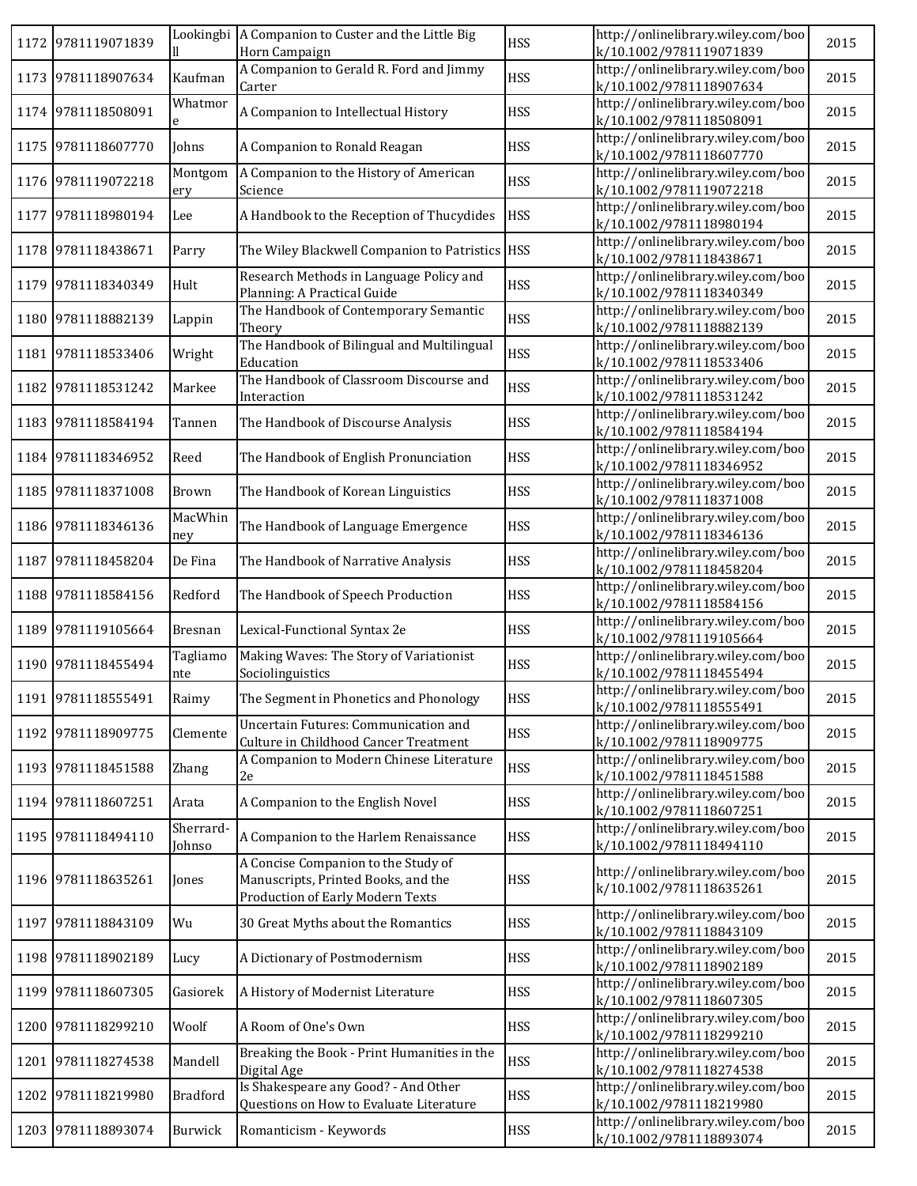| 1172 | 9781119071839 | Lookingbill | A Companion to Custer and the Little Big Horn Campaign | HSS | http://onlinelibrary.wiley.com/book/10.1002/9781119071839 | 2015 |
|---|---|---|---|---|---|---|
| 1173 | 9781118907634 | Kaufman | A Companion to Gerald R. Ford and Jimmy Carter | HSS | http://onlinelibrary.wiley.com/book/10.1002/9781118907634 | 2015 |
| 1174 | 9781118508091 | Whatmore | A Companion to Intellectual History | HSS | http://onlinelibrary.wiley.com/book/10.1002/9781118508091 | 2015 |
| 1175 | 9781118607770 | Johns | A Companion to Ronald Reagan | HSS | http://onlinelibrary.wiley.com/book/10.1002/9781118607770 | 2015 |
| 1176 | 9781119072218 | Montgomery | A Companion to the History of American Science | HSS | http://onlinelibrary.wiley.com/book/10.1002/9781119072218 | 2015 |
| 1177 | 9781118980194 | Lee | A Handbook to the Reception of Thucydides | HSS | http://onlinelibrary.wiley.com/book/10.1002/9781118980194 | 2015 |
| 1178 | 9781118438671 | Parry | The Wiley Blackwell Companion to Patristics | HSS | http://onlinelibrary.wiley.com/book/10.1002/9781118438671 | 2015 |
| 1179 | 9781118340349 | Hult | Research Methods in Language Policy and Planning: A Practical Guide | HSS | http://onlinelibrary.wiley.com/book/10.1002/9781118340349 | 2015 |
| 1180 | 9781118882139 | Lappin | The Handbook of Contemporary Semantic Theory | HSS | http://onlinelibrary.wiley.com/book/10.1002/9781118882139 | 2015 |
| 1181 | 9781118533406 | Wright | The Handbook of Bilingual and Multilingual Education | HSS | http://onlinelibrary.wiley.com/book/10.1002/9781118533406 | 2015 |
| 1182 | 9781118531242 | Markee | The Handbook of Classroom Discourse and Interaction | HSS | http://onlinelibrary.wiley.com/book/10.1002/9781118531242 | 2015 |
| 1183 | 9781118584194 | Tannen | The Handbook of Discourse Analysis | HSS | http://onlinelibrary.wiley.com/book/10.1002/9781118584194 | 2015 |
| 1184 | 9781118346952 | Reed | The Handbook of English Pronunciation | HSS | http://onlinelibrary.wiley.com/book/10.1002/9781118346952 | 2015 |
| 1185 | 9781118371008 | Brown | The Handbook of Korean Linguistics | HSS | http://onlinelibrary.wiley.com/book/10.1002/9781118371008 | 2015 |
| 1186 | 9781118346136 | MacWhinney | The Handbook of Language Emergence | HSS | http://onlinelibrary.wiley.com/book/10.1002/9781118346136 | 2015 |
| 1187 | 9781118458204 | De Fina | The Handbook of Narrative Analysis | HSS | http://onlinelibrary.wiley.com/book/10.1002/9781118458204 | 2015 |
| 1188 | 9781118584156 | Redford | The Handbook of Speech Production | HSS | http://onlinelibrary.wiley.com/book/10.1002/9781118584156 | 2015 |
| 1189 | 9781119105664 | Bresnan | Lexical-Functional Syntax 2e | HSS | http://onlinelibrary.wiley.com/book/10.1002/9781119105664 | 2015 |
| 1190 | 9781118455494 | Tagliamonte | Making Waves: The Story of Variationist Sociolinguistics | HSS | http://onlinelibrary.wiley.com/book/10.1002/9781118455494 | 2015 |
| 1191 | 9781118555491 | Raimy | The Segment in Phonetics and Phonology | HSS | http://onlinelibrary.wiley.com/book/10.1002/9781118555491 | 2015 |
| 1192 | 9781118909775 | Clemente | Uncertain Futures: Communication and Culture in Childhood Cancer Treatment | HSS | http://onlinelibrary.wiley.com/book/10.1002/9781118909775 | 2015 |
| 1193 | 9781118451588 | Zhang | A Companion to Modern Chinese Literature 2e | HSS | http://onlinelibrary.wiley.com/book/10.1002/9781118451588 | 2015 |
| 1194 | 9781118607251 | Arata | A Companion to the English Novel | HSS | http://onlinelibrary.wiley.com/book/10.1002/9781118607251 | 2015 |
| 1195 | 9781118494110 | Sherrard-Johnso | A Companion to the Harlem Renaissance | HSS | http://onlinelibrary.wiley.com/book/10.1002/9781118494110 | 2015 |
| 1196 | 9781118635261 | Jones | A Concise Companion to the Study of Manuscripts, Printed Books, and the Production of Early Modern Texts | HSS | http://onlinelibrary.wiley.com/book/10.1002/9781118635261 | 2015 |
| 1197 | 9781118843109 | Wu | 30 Great Myths about the Romantics | HSS | http://onlinelibrary.wiley.com/book/10.1002/9781118843109 | 2015 |
| 1198 | 9781118902189 | Lucy | A Dictionary of Postmodernism | HSS | http://onlinelibrary.wiley.com/book/10.1002/9781118902189 | 2015 |
| 1199 | 9781118607305 | Gasiorek | A History of Modernist Literature | HSS | http://onlinelibrary.wiley.com/book/10.1002/9781118607305 | 2015 |
| 1200 | 9781118299210 | Woolf | A Room of One's Own | HSS | http://onlinelibrary.wiley.com/book/10.1002/9781118299210 | 2015 |
| 1201 | 9781118274538 | Mandell | Breaking the Book - Print Humanities in the Digital Age | HSS | http://onlinelibrary.wiley.com/book/10.1002/9781118274538 | 2015 |
| 1202 | 9781118219980 | Bradford | Is Shakespeare any Good? - And Other Questions on How to Evaluate Literature | HSS | http://onlinelibrary.wiley.com/book/10.1002/9781118219980 | 2015 |
| 1203 | 9781118893074 | Burwick | Romanticism - Keywords | HSS | http://onlinelibrary.wiley.com/book/10.1002/9781118893074 | 2015 |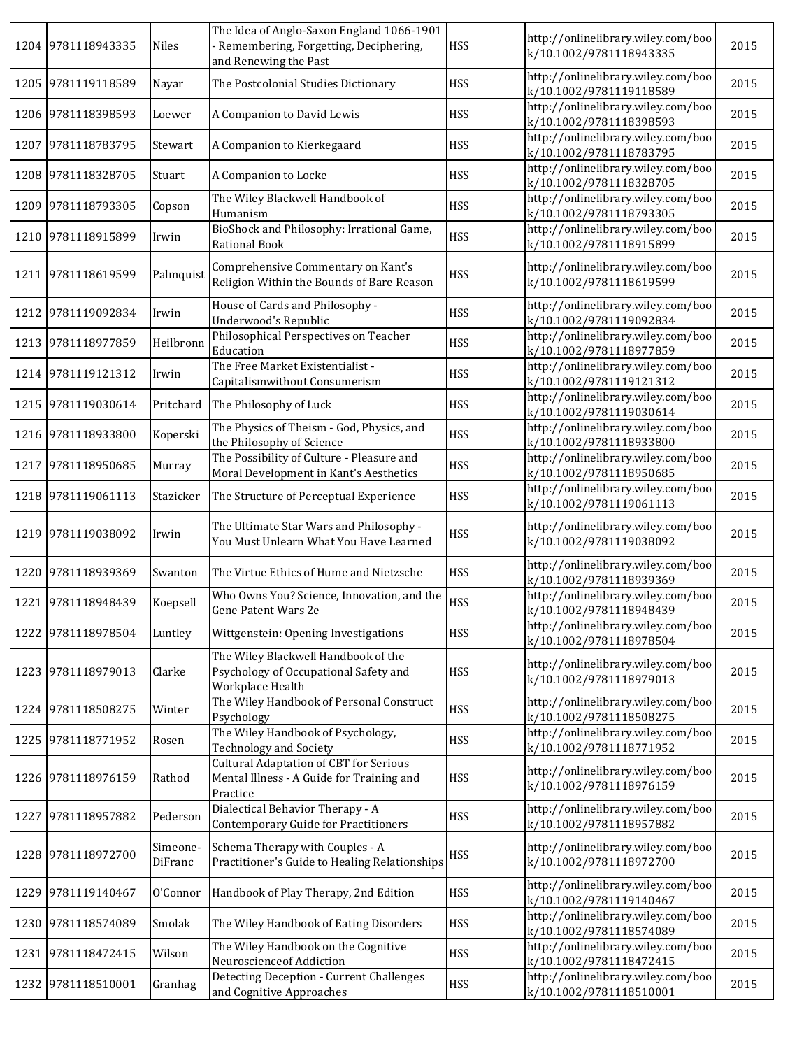| 1204 | 9781118943335 | Niles | The Idea of Anglo-Saxon England 1066-1901 - Remembering, Forgetting, Deciphering, and Renewing the Past | HSS | http://onlinelibrary.wiley.com/book/10.1002/9781118943335 | 2015 |
|---|---|---|---|---|---|---|
| 1205 | 9781119118589 | Nayar | The Postcolonial Studies Dictionary | HSS | http://onlinelibrary.wiley.com/book/10.1002/9781119118589 | 2015 |
| 1206 | 9781118398593 | Loewer | A Companion to David Lewis | HSS | http://onlinelibrary.wiley.com/book/10.1002/9781118398593 | 2015 |
| 1207 | 9781118783795 | Stewart | A Companion to Kierkegaard | HSS | http://onlinelibrary.wiley.com/book/10.1002/9781118783795 | 2015 |
| 1208 | 9781118328705 | Stuart | A Companion to Locke | HSS | http://onlinelibrary.wiley.com/book/10.1002/9781118328705 | 2015 |
| 1209 | 9781118793305 | Copson | The Wiley Blackwell Handbook of Humanism | HSS | http://onlinelibrary.wiley.com/book/10.1002/9781118793305 | 2015 |
| 1210 | 9781118915899 | Irwin | BioShock and Philosophy: Irrational Game, Rational Book | HSS | http://onlinelibrary.wiley.com/book/10.1002/9781118915899 | 2015 |
| 1211 | 9781118619599 | Palmquist | Comprehensive Commentary on Kant's Religion Within the Bounds of Bare Reason | HSS | http://onlinelibrary.wiley.com/book/10.1002/9781118619599 | 2015 |
| 1212 | 9781119092834 | Irwin | House of Cards and Philosophy - Underwood's Republic | HSS | http://onlinelibrary.wiley.com/book/10.1002/9781119092834 | 2015 |
| 1213 | 9781118977859 | Heilbronn | Philosophical Perspectives on Teacher Education | HSS | http://onlinelibrary.wiley.com/book/10.1002/9781118977859 | 2015 |
| 1214 | 9781119121312 | Irwin | The Free Market Existentialist - Capitalismwithout Consumerism | HSS | http://onlinelibrary.wiley.com/book/10.1002/9781119121312 | 2015 |
| 1215 | 9781119030614 | Pritchard | The Philosophy of Luck | HSS | http://onlinelibrary.wiley.com/book/10.1002/9781119030614 | 2015 |
| 1216 | 9781118933800 | Koperski | The Physics of Theism - God, Physics, and the Philosophy of Science | HSS | http://onlinelibrary.wiley.com/book/10.1002/9781118933800 | 2015 |
| 1217 | 9781118950685 | Murray | The Possibility of Culture - Pleasure and Moral Development in Kant's Aesthetics | HSS | http://onlinelibrary.wiley.com/book/10.1002/9781118950685 | 2015 |
| 1218 | 9781119061113 | Stazicker | The Structure of Perceptual Experience | HSS | http://onlinelibrary.wiley.com/book/10.1002/9781119061113 | 2015 |
| 1219 | 9781119038092 | Irwin | The Ultimate Star Wars and Philosophy - You Must Unlearn What You Have Learned | HSS | http://onlinelibrary.wiley.com/book/10.1002/9781119038092 | 2015 |
| 1220 | 9781118939369 | Swanton | The Virtue Ethics of Hume and Nietzsche | HSS | http://onlinelibrary.wiley.com/book/10.1002/9781118939369 | 2015 |
| 1221 | 9781118948439 | Koepsell | Who Owns You? Science, Innovation, and the Gene Patent Wars 2e | HSS | http://onlinelibrary.wiley.com/book/10.1002/9781118948439 | 2015 |
| 1222 | 9781118978504 | Luntley | Wittgenstein: Opening Investigations | HSS | http://onlinelibrary.wiley.com/book/10.1002/9781118978504 | 2015 |
| 1223 | 9781118979013 | Clarke | The Wiley Blackwell Handbook of the Psychology of Occupational Safety and Workplace Health | HSS | http://onlinelibrary.wiley.com/book/10.1002/9781118979013 | 2015 |
| 1224 | 9781118508275 | Winter | The Wiley Handbook of Personal Construct Psychology | HSS | http://onlinelibrary.wiley.com/book/10.1002/9781118508275 | 2015 |
| 1225 | 9781118771952 | Rosen | The Wiley Handbook of Psychology, Technology and Society | HSS | http://onlinelibrary.wiley.com/book/10.1002/9781118771952 | 2015 |
| 1226 | 9781118976159 | Rathod | Cultural Adaptation of CBT for Serious Mental Illness - A Guide for Training and Practice | HSS | http://onlinelibrary.wiley.com/book/10.1002/9781118976159 | 2015 |
| 1227 | 9781118957882 | Pederson | Dialectical Behavior Therapy - A Contemporary Guide for Practitioners | HSS | http://onlinelibrary.wiley.com/book/10.1002/9781118957882 | 2015 |
| 1228 | 9781118972700 | Simeone-DiFranc | Schema Therapy with Couples - A Practitioner's Guide to Healing Relationships | HSS | http://onlinelibrary.wiley.com/book/10.1002/9781118972700 | 2015 |
| 1229 | 9781119140467 | O'Connor | Handbook of Play Therapy, 2nd Edition | HSS | http://onlinelibrary.wiley.com/book/10.1002/9781119140467 | 2015 |
| 1230 | 9781118574089 | Smolak | The Wiley Handbook of Eating Disorders | HSS | http://onlinelibrary.wiley.com/book/10.1002/9781118574089 | 2015 |
| 1231 | 9781118472415 | Wilson | The Wiley Handbook on the Cognitive Neuroscienceof Addiction | HSS | http://onlinelibrary.wiley.com/book/10.1002/9781118472415 | 2015 |
| 1232 | 9781118510001 | Granhag | Detecting Deception - Current Challenges and Cognitive Approaches | HSS | http://onlinelibrary.wiley.com/book/10.1002/9781118510001 | 2015 |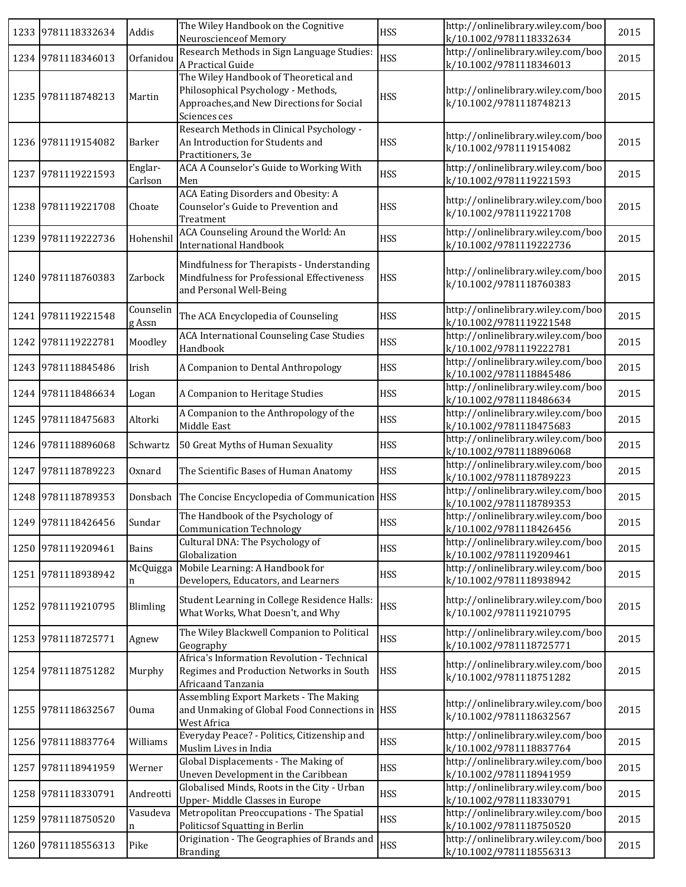| | | | | | | |
|---|---|---|---|---|---|---|
| 1233 | 9781118332634 | Addis | The Wiley Handbook on the Cognitive Neuroscienceof Memory | HSS | http://onlinelibrary.wiley.com/book/10.1002/9781118332634 | 2015 |
| 1234 | 9781118346013 | Orfanidou | Research Methods in Sign Language Studies: A Practical Guide | HSS | http://onlinelibrary.wiley.com/book/10.1002/9781118346013 | 2015 |
| 1235 | 9781118748213 | Martin | The Wiley Handbook of Theoretical and Philosophical Psychology - Methods, Approaches,and New Directions for Social Sciences ces | HSS | http://onlinelibrary.wiley.com/book/10.1002/9781118748213 | 2015 |
| 1236 | 9781119154082 | Barker | Research Methods in Clinical Psychology - An Introduction for Students and Practitioners, 3e | HSS | http://onlinelibrary.wiley.com/book/10.1002/9781119154082 | 2015 |
| 1237 | 9781119221593 | Englar-Carlson | ACA A Counselor's Guide to Working With Men | HSS | http://onlinelibrary.wiley.com/book/10.1002/9781119221593 | 2015 |
| 1238 | 9781119221708 | Choate | ACA Eating Disorders and Obesity: A Counselor's Guide to Prevention and Treatment | HSS | http://onlinelibrary.wiley.com/book/10.1002/9781119221708 | 2015 |
| 1239 | 9781119222736 | Hohenshil | ACA Counseling Around the World: An International Handbook | HSS | http://onlinelibrary.wiley.com/book/10.1002/9781119222736 | 2015 |
| 1240 | 9781118760383 | Zarbock | Mindfulness for Therapists - Understanding Mindfulness for Professional Effectiveness and Personal Well-Being | HSS | http://onlinelibrary.wiley.com/book/10.1002/9781118760383 | 2015 |
| 1241 | 9781119221548 | Counseling Assn | The ACA Encyclopedia of Counseling | HSS | http://onlinelibrary.wiley.com/book/10.1002/9781119221548 | 2015 |
| 1242 | 9781119222781 | Moodley | ACA International Counseling Case Studies Handbook | HSS | http://onlinelibrary.wiley.com/book/10.1002/9781119222781 | 2015 |
| 1243 | 9781118845486 | Irish | A Companion to Dental Anthropology | HSS | http://onlinelibrary.wiley.com/book/10.1002/9781118845486 | 2015 |
| 1244 | 9781118486634 | Logan | A Companion to Heritage Studies | HSS | http://onlinelibrary.wiley.com/book/10.1002/9781118486634 | 2015 |
| 1245 | 9781118475683 | Altorki | A Companion to the Anthropology of the Middle East | HSS | http://onlinelibrary.wiley.com/book/10.1002/9781118475683 | 2015 |
| 1246 | 9781118896068 | Schwartz | 50 Great Myths of Human Sexuality | HSS | http://onlinelibrary.wiley.com/book/10.1002/9781118896068 | 2015 |
| 1247 | 9781118789223 | Oxnard | The Scientific Bases of Human Anatomy | HSS | http://onlinelibrary.wiley.com/book/10.1002/9781118789223 | 2015 |
| 1248 | 9781118789353 | Donsbach | The Concise Encyclopedia of Communication | HSS | http://onlinelibrary.wiley.com/book/10.1002/9781118789353 | 2015 |
| 1249 | 9781118426456 | Sundar | The Handbook of the Psychology of Communication Technology | HSS | http://onlinelibrary.wiley.com/book/10.1002/9781118426456 | 2015 |
| 1250 | 9781119209461 | Bains | Cultural DNA: The Psychology of Globalization | HSS | http://onlinelibrary.wiley.com/book/10.1002/9781119209461 | 2015 |
| 1251 | 9781118938942 | McQuiggan | Mobile Learning: A Handbook for Developers, Educators, and Learners | HSS | http://onlinelibrary.wiley.com/book/10.1002/9781118938942 | 2015 |
| 1252 | 9781119210795 | Blimling | Student Learning in College Residence Halls: What Works, What Doesn't, and Why | HSS | http://onlinelibrary.wiley.com/book/10.1002/9781119210795 | 2015 |
| 1253 | 9781118725771 | Agnew | The Wiley Blackwell Companion to Political Geography | HSS | http://onlinelibrary.wiley.com/book/10.1002/9781118725771 | 2015 |
| 1254 | 9781118751282 | Murphy | Africa's Information Revolution - Technical Regimes and Production Networks in South Africaand Tanzania | HSS | http://onlinelibrary.wiley.com/book/10.1002/9781118751282 | 2015 |
| 1255 | 9781118632567 | Ouma | Assembling Export Markets - The Making and Unmaking of Global Food Connections in West Africa | HSS | http://onlinelibrary.wiley.com/book/10.1002/9781118632567 | 2015 |
| 1256 | 9781118837764 | Williams | Everyday Peace? - Politics, Citizenship and Muslim Lives in India | HSS | http://onlinelibrary.wiley.com/book/10.1002/9781118837764 | 2015 |
| 1257 | 9781118941959 | Werner | Global Displacements - The Making of Uneven Development in the Caribbean | HSS | http://onlinelibrary.wiley.com/book/10.1002/9781118941959 | 2015 |
| 1258 | 9781118330791 | Andreotti | Globalised Minds, Roots in the City - Urban Upper- Middle Classes in Europe | HSS | http://onlinelibrary.wiley.com/book/10.1002/9781118330791 | 2015 |
| 1259 | 9781118750520 | Vasudevan | Metropolitan Preoccupations - The Spatial Politicsof Squatting in Berlin | HSS | http://onlinelibrary.wiley.com/book/10.1002/9781118750520 | 2015 |
| 1260 | 9781118556313 | Pike | Origination - The Geographies of Brands and Branding | HSS | http://onlinelibrary.wiley.com/book/10.1002/9781118556313 | 2015 |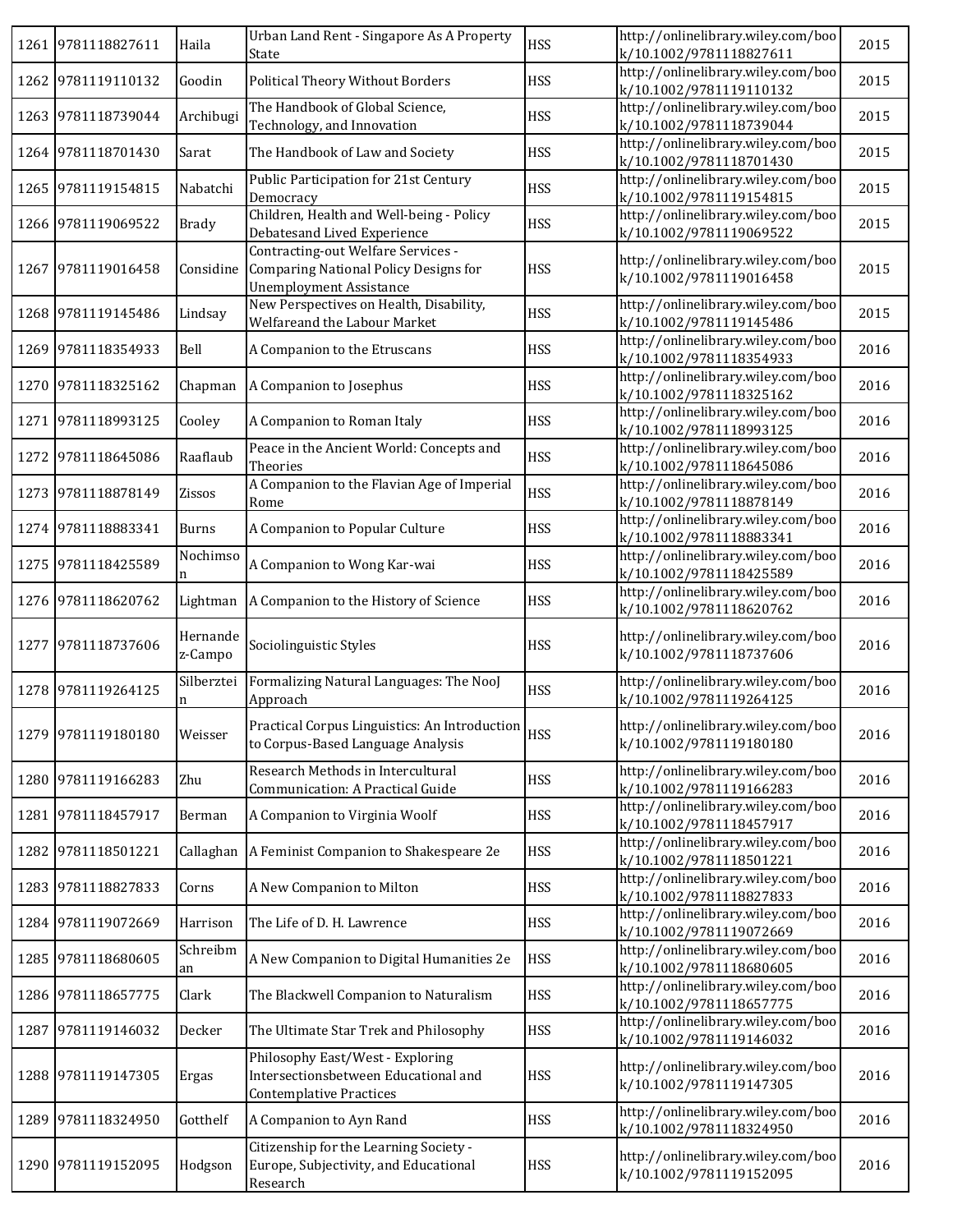| 1261 | 9781118827611 | Haila | Urban Land Rent - Singapore As A Property State | HSS | http://onlinelibrary.wiley.com/book/10.1002/9781118827611 | 2015 |
|---|---|---|---|---|---|---|
| 1262 | 9781119110132 | Goodin | Political Theory Without Borders | HSS | http://onlinelibrary.wiley.com/book/10.1002/9781119110132 | 2015 |
| 1263 | 9781118739044 | Archibugi | The Handbook of Global Science, Technology, and Innovation | HSS | http://onlinelibrary.wiley.com/book/10.1002/9781118739044 | 2015 |
| 1264 | 9781118701430 | Sarat | The Handbook of Law and Society | HSS | http://onlinelibrary.wiley.com/book/10.1002/9781118701430 | 2015 |
| 1265 | 9781119154815 | Nabatchi | Public Participation for 21st Century Democracy | HSS | http://onlinelibrary.wiley.com/book/10.1002/9781119154815 | 2015 |
| 1266 | 9781119069522 | Brady | Children, Health and Well-being - Policy Debatesand Lived Experience | HSS | http://onlinelibrary.wiley.com/book/10.1002/9781119069522 | 2015 |
| 1267 | 9781119016458 | Considine | Contracting-out Welfare Services - Comparing National Policy Designs for Unemployment Assistance | HSS | http://onlinelibrary.wiley.com/book/10.1002/9781119016458 | 2015 |
| 1268 | 9781119145486 | Lindsay | New Perspectives on Health, Disability, Welfareand the Labour Market | HSS | http://onlinelibrary.wiley.com/book/10.1002/9781119145486 | 2015 |
| 1269 | 9781118354933 | Bell | A Companion to the Etruscans | HSS | http://onlinelibrary.wiley.com/book/10.1002/9781118354933 | 2016 |
| 1270 | 9781118325162 | Chapman | A Companion to Josephus | HSS | http://onlinelibrary.wiley.com/book/10.1002/9781118325162 | 2016 |
| 1271 | 9781118993125 | Cooley | A Companion to Roman Italy | HSS | http://onlinelibrary.wiley.com/book/10.1002/9781118993125 | 2016 |
| 1272 | 9781118645086 | Raaflaub | Peace in the Ancient World: Concepts and Theories | HSS | http://onlinelibrary.wiley.com/book/10.1002/9781118645086 | 2016 |
| 1273 | 9781118878149 | Zissos | A Companion to the Flavian Age of Imperial Rome | HSS | http://onlinelibrary.wiley.com/book/10.1002/9781118878149 | 2016 |
| 1274 | 9781118883341 | Burns | A Companion to Popular Culture | HSS | http://onlinelibrary.wiley.com/book/10.1002/9781118883341 | 2016 |
| 1275 | 9781118425589 | Nochimson | A Companion to Wong Kar-wai | HSS | http://onlinelibrary.wiley.com/book/10.1002/9781118425589 | 2016 |
| 1276 | 9781118620762 | Lightman | A Companion to the History of Science | HSS | http://onlinelibrary.wiley.com/book/10.1002/9781118620762 | 2016 |
| 1277 | 9781118737606 | Hernandez-Campo | Sociolinguistic Styles | HSS | http://onlinelibrary.wiley.com/book/10.1002/9781118737606 | 2016 |
| 1278 | 9781119264125 | Silberztein | Formalizing Natural Languages: The NooJ Approach | HSS | http://onlinelibrary.wiley.com/book/10.1002/9781119264125 | 2016 |
| 1279 | 9781119180180 | Weisser | Practical Corpus Linguistics: An Introduction to Corpus-Based Language Analysis | HSS | http://onlinelibrary.wiley.com/book/10.1002/9781119180180 | 2016 |
| 1280 | 9781119166283 | Zhu | Research Methods in Intercultural Communication: A Practical Guide | HSS | http://onlinelibrary.wiley.com/book/10.1002/9781119166283 | 2016 |
| 1281 | 9781118457917 | Berman | A Companion to Virginia Woolf | HSS | http://onlinelibrary.wiley.com/book/10.1002/9781118457917 | 2016 |
| 1282 | 9781118501221 | Callaghan | A Feminist Companion to Shakespeare 2e | HSS | http://onlinelibrary.wiley.com/book/10.1002/9781118501221 | 2016 |
| 1283 | 9781118827833 | Corns | A New Companion to Milton | HSS | http://onlinelibrary.wiley.com/book/10.1002/9781118827833 | 2016 |
| 1284 | 9781119072669 | Harrison | The Life of D. H. Lawrence | HSS | http://onlinelibrary.wiley.com/book/10.1002/9781119072669 | 2016 |
| 1285 | 9781118680605 | Schreibman | A New Companion to Digital Humanities 2e | HSS | http://onlinelibrary.wiley.com/book/10.1002/9781118680605 | 2016 |
| 1286 | 9781118657775 | Clark | The Blackwell Companion to Naturalism | HSS | http://onlinelibrary.wiley.com/book/10.1002/9781118657775 | 2016 |
| 1287 | 9781119146032 | Decker | The Ultimate Star Trek and Philosophy | HSS | http://onlinelibrary.wiley.com/book/10.1002/9781119146032 | 2016 |
| 1288 | 9781119147305 | Ergas | Philosophy East/West - Exploring Intersectionsbetween Educational and Contemplative Practices | HSS | http://onlinelibrary.wiley.com/book/10.1002/9781119147305 | 2016 |
| 1289 | 9781118324950 | Gotthelf | A Companion to Ayn Rand | HSS | http://onlinelibrary.wiley.com/book/10.1002/9781118324950 | 2016 |
| 1290 | 9781119152095 | Hodgson | Citizenship for the Learning Society - Europe, Subjectivity, and Educational Research | HSS | http://onlinelibrary.wiley.com/book/10.1002/9781119152095 | 2016 |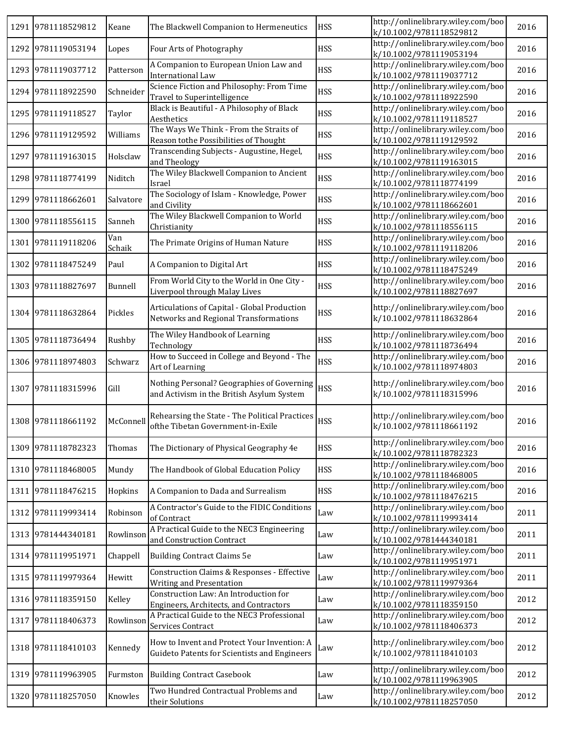| 1291 | 9781118529812 | Keane | The Blackwell Companion to Hermeneutics | HSS | http://onlinelibrary.wiley.com/book/10.1002/9781118529812 | 2016 |
|---|---|---|---|---|---|---|
| 1292 | 9781119053194 | Lopes | Four Arts of Photography | HSS | http://onlinelibrary.wiley.com/book/10.1002/9781119053194 | 2016 |
| 1293 | 9781119037712 | Patterson | A Companion to European Union Law and International Law | HSS | http://onlinelibrary.wiley.com/book/10.1002/9781119037712 | 2016 |
| 1294 | 9781118922590 | Schneider | Science Fiction and Philosophy: From Time Travel to Superintelligence | HSS | http://onlinelibrary.wiley.com/book/10.1002/9781118922590 | 2016 |
| 1295 | 9781119118527 | Taylor | Black is Beautiful - A Philosophy of Black Aesthetics | HSS | http://onlinelibrary.wiley.com/book/10.1002/9781119118527 | 2016 |
| 1296 | 9781119129592 | Williams | The Ways We Think - From the Straits of Reason tothe Possibilities of Thought | HSS | http://onlinelibrary.wiley.com/book/10.1002/9781119129592 | 2016 |
| 1297 | 9781119163015 | Holsclaw | Transcending Subjects - Augustine, Hegel, and Theology | HSS | http://onlinelibrary.wiley.com/book/10.1002/9781119163015 | 2016 |
| 1298 | 9781118774199 | Niditch | The Wiley Blackwell Companion to Ancient Israel | HSS | http://onlinelibrary.wiley.com/book/10.1002/9781118774199 | 2016 |
| 1299 | 9781118662601 | Salvatore | The Sociology of Islam - Knowledge, Power and Civility | HSS | http://onlinelibrary.wiley.com/book/10.1002/9781118662601 | 2016 |
| 1300 | 9781118556115 | Sanneh | The Wiley Blackwell Companion to World Christianity | HSS | http://onlinelibrary.wiley.com/book/10.1002/9781118556115 | 2016 |
| 1301 | 9781119118206 | Van Schaik | The Primate Origins of Human Nature | HSS | http://onlinelibrary.wiley.com/book/10.1002/9781119118206 | 2016 |
| 1302 | 9781118475249 | Paul | A Companion to Digital Art | HSS | http://onlinelibrary.wiley.com/book/10.1002/9781118475249 | 2016 |
| 1303 | 9781118827697 | Bunnell | From World City to the World in One City - Liverpool through Malay Lives | HSS | http://onlinelibrary.wiley.com/book/10.1002/9781118827697 | 2016 |
| 1304 | 9781118632864 | Pickles | Articulations of Capital - Global Production Networks and Regional Transformations | HSS | http://onlinelibrary.wiley.com/book/10.1002/9781118632864 | 2016 |
| 1305 | 9781118736494 | Rushby | The Wiley Handbook of Learning Technology | HSS | http://onlinelibrary.wiley.com/book/10.1002/9781118736494 | 2016 |
| 1306 | 9781118974803 | Schwarz | How to Succeed in College and Beyond - The Art of Learning | HSS | http://onlinelibrary.wiley.com/book/10.1002/9781118974803 | 2016 |
| 1307 | 9781118315996 | Gill | Nothing Personal? Geographies of Governing and Activism in the British Asylum System | HSS | http://onlinelibrary.wiley.com/book/10.1002/9781118315996 | 2016 |
| 1308 | 9781118661192 | McConnell | Rehearsing the State - The Political Practices ofthe Tibetan Government-in-Exile | HSS | http://onlinelibrary.wiley.com/book/10.1002/9781118661192 | 2016 |
| 1309 | 9781118782323 | Thomas | The Dictionary of Physical Geography 4e | HSS | http://onlinelibrary.wiley.com/book/10.1002/9781118782323 | 2016 |
| 1310 | 9781118468005 | Mundy | The Handbook of Global Education Policy | HSS | http://onlinelibrary.wiley.com/book/10.1002/9781118468005 | 2016 |
| 1311 | 9781118476215 | Hopkins | A Companion to Dada and Surrealism | HSS | http://onlinelibrary.wiley.com/book/10.1002/9781118476215 | 2016 |
| 1312 | 9781119993414 | Robinson | A Contractor's Guide to the FIDIC Conditions of Contract | Law | http://onlinelibrary.wiley.com/book/10.1002/9781119993414 | 2011 |
| 1313 | 9781444340181 | Rowlinson | A Practical Guide to the NEC3 Engineering and Construction Contract | Law | http://onlinelibrary.wiley.com/book/10.1002/9781444340181 | 2011 |
| 1314 | 9781119951971 | Chappell | Building Contract Claims 5e | Law | http://onlinelibrary.wiley.com/book/10.1002/9781119951971 | 2011 |
| 1315 | 9781119979364 | Hewitt | Construction Claims & Responses - Effective Writing and Presentation | Law | http://onlinelibrary.wiley.com/book/10.1002/9781119979364 | 2011 |
| 1316 | 9781118359150 | Kelley | Construction Law: An Introduction for Engineers, Architects, and Contractors | Law | http://onlinelibrary.wiley.com/book/10.1002/9781118359150 | 2012 |
| 1317 | 9781118406373 | Rowlinson | A Practical Guide to the NEC3 Professional Services Contract | Law | http://onlinelibrary.wiley.com/book/10.1002/9781118406373 | 2012 |
| 1318 | 9781118410103 | Kennedy | How to Invent and Protect Your Invention: A Guideto Patents for Scientists and Engineers | Law | http://onlinelibrary.wiley.com/book/10.1002/9781118410103 | 2012 |
| 1319 | 9781119963905 | Furmston | Building Contract Casebook | Law | http://onlinelibrary.wiley.com/book/10.1002/9781119963905 | 2012 |
| 1320 | 9781118257050 | Knowles | Two Hundred Contractual Problems and their Solutions | Law | http://onlinelibrary.wiley.com/book/10.1002/9781118257050 | 2012 |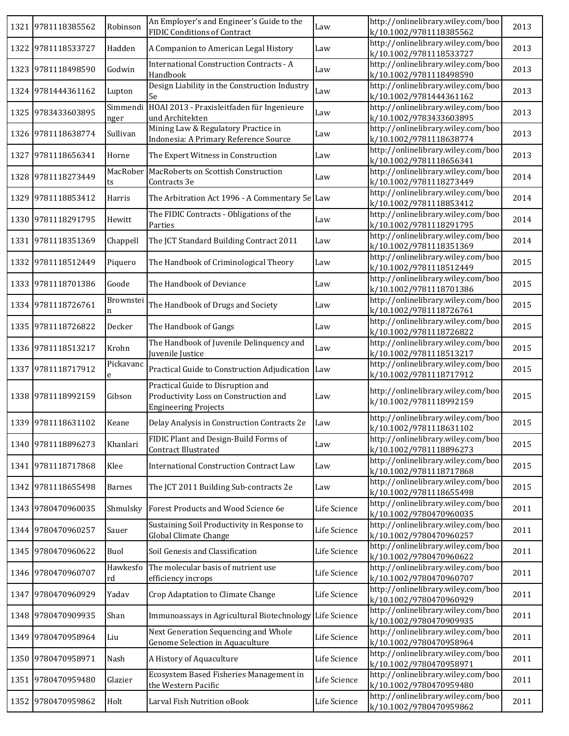| 1321 | 9781118385562 | Robinson | An Employer's and Engineer's Guide to the FIDIC Conditions of Contract | Law | http://onlinelibrary.wiley.com/book/10.1002/9781118385562 | 2013 |
|---|---|---|---|---|---|---|
| 1322 | 9781118533727 | Hadden | A Companion to American Legal History | Law | http://onlinelibrary.wiley.com/book/10.1002/9781118533727 | 2013 |
| 1323 | 9781118498590 | Godwin | International Construction Contracts - A Handbook | Law | http://onlinelibrary.wiley.com/book/10.1002/9781118498590 | 2013 |
| 1324 | 9781444361162 | Lupton | Design Liability in the Construction Industry 5e | Law | http://onlinelibrary.wiley.com/book/10.1002/9781444361162 | 2013 |
| 1325 | 9783433603895 | Simmendinger | HOAI 2013 - Praxisleitfaden für Ingenieure und Architekten | Law | http://onlinelibrary.wiley.com/book/10.1002/9783433603895 | 2013 |
| 1326 | 9781118638774 | Sullivan | Mining Law & Regulatory Practice in Indonesia: A Primary Reference Source | Law | http://onlinelibrary.wiley.com/book/10.1002/9781118638774 | 2013 |
| 1327 | 9781118656341 | Horne | The Expert Witness in Construction | Law | http://onlinelibrary.wiley.com/book/10.1002/9781118656341 | 2013 |
| 1328 | 9781118273449 | MacRoberts | MacRoberts on Scottish Construction Contracts 3e | Law | http://onlinelibrary.wiley.com/book/10.1002/9781118273449 | 2014 |
| 1329 | 9781118853412 | Harris | The Arbitration Act 1996 - A Commentary 5e | Law | http://onlinelibrary.wiley.com/book/10.1002/9781118853412 | 2014 |
| 1330 | 9781118291795 | Hewitt | The FIDIC Contracts - Obligations of the Parties | Law | http://onlinelibrary.wiley.com/book/10.1002/9781118291795 | 2014 |
| 1331 | 9781118351369 | Chappell | The JCT Standard Building Contract 2011 | Law | http://onlinelibrary.wiley.com/book/10.1002/9781118351369 | 2014 |
| 1332 | 9781118512449 | Piquero | The Handbook of Criminological Theory | Law | http://onlinelibrary.wiley.com/book/10.1002/9781118512449 | 2015 |
| 1333 | 9781118701386 | Goode | The Handbook of Deviance | Law | http://onlinelibrary.wiley.com/book/10.1002/9781118701386 | 2015 |
| 1334 | 9781118726761 | Brownstein | The Handbook of Drugs and Society | Law | http://onlinelibrary.wiley.com/book/10.1002/9781118726761 | 2015 |
| 1335 | 9781118726822 | Decker | The Handbook of Gangs | Law | http://onlinelibrary.wiley.com/book/10.1002/9781118726822 | 2015 |
| 1336 | 9781118513217 | Krohn | The Handbook of Juvenile Delinquency and Juvenile Justice | Law | http://onlinelibrary.wiley.com/book/10.1002/9781118513217 | 2015 |
| 1337 | 9781118717912 | Pickavance | Practical Guide to Construction Adjudication | Law | http://onlinelibrary.wiley.com/book/10.1002/9781118717912 | 2015 |
| 1338 | 9781118992159 | Gibson | Practical Guide to Disruption and Productivity Loss on Construction and Engineering Projects | Law | http://onlinelibrary.wiley.com/book/10.1002/9781118992159 | 2015 |
| 1339 | 9781118631102 | Keane | Delay Analysis in Construction Contracts 2e | Law | http://onlinelibrary.wiley.com/book/10.1002/9781118631102 | 2015 |
| 1340 | 9781118896273 | Khanlari | FIDIC Plant and Design-Build Forms of Contract Illustrated | Law | http://onlinelibrary.wiley.com/book/10.1002/9781118896273 | 2015 |
| 1341 | 9781118717868 | Klee | International Construction Contract Law | Law | http://onlinelibrary.wiley.com/book/10.1002/9781118717868 | 2015 |
| 1342 | 9781118655498 | Barnes | The JCT 2011 Building Sub-contracts 2e | Law | http://onlinelibrary.wiley.com/book/10.1002/9781118655498 | 2015 |
| 1343 | 9780470960035 | Shmulsky | Forest Products and Wood Science 6e | Life Science | http://onlinelibrary.wiley.com/book/10.1002/9780470960035 | 2011 |
| 1344 | 9780470960257 | Sauer | Sustaining Soil Productivity in Response to Global Climate Change | Life Science | http://onlinelibrary.wiley.com/book/10.1002/9780470960257 | 2011 |
| 1345 | 9780470960622 | Buol | Soil Genesis and Classification | Life Science | http://onlinelibrary.wiley.com/book/10.1002/9780470960622 | 2011 |
| 1346 | 9780470960707 | Hawkesford | The molecular basis of nutrient use efficiency incrops | Life Science | http://onlinelibrary.wiley.com/book/10.1002/9780470960707 | 2011 |
| 1347 | 9780470960929 | Yadav | Crop Adaptation to Climate Change | Life Science | http://onlinelibrary.wiley.com/book/10.1002/9780470960929 | 2011 |
| 1348 | 9780470909935 | Shan | Immunoassays in Agricultural Biotechnology | Life Science | http://onlinelibrary.wiley.com/book/10.1002/9780470909935 | 2011 |
| 1349 | 9780470958964 | Liu | Next Generation Sequencing and Whole Genome Selection in Aquaculture | Life Science | http://onlinelibrary.wiley.com/book/10.1002/9780470958964 | 2011 |
| 1350 | 9780470958971 | Nash | A History of Aquaculture | Life Science | http://onlinelibrary.wiley.com/book/10.1002/9780470958971 | 2011 |
| 1351 | 9780470959480 | Glazier | Ecosystem Based Fisheries Management in the Western Pacific | Life Science | http://onlinelibrary.wiley.com/book/10.1002/9780470959480 | 2011 |
| 1352 | 9780470959862 | Holt | Larval Fish Nutrition oBook | Life Science | http://onlinelibrary.wiley.com/book/10.1002/9780470959862 | 2011 |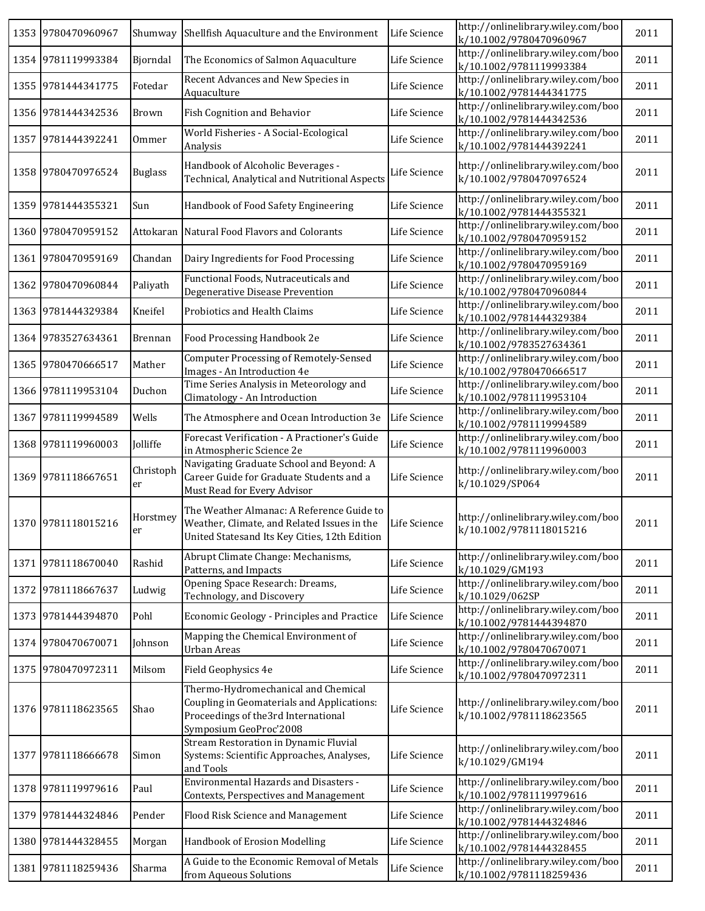| 1353 | 9780470960967 | Shumway | Shellfish Aquaculture and the Environment | Life Science | http://onlinelibrary.wiley.com/book/10.1002/9780470960967 | 2011 |
|---|---|---|---|---|---|---|
| 1354 | 9781119993384 | Bjorndal | The Economics of Salmon Aquaculture | Life Science | http://onlinelibrary.wiley.com/book/10.1002/9781119993384 | 2011 |
| 1355 | 9781444341775 | Fotedar | Recent Advances and New Species in Aquaculture | Life Science | http://onlinelibrary.wiley.com/book/10.1002/9781444341775 | 2011 |
| 1356 | 9781444342536 | Brown | Fish Cognition and Behavior | Life Science | http://onlinelibrary.wiley.com/book/10.1002/9781444342536 | 2011 |
| 1357 | 9781444392241 | Ommer | World Fisheries - A Social-Ecological Analysis | Life Science | http://onlinelibrary.wiley.com/book/10.1002/9781444392241 | 2011 |
| 1358 | 9780470976524 | Buglass | Handbook of Alcoholic Beverages - Technical, Analytical and Nutritional Aspects | Life Science | http://onlinelibrary.wiley.com/book/10.1002/9780470976524 | 2011 |
| 1359 | 9781444355321 | Sun | Handbook of Food Safety Engineering | Life Science | http://onlinelibrary.wiley.com/book/10.1002/9781444355321 | 2011 |
| 1360 | 9780470959152 | Attokaran | Natural Food Flavors and Colorants | Life Science | http://onlinelibrary.wiley.com/book/10.1002/9780470959152 | 2011 |
| 1361 | 9780470959169 | Chandan | Dairy Ingredients for Food Processing | Life Science | http://onlinelibrary.wiley.com/book/10.1002/9780470959169 | 2011 |
| 1362 | 9780470960844 | Paliyath | Functional Foods, Nutraceuticals and Degenerative Disease Prevention | Life Science | http://onlinelibrary.wiley.com/book/10.1002/9780470960844 | 2011 |
| 1363 | 9781444329384 | Kneifel | Probiotics and Health Claims | Life Science | http://onlinelibrary.wiley.com/book/10.1002/9781444329384 | 2011 |
| 1364 | 9783527634361 | Brennan | Food Processing Handbook 2e | Life Science | http://onlinelibrary.wiley.com/book/10.1002/9783527634361 | 2011 |
| 1365 | 9780470666517 | Mather | Computer Processing of Remotely-Sensed Images - An Introduction 4e | Life Science | http://onlinelibrary.wiley.com/book/10.1002/9780470666517 | 2011 |
| 1366 | 9781119953104 | Duchon | Time Series Analysis in Meteorology and Climatology - An Introduction | Life Science | http://onlinelibrary.wiley.com/book/10.1002/9781119953104 | 2011 |
| 1367 | 9781119994589 | Wells | The Atmosphere and Ocean Introduction 3e | Life Science | http://onlinelibrary.wiley.com/book/10.1002/9781119994589 | 2011 |
| 1368 | 9781119960003 | Jolliffe | Forecast Verification - A Practioner's Guide in Atmospheric Science 2e | Life Science | http://onlinelibrary.wiley.com/book/10.1002/9781119960003 | 2011 |
| 1369 | 9781118667651 | Christopher | Navigating Graduate School and Beyond: A Career Guide for Graduate Students and a Must Read for Every Advisor | Life Science | http://onlinelibrary.wiley.com/book/10.1029/SP064 | 2011 |
| 1370 | 9781118015216 | Horstmeyer | The Weather Almanac: A Reference Guide to Weather, Climate, and Related Issues in the United Statesand Its Key Cities, 12th Edition | Life Science | http://onlinelibrary.wiley.com/book/10.1002/9781118015216 | 2011 |
| 1371 | 9781118670040 | Rashid | Abrupt Climate Change: Mechanisms, Patterns, and Impacts | Life Science | http://onlinelibrary.wiley.com/book/10.1029/GM193 | 2011 |
| 1372 | 9781118667637 | Ludwig | Opening Space Research: Dreams, Technology, and Discovery | Life Science | http://onlinelibrary.wiley.com/book/10.1029/062SP | 2011 |
| 1373 | 9781444394870 | Pohl | Economic Geology - Principles and Practice | Life Science | http://onlinelibrary.wiley.com/book/10.1002/9781444394870 | 2011 |
| 1374 | 9780470670071 | Johnson | Mapping the Chemical Environment of Urban Areas | Life Science | http://onlinelibrary.wiley.com/book/10.1002/9780470670071 | 2011 |
| 1375 | 9780470972311 | Milsom | Field Geophysics 4e | Life Science | http://onlinelibrary.wiley.com/book/10.1002/9780470972311 | 2011 |
| 1376 | 9781118623565 | Shao | Thermo-Hydromechanical and Chemical Coupling in Geomaterials and Applications: Proceedings of the3rd International Symposium GeoProc'2008 | Life Science | http://onlinelibrary.wiley.com/book/10.1002/9781118623565 | 2011 |
| 1377 | 9781118666678 | Simon | Stream Restoration in Dynamic Fluvial Systems: Scientific Approaches, Analyses, and Tools | Life Science | http://onlinelibrary.wiley.com/book/10.1029/GM194 | 2011 |
| 1378 | 9781119979616 | Paul | Environmental Hazards and Disasters - Contexts, Perspectives and Management | Life Science | http://onlinelibrary.wiley.com/book/10.1002/9781119979616 | 2011 |
| 1379 | 9781444324846 | Pender | Flood Risk Science and Management | Life Science | http://onlinelibrary.wiley.com/book/10.1002/9781444324846 | 2011 |
| 1380 | 9781444328455 | Morgan | Handbook of Erosion Modelling | Life Science | http://onlinelibrary.wiley.com/book/10.1002/9781444328455 | 2011 |
| 1381 | 9781118259436 | Sharma | A Guide to the Economic Removal of Metals from Aqueous Solutions | Life Science | http://onlinelibrary.wiley.com/book/10.1002/9781118259436 | 2011 |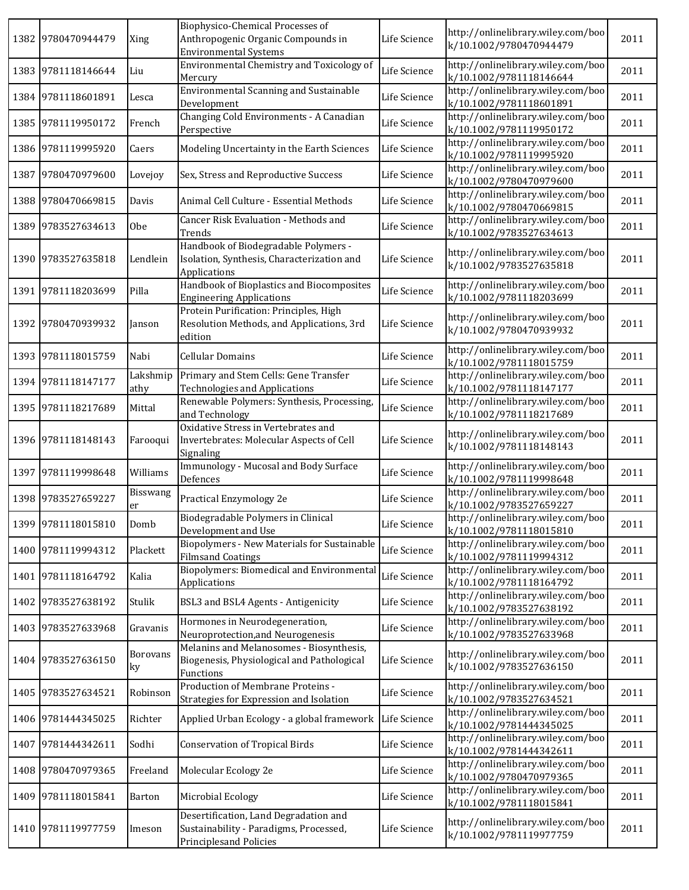| 1382 | 9780470944479 | Xing | Biophysico-Chemical Processes of Anthropogenic Organic Compounds in Environmental Systems | Life Science | http://onlinelibrary.wiley.com/book/10.1002/9780470944479 | 2011 |
|---|---|---|---|---|---|---|
| 1383 | 9781118146644 | Liu | Environmental Chemistry and Toxicology of Mercury | Life Science | http://onlinelibrary.wiley.com/book/10.1002/9781118146644 | 2011 |
| 1384 | 9781118601891 | Lesca | Environmental Scanning and Sustainable Development | Life Science | http://onlinelibrary.wiley.com/book/10.1002/9781118601891 | 2011 |
| 1385 | 9781119950172 | French | Changing Cold Environments - A Canadian Perspective | Life Science | http://onlinelibrary.wiley.com/book/10.1002/9781119950172 | 2011 |
| 1386 | 9781119995920 | Caers | Modeling Uncertainty in the Earth Sciences | Life Science | http://onlinelibrary.wiley.com/book/10.1002/9781119995920 | 2011 |
| 1387 | 9780470979600 | Lovejoy | Sex, Stress and Reproductive Success | Life Science | http://onlinelibrary.wiley.com/book/10.1002/9780470979600 | 2011 |
| 1388 | 9780470669815 | Davis | Animal Cell Culture - Essential Methods | Life Science | http://onlinelibrary.wiley.com/book/10.1002/9780470669815 | 2011 |
| 1389 | 9783527634613 | Obe | Cancer Risk Evaluation - Methods and Trends | Life Science | http://onlinelibrary.wiley.com/book/10.1002/9783527634613 | 2011 |
| 1390 | 9783527635818 | Lendlein | Handbook of Biodegradable Polymers - Isolation, Synthesis, Characterization and Applications | Life Science | http://onlinelibrary.wiley.com/book/10.1002/9783527635818 | 2011 |
| 1391 | 9781118203699 | Pilla | Handbook of Bioplastics and Biocomposites Engineering Applications | Life Science | http://onlinelibrary.wiley.com/book/10.1002/9781118203699 | 2011 |
| 1392 | 9780470939932 | Janson | Protein Purification: Principles, High Resolution Methods, and Applications, 3rd edition | Life Science | http://onlinelibrary.wiley.com/book/10.1002/9780470939932 | 2011 |
| 1393 | 9781118015759 | Nabi | Cellular Domains | Life Science | http://onlinelibrary.wiley.com/book/10.1002/9781118015759 | 2011 |
| 1394 | 9781118147177 | Lakshmipathy | Primary and Stem Cells: Gene Transfer Technologies and Applications | Life Science | http://onlinelibrary.wiley.com/book/10.1002/9781118147177 | 2011 |
| 1395 | 9781118217689 | Mittal | Renewable Polymers: Synthesis, Processing, and Technology | Life Science | http://onlinelibrary.wiley.com/book/10.1002/9781118217689 | 2011 |
| 1396 | 9781118148143 | Farooqui | Oxidative Stress in Vertebrates and Invertebrates: Molecular Aspects of Cell Signaling | Life Science | http://onlinelibrary.wiley.com/book/10.1002/9781118148143 | 2011 |
| 1397 | 9781119998648 | Williams | Immunology - Mucosal and Body Surface Defences | Life Science | http://onlinelibrary.wiley.com/book/10.1002/9781119998648 | 2011 |
| 1398 | 9783527659227 | Bisswanger | Practical Enzymology 2e | Life Science | http://onlinelibrary.wiley.com/book/10.1002/9783527659227 | 2011 |
| 1399 | 9781118015810 | Domb | Biodegradable Polymers in Clinical Development and Use | Life Science | http://onlinelibrary.wiley.com/book/10.1002/9781118015810 | 2011 |
| 1400 | 9781119994312 | Plackett | Biopolymers - New Materials for Sustainable Filmsand Coatings | Life Science | http://onlinelibrary.wiley.com/book/10.1002/9781119994312 | 2011 |
| 1401 | 9781118164792 | Kalia | Biopolymers: Biomedical and Environmental Applications | Life Science | http://onlinelibrary.wiley.com/book/10.1002/9781118164792 | 2011 |
| 1402 | 9783527638192 | Stulik | BSL3 and BSL4 Agents - Antigenicity | Life Science | http://onlinelibrary.wiley.com/book/10.1002/9783527638192 | 2011 |
| 1403 | 9783527633968 | Gravanis | Hormones in Neurodegeneration, Neuroprotection,and Neurogenesis | Life Science | http://onlinelibrary.wiley.com/book/10.1002/9783527633968 | 2011 |
| 1404 | 9783527636150 | Borovansky | Melanins and Melanosomes - Biosynthesis, Biogenesis, Physiological and Pathological Functions | Life Science | http://onlinelibrary.wiley.com/book/10.1002/9783527636150 | 2011 |
| 1405 | 9783527634521 | Robinson | Production of Membrane Proteins - Strategies for Expression and Isolation | Life Science | http://onlinelibrary.wiley.com/book/10.1002/9783527634521 | 2011 |
| 1406 | 9781444345025 | Richter | Applied Urban Ecology - a global framework | Life Science | http://onlinelibrary.wiley.com/book/10.1002/9781444345025 | 2011 |
| 1407 | 9781444342611 | Sodhi | Conservation of Tropical Birds | Life Science | http://onlinelibrary.wiley.com/book/10.1002/9781444342611 | 2011 |
| 1408 | 9780470979365 | Freeland | Molecular Ecology 2e | Life Science | http://onlinelibrary.wiley.com/book/10.1002/9780470979365 | 2011 |
| 1409 | 9781118015841 | Barton | Microbial Ecology | Life Science | http://onlinelibrary.wiley.com/book/10.1002/9781118015841 | 2011 |
| 1410 | 9781119977759 | Imeson | Desertification, Land Degradation and Sustainability - Paradigms, Processed, Principlesand Policies | Life Science | http://onlinelibrary.wiley.com/book/10.1002/9781119977759 | 2011 |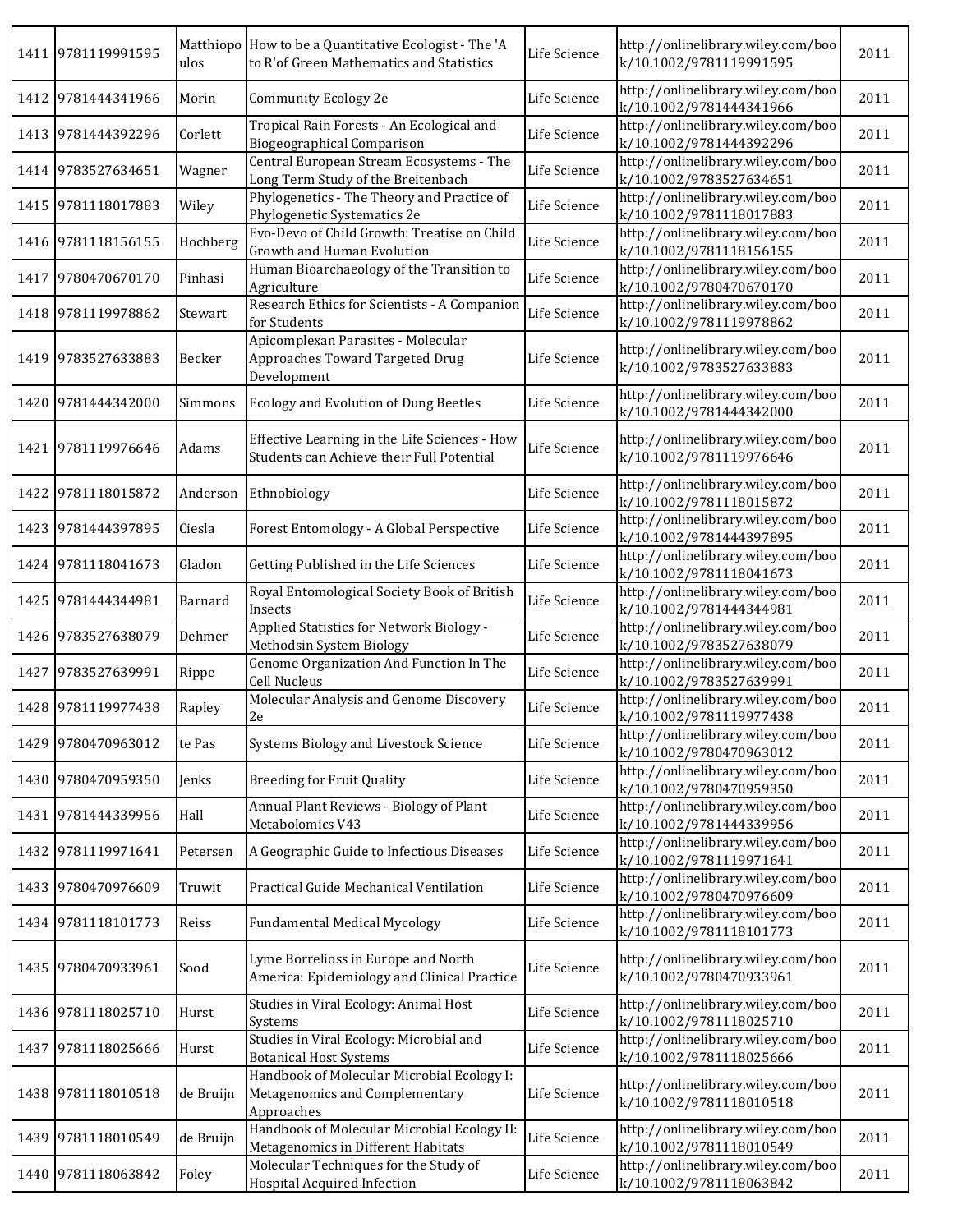| | | | | | | |
|---|---|---|---|---|---|---|
| 1411 | 9781119991595 | Matthiopoulos | How to be a Quantitative Ecologist - The 'A to R'of Green Mathematics and Statistics | Life Science | http://onlinelibrary.wiley.com/book/10.1002/9781119991595 | 2011 |
| 1412 | 9781444341966 | Morin | Community Ecology 2e | Life Science | http://onlinelibrary.wiley.com/book/10.1002/9781444341966 | 2011 |
| 1413 | 9781444392296 | Corlett | Tropical Rain Forests - An Ecological and Biogeographical Comparison | Life Science | http://onlinelibrary.wiley.com/book/10.1002/9781444392296 | 2011 |
| 1414 | 9783527634651 | Wagner | Central European Stream Ecosystems - The Long Term Study of the Breitenbach | Life Science | http://onlinelibrary.wiley.com/book/10.1002/9783527634651 | 2011 |
| 1415 | 9781118017883 | Wiley | Phylogenetics - The Theory and Practice of Phylogenetic Systematics 2e | Life Science | http://onlinelibrary.wiley.com/book/10.1002/9781118017883 | 2011 |
| 1416 | 9781118156155 | Hochberg | Evo-Devo of Child Growth: Treatise on Child Growth and Human Evolution | Life Science | http://onlinelibrary.wiley.com/book/10.1002/9781118156155 | 2011 |
| 1417 | 9780470670170 | Pinhasi | Human Bioarchaeology of the Transition to Agriculture | Life Science | http://onlinelibrary.wiley.com/book/10.1002/9780470670170 | 2011 |
| 1418 | 9781119978862 | Stewart | Research Ethics for Scientists - A Companion for Students | Life Science | http://onlinelibrary.wiley.com/book/10.1002/9781119978862 | 2011 |
| 1419 | 9783527633883 | Becker | Apicomplexan Parasites - Molecular Approaches Toward Targeted Drug Development | Life Science | http://onlinelibrary.wiley.com/book/10.1002/9783527633883 | 2011 |
| 1420 | 9781444342000 | Simmons | Ecology and Evolution of Dung Beetles | Life Science | http://onlinelibrary.wiley.com/book/10.1002/9781444342000 | 2011 |
| 1421 | 9781119976646 | Adams | Effective Learning in the Life Sciences - How Students can Achieve their Full Potential | Life Science | http://onlinelibrary.wiley.com/book/10.1002/9781119976646 | 2011 |
| 1422 | 9781118015872 | Anderson | Ethnobiology | Life Science | http://onlinelibrary.wiley.com/book/10.1002/9781118015872 | 2011 |
| 1423 | 9781444397895 | Ciesla | Forest Entomology - A Global Perspective | Life Science | http://onlinelibrary.wiley.com/book/10.1002/9781444397895 | 2011 |
| 1424 | 9781118041673 | Gladon | Getting Published in the Life Sciences | Life Science | http://onlinelibrary.wiley.com/book/10.1002/9781118041673 | 2011 |
| 1425 | 9781444344981 | Barnard | Royal Entomological Society Book of British Insects | Life Science | http://onlinelibrary.wiley.com/book/10.1002/9781444344981 | 2011 |
| 1426 | 9783527638079 | Dehmer | Applied Statistics for Network Biology - Methodsin System Biology | Life Science | http://onlinelibrary.wiley.com/book/10.1002/9783527638079 | 2011 |
| 1427 | 9783527639991 | Rippe | Genome Organization And Function In The Cell Nucleus | Life Science | http://onlinelibrary.wiley.com/book/10.1002/9783527639991 | 2011 |
| 1428 | 9781119977438 | Rapley | Molecular Analysis and Genome Discovery 2e | Life Science | http://onlinelibrary.wiley.com/book/10.1002/9781119977438 | 2011 |
| 1429 | 9780470963012 | te Pas | Systems Biology and Livestock Science | Life Science | http://onlinelibrary.wiley.com/book/10.1002/9780470963012 | 2011 |
| 1430 | 9780470959350 | Jenks | Breeding for Fruit Quality | Life Science | http://onlinelibrary.wiley.com/book/10.1002/9780470959350 | 2011 |
| 1431 | 9781444339956 | Hall | Annual Plant Reviews - Biology of Plant Metabolomics V43 | Life Science | http://onlinelibrary.wiley.com/book/10.1002/9781444339956 | 2011 |
| 1432 | 9781119971641 | Petersen | A Geographic Guide to Infectious Diseases | Life Science | http://onlinelibrary.wiley.com/book/10.1002/9781119971641 | 2011 |
| 1433 | 9780470976609 | Truwit | Practical Guide Mechanical Ventilation | Life Science | http://onlinelibrary.wiley.com/book/10.1002/9780470976609 | 2011 |
| 1434 | 9781118101773 | Reiss | Fundamental Medical Mycology | Life Science | http://onlinelibrary.wiley.com/book/10.1002/9781118101773 | 2011 |
| 1435 | 9780470933961 | Sood | Lyme Borrelioss in Europe and North America: Epidemiology and Clinical Practice | Life Science | http://onlinelibrary.wiley.com/book/10.1002/9780470933961 | 2011 |
| 1436 | 9781118025710 | Hurst | Studies in Viral Ecology: Animal Host Systems | Life Science | http://onlinelibrary.wiley.com/book/10.1002/9781118025710 | 2011 |
| 1437 | 9781118025666 | Hurst | Studies in Viral Ecology: Microbial and Botanical Host Systems | Life Science | http://onlinelibrary.wiley.com/book/10.1002/9781118025666 | 2011 |
| 1438 | 9781118010518 | de Bruijn | Handbook of Molecular Microbial Ecology I: Metagenomics and Complementary Approaches | Life Science | http://onlinelibrary.wiley.com/book/10.1002/9781118010518 | 2011 |
| 1439 | 9781118010549 | de Bruijn | Handbook of Molecular Microbial Ecology II: Metagenomics in Different Habitats | Life Science | http://onlinelibrary.wiley.com/book/10.1002/9781118010549 | 2011 |
| 1440 | 9781118063842 | Foley | Molecular Techniques for the Study of Hospital Acquired Infection | Life Science | http://onlinelibrary.wiley.com/book/10.1002/9781118063842 | 2011 |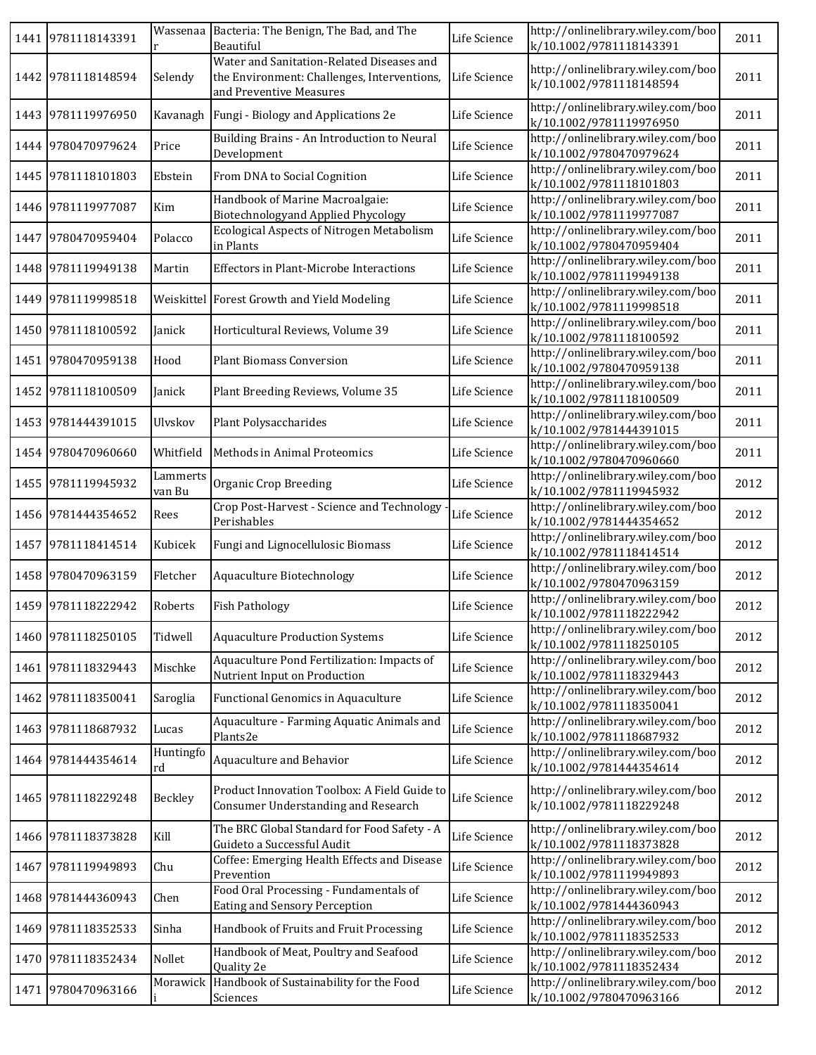| 1441 | 9781118143391 | Wassenaar | Bacteria: The Benign, The Bad, and The Beautiful | Life Science | http://onlinelibrary.wiley.com/book/10.1002/9781118143391 | 2011 |
|---|---|---|---|---|---|---|
| 1442 | 9781118148594 | Selendy | Water and Sanitation-Related Diseases and the Environment: Challenges, Interventions, and Preventive Measures | Life Science | http://onlinelibrary.wiley.com/book/10.1002/9781118148594 | 2011 |
| 1443 | 9781119976950 | Kavanagh | Fungi - Biology and Applications 2e | Life Science | http://onlinelibrary.wiley.com/book/10.1002/9781119976950 | 2011 |
| 1444 | 9780470979624 | Price | Building Brains - An Introduction to Neural Development | Life Science | http://onlinelibrary.wiley.com/book/10.1002/9780470979624 | 2011 |
| 1445 | 9781118101803 | Ebstein | From DNA to Social Cognition | Life Science | http://onlinelibrary.wiley.com/book/10.1002/9781118101803 | 2011 |
| 1446 | 9781119977087 | Kim | Handbook of Marine Macroalgaie: Biotechnologyand Applied Phycology | Life Science | http://onlinelibrary.wiley.com/book/10.1002/9781119977087 | 2011 |
| 1447 | 9780470959404 | Polacco | Ecological Aspects of Nitrogen Metabolism in Plants | Life Science | http://onlinelibrary.wiley.com/book/10.1002/9780470959404 | 2011 |
| 1448 | 9781119949138 | Martin | Effectors in Plant-Microbe Interactions | Life Science | http://onlinelibrary.wiley.com/book/10.1002/9781119949138 | 2011 |
| 1449 | 9781119998518 | Weiskittel | Forest Growth and Yield Modeling | Life Science | http://onlinelibrary.wiley.com/book/10.1002/9781119998518 | 2011 |
| 1450 | 9781118100592 | Janick | Horticultural Reviews, Volume 39 | Life Science | http://onlinelibrary.wiley.com/book/10.1002/9781118100592 | 2011 |
| 1451 | 9780470959138 | Hood | Plant Biomass Conversion | Life Science | http://onlinelibrary.wiley.com/book/10.1002/9780470959138 | 2011 |
| 1452 | 9781118100509 | Janick | Plant Breeding Reviews, Volume 35 | Life Science | http://onlinelibrary.wiley.com/book/10.1002/9781118100509 | 2011 |
| 1453 | 9781444391015 | Ulvskov | Plant Polysaccharides | Life Science | http://onlinelibrary.wiley.com/book/10.1002/9781444391015 | 2011 |
| 1454 | 9780470960660 | Whitfield | Methods in Animal Proteomics | Life Science | http://onlinelibrary.wiley.com/book/10.1002/9780470960660 | 2011 |
| 1455 | 9781119945932 | Lammerts van Bu | Organic Crop Breeding | Life Science | http://onlinelibrary.wiley.com/book/10.1002/9781119945932 | 2012 |
| 1456 | 9781444354652 | Rees | Crop Post-Harvest - Science and Technology - Perishables | Life Science | http://onlinelibrary.wiley.com/book/10.1002/9781444354652 | 2012 |
| 1457 | 9781118414514 | Kubicek | Fungi and Lignocellulosic Biomass | Life Science | http://onlinelibrary.wiley.com/book/10.1002/9781118414514 | 2012 |
| 1458 | 9780470963159 | Fletcher | Aquaculture Biotechnology | Life Science | http://onlinelibrary.wiley.com/book/10.1002/9780470963159 | 2012 |
| 1459 | 9781118222942 | Roberts | Fish Pathology | Life Science | http://onlinelibrary.wiley.com/book/10.1002/9781118222942 | 2012 |
| 1460 | 9781118250105 | Tidwell | Aquaculture Production Systems | Life Science | http://onlinelibrary.wiley.com/book/10.1002/9781118250105 | 2012 |
| 1461 | 9781118329443 | Mischke | Aquaculture Pond Fertilization: Impacts of Nutrient Input on Production | Life Science | http://onlinelibrary.wiley.com/book/10.1002/9781118329443 | 2012 |
| 1462 | 9781118350041 | Saroglia | Functional Genomics in Aquaculture | Life Science | http://onlinelibrary.wiley.com/book/10.1002/9781118350041 | 2012 |
| 1463 | 9781118687932 | Lucas | Aquaculture - Farming Aquatic Animals and Plants2e | Life Science | http://onlinelibrary.wiley.com/book/10.1002/9781118687932 | 2012 |
| 1464 | 9781444354614 | Huntingford | Aquaculture and Behavior | Life Science | http://onlinelibrary.wiley.com/book/10.1002/9781444354614 | 2012 |
| 1465 | 9781118229248 | Beckley | Product Innovation Toolbox: A Field Guide to Consumer Understanding and Research | Life Science | http://onlinelibrary.wiley.com/book/10.1002/9781118229248 | 2012 |
| 1466 | 9781118373828 | Kill | The BRC Global Standard for Food Safety - A Guideto a Successful Audit | Life Science | http://onlinelibrary.wiley.com/book/10.1002/9781118373828 | 2012 |
| 1467 | 9781119949893 | Chu | Coffee: Emerging Health Effects and Disease Prevention | Life Science | http://onlinelibrary.wiley.com/book/10.1002/9781119949893 | 2012 |
| 1468 | 9781444360943 | Chen | Food Oral Processing - Fundamentals of Eating and Sensory Perception | Life Science | http://onlinelibrary.wiley.com/book/10.1002/9781444360943 | 2012 |
| 1469 | 9781118352533 | Sinha | Handbook of Fruits and Fruit Processing | Life Science | http://onlinelibrary.wiley.com/book/10.1002/9781118352533 | 2012 |
| 1470 | 9781118352434 | Nollet | Handbook of Meat, Poultry and Seafood Quality 2e | Life Science | http://onlinelibrary.wiley.com/book/10.1002/9781118352434 | 2012 |
| 1471 | 9780470963166 | Morawicki | Handbook of Sustainability for the Food Sciences | Life Science | http://onlinelibrary.wiley.com/book/10.1002/9780470963166 | 2012 |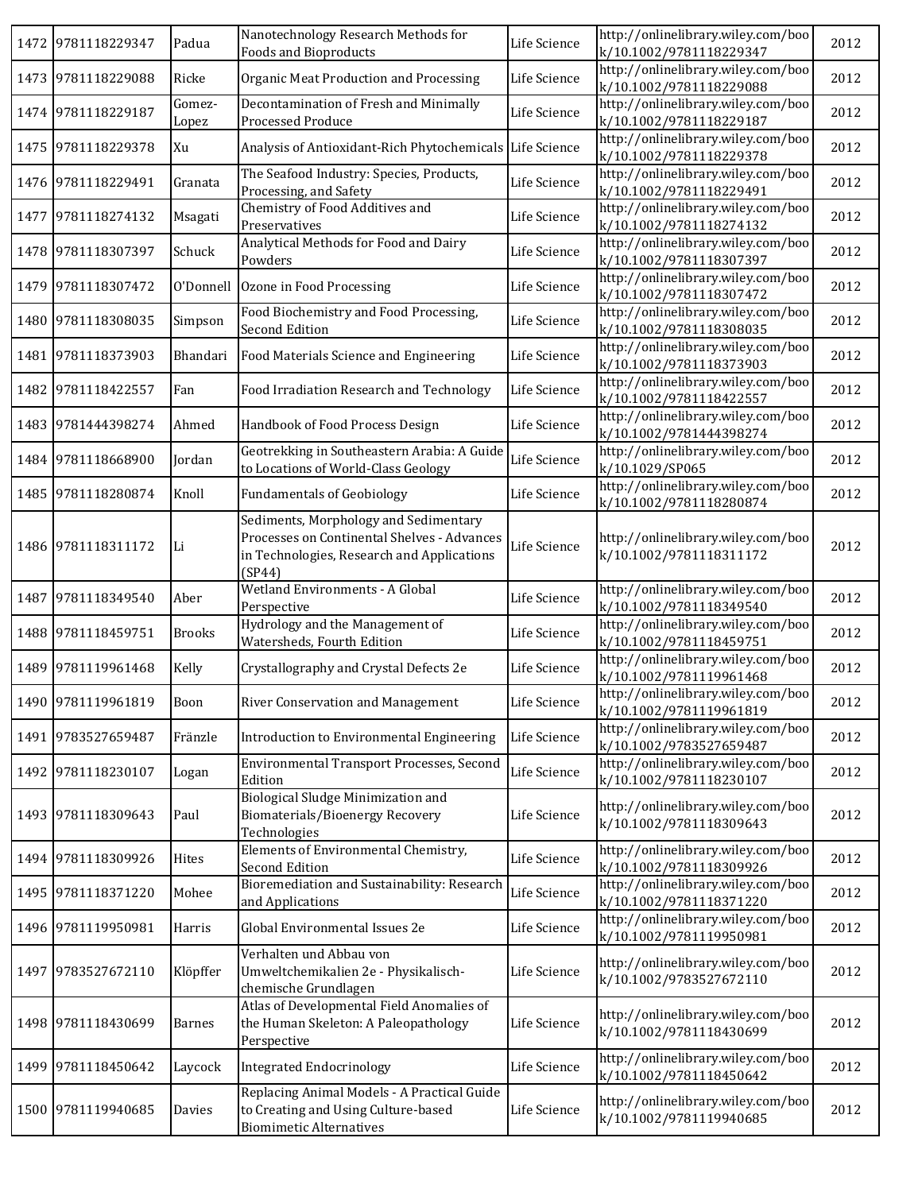| 1472 | 9781118229347 | Padua | Nanotechnology Research Methods for Foods and Bioproducts | Life Science | http://onlinelibrary.wiley.com/book/10.1002/9781118229347 | 2012 |
|---|---|---|---|---|---|---|
| 1473 | 9781118229088 | Ricke | Organic Meat Production and Processing | Life Science | http://onlinelibrary.wiley.com/book/10.1002/9781118229088 | 2012 |
| 1474 | 9781118229187 | Gomez-Lopez | Decontamination of Fresh and Minimally Processed Produce | Life Science | http://onlinelibrary.wiley.com/book/10.1002/9781118229187 | 2012 |
| 1475 | 9781118229378 | Xu | Analysis of Antioxidant-Rich Phytochemicals | Life Science | http://onlinelibrary.wiley.com/book/10.1002/9781118229378 | 2012 |
| 1476 | 9781118229491 | Granata | The Seafood Industry: Species, Products, Processing, and Safety | Life Science | http://onlinelibrary.wiley.com/book/10.1002/9781118229491 | 2012 |
| 1477 | 9781118274132 | Msagati | Chemistry of Food Additives and Preservatives | Life Science | http://onlinelibrary.wiley.com/book/10.1002/9781118274132 | 2012 |
| 1478 | 9781118307397 | Schuck | Analytical Methods for Food and Dairy Powders | Life Science | http://onlinelibrary.wiley.com/book/10.1002/9781118307397 | 2012 |
| 1479 | 9781118307472 | O'Donnell | Ozone in Food Processing | Life Science | http://onlinelibrary.wiley.com/book/10.1002/9781118307472 | 2012 |
| 1480 | 9781118308035 | Simpson | Food Biochemistry and Food Processing, Second Edition | Life Science | http://onlinelibrary.wiley.com/book/10.1002/9781118308035 | 2012 |
| 1481 | 9781118373903 | Bhandari | Food Materials Science and Engineering | Life Science | http://onlinelibrary.wiley.com/book/10.1002/9781118373903 | 2012 |
| 1482 | 9781118422557 | Fan | Food Irradiation Research and Technology | Life Science | http://onlinelibrary.wiley.com/book/10.1002/9781118422557 | 2012 |
| 1483 | 9781444398274 | Ahmed | Handbook of Food Process Design | Life Science | http://onlinelibrary.wiley.com/book/10.1002/9781444398274 | 2012 |
| 1484 | 9781118668900 | Jordan | Geotrekking in Southeastern Arabia: A Guide to Locations of World-Class Geology | Life Science | http://onlinelibrary.wiley.com/book/10.1029/SP065 | 2012 |
| 1485 | 9781118280874 | Knoll | Fundamentals of Geobiology | Life Science | http://onlinelibrary.wiley.com/book/10.1002/9781118280874 | 2012 |
| 1486 | 9781118311172 | Li | Sediments, Morphology and Sedimentary Processes on Continental Shelves - Advances in Technologies, Research and Applications (SP44) | Life Science | http://onlinelibrary.wiley.com/book/10.1002/9781118311172 | 2012 |
| 1487 | 9781118349540 | Aber | Wetland Environments - A Global Perspective | Life Science | http://onlinelibrary.wiley.com/book/10.1002/9781118349540 | 2012 |
| 1488 | 9781118459751 | Brooks | Hydrology and the Management of Watersheds, Fourth Edition | Life Science | http://onlinelibrary.wiley.com/book/10.1002/9781118459751 | 2012 |
| 1489 | 9781119961468 | Kelly | Crystallography and Crystal Defects 2e | Life Science | http://onlinelibrary.wiley.com/book/10.1002/9781119961468 | 2012 |
| 1490 | 9781119961819 | Boon | River Conservation and Management | Life Science | http://onlinelibrary.wiley.com/book/10.1002/9781119961819 | 2012 |
| 1491 | 9783527659487 | Fränzle | Introduction to Environmental Engineering | Life Science | http://onlinelibrary.wiley.com/book/10.1002/9783527659487 | 2012 |
| 1492 | 9781118230107 | Logan | Environmental Transport Processes, Second Edition | Life Science | http://onlinelibrary.wiley.com/book/10.1002/9781118230107 | 2012 |
| 1493 | 9781118309643 | Paul | Biological Sludge Minimization and Biomaterials/Bioenergy Recovery Technologies | Life Science | http://onlinelibrary.wiley.com/book/10.1002/9781118309643 | 2012 |
| 1494 | 9781118309926 | Hites | Elements of Environmental Chemistry, Second Edition | Life Science | http://onlinelibrary.wiley.com/book/10.1002/9781118309926 | 2012 |
| 1495 | 9781118371220 | Mohee | Bioremediation and Sustainability: Research and Applications | Life Science | http://onlinelibrary.wiley.com/book/10.1002/9781118371220 | 2012 |
| 1496 | 9781119950981 | Harris | Global Environmental Issues 2e | Life Science | http://onlinelibrary.wiley.com/book/10.1002/9781119950981 | 2012 |
| 1497 | 9783527672110 | Klöpffer | Verhalten und Abbau von Umweltchemikalien 2e - Physikalisch-chemische Grundlagen | Life Science | http://onlinelibrary.wiley.com/book/10.1002/9783527672110 | 2012 |
| 1498 | 9781118430699 | Barnes | Atlas of Developmental Field Anomalies of the Human Skeleton: A Paleopathology Perspective | Life Science | http://onlinelibrary.wiley.com/book/10.1002/9781118430699 | 2012 |
| 1499 | 9781118450642 | Laycock | Integrated Endocrinology | Life Science | http://onlinelibrary.wiley.com/book/10.1002/9781118450642 | 2012 |
| 1500 | 9781119940685 | Davies | Replacing Animal Models - A Practical Guide to Creating and Using Culture-based Biomimetic Alternatives | Life Science | http://onlinelibrary.wiley.com/book/10.1002/9781119940685 | 2012 |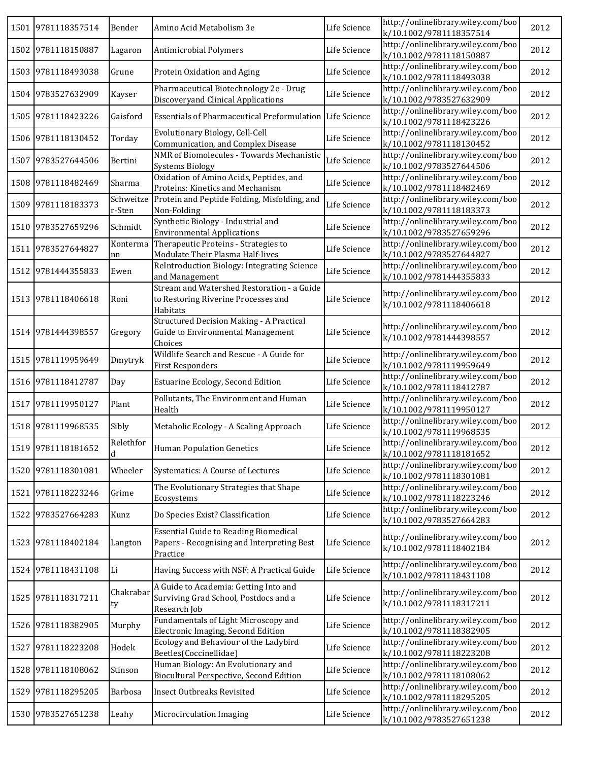| | | | | | | |
|---|---|---|---|---|---|---|
| 1501 | 9781118357514 | Bender | Amino Acid Metabolism 3e | Life Science | http://onlinelibrary.wiley.com/book/10.1002/9781118357514 | 2012 |
| 1502 | 9781118150887 | Lagaron | Antimicrobial Polymers | Life Science | http://onlinelibrary.wiley.com/book/10.1002/9781118150887 | 2012 |
| 1503 | 9781118493038 | Grune | Protein Oxidation and Aging | Life Science | http://onlinelibrary.wiley.com/book/10.1002/9781118493038 | 2012 |
| 1504 | 9783527632909 | Kayser | Pharmaceutical Biotechnology 2e - Drug Discoveryand Clinical Applications | Life Science | http://onlinelibrary.wiley.com/book/10.1002/9783527632909 | 2012 |
| 1505 | 9781118423226 | Gaisford | Essentials of Pharmaceutical Preformulation | Life Science | http://onlinelibrary.wiley.com/book/10.1002/9781118423226 | 2012 |
| 1506 | 9781118130452 | Torday | Evolutionary Biology, Cell-Cell Communication, and Complex Disease | Life Science | http://onlinelibrary.wiley.com/book/10.1002/9781118130452 | 2012 |
| 1507 | 9783527644506 | Bertini | NMR of Biomolecules - Towards Mechanistic Systems Biology | Life Science | http://onlinelibrary.wiley.com/book/10.1002/9783527644506 | 2012 |
| 1508 | 9781118482469 | Sharma | Oxidation of Amino Acids, Peptides, and Proteins: Kinetics and Mechanism | Life Science | http://onlinelibrary.wiley.com/book/10.1002/9781118482469 | 2012 |
| 1509 | 9781118183373 | Schweitzer-Sten | Protein and Peptide Folding, Misfolding, and Non-Folding | Life Science | http://onlinelibrary.wiley.com/book/10.1002/9781118183373 | 2012 |
| 1510 | 9783527659296 | Schmidt | Synthetic Biology - Industrial and Environmental Applications | Life Science | http://onlinelibrary.wiley.com/book/10.1002/9783527659296 | 2012 |
| 1511 | 9783527644827 | Kontermann | Therapeutic Proteins - Strategies to Modulate Their Plasma Half-lives | Life Science | http://onlinelibrary.wiley.com/book/10.1002/9783527644827 | 2012 |
| 1512 | 9781444355833 | Ewen | ReIntroduction Biology: Integrating Science and Management | Life Science | http://onlinelibrary.wiley.com/book/10.1002/9781444355833 | 2012 |
| 1513 | 9781118406618 | Roni | Stream and Watershed Restoration - a Guide to Restoring Riverine Processes and Habitats | Life Science | http://onlinelibrary.wiley.com/book/10.1002/9781118406618 | 2012 |
| 1514 | 9781444398557 | Gregory | Structured Decision Making - A Practical Guide to Environmental Management Choices | Life Science | http://onlinelibrary.wiley.com/book/10.1002/9781444398557 | 2012 |
| 1515 | 9781119959649 | Dmytryk | Wildlife Search and Rescue - A Guide for First Responders | Life Science | http://onlinelibrary.wiley.com/book/10.1002/9781119959649 | 2012 |
| 1516 | 9781118412787 | Day | Estuarine Ecology, Second Edition | Life Science | http://onlinelibrary.wiley.com/book/10.1002/9781118412787 | 2012 |
| 1517 | 9781119950127 | Plant | Pollutants, The Environment and Human Health | Life Science | http://onlinelibrary.wiley.com/book/10.1002/9781119950127 | 2012 |
| 1518 | 9781119968535 | Sibly | Metabolic Ecology - A Scaling Approach | Life Science | http://onlinelibrary.wiley.com/book/10.1002/9781119968535 | 2012 |
| 1519 | 9781118181652 | Relethford | Human Population Genetics | Life Science | http://onlinelibrary.wiley.com/book/10.1002/9781118181652 | 2012 |
| 1520 | 9781118301081 | Wheeler | Systematics: A Course of Lectures | Life Science | http://onlinelibrary.wiley.com/book/10.1002/9781118301081 | 2012 |
| 1521 | 9781118223246 | Grime | The Evolutionary Strategies that Shape Ecosystems | Life Science | http://onlinelibrary.wiley.com/book/10.1002/9781118223246 | 2012 |
| 1522 | 9783527664283 | Kunz | Do Species Exist? Classification | Life Science | http://onlinelibrary.wiley.com/book/10.1002/9783527664283 | 2012 |
| 1523 | 9781118402184 | Langton | Essential Guide to Reading Biomedical Papers - Recognising and Interpreting Best Practice | Life Science | http://onlinelibrary.wiley.com/book/10.1002/9781118402184 | 2012 |
| 1524 | 9781118431108 | Li | Having Success with NSF: A Practical Guide | Life Science | http://onlinelibrary.wiley.com/book/10.1002/9781118431108 | 2012 |
| 1525 | 9781118317211 | Chakrabarty | A Guide to Academia: Getting Into and Surviving Grad School, Postdocs and a Research Job | Life Science | http://onlinelibrary.wiley.com/book/10.1002/9781118317211 | 2012 |
| 1526 | 9781118382905 | Murphy | Fundamentals of Light Microscopy and Electronic Imaging, Second Edition | Life Science | http://onlinelibrary.wiley.com/book/10.1002/9781118382905 | 2012 |
| 1527 | 9781118223208 | Hodek | Ecology and Behaviour of the Ladybird Beetles(Coccinellidae) | Life Science | http://onlinelibrary.wiley.com/book/10.1002/9781118223208 | 2012 |
| 1528 | 9781118108062 | Stinson | Human Biology: An Evolutionary and Biocultural Perspective, Second Edition | Life Science | http://onlinelibrary.wiley.com/book/10.1002/9781118108062 | 2012 |
| 1529 | 9781118295205 | Barbosa | Insect Outbreaks Revisited | Life Science | http://onlinelibrary.wiley.com/book/10.1002/9781118295205 | 2012 |
| 1530 | 9783527651238 | Leahy | Microcirculation Imaging | Life Science | http://onlinelibrary.wiley.com/book/10.1002/9783527651238 | 2012 |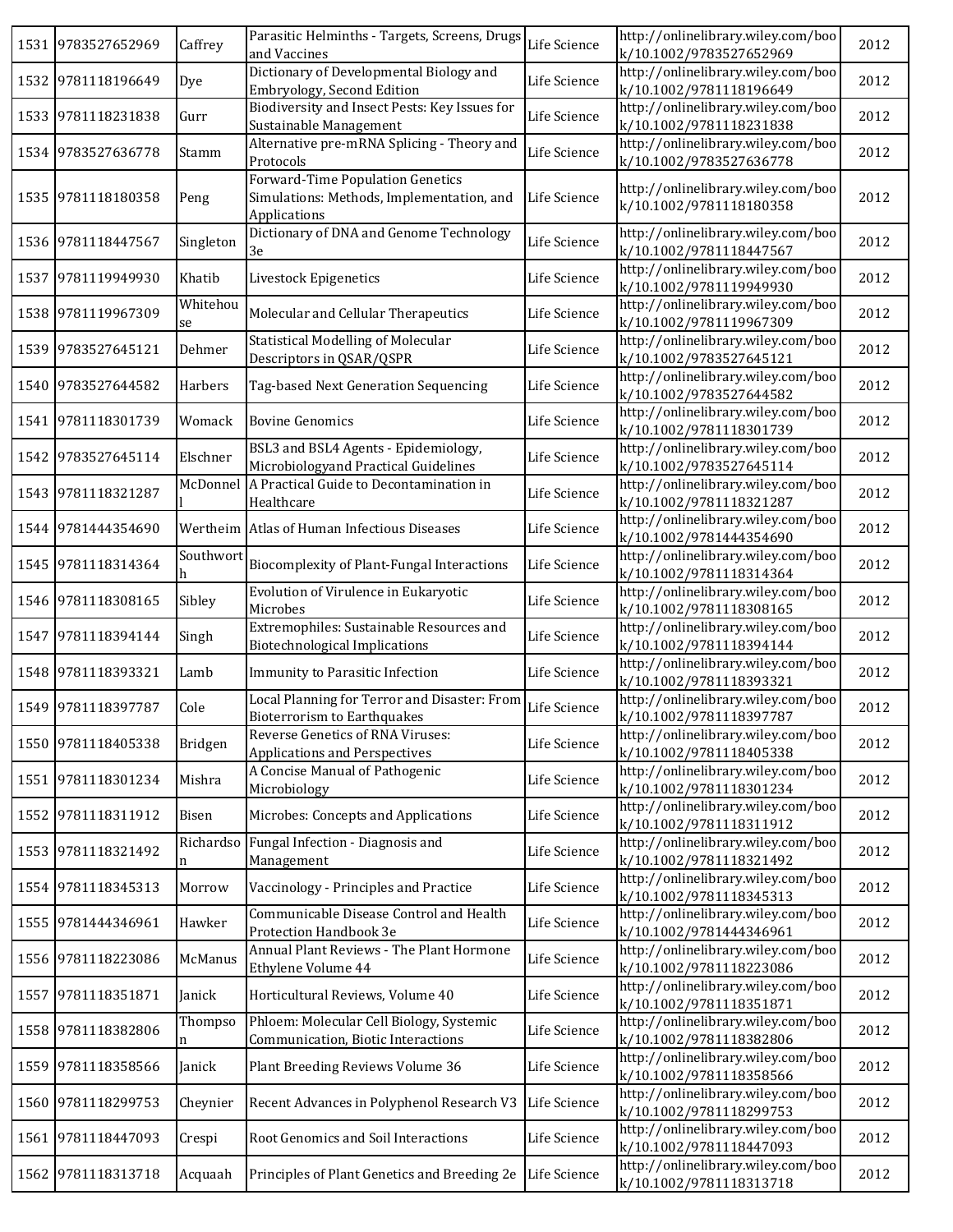| 1531 | 9783527652969 | Caffrey | Parasitic Helminths - Targets, Screens, Drugs and Vaccines | Life Science | http://onlinelibrary.wiley.com/book/10.1002/9783527652969 | 2012 |
|---|---|---|---|---|---|---|
| 1532 | 9781118196649 | Dye | Dictionary of Developmental Biology and Embryology, Second Edition | Life Science | http://onlinelibrary.wiley.com/book/10.1002/9781118196649 | 2012 |
| 1533 | 9781118231838 | Gurr | Biodiversity and Insect Pests: Key Issues for Sustainable Management | Life Science | http://onlinelibrary.wiley.com/book/10.1002/9781118231838 | 2012 |
| 1534 | 9783527636778 | Stamm | Alternative pre-mRNA Splicing - Theory and Protocols | Life Science | http://onlinelibrary.wiley.com/book/10.1002/9783527636778 | 2012 |
| 1535 | 9781118180358 | Peng | Forward-Time Population Genetics Simulations: Methods, Implementation, and Applications | Life Science | http://onlinelibrary.wiley.com/book/10.1002/9781118180358 | 2012 |
| 1536 | 9781118447567 | Singleton | Dictionary of DNA and Genome Technology 3e | Life Science | http://onlinelibrary.wiley.com/book/10.1002/9781118447567 | 2012 |
| 1537 | 9781119949930 | Khatib | Livestock Epigenetics | Life Science | http://onlinelibrary.wiley.com/book/10.1002/9781119949930 | 2012 |
| 1538 | 9781119967309 | Whitehouse | Molecular and Cellular Therapeutics | Life Science | http://onlinelibrary.wiley.com/book/10.1002/9781119967309 | 2012 |
| 1539 | 9783527645121 | Dehmer | Statistical Modelling of Molecular Descriptors in QSAR/QSPR | Life Science | http://onlinelibrary.wiley.com/book/10.1002/9783527645121 | 2012 |
| 1540 | 9783527644582 | Harbers | Tag-based Next Generation Sequencing | Life Science | http://onlinelibrary.wiley.com/book/10.1002/9783527644582 | 2012 |
| 1541 | 9781118301739 | Womack | Bovine Genomics | Life Science | http://onlinelibrary.wiley.com/book/10.1002/9781118301739 | 2012 |
| 1542 | 9783527645114 | Elschner | BSL3 and BSL4 Agents - Epidemiology, Microbiologyand Practical Guidelines | Life Science | http://onlinelibrary.wiley.com/book/10.1002/9783527645114 | 2012 |
| 1543 | 9781118321287 | McDonnell | A Practical Guide to Decontamination in Healthcare | Life Science | http://onlinelibrary.wiley.com/book/10.1002/9781118321287 | 2012 |
| 1544 | 9781444354690 | Wertheim | Atlas of Human Infectious Diseases | Life Science | http://onlinelibrary.wiley.com/book/10.1002/9781444354690 | 2012 |
| 1545 | 9781118314364 | Southworth | Biocomplexity of Plant-Fungal Interactions | Life Science | http://onlinelibrary.wiley.com/book/10.1002/9781118314364 | 2012 |
| 1546 | 9781118308165 | Sibley | Evolution of Virulence in Eukaryotic Microbes | Life Science | http://onlinelibrary.wiley.com/book/10.1002/9781118308165 | 2012 |
| 1547 | 9781118394144 | Singh | Extremophiles: Sustainable Resources and Biotechnological Implications | Life Science | http://onlinelibrary.wiley.com/book/10.1002/9781118394144 | 2012 |
| 1548 | 9781118393321 | Lamb | Immunity to Parasitic Infection | Life Science | http://onlinelibrary.wiley.com/book/10.1002/9781118393321 | 2012 |
| 1549 | 9781118397787 | Cole | Local Planning for Terror and Disaster: From Bioterrorism to Earthquakes | Life Science | http://onlinelibrary.wiley.com/book/10.1002/9781118397787 | 2012 |
| 1550 | 9781118405338 | Bridgen | Reverse Genetics of RNA Viruses: Applications and Perspectives | Life Science | http://onlinelibrary.wiley.com/book/10.1002/9781118405338 | 2012 |
| 1551 | 9781118301234 | Mishra | A Concise Manual of Pathogenic Microbiology | Life Science | http://onlinelibrary.wiley.com/book/10.1002/9781118301234 | 2012 |
| 1552 | 9781118311912 | Bisen | Microbes: Concepts and Applications | Life Science | http://onlinelibrary.wiley.com/book/10.1002/9781118311912 | 2012 |
| 1553 | 9781118321492 | Richardson | Fungal Infection - Diagnosis and Management | Life Science | http://onlinelibrary.wiley.com/book/10.1002/9781118321492 | 2012 |
| 1554 | 9781118345313 | Morrow | Vaccinology - Principles and Practice | Life Science | http://onlinelibrary.wiley.com/book/10.1002/9781118345313 | 2012 |
| 1555 | 9781444346961 | Hawker | Communicable Disease Control and Health Protection Handbook 3e | Life Science | http://onlinelibrary.wiley.com/book/10.1002/9781444346961 | 2012 |
| 1556 | 9781118223086 | McManus | Annual Plant Reviews - The Plant Hormone Ethylene Volume 44 | Life Science | http://onlinelibrary.wiley.com/book/10.1002/9781118223086 | 2012 |
| 1557 | 9781118351871 | Janick | Horticultural Reviews, Volume 40 | Life Science | http://onlinelibrary.wiley.com/book/10.1002/9781118351871 | 2012 |
| 1558 | 9781118382806 | Thompson | Phloem: Molecular Cell Biology, Systemic Communication, Biotic Interactions | Life Science | http://onlinelibrary.wiley.com/book/10.1002/9781118382806 | 2012 |
| 1559 | 9781118358566 | Janick | Plant Breeding Reviews Volume 36 | Life Science | http://onlinelibrary.wiley.com/book/10.1002/9781118358566 | 2012 |
| 1560 | 9781118299753 | Cheynier | Recent Advances in Polyphenol Research V3 | Life Science | http://onlinelibrary.wiley.com/book/10.1002/9781118299753 | 2012 |
| 1561 | 9781118447093 | Crespi | Root Genomics and Soil Interactions | Life Science | http://onlinelibrary.wiley.com/book/10.1002/9781118447093 | 2012 |
| 1562 | 9781118313718 | Acquaah | Principles of Plant Genetics and Breeding 2e | Life Science | http://onlinelibrary.wiley.com/book/10.1002/9781118313718 | 2012 |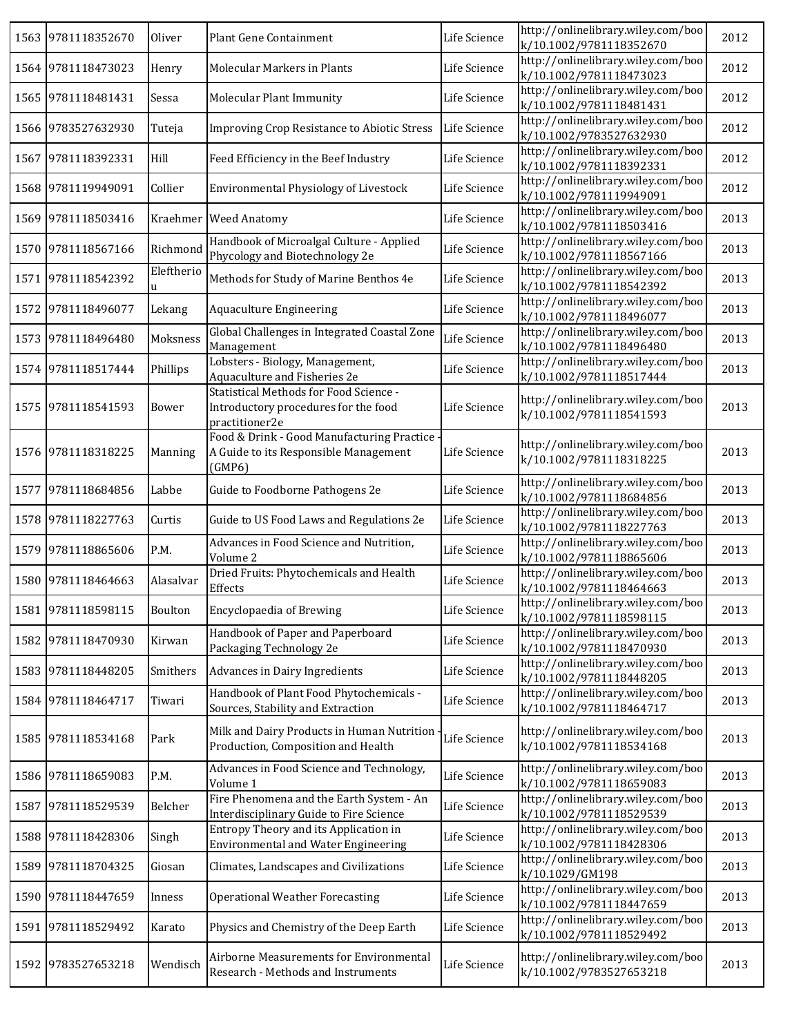| | | | | | | |
|---|---|---|---|---|---|---|
| 1563 | 9781118352670 | Oliver | Plant Gene Containment | Life Science | http://onlinelibrary.wiley.com/book/10.1002/9781118352670 | 2012 |
| 1564 | 9781118473023 | Henry | Molecular Markers in Plants | Life Science | http://onlinelibrary.wiley.com/book/10.1002/9781118473023 | 2012 |
| 1565 | 9781118481431 | Sessa | Molecular Plant Immunity | Life Science | http://onlinelibrary.wiley.com/book/10.1002/9781118481431 | 2012 |
| 1566 | 9783527632930 | Tuteja | Improving Crop Resistance to Abiotic Stress | Life Science | http://onlinelibrary.wiley.com/book/10.1002/9783527632930 | 2012 |
| 1567 | 9781118392331 | Hill | Feed Efficiency in the Beef Industry | Life Science | http://onlinelibrary.wiley.com/book/10.1002/9781118392331 | 2012 |
| 1568 | 9781119949091 | Collier | Environmental Physiology of Livestock | Life Science | http://onlinelibrary.wiley.com/book/10.1002/9781119949091 | 2012 |
| 1569 | 9781118503416 | Kraehmer | Weed Anatomy | Life Science | http://onlinelibrary.wiley.com/book/10.1002/9781118503416 | 2013 |
| 1570 | 9781118567166 | Richmond | Handbook of Microalgal Culture - Applied Phycology and Biotechnology 2e | Life Science | http://onlinelibrary.wiley.com/book/10.1002/9781118567166 | 2013 |
| 1571 | 9781118542392 | Eleftheriou | Methods for Study of Marine Benthos 4e | Life Science | http://onlinelibrary.wiley.com/book/10.1002/9781118542392 | 2013 |
| 1572 | 9781118496077 | Lekang | Aquaculture Engineering | Life Science | http://onlinelibrary.wiley.com/book/10.1002/9781118496077 | 2013 |
| 1573 | 9781118496480 | Moksness | Global Challenges in Integrated Coastal Zone Management | Life Science | http://onlinelibrary.wiley.com/book/10.1002/9781118496480 | 2013 |
| 1574 | 9781118517444 | Phillips | Lobsters - Biology, Management, Aquaculture and Fisheries 2e | Life Science | http://onlinelibrary.wiley.com/book/10.1002/9781118517444 | 2013 |
| 1575 | 9781118541593 | Bower | Statistical Methods for Food Science - Introductory procedures for the food practitioner2e | Life Science | http://onlinelibrary.wiley.com/book/10.1002/9781118541593 | 2013 |
| 1576 | 9781118318225 | Manning | Food & Drink - Good Manufacturing Practice - A Guide to its Responsible Management (GMP6) | Life Science | http://onlinelibrary.wiley.com/book/10.1002/9781118318225 | 2013 |
| 1577 | 9781118684856 | Labbe | Guide to Foodborne Pathogens 2e | Life Science | http://onlinelibrary.wiley.com/book/10.1002/9781118684856 | 2013 |
| 1578 | 9781118227763 | Curtis | Guide to US Food Laws and Regulations 2e | Life Science | http://onlinelibrary.wiley.com/book/10.1002/9781118227763 | 2013 |
| 1579 | 9781118865606 | P.M. | Advances in Food Science and Nutrition, Volume 2 | Life Science | http://onlinelibrary.wiley.com/book/10.1002/9781118865606 | 2013 |
| 1580 | 9781118464663 | Alasalvar | Dried Fruits: Phytochemicals and Health Effects | Life Science | http://onlinelibrary.wiley.com/book/10.1002/9781118464663 | 2013 |
| 1581 | 9781118598115 | Boulton | Encyclopaedia of Brewing | Life Science | http://onlinelibrary.wiley.com/book/10.1002/9781118598115 | 2013 |
| 1582 | 9781118470930 | Kirwan | Handbook of Paper and Paperboard Packaging Technology 2e | Life Science | http://onlinelibrary.wiley.com/book/10.1002/9781118470930 | 2013 |
| 1583 | 9781118448205 | Smithers | Advances in Dairy Ingredients | Life Science | http://onlinelibrary.wiley.com/book/10.1002/9781118448205 | 2013 |
| 1584 | 9781118464717 | Tiwari | Handbook of Plant Food Phytochemicals - Sources, Stability and Extraction | Life Science | http://onlinelibrary.wiley.com/book/10.1002/9781118464717 | 2013 |
| 1585 | 9781118534168 | Park | Milk and Dairy Products in Human Nutrition - Production, Composition and Health | Life Science | http://onlinelibrary.wiley.com/book/10.1002/9781118534168 | 2013 |
| 1586 | 9781118659083 | P.M. | Advances in Food Science and Technology, Volume 1 | Life Science | http://onlinelibrary.wiley.com/book/10.1002/9781118659083 | 2013 |
| 1587 | 9781118529539 | Belcher | Fire Phenomena and the Earth System - An Interdisciplinary Guide to Fire Science | Life Science | http://onlinelibrary.wiley.com/book/10.1002/9781118529539 | 2013 |
| 1588 | 9781118428306 | Singh | Entropy Theory and its Application in Environmental and Water Engineering | Life Science | http://onlinelibrary.wiley.com/book/10.1002/9781118428306 | 2013 |
| 1589 | 9781118704325 | Giosan | Climates, Landscapes and Civilizations | Life Science | http://onlinelibrary.wiley.com/book/10.1029/GM198 | 2013 |
| 1590 | 9781118447659 | Inness | Operational Weather Forecasting | Life Science | http://onlinelibrary.wiley.com/book/10.1002/9781118447659 | 2013 |
| 1591 | 9781118529492 | Karato | Physics and Chemistry of the Deep Earth | Life Science | http://onlinelibrary.wiley.com/book/10.1002/9781118529492 | 2013 |
| 1592 | 9783527653218 | Wendisch | Airborne Measurements for Environmental Research - Methods and Instruments | Life Science | http://onlinelibrary.wiley.com/book/10.1002/9783527653218 | 2013 |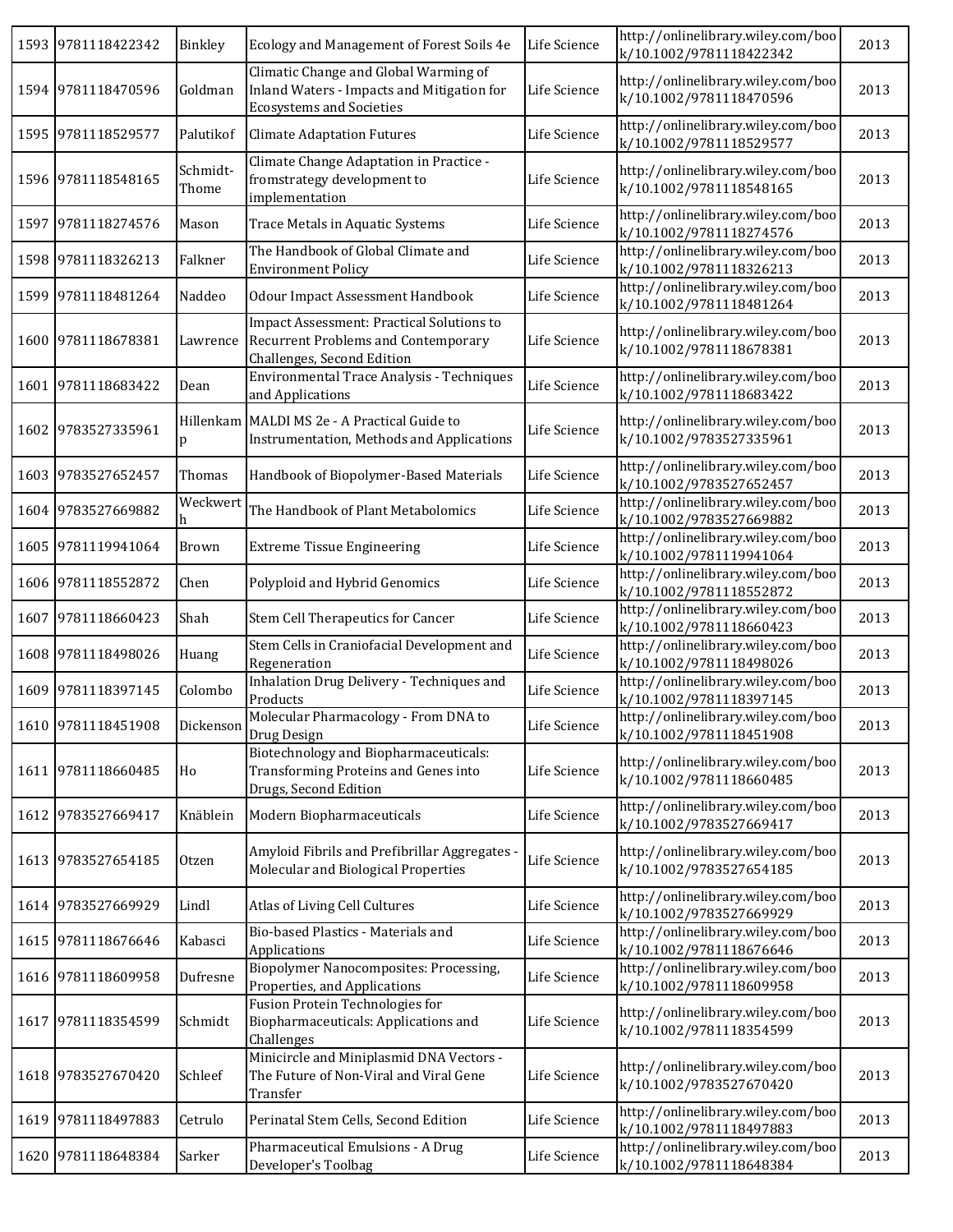| 1593 | 9781118422342 | Binkley | Ecology and Management of Forest Soils 4e | Life Science | http://onlinelibrary.wiley.com/book/10.1002/9781118422342 | 2013 |
|---|---|---|---|---|---|---|
| 1594 | 9781118470596 | Goldman | Climatic Change and Global Warming of Inland Waters - Impacts and Mitigation for Ecosystems and Societies | Life Science | http://onlinelibrary.wiley.com/book/10.1002/9781118470596 | 2013 |
| 1595 | 9781118529577 | Palutikof | Climate Adaptation Futures | Life Science | http://onlinelibrary.wiley.com/book/10.1002/9781118529577 | 2013 |
| 1596 | 9781118548165 | Schmidt-Thome | Climate Change Adaptation in Practice - fromstrategy development to implementation | Life Science | http://onlinelibrary.wiley.com/book/10.1002/9781118548165 | 2013 |
| 1597 | 9781118274576 | Mason | Trace Metals in Aquatic Systems | Life Science | http://onlinelibrary.wiley.com/book/10.1002/9781118274576 | 2013 |
| 1598 | 9781118326213 | Falkner | The Handbook of Global Climate and Environment Policy | Life Science | http://onlinelibrary.wiley.com/book/10.1002/9781118326213 | 2013 |
| 1599 | 9781118481264 | Naddeo | Odour Impact Assessment Handbook | Life Science | http://onlinelibrary.wiley.com/book/10.1002/9781118481264 | 2013 |
| 1600 | 9781118678381 | Lawrence | Impact Assessment: Practical Solutions to Recurrent Problems and Contemporary Challenges, Second Edition | Life Science | http://onlinelibrary.wiley.com/book/10.1002/9781118678381 | 2013 |
| 1601 | 9781118683422 | Dean | Environmental Trace Analysis - Techniques and Applications | Life Science | http://onlinelibrary.wiley.com/book/10.1002/9781118683422 | 2013 |
| 1602 | 9783527335961 | Hillenkamp | MALDI MS 2e - A Practical Guide to Instrumentation, Methods and Applications | Life Science | http://onlinelibrary.wiley.com/book/10.1002/9783527335961 | 2013 |
| 1603 | 9783527652457 | Thomas | Handbook of Biopolymer-Based Materials | Life Science | http://onlinelibrary.wiley.com/book/10.1002/9783527652457 | 2013 |
| 1604 | 9783527669882 | Weckwerth | The Handbook of Plant Metabolomics | Life Science | http://onlinelibrary.wiley.com/book/10.1002/9783527669882 | 2013 |
| 1605 | 9781119941064 | Brown | Extreme Tissue Engineering | Life Science | http://onlinelibrary.wiley.com/book/10.1002/9781119941064 | 2013 |
| 1606 | 9781118552872 | Chen | Polyploid and Hybrid Genomics | Life Science | http://onlinelibrary.wiley.com/book/10.1002/9781118552872 | 2013 |
| 1607 | 9781118660423 | Shah | Stem Cell Therapeutics for Cancer | Life Science | http://onlinelibrary.wiley.com/book/10.1002/9781118660423 | 2013 |
| 1608 | 9781118498026 | Huang | Stem Cells in Craniofacial Development and Regeneration | Life Science | http://onlinelibrary.wiley.com/book/10.1002/9781118498026 | 2013 |
| 1609 | 9781118397145 | Colombo | Inhalation Drug Delivery - Techniques and Products | Life Science | http://onlinelibrary.wiley.com/book/10.1002/9781118397145 | 2013 |
| 1610 | 9781118451908 | Dickenson | Molecular Pharmacology - From DNA to Drug Design | Life Science | http://onlinelibrary.wiley.com/book/10.1002/9781118451908 | 2013 |
| 1611 | 9781118660485 | Ho | Biotechnology and Biopharmaceuticals: Transforming Proteins and Genes into Drugs, Second Edition | Life Science | http://onlinelibrary.wiley.com/book/10.1002/9781118660485 | 2013 |
| 1612 | 9783527669417 | Knäblein | Modern Biopharmaceuticals | Life Science | http://onlinelibrary.wiley.com/book/10.1002/9783527669417 | 2013 |
| 1613 | 9783527654185 | Otzen | Amyloid Fibrils and Prefibrillar Aggregates - Molecular and Biological Properties | Life Science | http://onlinelibrary.wiley.com/book/10.1002/9783527654185 | 2013 |
| 1614 | 9783527669929 | Lindl | Atlas of Living Cell Cultures | Life Science | http://onlinelibrary.wiley.com/book/10.1002/9783527669929 | 2013 |
| 1615 | 9781118676646 | Kabasci | Bio-based Plastics - Materials and Applications | Life Science | http://onlinelibrary.wiley.com/book/10.1002/9781118676646 | 2013 |
| 1616 | 9781118609958 | Dufresne | Biopolymer Nanocomposites: Processing, Properties, and Applications | Life Science | http://onlinelibrary.wiley.com/book/10.1002/9781118609958 | 2013 |
| 1617 | 9781118354599 | Schmidt | Fusion Protein Technologies for Biopharmaceuticals: Applications and Challenges | Life Science | http://onlinelibrary.wiley.com/book/10.1002/9781118354599 | 2013 |
| 1618 | 9783527670420 | Schleef | Minicircle and Miniplasmid DNA Vectors - The Future of Non-Viral and Viral Gene Transfer | Life Science | http://onlinelibrary.wiley.com/book/10.1002/9783527670420 | 2013 |
| 1619 | 9781118497883 | Cetrulo | Perinatal Stem Cells, Second Edition | Life Science | http://onlinelibrary.wiley.com/book/10.1002/9781118497883 | 2013 |
| 1620 | 9781118648384 | Sarker | Pharmaceutical Emulsions - A Drug Developer's Toolbag | Life Science | http://onlinelibrary.wiley.com/book/10.1002/9781118648384 | 2013 |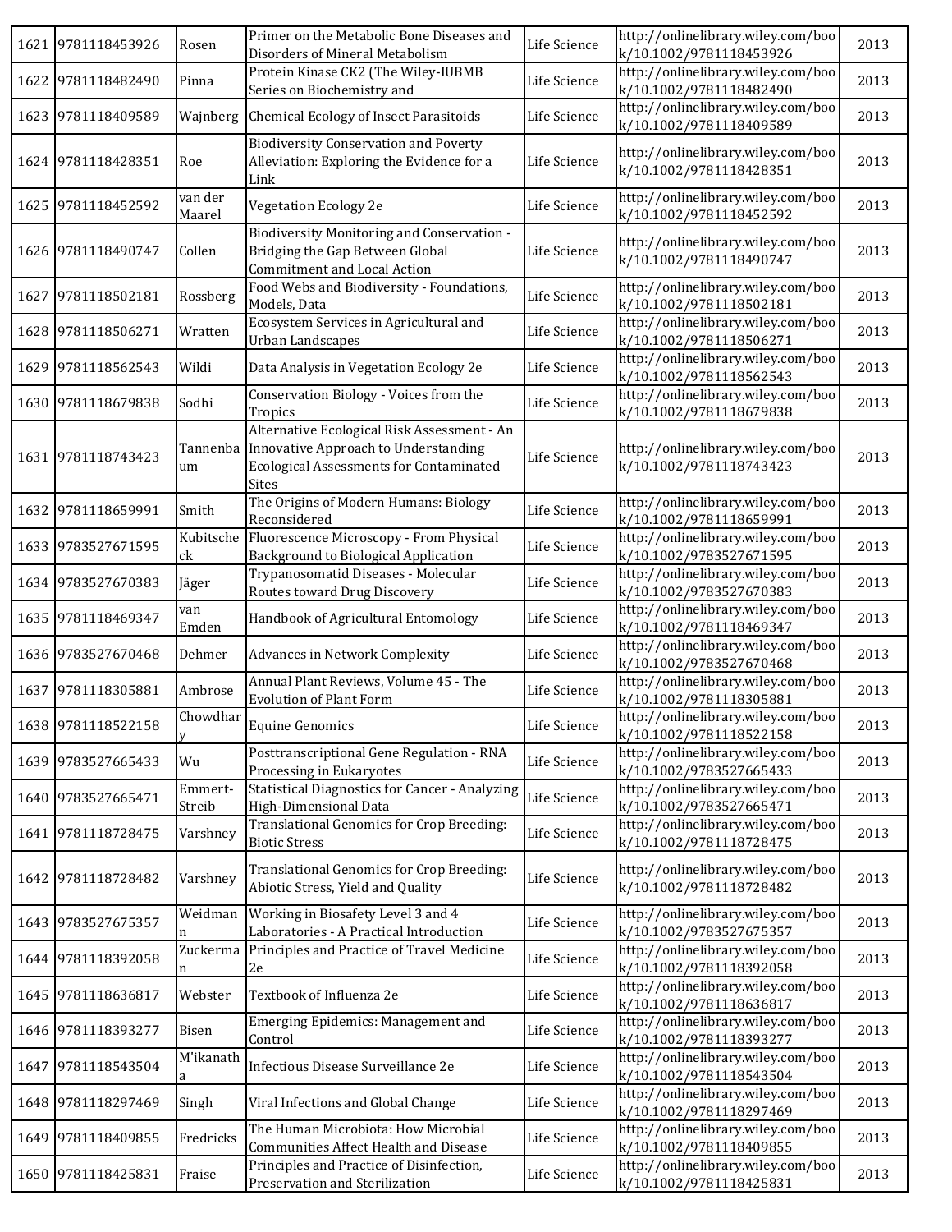| | | | | | | |
|---|---|---|---|---|---|---|
| 1621 | 9781118453926 | Rosen | Primer on the Metabolic Bone Diseases and Disorders of Mineral Metabolism | Life Science | http://onlinelibrary.wiley.com/book/10.1002/9781118453926 | 2013 |
| 1622 | 9781118482490 | Pinna | Protein Kinase CK2 (The Wiley-IUBMB Series on Biochemistry and | Life Science | http://onlinelibrary.wiley.com/book/10.1002/9781118482490 | 2013 |
| 1623 | 9781118409589 | Wajnberg | Chemical Ecology of Insect Parasitoids | Life Science | http://onlinelibrary.wiley.com/book/10.1002/9781118409589 | 2013 |
| 1624 | 9781118428351 | Roe | Biodiversity Conservation and Poverty Alleviation: Exploring the Evidence for a Link | Life Science | http://onlinelibrary.wiley.com/book/10.1002/9781118428351 | 2013 |
| 1625 | 9781118452592 | van der Maarel | Vegetation Ecology 2e | Life Science | http://onlinelibrary.wiley.com/book/10.1002/9781118452592 | 2013 |
| 1626 | 9781118490747 | Collen | Biodiversity Monitoring and Conservation - Bridging the Gap Between Global Commitment and Local Action | Life Science | http://onlinelibrary.wiley.com/book/10.1002/9781118490747 | 2013 |
| 1627 | 9781118502181 | Rossberg | Food Webs and Biodiversity - Foundations, Models, Data | Life Science | http://onlinelibrary.wiley.com/book/10.1002/9781118502181 | 2013 |
| 1628 | 9781118506271 | Wratten | Ecosystem Services in Agricultural and Urban Landscapes | Life Science | http://onlinelibrary.wiley.com/book/10.1002/9781118506271 | 2013 |
| 1629 | 9781118562543 | Wildi | Data Analysis in Vegetation Ecology 2e | Life Science | http://onlinelibrary.wiley.com/book/10.1002/9781118562543 | 2013 |
| 1630 | 9781118679838 | Sodhi | Conservation Biology - Voices from the Tropics | Life Science | http://onlinelibrary.wiley.com/book/10.1002/9781118679838 | 2013 |
| 1631 | 9781118743423 | Tannenbaum | Alternative Ecological Risk Assessment - An Innovative Approach to Understanding Ecological Assessments for Contaminated Sites | Life Science | http://onlinelibrary.wiley.com/book/10.1002/9781118743423 | 2013 |
| 1632 | 9781118659991 | Smith | The Origins of Modern Humans: Biology Reconsidered | Life Science | http://onlinelibrary.wiley.com/book/10.1002/9781118659991 | 2013 |
| 1633 | 9783527671595 | Kubitscheck | Fluorescence Microscopy - From Physical Background to Biological Application | Life Science | http://onlinelibrary.wiley.com/book/10.1002/9783527671595 | 2013 |
| 1634 | 9783527670383 | Jäger | Trypanosomatid Diseases - Molecular Routes toward Drug Discovery | Life Science | http://onlinelibrary.wiley.com/book/10.1002/9783527670383 | 2013 |
| 1635 | 9781118469347 | van Emden | Handbook of Agricultural Entomology | Life Science | http://onlinelibrary.wiley.com/book/10.1002/9781118469347 | 2013 |
| 1636 | 9783527670468 | Dehmer | Advances in Network Complexity | Life Science | http://onlinelibrary.wiley.com/book/10.1002/9783527670468 | 2013 |
| 1637 | 9781118305881 | Ambrose | Annual Plant Reviews, Volume 45 - The Evolution of Plant Form | Life Science | http://onlinelibrary.wiley.com/book/10.1002/9781118305881 | 2013 |
| 1638 | 9781118522158 | Chowdhary | Equine Genomics | Life Science | http://onlinelibrary.wiley.com/book/10.1002/9781118522158 | 2013 |
| 1639 | 9783527665433 | Wu | Posttranscriptional Gene Regulation - RNA Processing in Eukaryotes | Life Science | http://onlinelibrary.wiley.com/book/10.1002/9783527665433 | 2013 |
| 1640 | 9783527665471 | Emmert-Streib | Statistical Diagnostics for Cancer - Analyzing High-Dimensional Data | Life Science | http://onlinelibrary.wiley.com/book/10.1002/9783527665471 | 2013 |
| 1641 | 9781118728475 | Varshney | Translational Genomics for Crop Breeding: Biotic Stress | Life Science | http://onlinelibrary.wiley.com/book/10.1002/9781118728475 | 2013 |
| 1642 | 9781118728482 | Varshney | Translational Genomics for Crop Breeding: Abiotic Stress, Yield and Quality | Life Science | http://onlinelibrary.wiley.com/book/10.1002/9781118728482 | 2013 |
| 1643 | 9783527675357 | Weidmann | Working in Biosafety Level 3 and 4 Laboratories - A Practical Introduction | Life Science | http://onlinelibrary.wiley.com/book/10.1002/9783527675357 | 2013 |
| 1644 | 9781118392058 | Zuckerman | Principles and Practice of Travel Medicine 2e | Life Science | http://onlinelibrary.wiley.com/book/10.1002/9781118392058 | 2013 |
| 1645 | 9781118636817 | Webster | Textbook of Influenza 2e | Life Science | http://onlinelibrary.wiley.com/book/10.1002/9781118636817 | 2013 |
| 1646 | 9781118393277 | Bisen | Emerging Epidemics: Management and Control | Life Science | http://onlinelibrary.wiley.com/book/10.1002/9781118393277 | 2013 |
| 1647 | 9781118543504 | M'ikanatha | Infectious Disease Surveillance 2e | Life Science | http://onlinelibrary.wiley.com/book/10.1002/9781118543504 | 2013 |
| 1648 | 9781118297469 | Singh | Viral Infections and Global Change | Life Science | http://onlinelibrary.wiley.com/book/10.1002/9781118297469 | 2013 |
| 1649 | 9781118409855 | Fredricks | The Human Microbiota: How Microbial Communities Affect Health and Disease | Life Science | http://onlinelibrary.wiley.com/book/10.1002/9781118409855 | 2013 |
| 1650 | 9781118425831 | Fraise | Principles and Practice of Disinfection, Preservation and Sterilization | Life Science | http://onlinelibrary.wiley.com/book/10.1002/9781118425831 | 2013 |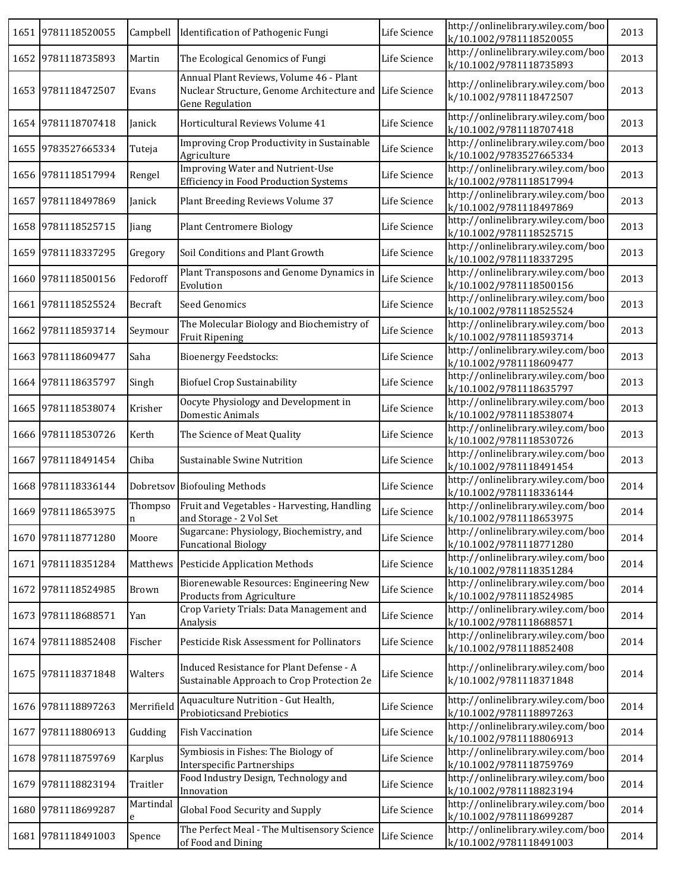| 1651 | 9781118520055 | Campbell | Identification of Pathogenic Fungi | Life Science | http://onlinelibrary.wiley.com/book/10.1002/9781118520055 | 2013 |
|---|---|---|---|---|---|---|
| 1652 | 9781118735893 | Martin | The Ecological Genomics of Fungi | Life Science | http://onlinelibrary.wiley.com/book/10.1002/9781118735893 | 2013 |
| 1653 | 9781118472507 | Evans | Annual Plant Reviews, Volume 46 - Plant Nuclear Structure, Genome Architecture and Gene Regulation | Life Science | http://onlinelibrary.wiley.com/book/10.1002/9781118472507 | 2013 |
| 1654 | 9781118707418 | Janick | Horticultural Reviews Volume 41 | Life Science | http://onlinelibrary.wiley.com/book/10.1002/9781118707418 | 2013 |
| 1655 | 9783527665334 | Tuteja | Improving Crop Productivity in Sustainable Agriculture | Life Science | http://onlinelibrary.wiley.com/book/10.1002/9783527665334 | 2013 |
| 1656 | 9781118517994 | Rengel | Improving Water and Nutrient-Use Efficiency in Food Production Systems | Life Science | http://onlinelibrary.wiley.com/book/10.1002/9781118517994 | 2013 |
| 1657 | 9781118497869 | Janick | Plant Breeding Reviews Volume 37 | Life Science | http://onlinelibrary.wiley.com/book/10.1002/9781118497869 | 2013 |
| 1658 | 9781118525715 | Jiang | Plant Centromere Biology | Life Science | http://onlinelibrary.wiley.com/book/10.1002/9781118525715 | 2013 |
| 1659 | 9781118337295 | Gregory | Soil Conditions and Plant Growth | Life Science | http://onlinelibrary.wiley.com/book/10.1002/9781118337295 | 2013 |
| 1660 | 9781118500156 | Fedoroff | Plant Transposons and Genome Dynamics in Evolution | Life Science | http://onlinelibrary.wiley.com/book/10.1002/9781118500156 | 2013 |
| 1661 | 9781118525524 | Becraft | Seed Genomics | Life Science | http://onlinelibrary.wiley.com/book/10.1002/9781118525524 | 2013 |
| 1662 | 9781118593714 | Seymour | The Molecular Biology and Biochemistry of Fruit Ripening | Life Science | http://onlinelibrary.wiley.com/book/10.1002/9781118593714 | 2013 |
| 1663 | 9781118609477 | Saha | Bioenergy Feedstocks: | Life Science | http://onlinelibrary.wiley.com/book/10.1002/9781118609477 | 2013 |
| 1664 | 9781118635797 | Singh | Biofuel Crop Sustainability | Life Science | http://onlinelibrary.wiley.com/book/10.1002/9781118635797 | 2013 |
| 1665 | 9781118538074 | Krisher | Oocyte Physiology and Development in Domestic Animals | Life Science | http://onlinelibrary.wiley.com/book/10.1002/9781118538074 | 2013 |
| 1666 | 9781118530726 | Kerth | The Science of Meat Quality | Life Science | http://onlinelibrary.wiley.com/book/10.1002/9781118530726 | 2013 |
| 1667 | 9781118491454 | Chiba | Sustainable Swine Nutrition | Life Science | http://onlinelibrary.wiley.com/book/10.1002/9781118491454 | 2013 |
| 1668 | 9781118336144 | Dobretsov | Biofouling Methods | Life Science | http://onlinelibrary.wiley.com/book/10.1002/9781118336144 | 2014 |
| 1669 | 9781118653975 | Thompson | Fruit and Vegetables - Harvesting, Handling and Storage - 2 Vol Set | Life Science | http://onlinelibrary.wiley.com/book/10.1002/9781118653975 | 2014 |
| 1670 | 9781118771280 | Moore | Sugarcane: Physiology, Biochemistry, and Funcational Biology | Life Science | http://onlinelibrary.wiley.com/book/10.1002/9781118771280 | 2014 |
| 1671 | 9781118351284 | Matthews | Pesticide Application Methods | Life Science | http://onlinelibrary.wiley.com/book/10.1002/9781118351284 | 2014 |
| 1672 | 9781118524985 | Brown | Biorenewable Resources: Engineering New Products from Agriculture | Life Science | http://onlinelibrary.wiley.com/book/10.1002/9781118524985 | 2014 |
| 1673 | 9781118688571 | Yan | Crop Variety Trials: Data Management and Analysis | Life Science | http://onlinelibrary.wiley.com/book/10.1002/9781118688571 | 2014 |
| 1674 | 9781118852408 | Fischer | Pesticide Risk Assessment for Pollinators | Life Science | http://onlinelibrary.wiley.com/book/10.1002/9781118852408 | 2014 |
| 1675 | 9781118371848 | Walters | Induced Resistance for Plant Defense - A Sustainable Approach to Crop Protection 2e | Life Science | http://onlinelibrary.wiley.com/book/10.1002/9781118371848 | 2014 |
| 1676 | 9781118897263 | Merrifield | Aquaculture Nutrition - Gut Health, Probioticsand Prebiotics | Life Science | http://onlinelibrary.wiley.com/book/10.1002/9781118897263 | 2014 |
| 1677 | 9781118806913 | Gudding | Fish Vaccination | Life Science | http://onlinelibrary.wiley.com/book/10.1002/9781118806913 | 2014 |
| 1678 | 9781118759769 | Karplus | Symbiosis in Fishes: The Biology of Interspecific Partnerships | Life Science | http://onlinelibrary.wiley.com/book/10.1002/9781118759769 | 2014 |
| 1679 | 9781118823194 | Traitler | Food Industry Design, Technology and Innovation | Life Science | http://onlinelibrary.wiley.com/book/10.1002/9781118823194 | 2014 |
| 1680 | 9781118699287 | Martindale | Global Food Security and Supply | Life Science | http://onlinelibrary.wiley.com/book/10.1002/9781118699287 | 2014 |
| 1681 | 9781118491003 | Spence | The Perfect Meal - The Multisensory Science of Food and Dining | Life Science | http://onlinelibrary.wiley.com/book/10.1002/9781118491003 | 2014 |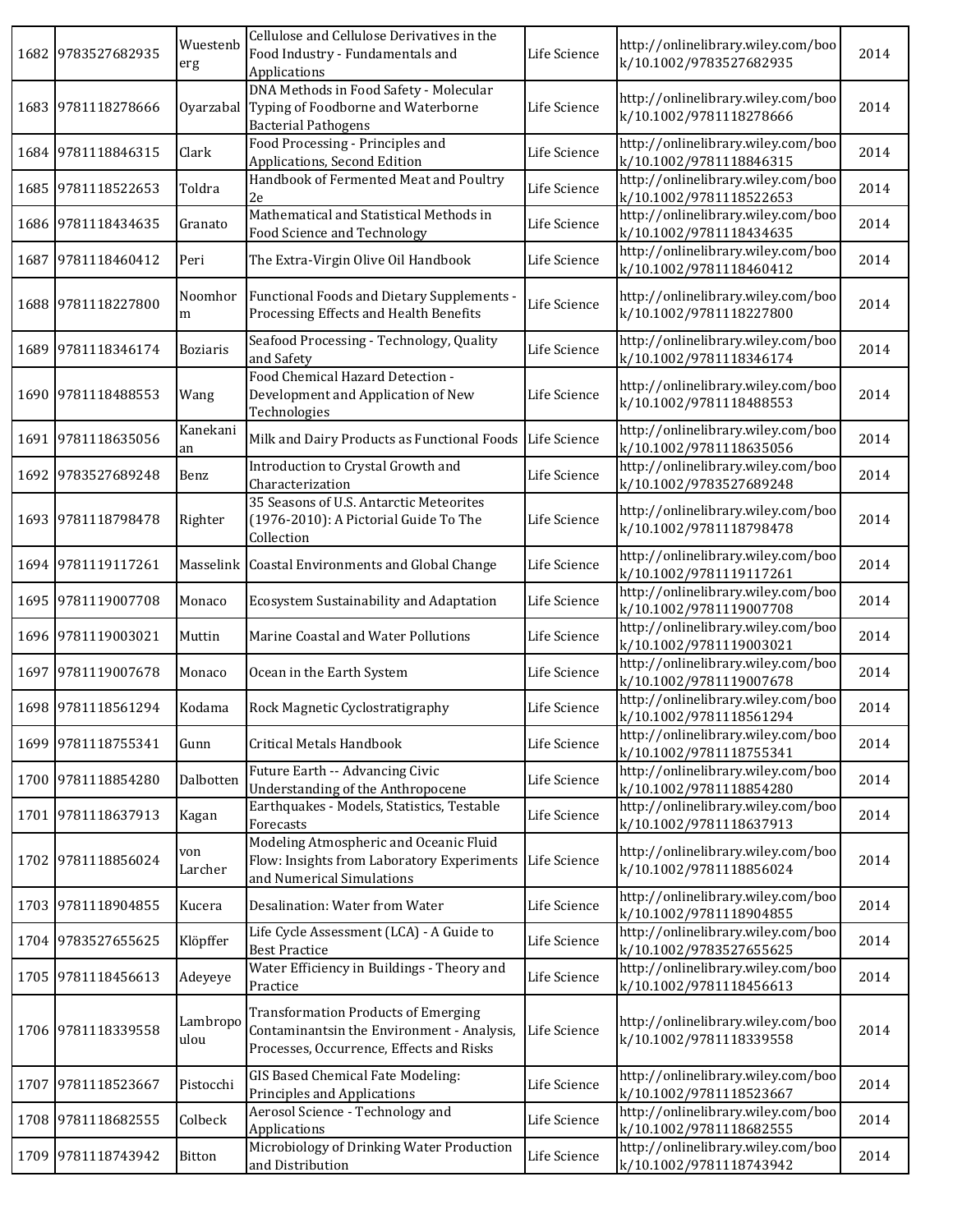| 1682 | 9783527682935 | Wuestenberg | Cellulose and Cellulose Derivatives in the Food Industry - Fundamentals and Applications | Life Science | http://onlinelibrary.wiley.com/book/10.1002/9783527682935 | 2014 |
|---|---|---|---|---|---|---|
| 1683 | 9781118278666 | Oyarzabal | DNA Methods in Food Safety - Molecular Typing of Foodborne and Waterborne Bacterial Pathogens | Life Science | http://onlinelibrary.wiley.com/book/10.1002/9781118278666 | 2014 |
| 1684 | 9781118846315 | Clark | Food Processing - Principles and Applications, Second Edition | Life Science | http://onlinelibrary.wiley.com/book/10.1002/9781118846315 | 2014 |
| 1685 | 9781118522653 | Toldra | Handbook of Fermented Meat and Poultry 2e | Life Science | http://onlinelibrary.wiley.com/book/10.1002/9781118522653 | 2014 |
| 1686 | 9781118434635 | Granato | Mathematical and Statistical Methods in Food Science and Technology | Life Science | http://onlinelibrary.wiley.com/book/10.1002/9781118434635 | 2014 |
| 1687 | 9781118460412 | Peri | The Extra-Virgin Olive Oil Handbook | Life Science | http://onlinelibrary.wiley.com/book/10.1002/9781118460412 | 2014 |
| 1688 | 9781118227800 | Noomhorm | Functional Foods and Dietary Supplements - Processing Effects and Health Benefits | Life Science | http://onlinelibrary.wiley.com/book/10.1002/9781118227800 | 2014 |
| 1689 | 9781118346174 | Boziaris | Seafood Processing - Technology, Quality and Safety | Life Science | http://onlinelibrary.wiley.com/book/10.1002/9781118346174 | 2014 |
| 1690 | 9781118488553 | Wang | Food Chemical Hazard Detection - Development and Application of New Technologies | Life Science | http://onlinelibrary.wiley.com/book/10.1002/9781118488553 | 2014 |
| 1691 | 9781118635056 | Kanekanian | Milk and Dairy Products as Functional Foods | Life Science | http://onlinelibrary.wiley.com/book/10.1002/9781118635056 | 2014 |
| 1692 | 9783527689248 | Benz | Introduction to Crystal Growth and Characterization | Life Science | http://onlinelibrary.wiley.com/book/10.1002/9783527689248 | 2014 |
| 1693 | 9781118798478 | Righter | 35 Seasons of U.S. Antarctic Meteorites (1976-2010): A Pictorial Guide To The Collection | Life Science | http://onlinelibrary.wiley.com/book/10.1002/9781118798478 | 2014 |
| 1694 | 9781119117261 | Masselink | Coastal Environments and Global Change | Life Science | http://onlinelibrary.wiley.com/book/10.1002/9781119117261 | 2014 |
| 1695 | 9781119007708 | Monaco | Ecosystem Sustainability and Adaptation | Life Science | http://onlinelibrary.wiley.com/book/10.1002/9781119007708 | 2014 |
| 1696 | 9781119003021 | Muttin | Marine Coastal and Water Pollutions | Life Science | http://onlinelibrary.wiley.com/book/10.1002/9781119003021 | 2014 |
| 1697 | 9781119007678 | Monaco | Ocean in the Earth System | Life Science | http://onlinelibrary.wiley.com/book/10.1002/9781119007678 | 2014 |
| 1698 | 9781118561294 | Kodama | Rock Magnetic Cyclostratigraphy | Life Science | http://onlinelibrary.wiley.com/book/10.1002/9781118561294 | 2014 |
| 1699 | 9781118755341 | Gunn | Critical Metals Handbook | Life Science | http://onlinelibrary.wiley.com/book/10.1002/9781118755341 | 2014 |
| 1700 | 9781118854280 | Dalbotten | Future Earth -- Advancing Civic Understanding of the Anthropocene | Life Science | http://onlinelibrary.wiley.com/book/10.1002/9781118854280 | 2014 |
| 1701 | 9781118637913 | Kagan | Earthquakes - Models, Statistics, Testable Forecasts | Life Science | http://onlinelibrary.wiley.com/book/10.1002/9781118637913 | 2014 |
| 1702 | 9781118856024 | von Larcher | Modeling Atmospheric and Oceanic Fluid Flow: Insights from Laboratory Experiments and Numerical Simulations | Life Science | http://onlinelibrary.wiley.com/book/10.1002/9781118856024 | 2014 |
| 1703 | 9781118904855 | Kucera | Desalination: Water from Water | Life Science | http://onlinelibrary.wiley.com/book/10.1002/9781118904855 | 2014 |
| 1704 | 9783527655625 | Klöpffer | Life Cycle Assessment (LCA) - A Guide to Best Practice | Life Science | http://onlinelibrary.wiley.com/book/10.1002/9783527655625 | 2014 |
| 1705 | 9781118456613 | Adeyeye | Water Efficiency in Buildings - Theory and Practice | Life Science | http://onlinelibrary.wiley.com/book/10.1002/9781118456613 | 2014 |
| 1706 | 9781118339558 | Lambropoulou | Transformation Products of Emerging Contaminantsin the Environment - Analysis, Processes, Occurrence, Effects and Risks | Life Science | http://onlinelibrary.wiley.com/book/10.1002/9781118339558 | 2014 |
| 1707 | 9781118523667 | Pistocchi | GIS Based Chemical Fate Modeling: Principles and Applications | Life Science | http://onlinelibrary.wiley.com/book/10.1002/9781118523667 | 2014 |
| 1708 | 9781118682555 | Colbeck | Aerosol Science - Technology and Applications | Life Science | http://onlinelibrary.wiley.com/book/10.1002/9781118682555 | 2014 |
| 1709 | 9781118743942 | Bitton | Microbiology of Drinking Water Production and Distribution | Life Science | http://onlinelibrary.wiley.com/book/10.1002/9781118743942 | 2014 |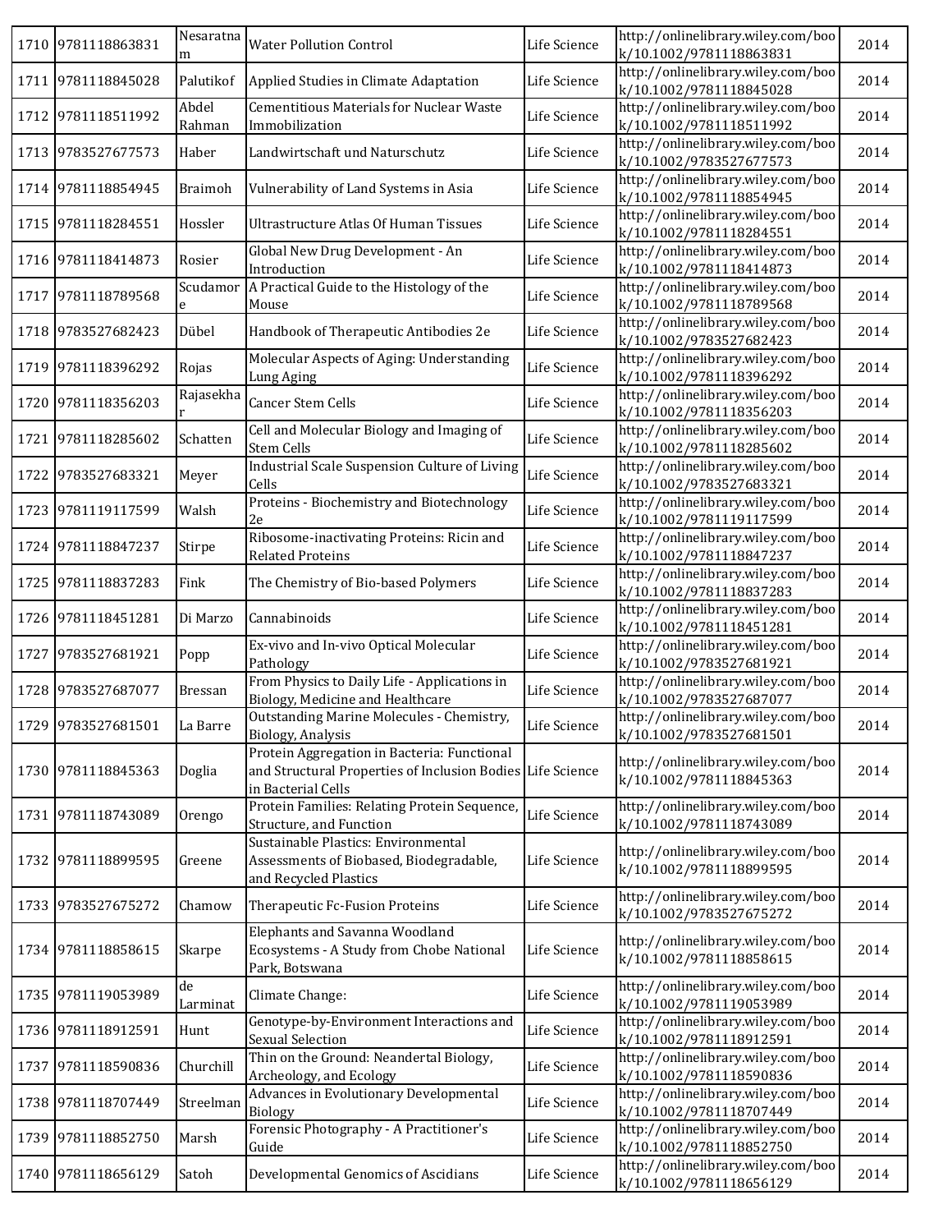| | | | | | | |
|---|---|---|---|---|---|---|
| 1710 | 9781118863831 | Nesaratnam | Water Pollution Control | Life Science | http://onlinelibrary.wiley.com/book/10.1002/9781118863831 | 2014 |
| 1711 | 9781118845028 | Palutikof | Applied Studies in Climate Adaptation | Life Science | http://onlinelibrary.wiley.com/book/10.1002/9781118845028 | 2014 |
| 1712 | 9781118511992 | Abdel Rahman | Cementitious Materials for Nuclear Waste Immobilization | Life Science | http://onlinelibrary.wiley.com/book/10.1002/9781118511992 | 2014 |
| 1713 | 9783527677573 | Haber | Landwirtschaft und Naturschutz | Life Science | http://onlinelibrary.wiley.com/book/10.1002/9783527677573 | 2014 |
| 1714 | 9781118854945 | Braimoh | Vulnerability of Land Systems in Asia | Life Science | http://onlinelibrary.wiley.com/book/10.1002/9781118854945 | 2014 |
| 1715 | 9781118284551 | Hossler | Ultrastructure Atlas Of Human Tissues | Life Science | http://onlinelibrary.wiley.com/book/10.1002/9781118284551 | 2014 |
| 1716 | 9781118414873 | Rosier | Global New Drug Development - An Introduction | Life Science | http://onlinelibrary.wiley.com/book/10.1002/9781118414873 | 2014 |
| 1717 | 9781118789568 | Scudamore | A Practical Guide to the Histology of the Mouse | Life Science | http://onlinelibrary.wiley.com/book/10.1002/9781118789568 | 2014 |
| 1718 | 9783527682423 | Dübel | Handbook of Therapeutic Antibodies 2e | Life Science | http://onlinelibrary.wiley.com/book/10.1002/9783527682423 | 2014 |
| 1719 | 9781118396292 | Rojas | Molecular Aspects of Aging: Understanding Lung Aging | Life Science | http://onlinelibrary.wiley.com/book/10.1002/9781118396292 | 2014 |
| 1720 | 9781118356203 | Rajasekhar | Cancer Stem Cells | Life Science | http://onlinelibrary.wiley.com/book/10.1002/9781118356203 | 2014 |
| 1721 | 9781118285602 | Schatten | Cell and Molecular Biology and Imaging of Stem Cells | Life Science | http://onlinelibrary.wiley.com/book/10.1002/9781118285602 | 2014 |
| 1722 | 9783527683321 | Meyer | Industrial Scale Suspension Culture of Living Cells | Life Science | http://onlinelibrary.wiley.com/book/10.1002/9783527683321 | 2014 |
| 1723 | 9781119117599 | Walsh | Proteins - Biochemistry and Biotechnology 2e | Life Science | http://onlinelibrary.wiley.com/book/10.1002/9781119117599 | 2014 |
| 1724 | 9781118847237 | Stirpe | Ribosome-inactivating Proteins: Ricin and Related Proteins | Life Science | http://onlinelibrary.wiley.com/book/10.1002/9781118847237 | 2014 |
| 1725 | 9781118837283 | Fink | The Chemistry of Bio-based Polymers | Life Science | http://onlinelibrary.wiley.com/book/10.1002/9781118837283 | 2014 |
| 1726 | 9781118451281 | Di Marzo | Cannabinoids | Life Science | http://onlinelibrary.wiley.com/book/10.1002/9781118451281 | 2014 |
| 1727 | 9783527681921 | Popp | Ex-vivo and In-vivo Optical Molecular Pathology | Life Science | http://onlinelibrary.wiley.com/book/10.1002/9783527681921 | 2014 |
| 1728 | 9783527687077 | Bressan | From Physics to Daily Life - Applications in Biology, Medicine and Healthcare | Life Science | http://onlinelibrary.wiley.com/book/10.1002/9783527687077 | 2014 |
| 1729 | 9783527681501 | La Barre | Outstanding Marine Molecules - Chemistry, Biology, Analysis | Life Science | http://onlinelibrary.wiley.com/book/10.1002/9783527681501 | 2014 |
| 1730 | 9781118845363 | Doglia | Protein Aggregation in Bacteria: Functional and Structural Properties of Inclusion Bodies in Bacterial Cells | Life Science | http://onlinelibrary.wiley.com/book/10.1002/9781118845363 | 2014 |
| 1731 | 9781118743089 | Orengo | Protein Families: Relating Protein Sequence, Structure, and Function | Life Science | http://onlinelibrary.wiley.com/book/10.1002/9781118743089 | 2014 |
| 1732 | 9781118899595 | Greene | Sustainable Plastics: Environmental Assessments of Biobased, Biodegradable, and Recycled Plastics | Life Science | http://onlinelibrary.wiley.com/book/10.1002/9781118899595 | 2014 |
| 1733 | 9783527675272 | Chamow | Therapeutic Fc-Fusion Proteins | Life Science | http://onlinelibrary.wiley.com/book/10.1002/9783527675272 | 2014 |
| 1734 | 9781118858615 | Skarpe | Elephants and Savanna Woodland Ecosystems - A Study from Chobe National Park, Botswana | Life Science | http://onlinelibrary.wiley.com/book/10.1002/9781118858615 | 2014 |
| 1735 | 9781119053989 | de Larminat | Climate Change: | Life Science | http://onlinelibrary.wiley.com/book/10.1002/9781119053989 | 2014 |
| 1736 | 9781118912591 | Hunt | Genotype-by-Environment Interactions and Sexual Selection | Life Science | http://onlinelibrary.wiley.com/book/10.1002/9781118912591 | 2014 |
| 1737 | 9781118590836 | Churchill | Thin on the Ground: Neandertal Biology, Archeology, and Ecology | Life Science | http://onlinelibrary.wiley.com/book/10.1002/9781118590836 | 2014 |
| 1738 | 9781118707449 | Streelman | Advances in Evolutionary Developmental Biology | Life Science | http://onlinelibrary.wiley.com/book/10.1002/9781118707449 | 2014 |
| 1739 | 9781118852750 | Marsh | Forensic Photography - A Practitioner's Guide | Life Science | http://onlinelibrary.wiley.com/book/10.1002/9781118852750 | 2014 |
| 1740 | 9781118656129 | Satoh | Developmental Genomics of Ascidians | Life Science | http://onlinelibrary.wiley.com/book/10.1002/9781118656129 | 2014 |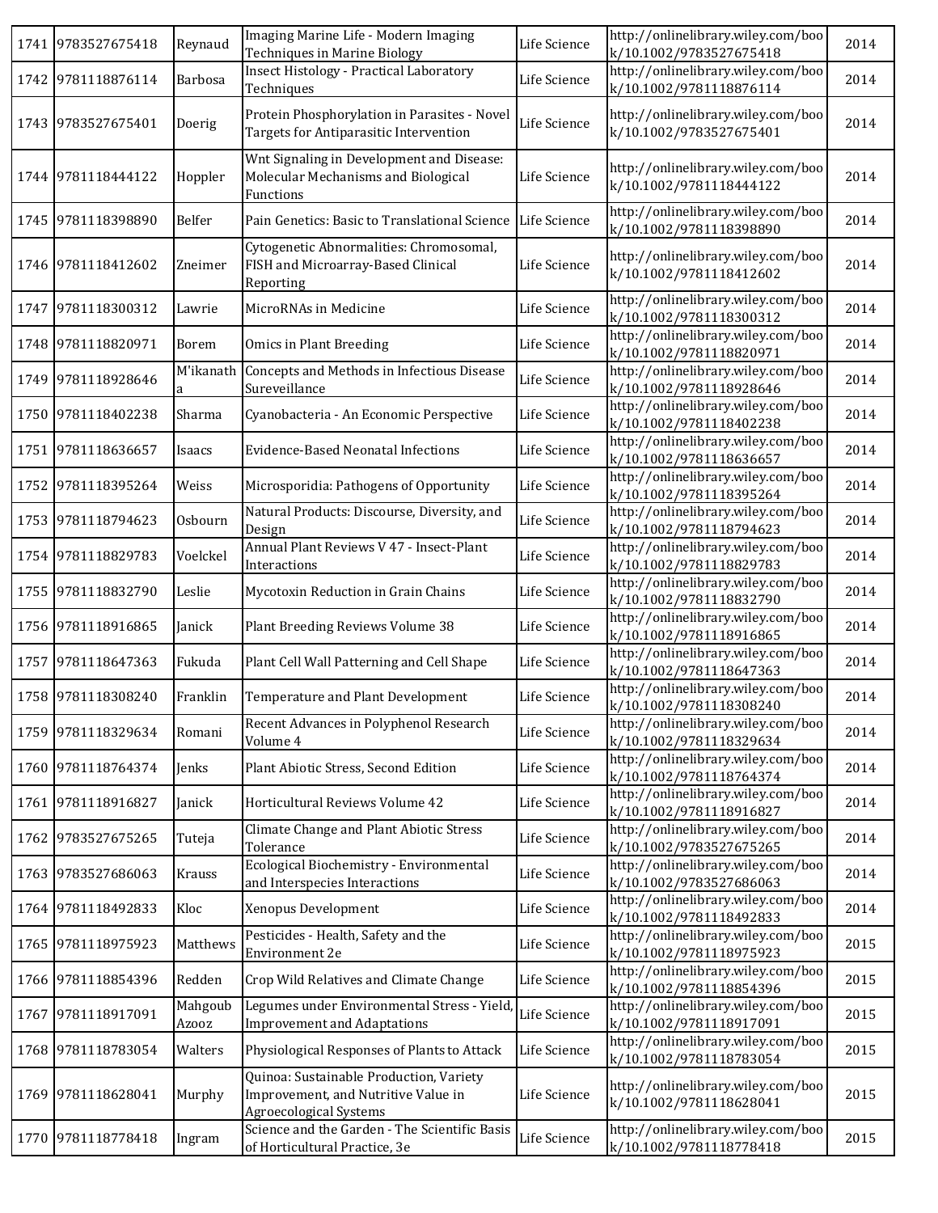| 1741 | 9783527675418 | Reynaud | Imaging Marine Life - Modern Imaging Techniques in Marine Biology | Life Science | http://onlinelibrary.wiley.com/book/10.1002/9783527675418 | 2014 |
|---|---|---|---|---|---|---|
| 1742 | 9781118876114 | Barbosa | Insect Histology - Practical Laboratory Techniques | Life Science | http://onlinelibrary.wiley.com/book/10.1002/9781118876114 | 2014 |
| 1743 | 9783527675401 | Doerig | Protein Phosphorylation in Parasites - Novel Targets for Antiparasitic Intervention | Life Science | http://onlinelibrary.wiley.com/book/10.1002/9783527675401 | 2014 |
| 1744 | 9781118444122 | Hoppler | Wnt Signaling in Development and Disease: Molecular Mechanisms and Biological Functions | Life Science | http://onlinelibrary.wiley.com/book/10.1002/9781118444122 | 2014 |
| 1745 | 9781118398890 | Belfer | Pain Genetics: Basic to Translational Science | Life Science | http://onlinelibrary.wiley.com/book/10.1002/9781118398890 | 2014 |
| 1746 | 9781118412602 | Zneimer | Cytogenetic Abnormalities: Chromosomal, FISH and Microarray-Based Clinical Reporting | Life Science | http://onlinelibrary.wiley.com/book/10.1002/9781118412602 | 2014 |
| 1747 | 9781118300312 | Lawrie | MicroRNAs in Medicine | Life Science | http://onlinelibrary.wiley.com/book/10.1002/9781118300312 | 2014 |
| 1748 | 9781118820971 | Borem | Omics in Plant Breeding | Life Science | http://onlinelibrary.wiley.com/book/10.1002/9781118820971 | 2014 |
| 1749 | 9781118928646 | M'ikanatha | Concepts and Methods in Infectious Disease Sureveillance | Life Science | http://onlinelibrary.wiley.com/book/10.1002/9781118928646 | 2014 |
| 1750 | 9781118402238 | Sharma | Cyanobacteria - An Economic Perspective | Life Science | http://onlinelibrary.wiley.com/book/10.1002/9781118402238 | 2014 |
| 1751 | 9781118636657 | Isaacs | Evidence-Based Neonatal Infections | Life Science | http://onlinelibrary.wiley.com/book/10.1002/9781118636657 | 2014 |
| 1752 | 9781118395264 | Weiss | Microsporidia: Pathogens of Opportunity | Life Science | http://onlinelibrary.wiley.com/book/10.1002/9781118395264 | 2014 |
| 1753 | 9781118794623 | Osbourn | Natural Products: Discourse, Diversity, and Design | Life Science | http://onlinelibrary.wiley.com/book/10.1002/9781118794623 | 2014 |
| 1754 | 9781118829783 | Voelckel | Annual Plant Reviews V 47 - Insect-Plant Interactions | Life Science | http://onlinelibrary.wiley.com/book/10.1002/9781118829783 | 2014 |
| 1755 | 9781118832790 | Leslie | Mycotoxin Reduction in Grain Chains | Life Science | http://onlinelibrary.wiley.com/book/10.1002/9781118832790 | 2014 |
| 1756 | 9781118916865 | Janick | Plant Breeding Reviews Volume 38 | Life Science | http://onlinelibrary.wiley.com/book/10.1002/9781118916865 | 2014 |
| 1757 | 9781118647363 | Fukuda | Plant Cell Wall Patterning and Cell Shape | Life Science | http://onlinelibrary.wiley.com/book/10.1002/9781118647363 | 2014 |
| 1758 | 9781118308240 | Franklin | Temperature and Plant Development | Life Science | http://onlinelibrary.wiley.com/book/10.1002/9781118308240 | 2014 |
| 1759 | 9781118329634 | Romani | Recent Advances in Polyphenol Research Volume 4 | Life Science | http://onlinelibrary.wiley.com/book/10.1002/9781118329634 | 2014 |
| 1760 | 9781118764374 | Jenks | Plant Abiotic Stress, Second Edition | Life Science | http://onlinelibrary.wiley.com/book/10.1002/9781118764374 | 2014 |
| 1761 | 9781118916827 | Janick | Horticultural Reviews Volume 42 | Life Science | http://onlinelibrary.wiley.com/book/10.1002/9781118916827 | 2014 |
| 1762 | 9783527675265 | Tuteja | Climate Change and Plant Abiotic Stress Tolerance | Life Science | http://onlinelibrary.wiley.com/book/10.1002/9783527675265 | 2014 |
| 1763 | 9783527686063 | Krauss | Ecological Biochemistry - Environmental and Interspecies Interactions | Life Science | http://onlinelibrary.wiley.com/book/10.1002/9783527686063 | 2014 |
| 1764 | 9781118492833 | Kloc | Xenopus Development | Life Science | http://onlinelibrary.wiley.com/book/10.1002/9781118492833 | 2014 |
| 1765 | 9781118975923 | Matthews | Pesticides - Health, Safety and the Environment 2e | Life Science | http://onlinelibrary.wiley.com/book/10.1002/9781118975923 | 2015 |
| 1766 | 9781118854396 | Redden | Crop Wild Relatives and Climate Change | Life Science | http://onlinelibrary.wiley.com/book/10.1002/9781118854396 | 2015 |
| 1767 | 9781118917091 | Mahgoub Azooz | Legumes under Environmental Stress - Yield, Improvement and Adaptations | Life Science | http://onlinelibrary.wiley.com/book/10.1002/9781118917091 | 2015 |
| 1768 | 9781118783054 | Walters | Physiological Responses of Plants to Attack | Life Science | http://onlinelibrary.wiley.com/book/10.1002/9781118783054 | 2015 |
| 1769 | 9781118628041 | Murphy | Quinoa: Sustainable Production, Variety Improvement, and Nutritive Value in Agroecological Systems | Life Science | http://onlinelibrary.wiley.com/book/10.1002/9781118628041 | 2015 |
| 1770 | 9781118778418 | Ingram | Science and the Garden - The Scientific Basis of Horticultural Practice, 3e | Life Science | http://onlinelibrary.wiley.com/book/10.1002/9781118778418 | 2015 |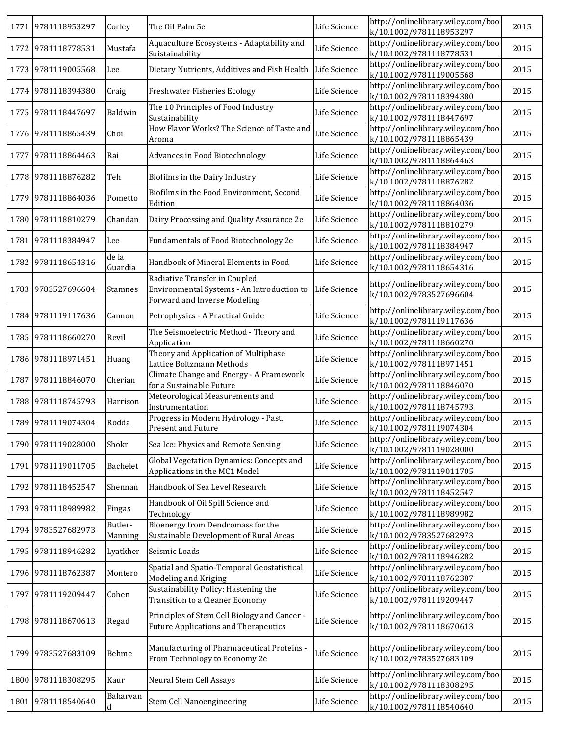| 1771 | 9781118953297 | Corley | The Oil Palm 5e | Life Science | http://onlinelibrary.wiley.com/book/10.1002/9781118953297 | 2015 |
|---|---|---|---|---|---|---|
| 1772 | 9781118778531 | Mustafa | Aquaculture Ecosystems - Adaptability and Suistainability | Life Science | http://onlinelibrary.wiley.com/book/10.1002/9781118778531 | 2015 |
| 1773 | 9781119005568 | Lee | Dietary Nutrients, Additives and Fish Health | Life Science | http://onlinelibrary.wiley.com/book/10.1002/9781119005568 | 2015 |
| 1774 | 9781118394380 | Craig | Freshwater Fisheries Ecology | Life Science | http://onlinelibrary.wiley.com/book/10.1002/9781118394380 | 2015 |
| 1775 | 9781118447697 | Baldwin | The 10 Principles of Food Industry Sustainability | Life Science | http://onlinelibrary.wiley.com/book/10.1002/9781118447697 | 2015 |
| 1776 | 9781118865439 | Choi | How Flavor Works? The Science of Taste and Aroma | Life Science | http://onlinelibrary.wiley.com/book/10.1002/9781118865439 | 2015 |
| 1777 | 9781118864463 | Rai | Advances in Food Biotechnology | Life Science | http://onlinelibrary.wiley.com/book/10.1002/9781118864463 | 2015 |
| 1778 | 9781118876282 | Teh | Biofilms in the Dairy Industry | Life Science | http://onlinelibrary.wiley.com/book/10.1002/9781118876282 | 2015 |
| 1779 | 9781118864036 | Pometto | Biofilms in the Food Environment, Second Edition | Life Science | http://onlinelibrary.wiley.com/book/10.1002/9781118864036 | 2015 |
| 1780 | 9781118810279 | Chandan | Dairy Processing and Quality Assurance 2e | Life Science | http://onlinelibrary.wiley.com/book/10.1002/9781118810279 | 2015 |
| 1781 | 9781118384947 | Lee | Fundamentals of Food Biotechnology 2e | Life Science | http://onlinelibrary.wiley.com/book/10.1002/9781118384947 | 2015 |
| 1782 | 9781118654316 | de la Guardia | Handbook of Mineral Elements in Food | Life Science | http://onlinelibrary.wiley.com/book/10.1002/9781118654316 | 2015 |
| 1783 | 9783527696604 | Stamnes | Radiative Transfer in Coupled Environmental Systems - An Introduction to Forward and Inverse Modeling | Life Science | http://onlinelibrary.wiley.com/book/10.1002/9783527696604 | 2015 |
| 1784 | 9781119117636 | Cannon | Petrophysics - A Practical Guide | Life Science | http://onlinelibrary.wiley.com/book/10.1002/9781119117636 | 2015 |
| 1785 | 9781118660270 | Revil | The Seismoelectric Method - Theory and Application | Life Science | http://onlinelibrary.wiley.com/book/10.1002/9781118660270 | 2015 |
| 1786 | 9781118971451 | Huang | Theory and Application of Multiphase Lattice Boltzmann Methods | Life Science | http://onlinelibrary.wiley.com/book/10.1002/9781118971451 | 2015 |
| 1787 | 9781118846070 | Cherian | Climate Change and Energy - A Framework for a Sustainable Future | Life Science | http://onlinelibrary.wiley.com/book/10.1002/9781118846070 | 2015 |
| 1788 | 9781118745793 | Harrison | Meteorological Measurements and Instrumentation | Life Science | http://onlinelibrary.wiley.com/book/10.1002/9781118745793 | 2015 |
| 1789 | 9781119074304 | Rodda | Progress in Modern Hydrology - Past, Present and Future | Life Science | http://onlinelibrary.wiley.com/book/10.1002/9781119074304 | 2015 |
| 1790 | 9781119028000 | Shokr | Sea Ice: Physics and Remote Sensing | Life Science | http://onlinelibrary.wiley.com/book/10.1002/9781119028000 | 2015 |
| 1791 | 9781119011705 | Bachelet | Global Vegetation Dynamics: Concepts and Applications in the MC1 Model | Life Science | http://onlinelibrary.wiley.com/book/10.1002/9781119011705 | 2015 |
| 1792 | 9781118452547 | Shennan | Handbook of Sea Level Research | Life Science | http://onlinelibrary.wiley.com/book/10.1002/9781118452547 | 2015 |
| 1793 | 9781118989982 | Fingas | Handbook of Oil Spill Science and Technology | Life Science | http://onlinelibrary.wiley.com/book/10.1002/9781118989982 | 2015 |
| 1794 | 9783527682973 | Butler-Manning | Bioenergy from Dendromass for the Sustainable Development of Rural Areas | Life Science | http://onlinelibrary.wiley.com/book/10.1002/9783527682973 | 2015 |
| 1795 | 9781118946282 | Lyatkher | Seismic Loads | Life Science | http://onlinelibrary.wiley.com/book/10.1002/9781118946282 | 2015 |
| 1796 | 9781118762387 | Montero | Spatial and Spatio-Temporal Geostatistical Modeling and Kriging | Life Science | http://onlinelibrary.wiley.com/book/10.1002/9781118762387 | 2015 |
| 1797 | 9781119209447 | Cohen | Sustainability Policy: Hastening the Transition to a Cleaner Economy | Life Science | http://onlinelibrary.wiley.com/book/10.1002/9781119209447 | 2015 |
| 1798 | 9781118670613 | Regad | Principles of Stem Cell Biology and Cancer - Future Applications and Therapeutics | Life Science | http://onlinelibrary.wiley.com/book/10.1002/9781118670613 | 2015 |
| 1799 | 9783527683109 | Behme | Manufacturing of Pharmaceutical Proteins - From Technology to Economy 2e | Life Science | http://onlinelibrary.wiley.com/book/10.1002/9783527683109 | 2015 |
| 1800 | 9781118308295 | Kaur | Neural Stem Cell Assays | Life Science | http://onlinelibrary.wiley.com/book/10.1002/9781118308295 | 2015 |
| 1801 | 9781118540640 | Baharvand | Stem Cell Nanoengineering | Life Science | http://onlinelibrary.wiley.com/book/10.1002/9781118540640 | 2015 |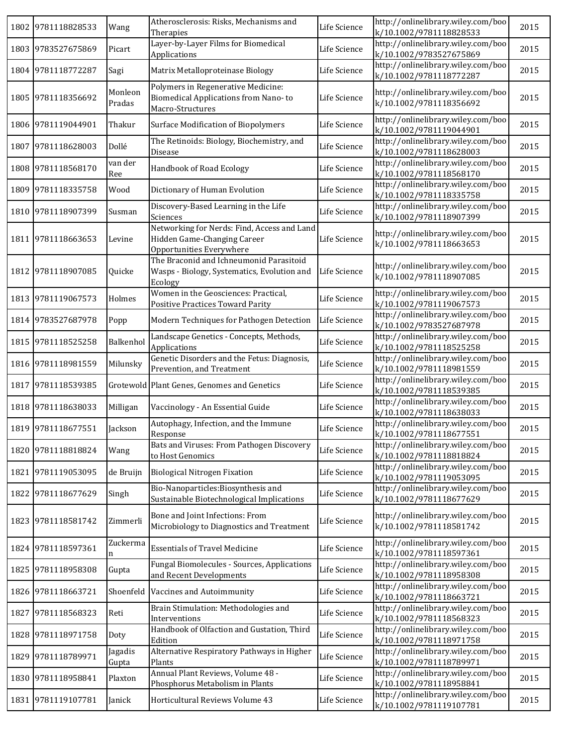| 1802 | 9781118828533 | Wang | Atherosclerosis: Risks, Mechanisms and Therapies | Life Science | http://onlinelibrary.wiley.com/book/10.1002/9781118828533 | 2015 |
|---|---|---|---|---|---|---|
| 1803 | 9783527675869 | Picart | Layer-by-Layer Films for Biomedical Applications | Life Science | http://onlinelibrary.wiley.com/book/10.1002/9783527675869 | 2015 |
| 1804 | 9781118772287 | Sagi | Matrix Metalloproteinase Biology | Life Science | http://onlinelibrary.wiley.com/book/10.1002/9781118772287 | 2015 |
| 1805 | 9781118356692 | Monleon Pradas | Polymers in Regenerative Medicine: Biomedical Applications from Nano- to Macro-Structures | Life Science | http://onlinelibrary.wiley.com/book/10.1002/9781118356692 | 2015 |
| 1806 | 9781119044901 | Thakur | Surface Modification of Biopolymers | Life Science | http://onlinelibrary.wiley.com/book/10.1002/9781119044901 | 2015 |
| 1807 | 9781118628003 | Dollé | The Retinoids: Biology, Biochemistry, and Disease | Life Science | http://onlinelibrary.wiley.com/book/10.1002/9781118628003 | 2015 |
| 1808 | 9781118568170 | van der Ree | Handbook of Road Ecology | Life Science | http://onlinelibrary.wiley.com/book/10.1002/9781118568170 | 2015 |
| 1809 | 9781118335758 | Wood | Dictionary of Human Evolution | Life Science | http://onlinelibrary.wiley.com/book/10.1002/9781118335758 | 2015 |
| 1810 | 9781118907399 | Susman | Discovery-Based Learning in the Life Sciences | Life Science | http://onlinelibrary.wiley.com/book/10.1002/9781118907399 | 2015 |
| 1811 | 9781118663653 | Levine | Networking for Nerds: Find, Access and Land Hidden Game-Changing Career Opportunities Everywhere | Life Science | http://onlinelibrary.wiley.com/book/10.1002/9781118663653 | 2015 |
| 1812 | 9781118907085 | Quicke | The Braconid and Ichneumonid Parasitoid Wasps - Biology, Systematics, Evolution and Ecology | Life Science | http://onlinelibrary.wiley.com/book/10.1002/9781118907085 | 2015 |
| 1813 | 9781119067573 | Holmes | Women in the Geosciences: Practical, Positive Practices Toward Parity | Life Science | http://onlinelibrary.wiley.com/book/10.1002/9781119067573 | 2015 |
| 1814 | 9783527687978 | Popp | Modern Techniques for Pathogen Detection | Life Science | http://onlinelibrary.wiley.com/book/10.1002/9783527687978 | 2015 |
| 1815 | 9781118525258 | Balkenhol | Landscape Genetics - Concepts, Methods, Applications | Life Science | http://onlinelibrary.wiley.com/book/10.1002/9781118525258 | 2015 |
| 1816 | 9781118981559 | Milunsky | Genetic Disorders and the Fetus: Diagnosis, Prevention, and Treatment | Life Science | http://onlinelibrary.wiley.com/book/10.1002/9781118981559 | 2015 |
| 1817 | 9781118539385 | Grotewold | Plant Genes, Genomes and Genetics | Life Science | http://onlinelibrary.wiley.com/book/10.1002/9781118539385 | 2015 |
| 1818 | 9781118638033 | Milligan | Vaccinology - An Essential Guide | Life Science | http://onlinelibrary.wiley.com/book/10.1002/9781118638033 | 2015 |
| 1819 | 9781118677551 | Jackson | Autophagy, Infection, and the Immune Response | Life Science | http://onlinelibrary.wiley.com/book/10.1002/9781118677551 | 2015 |
| 1820 | 9781118818824 | Wang | Bats and Viruses: From Pathogen Discovery to Host Genomics | Life Science | http://onlinelibrary.wiley.com/book/10.1002/9781118818824 | 2015 |
| 1821 | 9781119053095 | de Bruijn | Biological Nitrogen Fixation | Life Science | http://onlinelibrary.wiley.com/book/10.1002/9781119053095 | 2015 |
| 1822 | 9781118677629 | Singh | Bio-Nanoparticles:Biosynthesis and Sustainable Biotechnological Implications | Life Science | http://onlinelibrary.wiley.com/book/10.1002/9781118677629 | 2015 |
| 1823 | 9781118581742 | Zimmerli | Bone and Joint Infections: From Microbiology to Diagnostics and Treatment | Life Science | http://onlinelibrary.wiley.com/book/10.1002/9781118581742 | 2015 |
| 1824 | 9781118597361 | Zuckerman | Essentials of Travel Medicine | Life Science | http://onlinelibrary.wiley.com/book/10.1002/9781118597361 | 2015 |
| 1825 | 9781118958308 | Gupta | Fungal Biomolecules - Sources, Applications and Recent Developments | Life Science | http://onlinelibrary.wiley.com/book/10.1002/9781118958308 | 2015 |
| 1826 | 9781118663721 | Shoenfeld | Vaccines and Autoimmunity | Life Science | http://onlinelibrary.wiley.com/book/10.1002/9781118663721 | 2015 |
| 1827 | 9781118568323 | Reti | Brain Stimulation: Methodologies and Interventions | Life Science | http://onlinelibrary.wiley.com/book/10.1002/9781118568323 | 2015 |
| 1828 | 9781118971758 | Doty | Handbook of Olfaction and Gustation, Third Edition | Life Science | http://onlinelibrary.wiley.com/book/10.1002/9781118971758 | 2015 |
| 1829 | 9781118789971 | Jagadis Gupta | Alternative Respiratory Pathways in Higher Plants | Life Science | http://onlinelibrary.wiley.com/book/10.1002/9781118789971 | 2015 |
| 1830 | 9781118958841 | Plaxton | Annual Plant Reviews, Volume 48 - Phosphorus Metabolism in Plants | Life Science | http://onlinelibrary.wiley.com/book/10.1002/9781118958841 | 2015 |
| 1831 | 9781119107781 | Janick | Horticultural Reviews Volume 43 | Life Science | http://onlinelibrary.wiley.com/book/10.1002/9781119107781 | 2015 |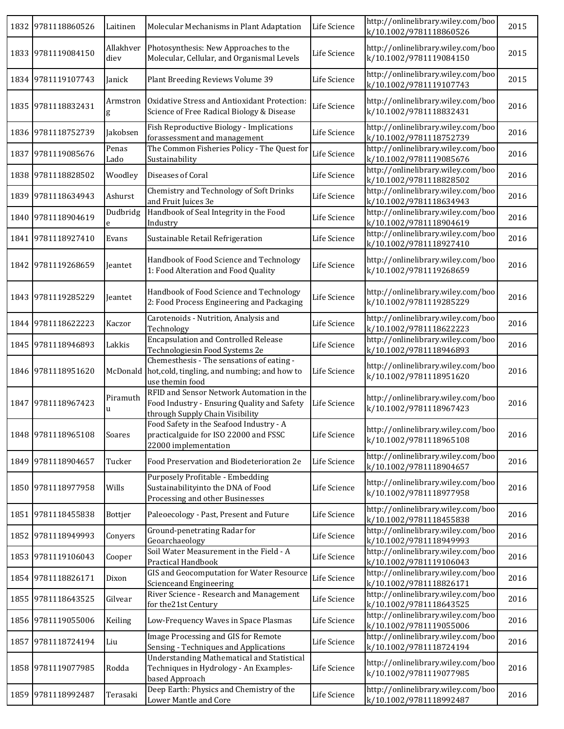| 1832 | 9781118860526 | Laitinen | Molecular Mechanisms in Plant Adaptation | Life Science | http://onlinelibrary.wiley.com/book/10.1002/9781118860526 | 2015 |
|---|---|---|---|---|---|---|
| 1833 | 9781119084150 | Allakhverdiev | Photosynthesis: New Approaches to the Molecular, Cellular, and Organismal Levels | Life Science | http://onlinelibrary.wiley.com/book/10.1002/9781119084150 | 2015 |
| 1834 | 9781119107743 | Janick | Plant Breeding Reviews Volume 39 | Life Science | http://onlinelibrary.wiley.com/book/10.1002/9781119107743 | 2015 |
| 1835 | 9781118832431 | Armstrong | Oxidative Stress and Antioxidant Protection: Science of Free Radical Biology & Disease | Life Science | http://onlinelibrary.wiley.com/book/10.1002/9781118832431 | 2016 |
| 1836 | 9781118752739 | Jakobsen | Fish Reproductive Biology - Implications forassessment and management | Life Science | http://onlinelibrary.wiley.com/book/10.1002/9781118752739 | 2016 |
| 1837 | 9781119085676 | Penas Lado | The Common Fisheries Policy - The Quest for Sustainability | Life Science | http://onlinelibrary.wiley.com/book/10.1002/9781119085676 | 2016 |
| 1838 | 9781118828502 | Woodley | Diseases of Coral | Life Science | http://onlinelibrary.wiley.com/book/10.1002/9781118828502 | 2016 |
| 1839 | 9781118634943 | Ashurst | Chemistry and Technology of Soft Drinks and Fruit Juices 3e | Life Science | http://onlinelibrary.wiley.com/book/10.1002/9781118634943 | 2016 |
| 1840 | 9781118904619 | Dudbridge | Handbook of Seal Integrity in the Food Industry | Life Science | http://onlinelibrary.wiley.com/book/10.1002/9781118904619 | 2016 |
| 1841 | 9781118927410 | Evans | Sustainable Retail Refrigeration | Life Science | http://onlinelibrary.wiley.com/book/10.1002/9781118927410 | 2016 |
| 1842 | 9781119268659 | Jeantet | Handbook of Food Science and Technology 1: Food Alteration and Food Quality | Life Science | http://onlinelibrary.wiley.com/book/10.1002/9781119268659 | 2016 |
| 1843 | 9781119285229 | Jeantet | Handbook of Food Science and Technology 2: Food Process Engineering and Packaging | Life Science | http://onlinelibrary.wiley.com/book/10.1002/9781119285229 | 2016 |
| 1844 | 9781118622223 | Kaczor | Carotenoids - Nutrition, Analysis and Technology | Life Science | http://onlinelibrary.wiley.com/book/10.1002/9781118622223 | 2016 |
| 1845 | 9781118946893 | Lakkis | Encapsulation and Controlled Release Technologiesin Food Systems 2e | Life Science | http://onlinelibrary.wiley.com/book/10.1002/9781118946893 | 2016 |
| 1846 | 9781118951620 | McDonald | Chemesthesis - The sensations of eating - hot,cold, tingling, and numbing; and how to use themin food | Life Science | http://onlinelibrary.wiley.com/book/10.1002/9781118951620 | 2016 |
| 1847 | 9781118967423 | Piramuthu | RFID and Sensor Network Automation in the Food Industry - Ensuring Quality and Safety through Supply Chain Visibility | Life Science | http://onlinelibrary.wiley.com/book/10.1002/9781118967423 | 2016 |
| 1848 | 9781118965108 | Soares | Food Safety in the Seafood Industry - A practicalguide for ISO 22000 and FSSC 22000 implementation | Life Science | http://onlinelibrary.wiley.com/book/10.1002/9781118965108 | 2016 |
| 1849 | 9781118904657 | Tucker | Food Preservation and Biodeterioration 2e | Life Science | http://onlinelibrary.wiley.com/book/10.1002/9781118904657 | 2016 |
| 1850 | 9781118977958 | Wills | Purposely Profitable - Embedding Sustainabilityinto the DNA of Food Processing and other Businesses | Life Science | http://onlinelibrary.wiley.com/book/10.1002/9781118977958 | 2016 |
| 1851 | 9781118455838 | Bottjer | Paleoecology - Past, Present and Future | Life Science | http://onlinelibrary.wiley.com/book/10.1002/9781118455838 | 2016 |
| 1852 | 9781118949993 | Conyers | Ground-penetrating Radar for Geoarchaeology | Life Science | http://onlinelibrary.wiley.com/book/10.1002/9781118949993 | 2016 |
| 1853 | 9781119106043 | Cooper | Soil Water Measurement in the Field - A Practical Handbook | Life Science | http://onlinelibrary.wiley.com/book/10.1002/9781119106043 | 2016 |
| 1854 | 9781118826171 | Dixon | GIS and Geocomputation for Water Resource Scienceand Engineering | Life Science | http://onlinelibrary.wiley.com/book/10.1002/9781118826171 | 2016 |
| 1855 | 9781118643525 | Gilvear | River Science - Research and Management for the21st Century | Life Science | http://onlinelibrary.wiley.com/book/10.1002/9781118643525 | 2016 |
| 1856 | 9781119055006 | Keiling | Low-Frequency Waves in Space Plasmas | Life Science | http://onlinelibrary.wiley.com/book/10.1002/9781119055006 | 2016 |
| 1857 | 9781118724194 | Liu | Image Processing and GIS for Remote Sensing - Techniques and Applications | Life Science | http://onlinelibrary.wiley.com/book/10.1002/9781118724194 | 2016 |
| 1858 | 9781119077985 | Rodda | Understanding Mathematical and Statistical Techniques in Hydrology - An Examples-based Approach | Life Science | http://onlinelibrary.wiley.com/book/10.1002/9781119077985 | 2016 |
| 1859 | 9781118992487 | Terasaki | Deep Earth: Physics and Chemistry of the Lower Mantle and Core | Life Science | http://onlinelibrary.wiley.com/book/10.1002/9781118992487 | 2016 |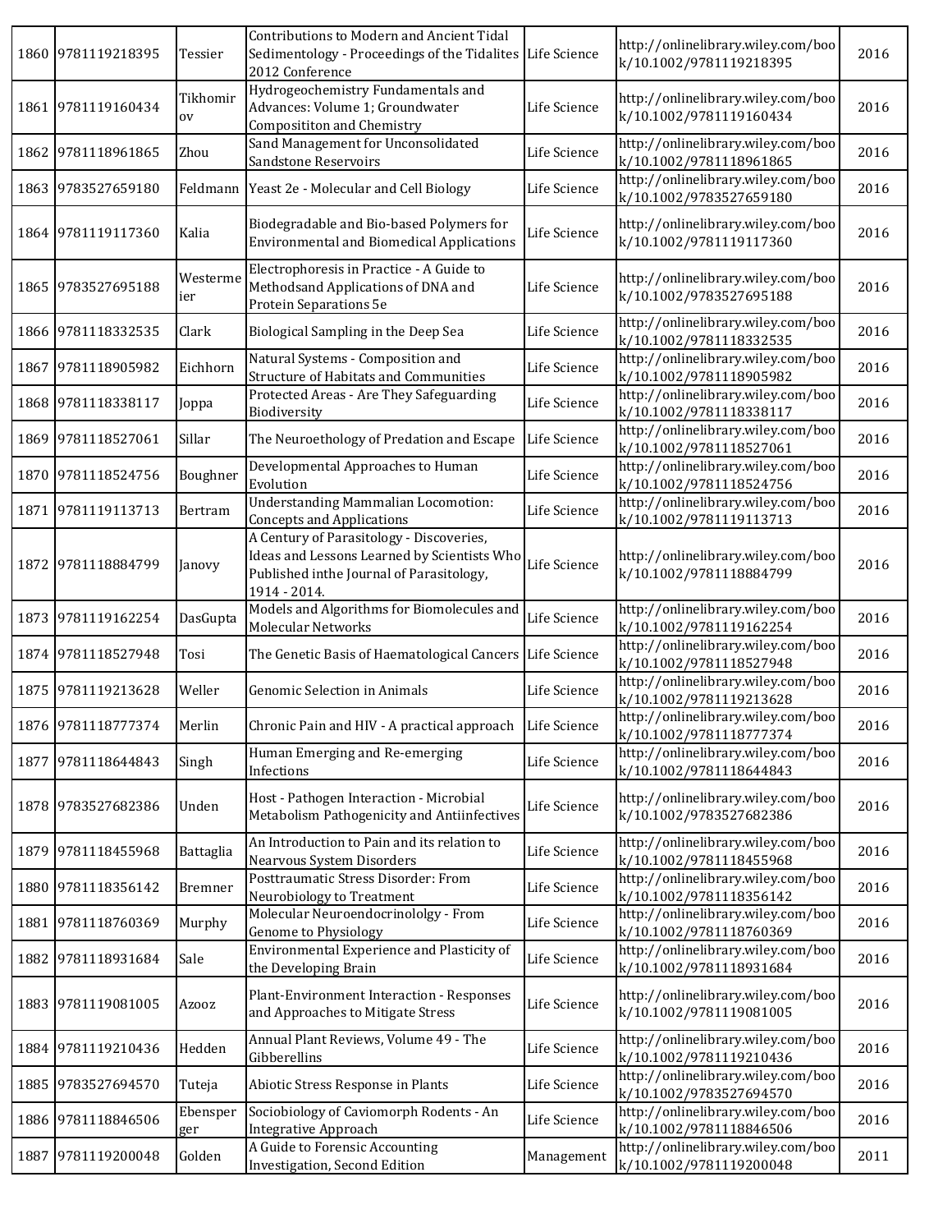| | | | | | | |
|---|---|---|---|---|---|---|
| 1860 | 9781119218395 | Tessier | Contributions to Modern and Ancient Tidal Sedimentology - Proceedings of the Tidalites 2012 Conference | Life Science | http://onlinelibrary.wiley.com/book/10.1002/9781119218395 | 2016 |
| 1861 | 9781119160434 | Tikhomirov | Hydrogeochemistry Fundamentals and Advances: Volume 1; Groundwater Compositiiton and Chemistry | Life Science | http://onlinelibrary.wiley.com/book/10.1002/9781119160434 | 2016 |
| 1862 | 9781118961865 | Zhou | Sand Management for Unconsolidated Sandstone Reservoirs | Life Science | http://onlinelibrary.wiley.com/book/10.1002/9781118961865 | 2016 |
| 1863 | 9783527659180 | Feldmann | Yeast 2e - Molecular and Cell Biology | Life Science | http://onlinelibrary.wiley.com/book/10.1002/9783527659180 | 2016 |
| 1864 | 9781119117360 | Kalia | Biodegradable and Bio-based Polymers for Environmental and Biomedical Applications | Life Science | http://onlinelibrary.wiley.com/book/10.1002/9781119117360 | 2016 |
| 1865 | 9783527695188 | Westermeier | Electrophoresis in Practice - A Guide to Methodsand Applications of DNA and Protein Separations 5e | Life Science | http://onlinelibrary.wiley.com/book/10.1002/9783527695188 | 2016 |
| 1866 | 9781118332535 | Clark | Biological Sampling in the Deep Sea | Life Science | http://onlinelibrary.wiley.com/book/10.1002/9781118332535 | 2016 |
| 1867 | 9781118905982 | Eichhorn | Natural Systems - Composition and Structure of Habitats and Communities | Life Science | http://onlinelibrary.wiley.com/book/10.1002/9781118905982 | 2016 |
| 1868 | 9781118338117 | Joppa | Protected Areas - Are They Safeguarding Biodiversity | Life Science | http://onlinelibrary.wiley.com/book/10.1002/9781118338117 | 2016 |
| 1869 | 9781118527061 | Sillar | The Neuroethology of Predation and Escape | Life Science | http://onlinelibrary.wiley.com/book/10.1002/9781118527061 | 2016 |
| 1870 | 9781118524756 | Boughner | Developmental Approaches to Human Evolution | Life Science | http://onlinelibrary.wiley.com/book/10.1002/9781118524756 | 2016 |
| 1871 | 9781119113713 | Bertram | Understanding Mammalian Locomotion: Concepts and Applications | Life Science | http://onlinelibrary.wiley.com/book/10.1002/9781119113713 | 2016 |
| 1872 | 9781118884799 | Janovy | A Century of Parasitology - Discoveries, Ideas and Lessons Learned by Scientists Who Published inthe Journal of Parasitology, 1914 - 2014. | Life Science | http://onlinelibrary.wiley.com/book/10.1002/9781118884799 | 2016 |
| 1873 | 9781119162254 | DasGupta | Models and Algorithms for Biomolecules and Molecular Networks | Life Science | http://onlinelibrary.wiley.com/book/10.1002/9781119162254 | 2016 |
| 1874 | 9781118527948 | Tosi | The Genetic Basis of Haematological Cancers | Life Science | http://onlinelibrary.wiley.com/book/10.1002/9781118527948 | 2016 |
| 1875 | 9781119213628 | Weller | Genomic Selection in Animals | Life Science | http://onlinelibrary.wiley.com/book/10.1002/9781119213628 | 2016 |
| 1876 | 9781118777374 | Merlin | Chronic Pain and HIV - A practical approach | Life Science | http://onlinelibrary.wiley.com/book/10.1002/9781118777374 | 2016 |
| 1877 | 9781118644843 | Singh | Human Emerging and Re-emerging Infections | Life Science | http://onlinelibrary.wiley.com/book/10.1002/9781118644843 | 2016 |
| 1878 | 9783527682386 | Unden | Host - Pathogen Interaction - Microbial Metabolism Pathogenicity and Antiinfectives | Life Science | http://onlinelibrary.wiley.com/book/10.1002/9783527682386 | 2016 |
| 1879 | 9781118455968 | Battaglia | An Introduction to Pain and its relation to Nearvous System Disorders | Life Science | http://onlinelibrary.wiley.com/book/10.1002/9781118455968 | 2016 |
| 1880 | 9781118356142 | Bremner | Posttraumatic Stress Disorder: From Neurobiology to Treatment | Life Science | http://onlinelibrary.wiley.com/book/10.1002/9781118356142 | 2016 |
| 1881 | 9781118760369 | Murphy | Molecular Neuroendocrinololgy - From Genome to Physiology | Life Science | http://onlinelibrary.wiley.com/book/10.1002/9781118760369 | 2016 |
| 1882 | 9781118931684 | Sale | Environmental Experience and Plasticity of the Developing Brain | Life Science | http://onlinelibrary.wiley.com/book/10.1002/9781118931684 | 2016 |
| 1883 | 9781119081005 | Azooz | Plant-Environment Interaction - Responses and Approaches to Mitigate Stress | Life Science | http://onlinelibrary.wiley.com/book/10.1002/9781119081005 | 2016 |
| 1884 | 9781119210436 | Hedden | Annual Plant Reviews, Volume 49 - The Gibberellins | Life Science | http://onlinelibrary.wiley.com/book/10.1002/9781119210436 | 2016 |
| 1885 | 9783527694570 | Tuteja | Abiotic Stress Response in Plants | Life Science | http://onlinelibrary.wiley.com/book/10.1002/9783527694570 | 2016 |
| 1886 | 9781118846506 | Ebensperger | Sociobiology of Caviomorph Rodents - An Integrative Approach | Life Science | http://onlinelibrary.wiley.com/book/10.1002/9781118846506 | 2016 |
| 1887 | 9781119200048 | Golden | A Guide to Forensic Accounting Investigation, Second Edition | Management | http://onlinelibrary.wiley.com/book/10.1002/9781119200048 | 2011 |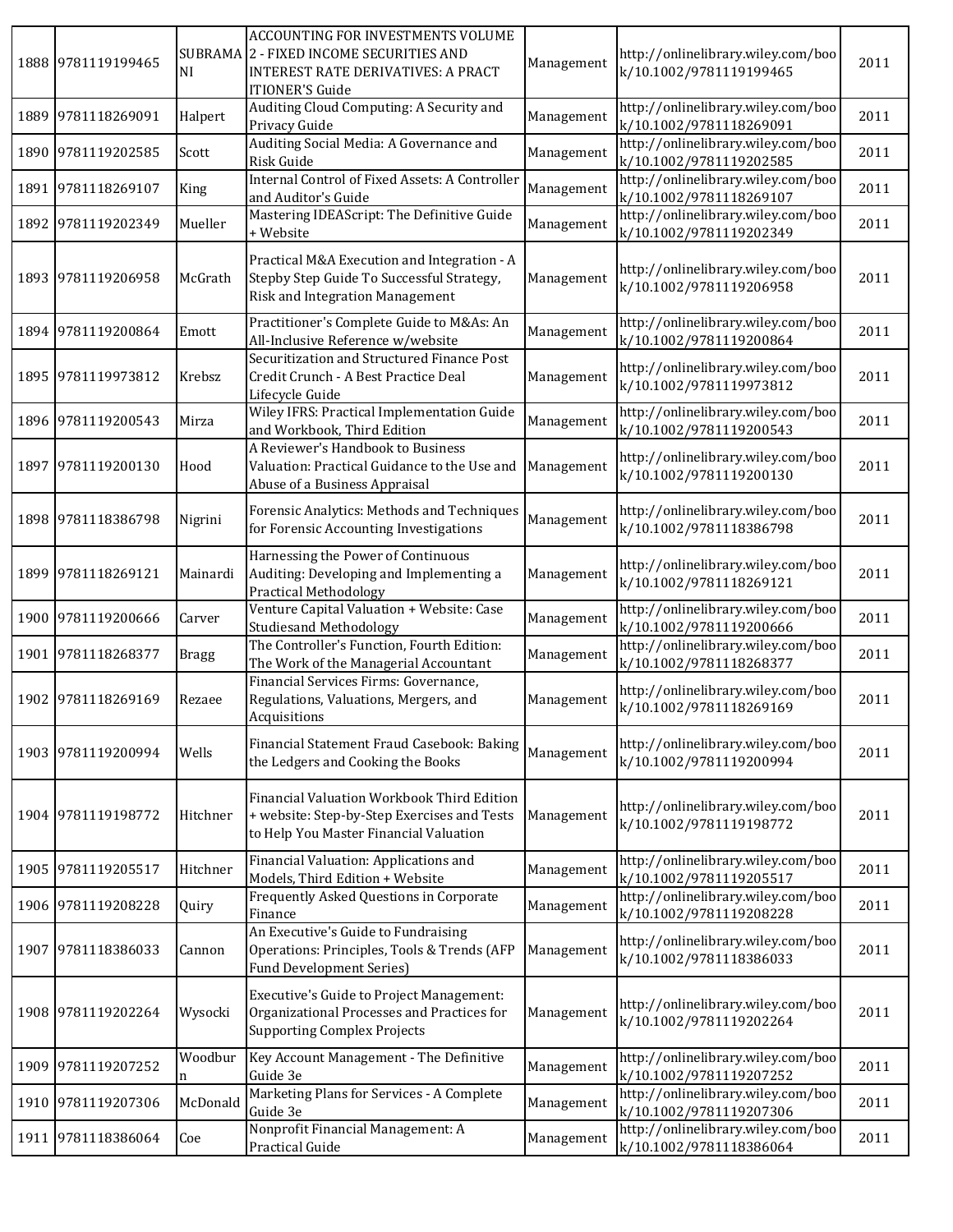| 1888 | 9781119199465 | SUBRAMANI | ACCOUNTING FOR INVESTMENTS VOLUME 2 - FIXED INCOME SECURITIES AND INTEREST RATE DERIVATIVES: A PRACTITIONER'S Guide | Management | http://onlinelibrary.wiley.com/book/10.1002/9781119199465 | 2011 |
|---|---|---|---|---|---|---|
| 1889 | 9781118269091 | Halpert | Auditing Cloud Computing: A Security and Privacy Guide | Management | http://onlinelibrary.wiley.com/book/10.1002/9781118269091 | 2011 |
| 1890 | 9781119202585 | Scott | Auditing Social Media: A Governance and Risk Guide | Management | http://onlinelibrary.wiley.com/book/10.1002/9781119202585 | 2011 |
| 1891 | 9781118269107 | King | Internal Control of Fixed Assets: A Controller and Auditor's Guide | Management | http://onlinelibrary.wiley.com/book/10.1002/9781118269107 | 2011 |
| 1892 | 9781119202349 | Mueller | Mastering IDEAScript: The Definitive Guide + Website | Management | http://onlinelibrary.wiley.com/book/10.1002/9781119202349 | 2011 |
| 1893 | 9781119206958 | McGrath | Practical M&A Execution and Integration - A Stepby Step Guide To Successful Strategy, Risk and Integration Management | Management | http://onlinelibrary.wiley.com/book/10.1002/9781119206958 | 2011 |
| 1894 | 9781119200864 | Emott | Practitioner's Complete Guide to M&As: An All-Inclusive Reference w/website | Management | http://onlinelibrary.wiley.com/book/10.1002/9781119200864 | 2011 |
| 1895 | 9781119973812 | Krebsz | Securitization and Structured Finance Post Credit Crunch - A Best Practice Deal Lifecycle Guide | Management | http://onlinelibrary.wiley.com/book/10.1002/9781119973812 | 2011 |
| 1896 | 9781119200543 | Mirza | Wiley IFRS: Practical Implementation Guide and Workbook, Third Edition | Management | http://onlinelibrary.wiley.com/book/10.1002/9781119200543 | 2011 |
| 1897 | 9781119200130 | Hood | A Reviewer's Handbook to Business Valuation: Practical Guidance to the Use and Abuse of a Business Appraisal | Management | http://onlinelibrary.wiley.com/book/10.1002/9781119200130 | 2011 |
| 1898 | 9781118386798 | Nigrini | Forensic Analytics: Methods and Techniques for Forensic Accounting Investigations | Management | http://onlinelibrary.wiley.com/book/10.1002/9781118386798 | 2011 |
| 1899 | 9781118269121 | Mainardi | Harnessing the Power of Continuous Auditing: Developing and Implementing a Practical Methodology | Management | http://onlinelibrary.wiley.com/book/10.1002/9781118269121 | 2011 |
| 1900 | 9781119200666 | Carver | Venture Capital Valuation + Website: Case Studiesand Methodology | Management | http://onlinelibrary.wiley.com/book/10.1002/9781119200666 | 2011 |
| 1901 | 9781118268377 | Bragg | The Controller's Function, Fourth Edition: The Work of the Managerial Accountant | Management | http://onlinelibrary.wiley.com/book/10.1002/9781118268377 | 2011 |
| 1902 | 9781118269169 | Rezaee | Financial Services Firms: Governance, Regulations, Valuations, Mergers, and Acquisitions | Management | http://onlinelibrary.wiley.com/book/10.1002/9781118269169 | 2011 |
| 1903 | 9781119200994 | Wells | Financial Statement Fraud Casebook: Baking the Ledgers and Cooking the Books | Management | http://onlinelibrary.wiley.com/book/10.1002/9781119200994 | 2011 |
| 1904 | 9781119198772 | Hitchner | Financial Valuation Workbook Third Edition + website: Step-by-Step Exercises and Tests to Help You Master Financial Valuation | Management | http://onlinelibrary.wiley.com/book/10.1002/9781119198772 | 2011 |
| 1905 | 9781119205517 | Hitchner | Financial Valuation: Applications and Models, Third Edition + Website | Management | http://onlinelibrary.wiley.com/book/10.1002/9781119205517 | 2011 |
| 1906 | 9781119208228 | Quiry | Frequently Asked Questions in Corporate Finance | Management | http://onlinelibrary.wiley.com/book/10.1002/9781119208228 | 2011 |
| 1907 | 9781118386033 | Cannon | An Executive's Guide to Fundraising Operations: Principles, Tools & Trends (AFP Fund Development Series) | Management | http://onlinelibrary.wiley.com/book/10.1002/9781118386033 | 2011 |
| 1908 | 9781119202264 | Wysocki | Executive's Guide to Project Management: Organizational Processes and Practices for Supporting Complex Projects | Management | http://onlinelibrary.wiley.com/book/10.1002/9781119202264 | 2011 |
| 1909 | 9781119207252 | Woodburn | Key Account Management - The Definitive Guide 3e | Management | http://onlinelibrary.wiley.com/book/10.1002/9781119207252 | 2011 |
| 1910 | 9781119207306 | McDonald | Marketing Plans for Services - A Complete Guide 3e | Management | http://onlinelibrary.wiley.com/book/10.1002/9781119207306 | 2011 |
| 1911 | 9781118386064 | Coe | Nonprofit Financial Management: A Practical Guide | Management | http://onlinelibrary.wiley.com/book/10.1002/9781118386064 | 2011 |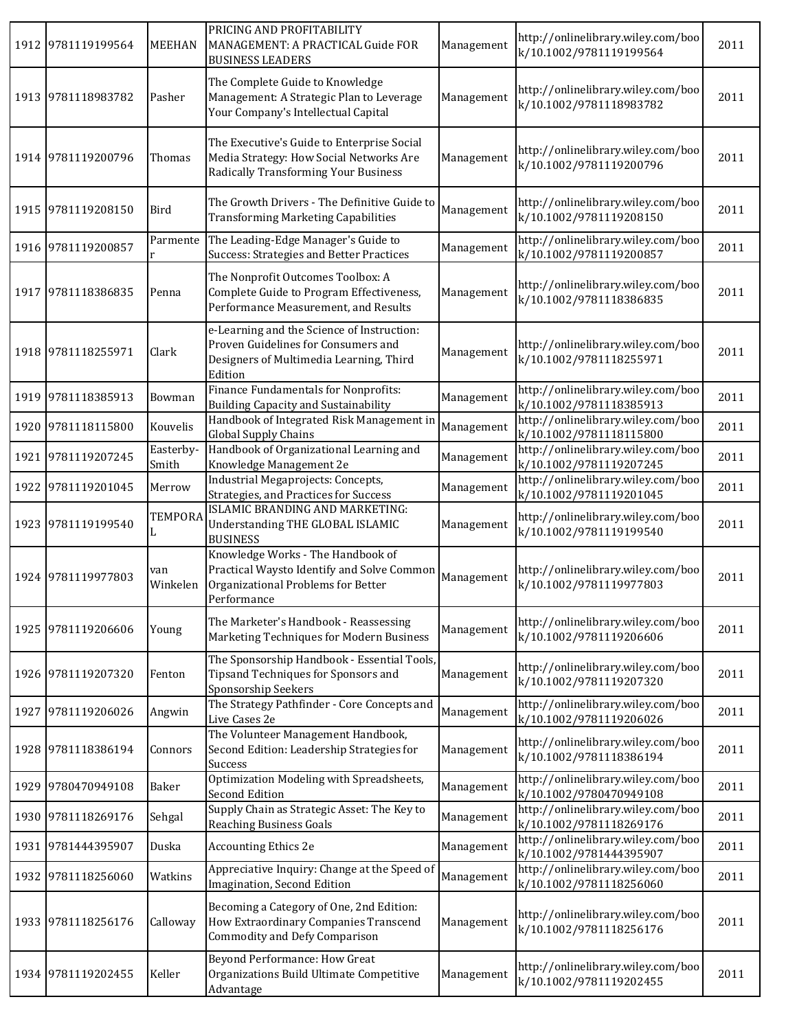| | | | | | | |
|---|---|---|---|---|---|---|
| 1912 | 9781119199564 | MEEHAN | PRICING AND PROFITABILITY MANAGEMENT: A PRACTICAL Guide FOR BUSINESS LEADERS | Management | http://onlinelibrary.wiley.com/book/10.1002/9781119199564 | 2011 |
| 1913 | 9781118983782 | Pasher | The Complete Guide to Knowledge Management: A Strategic Plan to Leverage Your Company's Intellectual Capital | Management | http://onlinelibrary.wiley.com/book/10.1002/9781118983782 | 2011 |
| 1914 | 9781119200796 | Thomas | The Executive's Guide to Enterprise Social Media Strategy: How Social Networks Are Radically Transforming Your Business | Management | http://onlinelibrary.wiley.com/book/10.1002/9781119200796 | 2011 |
| 1915 | 9781119208150 | Bird | The Growth Drivers - The Definitive Guide to Transforming Marketing Capabilities | Management | http://onlinelibrary.wiley.com/book/10.1002/9781119208150 | 2011 |
| 1916 | 9781119200857 | Parmenter | The Leading-Edge Manager's Guide to Success: Strategies and Better Practices | Management | http://onlinelibrary.wiley.com/book/10.1002/9781119200857 | 2011 |
| 1917 | 9781118386835 | Penna | The Nonprofit Outcomes Toolbox: A Complete Guide to Program Effectiveness, Performance Measurement, and Results | Management | http://onlinelibrary.wiley.com/book/10.1002/9781118386835 | 2011 |
| 1918 | 9781118255971 | Clark | e-Learning and the Science of Instruction: Proven Guidelines for Consumers and Designers of Multimedia Learning, Third Edition | Management | http://onlinelibrary.wiley.com/book/10.1002/9781118255971 | 2011 |
| 1919 | 9781118385913 | Bowman | Finance Fundamentals for Nonprofits: Building Capacity and Sustainability | Management | http://onlinelibrary.wiley.com/book/10.1002/9781118385913 | 2011 |
| 1920 | 9781118115800 | Kouvelis | Handbook of Integrated Risk Management in Global Supply Chains | Management | http://onlinelibrary.wiley.com/book/10.1002/9781118115800 | 2011 |
| 1921 | 9781119207245 | Easterby-Smith | Handbook of Organizational Learning and Knowledge Management 2e | Management | http://onlinelibrary.wiley.com/book/10.1002/9781119207245 | 2011 |
| 1922 | 9781119201045 | Merrow | Industrial Megaprojects: Concepts, Strategies, and Practices for Success | Management | http://onlinelibrary.wiley.com/book/10.1002/9781119201045 | 2011 |
| 1923 | 9781119199540 | TEMPORAL | ISLAMIC BRANDING AND MARKETING: Understanding THE GLOBAL ISLAMIC BUSINESS | Management | http://onlinelibrary.wiley.com/book/10.1002/9781119199540 | 2011 |
| 1924 | 9781119977803 | van Winkelen | Knowledge Works - The Handbook of Practical Waysto Identify and Solve Common Organizational Problems for Better Performance | Management | http://onlinelibrary.wiley.com/book/10.1002/9781119977803 | 2011 |
| 1925 | 9781119206606 | Young | The Marketer's Handbook - Reassessing Marketing Techniques for Modern Business | Management | http://onlinelibrary.wiley.com/book/10.1002/9781119206606 | 2011 |
| 1926 | 9781119207320 | Fenton | The Sponsorship Handbook - Essential Tools, Tipsand Techniques for Sponsors and Sponsorship Seekers | Management | http://onlinelibrary.wiley.com/book/10.1002/9781119207320 | 2011 |
| 1927 | 9781119206026 | Angwin | The Strategy Pathfinder - Core Concepts and Live Cases 2e | Management | http://onlinelibrary.wiley.com/book/10.1002/9781119206026 | 2011 |
| 1928 | 9781118386194 | Connors | The Volunteer Management Handbook, Second Edition: Leadership Strategies for Success | Management | http://onlinelibrary.wiley.com/book/10.1002/9781118386194 | 2011 |
| 1929 | 9780470949108 | Baker | Optimization Modeling with Spreadsheets, Second Edition | Management | http://onlinelibrary.wiley.com/book/10.1002/9780470949108 | 2011 |
| 1930 | 9781118269176 | Sehgal | Supply Chain as Strategic Asset: The Key to Reaching Business Goals | Management | http://onlinelibrary.wiley.com/book/10.1002/9781118269176 | 2011 |
| 1931 | 9781444395907 | Duska | Accounting Ethics 2e | Management | http://onlinelibrary.wiley.com/book/10.1002/9781444395907 | 2011 |
| 1932 | 9781118256060 | Watkins | Appreciative Inquiry: Change at the Speed of Imagination, Second Edition | Management | http://onlinelibrary.wiley.com/book/10.1002/9781118256060 | 2011 |
| 1933 | 9781118256176 | Calloway | Becoming a Category of One, 2nd Edition: How Extraordinary Companies Transcend Commodity and Defy Comparison | Management | http://onlinelibrary.wiley.com/book/10.1002/9781118256176 | 2011 |
| 1934 | 9781119202455 | Keller | Beyond Performance: How Great Organizations Build Ultimate Competitive Advantage | Management | http://onlinelibrary.wiley.com/book/10.1002/9781119202455 | 2011 |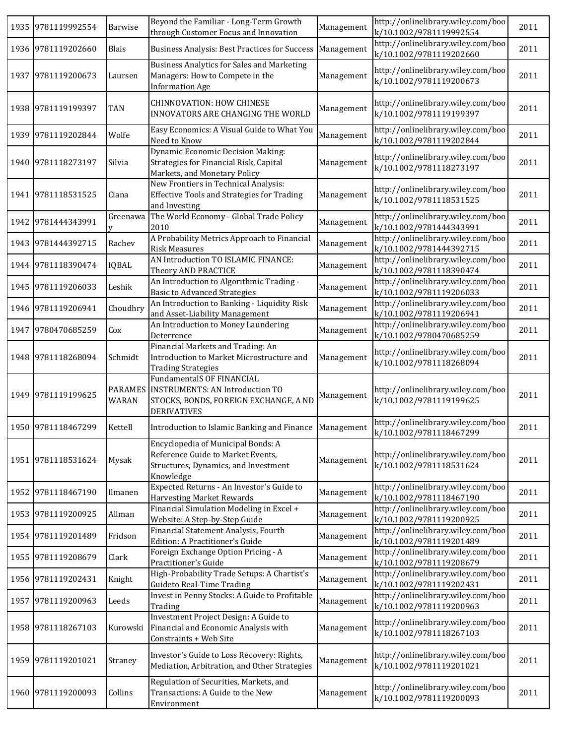| | | | | | | |
|---|---|---|---|---|---|---|
| 1935 | 9781119992554 | Barwise | Beyond the Familiar - Long-Term Growth through Customer Focus and Innovation | Management | http://onlinelibrary.wiley.com/book/10.1002/9781119992554 | 2011 |
| 1936 | 9781119202660 | Blais | Business Analysis: Best Practices for Success | Management | http://onlinelibrary.wiley.com/book/10.1002/9781119202660 | 2011 |
| 1937 | 9781119200673 | Laursen | Business Analytics for Sales and Marketing Managers: How to Compete in the Information Age | Management | http://onlinelibrary.wiley.com/book/10.1002/9781119200673 | 2011 |
| 1938 | 9781119199397 | TAN | CHINNOVATION: HOW CHINESE INNOVATORS ARE CHANGING THE WORLD | Management | http://onlinelibrary.wiley.com/book/10.1002/9781119199397 | 2011 |
| 1939 | 9781119202844 | Wolfe | Easy Economics: A Visual Guide to What You Need to Know | Management | http://onlinelibrary.wiley.com/book/10.1002/9781119202844 | 2011 |
| 1940 | 9781118273197 | Silvia | Dynamic Economic Decision Making: Strategies for Financial Risk, Capital Markets, and Monetary Policy | Management | http://onlinelibrary.wiley.com/book/10.1002/9781118273197 | 2011 |
| 1941 | 9781118531525 | Ciana | New Frontiers in Technical Analysis: Effective Tools and Strategies for Trading and Investing | Management | http://onlinelibrary.wiley.com/book/10.1002/9781118531525 | 2011 |
| 1942 | 9781444343991 | Greenaway | The World Economy - Global Trade Policy 2010 | Management | http://onlinelibrary.wiley.com/book/10.1002/9781444343991 | 2011 |
| 1943 | 9781444392715 | Rachev | A Probability Metrics Approach to Financial Risk Measures | Management | http://onlinelibrary.wiley.com/book/10.1002/9781444392715 | 2011 |
| 1944 | 9781118390474 | IQBAL | AN Introduction TO ISLAMIC FINANCE: Theory AND PRACTICE | Management | http://onlinelibrary.wiley.com/book/10.1002/9781118390474 | 2011 |
| 1945 | 9781119206033 | Leshik | An Introduction to Algorithmic Trading - Basic to Advanced Strategies | Management | http://onlinelibrary.wiley.com/book/10.1002/9781119206033 | 2011 |
| 1946 | 9781119206941 | Choudhry | An Introduction to Banking - Liquidity Risk and Asset-Liability Management | Management | http://onlinelibrary.wiley.com/book/10.1002/9781119206941 | 2011 |
| 1947 | 9780470685259 | Cox | An Introduction to Money Laundering Deterrence | Management | http://onlinelibrary.wiley.com/book/10.1002/9780470685259 | 2011 |
| 1948 | 9781118268094 | Schmidt | Financial Markets and Trading: An Introduction to Market Microstructure and Trading Strategies | Management | http://onlinelibrary.wiley.com/book/10.1002/9781118268094 | 2011 |
| 1949 | 9781119199625 | PARAMESWARAN | FundamentalS OF FINANCIAL INSTRUMENTS: AN Introduction TO STOCKS, BONDS, FOREIGN EXCHANGE, A ND DERIVATIVES | Management | http://onlinelibrary.wiley.com/book/10.1002/9781119199625 | 2011 |
| 1950 | 9781118467299 | Kettell | Introduction to Islamic Banking and Finance | Management | http://onlinelibrary.wiley.com/book/10.1002/9781118467299 | 2011 |
| 1951 | 9781118531624 | Mysak | Encyclopedia of Municipal Bonds: A Reference Guide to Market Events, Structures, Dynamics, and Investment Knowledge | Management | http://onlinelibrary.wiley.com/book/10.1002/9781118531624 | 2011 |
| 1952 | 9781118467190 | Ilmanen | Expected Returns - An Investor's Guide to Harvesting Market Rewards | Management | http://onlinelibrary.wiley.com/book/10.1002/9781118467190 | 2011 |
| 1953 | 9781119200925 | Allman | Financial Simulation Modeling in Excel + Website: A Step-by-Step Guide | Management | http://onlinelibrary.wiley.com/book/10.1002/9781119200925 | 2011 |
| 1954 | 9781119201489 | Fridson | Financial Statement Analysis, Fourth Edition: A Practitioner's Guide | Management | http://onlinelibrary.wiley.com/book/10.1002/9781119201489 | 2011 |
| 1955 | 9781119208679 | Clark | Foreign Exchange Option Pricing - A Practitioner's Guide | Management | http://onlinelibrary.wiley.com/book/10.1002/9781119208679 | 2011 |
| 1956 | 9781119202431 | Knight | High-Probability Trade Setups: A Chartist's Guideto Real-Time Trading | Management | http://onlinelibrary.wiley.com/book/10.1002/9781119202431 | 2011 |
| 1957 | 9781119200963 | Leeds | Invest in Penny Stocks: A Guide to Profitable Trading | Management | http://onlinelibrary.wiley.com/book/10.1002/9781119200963 | 2011 |
| 1958 | 9781118267103 | Kurowski | Investment Project Design: A Guide to Financial and Economic Analysis with Constraints + Web Site | Management | http://onlinelibrary.wiley.com/book/10.1002/9781118267103 | 2011 |
| 1959 | 9781119201021 | Straney | Investor's Guide to Loss Recovery: Rights, Mediation, Arbitration, and Other Strategies | Management | http://onlinelibrary.wiley.com/book/10.1002/9781119201021 | 2011 |
| 1960 | 9781119200093 | Collins | Regulation of Securities, Markets, and Transactions: A Guide to the New Environment | Management | http://onlinelibrary.wiley.com/book/10.1002/9781119200093 | 2011 |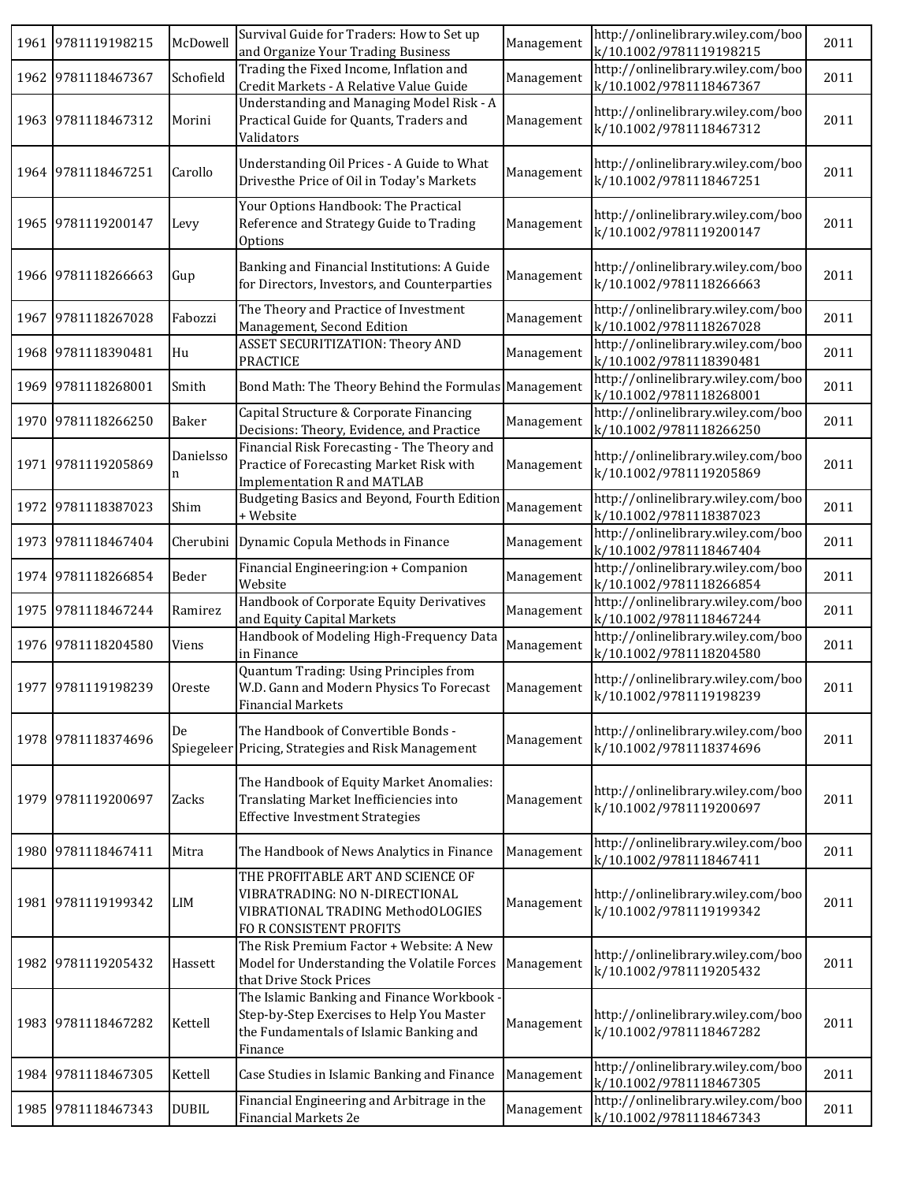| 1961 | 9781119198215 | McDowell | Survival Guide for Traders: How to Set up and Organize Your Trading Business | Management | http://onlinelibrary.wiley.com/book/10.1002/9781119198215 | 2011 |
|---|---|---|---|---|---|---|
| 1962 | 9781118467367 | Schofield | Trading the Fixed Income, Inflation and Credit Markets - A Relative Value Guide | Management | http://onlinelibrary.wiley.com/book/10.1002/9781118467367 | 2011 |
| 1963 | 9781118467312 | Morini | Understanding and Managing Model Risk - A Practical Guide for Quants, Traders and Validators | Management | http://onlinelibrary.wiley.com/book/10.1002/9781118467312 | 2011 |
| 1964 | 9781118467251 | Carollo | Understanding Oil Prices - A Guide to What Drivesthe Price of Oil in Today's Markets | Management | http://onlinelibrary.wiley.com/book/10.1002/9781118467251 | 2011 |
| 1965 | 9781119200147 | Levy | Your Options Handbook: The Practical Reference and Strategy Guide to Trading Options | Management | http://onlinelibrary.wiley.com/book/10.1002/9781119200147 | 2011 |
| 1966 | 9781118266663 | Gup | Banking and Financial Institutions: A Guide for Directors, Investors, and Counterparties | Management | http://onlinelibrary.wiley.com/book/10.1002/9781118266663 | 2011 |
| 1967 | 9781118267028 | Fabozzi | The Theory and Practice of Investment Management, Second Edition | Management | http://onlinelibrary.wiley.com/book/10.1002/9781118267028 | 2011 |
| 1968 | 9781118390481 | Hu | ASSET SECURITIZATION: Theory AND PRACTICE | Management | http://onlinelibrary.wiley.com/book/10.1002/9781118390481 | 2011 |
| 1969 | 9781118268001 | Smith | Bond Math: The Theory Behind the Formulas | Management | http://onlinelibrary.wiley.com/book/10.1002/9781118268001 | 2011 |
| 1970 | 9781118266250 | Baker | Capital Structure & Corporate Financing Decisions: Theory, Evidence, and Practice | Management | http://onlinelibrary.wiley.com/book/10.1002/9781118266250 | 2011 |
| 1971 | 9781119205869 | Danielsson | Financial Risk Forecasting - The Theory and Practice of Forecasting Market Risk with Implementation R and MATLAB | Management | http://onlinelibrary.wiley.com/book/10.1002/9781119205869 | 2011 |
| 1972 | 9781118387023 | Shim | Budgeting Basics and Beyond, Fourth Edition + Website | Management | http://onlinelibrary.wiley.com/book/10.1002/9781118387023 | 2011 |
| 1973 | 9781118467404 | Cherubini | Dynamic Copula Methods in Finance | Management | http://onlinelibrary.wiley.com/book/10.1002/9781118467404 | 2011 |
| 1974 | 9781118266854 | Beder | Financial Engineering:ion + Companion Website | Management | http://onlinelibrary.wiley.com/book/10.1002/9781118266854 | 2011 |
| 1975 | 9781118467244 | Ramirez | Handbook of Corporate Equity Derivatives and Equity Capital Markets | Management | http://onlinelibrary.wiley.com/book/10.1002/9781118467244 | 2011 |
| 1976 | 9781118204580 | Viens | Handbook of Modeling High-Frequency Data in Finance | Management | http://onlinelibrary.wiley.com/book/10.1002/9781118204580 | 2011 |
| 1977 | 9781119198239 | Oreste | Quantum Trading: Using Principles from W.D. Gann and Modern Physics To Forecast Financial Markets | Management | http://onlinelibrary.wiley.com/book/10.1002/9781119198239 | 2011 |
| 1978 | 9781118374696 | De Spiegeleer | The Handbook of Convertible Bonds - Pricing, Strategies and Risk Management | Management | http://onlinelibrary.wiley.com/book/10.1002/9781118374696 | 2011 |
| 1979 | 9781119200697 | Zacks | The Handbook of Equity Market Anomalies: Translating Market Inefficiencies into Effective Investment Strategies | Management | http://onlinelibrary.wiley.com/book/10.1002/9781119200697 | 2011 |
| 1980 | 9781118467411 | Mitra | The Handbook of News Analytics in Finance | Management | http://onlinelibrary.wiley.com/book/10.1002/9781118467411 | 2011 |
| 1981 | 9781119199342 | LIM | THE PROFITABLE ART AND SCIENCE OF VIBRATRADING: NO N-DIRECTIONAL VIBRATIONAL TRADING MethodOLOGIES FO R CONSISTENT PROFITS | Management | http://onlinelibrary.wiley.com/book/10.1002/9781119199342 | 2011 |
| 1982 | 9781119205432 | Hassett | The Risk Premium Factor + Website: A New Model for Understanding the Volatile Forces that Drive Stock Prices | Management | http://onlinelibrary.wiley.com/book/10.1002/9781119205432 | 2011 |
| 1983 | 9781118467282 | Kettell | The Islamic Banking and Finance Workbook - Step-by-Step Exercises to Help You Master the Fundamentals of Islamic Banking and Finance | Management | http://onlinelibrary.wiley.com/book/10.1002/9781118467282 | 2011 |
| 1984 | 9781118467305 | Kettell | Case Studies in Islamic Banking and Finance | Management | http://onlinelibrary.wiley.com/book/10.1002/9781118467305 | 2011 |
| 1985 | 9781118467343 | DUBIL | Financial Engineering and Arbitrage in the Financial Markets 2e | Management | http://onlinelibrary.wiley.com/book/10.1002/9781118467343 | 2011 |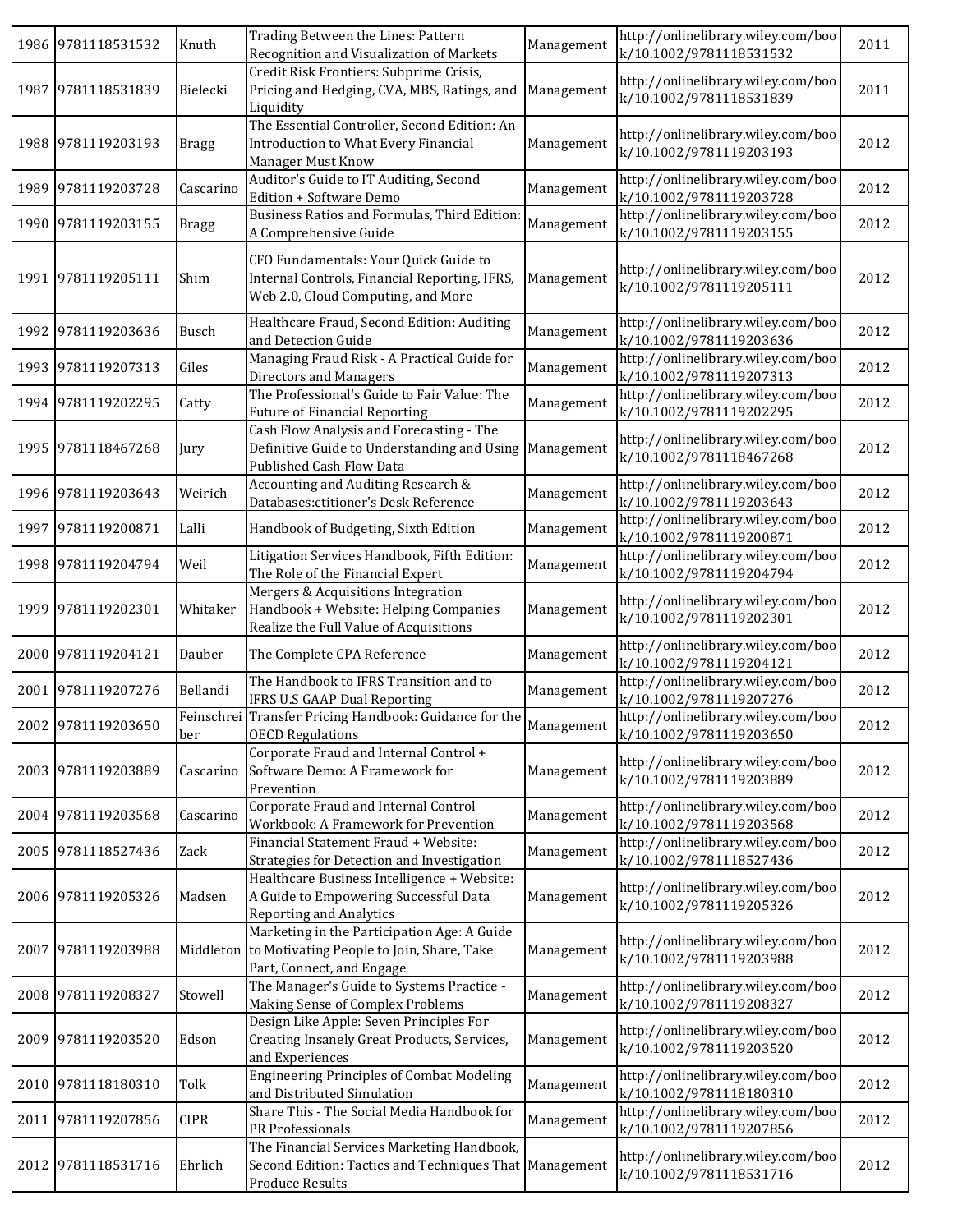| | | | | | | |
|---|---|---|---|---|---|---|
| 1986 | 9781118531532 | Knuth | Trading Between the Lines: Pattern Recognition and Visualization of Markets | Management | http://onlinelibrary.wiley.com/book/10.1002/9781118531532 | 2011 |
| 1987 | 9781118531839 | Bielecki | Credit Risk Frontiers: Subprime Crisis, Pricing and Hedging, CVA, MBS, Ratings, and Liquidity | Management | http://onlinelibrary.wiley.com/book/10.1002/9781118531839 | 2011 |
| 1988 | 9781119203193 | Bragg | The Essential Controller, Second Edition: An Introduction to What Every Financial Manager Must Know | Management | http://onlinelibrary.wiley.com/book/10.1002/9781119203193 | 2012 |
| 1989 | 9781119203728 | Cascarino | Auditor's Guide to IT Auditing, Second Edition + Software Demo | Management | http://onlinelibrary.wiley.com/book/10.1002/9781119203728 | 2012 |
| 1990 | 9781119203155 | Bragg | Business Ratios and Formulas, Third Edition: A Comprehensive Guide | Management | http://onlinelibrary.wiley.com/book/10.1002/9781119203155 | 2012 |
| 1991 | 9781119205111 | Shim | CFO Fundamentals: Your Quick Guide to Internal Controls, Financial Reporting, IFRS, Web 2.0, Cloud Computing, and More | Management | http://onlinelibrary.wiley.com/book/10.1002/9781119205111 | 2012 |
| 1992 | 9781119203636 | Busch | Healthcare Fraud, Second Edition: Auditing and Detection Guide | Management | http://onlinelibrary.wiley.com/book/10.1002/9781119203636 | 2012 |
| 1993 | 9781119207313 | Giles | Managing Fraud Risk - A Practical Guide for Directors and Managers | Management | http://onlinelibrary.wiley.com/book/10.1002/9781119207313 | 2012 |
| 1994 | 9781119202295 | Catty | The Professional's Guide to Fair Value: The Future of Financial Reporting | Management | http://onlinelibrary.wiley.com/book/10.1002/9781119202295 | 2012 |
| 1995 | 9781118467268 | Jury | Cash Flow Analysis and Forecasting - The Definitive Guide to Understanding and Using Published Cash Flow Data | Management | http://onlinelibrary.wiley.com/book/10.1002/9781118467268 | 2012 |
| 1996 | 9781119203643 | Weirich | Accounting and Auditing Research & Databases:ctitioner's Desk Reference | Management | http://onlinelibrary.wiley.com/book/10.1002/9781119203643 | 2012 |
| 1997 | 9781119200871 | Lalli | Handbook of Budgeting, Sixth Edition | Management | http://onlinelibrary.wiley.com/book/10.1002/9781119200871 | 2012 |
| 1998 | 9781119204794 | Weil | Litigation Services Handbook, Fifth Edition: The Role of the Financial Expert | Management | http://onlinelibrary.wiley.com/book/10.1002/9781119204794 | 2012 |
| 1999 | 9781119202301 | Whitaker | Mergers & Acquisitions Integration Handbook + Website: Helping Companies Realize the Full Value of Acquisitions | Management | http://onlinelibrary.wiley.com/book/10.1002/9781119202301 | 2012 |
| 2000 | 9781119204121 | Dauber | The Complete CPA Reference | Management | http://onlinelibrary.wiley.com/book/10.1002/9781119204121 | 2012 |
| 2001 | 9781119207276 | Bellandi | The Handbook to IFRS Transition and to IFRS U.S GAAP Dual Reporting | Management | http://onlinelibrary.wiley.com/book/10.1002/9781119207276 | 2012 |
| 2002 | 9781119203650 | Feinschreiber | Transfer Pricing Handbook: Guidance for the OECD Regulations | Management | http://onlinelibrary.wiley.com/book/10.1002/9781119203650 | 2012 |
| 2003 | 9781119203889 | Cascarino | Corporate Fraud and Internal Control + Software Demo: A Framework for Prevention | Management | http://onlinelibrary.wiley.com/book/10.1002/9781119203889 | 2012 |
| 2004 | 9781119203568 | Cascarino | Corporate Fraud and Internal Control Workbook: A Framework for Prevention | Management | http://onlinelibrary.wiley.com/book/10.1002/9781119203568 | 2012 |
| 2005 | 9781118527436 | Zack | Financial Statement Fraud + Website: Strategies for Detection and Investigation | Management | http://onlinelibrary.wiley.com/book/10.1002/9781118527436 | 2012 |
| 2006 | 9781119205326 | Madsen | Healthcare Business Intelligence + Website: A Guide to Empowering Successful Data Reporting and Analytics | Management | http://onlinelibrary.wiley.com/book/10.1002/9781119205326 | 2012 |
| 2007 | 9781119203988 | Middleton | Marketing in the Participation Age: A Guide to Motivating People to Join, Share, Take Part, Connect, and Engage | Management | http://onlinelibrary.wiley.com/book/10.1002/9781119203988 | 2012 |
| 2008 | 9781119208327 | Stowell | The Manager's Guide to Systems Practice - Making Sense of Complex Problems | Management | http://onlinelibrary.wiley.com/book/10.1002/9781119208327 | 2012 |
| 2009 | 9781119203520 | Edson | Design Like Apple: Seven Principles For Creating Insanely Great Products, Services, and Experiences | Management | http://onlinelibrary.wiley.com/book/10.1002/9781119203520 | 2012 |
| 2010 | 9781118180310 | Tolk | Engineering Principles of Combat Modeling and Distributed Simulation | Management | http://onlinelibrary.wiley.com/book/10.1002/9781118180310 | 2012 |
| 2011 | 9781119207856 | CIPR | Share This - The Social Media Handbook for PR Professionals | Management | http://onlinelibrary.wiley.com/book/10.1002/9781119207856 | 2012 |
| 2012 | 9781118531716 | Ehrlich | The Financial Services Marketing Handbook, Second Edition: Tactics and Techniques That Produce Results | Management | http://onlinelibrary.wiley.com/book/10.1002/9781118531716 | 2012 |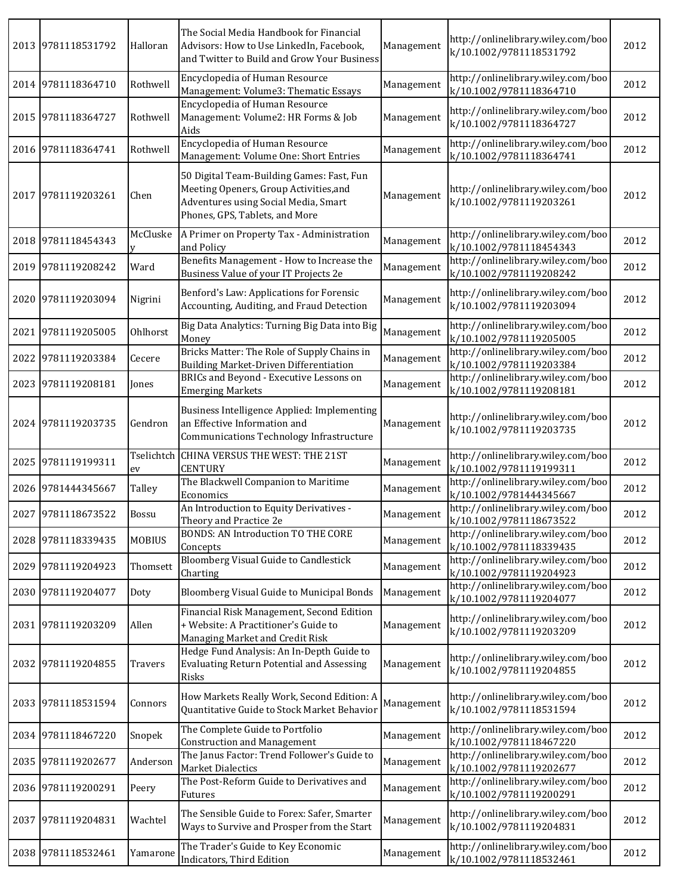| | | | | | | |
|---|---|---|---|---|---|---|
| 2013 | 9781118531792 | Halloran | The Social Media Handbook for Financial Advisors: How to Use LinkedIn, Facebook, and Twitter to Build and Grow Your Business | Management | http://onlinelibrary.wiley.com/book/10.1002/9781118531792 | 2012 |
| 2014 | 9781118364710 | Rothwell | Encyclopedia of Human Resource Management: Volume3: Thematic Essays | Management | http://onlinelibrary.wiley.com/book/10.1002/9781118364710 | 2012 |
| 2015 | 9781118364727 | Rothwell | Encyclopedia of Human Resource Management: Volume2: HR Forms & Job Aids | Management | http://onlinelibrary.wiley.com/book/10.1002/9781118364727 | 2012 |
| 2016 | 9781118364741 | Rothwell | Encyclopedia of Human Resource Management: Volume One: Short Entries | Management | http://onlinelibrary.wiley.com/book/10.1002/9781118364741 | 2012 |
| 2017 | 9781119203261 | Chen | 50 Digital Team-Building Games: Fast, Fun Meeting Openers, Group Activities,and Adventures using Social Media, Smart Phones, GPS, Tablets, and More | Management | http://onlinelibrary.wiley.com/book/10.1002/9781119203261 | 2012 |
| 2018 | 9781118454343 | McCluskey | A Primer on Property Tax - Administration and Policy | Management | http://onlinelibrary.wiley.com/book/10.1002/9781118454343 | 2012 |
| 2019 | 9781119208242 | Ward | Benefits Management - How to Increase the Business Value of your IT Projects 2e | Management | http://onlinelibrary.wiley.com/book/10.1002/9781119208242 | 2012 |
| 2020 | 9781119203094 | Nigrini | Benford's Law: Applications for Forensic Accounting, Auditing, and Fraud Detection | Management | http://onlinelibrary.wiley.com/book/10.1002/9781119203094 | 2012 |
| 2021 | 9781119205005 | Ohlhorst | Big Data Analytics: Turning Big Data into Big Money | Management | http://onlinelibrary.wiley.com/book/10.1002/9781119205005 | 2012 |
| 2022 | 9781119203384 | Cecere | Bricks Matter: The Role of Supply Chains in Building Market-Driven Differentiation | Management | http://onlinelibrary.wiley.com/book/10.1002/9781119203384 | 2012 |
| 2023 | 9781119208181 | Jones | BRICs and Beyond - Executive Lessons on Emerging Markets | Management | http://onlinelibrary.wiley.com/book/10.1002/9781119208181 | 2012 |
| 2024 | 9781119203735 | Gendron | Business Intelligence Applied: Implementing an Effective Information and Communications Technology Infrastructure | Management | http://onlinelibrary.wiley.com/book/10.1002/9781119203735 | 2012 |
| 2025 | 9781119199311 | Tselichtchev | CHINA VERSUS THE WEST: THE 21ST CENTURY | Management | http://onlinelibrary.wiley.com/book/10.1002/9781119199311 | 2012 |
| 2026 | 9781444345667 | Talley | The Blackwell Companion to Maritime Economics | Management | http://onlinelibrary.wiley.com/book/10.1002/9781444345667 | 2012 |
| 2027 | 9781118673522 | Bossu | An Introduction to Equity Derivatives - Theory and Practice 2e | Management | http://onlinelibrary.wiley.com/book/10.1002/9781118673522 | 2012 |
| 2028 | 9781118339435 | MOBIUS | BONDS: AN Introduction TO THE CORE Concepts | Management | http://onlinelibrary.wiley.com/book/10.1002/9781118339435 | 2012 |
| 2029 | 9781119204923 | Thomsett | Bloomberg Visual Guide to Candlestick Charting | Management | http://onlinelibrary.wiley.com/book/10.1002/9781119204923 | 2012 |
| 2030 | 9781119204077 | Doty | Bloomberg Visual Guide to Municipal Bonds | Management | http://onlinelibrary.wiley.com/book/10.1002/9781119204077 | 2012 |
| 2031 | 9781119203209 | Allen | Financial Risk Management, Second Edition + Website: A Practitioner's Guide to Managing Market and Credit Risk | Management | http://onlinelibrary.wiley.com/book/10.1002/9781119203209 | 2012 |
| 2032 | 9781119204855 | Travers | Hedge Fund Analysis: An In-Depth Guide to Evaluating Return Potential and Assessing Risks | Management | http://onlinelibrary.wiley.com/book/10.1002/9781119204855 | 2012 |
| 2033 | 9781118531594 | Connors | How Markets Really Work, Second Edition: A Quantitative Guide to Stock Market Behavior | Management | http://onlinelibrary.wiley.com/book/10.1002/9781118531594 | 2012 |
| 2034 | 9781118467220 | Snopek | The Complete Guide to Portfolio Construction and Management | Management | http://onlinelibrary.wiley.com/book/10.1002/9781118467220 | 2012 |
| 2035 | 9781119202677 | Anderson | The Janus Factor: Trend Follower's Guide to Market Dialectics | Management | http://onlinelibrary.wiley.com/book/10.1002/9781119202677 | 2012 |
| 2036 | 9781119200291 | Peery | The Post-Reform Guide to Derivatives and Futures | Management | http://onlinelibrary.wiley.com/book/10.1002/9781119200291 | 2012 |
| 2037 | 9781119204831 | Wachtel | The Sensible Guide to Forex: Safer, Smarter Ways to Survive and Prosper from the Start | Management | http://onlinelibrary.wiley.com/book/10.1002/9781119204831 | 2012 |
| 2038 | 9781118532461 | Yamarone | The Trader's Guide to Key Economic Indicators, Third Edition | Management | http://onlinelibrary.wiley.com/book/10.1002/9781118532461 | 2012 |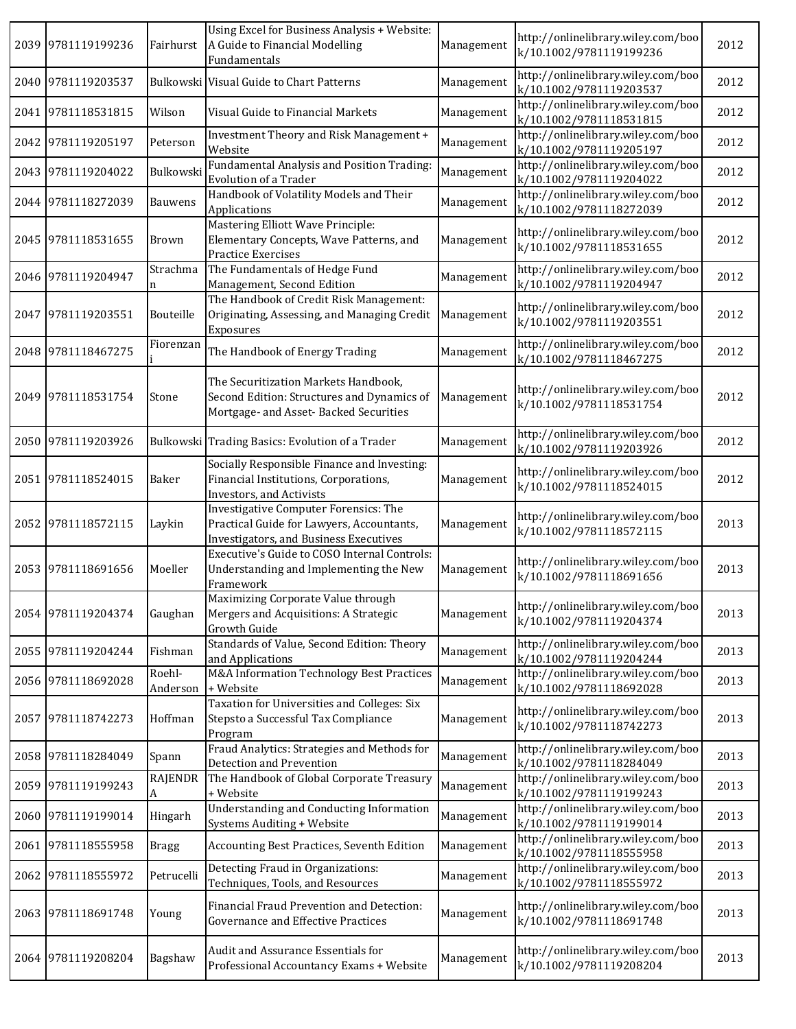| 2039 | 9781119199236 | Fairhurst | Using Excel for Business Analysis + Website: A Guide to Financial Modelling Fundamentals | Management | http://onlinelibrary.wiley.com/book/10.1002/9781119199236 | 2012 |
|---|---|---|---|---|---|---|
| 2040 | 9781119203537 | Bulkowski | Visual Guide to Chart Patterns | Management | http://onlinelibrary.wiley.com/book/10.1002/9781119203537 | 2012 |
| 2041 | 9781118531815 | Wilson | Visual Guide to Financial Markets | Management | http://onlinelibrary.wiley.com/book/10.1002/9781118531815 | 2012 |
| 2042 | 9781119205197 | Peterson | Investment Theory and Risk Management + Website | Management | http://onlinelibrary.wiley.com/book/10.1002/9781119205197 | 2012 |
| 2043 | 9781119204022 | Bulkowski | Fundamental Analysis and Position Trading: Evolution of a Trader | Management | http://onlinelibrary.wiley.com/book/10.1002/9781119204022 | 2012 |
| 2044 | 9781118272039 | Bauwens | Handbook of Volatility Models and Their Applications | Management | http://onlinelibrary.wiley.com/book/10.1002/9781118272039 | 2012 |
| 2045 | 9781118531655 | Brown | Mastering Elliott Wave Principle: Elementary Concepts, Wave Patterns, and Practice Exercises | Management | http://onlinelibrary.wiley.com/book/10.1002/9781118531655 | 2012 |
| 2046 | 9781119204947 | Strachman | The Fundamentals of Hedge Fund Management, Second Edition | Management | http://onlinelibrary.wiley.com/book/10.1002/9781119204947 | 2012 |
| 2047 | 9781119203551 | Bouteille | The Handbook of Credit Risk Management: Originating, Assessing, and Managing Credit Exposures | Management | http://onlinelibrary.wiley.com/book/10.1002/9781119203551 | 2012 |
| 2048 | 9781118467275 | Fiorenzani | The Handbook of Energy Trading | Management | http://onlinelibrary.wiley.com/book/10.1002/9781118467275 | 2012 |
| 2049 | 9781118531754 | Stone | The Securitization Markets Handbook, Second Edition: Structures and Dynamics of Mortgage- and Asset- Backed Securities | Management | http://onlinelibrary.wiley.com/book/10.1002/9781118531754 | 2012 |
| 2050 | 9781119203926 | Bulkowski | Trading Basics: Evolution of a Trader | Management | http://onlinelibrary.wiley.com/book/10.1002/9781119203926 | 2012 |
| 2051 | 9781118524015 | Baker | Socially Responsible Finance and Investing: Financial Institutions, Corporations, Investors, and Activists | Management | http://onlinelibrary.wiley.com/book/10.1002/9781118524015 | 2012 |
| 2052 | 9781118572115 | Laykin | Investigative Computer Forensics: The Practical Guide for Lawyers, Accountants, Investigators, and Business Executives | Management | http://onlinelibrary.wiley.com/book/10.1002/9781118572115 | 2013 |
| 2053 | 9781118691656 | Moeller | Executive's Guide to COSO Internal Controls: Understanding and Implementing the New Framework | Management | http://onlinelibrary.wiley.com/book/10.1002/9781118691656 | 2013 |
| 2054 | 9781119204374 | Gaughan | Maximizing Corporate Value through Mergers and Acquisitions: A Strategic Growth Guide | Management | http://onlinelibrary.wiley.com/book/10.1002/9781119204374 | 2013 |
| 2055 | 9781119204244 | Fishman | Standards of Value, Second Edition: Theory and Applications | Management | http://onlinelibrary.wiley.com/book/10.1002/9781119204244 | 2013 |
| 2056 | 9781118692028 | Roehl-Anderson | M&A Information Technology Best Practices + Website | Management | http://onlinelibrary.wiley.com/book/10.1002/9781118692028 | 2013 |
| 2057 | 9781118742273 | Hoffman | Taxation for Universities and Colleges: Six Stepsto a Successful Tax Compliance Program | Management | http://onlinelibrary.wiley.com/book/10.1002/9781118742273 | 2013 |
| 2058 | 9781118284049 | Spann | Fraud Analytics: Strategies and Methods for Detection and Prevention | Management | http://onlinelibrary.wiley.com/book/10.1002/9781118284049 | 2013 |
| 2059 | 9781119199243 | RAJENDRA | The Handbook of Global Corporate Treasury + Website | Management | http://onlinelibrary.wiley.com/book/10.1002/9781119199243 | 2013 |
| 2060 | 9781119199014 | Hingarh | Understanding and Conducting Information Systems Auditing + Website | Management | http://onlinelibrary.wiley.com/book/10.1002/9781119199014 | 2013 |
| 2061 | 9781118555958 | Bragg | Accounting Best Practices, Seventh Edition | Management | http://onlinelibrary.wiley.com/book/10.1002/9781118555958 | 2013 |
| 2062 | 9781118555972 | Petrucelli | Detecting Fraud in Organizations: Techniques, Tools, and Resources | Management | http://onlinelibrary.wiley.com/book/10.1002/9781118555972 | 2013 |
| 2063 | 9781118691748 | Young | Financial Fraud Prevention and Detection: Governance and Effective Practices | Management | http://onlinelibrary.wiley.com/book/10.1002/9781118691748 | 2013 |
| 2064 | 9781119208204 | Bagshaw | Audit and Assurance Essentials for Professional Accountancy Exams + Website | Management | http://onlinelibrary.wiley.com/book/10.1002/9781119208204 | 2013 |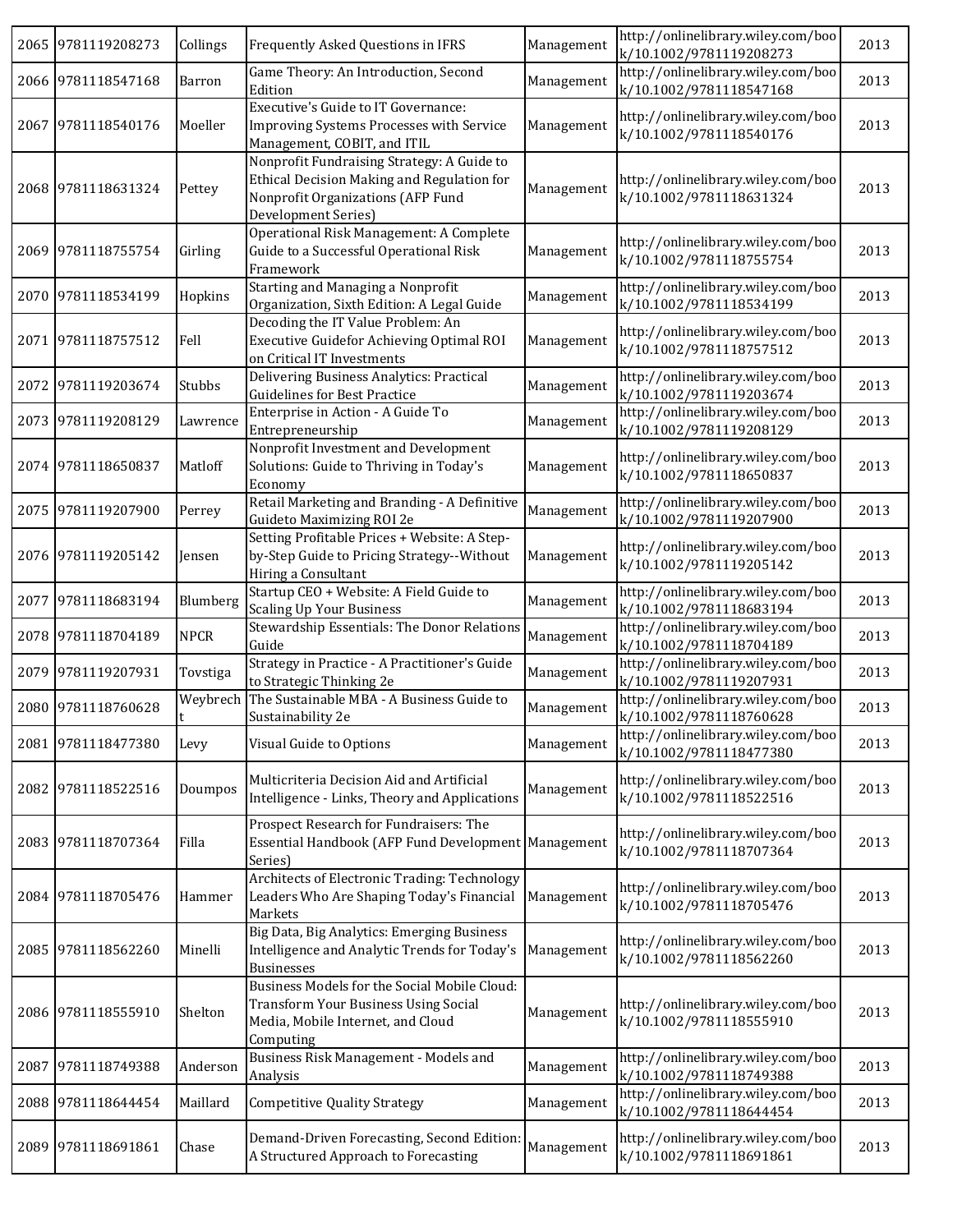| 2065 | 9781119208273 | Collings | Frequently Asked Questions in IFRS | Management | http://onlinelibrary.wiley.com/book/10.1002/9781119208273 | 2013 |
|---|---|---|---|---|---|---|
| 2066 | 9781118547168 | Barron | Game Theory: An Introduction, Second Edition | Management | http://onlinelibrary.wiley.com/book/10.1002/9781118547168 | 2013 |
| 2067 | 9781118540176 | Moeller | Executive's Guide to IT Governance: Improving Systems Processes with Service Management, COBIT, and ITIL | Management | http://onlinelibrary.wiley.com/book/10.1002/9781118540176 | 2013 |
| 2068 | 9781118631324 | Pettey | Nonprofit Fundraising Strategy: A Guide to Ethical Decision Making and Regulation for Nonprofit Organizations (AFP Fund Development Series) | Management | http://onlinelibrary.wiley.com/book/10.1002/9781118631324 | 2013 |
| 2069 | 9781118755754 | Girling | Operational Risk Management: A Complete Guide to a Successful Operational Risk Framework | Management | http://onlinelibrary.wiley.com/book/10.1002/9781118755754 | 2013 |
| 2070 | 9781118534199 | Hopkins | Starting and Managing a Nonprofit Organization, Sixth Edition: A Legal Guide | Management | http://onlinelibrary.wiley.com/book/10.1002/9781118534199 | 2013 |
| 2071 | 9781118757512 | Fell | Decoding the IT Value Problem: An Executive Guidefor Achieving Optimal ROI on Critical IT Investments | Management | http://onlinelibrary.wiley.com/book/10.1002/9781118757512 | 2013 |
| 2072 | 9781119203674 | Stubbs | Delivering Business Analytics: Practical Guidelines for Best Practice | Management | http://onlinelibrary.wiley.com/book/10.1002/9781119203674 | 2013 |
| 2073 | 9781119208129 | Lawrence | Enterprise in Action - A Guide To Entrepreneurship | Management | http://onlinelibrary.wiley.com/book/10.1002/9781119208129 | 2013 |
| 2074 | 9781118650837 | Matloff | Nonprofit Investment and Development Solutions: Guide to Thriving in Today's Economy | Management | http://onlinelibrary.wiley.com/book/10.1002/9781118650837 | 2013 |
| 2075 | 9781119207900 | Perrey | Retail Marketing and Branding - A Definitive Guideto Maximizing ROI 2e | Management | http://onlinelibrary.wiley.com/book/10.1002/9781119207900 | 2013 |
| 2076 | 9781119205142 | Jensen | Setting Profitable Prices + Website: A Step-by-Step Guide to Pricing Strategy--Without Hiring a Consultant | Management | http://onlinelibrary.wiley.com/book/10.1002/9781119205142 | 2013 |
| 2077 | 9781118683194 | Blumberg | Startup CEO + Website: A Field Guide to Scaling Up Your Business | Management | http://onlinelibrary.wiley.com/book/10.1002/9781118683194 | 2013 |
| 2078 | 9781118704189 | NPCR | Stewardship Essentials: The Donor Relations Guide | Management | http://onlinelibrary.wiley.com/book/10.1002/9781118704189 | 2013 |
| 2079 | 9781119207931 | Tovstiga | Strategy in Practice - A Practitioner's Guide to Strategic Thinking 2e | Management | http://onlinelibrary.wiley.com/book/10.1002/9781119207931 | 2013 |
| 2080 | 9781118760628 | Weybrecht | The Sustainable MBA - A Business Guide to Sustainability 2e | Management | http://onlinelibrary.wiley.com/book/10.1002/9781118760628 | 2013 |
| 2081 | 9781118477380 | Levy | Visual Guide to Options | Management | http://onlinelibrary.wiley.com/book/10.1002/9781118477380 | 2013 |
| 2082 | 9781118522516 | Doumpos | Multicriteria Decision Aid and Artificial Intelligence - Links, Theory and Applications | Management | http://onlinelibrary.wiley.com/book/10.1002/9781118522516 | 2013 |
| 2083 | 9781118707364 | Filla | Prospect Research for Fundraisers: The Essential Handbook (AFP Fund Development Series) | Management | http://onlinelibrary.wiley.com/book/10.1002/9781118707364 | 2013 |
| 2084 | 9781118705476 | Hammer | Architects of Electronic Trading: Technology Leaders Who Are Shaping Today's Financial Markets | Management | http://onlinelibrary.wiley.com/book/10.1002/9781118705476 | 2013 |
| 2085 | 9781118562260 | Minelli | Big Data, Big Analytics: Emerging Business Intelligence and Analytic Trends for Today's Businesses | Management | http://onlinelibrary.wiley.com/book/10.1002/9781118562260 | 2013 |
| 2086 | 9781118555910 | Shelton | Business Models for the Social Mobile Cloud: Transform Your Business Using Social Media, Mobile Internet, and Cloud Computing | Management | http://onlinelibrary.wiley.com/book/10.1002/9781118555910 | 2013 |
| 2087 | 9781118749388 | Anderson | Business Risk Management - Models and Analysis | Management | http://onlinelibrary.wiley.com/book/10.1002/9781118749388 | 2013 |
| 2088 | 9781118644454 | Maillard | Competitive Quality Strategy | Management | http://onlinelibrary.wiley.com/book/10.1002/9781118644454 | 2013 |
| 2089 | 9781118691861 | Chase | Demand-Driven Forecasting, Second Edition: A Structured Approach to Forecasting | Management | http://onlinelibrary.wiley.com/book/10.1002/9781118691861 | 2013 |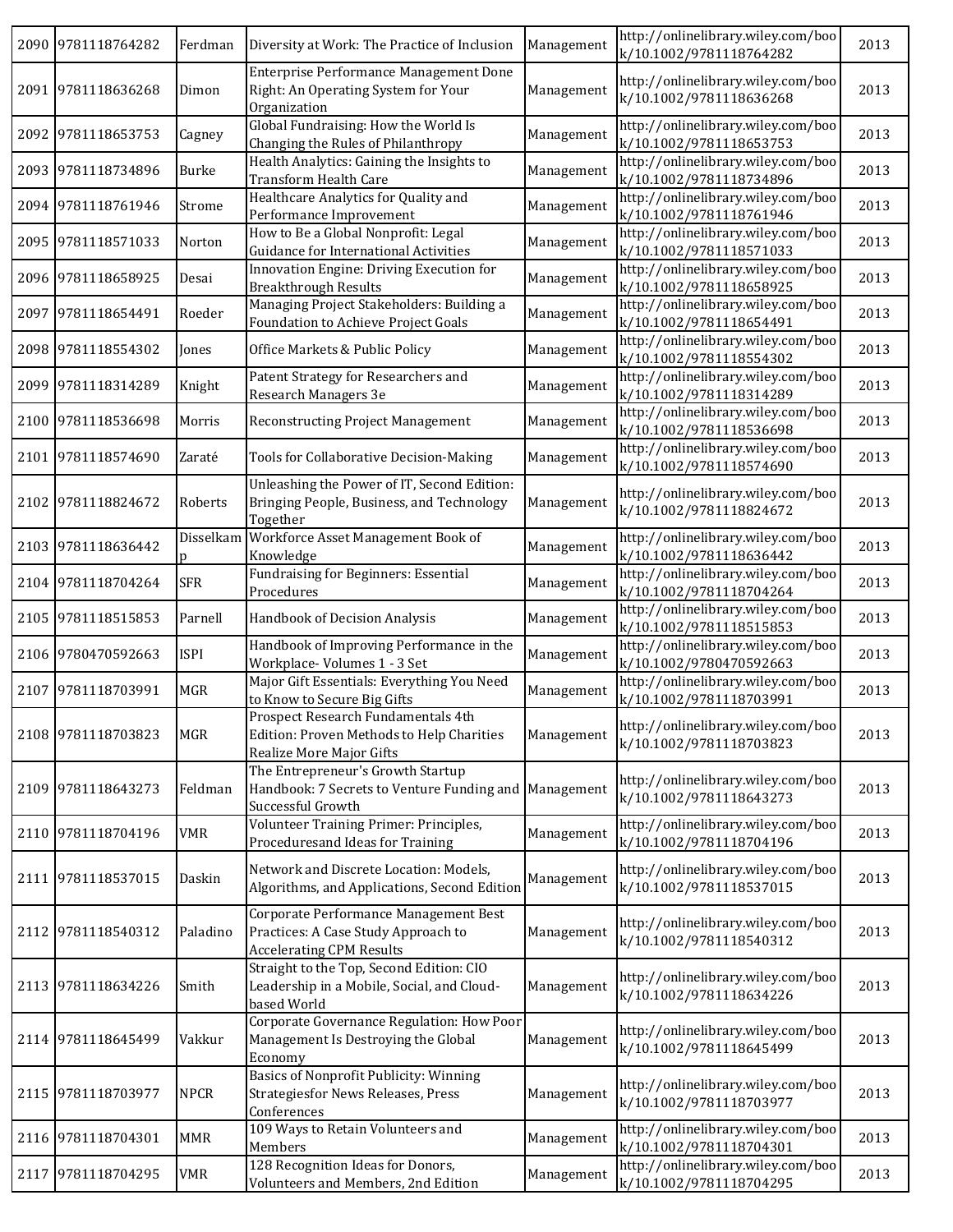| 2090 | 9781118764282 | Ferdman | Diversity at Work: The Practice of Inclusion | Management | http://onlinelibrary.wiley.com/book/10.1002/9781118764282 | 2013 |
|---|---|---|---|---|---|---|
| 2091 | 9781118636268 | Dimon | Enterprise Performance Management Done Right: An Operating System for Your Organization | Management | http://onlinelibrary.wiley.com/book/10.1002/9781118636268 | 2013 |
| 2092 | 9781118653753 | Cagney | Global Fundraising: How the World Is Changing the Rules of Philanthropy | Management | http://onlinelibrary.wiley.com/book/10.1002/9781118653753 | 2013 |
| 2093 | 9781118734896 | Burke | Health Analytics: Gaining the Insights to Transform Health Care | Management | http://onlinelibrary.wiley.com/book/10.1002/9781118734896 | 2013 |
| 2094 | 9781118761946 | Strome | Healthcare Analytics for Quality and Performance Improvement | Management | http://onlinelibrary.wiley.com/book/10.1002/9781118761946 | 2013 |
| 2095 | 9781118571033 | Norton | How to Be a Global Nonprofit: Legal Guidance for International Activities | Management | http://onlinelibrary.wiley.com/book/10.1002/9781118571033 | 2013 |
| 2096 | 9781118658925 | Desai | Innovation Engine: Driving Execution for Breakthrough Results | Management | http://onlinelibrary.wiley.com/book/10.1002/9781118658925 | 2013 |
| 2097 | 9781118654491 | Roeder | Managing Project Stakeholders: Building a Foundation to Achieve Project Goals | Management | http://onlinelibrary.wiley.com/book/10.1002/9781118654491 | 2013 |
| 2098 | 9781118554302 | Jones | Office Markets & Public Policy | Management | http://onlinelibrary.wiley.com/book/10.1002/9781118554302 | 2013 |
| 2099 | 9781118314289 | Knight | Patent Strategy for Researchers and Research Managers 3e | Management | http://onlinelibrary.wiley.com/book/10.1002/9781118314289 | 2013 |
| 2100 | 9781118536698 | Morris | Reconstructing Project Management | Management | http://onlinelibrary.wiley.com/book/10.1002/9781118536698 | 2013 |
| 2101 | 9781118574690 | Zaraté | Tools for Collaborative Decision-Making | Management | http://onlinelibrary.wiley.com/book/10.1002/9781118574690 | 2013 |
| 2102 | 9781118824672 | Roberts | Unleashing the Power of IT, Second Edition: Bringing People, Business, and Technology Together | Management | http://onlinelibrary.wiley.com/book/10.1002/9781118824672 | 2013 |
| 2103 | 9781118636442 | Disselkamp | Workforce Asset Management Book of Knowledge | Management | http://onlinelibrary.wiley.com/book/10.1002/9781118636442 | 2013 |
| 2104 | 9781118704264 | SFR | Fundraising for Beginners: Essential Procedures | Management | http://onlinelibrary.wiley.com/book/10.1002/9781118704264 | 2013 |
| 2105 | 9781118515853 | Parnell | Handbook of Decision Analysis | Management | http://onlinelibrary.wiley.com/book/10.1002/9781118515853 | 2013 |
| 2106 | 9780470592663 | ISPI | Handbook of Improving Performance in the Workplace- Volumes 1 - 3 Set | Management | http://onlinelibrary.wiley.com/book/10.1002/9780470592663 | 2013 |
| 2107 | 9781118703991 | MGR | Major Gift Essentials: Everything You Need to Know to Secure Big Gifts | Management | http://onlinelibrary.wiley.com/book/10.1002/9781118703991 | 2013 |
| 2108 | 9781118703823 | MGR | Prospect Research Fundamentals 4th Edition: Proven Methods to Help Charities Realize More Major Gifts | Management | http://onlinelibrary.wiley.com/book/10.1002/9781118703823 | 2013 |
| 2109 | 9781118643273 | Feldman | The Entrepreneur's Growth Startup Handbook: 7 Secrets to Venture Funding and Successful Growth | Management | http://onlinelibrary.wiley.com/book/10.1002/9781118643273 | 2013 |
| 2110 | 9781118704196 | VMR | Volunteer Training Primer: Principles, Proceduresand Ideas for Training | Management | http://onlinelibrary.wiley.com/book/10.1002/9781118704196 | 2013 |
| 2111 | 9781118537015 | Daskin | Network and Discrete Location: Models, Algorithms, and Applications, Second Edition | Management | http://onlinelibrary.wiley.com/book/10.1002/9781118537015 | 2013 |
| 2112 | 9781118540312 | Paladino | Corporate Performance Management Best Practices: A Case Study Approach to Accelerating CPM Results | Management | http://onlinelibrary.wiley.com/book/10.1002/9781118540312 | 2013 |
| 2113 | 9781118634226 | Smith | Straight to the Top, Second Edition: CIO Leadership in a Mobile, Social, and Cloud-based World | Management | http://onlinelibrary.wiley.com/book/10.1002/9781118634226 | 2013 |
| 2114 | 9781118645499 | Vakkur | Corporate Governance Regulation: How Poor Management Is Destroying the Global Economy | Management | http://onlinelibrary.wiley.com/book/10.1002/9781118645499 | 2013 |
| 2115 | 9781118703977 | NPCR | Basics of Nonprofit Publicity: Winning Strategiesfor News Releases, Press Conferences | Management | http://onlinelibrary.wiley.com/book/10.1002/9781118703977 | 2013 |
| 2116 | 9781118704301 | MMR | 109 Ways to Retain Volunteers and Members | Management | http://onlinelibrary.wiley.com/book/10.1002/9781118704301 | 2013 |
| 2117 | 9781118704295 | VMR | 128 Recognition Ideas for Donors, Volunteers and Members, 2nd Edition | Management | http://onlinelibrary.wiley.com/book/10.1002/9781118704295 | 2013 |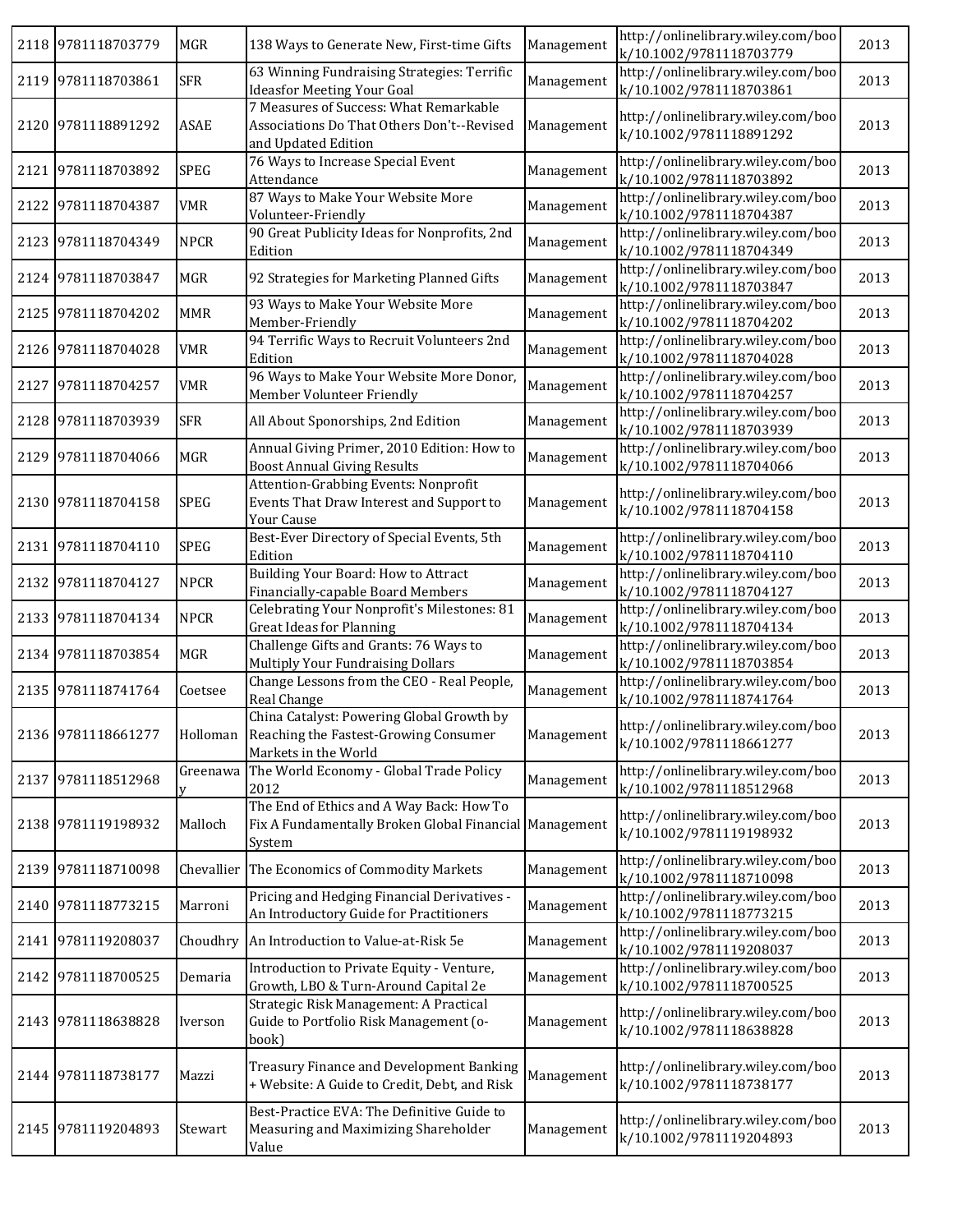| 2118 | 9781118703779 | MGR | 138 Ways to Generate New, First-time Gifts | Management | http://onlinelibrary.wiley.com/book/10.1002/9781118703779 | 2013 |
|---|---|---|---|---|---|---|
| 2119 | 9781118703861 | SFR | 63 Winning Fundraising Strategies: Terrific Ideasfor Meeting Your Goal | Management | http://onlinelibrary.wiley.com/book/10.1002/9781118703861 | 2013 |
| 2120 | 9781118891292 | ASAE | 7 Measures of Success: What Remarkable Associations Do That Others Don't--Revised and Updated Edition | Management | http://onlinelibrary.wiley.com/book/10.1002/9781118891292 | 2013 |
| 2121 | 9781118703892 | SPEG | 76 Ways to Increase Special Event Attendance | Management | http://onlinelibrary.wiley.com/book/10.1002/9781118703892 | 2013 |
| 2122 | 9781118704387 | VMR | 87 Ways to Make Your Website More Volunteer-Friendly | Management | http://onlinelibrary.wiley.com/book/10.1002/9781118704387 | 2013 |
| 2123 | 9781118704349 | NPCR | 90 Great Publicity Ideas for Nonprofits, 2nd Edition | Management | http://onlinelibrary.wiley.com/book/10.1002/9781118704349 | 2013 |
| 2124 | 9781118703847 | MGR | 92 Strategies for Marketing Planned Gifts | Management | http://onlinelibrary.wiley.com/book/10.1002/9781118703847 | 2013 |
| 2125 | 9781118704202 | MMR | 93 Ways to Make Your Website More Member-Friendly | Management | http://onlinelibrary.wiley.com/book/10.1002/9781118704202 | 2013 |
| 2126 | 9781118704028 | VMR | 94 Terrific Ways to Recruit Volunteers 2nd Edition | Management | http://onlinelibrary.wiley.com/book/10.1002/9781118704028 | 2013 |
| 2127 | 9781118704257 | VMR | 96 Ways to Make Your Website More Donor, Member Volunteer Friendly | Management | http://onlinelibrary.wiley.com/book/10.1002/9781118704257 | 2013 |
| 2128 | 9781118703939 | SFR | All About Sponorships, 2nd Edition | Management | http://onlinelibrary.wiley.com/book/10.1002/9781118703939 | 2013 |
| 2129 | 9781118704066 | MGR | Annual Giving Primer, 2010 Edition: How to Boost Annual Giving Results | Management | http://onlinelibrary.wiley.com/book/10.1002/9781118704066 | 2013 |
| 2130 | 9781118704158 | SPEG | Attention-Grabbing Events: Nonprofit Events That Draw Interest and Support to Your Cause | Management | http://onlinelibrary.wiley.com/book/10.1002/9781118704158 | 2013 |
| 2131 | 9781118704110 | SPEG | Best-Ever Directory of Special Events, 5th Edition | Management | http://onlinelibrary.wiley.com/book/10.1002/9781118704110 | 2013 |
| 2132 | 9781118704127 | NPCR | Building Your Board: How to Attract Financially-capable Board Members | Management | http://onlinelibrary.wiley.com/book/10.1002/9781118704127 | 2013 |
| 2133 | 9781118704134 | NPCR | Celebrating Your Nonprofit's Milestones: 81 Great Ideas for Planning | Management | http://onlinelibrary.wiley.com/book/10.1002/9781118704134 | 2013 |
| 2134 | 9781118703854 | MGR | Challenge Gifts and Grants: 76 Ways to Multiply Your Fundraising Dollars | Management | http://onlinelibrary.wiley.com/book/10.1002/9781118703854 | 2013 |
| 2135 | 9781118741764 | Coetsee | Change Lessons from the CEO - Real People, Real Change | Management | http://onlinelibrary.wiley.com/book/10.1002/9781118741764 | 2013 |
| 2136 | 9781118661277 | Holloman | China Catalyst: Powering Global Growth by Reaching the Fastest-Growing Consumer Markets in the World | Management | http://onlinelibrary.wiley.com/book/10.1002/9781118661277 | 2013 |
| 2137 | 9781118512968 | Greenaway | The World Economy - Global Trade Policy 2012 | Management | http://onlinelibrary.wiley.com/book/10.1002/9781118512968 | 2013 |
| 2138 | 9781119198932 | Malloch | The End of Ethics and A Way Back: How To Fix A Fundamentally Broken Global Financial System | Management | http://onlinelibrary.wiley.com/book/10.1002/9781119198932 | 2013 |
| 2139 | 9781118710098 | Chevallier | The Economics of Commodity Markets | Management | http://onlinelibrary.wiley.com/book/10.1002/9781118710098 | 2013 |
| 2140 | 9781118773215 | Marroni | Pricing and Hedging Financial Derivatives - An Introductory Guide for Practitioners | Management | http://onlinelibrary.wiley.com/book/10.1002/9781118773215 | 2013 |
| 2141 | 9781119208037 | Choudhry | An Introduction to Value-at-Risk 5e | Management | http://onlinelibrary.wiley.com/book/10.1002/9781119208037 | 2013 |
| 2142 | 9781118700525 | Demaria | Introduction to Private Equity - Venture, Growth, LBO & Turn-Around Capital 2e | Management | http://onlinelibrary.wiley.com/book/10.1002/9781118700525 | 2013 |
| 2143 | 9781118638828 | Iverson | Strategic Risk Management: A Practical Guide to Portfolio Risk Management (o-book) | Management | http://onlinelibrary.wiley.com/book/10.1002/9781118638828 | 2013 |
| 2144 | 9781118738177 | Mazzi | Treasury Finance and Development Banking + Website: A Guide to Credit, Debt, and Risk | Management | http://onlinelibrary.wiley.com/book/10.1002/9781118738177 | 2013 |
| 2145 | 9781119204893 | Stewart | Best-Practice EVA: The Definitive Guide to Measuring and Maximizing Shareholder Value | Management | http://onlinelibrary.wiley.com/book/10.1002/9781119204893 | 2013 |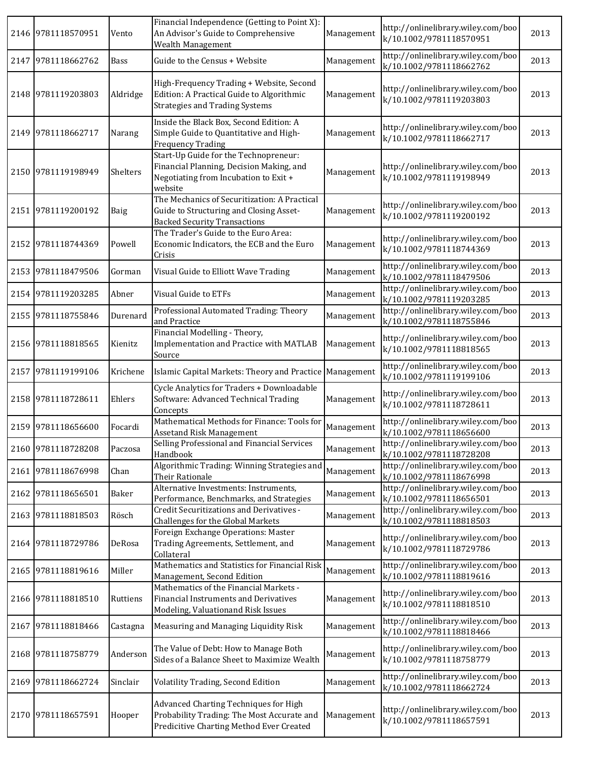| 2146 | 9781118570951 | Vento | Financial Independence (Getting to Point X): An Advisor's Guide to Comprehensive Wealth Management | Management | http://onlinelibrary.wiley.com/book/10.1002/9781118570951 | 2013 |
|---|---|---|---|---|---|---|
| 2147 | 9781118662762 | Bass | Guide to the Census + Website | Management | http://onlinelibrary.wiley.com/book/10.1002/9781118662762 | 2013 |
| 2148 | 9781119203803 | Aldridge | High-Frequency Trading + Website, Second Edition: A Practical Guide to Algorithmic Strategies and Trading Systems | Management | http://onlinelibrary.wiley.com/book/10.1002/9781119203803 | 2013 |
| 2149 | 9781118662717 | Narang | Inside the Black Box, Second Edition: A Simple Guide to Quantitative and High-Frequency Trading | Management | http://onlinelibrary.wiley.com/book/10.1002/9781118662717 | 2013 |
| 2150 | 9781119198949 | Shelters | Start-Up Guide for the Technopreneur: Financial Planning, Decision Making, and Negotiating from Incubation to Exit + website | Management | http://onlinelibrary.wiley.com/book/10.1002/9781119198949 | 2013 |
| 2151 | 9781119200192 | Baig | The Mechanics of Securitization: A Practical Guide to Structuring and Closing Asset-Backed Security Transactions | Management | http://onlinelibrary.wiley.com/book/10.1002/9781119200192 | 2013 |
| 2152 | 9781118744369 | Powell | The Trader's Guide to the Euro Area: Economic Indicators, the ECB and the Euro Crisis | Management | http://onlinelibrary.wiley.com/book/10.1002/9781118744369 | 2013 |
| 2153 | 9781118479506 | Gorman | Visual Guide to Elliott Wave Trading | Management | http://onlinelibrary.wiley.com/book/10.1002/9781118479506 | 2013 |
| 2154 | 9781119203285 | Abner | Visual Guide to ETFs | Management | http://onlinelibrary.wiley.com/book/10.1002/9781119203285 | 2013 |
| 2155 | 9781118755846 | Durenard | Professional Automated Trading: Theory and Practice | Management | http://onlinelibrary.wiley.com/book/10.1002/9781118755846 | 2013 |
| 2156 | 9781118818565 | Kienitz | Financial Modelling - Theory, Implementation and Practice with MATLAB Source | Management | http://onlinelibrary.wiley.com/book/10.1002/9781118818565 | 2013 |
| 2157 | 9781119199106 | Krichene | Islamic Capital Markets: Theory and Practice | Management | http://onlinelibrary.wiley.com/book/10.1002/9781119199106 | 2013 |
| 2158 | 9781118728611 | Ehlers | Cycle Analytics for Traders + Downloadable Software: Advanced Technical Trading Concepts | Management | http://onlinelibrary.wiley.com/book/10.1002/9781118728611 | 2013 |
| 2159 | 9781118656600 | Focardi | Mathematical Methods for Finance: Tools for Assetand Risk Management | Management | http://onlinelibrary.wiley.com/book/10.1002/9781118656600 | 2013 |
| 2160 | 9781118728208 | Paczosa | Selling Professional and Financial Services Handbook | Management | http://onlinelibrary.wiley.com/book/10.1002/9781118728208 | 2013 |
| 2161 | 9781118676998 | Chan | Algorithmic Trading: Winning Strategies and Their Rationale | Management | http://onlinelibrary.wiley.com/book/10.1002/9781118676998 | 2013 |
| 2162 | 9781118656501 | Baker | Alternative Investments: Instruments, Performance, Benchmarks, and Strategies | Management | http://onlinelibrary.wiley.com/book/10.1002/9781118656501 | 2013 |
| 2163 | 9781118818503 | Rösch | Credit Securitizations and Derivatives - Challenges for the Global Markets | Management | http://onlinelibrary.wiley.com/book/10.1002/9781118818503 | 2013 |
| 2164 | 9781118729786 | DeRosa | Foreign Exchange Operations: Master Trading Agreements, Settlement, and Collateral | Management | http://onlinelibrary.wiley.com/book/10.1002/9781118729786 | 2013 |
| 2165 | 9781118819616 | Miller | Mathematics and Statistics for Financial Risk Management, Second Edition | Management | http://onlinelibrary.wiley.com/book/10.1002/9781118819616 | 2013 |
| 2166 | 9781118818510 | Ruttiens | Mathematics of the Financial Markets - Financial Instruments and Derivatives Modeling, Valuationand Risk Issues | Management | http://onlinelibrary.wiley.com/book/10.1002/9781118818510 | 2013 |
| 2167 | 9781118818466 | Castagna | Measuring and Managing Liquidity Risk | Management | http://onlinelibrary.wiley.com/book/10.1002/9781118818466 | 2013 |
| 2168 | 9781118758779 | Anderson | The Value of Debt: How to Manage Both Sides of a Balance Sheet to Maximize Wealth | Management | http://onlinelibrary.wiley.com/book/10.1002/9781118758779 | 2013 |
| 2169 | 9781118662724 | Sinclair | Volatility Trading, Second Edition | Management | http://onlinelibrary.wiley.com/book/10.1002/9781118662724 | 2013 |
| 2170 | 9781118657591 | Hooper | Advanced Charting Techniques for High Probability Trading: The Most Accurate and Predicitive Charting Method Ever Created | Management | http://onlinelibrary.wiley.com/book/10.1002/9781118657591 | 2013 |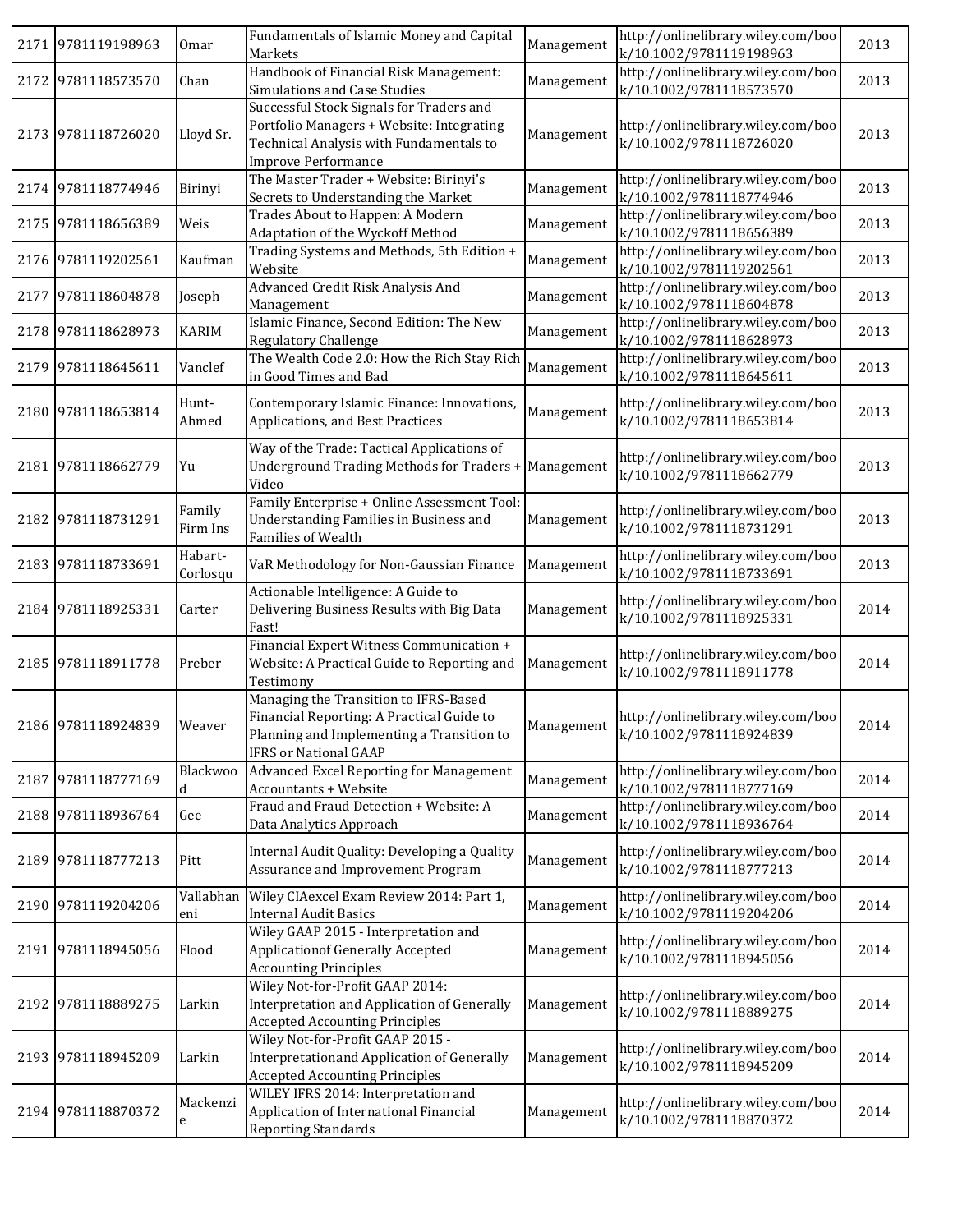| 2171 | 9781119198963 | Omar | Fundamentals of Islamic Money and Capital Markets | Management | http://onlinelibrary.wiley.com/book/10.1002/9781119198963 | 2013 |
|---|---|---|---|---|---|---|
| 2172 | 9781118573570 | Chan | Handbook of Financial Risk Management: Simulations and Case Studies | Management | http://onlinelibrary.wiley.com/book/10.1002/9781118573570 | 2013 |
| 2173 | 9781118726020 | Lloyd Sr. | Successful Stock Signals for Traders and Portfolio Managers + Website: Integrating Technical Analysis with Fundamentals to Improve Performance | Management | http://onlinelibrary.wiley.com/book/10.1002/9781118726020 | 2013 |
| 2174 | 9781118774946 | Birinyi | The Master Trader + Website: Birinyi's Secrets to Understanding the Market | Management | http://onlinelibrary.wiley.com/book/10.1002/9781118774946 | 2013 |
| 2175 | 9781118656389 | Weis | Trades About to Happen: A Modern Adaptation of the Wyckoff Method | Management | http://onlinelibrary.wiley.com/book/10.1002/9781118656389 | 2013 |
| 2176 | 9781119202561 | Kaufman | Trading Systems and Methods, 5th Edition + Website | Management | http://onlinelibrary.wiley.com/book/10.1002/9781119202561 | 2013 |
| 2177 | 9781118604878 | Joseph | Advanced Credit Risk Analysis And Management | Management | http://onlinelibrary.wiley.com/book/10.1002/9781118604878 | 2013 |
| 2178 | 9781118628973 | KARIM | Islamic Finance, Second Edition: The New Regulatory Challenge | Management | http://onlinelibrary.wiley.com/book/10.1002/9781118628973 | 2013 |
| 2179 | 9781118645611 | Vanclef | The Wealth Code 2.0: How the Rich Stay Rich in Good Times and Bad | Management | http://onlinelibrary.wiley.com/book/10.1002/9781118645611 | 2013 |
| 2180 | 9781118653814 | Hunt-Ahmed | Contemporary Islamic Finance: Innovations, Applications, and Best Practices | Management | http://onlinelibrary.wiley.com/book/10.1002/9781118653814 | 2013 |
| 2181 | 9781118662779 | Yu | Way of the Trade: Tactical Applications of Underground Trading Methods for Traders + Video | Management | http://onlinelibrary.wiley.com/book/10.1002/9781118662779 | 2013 |
| 2182 | 9781118731291 | Family Firm Ins | Family Enterprise + Online Assessment Tool: Understanding Families in Business and Families of Wealth | Management | http://onlinelibrary.wiley.com/book/10.1002/9781118731291 | 2013 |
| 2183 | 9781118733691 | Habart-Corlosqu | VaR Methodology for Non-Gaussian Finance | Management | http://onlinelibrary.wiley.com/book/10.1002/9781118733691 | 2013 |
| 2184 | 9781118925331 | Carter | Actionable Intelligence: A Guide to Delivering Business Results with Big Data Fast! | Management | http://onlinelibrary.wiley.com/book/10.1002/9781118925331 | 2014 |
| 2185 | 9781118911778 | Preber | Financial Expert Witness Communication + Website: A Practical Guide to Reporting and Testimony | Management | http://onlinelibrary.wiley.com/book/10.1002/9781118911778 | 2014 |
| 2186 | 9781118924839 | Weaver | Managing the Transition to IFRS-Based Financial Reporting: A Practical Guide to Planning and Implementing a Transition to IFRS or National GAAP | Management | http://onlinelibrary.wiley.com/book/10.1002/9781118924839 | 2014 |
| 2187 | 9781118777169 | Blackwood | Advanced Excel Reporting for Management Accountants + Website | Management | http://onlinelibrary.wiley.com/book/10.1002/9781118777169 | 2014 |
| 2188 | 9781118936764 | Gee | Fraud and Fraud Detection + Website: A Data Analytics Approach | Management | http://onlinelibrary.wiley.com/book/10.1002/9781118936764 | 2014 |
| 2189 | 9781118777213 | Pitt | Internal Audit Quality: Developing a Quality Assurance and Improvement Program | Management | http://onlinelibrary.wiley.com/book/10.1002/9781118777213 | 2014 |
| 2190 | 9781119204206 | Vallabhaneni | Wiley CIAexcel Exam Review 2014: Part 1, Internal Audit Basics | Management | http://onlinelibrary.wiley.com/book/10.1002/9781119204206 | 2014 |
| 2191 | 9781118945056 | Flood | Wiley GAAP 2015 - Interpretation and Applicationof Generally Accepted Accounting Principles | Management | http://onlinelibrary.wiley.com/book/10.1002/9781118945056 | 2014 |
| 2192 | 9781118889275 | Larkin | Wiley Not-for-Profit GAAP 2014: Interpretation and Application of Generally Accepted Accounting Principles | Management | http://onlinelibrary.wiley.com/book/10.1002/9781118889275 | 2014 |
| 2193 | 9781118945209 | Larkin | Wiley Not-for-Profit GAAP 2015 - Interpretationand Application of Generally Accepted Accounting Principles | Management | http://onlinelibrary.wiley.com/book/10.1002/9781118945209 | 2014 |
| 2194 | 9781118870372 | Mackenzie | WILEY IFRS 2014: Interpretation and Application of International Financial Reporting Standards | Management | http://onlinelibrary.wiley.com/book/10.1002/9781118870372 | 2014 |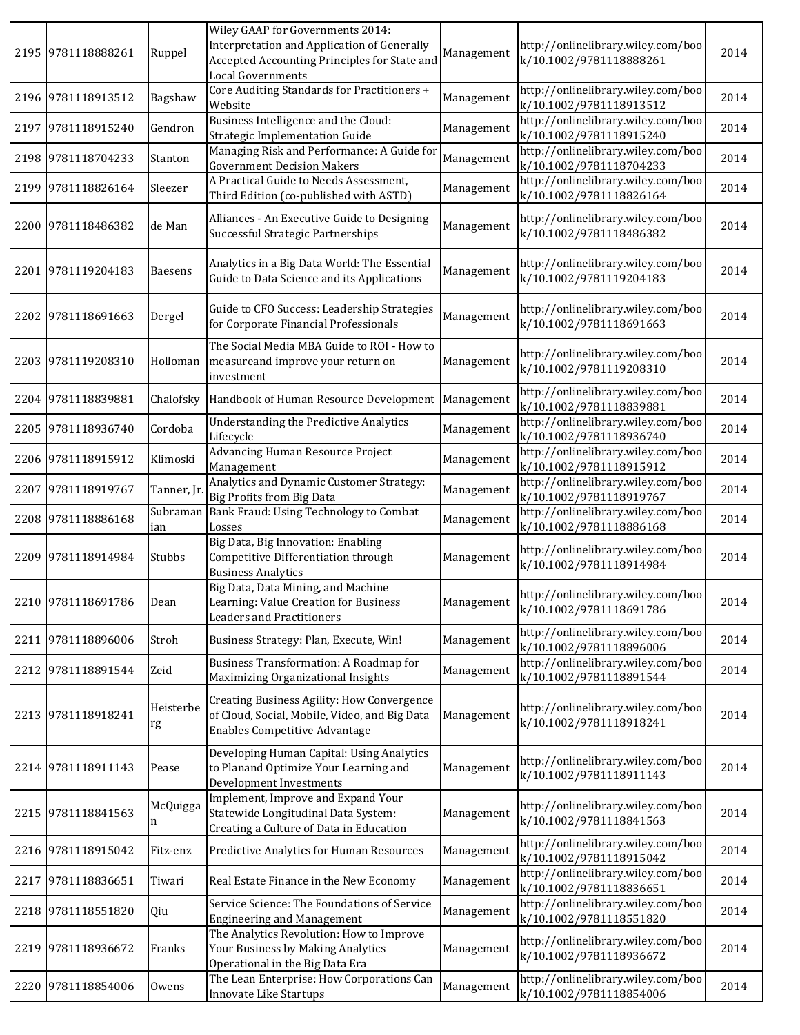| 2195 | 9781118888261 | Ruppel | Wiley GAAP for Governments 2014: Interpretation and Application of Generally Accepted Accounting Principles for State and Local Governments | Management | http://onlinelibrary.wiley.com/book/10.1002/9781118888261 | 2014 |
|---|---|---|---|---|---|---|
| 2196 | 9781118913512 | Bagshaw | Core Auditing Standards for Practitioners + Website | Management | http://onlinelibrary.wiley.com/book/10.1002/9781118913512 | 2014 |
| 2197 | 9781118915240 | Gendron | Business Intelligence and the Cloud: Strategic Implementation Guide | Management | http://onlinelibrary.wiley.com/book/10.1002/9781118915240 | 2014 |
| 2198 | 9781118704233 | Stanton | Managing Risk and Performance: A Guide for Government Decision Makers | Management | http://onlinelibrary.wiley.com/book/10.1002/9781118704233 | 2014 |
| 2199 | 9781118826164 | Sleezer | A Practical Guide to Needs Assessment, Third Edition (co-published with ASTD) | Management | http://onlinelibrary.wiley.com/book/10.1002/9781118826164 | 2014 |
| 2200 | 9781118486382 | de Man | Alliances - An Executive Guide to Designing Successful Strategic Partnerships | Management | http://onlinelibrary.wiley.com/book/10.1002/9781118486382 | 2014 |
| 2201 | 9781119204183 | Baesens | Analytics in a Big Data World: The Essential Guide to Data Science and its Applications | Management | http://onlinelibrary.wiley.com/book/10.1002/9781119204183 | 2014 |
| 2202 | 9781118691663 | Dergel | Guide to CFO Success: Leadership Strategies for Corporate Financial Professionals | Management | http://onlinelibrary.wiley.com/book/10.1002/9781118691663 | 2014 |
| 2203 | 9781119208310 | Holloman | The Social Media MBA Guide to ROI - How to measureand improve your return on investment | Management | http://onlinelibrary.wiley.com/book/10.1002/9781119208310 | 2014 |
| 2204 | 9781118839881 | Chalofsky | Handbook of Human Resource Development | Management | http://onlinelibrary.wiley.com/book/10.1002/9781118839881 | 2014 |
| 2205 | 9781118936740 | Cordoba | Understanding the Predictive Analytics Lifecycle | Management | http://onlinelibrary.wiley.com/book/10.1002/9781118936740 | 2014 |
| 2206 | 9781118915912 | Klimoski | Advancing Human Resource Project Management | Management | http://onlinelibrary.wiley.com/book/10.1002/9781118915912 | 2014 |
| 2207 | 9781118919767 | Tanner, Jr. | Analytics and Dynamic Customer Strategy: Big Profits from Big Data | Management | http://onlinelibrary.wiley.com/book/10.1002/9781118919767 | 2014 |
| 2208 | 9781118886168 | Subramanian | Bank Fraud: Using Technology to Combat Losses | Management | http://onlinelibrary.wiley.com/book/10.1002/9781118886168 | 2014 |
| 2209 | 9781118914984 | Stubbs | Big Data, Big Innovation: Enabling Competitive Differentiation through Business Analytics | Management | http://onlinelibrary.wiley.com/book/10.1002/9781118914984 | 2014 |
| 2210 | 9781118691786 | Dean | Big Data, Data Mining, and Machine Learning: Value Creation for Business Leaders and Practitioners | Management | http://onlinelibrary.wiley.com/book/10.1002/9781118691786 | 2014 |
| 2211 | 9781118896006 | Stroh | Business Strategy: Plan, Execute, Win! | Management | http://onlinelibrary.wiley.com/book/10.1002/9781118896006 | 2014 |
| 2212 | 9781118891544 | Zeid | Business Transformation: A Roadmap for Maximizing Organizational Insights | Management | http://onlinelibrary.wiley.com/book/10.1002/9781118891544 | 2014 |
| 2213 | 9781118918241 | Heisterberg | Creating Business Agility: How Convergence of Cloud, Social, Mobile, Video, and Big Data Enables Competitive Advantage | Management | http://onlinelibrary.wiley.com/book/10.1002/9781118918241 | 2014 |
| 2214 | 9781118911143 | Pease | Developing Human Capital: Using Analytics to Planand Optimize Your Learning and Development Investments | Management | http://onlinelibrary.wiley.com/book/10.1002/9781118911143 | 2014 |
| 2215 | 9781118841563 | McQuiggan | Implement, Improve and Expand Your Statewide Longitudinal Data System: Creating a Culture of Data in Education | Management | http://onlinelibrary.wiley.com/book/10.1002/9781118841563 | 2014 |
| 2216 | 9781118915042 | Fitz-enz | Predictive Analytics for Human Resources | Management | http://onlinelibrary.wiley.com/book/10.1002/9781118915042 | 2014 |
| 2217 | 9781118836651 | Tiwari | Real Estate Finance in the New Economy | Management | http://onlinelibrary.wiley.com/book/10.1002/9781118836651 | 2014 |
| 2218 | 9781118551820 | Qiu | Service Science: The Foundations of Service Engineering and Management | Management | http://onlinelibrary.wiley.com/book/10.1002/9781118551820 | 2014 |
| 2219 | 9781118936672 | Franks | The Analytics Revolution: How to Improve Your Business by Making Analytics Operational in the Big Data Era | Management | http://onlinelibrary.wiley.com/book/10.1002/9781118936672 | 2014 |
| 2220 | 9781118854006 | Owens | The Lean Enterprise: How Corporations Can Innovate Like Startups | Management | http://onlinelibrary.wiley.com/book/10.1002/9781118854006 | 2014 |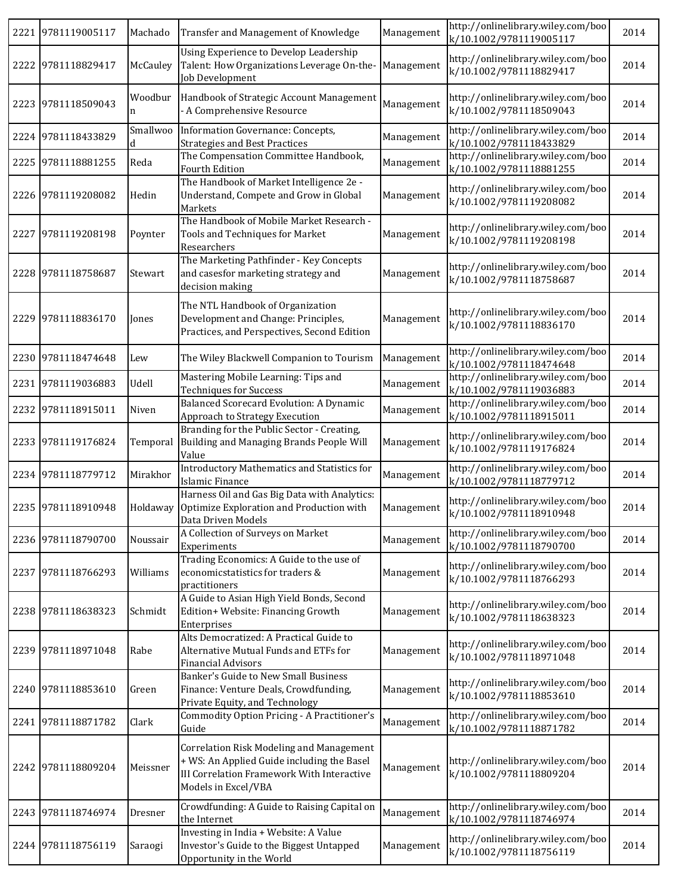| | | | | | | |
|---|---|---|---|---|---|---|
| 2221 | 9781119005117 | Machado | Transfer and Management of Knowledge | Management | http://onlinelibrary.wiley.com/book/10.1002/9781119005117 | 2014 |
| 2222 | 9781118829417 | McCauley | Using Experience to Develop Leadership Talent: How Organizations Leverage On-the-Job Development | Management | http://onlinelibrary.wiley.com/book/10.1002/9781118829417 | 2014 |
| 2223 | 9781118509043 | Woodburn | Handbook of Strategic Account Management - A Comprehensive Resource | Management | http://onlinelibrary.wiley.com/book/10.1002/9781118509043 | 2014 |
| 2224 | 9781118433829 | Smallwood | Information Governance: Concepts, Strategies and Best Practices | Management | http://onlinelibrary.wiley.com/book/10.1002/9781118433829 | 2014 |
| 2225 | 9781118881255 | Reda | The Compensation Committee Handbook, Fourth Edition | Management | http://onlinelibrary.wiley.com/book/10.1002/9781118881255 | 2014 |
| 2226 | 9781119208082 | Hedin | The Handbook of Market Intelligence 2e - Understand, Compete and Grow in Global Markets | Management | http://onlinelibrary.wiley.com/book/10.1002/9781119208082 | 2014 |
| 2227 | 9781119208198 | Poynter | The Handbook of Mobile Market Research - Tools and Techniques for Market Researchers | Management | http://onlinelibrary.wiley.com/book/10.1002/9781119208198 | 2014 |
| 2228 | 9781118758687 | Stewart | The Marketing Pathfinder - Key Concepts and casesfor marketing strategy and decision making | Management | http://onlinelibrary.wiley.com/book/10.1002/9781118758687 | 2014 |
| 2229 | 9781118836170 | Jones | The NTL Handbook of Organization Development and Change: Principles, Practices, and Perspectives, Second Edition | Management | http://onlinelibrary.wiley.com/book/10.1002/9781118836170 | 2014 |
| 2230 | 9781118474648 | Lew | The Wiley Blackwell Companion to Tourism | Management | http://onlinelibrary.wiley.com/book/10.1002/9781118474648 | 2014 |
| 2231 | 9781119036883 | Udell | Mastering Mobile Learning: Tips and Techniques for Success | Management | http://onlinelibrary.wiley.com/book/10.1002/9781119036883 | 2014 |
| 2232 | 9781118915011 | Niven | Balanced Scorecard Evolution: A Dynamic Approach to Strategy Execution | Management | http://onlinelibrary.wiley.com/book/10.1002/9781118915011 | 2014 |
| 2233 | 9781119176824 | Temporal | Branding for the Public Sector - Creating, Building and Managing Brands People Will Value | Management | http://onlinelibrary.wiley.com/book/10.1002/9781119176824 | 2014 |
| 2234 | 9781118779712 | Mirakhor | Introductory Mathematics and Statistics for Islamic Finance | Management | http://onlinelibrary.wiley.com/book/10.1002/9781118779712 | 2014 |
| 2235 | 9781118910948 | Holdaway | Harness Oil and Gas Big Data with Analytics: Optimize Exploration and Production with Data Driven Models | Management | http://onlinelibrary.wiley.com/book/10.1002/9781118910948 | 2014 |
| 2236 | 9781118790700 | Noussair | A Collection of Surveys on Market Experiments | Management | http://onlinelibrary.wiley.com/book/10.1002/9781118790700 | 2014 |
| 2237 | 9781118766293 | Williams | Trading Economics: A Guide to the use of economicstatistics for traders & practitioners | Management | http://onlinelibrary.wiley.com/book/10.1002/9781118766293 | 2014 |
| 2238 | 9781118638323 | Schmidt | A Guide to Asian High Yield Bonds, Second Edition+ Website: Financing Growth Enterprises | Management | http://onlinelibrary.wiley.com/book/10.1002/9781118638323 | 2014 |
| 2239 | 9781118971048 | Rabe | Alts Democratized: A Practical Guide to Alternative Mutual Funds and ETFs for Financial Advisors | Management | http://onlinelibrary.wiley.com/book/10.1002/9781118971048 | 2014 |
| 2240 | 9781118853610 | Green | Banker's Guide to New Small Business Finance: Venture Deals, Crowdfunding, Private Equity, and Technology | Management | http://onlinelibrary.wiley.com/book/10.1002/9781118853610 | 2014 |
| 2241 | 9781118871782 | Clark | Commodity Option Pricing - A Practitioner's Guide | Management | http://onlinelibrary.wiley.com/book/10.1002/9781118871782 | 2014 |
| 2242 | 9781118809204 | Meissner | Correlation Risk Modeling and Management + WS: An Applied Guide including the Basel III Correlation Framework With Interactive Models in Excel/VBA | Management | http://onlinelibrary.wiley.com/book/10.1002/9781118809204 | 2014 |
| 2243 | 9781118746974 | Dresner | Crowdfunding: A Guide to Raising Capital on the Internet | Management | http://onlinelibrary.wiley.com/book/10.1002/9781118746974 | 2014 |
| 2244 | 9781118756119 | Saraogi | Investing in India + Website: A Value Investor's Guide to the Biggest Untapped Opportunity in the World | Management | http://onlinelibrary.wiley.com/book/10.1002/9781118756119 | 2014 |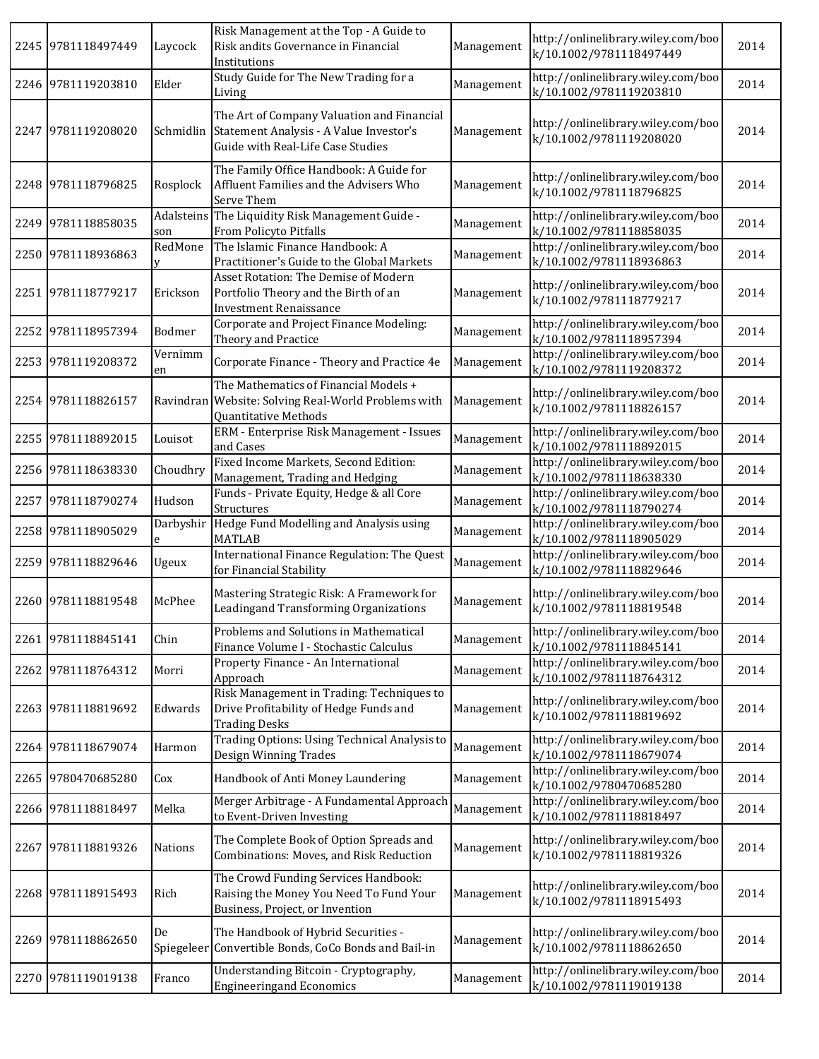| | | | | | | |
|---|---|---|---|---|---|---|
| 2245 | 9781118497449 | Laycock | Risk Management at the Top - A Guide to Risk andits Governance in Financial Institutions | Management | http://onlinelibrary.wiley.com/book/10.1002/9781118497449 | 2014 |
| 2246 | 9781119203810 | Elder | Study Guide for The New Trading for a Living | Management | http://onlinelibrary.wiley.com/book/10.1002/9781119203810 | 2014 |
| 2247 | 9781119208020 | Schmidlin | The Art of Company Valuation and Financial Statement Analysis - A Value Investor's Guide with Real-Life Case Studies | Management | http://onlinelibrary.wiley.com/book/10.1002/9781119208020 | 2014 |
| 2248 | 9781118796825 | Rosplock | The Family Office Handbook: A Guide for Affluent Families and the Advisers Who Serve Them | Management | http://onlinelibrary.wiley.com/book/10.1002/9781118796825 | 2014 |
| 2249 | 9781118858035 | Adalsteinsson | The Liquidity Risk Management Guide - From Policyto Pitfalls | Management | http://onlinelibrary.wiley.com/book/10.1002/9781118858035 | 2014 |
| 2250 | 9781118936863 | RedMoney | The Islamic Finance Handbook: A Practitioner's Guide to the Global Markets | Management | http://onlinelibrary.wiley.com/book/10.1002/9781118936863 | 2014 |
| 2251 | 9781118779217 | Erickson | Asset Rotation: The Demise of Modern Portfolio Theory and the Birth of an Investment Renaissance | Management | http://onlinelibrary.wiley.com/book/10.1002/9781118779217 | 2014 |
| 2252 | 9781118957394 | Bodmer | Corporate and Project Finance Modeling: Theory and Practice | Management | http://onlinelibrary.wiley.com/book/10.1002/9781118957394 | 2014 |
| 2253 | 9781119208372 | Vernimmen | Corporate Finance - Theory and Practice 4e | Management | http://onlinelibrary.wiley.com/book/10.1002/9781119208372 | 2014 |
| 2254 | 9781118826157 | Ravindran | The Mathematics of Financial Models + Website: Solving Real-World Problems with Quantitative Methods | Management | http://onlinelibrary.wiley.com/book/10.1002/9781118826157 | 2014 |
| 2255 | 9781118892015 | Louisot | ERM - Enterprise Risk Management - Issues and Cases | Management | http://onlinelibrary.wiley.com/book/10.1002/9781118892015 | 2014 |
| 2256 | 9781118638330 | Choudhry | Fixed Income Markets, Second Edition: Management, Trading and Hedging | Management | http://onlinelibrary.wiley.com/book/10.1002/9781118638330 | 2014 |
| 2257 | 9781118790274 | Hudson | Funds - Private Equity, Hedge & all Core Structures | Management | http://onlinelibrary.wiley.com/book/10.1002/9781118790274 | 2014 |
| 2258 | 9781118905029 | Darbyshire | Hedge Fund Modelling and Analysis using MATLAB | Management | http://onlinelibrary.wiley.com/book/10.1002/9781118905029 | 2014 |
| 2259 | 9781118829646 | Ugeux | International Finance Regulation: The Quest for Financial Stability | Management | http://onlinelibrary.wiley.com/book/10.1002/9781118829646 | 2014 |
| 2260 | 9781118819548 | McPhee | Mastering Strategic Risk: A Framework for Leadingand Transforming Organizations | Management | http://onlinelibrary.wiley.com/book/10.1002/9781118819548 | 2014 |
| 2261 | 9781118845141 | Chin | Problems and Solutions in Mathematical Finance Volume I - Stochastic Calculus | Management | http://onlinelibrary.wiley.com/book/10.1002/9781118845141 | 2014 |
| 2262 | 9781118764312 | Morri | Property Finance - An International Approach | Management | http://onlinelibrary.wiley.com/book/10.1002/9781118764312 | 2014 |
| 2263 | 9781118819692 | Edwards | Risk Management in Trading: Techniques to Drive Profitability of Hedge Funds and Trading Desks | Management | http://onlinelibrary.wiley.com/book/10.1002/9781118819692 | 2014 |
| 2264 | 9781118679074 | Harmon | Trading Options: Using Technical Analysis to Design Winning Trades | Management | http://onlinelibrary.wiley.com/book/10.1002/9781118679074 | 2014 |
| 2265 | 9780470685280 | Cox | Handbook of Anti Money Laundering | Management | http://onlinelibrary.wiley.com/book/10.1002/9780470685280 | 2014 |
| 2266 | 9781118818497 | Melka | Merger Arbitrage - A Fundamental Approach to Event-Driven Investing | Management | http://onlinelibrary.wiley.com/book/10.1002/9781118818497 | 2014 |
| 2267 | 9781118819326 | Nations | The Complete Book of Option Spreads and Combinations: Moves, and Risk Reduction | Management | http://onlinelibrary.wiley.com/book/10.1002/9781118819326 | 2014 |
| 2268 | 9781118915493 | Rich | The Crowd Funding Services Handbook: Raising the Money You Need To Fund Your Business, Project, or Invention | Management | http://onlinelibrary.wiley.com/book/10.1002/9781118915493 | 2014 |
| 2269 | 9781118862650 | De Spiegeleer | The Handbook of Hybrid Securities - Convertible Bonds, CoCo Bonds and Bail-in | Management | http://onlinelibrary.wiley.com/book/10.1002/9781118862650 | 2014 |
| 2270 | 9781119019138 | Franco | Understanding Bitcoin - Cryptography, Engineeringand Economics | Management | http://onlinelibrary.wiley.com/book/10.1002/9781119019138 | 2014 |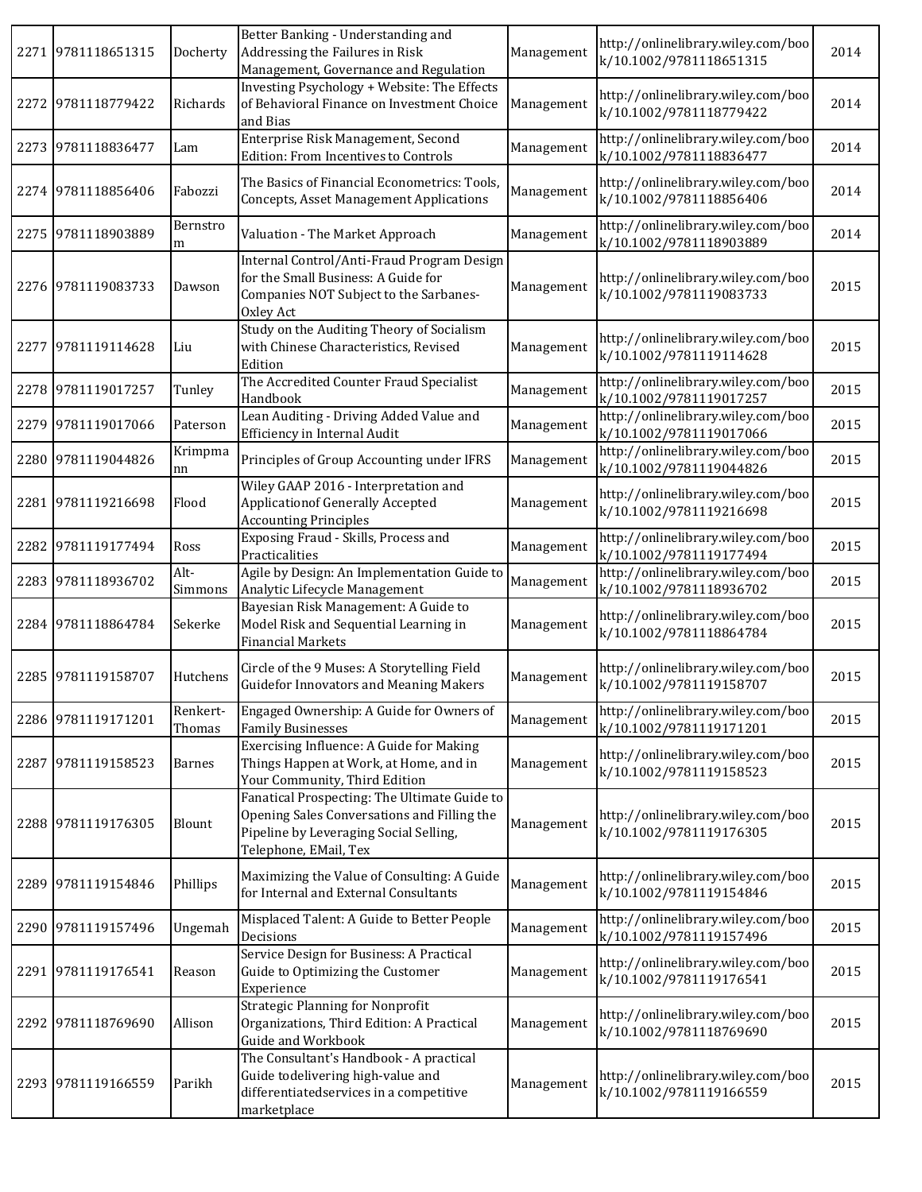| | | | | | | |
|---|---|---|---|---|---|---|
| 2271 | 9781118651315 | Docherty | Better Banking - Understanding and Addressing the Failures in Risk Management, Governance and Regulation | Management | http://onlinelibrary.wiley.com/book/10.1002/9781118651315 | 2014 |
| 2272 | 9781118779422 | Richards | Investing Psychology + Website: The Effects of Behavioral Finance on Investment Choice and Bias | Management | http://onlinelibrary.wiley.com/book/10.1002/9781118779422 | 2014 |
| 2273 | 9781118836477 | Lam | Enterprise Risk Management, Second Edition: From Incentives to Controls | Management | http://onlinelibrary.wiley.com/book/10.1002/9781118836477 | 2014 |
| 2274 | 9781118856406 | Fabozzi | The Basics of Financial Econometrics: Tools, Concepts, Asset Management Applications | Management | http://onlinelibrary.wiley.com/book/10.1002/9781118856406 | 2014 |
| 2275 | 9781118903889 | Bernstrom | Valuation - The Market Approach | Management | http://onlinelibrary.wiley.com/book/10.1002/9781118903889 | 2014 |
| 2276 | 9781119083733 | Dawson | Internal Control/Anti-Fraud Program Design for the Small Business: A Guide for Companies NOT Subject to the Sarbanes-Oxley Act | Management | http://onlinelibrary.wiley.com/book/10.1002/9781119083733 | 2015 |
| 2277 | 9781119114628 | Liu | Study on the Auditing Theory of Socialism with Chinese Characteristics, Revised Edition | Management | http://onlinelibrary.wiley.com/book/10.1002/9781119114628 | 2015 |
| 2278 | 9781119017257 | Tunley | The Accredited Counter Fraud Specialist Handbook | Management | http://onlinelibrary.wiley.com/book/10.1002/9781119017257 | 2015 |
| 2279 | 9781119017066 | Paterson | Lean Auditing - Driving Added Value and Efficiency in Internal Audit | Management | http://onlinelibrary.wiley.com/book/10.1002/9781119017066 | 2015 |
| 2280 | 9781119044826 | Krimpmann | Principles of Group Accounting under IFRS | Management | http://onlinelibrary.wiley.com/book/10.1002/9781119044826 | 2015 |
| 2281 | 9781119216698 | Flood | Wiley GAAP 2016 - Interpretation and Applicationof Generally Accepted Accounting Principles | Management | http://onlinelibrary.wiley.com/book/10.1002/9781119216698 | 2015 |
| 2282 | 9781119177494 | Ross | Exposing Fraud - Skills, Process and Practicalities | Management | http://onlinelibrary.wiley.com/book/10.1002/9781119177494 | 2015 |
| 2283 | 9781118936702 | Alt-Simmons | Agile by Design: An Implementation Guide to Analytic Lifecycle Management | Management | http://onlinelibrary.wiley.com/book/10.1002/9781118936702 | 2015 |
| 2284 | 9781118864784 | Sekerke | Bayesian Risk Management: A Guide to Model Risk and Sequential Learning in Financial Markets | Management | http://onlinelibrary.wiley.com/book/10.1002/9781118864784 | 2015 |
| 2285 | 9781119158707 | Hutchens | Circle of the 9 Muses: A Storytelling Field Guidefor Innovators and Meaning Makers | Management | http://onlinelibrary.wiley.com/book/10.1002/9781119158707 | 2015 |
| 2286 | 9781119171201 | Renkert-Thomas | Engaged Ownership: A Guide for Owners of Family Businesses | Management | http://onlinelibrary.wiley.com/book/10.1002/9781119171201 | 2015 |
| 2287 | 9781119158523 | Barnes | Exercising Influence: A Guide for Making Things Happen at Work, at Home, and in Your Community, Third Edition | Management | http://onlinelibrary.wiley.com/book/10.1002/9781119158523 | 2015 |
| 2288 | 9781119176305 | Blount | Fanatical Prospecting: The Ultimate Guide to Opening Sales Conversations and Filling the Pipeline by Leveraging Social Selling, Telephone, EMail, Tex | Management | http://onlinelibrary.wiley.com/book/10.1002/9781119176305 | 2015 |
| 2289 | 9781119154846 | Phillips | Maximizing the Value of Consulting: A Guide for Internal and External Consultants | Management | http://onlinelibrary.wiley.com/book/10.1002/9781119154846 | 2015 |
| 2290 | 9781119157496 | Ungemah | Misplaced Talent: A Guide to Better People Decisions | Management | http://onlinelibrary.wiley.com/book/10.1002/9781119157496 | 2015 |
| 2291 | 9781119176541 | Reason | Service Design for Business: A Practical Guide to Optimizing the Customer Experience | Management | http://onlinelibrary.wiley.com/book/10.1002/9781119176541 | 2015 |
| 2292 | 9781118769690 | Allison | Strategic Planning for Nonprofit Organizations, Third Edition: A Practical Guide and Workbook | Management | http://onlinelibrary.wiley.com/book/10.1002/9781118769690 | 2015 |
| 2293 | 9781119166559 | Parikh | The Consultant's Handbook - A practical Guide todelivering high-value and differentiatedservices in a competitive marketplace | Management | http://onlinelibrary.wiley.com/book/10.1002/9781119166559 | 2015 |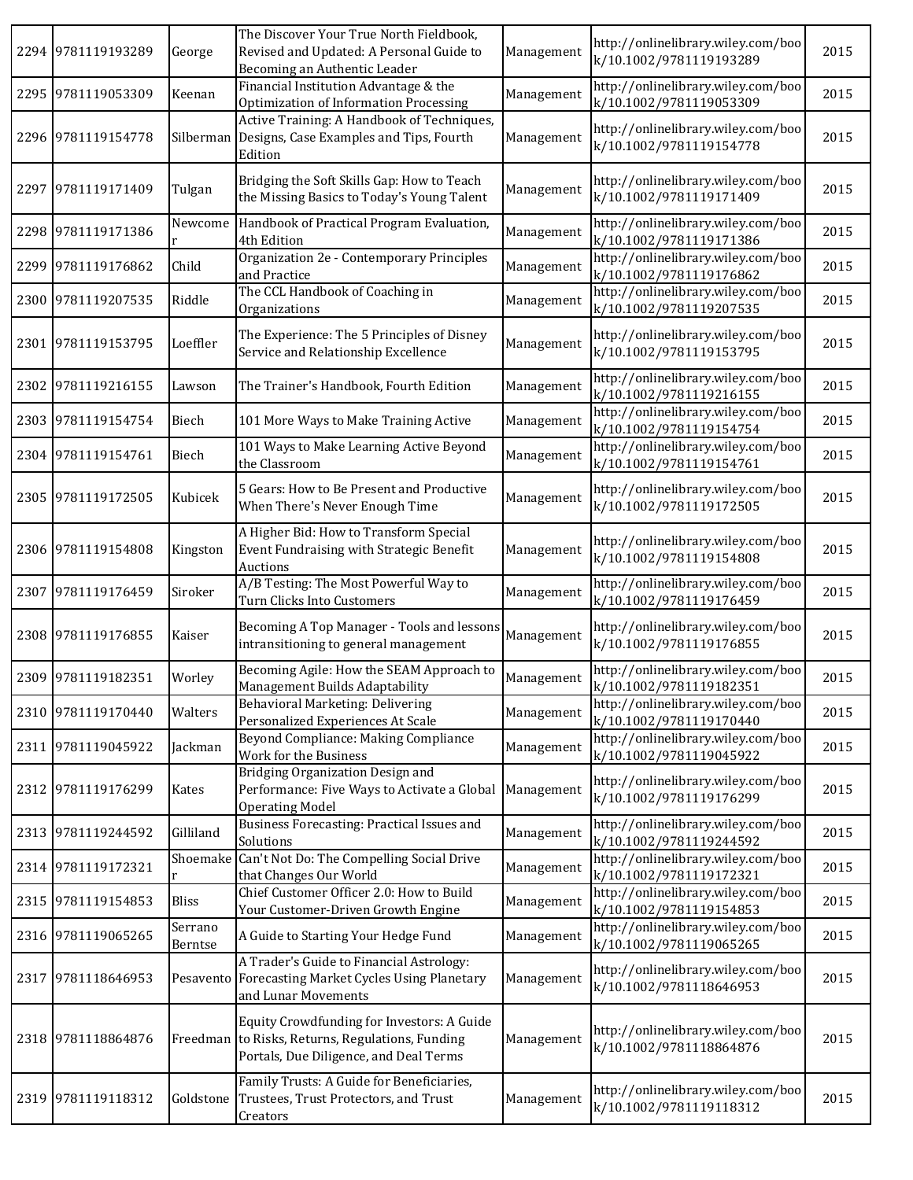| 2294 | 9781119193289 | George | The Discover Your True North Fieldbook, Revised and Updated: A Personal Guide to Becoming an Authentic Leader | Management | http://onlinelibrary.wiley.com/book/10.1002/9781119193289 | 2015 |
|---|---|---|---|---|---|---|
| 2295 | 9781119053309 | Keenan | Financial Institution Advantage & the Optimization of Information Processing | Management | http://onlinelibrary.wiley.com/book/10.1002/9781119053309 | 2015 |
| 2296 | 9781119154778 | Silberman | Active Training: A Handbook of Techniques, Designs, Case Examples and Tips, Fourth Edition | Management | http://onlinelibrary.wiley.com/book/10.1002/9781119154778 | 2015 |
| 2297 | 9781119171409 | Tulgan | Bridging the Soft Skills Gap: How to Teach the Missing Basics to Today's Young Talent | Management | http://onlinelibrary.wiley.com/book/10.1002/9781119171409 | 2015 |
| 2298 | 9781119171386 | Newcomer | Handbook of Practical Program Evaluation, 4th Edition | Management | http://onlinelibrary.wiley.com/book/10.1002/9781119171386 | 2015 |
| 2299 | 9781119176862 | Child | Organization 2e - Contemporary Principles and Practice | Management | http://onlinelibrary.wiley.com/book/10.1002/9781119176862 | 2015 |
| 2300 | 9781119207535 | Riddle | The CCL Handbook of Coaching in Organizations | Management | http://onlinelibrary.wiley.com/book/10.1002/9781119207535 | 2015 |
| 2301 | 9781119153795 | Loeffler | The Experience: The 5 Principles of Disney Service and Relationship Excellence | Management | http://onlinelibrary.wiley.com/book/10.1002/9781119153795 | 2015 |
| 2302 | 9781119216155 | Lawson | The Trainer's Handbook, Fourth Edition | Management | http://onlinelibrary.wiley.com/book/10.1002/9781119216155 | 2015 |
| 2303 | 9781119154754 | Biech | 101 More Ways to Make Training Active | Management | http://onlinelibrary.wiley.com/book/10.1002/9781119154754 | 2015 |
| 2304 | 9781119154761 | Biech | 101 Ways to Make Learning Active Beyond the Classroom | Management | http://onlinelibrary.wiley.com/book/10.1002/9781119154761 | 2015 |
| 2305 | 9781119172505 | Kubicek | 5 Gears: How to Be Present and Productive When There's Never Enough Time | Management | http://onlinelibrary.wiley.com/book/10.1002/9781119172505 | 2015 |
| 2306 | 9781119154808 | Kingston | A Higher Bid: How to Transform Special Event Fundraising with Strategic Benefit Auctions | Management | http://onlinelibrary.wiley.com/book/10.1002/9781119154808 | 2015 |
| 2307 | 9781119176459 | Siroker | A/B Testing: The Most Powerful Way to Turn Clicks Into Customers | Management | http://onlinelibrary.wiley.com/book/10.1002/9781119176459 | 2015 |
| 2308 | 9781119176855 | Kaiser | Becoming A Top Manager - Tools and lessons intransitioning to general management | Management | http://onlinelibrary.wiley.com/book/10.1002/9781119176855 | 2015 |
| 2309 | 9781119182351 | Worley | Becoming Agile: How the SEAM Approach to Management Builds Adaptability | Management | http://onlinelibrary.wiley.com/book/10.1002/9781119182351 | 2015 |
| 2310 | 9781119170440 | Walters | Behavioral Marketing: Delivering Personalized Experiences At Scale | Management | http://onlinelibrary.wiley.com/book/10.1002/9781119170440 | 2015 |
| 2311 | 9781119045922 | Jackman | Beyond Compliance: Making Compliance Work for the Business | Management | http://onlinelibrary.wiley.com/book/10.1002/9781119045922 | 2015 |
| 2312 | 9781119176299 | Kates | Bridging Organization Design and Performance: Five Ways to Activate a Global Operating Model | Management | http://onlinelibrary.wiley.com/book/10.1002/9781119176299 | 2015 |
| 2313 | 9781119244592 | Gilliland | Business Forecasting: Practical Issues and Solutions | Management | http://onlinelibrary.wiley.com/book/10.1002/9781119244592 | 2015 |
| 2314 | 9781119172321 | Shoemaker | Can't Not Do: The Compelling Social Drive that Changes Our World | Management | http://onlinelibrary.wiley.com/book/10.1002/9781119172321 | 2015 |
| 2315 | 9781119154853 | Bliss | Chief Customer Officer 2.0: How to Build Your Customer-Driven Growth Engine | Management | http://onlinelibrary.wiley.com/book/10.1002/9781119154853 | 2015 |
| 2316 | 9781119065265 | Serrano Berntse | A Guide to Starting Your Hedge Fund | Management | http://onlinelibrary.wiley.com/book/10.1002/9781119065265 | 2015 |
| 2317 | 9781118646953 | Pesavento | A Trader's Guide to Financial Astrology: Forecasting Market Cycles Using Planetary and Lunar Movements | Management | http://onlinelibrary.wiley.com/book/10.1002/9781118646953 | 2015 |
| 2318 | 9781118864876 | Freedman | Equity Crowdfunding for Investors: A Guide to Risks, Returns, Regulations, Funding Portals, Due Diligence, and Deal Terms | Management | http://onlinelibrary.wiley.com/book/10.1002/9781118864876 | 2015 |
| 2319 | 9781119118312 | Goldstone | Family Trusts: A Guide for Beneficiaries, Trustees, Trust Protectors, and Trust Creators | Management | http://onlinelibrary.wiley.com/book/10.1002/9781119118312 | 2015 |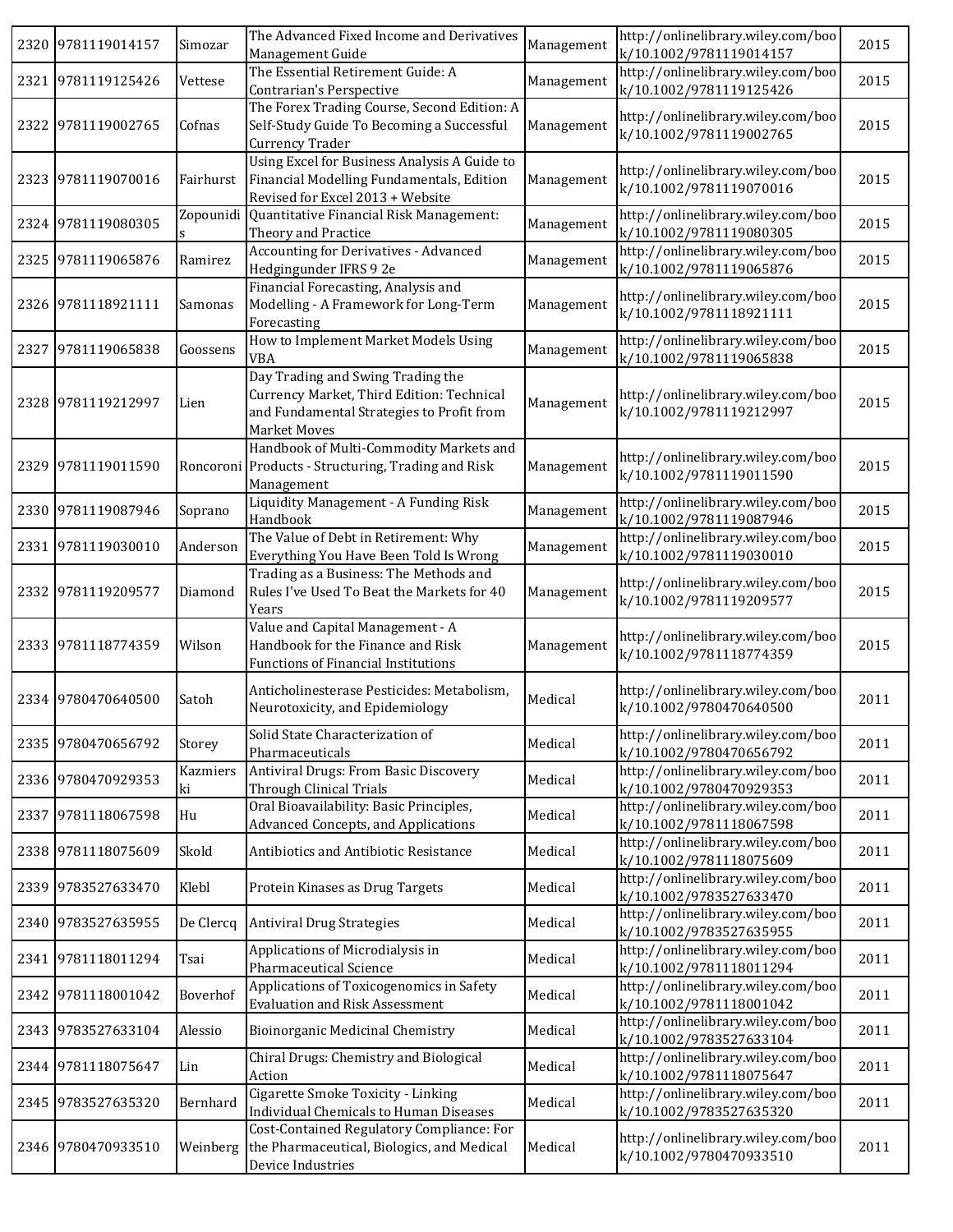| 2320 | 9781119014157 | Simozar | The Advanced Fixed Income and Derivatives Management Guide | Management | http://onlinelibrary.wiley.com/book/10.1002/9781119014157 | 2015 |
|---|---|---|---|---|---|---|
| 2321 | 9781119125426 | Vettese | The Essential Retirement Guide: A Contrarian's Perspective | Management | http://onlinelibrary.wiley.com/book/10.1002/9781119125426 | 2015 |
| 2322 | 9781119002765 | Cofnas | The Forex Trading Course, Second Edition: A Self-Study Guide To Becoming a Successful Currency Trader | Management | http://onlinelibrary.wiley.com/book/10.1002/9781119002765 | 2015 |
| 2323 | 9781119070016 | Fairhurst | Using Excel for Business Analysis A Guide to Financial Modelling Fundamentals, Edition Revised for Excel 2013 + Website | Management | http://onlinelibrary.wiley.com/book/10.1002/9781119070016 | 2015 |
| 2324 | 9781119080305 | Zopounidis | Quantitative Financial Risk Management: Theory and Practice | Management | http://onlinelibrary.wiley.com/book/10.1002/9781119080305 | 2015 |
| 2325 | 9781119065876 | Ramirez | Accounting for Derivatives - Advanced Hedgingunder IFRS 9 2e | Management | http://onlinelibrary.wiley.com/book/10.1002/9781119065876 | 2015 |
| 2326 | 9781118921111 | Samonas | Financial Forecasting, Analysis and Modelling - A Framework for Long-Term Forecasting | Management | http://onlinelibrary.wiley.com/book/10.1002/9781118921111 | 2015 |
| 2327 | 9781119065838 | Goossens | How to Implement Market Models Using VBA | Management | http://onlinelibrary.wiley.com/book/10.1002/9781119065838 | 2015 |
| 2328 | 9781119212997 | Lien | Day Trading and Swing Trading the Currency Market, Third Edition: Technical and Fundamental Strategies to Profit from Market Moves | Management | http://onlinelibrary.wiley.com/book/10.1002/9781119212997 | 2015 |
| 2329 | 9781119011590 | Roncoroni | Handbook of Multi-Commodity Markets and Products - Structuring, Trading and Risk Management | Management | http://onlinelibrary.wiley.com/book/10.1002/9781119011590 | 2015 |
| 2330 | 9781119087946 | Soprano | Liquidity Management - A Funding Risk Handbook | Management | http://onlinelibrary.wiley.com/book/10.1002/9781119087946 | 2015 |
| 2331 | 9781119030010 | Anderson | The Value of Debt in Retirement: Why Everything You Have Been Told Is Wrong | Management | http://onlinelibrary.wiley.com/book/10.1002/9781119030010 | 2015 |
| 2332 | 9781119209577 | Diamond | Trading as a Business: The Methods and Rules I've Used To Beat the Markets for 40 Years | Management | http://onlinelibrary.wiley.com/book/10.1002/9781119209577 | 2015 |
| 2333 | 9781118774359 | Wilson | Value and Capital Management - A Handbook for the Finance and Risk Functions of Financial Institutions | Management | http://onlinelibrary.wiley.com/book/10.1002/9781118774359 | 2015 |
| 2334 | 9780470640500 | Satoh | Anticholinesterase Pesticides: Metabolism, Neurotoxicity, and Epidemiology | Medical | http://onlinelibrary.wiley.com/book/10.1002/9780470640500 | 2011 |
| 2335 | 9780470656792 | Storey | Solid State Characterization of Pharmaceuticals | Medical | http://onlinelibrary.wiley.com/book/10.1002/9780470656792 | 2011 |
| 2336 | 9780470929353 | Kazmierski | Antiviral Drugs: From Basic Discovery Through Clinical Trials | Medical | http://onlinelibrary.wiley.com/book/10.1002/9780470929353 | 2011 |
| 2337 | 9781118067598 | Hu | Oral Bioavailability: Basic Principles, Advanced Concepts, and Applications | Medical | http://onlinelibrary.wiley.com/book/10.1002/9781118067598 | 2011 |
| 2338 | 9781118075609 | Skold | Antibiotics and Antibiotic Resistance | Medical | http://onlinelibrary.wiley.com/book/10.1002/9781118075609 | 2011 |
| 2339 | 9783527633470 | Klebl | Protein Kinases as Drug Targets | Medical | http://onlinelibrary.wiley.com/book/10.1002/9783527633470 | 2011 |
| 2340 | 9783527635955 | De Clercq | Antiviral Drug Strategies | Medical | http://onlinelibrary.wiley.com/book/10.1002/9783527635955 | 2011 |
| 2341 | 9781118011294 | Tsai | Applications of Microdialysis in Pharmaceutical Science | Medical | http://onlinelibrary.wiley.com/book/10.1002/9781118011294 | 2011 |
| 2342 | 9781118001042 | Boverhof | Applications of Toxicogenomics in Safety Evaluation and Risk Assessment | Medical | http://onlinelibrary.wiley.com/book/10.1002/9781118001042 | 2011 |
| 2343 | 9783527633104 | Alessio | Bioinorganic Medicinal Chemistry | Medical | http://onlinelibrary.wiley.com/book/10.1002/9783527633104 | 2011 |
| 2344 | 9781118075647 | Lin | Chiral Drugs: Chemistry and Biological Action | Medical | http://onlinelibrary.wiley.com/book/10.1002/9781118075647 | 2011 |
| 2345 | 9783527635320 | Bernhard | Cigarette Smoke Toxicity - Linking Individual Chemicals to Human Diseases | Medical | http://onlinelibrary.wiley.com/book/10.1002/9783527635320 | 2011 |
| 2346 | 9780470933510 | Weinberg | Cost-Contained Regulatory Compliance: For the Pharmaceutical, Biologics, and Medical Device Industries | Medical | http://onlinelibrary.wiley.com/book/10.1002/9780470933510 | 2011 |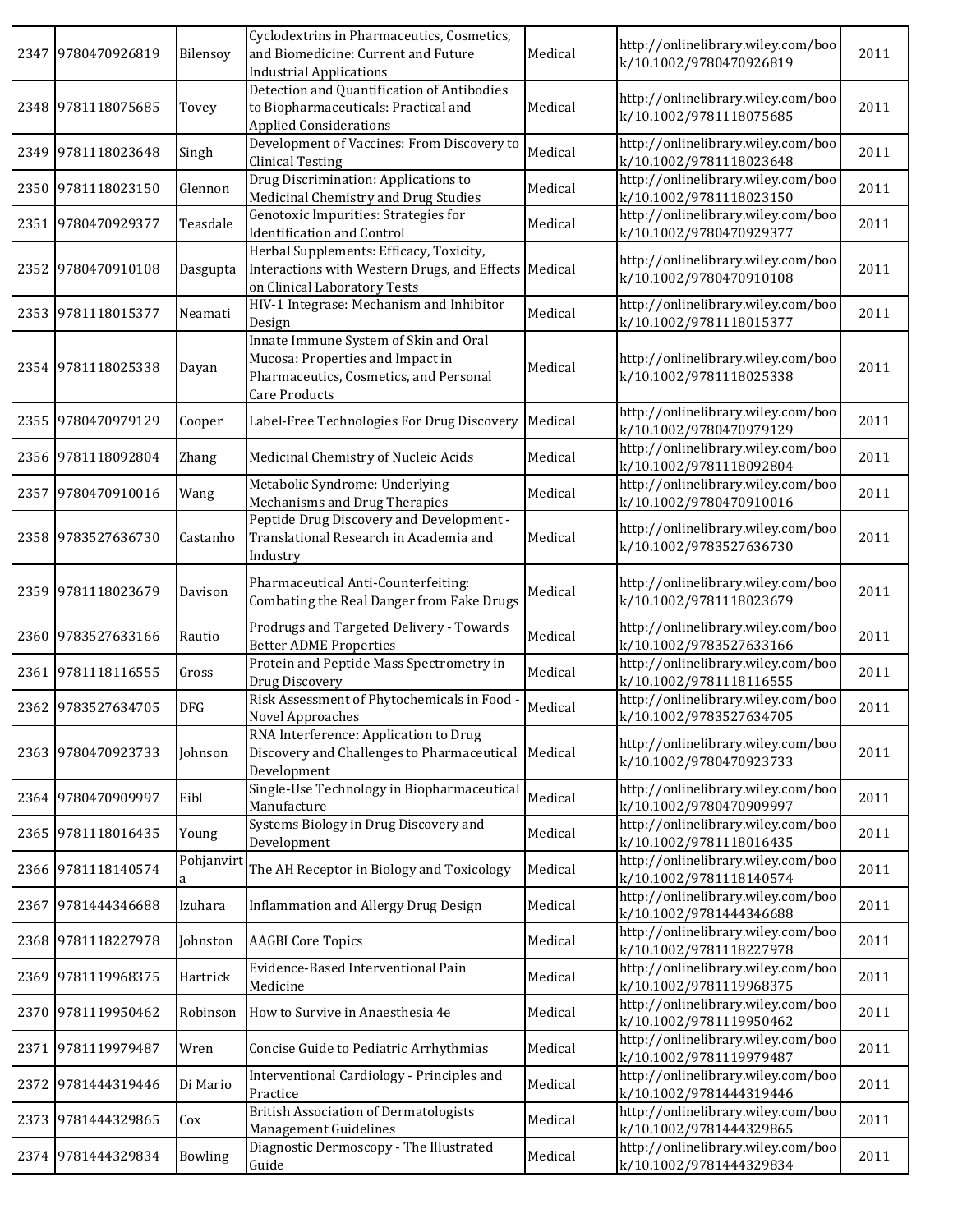| 2347 | 9780470926819 | Bilensoy | Cyclodextrins in Pharmaceutics, Cosmetics, and Biomedicine: Current and Future Industrial Applications | Medical | http://onlinelibrary.wiley.com/book/10.1002/9780470926819 | 2011 |
|---|---|---|---|---|---|---|
| 2348 | 9781118075685 | Tovey | Detection and Quantification of Antibodies to Biopharmaceuticals: Practical and Applied Considerations | Medical | http://onlinelibrary.wiley.com/book/10.1002/9781118075685 | 2011 |
| 2349 | 9781118023648 | Singh | Development of Vaccines: From Discovery to Clinical Testing | Medical | http://onlinelibrary.wiley.com/book/10.1002/9781118023648 | 2011 |
| 2350 | 9781118023150 | Glennon | Drug Discrimination: Applications to Medicinal Chemistry and Drug Studies | Medical | http://onlinelibrary.wiley.com/book/10.1002/9781118023150 | 2011 |
| 2351 | 9780470929377 | Teasdale | Genotoxic Impurities: Strategies for Identification and Control | Medical | http://onlinelibrary.wiley.com/book/10.1002/9780470929377 | 2011 |
| 2352 | 9780470910108 | Dasgupta | Herbal Supplements: Efficacy, Toxicity, Interactions with Western Drugs, and Effects on Clinical Laboratory Tests | Medical | http://onlinelibrary.wiley.com/book/10.1002/9780470910108 | 2011 |
| 2353 | 9781118015377 | Neamati | HIV-1 Integrase: Mechanism and Inhibitor Design | Medical | http://onlinelibrary.wiley.com/book/10.1002/9781118015377 | 2011 |
| 2354 | 9781118025338 | Dayan | Innate Immune System of Skin and Oral Mucosa: Properties and Impact in Pharmaceutics, Cosmetics, and Personal Care Products | Medical | http://onlinelibrary.wiley.com/book/10.1002/9781118025338 | 2011 |
| 2355 | 9780470979129 | Cooper | Label-Free Technologies For Drug Discovery | Medical | http://onlinelibrary.wiley.com/book/10.1002/9780470979129 | 2011 |
| 2356 | 9781118092804 | Zhang | Medicinal Chemistry of Nucleic Acids | Medical | http://onlinelibrary.wiley.com/book/10.1002/9781118092804 | 2011 |
| 2357 | 9780470910016 | Wang | Metabolic Syndrome: Underlying Mechanisms and Drug Therapies | Medical | http://onlinelibrary.wiley.com/book/10.1002/9780470910016 | 2011 |
| 2358 | 9783527636730 | Castanho | Peptide Drug Discovery and Development - Translational Research in Academia and Industry | Medical | http://onlinelibrary.wiley.com/book/10.1002/9783527636730 | 2011 |
| 2359 | 9781118023679 | Davison | Pharmaceutical Anti-Counterfeiting: Combating the Real Danger from Fake Drugs | Medical | http://onlinelibrary.wiley.com/book/10.1002/9781118023679 | 2011 |
| 2360 | 9783527633166 | Rautio | Prodrugs and Targeted Delivery - Towards Better ADME Properties | Medical | http://onlinelibrary.wiley.com/book/10.1002/9783527633166 | 2011 |
| 2361 | 9781118116555 | Gross | Protein and Peptide Mass Spectrometry in Drug Discovery | Medical | http://onlinelibrary.wiley.com/book/10.1002/9781118116555 | 2011 |
| 2362 | 9783527634705 | DFG | Risk Assessment of Phytochemicals in Food - Novel Approaches | Medical | http://onlinelibrary.wiley.com/book/10.1002/9783527634705 | 2011 |
| 2363 | 9780470923733 | Johnson | RNA Interference: Application to Drug Discovery and Challenges to Pharmaceutical Development | Medical | http://onlinelibrary.wiley.com/book/10.1002/9780470923733 | 2011 |
| 2364 | 9780470909997 | Eibl | Single-Use Technology in Biopharmaceutical Manufacture | Medical | http://onlinelibrary.wiley.com/book/10.1002/9780470909997 | 2011 |
| 2365 | 9781118016435 | Young | Systems Biology in Drug Discovery and Development | Medical | http://onlinelibrary.wiley.com/book/10.1002/9781118016435 | 2011 |
| 2366 | 9781118140574 | Pohjanvirta | The AH Receptor in Biology and Toxicology | Medical | http://onlinelibrary.wiley.com/book/10.1002/9781118140574 | 2011 |
| 2367 | 9781444346688 | Izuhara | Inflammation and Allergy Drug Design | Medical | http://onlinelibrary.wiley.com/book/10.1002/9781444346688 | 2011 |
| 2368 | 9781118227978 | Johnston | AAGBI Core Topics | Medical | http://onlinelibrary.wiley.com/book/10.1002/9781118227978 | 2011 |
| 2369 | 9781119968375 | Hartrick | Evidence-Based Interventional Pain Medicine | Medical | http://onlinelibrary.wiley.com/book/10.1002/9781119968375 | 2011 |
| 2370 | 9781119950462 | Robinson | How to Survive in Anaesthesia 4e | Medical | http://onlinelibrary.wiley.com/book/10.1002/9781119950462 | 2011 |
| 2371 | 9781119979487 | Wren | Concise Guide to Pediatric Arrhythmias | Medical | http://onlinelibrary.wiley.com/book/10.1002/9781119979487 | 2011 |
| 2372 | 9781444319446 | Di Mario | Interventional Cardiology - Principles and Practice | Medical | http://onlinelibrary.wiley.com/book/10.1002/9781444319446 | 2011 |
| 2373 | 9781444329865 | Cox | British Association of Dermatologists Management Guidelines | Medical | http://onlinelibrary.wiley.com/book/10.1002/9781444329865 | 2011 |
| 2374 | 9781444329834 | Bowling | Diagnostic Dermoscopy - The Illustrated Guide | Medical | http://onlinelibrary.wiley.com/book/10.1002/9781444329834 | 2011 |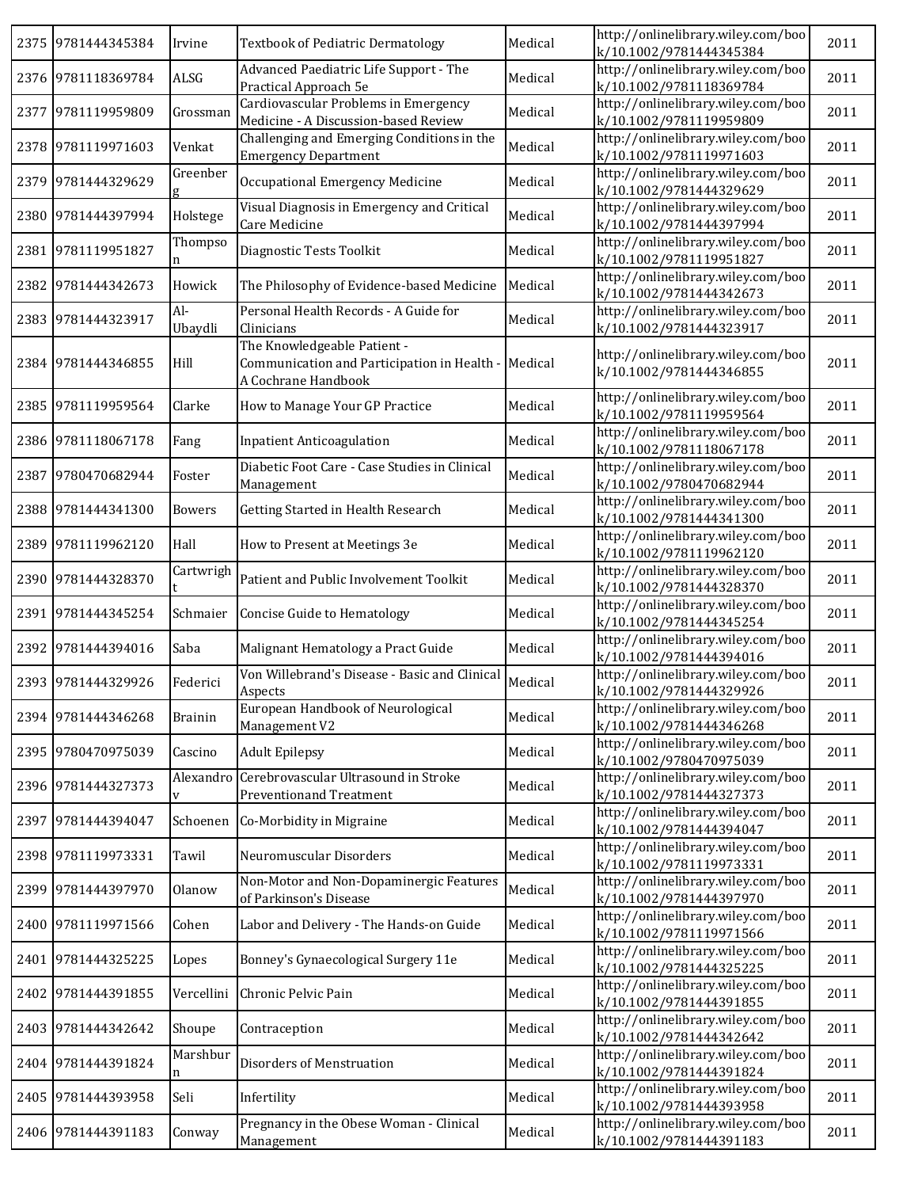| 2375 | 9781444345384 | Irvine | Textbook of Pediatric Dermatology | Medical | http://onlinelibrary.wiley.com/book/10.1002/9781444345384 | 2011 |
|---|---|---|---|---|---|---|
| 2376 | 9781118369784 | ALSG | Advanced Paediatric Life Support - The Practical Approach 5e | Medical | http://onlinelibrary.wiley.com/book/10.1002/9781118369784 | 2011 |
| 2377 | 9781119959809 | Grossman | Cardiovascular Problems in Emergency Medicine - A Discussion-based Review | Medical | http://onlinelibrary.wiley.com/book/10.1002/9781119959809 | 2011 |
| 2378 | 9781119971603 | Venkat | Challenging and Emerging Conditions in the Emergency Department | Medical | http://onlinelibrary.wiley.com/book/10.1002/9781119971603 | 2011 |
| 2379 | 9781444329629 | Greenberg | Occupational Emergency Medicine | Medical | http://onlinelibrary.wiley.com/book/10.1002/9781444329629 | 2011 |
| 2380 | 9781444397994 | Holstege | Visual Diagnosis in Emergency and Critical Care Medicine | Medical | http://onlinelibrary.wiley.com/book/10.1002/9781444397994 | 2011 |
| 2381 | 9781119951827 | Thompson | Diagnostic Tests Toolkit | Medical | http://onlinelibrary.wiley.com/book/10.1002/9781119951827 | 2011 |
| 2382 | 9781444342673 | Howick | The Philosophy of Evidence-based Medicine | Medical | http://onlinelibrary.wiley.com/book/10.1002/9781444342673 | 2011 |
| 2383 | 9781444323917 | Al-Ubaydli | Personal Health Records - A Guide for Clinicians | Medical | http://onlinelibrary.wiley.com/book/10.1002/9781444323917 | 2011 |
| 2384 | 9781444346855 | Hill | The Knowledgeable Patient - Communication and Participation in Health - A Cochrane Handbook | Medical | http://onlinelibrary.wiley.com/book/10.1002/9781444346855 | 2011 |
| 2385 | 9781119959564 | Clarke | How to Manage Your GP Practice | Medical | http://onlinelibrary.wiley.com/book/10.1002/9781119959564 | 2011 |
| 2386 | 9781118067178 | Fang | Inpatient Anticoagulation | Medical | http://onlinelibrary.wiley.com/book/10.1002/9781118067178 | 2011 |
| 2387 | 9780470682944 | Foster | Diabetic Foot Care - Case Studies in Clinical Management | Medical | http://onlinelibrary.wiley.com/book/10.1002/9780470682944 | 2011 |
| 2388 | 9781444341300 | Bowers | Getting Started in Health Research | Medical | http://onlinelibrary.wiley.com/book/10.1002/9781444341300 | 2011 |
| 2389 | 9781119962120 | Hall | How to Present at Meetings 3e | Medical | http://onlinelibrary.wiley.com/book/10.1002/9781119962120 | 2011 |
| 2390 | 9781444328370 | Cartwright | Patient and Public Involvement Toolkit | Medical | http://onlinelibrary.wiley.com/book/10.1002/9781444328370 | 2011 |
| 2391 | 9781444345254 | Schmaier | Concise Guide to Hematology | Medical | http://onlinelibrary.wiley.com/book/10.1002/9781444345254 | 2011 |
| 2392 | 9781444394016 | Saba | Malignant Hematology a Pract Guide | Medical | http://onlinelibrary.wiley.com/book/10.1002/9781444394016 | 2011 |
| 2393 | 9781444329926 | Federici | Von Willebrand's Disease - Basic and Clinical Aspects | Medical | http://onlinelibrary.wiley.com/book/10.1002/9781444329926 | 2011 |
| 2394 | 9781444346268 | Brainin | European Handbook of Neurological Management V2 | Medical | http://onlinelibrary.wiley.com/book/10.1002/9781444346268 | 2011 |
| 2395 | 9780470975039 | Cascino | Adult Epilepsy | Medical | http://onlinelibrary.wiley.com/book/10.1002/9780470975039 | 2011 |
| 2396 | 9781444327373 | Alexandrov | Cerebrovascular Ultrasound in Stroke Preventionand Treatment | Medical | http://onlinelibrary.wiley.com/book/10.1002/9781444327373 | 2011 |
| 2397 | 9781444394047 | Schoenen | Co-Morbidity in Migraine | Medical | http://onlinelibrary.wiley.com/book/10.1002/9781444394047 | 2011 |
| 2398 | 9781119973331 | Tawil | Neuromuscular Disorders | Medical | http://onlinelibrary.wiley.com/book/10.1002/9781119973331 | 2011 |
| 2399 | 9781444397970 | Olanow | Non-Motor and Non-Dopaminergic Features of Parkinson's Disease | Medical | http://onlinelibrary.wiley.com/book/10.1002/9781444397970 | 2011 |
| 2400 | 9781119971566 | Cohen | Labor and Delivery - The Hands-on Guide | Medical | http://onlinelibrary.wiley.com/book/10.1002/9781119971566 | 2011 |
| 2401 | 9781444325225 | Lopes | Bonney's Gynaecological Surgery 11e | Medical | http://onlinelibrary.wiley.com/book/10.1002/9781444325225 | 2011 |
| 2402 | 9781444391855 | Vercellini | Chronic Pelvic Pain | Medical | http://onlinelibrary.wiley.com/book/10.1002/9781444391855 | 2011 |
| 2403 | 9781444342642 | Shoupe | Contraception | Medical | http://onlinelibrary.wiley.com/book/10.1002/9781444342642 | 2011 |
| 2404 | 9781444391824 | Marshburn | Disorders of Menstruation | Medical | http://onlinelibrary.wiley.com/book/10.1002/9781444391824 | 2011 |
| 2405 | 9781444393958 | Seli | Infertility | Medical | http://onlinelibrary.wiley.com/book/10.1002/9781444393958 | 2011 |
| 2406 | 9781444391183 | Conway | Pregnancy in the Obese Woman - Clinical Management | Medical | http://onlinelibrary.wiley.com/book/10.1002/9781444391183 | 2011 |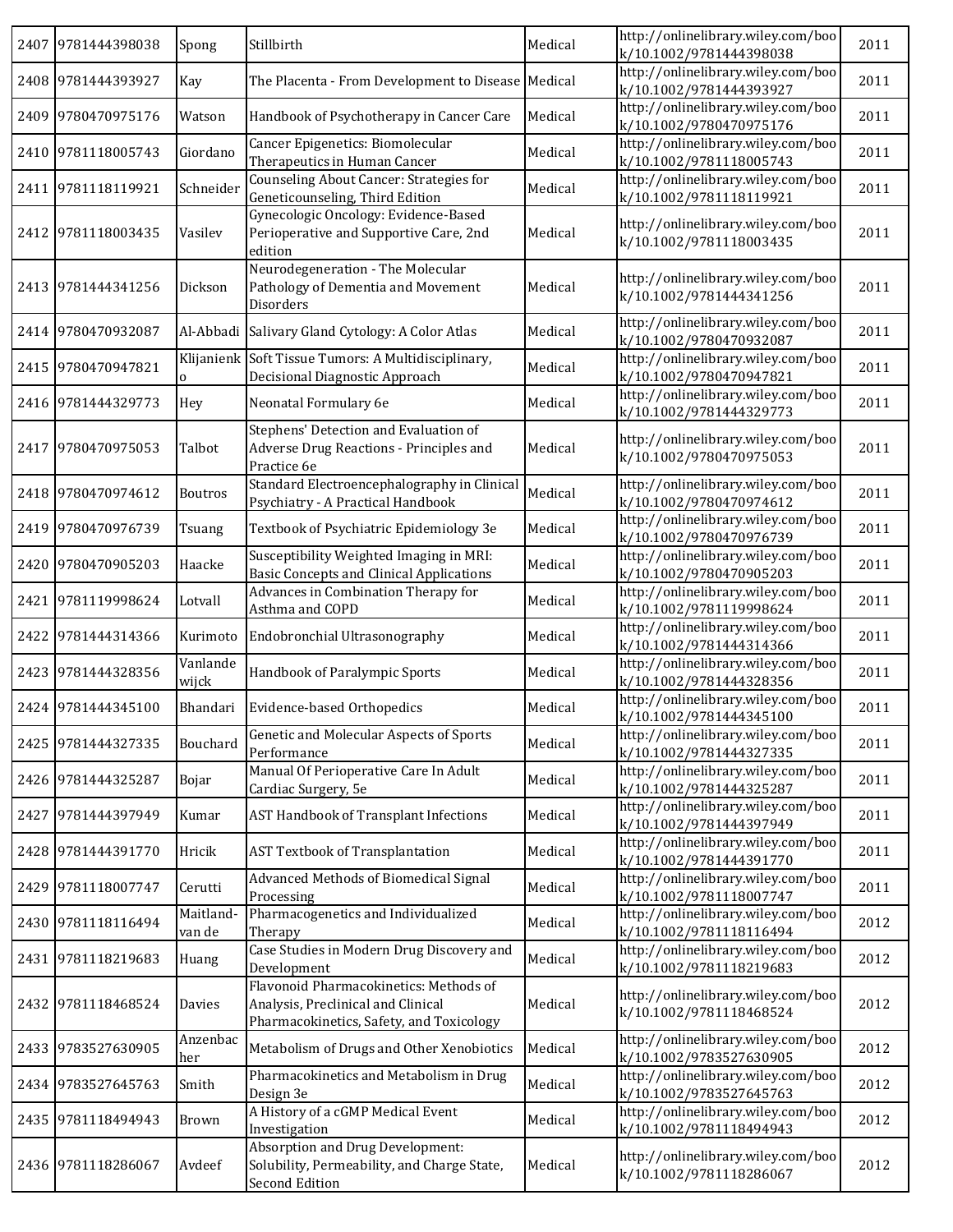| | | | | | | |
|---|---|---|---|---|---|---|
| 2407 | 9781444398038 | Spong | Stillbirth | Medical | http://onlinelibrary.wiley.com/book/10.1002/9781444398038 | 2011 |
| 2408 | 9781444393927 | Kay | The Placenta - From Development to Disease | Medical | http://onlinelibrary.wiley.com/book/10.1002/9781444393927 | 2011 |
| 2409 | 9780470975176 | Watson | Handbook of Psychotherapy in Cancer Care | Medical | http://onlinelibrary.wiley.com/book/10.1002/9780470975176 | 2011 |
| 2410 | 9781118005743 | Giordano | Cancer Epigenetics: Biomolecular Therapeutics in Human Cancer | Medical | http://onlinelibrary.wiley.com/book/10.1002/9781118005743 | 2011 |
| 2411 | 9781118119921 | Schneider | Counseling About Cancer: Strategies for Geneticounseling, Third Edition | Medical | http://onlinelibrary.wiley.com/book/10.1002/9781118119921 | 2011 |
| 2412 | 9781118003435 | Vasilev | Gynecologic Oncology: Evidence-Based Perioperative and Supportive Care, 2nd edition | Medical | http://onlinelibrary.wiley.com/book/10.1002/9781118003435 | 2011 |
| 2413 | 9781444341256 | Dickson | Neurodegeneration - The Molecular Pathology of Dementia and Movement Disorders | Medical | http://onlinelibrary.wiley.com/book/10.1002/9781444341256 | 2011 |
| 2414 | 9780470932087 | Al-Abbadi | Salivary Gland Cytology: A Color Atlas | Medical | http://onlinelibrary.wiley.com/book/10.1002/9780470932087 | 2011 |
| 2415 | 9780470947821 | Klijanienko | Soft Tissue Tumors: A Multidisciplinary, Decisional Diagnostic Approach | Medical | http://onlinelibrary.wiley.com/book/10.1002/9780470947821 | 2011 |
| 2416 | 9781444329773 | Hey | Neonatal Formulary 6e | Medical | http://onlinelibrary.wiley.com/book/10.1002/9781444329773 | 2011 |
| 2417 | 9780470975053 | Talbot | Stephens' Detection and Evaluation of Adverse Drug Reactions - Principles and Practice 6e | Medical | http://onlinelibrary.wiley.com/book/10.1002/9780470975053 | 2011 |
| 2418 | 9780470974612 | Boutros | Standard Electroencephalography in Clinical Psychiatry - A Practical Handbook | Medical | http://onlinelibrary.wiley.com/book/10.1002/9780470974612 | 2011 |
| 2419 | 9780470976739 | Tsuang | Textbook of Psychiatric Epidemiology 3e | Medical | http://onlinelibrary.wiley.com/book/10.1002/9780470976739 | 2011 |
| 2420 | 9780470905203 | Haacke | Susceptibility Weighted Imaging in MRI: Basic Concepts and Clinical Applications | Medical | http://onlinelibrary.wiley.com/book/10.1002/9780470905203 | 2011 |
| 2421 | 9781119998624 | Lotvall | Advances in Combination Therapy for Asthma and COPD | Medical | http://onlinelibrary.wiley.com/book/10.1002/9781119998624 | 2011 |
| 2422 | 9781444314366 | Kurimoto | Endobronchial Ultrasonography | Medical | http://onlinelibrary.wiley.com/book/10.1002/9781444314366 | 2011 |
| 2423 | 9781444328356 | Vanlandewijck | Handbook of Paralympic Sports | Medical | http://onlinelibrary.wiley.com/book/10.1002/9781444328356 | 2011 |
| 2424 | 9781444345100 | Bhandari | Evidence-based Orthopedics | Medical | http://onlinelibrary.wiley.com/book/10.1002/9781444345100 | 2011 |
| 2425 | 9781444327335 | Bouchard | Genetic and Molecular Aspects of Sports Performance | Medical | http://onlinelibrary.wiley.com/book/10.1002/9781444327335 | 2011 |
| 2426 | 9781444325287 | Bojar | Manual Of Perioperative Care In Adult Cardiac Surgery, 5e | Medical | http://onlinelibrary.wiley.com/book/10.1002/9781444325287 | 2011 |
| 2427 | 9781444397949 | Kumar | AST Handbook of Transplant Infections | Medical | http://onlinelibrary.wiley.com/book/10.1002/9781444397949 | 2011 |
| 2428 | 9781444391770 | Hricik | AST Textbook of Transplantation | Medical | http://onlinelibrary.wiley.com/book/10.1002/9781444391770 | 2011 |
| 2429 | 9781118007747 | Cerutti | Advanced Methods of Biomedical Signal Processing | Medical | http://onlinelibrary.wiley.com/book/10.1002/9781118007747 | 2011 |
| 2430 | 9781118116494 | Maitland-van de | Pharmacogenetics and Individualized Therapy | Medical | http://onlinelibrary.wiley.com/book/10.1002/9781118116494 | 2012 |
| 2431 | 9781118219683 | Huang | Case Studies in Modern Drug Discovery and Development | Medical | http://onlinelibrary.wiley.com/book/10.1002/9781118219683 | 2012 |
| 2432 | 9781118468524 | Davies | Flavonoid Pharmacokinetics: Methods of Analysis, Preclinical and Clinical Pharmacokinetics, Safety, and Toxicology | Medical | http://onlinelibrary.wiley.com/book/10.1002/9781118468524 | 2012 |
| 2433 | 9783527630905 | Anzenbacher | Metabolism of Drugs and Other Xenobiotics | Medical | http://onlinelibrary.wiley.com/book/10.1002/9783527630905 | 2012 |
| 2434 | 9783527645763 | Smith | Pharmacokinetics and Metabolism in Drug Design 3e | Medical | http://onlinelibrary.wiley.com/book/10.1002/9783527645763 | 2012 |
| 2435 | 9781118494943 | Brown | A History of a cGMP Medical Event Investigation | Medical | http://onlinelibrary.wiley.com/book/10.1002/9781118494943 | 2012 |
| 2436 | 9781118286067 | Avdeef | Absorption and Drug Development: Solubility, Permeability, and Charge State, Second Edition | Medical | http://onlinelibrary.wiley.com/book/10.1002/9781118286067 | 2012 |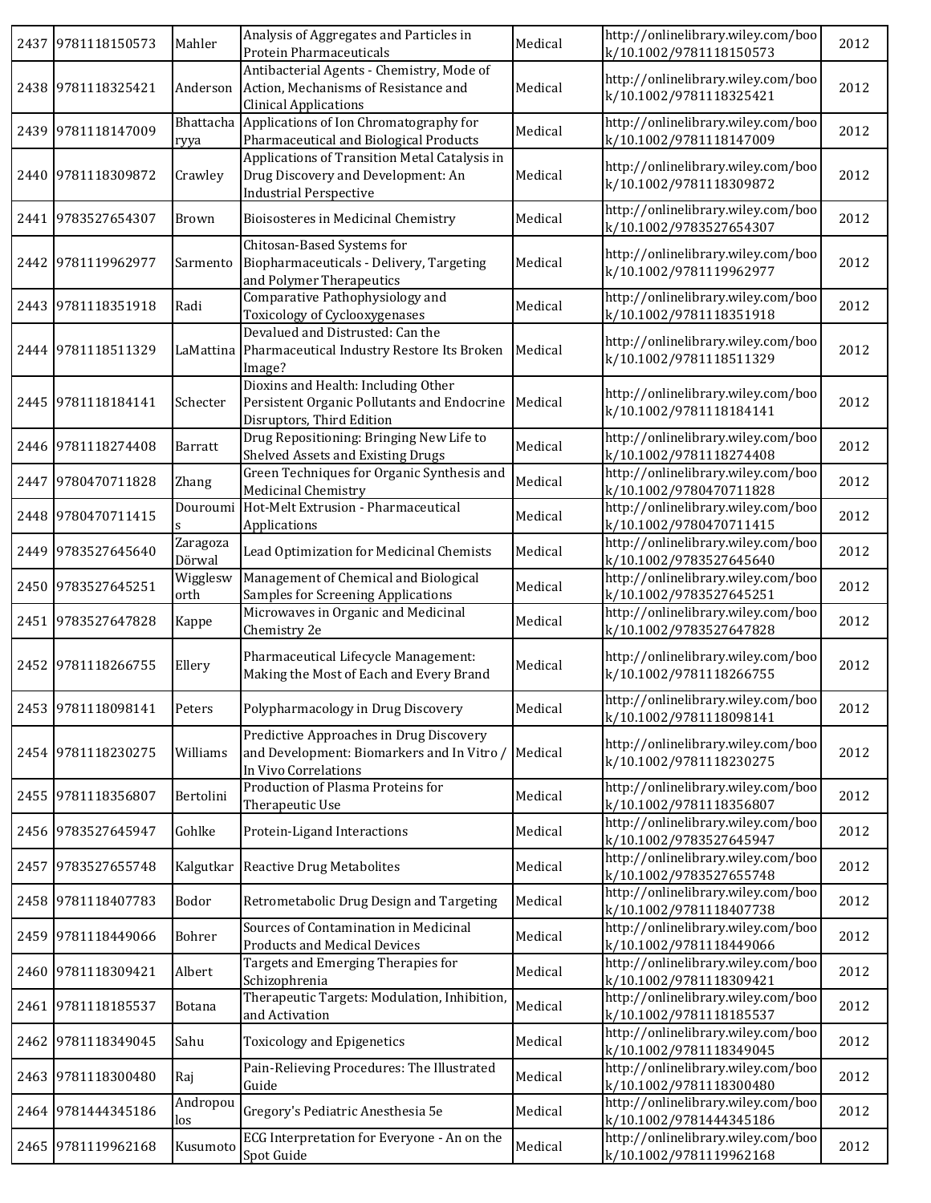| 2437 | 9781118150573 | Mahler | Analysis of Aggregates and Particles in Protein Pharmaceuticals | Medical | http://onlinelibrary.wiley.com/book/10.1002/9781118150573 | 2012 |
|---|---|---|---|---|---|---|
| 2438 | 9781118325421 | Anderson | Antibacterial Agents - Chemistry, Mode of Action, Mechanisms of Resistance and Clinical Applications | Medical | http://onlinelibrary.wiley.com/book/10.1002/9781118325421 | 2012 |
| 2439 | 9781118147009 | Bhattacharyya | Applications of Ion Chromatography for Pharmaceutical and Biological Products | Medical | http://onlinelibrary.wiley.com/book/10.1002/9781118147009 | 2012 |
| 2440 | 9781118309872 | Crawley | Applications of Transition Metal Catalysis in Drug Discovery and Development: An Industrial Perspective | Medical | http://onlinelibrary.wiley.com/book/10.1002/9781118309872 | 2012 |
| 2441 | 9783527654307 | Brown | Bioisosteres in Medicinal Chemistry | Medical | http://onlinelibrary.wiley.com/book/10.1002/9783527654307 | 2012 |
| 2442 | 9781119962977 | Sarmento | Chitosan-Based Systems for Biopharmaceuticals - Delivery, Targeting and Polymer Therapeutics | Medical | http://onlinelibrary.wiley.com/book/10.1002/9781119962977 | 2012 |
| 2443 | 9781118351918 | Radi | Comparative Pathophysiology and Toxicology of Cyclooxygenases | Medical | http://onlinelibrary.wiley.com/book/10.1002/9781118351918 | 2012 |
| 2444 | 9781118511329 | LaMattina | Devalued and Distrusted: Can the Pharmaceutical Industry Restore Its Broken Image? | Medical | http://onlinelibrary.wiley.com/book/10.1002/9781118511329 | 2012 |
| 2445 | 9781118184141 | Schecter | Dioxins and Health: Including Other Persistent Organic Pollutants and Endocrine Disruptors, Third Edition | Medical | http://onlinelibrary.wiley.com/book/10.1002/9781118184141 | 2012 |
| 2446 | 9781118274408 | Barratt | Drug Repositioning: Bringing New Life to Shelved Assets and Existing Drugs | Medical | http://onlinelibrary.wiley.com/book/10.1002/9781118274408 | 2012 |
| 2447 | 9780470711828 | Zhang | Green Techniques for Organic Synthesis and Medicinal Chemistry | Medical | http://onlinelibrary.wiley.com/book/10.1002/9780470711828 | 2012 |
| 2448 | 9780470711415 | Douroumis | Hot-Melt Extrusion - Pharmaceutical Applications | Medical | http://onlinelibrary.wiley.com/book/10.1002/9780470711415 | 2012 |
| 2449 | 9783527645640 | Zaragoza Dörwal | Lead Optimization for Medicinal Chemists | Medical | http://onlinelibrary.wiley.com/book/10.1002/9783527645640 | 2012 |
| 2450 | 9783527645251 | Wigglesworth | Management of Chemical and Biological Samples for Screening Applications | Medical | http://onlinelibrary.wiley.com/book/10.1002/9783527645251 | 2012 |
| 2451 | 9783527647828 | Kappe | Microwaves in Organic and Medicinal Chemistry 2e | Medical | http://onlinelibrary.wiley.com/book/10.1002/9783527647828 | 2012 |
| 2452 | 9781118266755 | Ellery | Pharmaceutical Lifecycle Management: Making the Most of Each and Every Brand | Medical | http://onlinelibrary.wiley.com/book/10.1002/9781118266755 | 2012 |
| 2453 | 9781118098141 | Peters | Polypharmacology in Drug Discovery | Medical | http://onlinelibrary.wiley.com/book/10.1002/9781118098141 | 2012 |
| 2454 | 9781118230275 | Williams | Predictive Approaches in Drug Discovery and Development: Biomarkers and In Vitro / In Vivo Correlations | Medical | http://onlinelibrary.wiley.com/book/10.1002/9781118230275 | 2012 |
| 2455 | 9781118356807 | Bertolini | Production of Plasma Proteins for Therapeutic Use | Medical | http://onlinelibrary.wiley.com/book/10.1002/9781118356807 | 2012 |
| 2456 | 9783527645947 | Gohlke | Protein-Ligand Interactions | Medical | http://onlinelibrary.wiley.com/book/10.1002/9783527645947 | 2012 |
| 2457 | 9783527655748 | Kalgutkar | Reactive Drug Metabolites | Medical | http://onlinelibrary.wiley.com/book/10.1002/9783527655748 | 2012 |
| 2458 | 9781118407783 | Bodor | Retrometabolic Drug Design and Targeting | Medical | http://onlinelibrary.wiley.com/book/10.1002/9781118407738 | 2012 |
| 2459 | 9781118449066 | Bohrer | Sources of Contamination in Medicinal Products and Medical Devices | Medical | http://onlinelibrary.wiley.com/book/10.1002/9781118449066 | 2012 |
| 2460 | 9781118309421 | Albert | Targets and Emerging Therapies for Schizophrenia | Medical | http://onlinelibrary.wiley.com/book/10.1002/9781118309421 | 2012 |
| 2461 | 9781118185537 | Botana | Therapeutic Targets: Modulation, Inhibition, and Activation | Medical | http://onlinelibrary.wiley.com/book/10.1002/9781118185537 | 2012 |
| 2462 | 9781118349045 | Sahu | Toxicology and Epigenetics | Medical | http://onlinelibrary.wiley.com/book/10.1002/9781118349045 | 2012 |
| 2463 | 9781118300480 | Raj | Pain-Relieving Procedures: The Illustrated Guide | Medical | http://onlinelibrary.wiley.com/book/10.1002/9781118300480 | 2012 |
| 2464 | 9781444345186 | Andropoulos | Gregory's Pediatric Anesthesia 5e | Medical | http://onlinelibrary.wiley.com/book/10.1002/9781444345186 | 2012 |
| 2465 | 9781119962168 | Kusumoto | ECG Interpretation for Everyone - An on the Spot Guide | Medical | http://onlinelibrary.wiley.com/book/10.1002/9781119962168 | 2012 |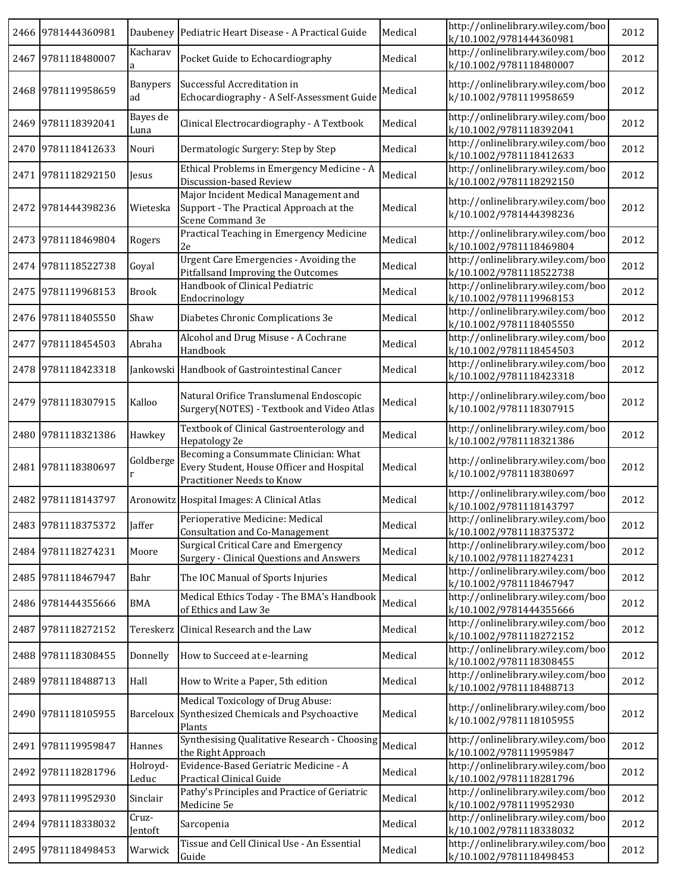| 2466 | 9781444360981 | Daubeney | Pediatric Heart Disease - A Practical Guide | Medical | http://onlinelibrary.wiley.com/book/10.1002/9781444360981 | 2012 |
|---|---|---|---|---|---|---|
| 2467 | 9781118480007 | Kacharava | Pocket Guide to Echocardiography | Medical | http://onlinelibrary.wiley.com/book/10.1002/9781118480007 | 2012 |
| 2468 | 9781119958659 | Banypersad | Successful Accreditation in Echocardiography - A Self-Assessment Guide | Medical | http://onlinelibrary.wiley.com/book/10.1002/9781119958659 | 2012 |
| 2469 | 9781118392041 | Bayes de Luna | Clinical Electrocardiography - A Textbook | Medical | http://onlinelibrary.wiley.com/book/10.1002/9781118392041 | 2012 |
| 2470 | 9781118412633 | Nouri | Dermatologic Surgery: Step by Step | Medical | http://onlinelibrary.wiley.com/book/10.1002/9781118412633 | 2012 |
| 2471 | 9781118292150 | Jesus | Ethical Problems in Emergency Medicine - A Discussion-based Review | Medical | http://onlinelibrary.wiley.com/book/10.1002/9781118292150 | 2012 |
| 2472 | 9781444398236 | Wieteska | Major Incident Medical Management and Support - The Practical Approach at the Scene Command 3e | Medical | http://onlinelibrary.wiley.com/book/10.1002/9781444398236 | 2012 |
| 2473 | 9781118469804 | Rogers | Practical Teaching in Emergency Medicine 2e | Medical | http://onlinelibrary.wiley.com/book/10.1002/9781118469804 | 2012 |
| 2474 | 9781118522738 | Goyal | Urgent Care Emergencies - Avoiding the Pitfallsand Improving the Outcomes | Medical | http://onlinelibrary.wiley.com/book/10.1002/9781118522738 | 2012 |
| 2475 | 9781119968153 | Brook | Handbook of Clinical Pediatric Endocrinology | Medical | http://onlinelibrary.wiley.com/book/10.1002/9781119968153 | 2012 |
| 2476 | 9781118405550 | Shaw | Diabetes Chronic Complications 3e | Medical | http://onlinelibrary.wiley.com/book/10.1002/9781118405550 | 2012 |
| 2477 | 9781118454503 | Abraha | Alcohol and Drug Misuse - A Cochrane Handbook | Medical | http://onlinelibrary.wiley.com/book/10.1002/9781118454503 | 2012 |
| 2478 | 9781118423318 | Jankowski | Handbook of Gastrointestinal Cancer | Medical | http://onlinelibrary.wiley.com/book/10.1002/9781118423318 | 2012 |
| 2479 | 9781118307915 | Kalloo | Natural Orifice Translumenal Endoscopic Surgery(NOTES) - Textbook and Video Atlas | Medical | http://onlinelibrary.wiley.com/book/10.1002/9781118307915 | 2012 |
| 2480 | 9781118321386 | Hawkey | Textbook of Clinical Gastroenterology and Hepatology 2e | Medical | http://onlinelibrary.wiley.com/book/10.1002/9781118321386 | 2012 |
| 2481 | 9781118380697 | Goldberger | Becoming a Consummate Clinician: What Every Student, House Officer and Hospital Practitioner Needs to Know | Medical | http://onlinelibrary.wiley.com/book/10.1002/9781118380697 | 2012 |
| 2482 | 9781118143797 | Aronowitz | Hospital Images: A Clinical Atlas | Medical | http://onlinelibrary.wiley.com/book/10.1002/9781118143797 | 2012 |
| 2483 | 9781118375372 | Jaffer | Perioperative Medicine: Medical Consultation and Co-Management | Medical | http://onlinelibrary.wiley.com/book/10.1002/9781118375372 | 2012 |
| 2484 | 9781118274231 | Moore | Surgical Critical Care and Emergency Surgery - Clinical Questions and Answers | Medical | http://onlinelibrary.wiley.com/book/10.1002/9781118274231 | 2012 |
| 2485 | 9781118467947 | Bahr | The IOC Manual of Sports Injuries | Medical | http://onlinelibrary.wiley.com/book/10.1002/9781118467947 | 2012 |
| 2486 | 9781444355666 | BMA | Medical Ethics Today - The BMA's Handbook of Ethics and Law 3e | Medical | http://onlinelibrary.wiley.com/book/10.1002/9781444355666 | 2012 |
| 2487 | 9781118272152 | Tereskerz | Clinical Research and the Law | Medical | http://onlinelibrary.wiley.com/book/10.1002/9781118272152 | 2012 |
| 2488 | 9781118308455 | Donnelly | How to Succeed at e-learning | Medical | http://onlinelibrary.wiley.com/book/10.1002/9781118308455 | 2012 |
| 2489 | 9781118488713 | Hall | How to Write a Paper, 5th edition | Medical | http://onlinelibrary.wiley.com/book/10.1002/9781118488713 | 2012 |
| 2490 | 9781118105955 | Barceloux | Medical Toxicology of Drug Abuse: Synthesized Chemicals and Psychoactive Plants | Medical | http://onlinelibrary.wiley.com/book/10.1002/9781118105955 | 2012 |
| 2491 | 9781119959847 | Hannes | Synthesising Qualitative Research - Choosing the Right Approach | Medical | http://onlinelibrary.wiley.com/book/10.1002/9781119959847 | 2012 |
| 2492 | 9781118281796 | Holroyd-Leduc | Evidence-Based Geriatric Medicine - A Practical Clinical Guide | Medical | http://onlinelibrary.wiley.com/book/10.1002/9781118281796 | 2012 |
| 2493 | 9781119952930 | Sinclair | Pathy's Principles and Practice of Geriatric Medicine 5e | Medical | http://onlinelibrary.wiley.com/book/10.1002/9781119952930 | 2012 |
| 2494 | 9781118338032 | Cruz-Jentoft | Sarcopenia | Medical | http://onlinelibrary.wiley.com/book/10.1002/9781118338032 | 2012 |
| 2495 | 9781118498453 | Warwick | Tissue and Cell Clinical Use - An Essential Guide | Medical | http://onlinelibrary.wiley.com/book/10.1002/9781118498453 | 2012 |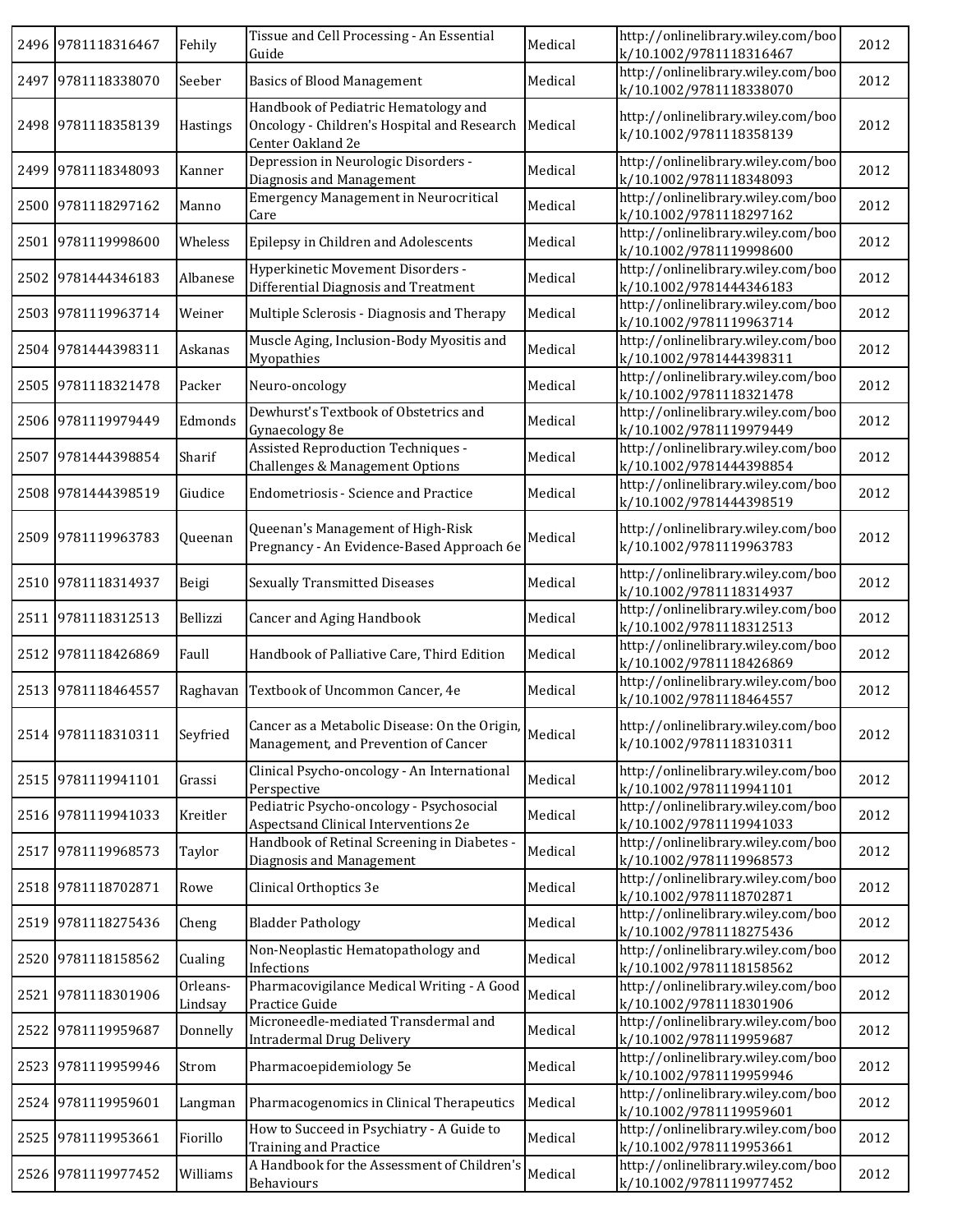| 2496 | 9781118316467 | Fehily | Tissue and Cell Processing - An Essential Guide | Medical | http://onlinelibrary.wiley.com/book/10.1002/9781118316467 | 2012 |
|---|---|---|---|---|---|---|
| 2497 | 9781118338070 | Seeber | Basics of Blood Management | Medical | http://onlinelibrary.wiley.com/book/10.1002/9781118338070 | 2012 |
| 2498 | 9781118358139 | Hastings | Handbook of Pediatric Hematology and Oncology - Children's Hospital and Research Center Oakland 2e | Medical | http://onlinelibrary.wiley.com/book/10.1002/9781118358139 | 2012 |
| 2499 | 9781118348093 | Kanner | Depression in Neurologic Disorders - Diagnosis and Management | Medical | http://onlinelibrary.wiley.com/book/10.1002/9781118348093 | 2012 |
| 2500 | 9781118297162 | Manno | Emergency Management in Neurocritical Care | Medical | http://onlinelibrary.wiley.com/book/10.1002/9781118297162 | 2012 |
| 2501 | 9781119998600 | Wheless | Epilepsy in Children and Adolescents | Medical | http://onlinelibrary.wiley.com/book/10.1002/9781119998600 | 2012 |
| 2502 | 9781444346183 | Albanese | Hyperkinetic Movement Disorders - Differential Diagnosis and Treatment | Medical | http://onlinelibrary.wiley.com/book/10.1002/9781444346183 | 2012 |
| 2503 | 9781119963714 | Weiner | Multiple Sclerosis - Diagnosis and Therapy | Medical | http://onlinelibrary.wiley.com/book/10.1002/9781119963714 | 2012 |
| 2504 | 9781444398311 | Askanas | Muscle Aging, Inclusion-Body Myositis and Myopathies | Medical | http://onlinelibrary.wiley.com/book/10.1002/9781444398311 | 2012 |
| 2505 | 9781118321478 | Packer | Neuro-oncology | Medical | http://onlinelibrary.wiley.com/book/10.1002/9781118321478 | 2012 |
| 2506 | 9781119979449 | Edmonds | Dewhurst's Textbook of Obstetrics and Gynaecology 8e | Medical | http://onlinelibrary.wiley.com/book/10.1002/9781119979449 | 2012 |
| 2507 | 9781444398854 | Sharif | Assisted Reproduction Techniques - Challenges & Management Options | Medical | http://onlinelibrary.wiley.com/book/10.1002/9781444398854 | 2012 |
| 2508 | 9781444398519 | Giudice | Endometriosis - Science and Practice | Medical | http://onlinelibrary.wiley.com/book/10.1002/9781444398519 | 2012 |
| 2509 | 9781119963783 | Queenan | Queenan's Management of High-Risk Pregnancy - An Evidence-Based Approach 6e | Medical | http://onlinelibrary.wiley.com/book/10.1002/9781119963783 | 2012 |
| 2510 | 9781118314937 | Beigi | Sexually Transmitted Diseases | Medical | http://onlinelibrary.wiley.com/book/10.1002/9781118314937 | 2012 |
| 2511 | 9781118312513 | Bellizzi | Cancer and Aging Handbook | Medical | http://onlinelibrary.wiley.com/book/10.1002/9781118312513 | 2012 |
| 2512 | 9781118426869 | Faull | Handbook of Palliative Care, Third Edition | Medical | http://onlinelibrary.wiley.com/book/10.1002/9781118426869 | 2012 |
| 2513 | 9781118464557 | Raghavan | Textbook of Uncommon Cancer, 4e | Medical | http://onlinelibrary.wiley.com/book/10.1002/9781118464557 | 2012 |
| 2514 | 9781118310311 | Seyfried | Cancer as a Metabolic Disease: On the Origin, Management, and Prevention of Cancer | Medical | http://onlinelibrary.wiley.com/book/10.1002/9781118310311 | 2012 |
| 2515 | 9781119941101 | Grassi | Clinical Psycho-oncology - An International Perspective | Medical | http://onlinelibrary.wiley.com/book/10.1002/9781119941101 | 2012 |
| 2516 | 9781119941033 | Kreitler | Pediatric Psycho-oncology - Psychosocial Aspectsand Clinical Interventions 2e | Medical | http://onlinelibrary.wiley.com/book/10.1002/9781119941033 | 2012 |
| 2517 | 9781119968573 | Taylor | Handbook of Retinal Screening in Diabetes - Diagnosis and Management | Medical | http://onlinelibrary.wiley.com/book/10.1002/9781119968573 | 2012 |
| 2518 | 9781118702871 | Rowe | Clinical Orthoptics 3e | Medical | http://onlinelibrary.wiley.com/book/10.1002/9781118702871 | 2012 |
| 2519 | 9781118275436 | Cheng | Bladder Pathology | Medical | http://onlinelibrary.wiley.com/book/10.1002/9781118275436 | 2012 |
| 2520 | 9781118158562 | Cualing | Non-Neoplastic Hematopathology and Infections | Medical | http://onlinelibrary.wiley.com/book/10.1002/9781118158562 | 2012 |
| 2521 | 9781118301906 | Orleans-Lindsay | Pharmacovigilance Medical Writing - A Good Practice Guide | Medical | http://onlinelibrary.wiley.com/book/10.1002/9781118301906 | 2012 |
| 2522 | 9781119959687 | Donnelly | Microneedle-mediated Transdermal and Intradermal Drug Delivery | Medical | http://onlinelibrary.wiley.com/book/10.1002/9781119959687 | 2012 |
| 2523 | 9781119959946 | Strom | Pharmacoepidemiology 5e | Medical | http://onlinelibrary.wiley.com/book/10.1002/9781119959946 | 2012 |
| 2524 | 9781119959601 | Langman | Pharmacogenomics in Clinical Therapeutics | Medical | http://onlinelibrary.wiley.com/book/10.1002/9781119959601 | 2012 |
| 2525 | 9781119953661 | Fiorillo | How to Succeed in Psychiatry - A Guide to Training and Practice | Medical | http://onlinelibrary.wiley.com/book/10.1002/9781119953661 | 2012 |
| 2526 | 9781119977452 | Williams | A Handbook for the Assessment of Children's Behaviours | Medical | http://onlinelibrary.wiley.com/book/10.1002/9781119977452 | 2012 |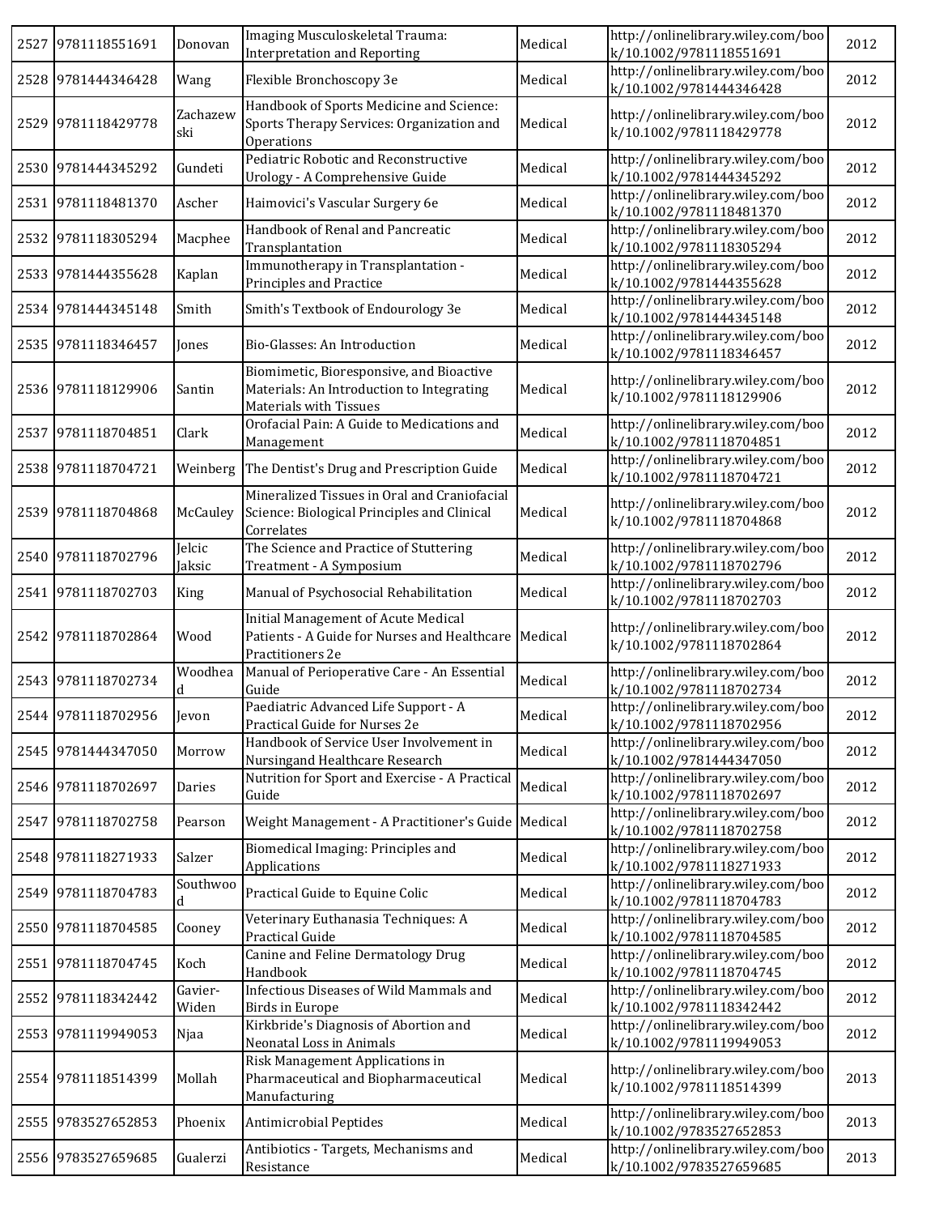| | | | | | | |
|---|---|---|---|---|---|---|
| 2527 | 9781118551691 | Donovan | Imaging Musculoskeletal Trauma: Interpretation and Reporting | Medical | http://onlinelibrary.wiley.com/book/10.1002/9781118551691 | 2012 |
| 2528 | 9781444346428 | Wang | Flexible Bronchoscopy 3e | Medical | http://onlinelibrary.wiley.com/book/10.1002/9781444346428 | 2012 |
| 2529 | 9781118429778 | Zachazewski | Handbook of Sports Medicine and Science: Sports Therapy Services: Organization and Operations | Medical | http://onlinelibrary.wiley.com/book/10.1002/9781118429778 | 2012 |
| 2530 | 9781444345292 | Gundeti | Pediatric Robotic and Reconstructive Urology - A Comprehensive Guide | Medical | http://onlinelibrary.wiley.com/book/10.1002/9781444345292 | 2012 |
| 2531 | 9781118481370 | Ascher | Haimovici's Vascular Surgery 6e | Medical | http://onlinelibrary.wiley.com/book/10.1002/9781118481370 | 2012 |
| 2532 | 9781118305294 | Macphee | Handbook of Renal and Pancreatic Transplantation | Medical | http://onlinelibrary.wiley.com/book/10.1002/9781118305294 | 2012 |
| 2533 | 9781444355628 | Kaplan | Immunotherapy in Transplantation - Principles and Practice | Medical | http://onlinelibrary.wiley.com/book/10.1002/9781444355628 | 2012 |
| 2534 | 9781444345148 | Smith | Smith's Textbook of Endourology 3e | Medical | http://onlinelibrary.wiley.com/book/10.1002/9781444345148 | 2012 |
| 2535 | 9781118346457 | Jones | Bio-Glasses: An Introduction | Medical | http://onlinelibrary.wiley.com/book/10.1002/9781118346457 | 2012 |
| 2536 | 9781118129906 | Santin | Biomimetic, Bioresponsive, and Bioactive Materials: An Introduction to Integrating Materials with Tissues | Medical | http://onlinelibrary.wiley.com/book/10.1002/9781118129906 | 2012 |
| 2537 | 9781118704851 | Clark | Orofacial Pain: A Guide to Medications and Management | Medical | http://onlinelibrary.wiley.com/book/10.1002/9781118704851 | 2012 |
| 2538 | 9781118704721 | Weinberg | The Dentist's Drug and Prescription Guide | Medical | http://onlinelibrary.wiley.com/book/10.1002/9781118704721 | 2012 |
| 2539 | 9781118704868 | McCauley | Mineralized Tissues in Oral and Craniofacial Science: Biological Principles and Clinical Correlates | Medical | http://onlinelibrary.wiley.com/book/10.1002/9781118704868 | 2012 |
| 2540 | 9781118702796 | Jelcic Jaksic | The Science and Practice of Stuttering Treatment - A Symposium | Medical | http://onlinelibrary.wiley.com/book/10.1002/9781118702796 | 2012 |
| 2541 | 9781118702703 | King | Manual of Psychosocial Rehabilitation | Medical | http://onlinelibrary.wiley.com/book/10.1002/9781118702703 | 2012 |
| 2542 | 9781118702864 | Wood | Initial Management of Acute Medical Patients - A Guide for Nurses and Healthcare Practitioners 2e | Medical | http://onlinelibrary.wiley.com/book/10.1002/9781118702864 | 2012 |
| 2543 | 9781118702734 | Woodhead | Manual of Perioperative Care - An Essential Guide | Medical | http://onlinelibrary.wiley.com/book/10.1002/9781118702734 | 2012 |
| 2544 | 9781118702956 | Jevon | Paediatric Advanced Life Support - A Practical Guide for Nurses 2e | Medical | http://onlinelibrary.wiley.com/book/10.1002/9781118702956 | 2012 |
| 2545 | 9781444347050 | Morrow | Handbook of Service User Involvement in Nursingand Healthcare Research | Medical | http://onlinelibrary.wiley.com/book/10.1002/9781444347050 | 2012 |
| 2546 | 9781118702697 | Daries | Nutrition for Sport and Exercise - A Practical Guide | Medical | http://onlinelibrary.wiley.com/book/10.1002/9781118702697 | 2012 |
| 2547 | 9781118702758 | Pearson | Weight Management - A Practitioner's Guide | Medical | http://onlinelibrary.wiley.com/book/10.1002/9781118702758 | 2012 |
| 2548 | 9781118271933 | Salzer | Biomedical Imaging: Principles and Applications | Medical | http://onlinelibrary.wiley.com/book/10.1002/9781118271933 | 2012 |
| 2549 | 9781118704783 | Southwood | Practical Guide to Equine Colic | Medical | http://onlinelibrary.wiley.com/book/10.1002/9781118704783 | 2012 |
| 2550 | 9781118704585 | Cooney | Veterinary Euthanasia Techniques: A Practical Guide | Medical | http://onlinelibrary.wiley.com/book/10.1002/9781118704585 | 2012 |
| 2551 | 9781118704745 | Koch | Canine and Feline Dermatology Drug Handbook | Medical | http://onlinelibrary.wiley.com/book/10.1002/9781118704745 | 2012 |
| 2552 | 9781118342442 | Gavier-Widen | Infectious Diseases of Wild Mammals and Birds in Europe | Medical | http://onlinelibrary.wiley.com/book/10.1002/9781118342442 | 2012 |
| 2553 | 9781119949053 | Njaa | Kirkbride's Diagnosis of Abortion and Neonatal Loss in Animals | Medical | http://onlinelibrary.wiley.com/book/10.1002/9781119949053 | 2012 |
| 2554 | 9781118514399 | Mollah | Risk Management Applications in Pharmaceutical and Biopharmaceutical Manufacturing | Medical | http://onlinelibrary.wiley.com/book/10.1002/9781118514399 | 2013 |
| 2555 | 9783527652853 | Phoenix | Antimicrobial Peptides | Medical | http://onlinelibrary.wiley.com/book/10.1002/9783527652853 | 2013 |
| 2556 | 9783527659685 | Gualerzi | Antibiotics - Targets, Mechanisms and Resistance | Medical | http://onlinelibrary.wiley.com/book/10.1002/9783527659685 | 2013 |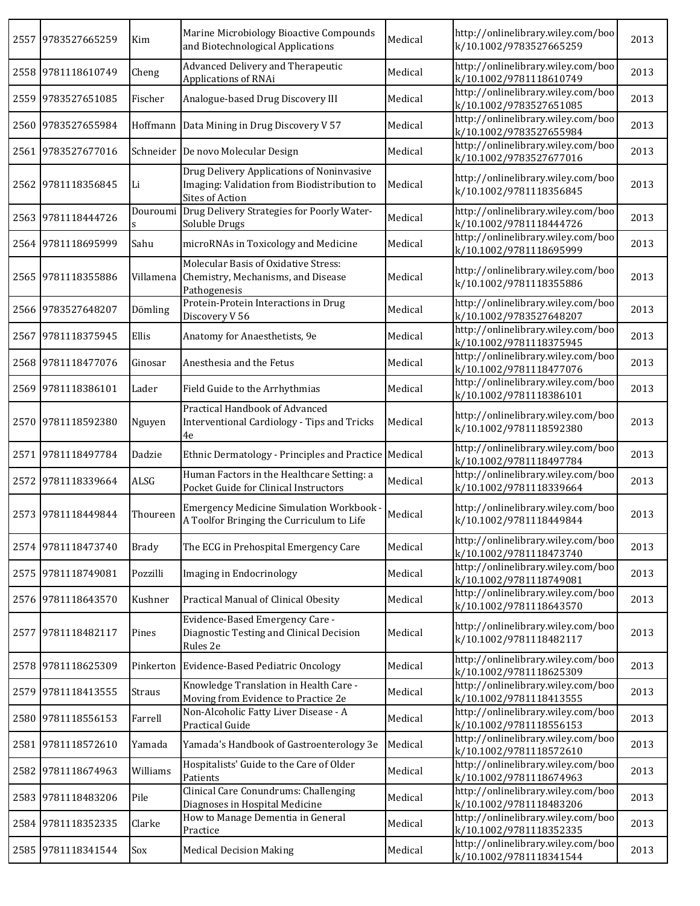| 2557 | 9783527665259 | Kim | Marine Microbiology Bioactive Compounds and Biotechnological Applications | Medical | http://onlinelibrary.wiley.com/book/10.1002/9783527665259 | 2013 |
|---|---|---|---|---|---|---|
| 2558 | 9781118610749 | Cheng | Advanced Delivery and Therapeutic Applications of RNAi | Medical | http://onlinelibrary.wiley.com/book/10.1002/9781118610749 | 2013 |
| 2559 | 9783527651085 | Fischer | Analogue-based Drug Discovery III | Medical | http://onlinelibrary.wiley.com/book/10.1002/9783527651085 | 2013 |
| 2560 | 9783527655984 | Hoffmann | Data Mining in Drug Discovery V 57 | Medical | http://onlinelibrary.wiley.com/book/10.1002/9783527655984 | 2013 |
| 2561 | 9783527677016 | Schneider | De novo Molecular Design | Medical | http://onlinelibrary.wiley.com/book/10.1002/9783527677016 | 2013 |
| 2562 | 9781118356845 | Li | Drug Delivery Applications of Noninvasive Imaging: Validation from Biodistribution to Sites of Action | Medical | http://onlinelibrary.wiley.com/book/10.1002/9781118356845 | 2013 |
| 2563 | 9781118444726 | Douroumis | Drug Delivery Strategies for Poorly Water-Soluble Drugs | Medical | http://onlinelibrary.wiley.com/book/10.1002/9781118444726 | 2013 |
| 2564 | 9781118695999 | Sahu | microRNAs in Toxicology and Medicine | Medical | http://onlinelibrary.wiley.com/book/10.1002/9781118695999 | 2013 |
| 2565 | 9781118355886 | Villamena | Molecular Basis of Oxidative Stress: Chemistry, Mechanisms, and Disease Pathogenesis | Medical | http://onlinelibrary.wiley.com/book/10.1002/9781118355886 | 2013 |
| 2566 | 9783527648207 | Dömling | Protein-Protein Interactions in Drug Discovery V 56 | Medical | http://onlinelibrary.wiley.com/book/10.1002/9783527648207 | 2013 |
| 2567 | 9781118375945 | Ellis | Anatomy for Anaesthetists, 9e | Medical | http://onlinelibrary.wiley.com/book/10.1002/9781118375945 | 2013 |
| 2568 | 9781118477076 | Ginosar | Anesthesia and the Fetus | Medical | http://onlinelibrary.wiley.com/book/10.1002/9781118477076 | 2013 |
| 2569 | 9781118386101 | Lader | Field Guide to the Arrhythmias | Medical | http://onlinelibrary.wiley.com/book/10.1002/9781118386101 | 2013 |
| 2570 | 9781118592380 | Nguyen | Practical Handbook of Advanced Interventional Cardiology - Tips and Tricks 4e | Medical | http://onlinelibrary.wiley.com/book/10.1002/9781118592380 | 2013 |
| 2571 | 9781118497784 | Dadzie | Ethnic Dermatology - Principles and Practice | Medical | http://onlinelibrary.wiley.com/book/10.1002/9781118497784 | 2013 |
| 2572 | 9781118339664 | ALSG | Human Factors in the Healthcare Setting: a Pocket Guide for Clinical Instructors | Medical | http://onlinelibrary.wiley.com/book/10.1002/9781118339664 | 2013 |
| 2573 | 9781118449844 | Thoureen | Emergency Medicine Simulation Workbook - A Toolfor Bringing the Curriculum to Life | Medical | http://onlinelibrary.wiley.com/book/10.1002/9781118449844 | 2013 |
| 2574 | 9781118473740 | Brady | The ECG in Prehospital Emergency Care | Medical | http://onlinelibrary.wiley.com/book/10.1002/9781118473740 | 2013 |
| 2575 | 9781118749081 | Pozzilli | Imaging in Endocrinology | Medical | http://onlinelibrary.wiley.com/book/10.1002/9781118749081 | 2013 |
| 2576 | 9781118643570 | Kushner | Practical Manual of Clinical Obesity | Medical | http://onlinelibrary.wiley.com/book/10.1002/9781118643570 | 2013 |
| 2577 | 9781118482117 | Pines | Evidence-Based Emergency Care - Diagnostic Testing and Clinical Decision Rules 2e | Medical | http://onlinelibrary.wiley.com/book/10.1002/9781118482117 | 2013 |
| 2578 | 9781118625309 | Pinkerton | Evidence-Based Pediatric Oncology | Medical | http://onlinelibrary.wiley.com/book/10.1002/9781118625309 | 2013 |
| 2579 | 9781118413555 | Straus | Knowledge Translation in Health Care - Moving from Evidence to Practice 2e | Medical | http://onlinelibrary.wiley.com/book/10.1002/9781118413555 | 2013 |
| 2580 | 9781118556153 | Farrell | Non-Alcoholic Fatty Liver Disease - A Practical Guide | Medical | http://onlinelibrary.wiley.com/book/10.1002/9781118556153 | 2013 |
| 2581 | 9781118572610 | Yamada | Yamada's Handbook of Gastroenterology 3e | Medical | http://onlinelibrary.wiley.com/book/10.1002/9781118572610 | 2013 |
| 2582 | 9781118674963 | Williams | Hospitalists' Guide to the Care of Older Patients | Medical | http://onlinelibrary.wiley.com/book/10.1002/9781118674963 | 2013 |
| 2583 | 9781118483206 | Pile | Clinical Care Conundrums: Challenging Diagnoses in Hospital Medicine | Medical | http://onlinelibrary.wiley.com/book/10.1002/9781118483206 | 2013 |
| 2584 | 9781118352335 | Clarke | How to Manage Dementia in General Practice | Medical | http://onlinelibrary.wiley.com/book/10.1002/9781118352335 | 2013 |
| 2585 | 9781118341544 | Sox | Medical Decision Making | Medical | http://onlinelibrary.wiley.com/book/10.1002/9781118341544 | 2013 |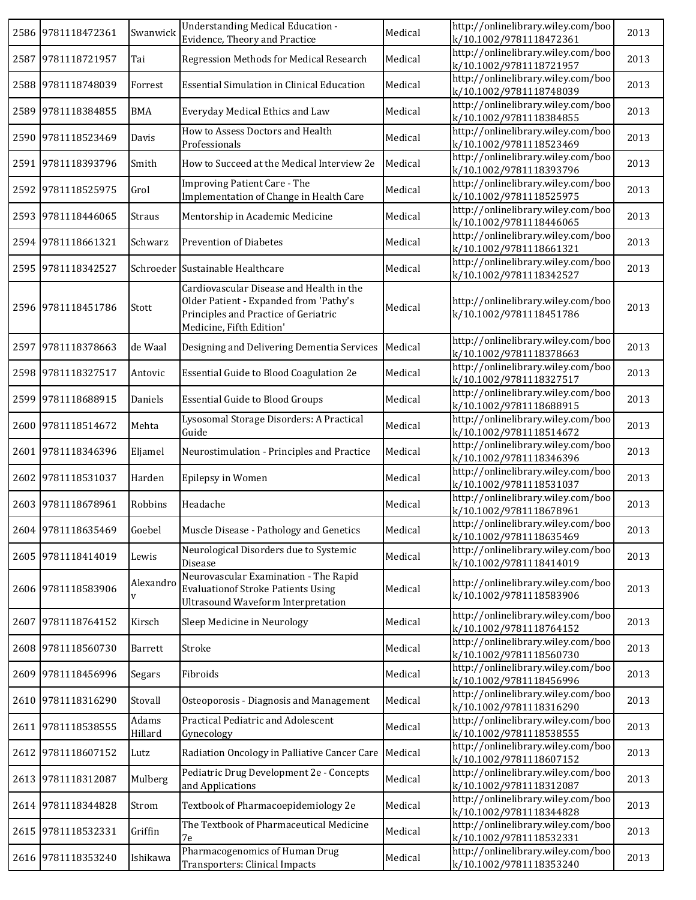| | | | | | | |
|---|---|---|---|---|---|---|
| 2586 | 9781118472361 | Swanwick | Understanding Medical Education - Evidence, Theory and Practice | Medical | http://onlinelibrary.wiley.com/book/10.1002/9781118472361 | 2013 |
| 2587 | 9781118721957 | Tai | Regression Methods for Medical Research | Medical | http://onlinelibrary.wiley.com/book/10.1002/9781118721957 | 2013 |
| 2588 | 9781118748039 | Forrest | Essential Simulation in Clinical Education | Medical | http://onlinelibrary.wiley.com/book/10.1002/9781118748039 | 2013 |
| 2589 | 9781118384855 | BMA | Everyday Medical Ethics and Law | Medical | http://onlinelibrary.wiley.com/book/10.1002/9781118384855 | 2013 |
| 2590 | 9781118523469 | Davis | How to Assess Doctors and Health Professionals | Medical | http://onlinelibrary.wiley.com/book/10.1002/9781118523469 | 2013 |
| 2591 | 9781118393796 | Smith | How to Succeed at the Medical Interview 2e | Medical | http://onlinelibrary.wiley.com/book/10.1002/9781118393796 | 2013 |
| 2592 | 9781118525975 | Grol | Improving Patient Care - The Implementation of Change in Health Care | Medical | http://onlinelibrary.wiley.com/book/10.1002/9781118525975 | 2013 |
| 2593 | 9781118446065 | Straus | Mentorship in Academic Medicine | Medical | http://onlinelibrary.wiley.com/book/10.1002/9781118446065 | 2013 |
| 2594 | 9781118661321 | Schwarz | Prevention of Diabetes | Medical | http://onlinelibrary.wiley.com/book/10.1002/9781118661321 | 2013 |
| 2595 | 9781118342527 | Schroeder | Sustainable Healthcare | Medical | http://onlinelibrary.wiley.com/book/10.1002/9781118342527 | 2013 |
| 2596 | 9781118451786 | Stott | Cardiovascular Disease and Health in the Older Patient - Expanded from 'Pathy's Principles and Practice of Geriatric Medicine, Fifth Edition' | Medical | http://onlinelibrary.wiley.com/book/10.1002/9781118451786 | 2013 |
| 2597 | 9781118378663 | de Waal | Designing and Delivering Dementia Services | Medical | http://onlinelibrary.wiley.com/book/10.1002/9781118378663 | 2013 |
| 2598 | 9781118327517 | Antovic | Essential Guide to Blood Coagulation 2e | Medical | http://onlinelibrary.wiley.com/book/10.1002/9781118327517 | 2013 |
| 2599 | 9781118688915 | Daniels | Essential Guide to Blood Groups | Medical | http://onlinelibrary.wiley.com/book/10.1002/9781118688915 | 2013 |
| 2600 | 9781118514672 | Mehta | Lysosomal Storage Disorders: A Practical Guide | Medical | http://onlinelibrary.wiley.com/book/10.1002/9781118514672 | 2013 |
| 2601 | 9781118346396 | Eljamel | Neurostimulation - Principles and Practice | Medical | http://onlinelibrary.wiley.com/book/10.1002/9781118346396 | 2013 |
| 2602 | 9781118531037 | Harden | Epilepsy in Women | Medical | http://onlinelibrary.wiley.com/book/10.1002/9781118531037 | 2013 |
| 2603 | 9781118678961 | Robbins | Headache | Medical | http://onlinelibrary.wiley.com/book/10.1002/9781118678961 | 2013 |
| 2604 | 9781118635469 | Goebel | Muscle Disease - Pathology and Genetics | Medical | http://onlinelibrary.wiley.com/book/10.1002/9781118635469 | 2013 |
| 2605 | 9781118414019 | Lewis | Neurological Disorders due to Systemic Disease | Medical | http://onlinelibrary.wiley.com/book/10.1002/9781118414019 | 2013 |
| 2606 | 9781118583906 | Alexandrov | Neurovascular Examination - The Rapid Evaluationof Stroke Patients Using Ultrasound Waveform Interpretation | Medical | http://onlinelibrary.wiley.com/book/10.1002/9781118583906 | 2013 |
| 2607 | 9781118764152 | Kirsch | Sleep Medicine in Neurology | Medical | http://onlinelibrary.wiley.com/book/10.1002/9781118764152 | 2013 |
| 2608 | 9781118560730 | Barrett | Stroke | Medical | http://onlinelibrary.wiley.com/book/10.1002/9781118560730 | 2013 |
| 2609 | 9781118456996 | Segars | Fibroids | Medical | http://onlinelibrary.wiley.com/book/10.1002/9781118456996 | 2013 |
| 2610 | 9781118316290 | Stovall | Osteoporosis - Diagnosis and Management | Medical | http://onlinelibrary.wiley.com/book/10.1002/9781118316290 | 2013 |
| 2611 | 9781118538555 | Adams Hillard | Practical Pediatric and Adolescent Gynecology | Medical | http://onlinelibrary.wiley.com/book/10.1002/9781118538555 | 2013 |
| 2612 | 9781118607152 | Lutz | Radiation Oncology in Palliative Cancer Care | Medical | http://onlinelibrary.wiley.com/book/10.1002/9781118607152 | 2013 |
| 2613 | 9781118312087 | Mulberg | Pediatric Drug Development 2e - Concepts and Applications | Medical | http://onlinelibrary.wiley.com/book/10.1002/9781118312087 | 2013 |
| 2614 | 9781118344828 | Strom | Textbook of Pharmacoepidemiology 2e | Medical | http://onlinelibrary.wiley.com/book/10.1002/9781118344828 | 2013 |
| 2615 | 9781118532331 | Griffin | The Textbook of Pharmaceutical Medicine 7e | Medical | http://onlinelibrary.wiley.com/book/10.1002/9781118532331 | 2013 |
| 2616 | 9781118353240 | Ishikawa | Pharmacogenomics of Human Drug Transporters: Clinical Impacts | Medical | http://onlinelibrary.wiley.com/book/10.1002/9781118353240 | 2013 |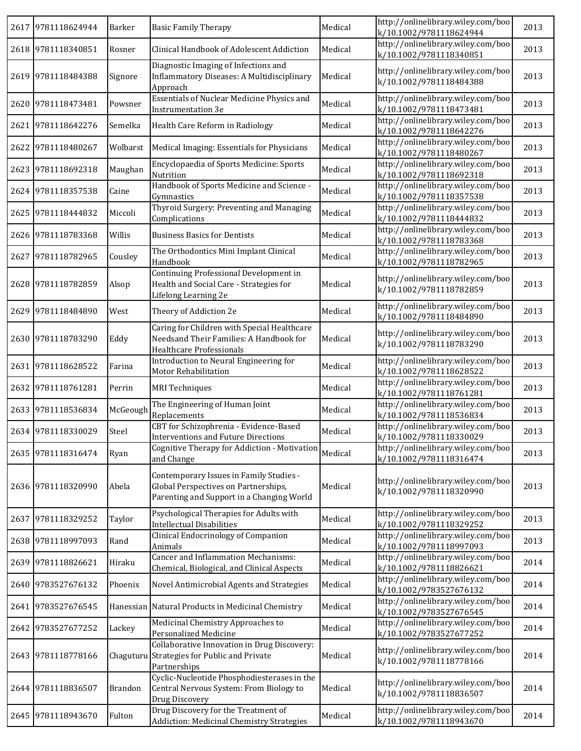| | | | | | | |
|---|---|---|---|---|---|---|
| 2617 | 9781118624944 | Barker | Basic Family Therapy | Medical | http://onlinelibrary.wiley.com/book/10.1002/9781118624944 | 2013 |
| 2618 | 9781118340851 | Rosner | Clinical Handbook of Adolescent Addiction | Medical | http://onlinelibrary.wiley.com/book/10.1002/9781118340851 | 2013 |
| 2619 | 9781118484388 | Signore | Diagnostic Imaging of Infections and Inflammatory Diseases: A Multidisciplinary Approach | Medical | http://onlinelibrary.wiley.com/book/10.1002/9781118484388 | 2013 |
| 2620 | 9781118473481 | Powsner | Essentials of Nuclear Medicine Physics and Instrumentation 3e | Medical | http://onlinelibrary.wiley.com/book/10.1002/9781118473481 | 2013 |
| 2621 | 9781118642276 | Semelka | Health Care Reform in Radiology | Medical | http://onlinelibrary.wiley.com/book/10.1002/9781118642276 | 2013 |
| 2622 | 9781118480267 | Wolbarst | Medical Imaging: Essentials for Physicians | Medical | http://onlinelibrary.wiley.com/book/10.1002/9781118480267 | 2013 |
| 2623 | 9781118692318 | Maughan | Encyclopaedia of Sports Medicine: Sports Nutrition | Medical | http://onlinelibrary.wiley.com/book/10.1002/9781118692318 | 2013 |
| 2624 | 9781118357538 | Caine | Handbook of Sports Medicine and Science - Gymnastics | Medical | http://onlinelibrary.wiley.com/book/10.1002/9781118357538 | 2013 |
| 2625 | 9781118444832 | Miccoli | Thyroid Surgery: Preventing and Managing Complications | Medical | http://onlinelibrary.wiley.com/book/10.1002/9781118444832 | 2013 |
| 2626 | 9781118783368 | Willis | Business Basics for Dentists | Medical | http://onlinelibrary.wiley.com/book/10.1002/9781118783368 | 2013 |
| 2627 | 9781118782965 | Cousley | The Orthodontics Mini Implant Clinical Handbook | Medical | http://onlinelibrary.wiley.com/book/10.1002/9781118782965 | 2013 |
| 2628 | 9781118782859 | Alsop | Continuing Professional Development in Health and Social Care - Strategies for Lifelong Learning 2e | Medical | http://onlinelibrary.wiley.com/book/10.1002/9781118782859 | 2013 |
| 2629 | 9781118484890 | West | Theory of Addiction 2e | Medical | http://onlinelibrary.wiley.com/book/10.1002/9781118484890 | 2013 |
| 2630 | 9781118783290 | Eddy | Caring for Children with Special Healthcare Needsand Their Families: A Handbook for Healthcare Professionals | Medical | http://onlinelibrary.wiley.com/book/10.1002/9781118783290 | 2013 |
| 2631 | 9781118628522 | Farina | Introduction to Neural Engineering for Motor Rehabilitation | Medical | http://onlinelibrary.wiley.com/book/10.1002/9781118628522 | 2013 |
| 2632 | 9781118761281 | Perrin | MRI Techniques | Medical | http://onlinelibrary.wiley.com/book/10.1002/9781118761281 | 2013 |
| 2633 | 9781118536834 | McGeough | The Engineering of Human Joint Replacements | Medical | http://onlinelibrary.wiley.com/book/10.1002/9781118536834 | 2013 |
| 2634 | 9781118330029 | Steel | CBT for Schizophrenia - Evidence-Based Interventions and Future Directions | Medical | http://onlinelibrary.wiley.com/book/10.1002/9781118330029 | 2013 |
| 2635 | 9781118316474 | Ryan | Cognitive Therapy for Addiction - Motivation and Change | Medical | http://onlinelibrary.wiley.com/book/10.1002/9781118316474 | 2013 |
| 2636 | 9781118320990 | Abela | Contemporary Issues in Family Studies - Global Perspectives on Partnerships, Parenting and Support in a Changing World | Medical | http://onlinelibrary.wiley.com/book/10.1002/9781118320990 | 2013 |
| 2637 | 9781118329252 | Taylor | Psychological Therapies for Adults with Intellectual Disabilities | Medical | http://onlinelibrary.wiley.com/book/10.1002/9781118329252 | 2013 |
| 2638 | 9781118997093 | Rand | Clinical Endocrinology of Companion Animals | Medical | http://onlinelibrary.wiley.com/book/10.1002/9781118997093 | 2013 |
| 2639 | 9781118826621 | Hiraku | Cancer and Inflammation Mechanisms: Chemical, Biological, and Clinical Aspects | Medical | http://onlinelibrary.wiley.com/book/10.1002/9781118826621 | 2014 |
| 2640 | 9783527676132 | Phoenix | Novel Antimicrobial Agents and Strategies | Medical | http://onlinelibrary.wiley.com/book/10.1002/9783527676132 | 2014 |
| 2641 | 9783527676545 | Hanessian | Natural Products in Medicinal Chemistry | Medical | http://onlinelibrary.wiley.com/book/10.1002/9783527676545 | 2014 |
| 2642 | 9783527677252 | Lackey | Medicinal Chemistry Approaches to Personalized Medicine | Medical | http://onlinelibrary.wiley.com/book/10.1002/9783527677252 | 2014 |
| 2643 | 9781118778166 | Chaguturu | Collaborative Innovation in Drug Discovery: Strategies for Public and Private Partnerships | Medical | http://onlinelibrary.wiley.com/book/10.1002/9781118778166 | 2014 |
| 2644 | 9781118836507 | Brandon | Cyclic-Nucleotide Phosphodiesterases in the Central Nervous System: From Biology to Drug Discovery | Medical | http://onlinelibrary.wiley.com/book/10.1002/9781118836507 | 2014 |
| 2645 | 9781118943670 | Fulton | Drug Discovery for the Treatment of Addiction: Medicinal Chemistry Strategies | Medical | http://onlinelibrary.wiley.com/book/10.1002/9781118943670 | 2014 |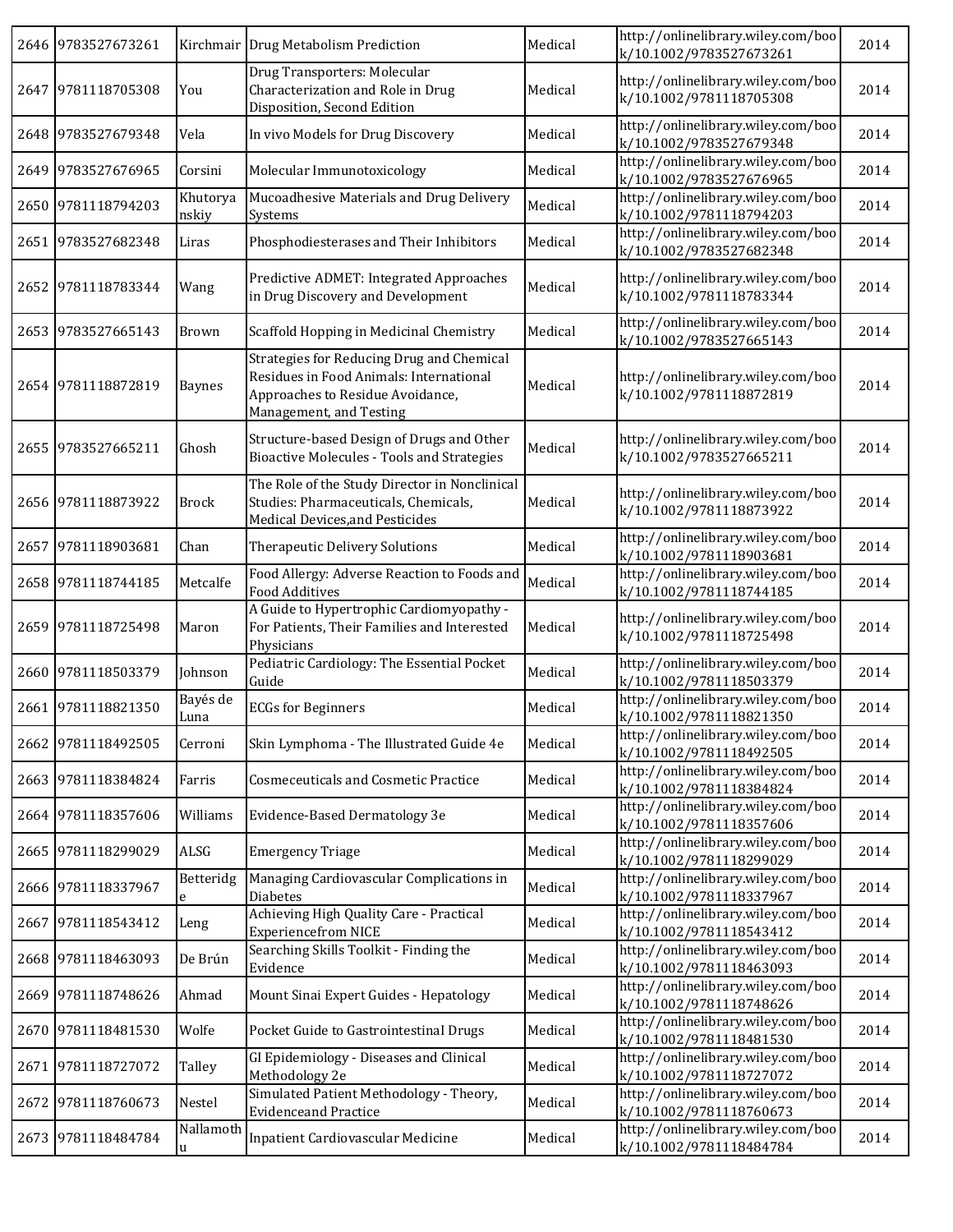| 2646 | 9783527673261 | Kirchmair | Drug Metabolism Prediction | Medical | http://onlinelibrary.wiley.com/book/10.1002/9783527673261 | 2014 |
|---|---|---|---|---|---|---|
| 2647 | 9781118705308 | You | Drug Transporters: Molecular Characterization and Role in Drug Disposition, Second Edition | Medical | http://onlinelibrary.wiley.com/book/10.1002/9781118705308 | 2014 |
| 2648 | 9783527679348 | Vela | In vivo Models for Drug Discovery | Medical | http://onlinelibrary.wiley.com/book/10.1002/9783527679348 | 2014 |
| 2649 | 9783527676965 | Corsini | Molecular Immunotoxicology | Medical | http://onlinelibrary.wiley.com/book/10.1002/9783527676965 | 2014 |
| 2650 | 9781118794203 | Khutoryanskiy | Mucoadhesive Materials and Drug Delivery Systems | Medical | http://onlinelibrary.wiley.com/book/10.1002/9781118794203 | 2014 |
| 2651 | 9783527682348 | Liras | Phosphodiesterases and Their Inhibitors | Medical | http://onlinelibrary.wiley.com/book/10.1002/9783527682348 | 2014 |
| 2652 | 9781118783344 | Wang | Predictive ADMET: Integrated Approaches in Drug Discovery and Development | Medical | http://onlinelibrary.wiley.com/book/10.1002/9781118783344 | 2014 |
| 2653 | 9783527665143 | Brown | Scaffold Hopping in Medicinal Chemistry | Medical | http://onlinelibrary.wiley.com/book/10.1002/9783527665143 | 2014 |
| 2654 | 9781118872819 | Baynes | Strategies for Reducing Drug and Chemical Residues in Food Animals: International Approaches to Residue Avoidance, Management, and Testing | Medical | http://onlinelibrary.wiley.com/book/10.1002/9781118872819 | 2014 |
| 2655 | 9783527665211 | Ghosh | Structure-based Design of Drugs and Other Bioactive Molecules - Tools and Strategies | Medical | http://onlinelibrary.wiley.com/book/10.1002/9783527665211 | 2014 |
| 2656 | 9781118873922 | Brock | The Role of the Study Director in Nonclinical Studies: Pharmaceuticals, Chemicals, Medical Devices,and Pesticides | Medical | http://onlinelibrary.wiley.com/book/10.1002/9781118873922 | 2014 |
| 2657 | 9781118903681 | Chan | Therapeutic Delivery Solutions | Medical | http://onlinelibrary.wiley.com/book/10.1002/9781118903681 | 2014 |
| 2658 | 9781118744185 | Metcalfe | Food Allergy: Adverse Reaction to Foods and Food Additives | Medical | http://onlinelibrary.wiley.com/book/10.1002/9781118744185 | 2014 |
| 2659 | 9781118725498 | Maron | A Guide to Hypertrophic Cardiomyopathy - For Patients, Their Families and Interested Physicians | Medical | http://onlinelibrary.wiley.com/book/10.1002/9781118725498 | 2014 |
| 2660 | 9781118503379 | Johnson | Pediatric Cardiology: The Essential Pocket Guide | Medical | http://onlinelibrary.wiley.com/book/10.1002/9781118503379 | 2014 |
| 2661 | 9781118821350 | Bayés de Luna | ECGs for Beginners | Medical | http://onlinelibrary.wiley.com/book/10.1002/9781118821350 | 2014 |
| 2662 | 9781118492505 | Cerroni | Skin Lymphoma - The Illustrated Guide 4e | Medical | http://onlinelibrary.wiley.com/book/10.1002/9781118492505 | 2014 |
| 2663 | 9781118384824 | Farris | Cosmeceuticals and Cosmetic Practice | Medical | http://onlinelibrary.wiley.com/book/10.1002/9781118384824 | 2014 |
| 2664 | 9781118357606 | Williams | Evidence-Based Dermatology 3e | Medical | http://onlinelibrary.wiley.com/book/10.1002/9781118357606 | 2014 |
| 2665 | 9781118299029 | ALSG | Emergency Triage | Medical | http://onlinelibrary.wiley.com/book/10.1002/9781118299029 | 2014 |
| 2666 | 9781118337967 | Betteridge | Managing Cardiovascular Complications in Diabetes | Medical | http://onlinelibrary.wiley.com/book/10.1002/9781118337967 | 2014 |
| 2667 | 9781118543412 | Leng | Achieving High Quality Care - Practical Experiencefrom NICE | Medical | http://onlinelibrary.wiley.com/book/10.1002/9781118543412 | 2014 |
| 2668 | 9781118463093 | De Brún | Searching Skills Toolkit - Finding the Evidence | Medical | http://onlinelibrary.wiley.com/book/10.1002/9781118463093 | 2014 |
| 2669 | 9781118748626 | Ahmad | Mount Sinai Expert Guides - Hepatology | Medical | http://onlinelibrary.wiley.com/book/10.1002/9781118748626 | 2014 |
| 2670 | 9781118481530 | Wolfe | Pocket Guide to Gastrointestinal Drugs | Medical | http://onlinelibrary.wiley.com/book/10.1002/9781118481530 | 2014 |
| 2671 | 9781118727072 | Talley | GI Epidemiology - Diseases and Clinical Methodology 2e | Medical | http://onlinelibrary.wiley.com/book/10.1002/9781118727072 | 2014 |
| 2672 | 9781118760673 | Nestel | Simulated Patient Methodology - Theory, Evidenceand Practice | Medical | http://onlinelibrary.wiley.com/book/10.1002/9781118760673 | 2014 |
| 2673 | 9781118484784 | Nallamothu | Inpatient Cardiovascular Medicine | Medical | http://onlinelibrary.wiley.com/book/10.1002/9781118484784 | 2014 |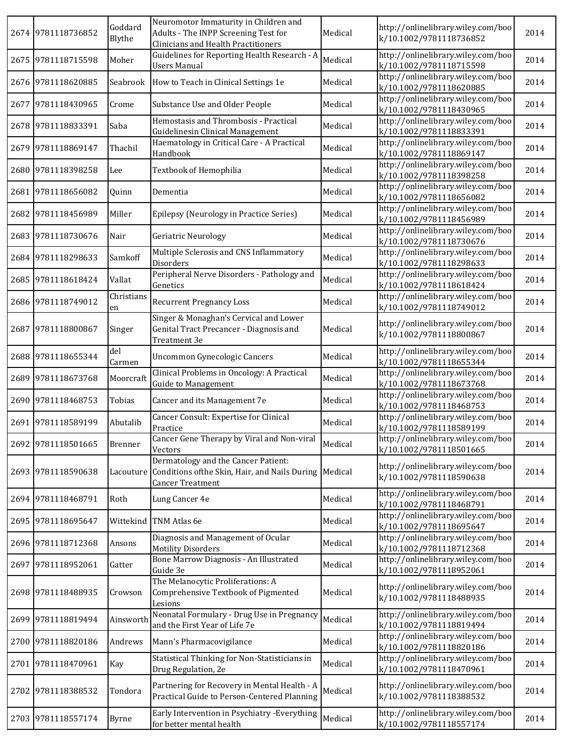| | | | | | | |
|---|---|---|---|---|---|---|
| 2674 | 9781118736852 | Goddard Blythe | Neuromotor Immaturity in Children and Adults - The INPP Screening Test for Clinicians and Health Practitioners | Medical | http://onlinelibrary.wiley.com/book/10.1002/9781118736852 | 2014 |
| 2675 | 9781118715598 | Moher | Guidelines for Reporting Health Research - A Users Manual | Medical | http://onlinelibrary.wiley.com/book/10.1002/9781118715598 | 2014 |
| 2676 | 9781118620885 | Seabrook | How to Teach in Clinical Settings 1e | Medical | http://onlinelibrary.wiley.com/book/10.1002/9781118620885 | 2014 |
| 2677 | 9781118430965 | Crome | Substance Use and Older People | Medical | http://onlinelibrary.wiley.com/book/10.1002/9781118430965 | 2014 |
| 2678 | 9781118833391 | Saba | Hemostasis and Thrombosis - Practical Guidelinesin Clinical Management | Medical | http://onlinelibrary.wiley.com/book/10.1002/9781118833391 | 2014 |
| 2679 | 9781118869147 | Thachil | Haematology in Critical Care - A Practical Handbook | Medical | http://onlinelibrary.wiley.com/book/10.1002/9781118869147 | 2014 |
| 2680 | 9781118398258 | Lee | Textbook of Hemophilia | Medical | http://onlinelibrary.wiley.com/book/10.1002/9781118398258 | 2014 |
| 2681 | 9781118656082 | Quinn | Dementia | Medical | http://onlinelibrary.wiley.com/book/10.1002/9781118656082 | 2014 |
| 2682 | 9781118456989 | Miller | Epilepsy (Neurology in Practice Series) | Medical | http://onlinelibrary.wiley.com/book/10.1002/9781118456989 | 2014 |
| 2683 | 9781118730676 | Nair | Geriatric Neurology | Medical | http://onlinelibrary.wiley.com/book/10.1002/9781118730676 | 2014 |
| 2684 | 9781118298633 | Samkoff | Multiple Sclerosis and CNS Inflammatory Disorders | Medical | http://onlinelibrary.wiley.com/book/10.1002/9781118298633 | 2014 |
| 2685 | 9781118618424 | Vallat | Peripheral Nerve Disorders - Pathology and Genetics | Medical | http://onlinelibrary.wiley.com/book/10.1002/9781118618424 | 2014 |
| 2686 | 9781118749012 | Christiansen | Recurrent Pregnancy Loss | Medical | http://onlinelibrary.wiley.com/book/10.1002/9781118749012 | 2014 |
| 2687 | 9781118800867 | Singer | Singer & Monaghan's Cervical and Lower Genital Tract Precancer - Diagnosis and Treatment 3e | Medical | http://onlinelibrary.wiley.com/book/10.1002/9781118800867 | 2014 |
| 2688 | 9781118655344 | del Carmen | Uncommon Gynecologic Cancers | Medical | http://onlinelibrary.wiley.com/book/10.1002/9781118655344 | 2014 |
| 2689 | 9781118673768 | Moorcraft | Clinical Problems in Oncology: A Practical Guide to Management | Medical | http://onlinelibrary.wiley.com/book/10.1002/9781118673768 | 2014 |
| 2690 | 9781118468753 | Tobias | Cancer and its Management 7e | Medical | http://onlinelibrary.wiley.com/book/10.1002/9781118468753 | 2014 |
| 2691 | 9781118589199 | Abutalib | Cancer Consult: Expertise for Clinical Practice | Medical | http://onlinelibrary.wiley.com/book/10.1002/9781118589199 | 2014 |
| 2692 | 9781118501665 | Brenner | Cancer Gene Therapy by Viral and Non-viral Vectors | Medical | http://onlinelibrary.wiley.com/book/10.1002/9781118501665 | 2014 |
| 2693 | 9781118590638 | Lacouture | Dermatology and the Cancer Patient: Conditions ofthe Skin, Hair, and Nails During Cancer Treatment | Medical | http://onlinelibrary.wiley.com/book/10.1002/9781118590638 | 2014 |
| 2694 | 9781118468791 | Roth | Lung Cancer 4e | Medical | http://onlinelibrary.wiley.com/book/10.1002/9781118468791 | 2014 |
| 2695 | 9781118695647 | Wittekind | TNM Atlas 6e | Medical | http://onlinelibrary.wiley.com/book/10.1002/9781118695647 | 2014 |
| 2696 | 9781118712368 | Ansons | Diagnosis and Management of Ocular Motility Disorders | Medical | http://onlinelibrary.wiley.com/book/10.1002/9781118712368 | 2014 |
| 2697 | 9781118952061 | Gatter | Bone Marrow Diagnosis - An Illustrated Guide 3e | Medical | http://onlinelibrary.wiley.com/book/10.1002/9781118952061 | 2014 |
| 2698 | 9781118488935 | Crowson | The Melanocytic Proliferations: A Comprehensive Textbook of Pigmented Lesions | Medical | http://onlinelibrary.wiley.com/book/10.1002/9781118488935 | 2014 |
| 2699 | 9781118819494 | Ainsworth | Neonatal Formulary - Drug Use in Pregnancy and the First Year of Life 7e | Medical | http://onlinelibrary.wiley.com/book/10.1002/9781118819494 | 2014 |
| 2700 | 9781118820186 | Andrews | Mann's Pharmacovigilance | Medical | http://onlinelibrary.wiley.com/book/10.1002/9781118820186 | 2014 |
| 2701 | 9781118470961 | Kay | Statistical Thinking for Non-Statisticians in Drug Regulation, 2e | Medical | http://onlinelibrary.wiley.com/book/10.1002/9781118470961 | 2014 |
| 2702 | 9781118388532 | Tondora | Partnering for Recovery in Mental Health - A Practical Guide to Person-Centered Planning | Medical | http://onlinelibrary.wiley.com/book/10.1002/9781118388532 | 2014 |
| 2703 | 9781118557174 | Byrne | Early Intervention in Psychiatry -Everything for better mental health | Medical | http://onlinelibrary.wiley.com/book/10.1002/9781118557174 | 2014 |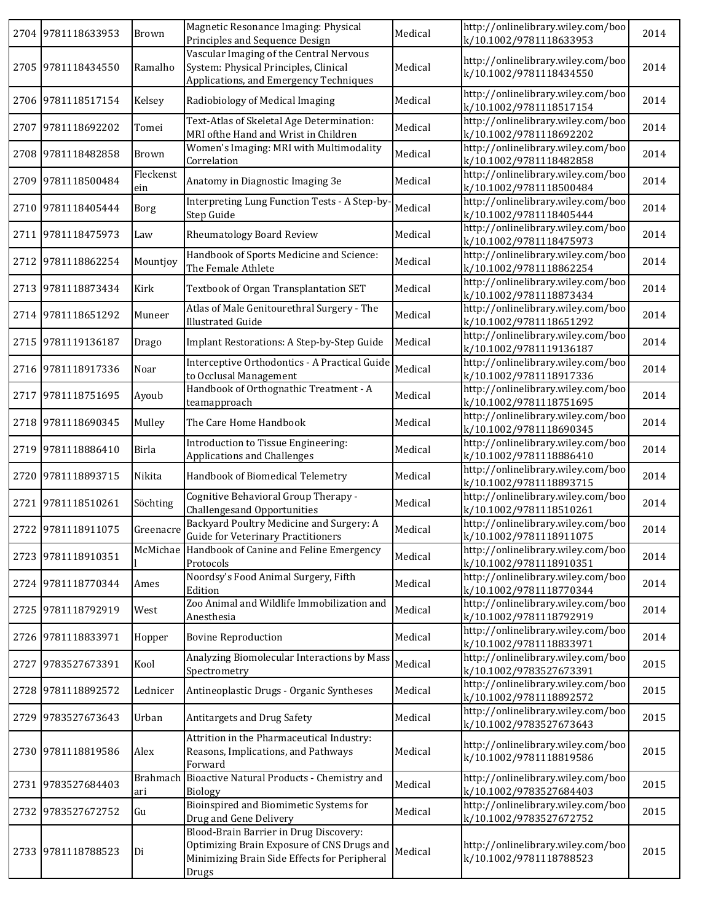| 2704 | 9781118633953 | Brown | Magnetic Resonance Imaging: Physical Principles and Sequence Design | Medical | http://onlinelibrary.wiley.com/book/10.1002/9781118633953 | 2014 |
|---|---|---|---|---|---|---|
| 2705 | 9781118434550 | Ramalho | Vascular Imaging of the Central Nervous System: Physical Principles, Clinical Applications, and Emergency Techniques | Medical | http://onlinelibrary.wiley.com/book/10.1002/9781118434550 | 2014 |
| 2706 | 9781118517154 | Kelsey | Radiobiology of Medical Imaging | Medical | http://onlinelibrary.wiley.com/book/10.1002/9781118517154 | 2014 |
| 2707 | 9781118692202 | Tomei | Text-Atlas of Skeletal Age Determination: MRI ofthe Hand and Wrist in Children | Medical | http://onlinelibrary.wiley.com/book/10.1002/9781118692202 | 2014 |
| 2708 | 9781118482858 | Brown | Women's Imaging: MRI with Multimodality Correlation | Medical | http://onlinelibrary.wiley.com/book/10.1002/9781118482858 | 2014 |
| 2709 | 9781118500484 | Fleckenstein | Anatomy in Diagnostic Imaging 3e | Medical | http://onlinelibrary.wiley.com/book/10.1002/9781118500484 | 2014 |
| 2710 | 9781118405444 | Borg | Interpreting Lung Function Tests - A Step-by-Step Guide | Medical | http://onlinelibrary.wiley.com/book/10.1002/9781118405444 | 2014 |
| 2711 | 9781118475973 | Law | Rheumatology Board Review | Medical | http://onlinelibrary.wiley.com/book/10.1002/9781118475973 | 2014 |
| 2712 | 9781118862254 | Mountjoy | Handbook of Sports Medicine and Science: The Female Athlete | Medical | http://onlinelibrary.wiley.com/book/10.1002/9781118862254 | 2014 |
| 2713 | 9781118873434 | Kirk | Textbook of Organ Transplantation SET | Medical | http://onlinelibrary.wiley.com/book/10.1002/9781118873434 | 2014 |
| 2714 | 9781118651292 | Muneer | Atlas of Male Genitourethral Surgery - The Illustrated Guide | Medical | http://onlinelibrary.wiley.com/book/10.1002/9781118651292 | 2014 |
| 2715 | 9781119136187 | Drago | Implant Restorations: A Step-by-Step Guide | Medical | http://onlinelibrary.wiley.com/book/10.1002/9781119136187 | 2014 |
| 2716 | 9781118917336 | Noar | Interceptive Orthodontics - A Practical Guide to Occlusal Management | Medical | http://onlinelibrary.wiley.com/book/10.1002/9781118917336 | 2014 |
| 2717 | 9781118751695 | Ayoub | Handbook of Orthognathic Treatment - A teamapproach | Medical | http://onlinelibrary.wiley.com/book/10.1002/9781118751695 | 2014 |
| 2718 | 9781118690345 | Mulley | The Care Home Handbook | Medical | http://onlinelibrary.wiley.com/book/10.1002/9781118690345 | 2014 |
| 2719 | 9781118886410 | Birla | Introduction to Tissue Engineering: Applications and Challenges | Medical | http://onlinelibrary.wiley.com/book/10.1002/9781118886410 | 2014 |
| 2720 | 9781118893715 | Nikita | Handbook of Biomedical Telemetry | Medical | http://onlinelibrary.wiley.com/book/10.1002/9781118893715 | 2014 |
| 2721 | 9781118510261 | Söchting | Cognitive Behavioral Group Therapy - Challengesand Opportunities | Medical | http://onlinelibrary.wiley.com/book/10.1002/9781118510261 | 2014 |
| 2722 | 9781118911075 | Greenacre | Backyard Poultry Medicine and Surgery: A Guide for Veterinary Practitioners | Medical | http://onlinelibrary.wiley.com/book/10.1002/9781118911075 | 2014 |
| 2723 | 9781118910351 | McMichael | Handbook of Canine and Feline Emergency Protocols | Medical | http://onlinelibrary.wiley.com/book/10.1002/9781118910351 | 2014 |
| 2724 | 9781118770344 | Ames | Noordsy's Food Animal Surgery, Fifth Edition | Medical | http://onlinelibrary.wiley.com/book/10.1002/9781118770344 | 2014 |
| 2725 | 9781118792919 | West | Zoo Animal and Wildlife Immobilization and Anesthesia | Medical | http://onlinelibrary.wiley.com/book/10.1002/9781118792919 | 2014 |
| 2726 | 9781118833971 | Hopper | Bovine Reproduction | Medical | http://onlinelibrary.wiley.com/book/10.1002/9781118833971 | 2014 |
| 2727 | 9783527673391 | Kool | Analyzing Biomolecular Interactions by Mass Spectrometry | Medical | http://onlinelibrary.wiley.com/book/10.1002/9783527673391 | 2015 |
| 2728 | 9781118892572 | Lednicer | Antineoplastic Drugs - Organic Syntheses | Medical | http://onlinelibrary.wiley.com/book/10.1002/9781118892572 | 2015 |
| 2729 | 9783527673643 | Urban | Antitargets and Drug Safety | Medical | http://onlinelibrary.wiley.com/book/10.1002/9783527673643 | 2015 |
| 2730 | 9781118819586 | Alex | Attrition in the Pharmaceutical Industry: Reasons, Implications, and Pathways Forward | Medical | http://onlinelibrary.wiley.com/book/10.1002/9781118819586 | 2015 |
| 2731 | 9783527684403 | Brahmachari | Bioactive Natural Products - Chemistry and Biology | Medical | http://onlinelibrary.wiley.com/book/10.1002/9783527684403 | 2015 |
| 2732 | 9783527672752 | Gu | Bioinspired and Biomimetic Systems for Drug and Gene Delivery | Medical | http://onlinelibrary.wiley.com/book/10.1002/9783527672752 | 2015 |
| 2733 | 9781118788523 | Di | Blood-Brain Barrier in Drug Discovery: Optimizing Brain Exposure of CNS Drugs and Minimizing Brain Side Effects for Peripheral Drugs | Medical | http://onlinelibrary.wiley.com/book/10.1002/9781118788523 | 2015 |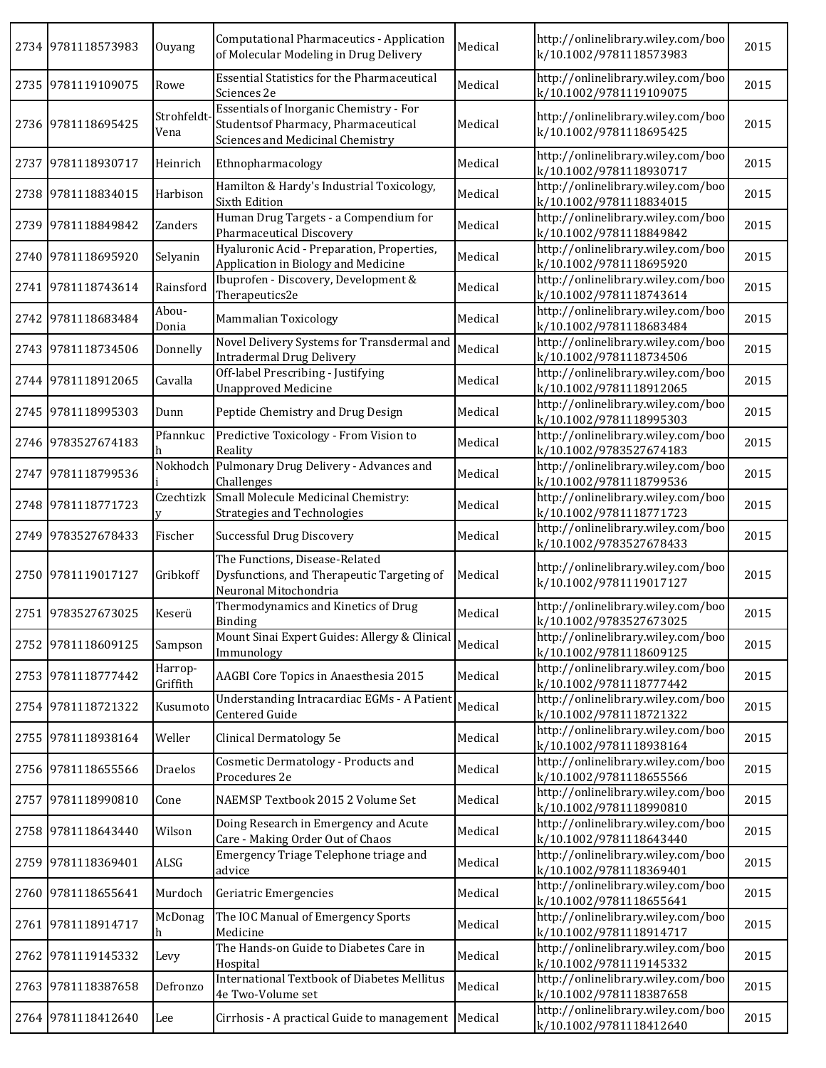| 2734 | 9781118573983 | Ouyang | Computational Pharmaceutics - Application of Molecular Modeling in Drug Delivery | Medical | http://onlinelibrary.wiley.com/book/10.1002/9781118573983 | 2015 |
|---|---|---|---|---|---|---|
| 2735 | 9781119109075 | Rowe | Essential Statistics for the Pharmaceutical Sciences 2e | Medical | http://onlinelibrary.wiley.com/book/10.1002/9781119109075 | 2015 |
| 2736 | 9781118695425 | Strohfeldt-Vena | Essentials of Inorganic Chemistry - For Studentsof Pharmacy, Pharmaceutical Sciences and Medicinal Chemistry | Medical | http://onlinelibrary.wiley.com/book/10.1002/9781118695425 | 2015 |
| 2737 | 9781118930717 | Heinrich | Ethnopharmacology | Medical | http://onlinelibrary.wiley.com/book/10.1002/9781118930717 | 2015 |
| 2738 | 9781118834015 | Harbison | Hamilton & Hardy's Industrial Toxicology, Sixth Edition | Medical | http://onlinelibrary.wiley.com/book/10.1002/9781118834015 | 2015 |
| 2739 | 9781118849842 | Zanders | Human Drug Targets - a Compendium for Pharmaceutical Discovery | Medical | http://onlinelibrary.wiley.com/book/10.1002/9781118849842 | 2015 |
| 2740 | 9781118695920 | Selyanin | Hyaluronic Acid - Preparation, Properties, Application in Biology and Medicine | Medical | http://onlinelibrary.wiley.com/book/10.1002/9781118695920 | 2015 |
| 2741 | 9781118743614 | Rainsford | Ibuprofen - Discovery, Development & Therapeutics2e | Medical | http://onlinelibrary.wiley.com/book/10.1002/9781118743614 | 2015 |
| 2742 | 9781118683484 | Abou-Donia | Mammalian Toxicology | Medical | http://onlinelibrary.wiley.com/book/10.1002/9781118683484 | 2015 |
| 2743 | 9781118734506 | Donnelly | Novel Delivery Systems for Transdermal and Intradermal Drug Delivery | Medical | http://onlinelibrary.wiley.com/book/10.1002/9781118734506 | 2015 |
| 2744 | 9781118912065 | Cavalla | Off-label Prescribing - Justifying Unapproved Medicine | Medical | http://onlinelibrary.wiley.com/book/10.1002/9781118912065 | 2015 |
| 2745 | 9781118995303 | Dunn | Peptide Chemistry and Drug Design | Medical | http://onlinelibrary.wiley.com/book/10.1002/9781118995303 | 2015 |
| 2746 | 9783527674183 | Pfannkuch | Predictive Toxicology - From Vision to Reality | Medical | http://onlinelibrary.wiley.com/book/10.1002/9783527674183 | 2015 |
| 2747 | 9781118799536 | Nokhodchi | Pulmonary Drug Delivery - Advances and Challenges | Medical | http://onlinelibrary.wiley.com/book/10.1002/9781118799536 | 2015 |
| 2748 | 9781118771723 | Czechtizky | Small Molecule Medicinal Chemistry: Strategies and Technologies | Medical | http://onlinelibrary.wiley.com/book/10.1002/9781118771723 | 2015 |
| 2749 | 9783527678433 | Fischer | Successful Drug Discovery | Medical | http://onlinelibrary.wiley.com/book/10.1002/9783527678433 | 2015 |
| 2750 | 9781119017127 | Gribkoff | The Functions, Disease-Related Dysfunctions, and Therapeutic Targeting of Neuronal Mitochondria | Medical | http://onlinelibrary.wiley.com/book/10.1002/9781119017127 | 2015 |
| 2751 | 9783527673025 | Keserü | Thermodynamics and Kinetics of Drug Binding | Medical | http://onlinelibrary.wiley.com/book/10.1002/9783527673025 | 2015 |
| 2752 | 9781118609125 | Sampson | Mount Sinai Expert Guides: Allergy & Clinical Immunology | Medical | http://onlinelibrary.wiley.com/book/10.1002/9781118609125 | 2015 |
| 2753 | 9781118777442 | Harrop-Griffith | AAGBI Core Topics in Anaesthesia 2015 | Medical | http://onlinelibrary.wiley.com/book/10.1002/9781118777442 | 2015 |
| 2754 | 9781118721322 | Kusumoto | Understanding Intracardiac EGMs - A Patient Centered Guide | Medical | http://onlinelibrary.wiley.com/book/10.1002/9781118721322 | 2015 |
| 2755 | 9781118938164 | Weller | Clinical Dermatology 5e | Medical | http://onlinelibrary.wiley.com/book/10.1002/9781118938164 | 2015 |
| 2756 | 9781118655566 | Draelos | Cosmetic Dermatology - Products and Procedures 2e | Medical | http://onlinelibrary.wiley.com/book/10.1002/9781118655566 | 2015 |
| 2757 | 9781118990810 | Cone | NAEMSP Textbook 2015 2 Volume Set | Medical | http://onlinelibrary.wiley.com/book/10.1002/9781118990810 | 2015 |
| 2758 | 9781118643440 | Wilson | Doing Research in Emergency and Acute Care - Making Order Out of Chaos | Medical | http://onlinelibrary.wiley.com/book/10.1002/9781118643440 | 2015 |
| 2759 | 9781118369401 | ALSG | Emergency Triage Telephone triage and advice | Medical | http://onlinelibrary.wiley.com/book/10.1002/9781118369401 | 2015 |
| 2760 | 9781118655641 | Murdoch | Geriatric Emergencies | Medical | http://onlinelibrary.wiley.com/book/10.1002/9781118655641 | 2015 |
| 2761 | 9781118914717 | McDonagh | The IOC Manual of Emergency Sports Medicine | Medical | http://onlinelibrary.wiley.com/book/10.1002/9781118914717 | 2015 |
| 2762 | 9781119145332 | Levy | The Hands-on Guide to Diabetes Care in Hospital | Medical | http://onlinelibrary.wiley.com/book/10.1002/9781119145332 | 2015 |
| 2763 | 9781118387658 | Defronzo | International Textbook of Diabetes Mellitus 4e Two-Volume set | Medical | http://onlinelibrary.wiley.com/book/10.1002/9781118387658 | 2015 |
| 2764 | 9781118412640 | Lee | Cirrhosis - A practical Guide to management | Medical | http://onlinelibrary.wiley.com/book/10.1002/9781118412640 | 2015 |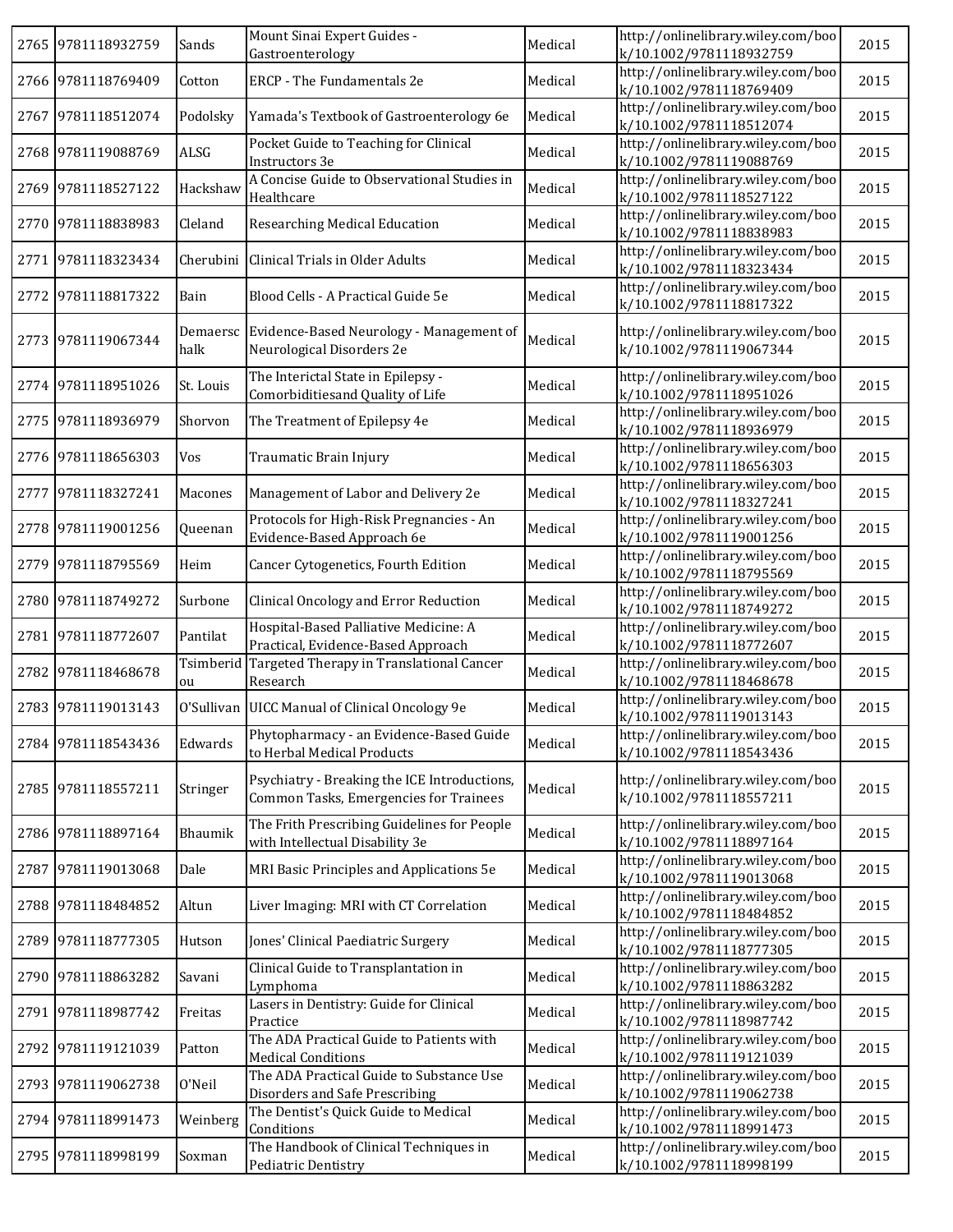| 2765 | 9781118932759 | Sands | Mount Sinai Expert Guides - Gastroenterology | Medical | http://onlinelibrary.wiley.com/book/10.1002/9781118932759 | 2015 |
|---|---|---|---|---|---|---|
| 2766 | 9781118769409 | Cotton | ERCP - The Fundamentals 2e | Medical | http://onlinelibrary.wiley.com/book/10.1002/9781118769409 | 2015 |
| 2767 | 9781118512074 | Podolsky | Yamada's Textbook of Gastroenterology 6e | Medical | http://onlinelibrary.wiley.com/book/10.1002/9781118512074 | 2015 |
| 2768 | 9781119088769 | ALSG | Pocket Guide to Teaching for Clinical Instructors 3e | Medical | http://onlinelibrary.wiley.com/book/10.1002/9781119088769 | 2015 |
| 2769 | 9781118527122 | Hackshaw | A Concise Guide to Observational Studies in Healthcare | Medical | http://onlinelibrary.wiley.com/book/10.1002/9781118527122 | 2015 |
| 2770 | 9781118838983 | Cleland | Researching Medical Education | Medical | http://onlinelibrary.wiley.com/book/10.1002/9781118838983 | 2015 |
| 2771 | 9781118323434 | Cherubini | Clinical Trials in Older Adults | Medical | http://onlinelibrary.wiley.com/book/10.1002/9781118323434 | 2015 |
| 2772 | 9781118817322 | Bain | Blood Cells - A Practical Guide 5e | Medical | http://onlinelibrary.wiley.com/book/10.1002/9781118817322 | 2015 |
| 2773 | 9781119067344 | Demaerschalk | Evidence-Based Neurology - Management of Neurological Disorders 2e | Medical | http://onlinelibrary.wiley.com/book/10.1002/9781119067344 | 2015 |
| 2774 | 9781118951026 | St. Louis | The Interictal State in Epilepsy - Comorbiditiesand Quality of Life | Medical | http://onlinelibrary.wiley.com/book/10.1002/9781118951026 | 2015 |
| 2775 | 9781118936979 | Shorvon | The Treatment of Epilepsy 4e | Medical | http://onlinelibrary.wiley.com/book/10.1002/9781118936979 | 2015 |
| 2776 | 9781118656303 | Vos | Traumatic Brain Injury | Medical | http://onlinelibrary.wiley.com/book/10.1002/9781118656303 | 2015 |
| 2777 | 9781118327241 | Macones | Management of Labor and Delivery 2e | Medical | http://onlinelibrary.wiley.com/book/10.1002/9781118327241 | 2015 |
| 2778 | 9781119001256 | Queenan | Protocols for High-Risk Pregnancies - An Evidence-Based Approach 6e | Medical | http://onlinelibrary.wiley.com/book/10.1002/9781119001256 | 2015 |
| 2779 | 9781118795569 | Heim | Cancer Cytogenetics, Fourth Edition | Medical | http://onlinelibrary.wiley.com/book/10.1002/9781118795569 | 2015 |
| 2780 | 9781118749272 | Surbone | Clinical Oncology and Error Reduction | Medical | http://onlinelibrary.wiley.com/book/10.1002/9781118749272 | 2015 |
| 2781 | 9781118772607 | Pantilat | Hospital-Based Palliative Medicine: A Practical, Evidence-Based Approach | Medical | http://onlinelibrary.wiley.com/book/10.1002/9781118772607 | 2015 |
| 2782 | 9781118468678 | Tsimberidou | Targeted Therapy in Translational Cancer Research | Medical | http://onlinelibrary.wiley.com/book/10.1002/9781118468678 | 2015 |
| 2783 | 9781119013143 | O'Sullivan | UICC Manual of Clinical Oncology 9e | Medical | http://onlinelibrary.wiley.com/book/10.1002/9781119013143 | 2015 |
| 2784 | 9781118543436 | Edwards | Phytopharmacy - an Evidence-Based Guide to Herbal Medical Products | Medical | http://onlinelibrary.wiley.com/book/10.1002/9781118543436 | 2015 |
| 2785 | 9781118557211 | Stringer | Psychiatry - Breaking the ICE Introductions, Common Tasks, Emergencies for Trainees | Medical | http://onlinelibrary.wiley.com/book/10.1002/9781118557211 | 2015 |
| 2786 | 9781118897164 | Bhaumik | The Frith Prescribing Guidelines for People with Intellectual Disability 3e | Medical | http://onlinelibrary.wiley.com/book/10.1002/9781118897164 | 2015 |
| 2787 | 9781119013068 | Dale | MRI Basic Principles and Applications 5e | Medical | http://onlinelibrary.wiley.com/book/10.1002/9781119013068 | 2015 |
| 2788 | 9781118484852 | Altun | Liver Imaging: MRI with CT Correlation | Medical | http://onlinelibrary.wiley.com/book/10.1002/9781118484852 | 2015 |
| 2789 | 9781118777305 | Hutson | Jones' Clinical Paediatric Surgery | Medical | http://onlinelibrary.wiley.com/book/10.1002/9781118777305 | 2015 |
| 2790 | 9781118863282 | Savani | Clinical Guide to Transplantation in Lymphoma | Medical | http://onlinelibrary.wiley.com/book/10.1002/9781118863282 | 2015 |
| 2791 | 9781118987742 | Freitas | Lasers in Dentistry: Guide for Clinical Practice | Medical | http://onlinelibrary.wiley.com/book/10.1002/9781118987742 | 2015 |
| 2792 | 9781119121039 | Patton | The ADA Practical Guide to Patients with Medical Conditions | Medical | http://onlinelibrary.wiley.com/book/10.1002/9781119121039 | 2015 |
| 2793 | 9781119062738 | O'Neil | The ADA Practical Guide to Substance Use Disorders and Safe Prescribing | Medical | http://onlinelibrary.wiley.com/book/10.1002/9781119062738 | 2015 |
| 2794 | 9781118991473 | Weinberg | The Dentist's Quick Guide to Medical Conditions | Medical | http://onlinelibrary.wiley.com/book/10.1002/9781118991473 | 2015 |
| 2795 | 9781118998199 | Soxman | The Handbook of Clinical Techniques in Pediatric Dentistry | Medical | http://onlinelibrary.wiley.com/book/10.1002/9781118998199 | 2015 |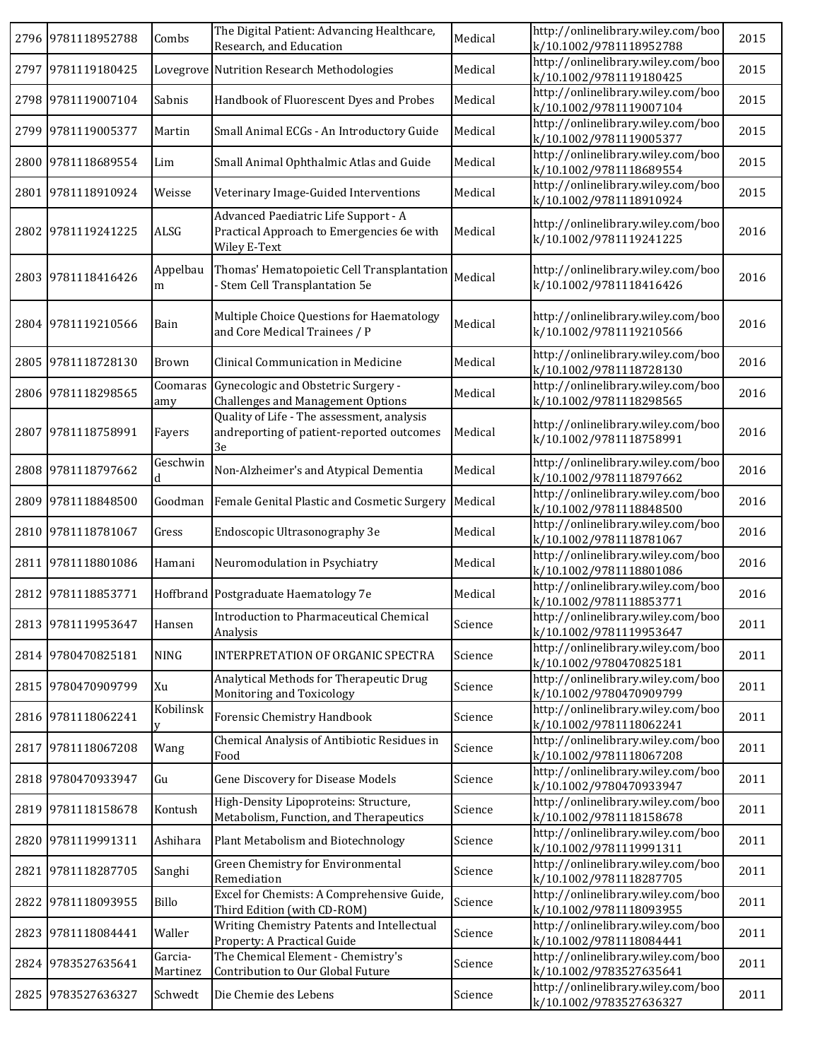| 2796 | 9781118952788 | Combs | The Digital Patient: Advancing Healthcare, Research, and Education | Medical | http://onlinelibrary.wiley.com/book/10.1002/9781118952788 | 2015 |
|---|---|---|---|---|---|---|
| 2797 | 9781119180425 | Lovegrove | Nutrition Research Methodologies | Medical | http://onlinelibrary.wiley.com/book/10.1002/9781119180425 | 2015 |
| 2798 | 9781119007104 | Sabnis | Handbook of Fluorescent Dyes and Probes | Medical | http://onlinelibrary.wiley.com/book/10.1002/9781119007104 | 2015 |
| 2799 | 9781119005377 | Martin | Small Animal ECGs - An Introductory Guide | Medical | http://onlinelibrary.wiley.com/book/10.1002/9781119005377 | 2015 |
| 2800 | 9781118689554 | Lim | Small Animal Ophthalmic Atlas and Guide | Medical | http://onlinelibrary.wiley.com/book/10.1002/9781118689554 | 2015 |
| 2801 | 9781118910924 | Weisse | Veterinary Image-Guided Interventions | Medical | http://onlinelibrary.wiley.com/book/10.1002/9781118910924 | 2015 |
| 2802 | 9781119241225 | ALSG | Advanced Paediatric Life Support - A Practical Approach to Emergencies 6e with Wiley E-Text | Medical | http://onlinelibrary.wiley.com/book/10.1002/9781119241225 | 2016 |
| 2803 | 9781118416426 | Appelbaum | Thomas' Hematopoietic Cell Transplantation - Stem Cell Transplantation 5e | Medical | http://onlinelibrary.wiley.com/book/10.1002/9781118416426 | 2016 |
| 2804 | 9781119210566 | Bain | Multiple Choice Questions for Haematology and Core Medical Trainees / P | Medical | http://onlinelibrary.wiley.com/book/10.1002/9781119210566 | 2016 |
| 2805 | 9781118728130 | Brown | Clinical Communication in Medicine | Medical | http://onlinelibrary.wiley.com/book/10.1002/9781118728130 | 2016 |
| 2806 | 9781118298565 | Coomarasamy | Gynecologic and Obstetric Surgery - Challenges and Management Options | Medical | http://onlinelibrary.wiley.com/book/10.1002/9781118298565 | 2016 |
| 2807 | 9781118758991 | Fayers | Quality of Life - The assessment, analysis andreporting of patient-reported outcomes 3e | Medical | http://onlinelibrary.wiley.com/book/10.1002/9781118758991 | 2016 |
| 2808 | 9781118797662 | Geschwind | Non-Alzheimer's and Atypical Dementia | Medical | http://onlinelibrary.wiley.com/book/10.1002/9781118797662 | 2016 |
| 2809 | 9781118848500 | Goodman | Female Genital Plastic and Cosmetic Surgery | Medical | http://onlinelibrary.wiley.com/book/10.1002/9781118848500 | 2016 |
| 2810 | 9781118781067 | Gress | Endoscopic Ultrasonography 3e | Medical | http://onlinelibrary.wiley.com/book/10.1002/9781118781067 | 2016 |
| 2811 | 9781118801086 | Hamani | Neuromodulation in Psychiatry | Medical | http://onlinelibrary.wiley.com/book/10.1002/9781118801086 | 2016 |
| 2812 | 9781118853771 | Hoffbrand | Postgraduate Haematology 7e | Medical | http://onlinelibrary.wiley.com/book/10.1002/9781118853771 | 2016 |
| 2813 | 9781119953647 | Hansen | Introduction to Pharmaceutical Chemical Analysis | Science | http://onlinelibrary.wiley.com/book/10.1002/9781119953647 | 2011 |
| 2814 | 9780470825181 | NING | INTERPRETATION OF ORGANIC SPECTRA | Science | http://onlinelibrary.wiley.com/book/10.1002/9780470825181 | 2011 |
| 2815 | 9780470909799 | Xu | Analytical Methods for Therapeutic Drug Monitoring and Toxicology | Science | http://onlinelibrary.wiley.com/book/10.1002/9780470909799 | 2011 |
| 2816 | 9781118062241 | Kobilinsky | Forensic Chemistry Handbook | Science | http://onlinelibrary.wiley.com/book/10.1002/9781118062241 | 2011 |
| 2817 | 9781118067208 | Wang | Chemical Analysis of Antibiotic Residues in Food | Science | http://onlinelibrary.wiley.com/book/10.1002/9781118067208 | 2011 |
| 2818 | 9780470933947 | Gu | Gene Discovery for Disease Models | Science | http://onlinelibrary.wiley.com/book/10.1002/9780470933947 | 2011 |
| 2819 | 9781118158678 | Kontush | High-Density Lipoproteins: Structure, Metabolism, Function, and Therapeutics | Science | http://onlinelibrary.wiley.com/book/10.1002/9781118158678 | 2011 |
| 2820 | 9781119991311 | Ashihara | Plant Metabolism and Biotechnology | Science | http://onlinelibrary.wiley.com/book/10.1002/9781119991311 | 2011 |
| 2821 | 9781118287705 | Sanghi | Green Chemistry for Environmental Remediation | Science | http://onlinelibrary.wiley.com/book/10.1002/9781118287705 | 2011 |
| 2822 | 9781118093955 | Billo | Excel for Chemists: A Comprehensive Guide, Third Edition (with CD-ROM) | Science | http://onlinelibrary.wiley.com/book/10.1002/9781118093955 | 2011 |
| 2823 | 9781118084441 | Waller | Writing Chemistry Patents and Intellectual Property: A Practical Guide | Science | http://onlinelibrary.wiley.com/book/10.1002/9781118084441 | 2011 |
| 2824 | 9783527635641 | Garcia-Martinez | The Chemical Element - Chemistry's Contribution to Our Global Future | Science | http://onlinelibrary.wiley.com/book/10.1002/9783527635641 | 2011 |
| 2825 | 9783527636327 | Schwedt | Die Chemie des Lebens | Science | http://onlinelibrary.wiley.com/book/10.1002/9783527636327 | 2011 |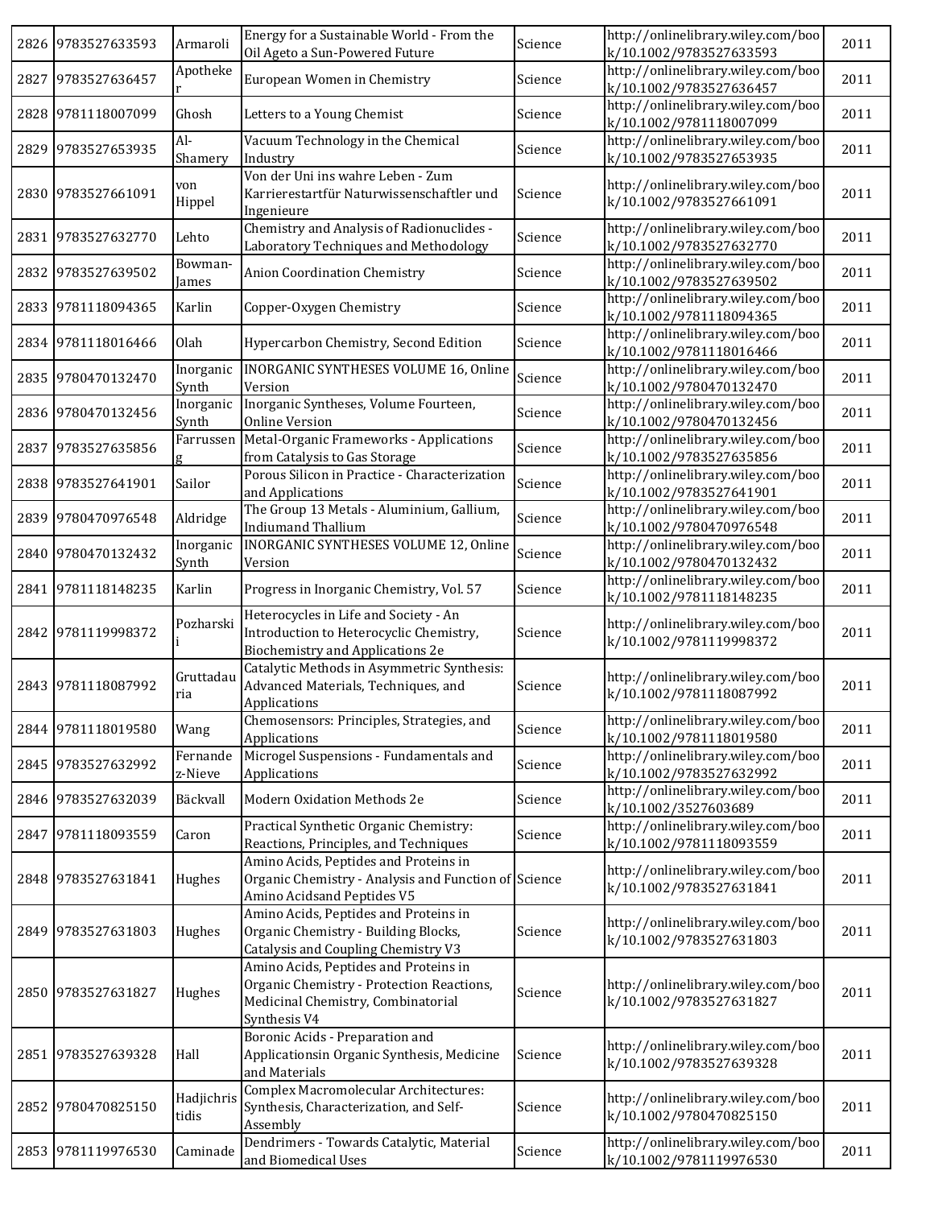| 2826 | 9783527633593 | Armaroli | Energy for a Sustainable World - From the Oil Ageto a Sun-Powered Future | Science | http://onlinelibrary.wiley.com/book/10.1002/9783527633593 | 2011 |
|---|---|---|---|---|---|---|
| 2827 | 9783527636457 | Apotheker | European Women in Chemistry | Science | http://onlinelibrary.wiley.com/book/10.1002/9783527636457 | 2011 |
| 2828 | 9781118007099 | Ghosh | Letters to a Young Chemist | Science | http://onlinelibrary.wiley.com/book/10.1002/9781118007099 | 2011 |
| 2829 | 9783527653935 | Al-Shamery | Vacuum Technology in the Chemical Industry | Science | http://onlinelibrary.wiley.com/book/10.1002/9783527653935 | 2011 |
| 2830 | 9783527661091 | von Hippel | Von der Uni ins wahre Leben - Zum Karrierestartfür Naturwissenschaftler und Ingenieure | Science | http://onlinelibrary.wiley.com/book/10.1002/9783527661091 | 2011 |
| 2831 | 9783527632770 | Lehto | Chemistry and Analysis of Radionuclides - Laboratory Techniques and Methodology | Science | http://onlinelibrary.wiley.com/book/10.1002/9783527632770 | 2011 |
| 2832 | 9783527639502 | Bowman-James | Anion Coordination Chemistry | Science | http://onlinelibrary.wiley.com/book/10.1002/9783527639502 | 2011 |
| 2833 | 9781118094365 | Karlin | Copper-Oxygen Chemistry | Science | http://onlinelibrary.wiley.com/book/10.1002/9781118094365 | 2011 |
| 2834 | 9781118016466 | Olah | Hypercarbon Chemistry, Second Edition | Science | http://onlinelibrary.wiley.com/book/10.1002/9781118016466 | 2011 |
| 2835 | 9780470132470 | Inorganic Synth | INORGANIC SYNTHESES VOLUME 16, Online Version | Science | http://onlinelibrary.wiley.com/book/10.1002/9780470132470 | 2011 |
| 2836 | 9780470132456 | Inorganic Synth | Inorganic Syntheses, Volume Fourteen, Online Version | Science | http://onlinelibrary.wiley.com/book/10.1002/9780470132456 | 2011 |
| 2837 | 9783527635856 | Farrusseng | Metal-Organic Frameworks - Applications from Catalysis to Gas Storage | Science | http://onlinelibrary.wiley.com/book/10.1002/9783527635856 | 2011 |
| 2838 | 9783527641901 | Sailor | Porous Silicon in Practice - Characterization and Applications | Science | http://onlinelibrary.wiley.com/book/10.1002/9783527641901 | 2011 |
| 2839 | 9780470976548 | Aldridge | The Group 13 Metals - Aluminium, Gallium, Indiumand Thallium | Science | http://onlinelibrary.wiley.com/book/10.1002/9780470976548 | 2011 |
| 2840 | 9780470132432 | Inorganic Synth | INORGANIC SYNTHESES VOLUME 12, Online Version | Science | http://onlinelibrary.wiley.com/book/10.1002/9780470132432 | 2011 |
| 2841 | 9781118148235 | Karlin | Progress in Inorganic Chemistry, Vol. 57 | Science | http://onlinelibrary.wiley.com/book/10.1002/9781118148235 | 2011 |
| 2842 | 9781119998372 | Pozharskii | Heterocycles in Life and Society - An Introduction to Heterocyclic Chemistry, Biochemistry and Applications 2e | Science | http://onlinelibrary.wiley.com/book/10.1002/9781119998372 | 2011 |
| 2843 | 9781118087992 | Gruttadauria | Catalytic Methods in Asymmetric Synthesis: Advanced Materials, Techniques, and Applications | Science | http://onlinelibrary.wiley.com/book/10.1002/9781118087992 | 2011 |
| 2844 | 9781118019580 | Wang | Chemosensors: Principles, Strategies, and Applications | Science | http://onlinelibrary.wiley.com/book/10.1002/9781118019580 | 2011 |
| 2845 | 9783527632992 | Fernandez-Nieve | Microgel Suspensions - Fundamentals and Applications | Science | http://onlinelibrary.wiley.com/book/10.1002/9783527632992 | 2011 |
| 2846 | 9783527632039 | Bäckvall | Modern Oxidation Methods 2e | Science | http://onlinelibrary.wiley.com/book/10.1002/3527603689 | 2011 |
| 2847 | 9781118093559 | Caron | Practical Synthetic Organic Chemistry: Reactions, Principles, and Techniques | Science | http://onlinelibrary.wiley.com/book/10.1002/9781118093559 | 2011 |
| 2848 | 9783527631841 | Hughes | Amino Acids, Peptides and Proteins in Organic Chemistry - Analysis and Function of Amino Acidsand Peptides V5 | Science | http://onlinelibrary.wiley.com/book/10.1002/9783527631841 | 2011 |
| 2849 | 9783527631803 | Hughes | Amino Acids, Peptides and Proteins in Organic Chemistry - Building Blocks, Catalysis and Coupling Chemistry V3 | Science | http://onlinelibrary.wiley.com/book/10.1002/9783527631803 | 2011 |
| 2850 | 9783527631827 | Hughes | Amino Acids, Peptides and Proteins in Organic Chemistry - Protection Reactions, Medicinal Chemistry, Combinatorial Synthesis V4 | Science | http://onlinelibrary.wiley.com/book/10.1002/9783527631827 | 2011 |
| 2851 | 9783527639328 | Hall | Boronic Acids - Preparation and Applicationsin Organic Synthesis, Medicine and Materials | Science | http://onlinelibrary.wiley.com/book/10.1002/9783527639328 | 2011 |
| 2852 | 9780470825150 | Hadjichristidis | Complex Macromolecular Architectures: Synthesis, Characterization, and Self-Assembly | Science | http://onlinelibrary.wiley.com/book/10.1002/9780470825150 | 2011 |
| 2853 | 9781119976530 | Caminade | Dendrimers - Towards Catalytic, Material and Biomedical Uses | Science | http://onlinelibrary.wiley.com/book/10.1002/9781119976530 | 2011 |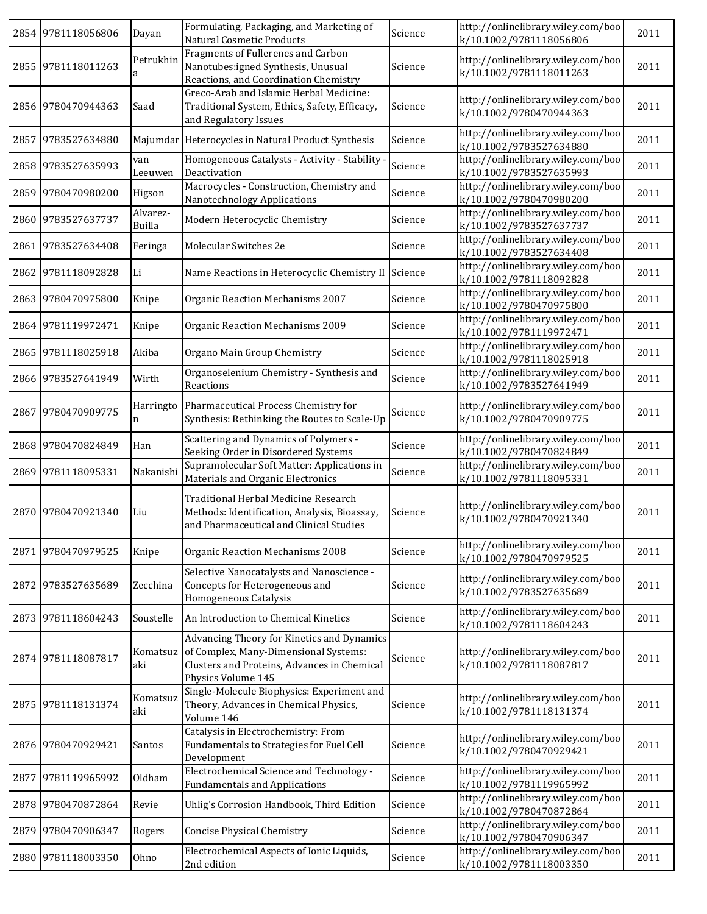| 2854 | 9781118056806 | Dayan | Formulating, Packaging, and Marketing of Natural Cosmetic Products | Science | http://onlinelibrary.wiley.com/book/10.1002/9781118056806 | 2011 |
|---|---|---|---|---|---|---|
| 2855 | 9781118011263 | Petrukhina | Fragments of Fullerenes and Carbon Nanotubes:igned Synthesis, Unusual Reactions, and Coordination Chemistry | Science | http://onlinelibrary.wiley.com/book/10.1002/9781118011263 | 2011 |
| 2856 | 9780470944363 | Saad | Greco-Arab and Islamic Herbal Medicine: Traditional System, Ethics, Safety, Efficacy, and Regulatory Issues | Science | http://onlinelibrary.wiley.com/book/10.1002/9780470944363 | 2011 |
| 2857 | 9783527634880 | Majumdar | Heterocycles in Natural Product Synthesis | Science | http://onlinelibrary.wiley.com/book/10.1002/9783527634880 | 2011 |
| 2858 | 9783527635993 | van Leeuwen | Homogeneous Catalysts - Activity - Stability - Deactivation | Science | http://onlinelibrary.wiley.com/book/10.1002/9783527635993 | 2011 |
| 2859 | 9780470980200 | Higson | Macrocycles - Construction, Chemistry and Nanotechnology Applications | Science | http://onlinelibrary.wiley.com/book/10.1002/9780470980200 | 2011 |
| 2860 | 9783527637737 | Alvarez-Builla | Modern Heterocyclic Chemistry | Science | http://onlinelibrary.wiley.com/book/10.1002/9783527637737 | 2011 |
| 2861 | 9783527634408 | Feringa | Molecular Switches 2e | Science | http://onlinelibrary.wiley.com/book/10.1002/9783527634408 | 2011 |
| 2862 | 9781118092828 | Li | Name Reactions in Heterocyclic Chemistry II | Science | http://onlinelibrary.wiley.com/book/10.1002/9781118092828 | 2011 |
| 2863 | 9780470975800 | Knipe | Organic Reaction Mechanisms 2007 | Science | http://onlinelibrary.wiley.com/book/10.1002/9780470975800 | 2011 |
| 2864 | 9781119972471 | Knipe | Organic Reaction Mechanisms 2009 | Science | http://onlinelibrary.wiley.com/book/10.1002/9781119972471 | 2011 |
| 2865 | 9781118025918 | Akiba | Organo Main Group Chemistry | Science | http://onlinelibrary.wiley.com/book/10.1002/9781118025918 | 2011 |
| 2866 | 9783527641949 | Wirth | Organoselenium Chemistry - Synthesis and Reactions | Science | http://onlinelibrary.wiley.com/book/10.1002/9783527641949 | 2011 |
| 2867 | 9780470909775 | Harrington | Pharmaceutical Process Chemistry for Synthesis: Rethinking the Routes to Scale-Up | Science | http://onlinelibrary.wiley.com/book/10.1002/9780470909775 | 2011 |
| 2868 | 9780470824849 | Han | Scattering and Dynamics of Polymers - Seeking Order in Disordered Systems | Science | http://onlinelibrary.wiley.com/book/10.1002/9780470824849 | 2011 |
| 2869 | 9781118095331 | Nakanishi | Supramolecular Soft Matter: Applications in Materials and Organic Electronics | Science | http://onlinelibrary.wiley.com/book/10.1002/9781118095331 | 2011 |
| 2870 | 9780470921340 | Liu | Traditional Herbal Medicine Research Methods: Identification, Analysis, Bioassay, and Pharmaceutical and Clinical Studies | Science | http://onlinelibrary.wiley.com/book/10.1002/9780470921340 | 2011 |
| 2871 | 9780470979525 | Knipe | Organic Reaction Mechanisms 2008 | Science | http://onlinelibrary.wiley.com/book/10.1002/9780470979525 | 2011 |
| 2872 | 9783527635689 | Zecchina | Selective Nanocatalysts and Nanoscience - Concepts for Heterogeneous and Homogeneous Catalysis | Science | http://onlinelibrary.wiley.com/book/10.1002/9783527635689 | 2011 |
| 2873 | 9781118604243 | Soustelle | An Introduction to Chemical Kinetics | Science | http://onlinelibrary.wiley.com/book/10.1002/9781118604243 | 2011 |
| 2874 | 9781118087817 | Komatsuzaki | Advancing Theory for Kinetics and Dynamics of Complex, Many-Dimensional Systems: Clusters and Proteins, Advances in Chemical Physics Volume 145 | Science | http://onlinelibrary.wiley.com/book/10.1002/9781118087817 | 2011 |
| 2875 | 9781118131374 | Komatsuzaki | Single-Molecule Biophysics: Experiment and Theory, Advances in Chemical Physics, Volume 146 | Science | http://onlinelibrary.wiley.com/book/10.1002/9781118131374 | 2011 |
| 2876 | 9780470929421 | Santos | Catalysis in Electrochemistry: From Fundamentals to Strategies for Fuel Cell Development | Science | http://onlinelibrary.wiley.com/book/10.1002/9780470929421 | 2011 |
| 2877 | 9781119965992 | Oldham | Electrochemical Science and Technology - Fundamentals and Applications | Science | http://onlinelibrary.wiley.com/book/10.1002/9781119965992 | 2011 |
| 2878 | 9780470872864 | Revie | Uhlig's Corrosion Handbook, Third Edition | Science | http://onlinelibrary.wiley.com/book/10.1002/9780470872864 | 2011 |
| 2879 | 9780470906347 | Rogers | Concise Physical Chemistry | Science | http://onlinelibrary.wiley.com/book/10.1002/9780470906347 | 2011 |
| 2880 | 9781118003350 | Ohno | Electrochemical Aspects of Ionic Liquids, 2nd edition | Science | http://onlinelibrary.wiley.com/book/10.1002/9781118003350 | 2011 |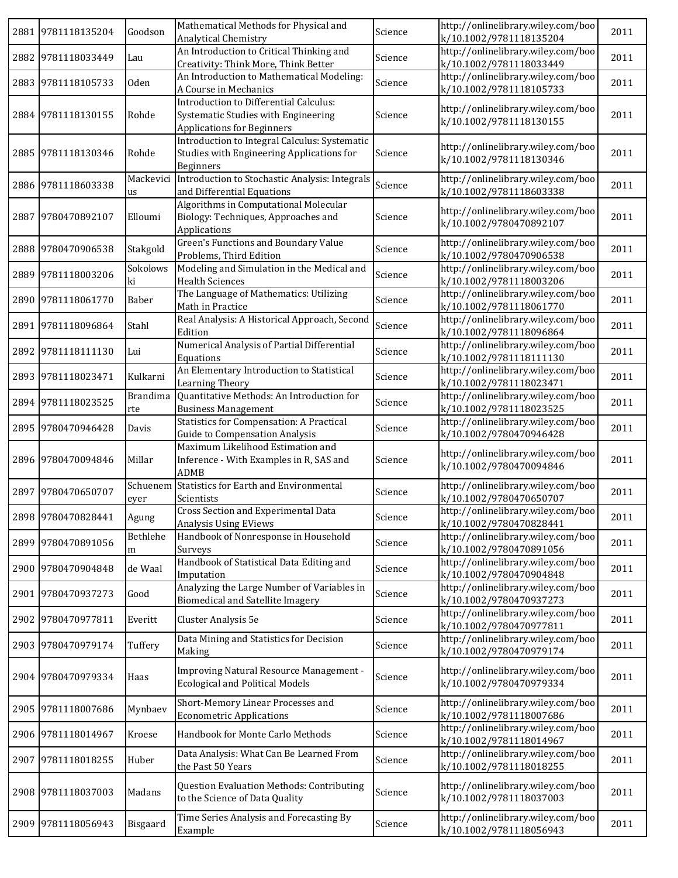| 2881 | 9781118135204 | Goodson | Mathematical Methods for Physical and Analytical Chemistry | Science | http://onlinelibrary.wiley.com/book/10.1002/9781118135204 | 2011 |
|---|---|---|---|---|---|---|
| 2882 | 9781118033449 | Lau | An Introduction to Critical Thinking and Creativity: Think More, Think Better | Science | http://onlinelibrary.wiley.com/book/10.1002/9781118033449 | 2011 |
| 2883 | 9781118105733 | Oden | An Introduction to Mathematical Modeling: A Course in Mechanics | Science | http://onlinelibrary.wiley.com/book/10.1002/9781118105733 | 2011 |
| 2884 | 9781118130155 | Rohde | Introduction to Differential Calculus: Systematic Studies with Engineering Applications for Beginners | Science | http://onlinelibrary.wiley.com/book/10.1002/9781118130155 | 2011 |
| 2885 | 9781118130346 | Rohde | Introduction to Integral Calculus: Systematic Studies with Engineering Applications for Beginners | Science | http://onlinelibrary.wiley.com/book/10.1002/9781118130346 | 2011 |
| 2886 | 9781118603338 | Mackevicius | Introduction to Stochastic Analysis: Integrals and Differential Equations | Science | http://onlinelibrary.wiley.com/book/10.1002/9781118603338 | 2011 |
| 2887 | 9780470892107 | Elloumi | Algorithms in Computational Molecular Biology: Techniques, Approaches and Applications | Science | http://onlinelibrary.wiley.com/book/10.1002/9780470892107 | 2011 |
| 2888 | 9780470906538 | Stakgold | Green's Functions and Boundary Value Problems, Third Edition | Science | http://onlinelibrary.wiley.com/book/10.1002/9780470906538 | 2011 |
| 2889 | 9781118003206 | Sokolowski | Modeling and Simulation in the Medical and Health Sciences | Science | http://onlinelibrary.wiley.com/book/10.1002/9781118003206 | 2011 |
| 2890 | 9781118061770 | Baber | The Language of Mathematics: Utilizing Math in Practice | Science | http://onlinelibrary.wiley.com/book/10.1002/9781118061770 | 2011 |
| 2891 | 9781118096864 | Stahl | Real Analysis: A Historical Approach, Second Edition | Science | http://onlinelibrary.wiley.com/book/10.1002/9781118096864 | 2011 |
| 2892 | 9781118111130 | Lui | Numerical Analysis of Partial Differential Equations | Science | http://onlinelibrary.wiley.com/book/10.1002/9781118111130 | 2011 |
| 2893 | 9781118023471 | Kulkarni | An Elementary Introduction to Statistical Learning Theory | Science | http://onlinelibrary.wiley.com/book/10.1002/9781118023471 | 2011 |
| 2894 | 9781118023525 | Brandimarte | Quantitative Methods: An Introduction for Business Management | Science | http://onlinelibrary.wiley.com/book/10.1002/9781118023525 | 2011 |
| 2895 | 9780470946428 | Davis | Statistics for Compensation: A Practical Guide to Compensation Analysis | Science | http://onlinelibrary.wiley.com/book/10.1002/9780470946428 | 2011 |
| 2896 | 9780470094846 | Millar | Maximum Likelihood Estimation and Inference - With Examples in R, SAS and ADMB | Science | http://onlinelibrary.wiley.com/book/10.1002/9780470094846 | 2011 |
| 2897 | 9780470650707 | Schuenemeyer | Statistics for Earth and Environmental Scientists | Science | http://onlinelibrary.wiley.com/book/10.1002/9780470650707 | 2011 |
| 2898 | 9780470828441 | Agung | Cross Section and Experimental Data Analysis Using EViews | Science | http://onlinelibrary.wiley.com/book/10.1002/9780470828441 | 2011 |
| 2899 | 9780470891056 | Bethlehem | Handbook of Nonresponse in Household Surveys | Science | http://onlinelibrary.wiley.com/book/10.1002/9780470891056 | 2011 |
| 2900 | 9780470904848 | de Waal | Handbook of Statistical Data Editing and Imputation | Science | http://onlinelibrary.wiley.com/book/10.1002/9780470904848 | 2011 |
| 2901 | 9780470937273 | Good | Analyzing the Large Number of Variables in Biomedical and Satellite Imagery | Science | http://onlinelibrary.wiley.com/book/10.1002/9780470937273 | 2011 |
| 2902 | 9780470977811 | Everitt | Cluster Analysis 5e | Science | http://onlinelibrary.wiley.com/book/10.1002/9780470977811 | 2011 |
| 2903 | 9780470979174 | Tuffery | Data Mining and Statistics for Decision Making | Science | http://onlinelibrary.wiley.com/book/10.1002/9780470979174 | 2011 |
| 2904 | 9780470979334 | Haas | Improving Natural Resource Management - Ecological and Political Models | Science | http://onlinelibrary.wiley.com/book/10.1002/9780470979334 | 2011 |
| 2905 | 9781118007686 | Mynbaev | Short-Memory Linear Processes and Econometric Applications | Science | http://onlinelibrary.wiley.com/book/10.1002/9781118007686 | 2011 |
| 2906 | 9781118014967 | Kroese | Handbook for Monte Carlo Methods | Science | http://onlinelibrary.wiley.com/book/10.1002/9781118014967 | 2011 |
| 2907 | 9781118018255 | Huber | Data Analysis: What Can Be Learned From the Past 50 Years | Science | http://onlinelibrary.wiley.com/book/10.1002/9781118018255 | 2011 |
| 2908 | 9781118037003 | Madans | Question Evaluation Methods: Contributing to the Science of Data Quality | Science | http://onlinelibrary.wiley.com/book/10.1002/9781118037003 | 2011 |
| 2909 | 9781118056943 | Bisgaard | Time Series Analysis and Forecasting By Example | Science | http://onlinelibrary.wiley.com/book/10.1002/9781118056943 | 2011 |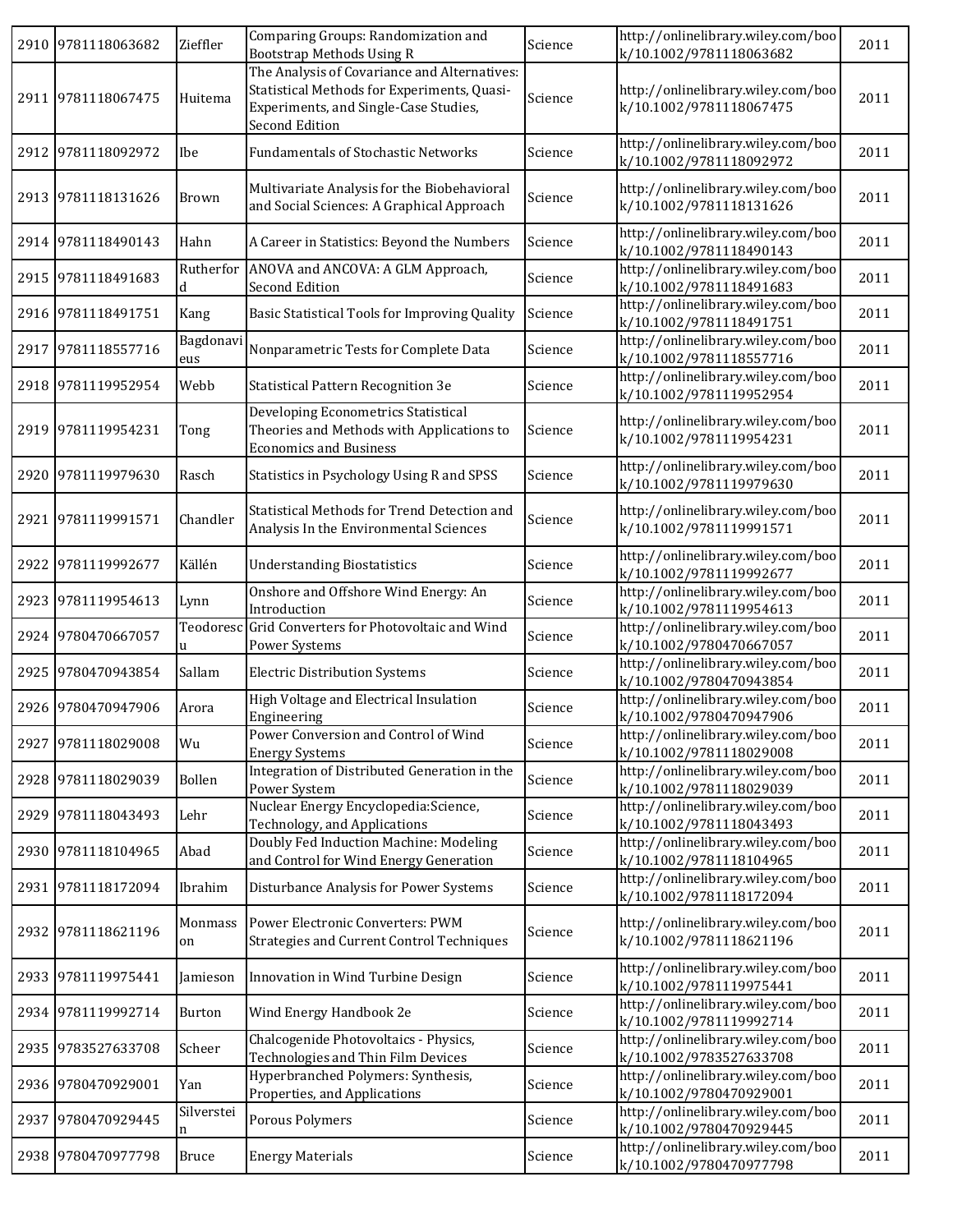| 2910 | 9781118063682 | Zieffler | Comparing Groups: Randomization and Bootstrap Methods Using R | Science | http://onlinelibrary.wiley.com/book/10.1002/9781118063682 | 2011 |
|---|---|---|---|---|---|---|
| 2911 | 9781118067475 | Huitema | The Analysis of Covariance and Alternatives: Statistical Methods for Experiments, Quasi-Experiments, and Single-Case Studies, Second Edition | Science | http://onlinelibrary.wiley.com/book/10.1002/9781118067475 | 2011 |
| 2912 | 9781118092972 | Ibe | Fundamentals of Stochastic Networks | Science | http://onlinelibrary.wiley.com/book/10.1002/9781118092972 | 2011 |
| 2913 | 9781118131626 | Brown | Multivariate Analysis for the Biobehavioral and Social Sciences: A Graphical Approach | Science | http://onlinelibrary.wiley.com/book/10.1002/9781118131626 | 2011 |
| 2914 | 9781118490143 | Hahn | A Career in Statistics: Beyond the Numbers | Science | http://onlinelibrary.wiley.com/book/10.1002/9781118490143 | 2011 |
| 2915 | 9781118491683 | Rutherford | ANOVA and ANCOVA: A GLM Approach, Second Edition | Science | http://onlinelibrary.wiley.com/book/10.1002/9781118491683 | 2011 |
| 2916 | 9781118491751 | Kang | Basic Statistical Tools for Improving Quality | Science | http://onlinelibrary.wiley.com/book/10.1002/9781118491751 | 2011 |
| 2917 | 9781118557716 | Bagdonavieus | Nonparametric Tests for Complete Data | Science | http://onlinelibrary.wiley.com/book/10.1002/9781118557716 | 2011 |
| 2918 | 9781119952954 | Webb | Statistical Pattern Recognition 3e | Science | http://onlinelibrary.wiley.com/book/10.1002/9781119952954 | 2011 |
| 2919 | 9781119954231 | Tong | Developing Econometrics Statistical Theories and Methods with Applications to Economics and Business | Science | http://onlinelibrary.wiley.com/book/10.1002/9781119954231 | 2011 |
| 2920 | 9781119979630 | Rasch | Statistics in Psychology Using R and SPSS | Science | http://onlinelibrary.wiley.com/book/10.1002/9781119979630 | 2011 |
| 2921 | 9781119991571 | Chandler | Statistical Methods for Trend Detection and Analysis In the Environmental Sciences | Science | http://onlinelibrary.wiley.com/book/10.1002/9781119991571 | 2011 |
| 2922 | 9781119992677 | Källén | Understanding Biostatistics | Science | http://onlinelibrary.wiley.com/book/10.1002/9781119992677 | 2011 |
| 2923 | 9781119954613 | Lynn | Onshore and Offshore Wind Energy: An Introduction | Science | http://onlinelibrary.wiley.com/book/10.1002/9781119954613 | 2011 |
| 2924 | 9780470667057 | Teodorescu | Grid Converters for Photovoltaic and Wind Power Systems | Science | http://onlinelibrary.wiley.com/book/10.1002/9780470667057 | 2011 |
| 2925 | 9780470943854 | Sallam | Electric Distribution Systems | Science | http://onlinelibrary.wiley.com/book/10.1002/9780470943854 | 2011 |
| 2926 | 9780470947906 | Arora | High Voltage and Electrical Insulation Engineering | Science | http://onlinelibrary.wiley.com/book/10.1002/9780470947906 | 2011 |
| 2927 | 9781118029008 | Wu | Power Conversion and Control of Wind Energy Systems | Science | http://onlinelibrary.wiley.com/book/10.1002/9781118029008 | 2011 |
| 2928 | 9781118029039 | Bollen | Integration of Distributed Generation in the Power System | Science | http://onlinelibrary.wiley.com/book/10.1002/9781118029039 | 2011 |
| 2929 | 9781118043493 | Lehr | Nuclear Energy Encyclopedia:Science, Technology, and Applications | Science | http://onlinelibrary.wiley.com/book/10.1002/9781118043493 | 2011 |
| 2930 | 9781118104965 | Abad | Doubly Fed Induction Machine: Modeling and Control for Wind Energy Generation | Science | http://onlinelibrary.wiley.com/book/10.1002/9781118104965 | 2011 |
| 2931 | 9781118172094 | Ibrahim | Disturbance Analysis for Power Systems | Science | http://onlinelibrary.wiley.com/book/10.1002/9781118172094 | 2011 |
| 2932 | 9781118621196 | Monmasson | Power Electronic Converters: PWM Strategies and Current Control Techniques | Science | http://onlinelibrary.wiley.com/book/10.1002/9781118621196 | 2011 |
| 2933 | 9781119975441 | Jamieson | Innovation in Wind Turbine Design | Science | http://onlinelibrary.wiley.com/book/10.1002/9781119975441 | 2011 |
| 2934 | 9781119992714 | Burton | Wind Energy Handbook 2e | Science | http://onlinelibrary.wiley.com/book/10.1002/9781119992714 | 2011 |
| 2935 | 9783527633708 | Scheer | Chalcogenide Photovoltaics - Physics, Technologies and Thin Film Devices | Science | http://onlinelibrary.wiley.com/book/10.1002/9783527633708 | 2011 |
| 2936 | 9780470929001 | Yan | Hyperbranched Polymers: Synthesis, Properties, and Applications | Science | http://onlinelibrary.wiley.com/book/10.1002/9780470929001 | 2011 |
| 2937 | 9780470929445 | Silverstein | Porous Polymers | Science | http://onlinelibrary.wiley.com/book/10.1002/9780470929445 | 2011 |
| 2938 | 9780470977798 | Bruce | Energy Materials | Science | http://onlinelibrary.wiley.com/book/10.1002/9780470977798 | 2011 |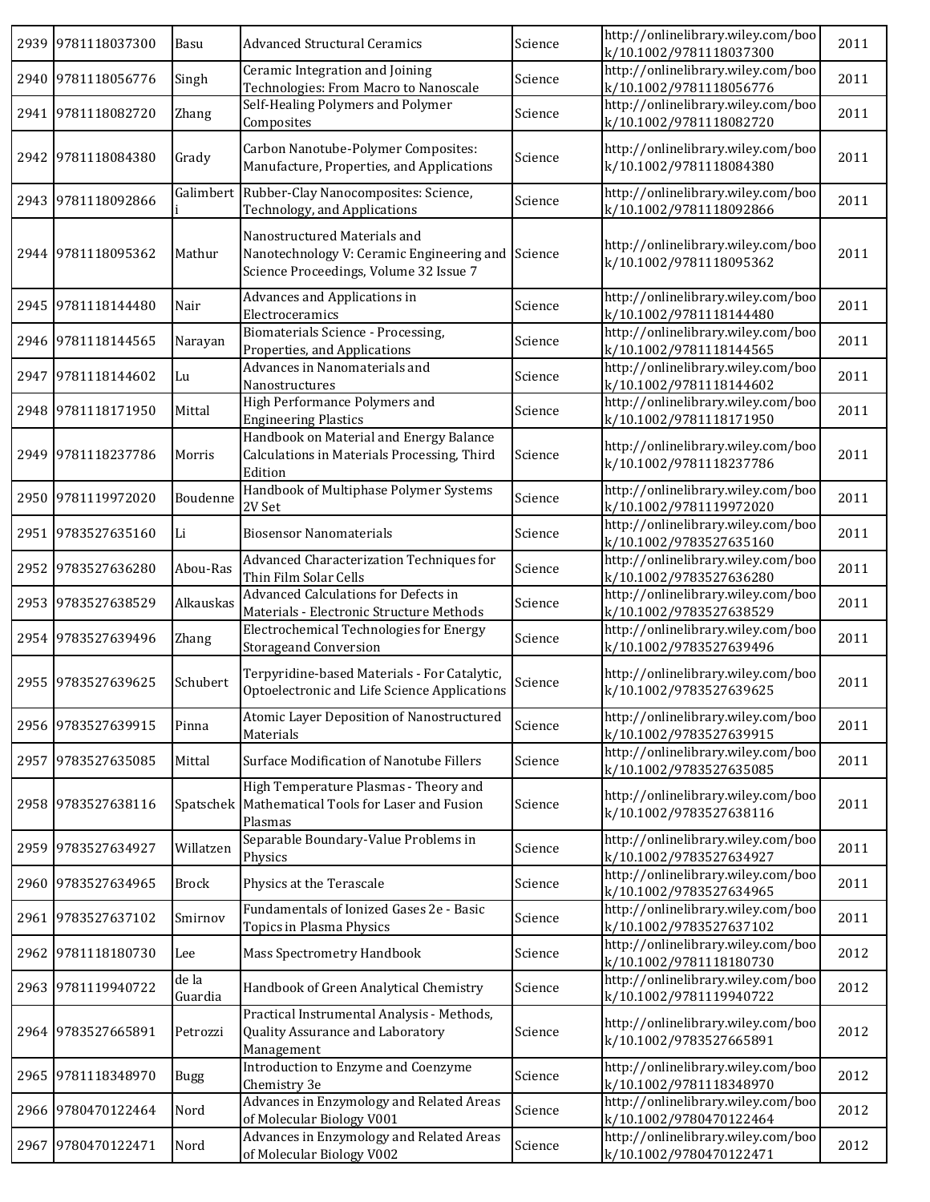| 2939 | 9781118037300 | Basu | Advanced Structural Ceramics | Science | http://onlinelibrary.wiley.com/book/10.1002/9781118037300 | 2011 |
|---|---|---|---|---|---|---|
| 2940 | 9781118056776 | Singh | Ceramic Integration and Joining Technologies: From Macro to Nanoscale | Science | http://onlinelibrary.wiley.com/book/10.1002/9781118056776 | 2011 |
| 2941 | 9781118082720 | Zhang | Self-Healing Polymers and Polymer Composites | Science | http://onlinelibrary.wiley.com/book/10.1002/9781118082720 | 2011 |
| 2942 | 9781118084380 | Grady | Carbon Nanotube-Polymer Composites: Manufacture, Properties, and Applications | Science | http://onlinelibrary.wiley.com/book/10.1002/9781118084380 | 2011 |
| 2943 | 9781118092866 | Galimberti | Rubber-Clay Nanocomposites: Science, Technology, and Applications | Science | http://onlinelibrary.wiley.com/book/10.1002/9781118092866 | 2011 |
| 2944 | 9781118095362 | Mathur | Nanostructured Materials and Nanotechnology V: Ceramic Engineering and Science Proceedings, Volume 32 Issue 7 | Science | http://onlinelibrary.wiley.com/book/10.1002/9781118095362 | 2011 |
| 2945 | 9781118144480 | Nair | Advances and Applications in Electroceramics | Science | http://onlinelibrary.wiley.com/book/10.1002/9781118144480 | 2011 |
| 2946 | 9781118144565 | Narayan | Biomaterials Science - Processing, Properties, and Applications | Science | http://onlinelibrary.wiley.com/book/10.1002/9781118144565 | 2011 |
| 2947 | 9781118144602 | Lu | Advances in Nanomaterials and Nanostructures | Science | http://onlinelibrary.wiley.com/book/10.1002/9781118144602 | 2011 |
| 2948 | 9781118171950 | Mittal | High Performance Polymers and Engineering Plastics | Science | http://onlinelibrary.wiley.com/book/10.1002/9781118171950 | 2011 |
| 2949 | 9781118237786 | Morris | Handbook on Material and Energy Balance Calculations in Materials Processing, Third Edition | Science | http://onlinelibrary.wiley.com/book/10.1002/9781118237786 | 2011 |
| 2950 | 9781119972020 | Boudenne | Handbook of Multiphase Polymer Systems 2V Set | Science | http://onlinelibrary.wiley.com/book/10.1002/9781119972020 | 2011 |
| 2951 | 9783527635160 | Li | Biosensor Nanomaterials | Science | http://onlinelibrary.wiley.com/book/10.1002/9783527635160 | 2011 |
| 2952 | 9783527636280 | Abou-Ras | Advanced Characterization Techniques for Thin Film Solar Cells | Science | http://onlinelibrary.wiley.com/book/10.1002/9783527636280 | 2011 |
| 2953 | 9783527638529 | Alkauskas | Advanced Calculations for Defects in Materials - Electronic Structure Methods | Science | http://onlinelibrary.wiley.com/book/10.1002/9783527638529 | 2011 |
| 2954 | 9783527639496 | Zhang | Electrochemical Technologies for Energy Storageand Conversion | Science | http://onlinelibrary.wiley.com/book/10.1002/9783527639496 | 2011 |
| 2955 | 9783527639625 | Schubert | Terpyridine-based Materials - For Catalytic, Optoelectronic and Life Science Applications | Science | http://onlinelibrary.wiley.com/book/10.1002/9783527639625 | 2011 |
| 2956 | 9783527639915 | Pinna | Atomic Layer Deposition of Nanostructured Materials | Science | http://onlinelibrary.wiley.com/book/10.1002/9783527639915 | 2011 |
| 2957 | 9783527635085 | Mittal | Surface Modification of Nanotube Fillers | Science | http://onlinelibrary.wiley.com/book/10.1002/9783527635085 | 2011 |
| 2958 | 9783527638116 | Spatschek | High Temperature Plasmas - Theory and Mathematical Tools for Laser and Fusion Plasmas | Science | http://onlinelibrary.wiley.com/book/10.1002/9783527638116 | 2011 |
| 2959 | 9783527634927 | Willatzen | Separable Boundary-Value Problems in Physics | Science | http://onlinelibrary.wiley.com/book/10.1002/9783527634927 | 2011 |
| 2960 | 9783527634965 | Brock | Physics at the Terascale | Science | http://onlinelibrary.wiley.com/book/10.1002/9783527634965 | 2011 |
| 2961 | 9783527637102 | Smirnov | Fundamentals of Ionized Gases 2e - Basic Topics in Plasma Physics | Science | http://onlinelibrary.wiley.com/book/10.1002/9783527637102 | 2011 |
| 2962 | 9781118180730 | Lee | Mass Spectrometry Handbook | Science | http://onlinelibrary.wiley.com/book/10.1002/9781118180730 | 2012 |
| 2963 | 9781119940722 | de la Guardia | Handbook of Green Analytical Chemistry | Science | http://onlinelibrary.wiley.com/book/10.1002/9781119940722 | 2012 |
| 2964 | 9783527665891 | Petrozzi | Practical Instrumental Analysis - Methods, Quality Assurance and Laboratory Management | Science | http://onlinelibrary.wiley.com/book/10.1002/9783527665891 | 2012 |
| 2965 | 9781118348970 | Bugg | Introduction to Enzyme and Coenzyme Chemistry 3e | Science | http://onlinelibrary.wiley.com/book/10.1002/9781118348970 | 2012 |
| 2966 | 9780470122464 | Nord | Advances in Enzymology and Related Areas of Molecular Biology V001 | Science | http://onlinelibrary.wiley.com/book/10.1002/9780470122464 | 2012 |
| 2967 | 9780470122471 | Nord | Advances in Enzymology and Related Areas of Molecular Biology V002 | Science | http://onlinelibrary.wiley.com/book/10.1002/9780470122471 | 2012 |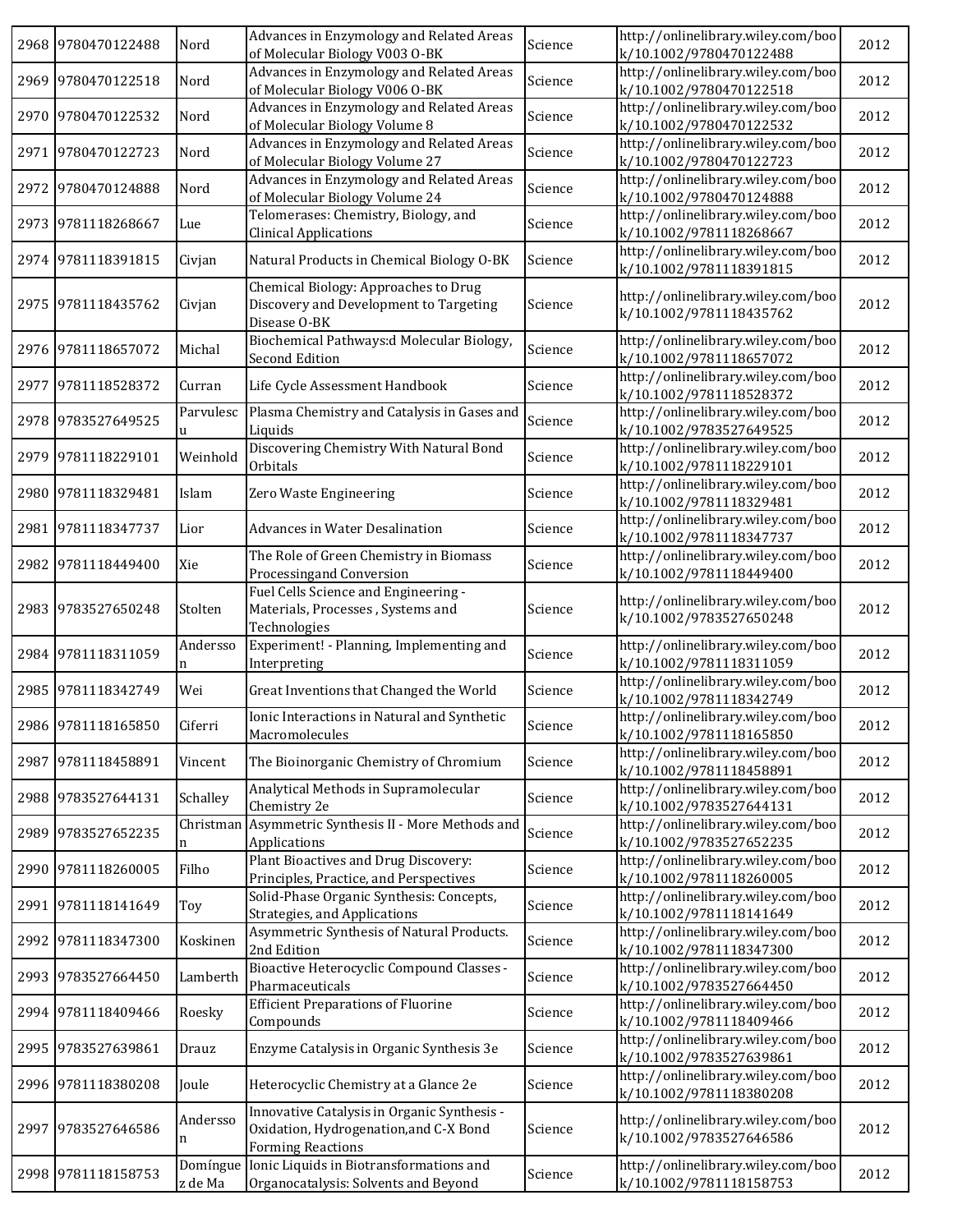| 2968 | 9780470122488 | Nord | Advances in Enzymology and Related Areas of Molecular Biology V003 O-BK | Science | http://onlinelibrary.wiley.com/book/10.1002/9780470122488 | 2012 |
|---|---|---|---|---|---|---|
| 2969 | 9780470122518 | Nord | Advances in Enzymology and Related Areas of Molecular Biology V006 O-BK | Science | http://onlinelibrary.wiley.com/book/10.1002/9780470122518 | 2012 |
| 2970 | 9780470122532 | Nord | Advances in Enzymology and Related Areas of Molecular Biology Volume 8 | Science | http://onlinelibrary.wiley.com/book/10.1002/9780470122532 | 2012 |
| 2971 | 9780470122723 | Nord | Advances in Enzymology and Related Areas of Molecular Biology Volume 27 | Science | http://onlinelibrary.wiley.com/book/10.1002/9780470122723 | 2012 |
| 2972 | 9780470124888 | Nord | Advances in Enzymology and Related Areas of Molecular Biology Volume 24 | Science | http://onlinelibrary.wiley.com/book/10.1002/9780470124888 | 2012 |
| 2973 | 9781118268667 | Lue | Telomerases: Chemistry, Biology, and Clinical Applications | Science | http://onlinelibrary.wiley.com/book/10.1002/9781118268667 | 2012 |
| 2974 | 9781118391815 | Civjan | Natural Products in Chemical Biology O-BK | Science | http://onlinelibrary.wiley.com/book/10.1002/9781118391815 | 2012 |
| 2975 | 9781118435762 | Civjan | Chemical Biology: Approaches to Drug Discovery and Development to Targeting Disease O-BK | Science | http://onlinelibrary.wiley.com/book/10.1002/9781118435762 | 2012 |
| 2976 | 9781118657072 | Michal | Biochemical Pathways:d Molecular Biology, Second Edition | Science | http://onlinelibrary.wiley.com/book/10.1002/9781118657072 | 2012 |
| 2977 | 9781118528372 | Curran | Life Cycle Assessment Handbook | Science | http://onlinelibrary.wiley.com/book/10.1002/9781118528372 | 2012 |
| 2978 | 9783527649525 | Parvulescu | Plasma Chemistry and Catalysis in Gases and Liquids | Science | http://onlinelibrary.wiley.com/book/10.1002/9783527649525 | 2012 |
| 2979 | 9781118229101 | Weinhold | Discovering Chemistry With Natural Bond Orbitals | Science | http://onlinelibrary.wiley.com/book/10.1002/9781118229101 | 2012 |
| 2980 | 9781118329481 | Islam | Zero Waste Engineering | Science | http://onlinelibrary.wiley.com/book/10.1002/9781118329481 | 2012 |
| 2981 | 9781118347737 | Lior | Advances in Water Desalination | Science | http://onlinelibrary.wiley.com/book/10.1002/9781118347737 | 2012 |
| 2982 | 9781118449400 | Xie | The Role of Green Chemistry in Biomass Processingand Conversion | Science | http://onlinelibrary.wiley.com/book/10.1002/9781118449400 | 2012 |
| 2983 | 9783527650248 | Stolten | Fuel Cells Science and Engineering - Materials, Processes , Systems and Technologies | Science | http://onlinelibrary.wiley.com/book/10.1002/9783527650248 | 2012 |
| 2984 | 9781118311059 | Andersson | Experiment! - Planning, Implementing and Interpreting | Science | http://onlinelibrary.wiley.com/book/10.1002/9781118311059 | 2012 |
| 2985 | 9781118342749 | Wei | Great Inventions that Changed the World | Science | http://onlinelibrary.wiley.com/book/10.1002/9781118342749 | 2012 |
| 2986 | 9781118165850 | Ciferri | Ionic Interactions in Natural and Synthetic Macromolecules | Science | http://onlinelibrary.wiley.com/book/10.1002/9781118165850 | 2012 |
| 2987 | 9781118458891 | Vincent | The Bioinorganic Chemistry of Chromium | Science | http://onlinelibrary.wiley.com/book/10.1002/9781118458891 | 2012 |
| 2988 | 9783527644131 | Schalley | Analytical Methods in Supramolecular Chemistry 2e | Science | http://onlinelibrary.wiley.com/book/10.1002/9783527644131 | 2012 |
| 2989 | 9783527652235 | Christmann | Asymmetric Synthesis II - More Methods and Applications | Science | http://onlinelibrary.wiley.com/book/10.1002/9783527652235 | 2012 |
| 2990 | 9781118260005 | Filho | Plant Bioactives and Drug Discovery: Principles, Practice, and Perspectives | Science | http://onlinelibrary.wiley.com/book/10.1002/9781118260005 | 2012 |
| 2991 | 9781118141649 | Toy | Solid-Phase Organic Synthesis: Concepts, Strategies, and Applications | Science | http://onlinelibrary.wiley.com/book/10.1002/9781118141649 | 2012 |
| 2992 | 9781118347300 | Koskinen | Asymmetric Synthesis of Natural Products. 2nd Edition | Science | http://onlinelibrary.wiley.com/book/10.1002/9781118347300 | 2012 |
| 2993 | 9783527664450 | Lamberth | Bioactive Heterocyclic Compound Classes - Pharmaceuticals | Science | http://onlinelibrary.wiley.com/book/10.1002/9783527664450 | 2012 |
| 2994 | 9781118409466 | Roesky | Efficient Preparations of Fluorine Compounds | Science | http://onlinelibrary.wiley.com/book/10.1002/9781118409466 | 2012 |
| 2995 | 9783527639861 | Drauz | Enzyme Catalysis in Organic Synthesis 3e | Science | http://onlinelibrary.wiley.com/book/10.1002/9783527639861 | 2012 |
| 2996 | 9781118380208 | Joule | Heterocyclic Chemistry at a Glance 2e | Science | http://onlinelibrary.wiley.com/book/10.1002/9781118380208 | 2012 |
| 2997 | 9783527646586 | Andersson | Innovative Catalysis in Organic Synthesis - Oxidation, Hydrogenation,and C-X Bond Forming Reactions | Science | http://onlinelibrary.wiley.com/book/10.1002/9783527646586 | 2012 |
| 2998 | 9781118158753 | Domínguez de Ma | Ionic Liquids in Biotransformations and Organocatalysis: Solvents and Beyond | Science | http://onlinelibrary.wiley.com/book/10.1002/9781118158753 | 2012 |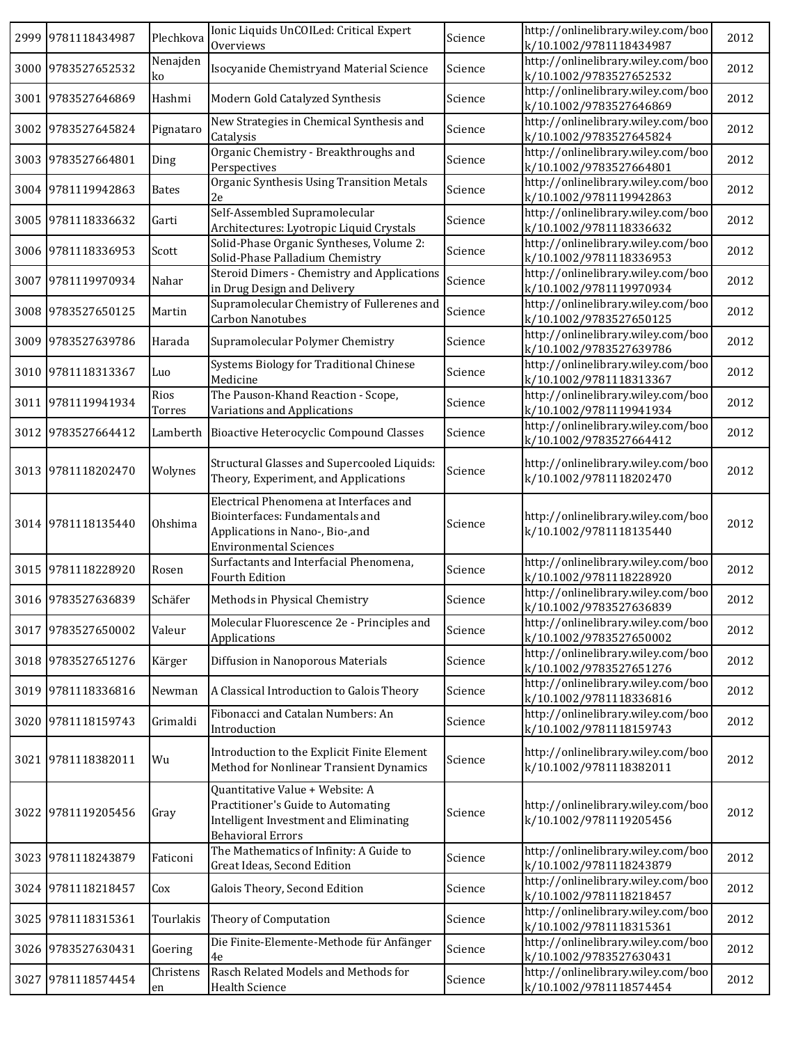| 2999 | 9781118434987 | Plechkova | Ionic Liquids UnCOILed: Critical Expert Overviews | Science | http://onlinelibrary.wiley.com/book/10.1002/9781118434987 | 2012 |
|---|---|---|---|---|---|---|
| 3000 | 9783527652532 | Nenajdenko | Isocyanide Chemistryand Material Science | Science | http://onlinelibrary.wiley.com/book/10.1002/9783527652532 | 2012 |
| 3001 | 9783527646869 | Hashmi | Modern Gold Catalyzed Synthesis | Science | http://onlinelibrary.wiley.com/book/10.1002/9783527646869 | 2012 |
| 3002 | 9783527645824 | Pignataro | New Strategies in Chemical Synthesis and Catalysis | Science | http://onlinelibrary.wiley.com/book/10.1002/9783527645824 | 2012 |
| 3003 | 9783527664801 | Ding | Organic Chemistry - Breakthroughs and Perspectives | Science | http://onlinelibrary.wiley.com/book/10.1002/9783527664801 | 2012 |
| 3004 | 9781119942863 | Bates | Organic Synthesis Using Transition Metals 2e | Science | http://onlinelibrary.wiley.com/book/10.1002/9781119942863 | 2012 |
| 3005 | 9781118336632 | Garti | Self-Assembled Supramolecular Architectures: Lyotropic Liquid Crystals | Science | http://onlinelibrary.wiley.com/book/10.1002/9781118336632 | 2012 |
| 3006 | 9781118336953 | Scott | Solid-Phase Organic Syntheses, Volume 2: Solid-Phase Palladium Chemistry | Science | http://onlinelibrary.wiley.com/book/10.1002/9781118336953 | 2012 |
| 3007 | 9781119970934 | Nahar | Steroid Dimers - Chemistry and Applications in Drug Design and Delivery | Science | http://onlinelibrary.wiley.com/book/10.1002/9781119970934 | 2012 |
| 3008 | 9783527650125 | Martin | Supramolecular Chemistry of Fullerenes and Carbon Nanotubes | Science | http://onlinelibrary.wiley.com/book/10.1002/9783527650125 | 2012 |
| 3009 | 9783527639786 | Harada | Supramolecular Polymer Chemistry | Science | http://onlinelibrary.wiley.com/book/10.1002/9783527639786 | 2012 |
| 3010 | 9781118313367 | Luo | Systems Biology for Traditional Chinese Medicine | Science | http://onlinelibrary.wiley.com/book/10.1002/9781118313367 | 2012 |
| 3011 | 9781119941934 | Rios Torres | The Pauson-Khand Reaction - Scope, Variations and Applications | Science | http://onlinelibrary.wiley.com/book/10.1002/9781119941934 | 2012 |
| 3012 | 9783527664412 | Lamberth | Bioactive Heterocyclic Compound Classes | Science | http://onlinelibrary.wiley.com/book/10.1002/9783527664412 | 2012 |
| 3013 | 9781118202470 | Wolynes | Structural Glasses and Supercooled Liquids: Theory, Experiment, and Applications | Science | http://onlinelibrary.wiley.com/book/10.1002/9781118202470 | 2012 |
| 3014 | 9781118135440 | Ohshima | Electrical Phenomena at Interfaces and Biointerfaces: Fundamentals and Applications in Nano-, Bio-,and Environmental Sciences | Science | http://onlinelibrary.wiley.com/book/10.1002/9781118135440 | 2012 |
| 3015 | 9781118228920 | Rosen | Surfactants and Interfacial Phenomena, Fourth Edition | Science | http://onlinelibrary.wiley.com/book/10.1002/9781118228920 | 2012 |
| 3016 | 9783527636839 | Schäfer | Methods in Physical Chemistry | Science | http://onlinelibrary.wiley.com/book/10.1002/9783527636839 | 2012 |
| 3017 | 9783527650002 | Valeur | Molecular Fluorescence 2e - Principles and Applications | Science | http://onlinelibrary.wiley.com/book/10.1002/9783527650002 | 2012 |
| 3018 | 9783527651276 | Kärger | Diffusion in Nanoporous Materials | Science | http://onlinelibrary.wiley.com/book/10.1002/9783527651276 | 2012 |
| 3019 | 9781118336816 | Newman | A Classical Introduction to Galois Theory | Science | http://onlinelibrary.wiley.com/book/10.1002/9781118336816 | 2012 |
| 3020 | 9781118159743 | Grimaldi | Fibonacci and Catalan Numbers: An Introduction | Science | http://onlinelibrary.wiley.com/book/10.1002/9781118159743 | 2012 |
| 3021 | 9781118382011 | Wu | Introduction to the Explicit Finite Element Method for Nonlinear Transient Dynamics | Science | http://onlinelibrary.wiley.com/book/10.1002/9781118382011 | 2012 |
| 3022 | 9781119205456 | Gray | Quantitative Value + Website: A Practitioner's Guide to Automating Intelligent Investment and Eliminating Behavioral Errors | Science | http://onlinelibrary.wiley.com/book/10.1002/9781119205456 | 2012 |
| 3023 | 9781118243879 | Faticoni | The Mathematics of Infinity: A Guide to Great Ideas, Second Edition | Science | http://onlinelibrary.wiley.com/book/10.1002/9781118243879 | 2012 |
| 3024 | 9781118218457 | Cox | Galois Theory, Second Edition | Science | http://onlinelibrary.wiley.com/book/10.1002/9781118218457 | 2012 |
| 3025 | 9781118315361 | Tourlakis | Theory of Computation | Science | http://onlinelibrary.wiley.com/book/10.1002/9781118315361 | 2012 |
| 3026 | 9783527630431 | Goering | Die Finite-Elemente-Methode für Anfänger 4e | Science | http://onlinelibrary.wiley.com/book/10.1002/9783527630431 | 2012 |
| 3027 | 9781118574454 | Christensen | Rasch Related Models and Methods for Health Science | Science | http://onlinelibrary.wiley.com/book/10.1002/9781118574454 | 2012 |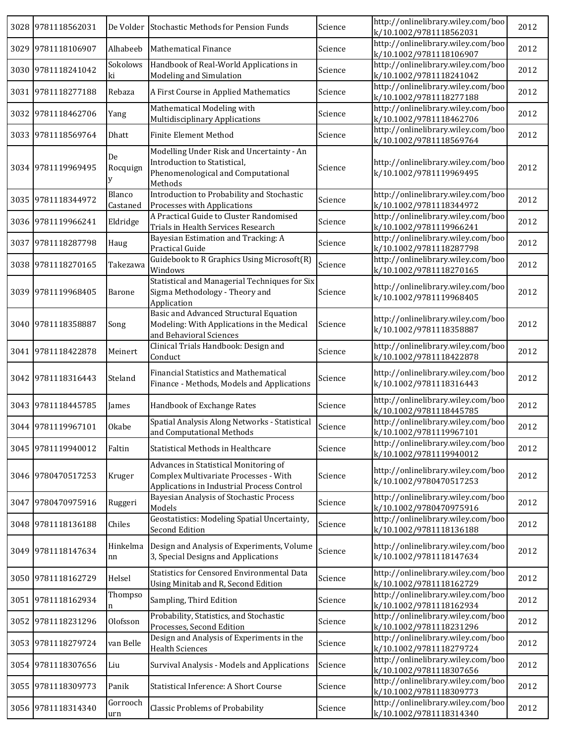| 3028 | 9781118562031 | De Volder | Stochastic Methods for Pension Funds | Science | http://onlinelibrary.wiley.com/book/10.1002/9781118562031 | 2012 |
|---|---|---|---|---|---|---|
| 3029 | 9781118106907 | Alhabeeb | Mathematical Finance | Science | http://onlinelibrary.wiley.com/book/10.1002/9781118106907 | 2012 |
| 3030 | 9781118241042 | Sokolowski | Handbook of Real-World Applications in Modeling and Simulation | Science | http://onlinelibrary.wiley.com/book/10.1002/9781118241042 | 2012 |
| 3031 | 9781118277188 | Rebaza | A First Course in Applied Mathematics | Science | http://onlinelibrary.wiley.com/book/10.1002/9781118277188 | 2012 |
| 3032 | 9781118462706 | Yang | Mathematical Modeling with Multidisciplinary Applications | Science | http://onlinelibrary.wiley.com/book/10.1002/9781118462706 | 2012 |
| 3033 | 9781118569764 | Dhatt | Finite Element Method | Science | http://onlinelibrary.wiley.com/book/10.1002/9781118569764 | 2012 |
| 3034 | 9781119969495 | De Rocquigny | Modelling Under Risk and Uncertainty - An Introduction to Statistical, Phenomenological and Computational Methods | Science | http://onlinelibrary.wiley.com/book/10.1002/9781119969495 | 2012 |
| 3035 | 9781118344972 | Blanco Castaned | Introduction to Probability and Stochastic Processes with Applications | Science | http://onlinelibrary.wiley.com/book/10.1002/9781118344972 | 2012 |
| 3036 | 9781119966241 | Eldridge | A Practical Guide to Cluster Randomised Trials in Health Services Research | Science | http://onlinelibrary.wiley.com/book/10.1002/9781119966241 | 2012 |
| 3037 | 9781118287798 | Haug | Bayesian Estimation and Tracking: A Practical Guide | Science | http://onlinelibrary.wiley.com/book/10.1002/9781118287798 | 2012 |
| 3038 | 9781118270165 | Takezawa | Guidebook to R Graphics Using Microsoft(R) Windows | Science | http://onlinelibrary.wiley.com/book/10.1002/9781118270165 | 2012 |
| 3039 | 9781119968405 | Barone | Statistical and Managerial Techniques for Six Sigma Methodology - Theory and Application | Science | http://onlinelibrary.wiley.com/book/10.1002/9781119968405 | 2012 |
| 3040 | 9781118358887 | Song | Basic and Advanced Structural Equation Modeling: With Applications in the Medical and Behavioral Sciences | Science | http://onlinelibrary.wiley.com/book/10.1002/9781118358887 | 2012 |
| 3041 | 9781118422878 | Meinert | Clinical Trials Handbook: Design and Conduct | Science | http://onlinelibrary.wiley.com/book/10.1002/9781118422878 | 2012 |
| 3042 | 9781118316443 | Steland | Financial Statistics and Mathematical Finance - Methods, Models and Applications | Science | http://onlinelibrary.wiley.com/book/10.1002/9781118316443 | 2012 |
| 3043 | 9781118445785 | James | Handbook of Exchange Rates | Science | http://onlinelibrary.wiley.com/book/10.1002/9781118445785 | 2012 |
| 3044 | 9781119967101 | Okabe | Spatial Analysis Along Networks - Statistical and Computational Methods | Science | http://onlinelibrary.wiley.com/book/10.1002/9781119967101 | 2012 |
| 3045 | 9781119940012 | Faltin | Statistical Methods in Healthcare | Science | http://onlinelibrary.wiley.com/book/10.1002/9781119940012 | 2012 |
| 3046 | 9780470517253 | Kruger | Advances in Statistical Monitoring of Complex Multivariate Processes - With Applications in Industrial Process Control | Science | http://onlinelibrary.wiley.com/book/10.1002/9780470517253 | 2012 |
| 3047 | 9780470975916 | Ruggeri | Bayesian Analysis of Stochastic Process Models | Science | http://onlinelibrary.wiley.com/book/10.1002/9780470975916 | 2012 |
| 3048 | 9781118136188 | Chiles | Geostatistics: Modeling Spatial Uncertainty, Second Edition | Science | http://onlinelibrary.wiley.com/book/10.1002/9781118136188 | 2012 |
| 3049 | 9781118147634 | Hinkelmann | Design and Analysis of Experiments, Volume 3, Special Designs and Applications | Science | http://onlinelibrary.wiley.com/book/10.1002/9781118147634 | 2012 |
| 3050 | 9781118162729 | Helsel | Statistics for Censored Environmental Data Using Minitab and R, Second Edition | Science | http://onlinelibrary.wiley.com/book/10.1002/9781118162729 | 2012 |
| 3051 | 9781118162934 | Thompson | Sampling, Third Edition | Science | http://onlinelibrary.wiley.com/book/10.1002/9781118162934 | 2012 |
| 3052 | 9781118231296 | Olofsson | Probability, Statistics, and Stochastic Processes, Second Edition | Science | http://onlinelibrary.wiley.com/book/10.1002/9781118231296 | 2012 |
| 3053 | 9781118279724 | van Belle | Design and Analysis of Experiments in the Health Sciences | Science | http://onlinelibrary.wiley.com/book/10.1002/9781118279724 | 2012 |
| 3054 | 9781118307656 | Liu | Survival Analysis - Models and Applications | Science | http://onlinelibrary.wiley.com/book/10.1002/9781118307656 | 2012 |
| 3055 | 9781118309773 | Panik | Statistical Inference: A Short Course | Science | http://onlinelibrary.wiley.com/book/10.1002/9781118309773 | 2012 |
| 3056 | 9781118314340 | Gorroochurn | Classic Problems of Probability | Science | http://onlinelibrary.wiley.com/book/10.1002/9781118314340 | 2012 |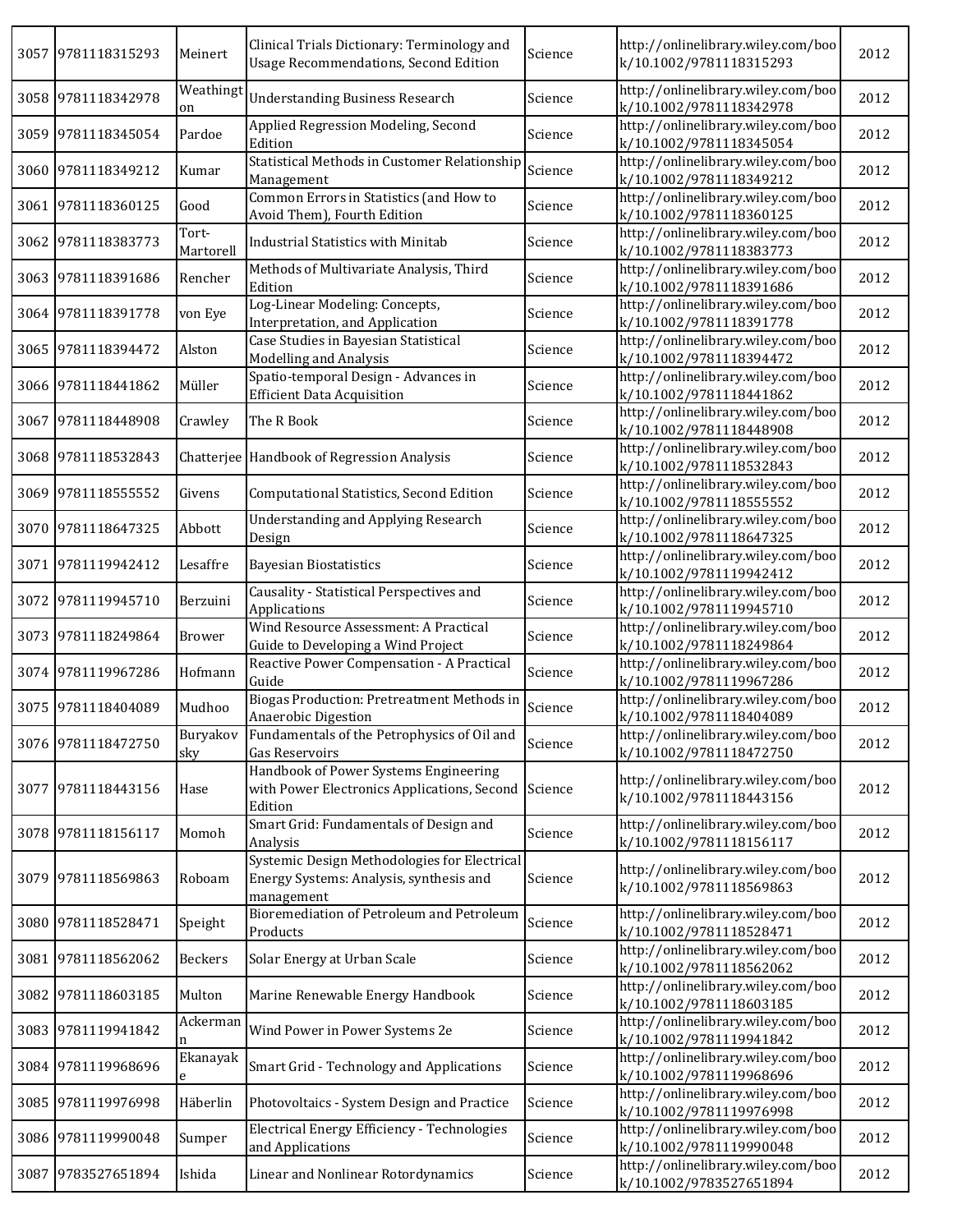| 3057 | 9781118315293 | Meinert | Clinical Trials Dictionary: Terminology and Usage Recommendations, Second Edition | Science | http://onlinelibrary.wiley.com/book/10.1002/9781118315293 | 2012 |
|---|---|---|---|---|---|---|
| 3058 | 9781118342978 | Weathington | Understanding Business Research | Science | http://onlinelibrary.wiley.com/book/10.1002/9781118342978 | 2012 |
| 3059 | 9781118345054 | Pardoe | Applied Regression Modeling, Second Edition | Science | http://onlinelibrary.wiley.com/book/10.1002/9781118345054 | 2012 |
| 3060 | 9781118349212 | Kumar | Statistical Methods in Customer Relationship Management | Science | http://onlinelibrary.wiley.com/book/10.1002/9781118349212 | 2012 |
| 3061 | 9781118360125 | Good | Common Errors in Statistics (and How to Avoid Them), Fourth Edition | Science | http://onlinelibrary.wiley.com/book/10.1002/9781118360125 | 2012 |
| 3062 | 9781118383773 | Tort-Martorell | Industrial Statistics with Minitab | Science | http://onlinelibrary.wiley.com/book/10.1002/9781118383773 | 2012 |
| 3063 | 9781118391686 | Rencher | Methods of Multivariate Analysis, Third Edition | Science | http://onlinelibrary.wiley.com/book/10.1002/9781118391686 | 2012 |
| 3064 | 9781118391778 | von Eye | Log-Linear Modeling: Concepts, Interpretation, and Application | Science | http://onlinelibrary.wiley.com/book/10.1002/9781118391778 | 2012 |
| 3065 | 9781118394472 | Alston | Case Studies in Bayesian Statistical Modelling and Analysis | Science | http://onlinelibrary.wiley.com/book/10.1002/9781118394472 | 2012 |
| 3066 | 9781118441862 | Müller | Spatio-temporal Design - Advances in Efficient Data Acquisition | Science | http://onlinelibrary.wiley.com/book/10.1002/9781118441862 | 2012 |
| 3067 | 9781118448908 | Crawley | The R Book | Science | http://onlinelibrary.wiley.com/book/10.1002/9781118448908 | 2012 |
| 3068 | 9781118532843 | Chatterjee | Handbook of Regression Analysis | Science | http://onlinelibrary.wiley.com/book/10.1002/9781118532843 | 2012 |
| 3069 | 9781118555552 | Givens | Computational Statistics, Second Edition | Science | http://onlinelibrary.wiley.com/book/10.1002/9781118555552 | 2012 |
| 3070 | 9781118647325 | Abbott | Understanding and Applying Research Design | Science | http://onlinelibrary.wiley.com/book/10.1002/9781118647325 | 2012 |
| 3071 | 9781119942412 | Lesaffre | Bayesian Biostatistics | Science | http://onlinelibrary.wiley.com/book/10.1002/9781119942412 | 2012 |
| 3072 | 9781119945710 | Berzuini | Causality - Statistical Perspectives and Applications | Science | http://onlinelibrary.wiley.com/book/10.1002/9781119945710 | 2012 |
| 3073 | 9781118249864 | Brower | Wind Resource Assessment: A Practical Guide to Developing a Wind Project | Science | http://onlinelibrary.wiley.com/book/10.1002/9781118249864 | 2012 |
| 3074 | 9781119967286 | Hofmann | Reactive Power Compensation - A Practical Guide | Science | http://onlinelibrary.wiley.com/book/10.1002/9781119967286 | 2012 |
| 3075 | 9781118404089 | Mudhoo | Biogas Production: Pretreatment Methods in Anaerobic Digestion | Science | http://onlinelibrary.wiley.com/book/10.1002/9781118404089 | 2012 |
| 3076 | 9781118472750 | Buryakovsky | Fundamentals of the Petrophysics of Oil and Gas Reservoirs | Science | http://onlinelibrary.wiley.com/book/10.1002/9781118472750 | 2012 |
| 3077 | 9781118443156 | Hase | Handbook of Power Systems Engineering with Power Electronics Applications, Second Edition | Science | http://onlinelibrary.wiley.com/book/10.1002/9781118443156 | 2012 |
| 3078 | 9781118156117 | Momoh | Smart Grid: Fundamentals of Design and Analysis | Science | http://onlinelibrary.wiley.com/book/10.1002/9781118156117 | 2012 |
| 3079 | 9781118569863 | Roboam | Systemic Design Methodologies for Electrical Energy Systems: Analysis, synthesis and management | Science | http://onlinelibrary.wiley.com/book/10.1002/9781118569863 | 2012 |
| 3080 | 9781118528471 | Speight | Bioremediation of Petroleum and Petroleum Products | Science | http://onlinelibrary.wiley.com/book/10.1002/9781118528471 | 2012 |
| 3081 | 9781118562062 | Beckers | Solar Energy at Urban Scale | Science | http://onlinelibrary.wiley.com/book/10.1002/9781118562062 | 2012 |
| 3082 | 9781118603185 | Multon | Marine Renewable Energy Handbook | Science | http://onlinelibrary.wiley.com/book/10.1002/9781118603185 | 2012 |
| 3083 | 9781119941842 | Ackermann | Wind Power in Power Systems 2e | Science | http://onlinelibrary.wiley.com/book/10.1002/9781119941842 | 2012 |
| 3084 | 9781119968696 | Ekanayake | Smart Grid - Technology and Applications | Science | http://onlinelibrary.wiley.com/book/10.1002/9781119968696 | 2012 |
| 3085 | 9781119976998 | Häberlin | Photovoltaics - System Design and Practice | Science | http://onlinelibrary.wiley.com/book/10.1002/9781119976998 | 2012 |
| 3086 | 9781119990048 | Sumper | Electrical Energy Efficiency - Technologies and Applications | Science | http://onlinelibrary.wiley.com/book/10.1002/9781119990048 | 2012 |
| 3087 | 9783527651894 | Ishida | Linear and Nonlinear Rotordynamics | Science | http://onlinelibrary.wiley.com/book/10.1002/9783527651894 | 2012 |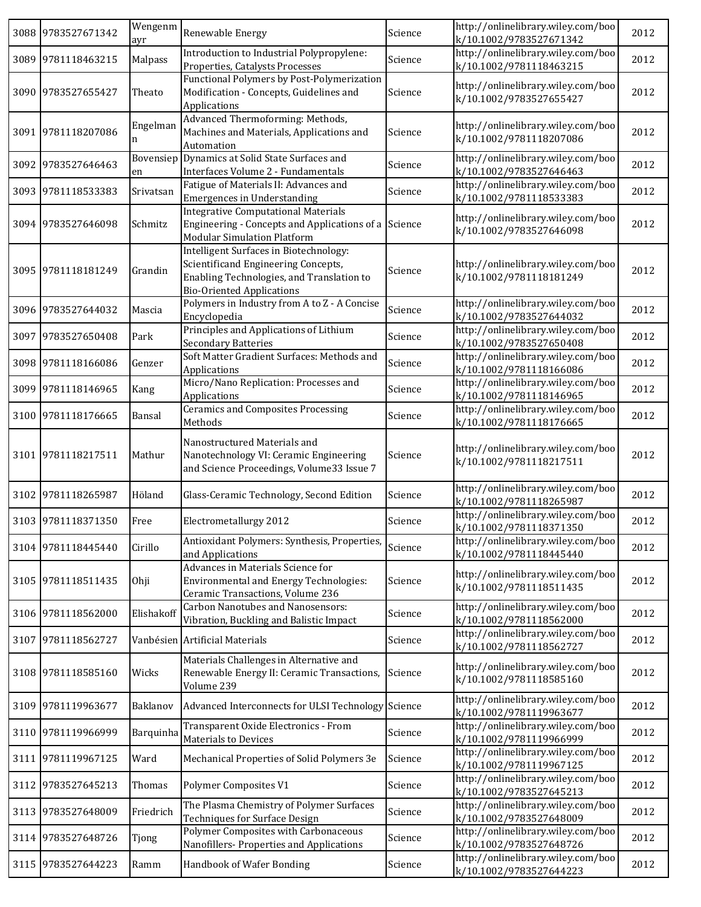| 3088 | 9783527671342 | Wengenmayr | Renewable Energy | Science | http://onlinelibrary.wiley.com/book/10.1002/9783527671342 | 2012 |
|---|---|---|---|---|---|---|
| 3089 | 9781118463215 | Malpass | Introduction to Industrial Polypropylene: Properties, Catalysts Processes | Science | http://onlinelibrary.wiley.com/book/10.1002/9781118463215 | 2012 |
| 3090 | 9783527655427 | Theato | Functional Polymers by Post-Polymerization Modification - Concepts, Guidelines and Applications | Science | http://onlinelibrary.wiley.com/book/10.1002/9783527655427 | 2012 |
| 3091 | 9781118207086 | Engelmann | Advanced Thermoforming: Methods, Machines and Materials, Applications and Automation | Science | http://onlinelibrary.wiley.com/book/10.1002/9781118207086 | 2012 |
| 3092 | 9783527646463 | Bovensiepen | Dynamics at Solid State Surfaces and Interfaces Volume 2 - Fundamentals | Science | http://onlinelibrary.wiley.com/book/10.1002/9783527646463 | 2012 |
| 3093 | 9781118533383 | Srivatsan | Fatigue of Materials II: Advances and Emergences in Understanding | Science | http://onlinelibrary.wiley.com/book/10.1002/9781118533383 | 2012 |
| 3094 | 9783527646098 | Schmitz | Integrative Computational Materials Engineering - Concepts and Applications of a Modular Simulation Platform | Science | http://onlinelibrary.wiley.com/book/10.1002/9783527646098 | 2012 |
| 3095 | 9781118181249 | Grandin | Intelligent Surfaces in Biotechnology: Scientificand Engineering Concepts, Enabling Technologies, and Translation to Bio-Oriented Applications | Science | http://onlinelibrary.wiley.com/book/10.1002/9781118181249 | 2012 |
| 3096 | 9783527644032 | Mascia | Polymers in Industry from A to Z - A Concise Encyclopedia | Science | http://onlinelibrary.wiley.com/book/10.1002/9783527644032 | 2012 |
| 3097 | 9783527650408 | Park | Principles and Applications of Lithium Secondary Batteries | Science | http://onlinelibrary.wiley.com/book/10.1002/9783527650408 | 2012 |
| 3098 | 9781118166086 | Genzer | Soft Matter Gradient Surfaces: Methods and Applications | Science | http://onlinelibrary.wiley.com/book/10.1002/9781118166086 | 2012 |
| 3099 | 9781118146965 | Kang | Micro/Nano Replication: Processes and Applications | Science | http://onlinelibrary.wiley.com/book/10.1002/9781118146965 | 2012 |
| 3100 | 9781118176665 | Bansal | Ceramics and Composites Processing Methods | Science | http://onlinelibrary.wiley.com/book/10.1002/9781118176665 | 2012 |
| 3101 | 9781118217511 | Mathur | Nanostructured Materials and Nanotechnology VI: Ceramic Engineering and Science Proceedings, Volume33 Issue 7 | Science | http://onlinelibrary.wiley.com/book/10.1002/9781118217511 | 2012 |
| 3102 | 9781118265987 | Höland | Glass-Ceramic Technology, Second Edition | Science | http://onlinelibrary.wiley.com/book/10.1002/9781118265987 | 2012 |
| 3103 | 9781118371350 | Free | Electrometallurgy 2012 | Science | http://onlinelibrary.wiley.com/book/10.1002/9781118371350 | 2012 |
| 3104 | 9781118445440 | Cirillo | Antioxidant Polymers: Synthesis, Properties, and Applications | Science | http://onlinelibrary.wiley.com/book/10.1002/9781118445440 | 2012 |
| 3105 | 9781118511435 | Ohji | Advances in Materials Science for Environmental and Energy Technologies: Ceramic Transactions, Volume 236 | Science | http://onlinelibrary.wiley.com/book/10.1002/9781118511435 | 2012 |
| 3106 | 9781118562000 | Elishakoff | Carbon Nanotubes and Nanosensors: Vibration, Buckling and Balistic Impact | Science | http://onlinelibrary.wiley.com/book/10.1002/9781118562000 | 2012 |
| 3107 | 9781118562727 | Vanbésien | Artificial Materials | Science | http://onlinelibrary.wiley.com/book/10.1002/9781118562727 | 2012 |
| 3108 | 9781118585160 | Wicks | Materials Challenges in Alternative and Renewable Energy II: Ceramic Transactions, Volume 239 | Science | http://onlinelibrary.wiley.com/book/10.1002/9781118585160 | 2012 |
| 3109 | 9781119963677 | Baklanov | Advanced Interconnects for ULSI Technology | Science | http://onlinelibrary.wiley.com/book/10.1002/9781119963677 | 2012 |
| 3110 | 9781119966999 | Barquinha | Transparent Oxide Electronics - From Materials to Devices | Science | http://onlinelibrary.wiley.com/book/10.1002/9781119966999 | 2012 |
| 3111 | 9781119967125 | Ward | Mechanical Properties of Solid Polymers 3e | Science | http://onlinelibrary.wiley.com/book/10.1002/9781119967125 | 2012 |
| 3112 | 9783527645213 | Thomas | Polymer Composites V1 | Science | http://onlinelibrary.wiley.com/book/10.1002/9783527645213 | 2012 |
| 3113 | 9783527648009 | Friedrich | The Plasma Chemistry of Polymer Surfaces Techniques for Surface Design | Science | http://onlinelibrary.wiley.com/book/10.1002/9783527648009 | 2012 |
| 3114 | 9783527648726 | Tjong | Polymer Composites with Carbonaceous Nanofillers- Properties and Applications | Science | http://onlinelibrary.wiley.com/book/10.1002/9783527648726 | 2012 |
| 3115 | 9783527644223 | Ramm | Handbook of Wafer Bonding | Science | http://onlinelibrary.wiley.com/book/10.1002/9783527644223 | 2012 |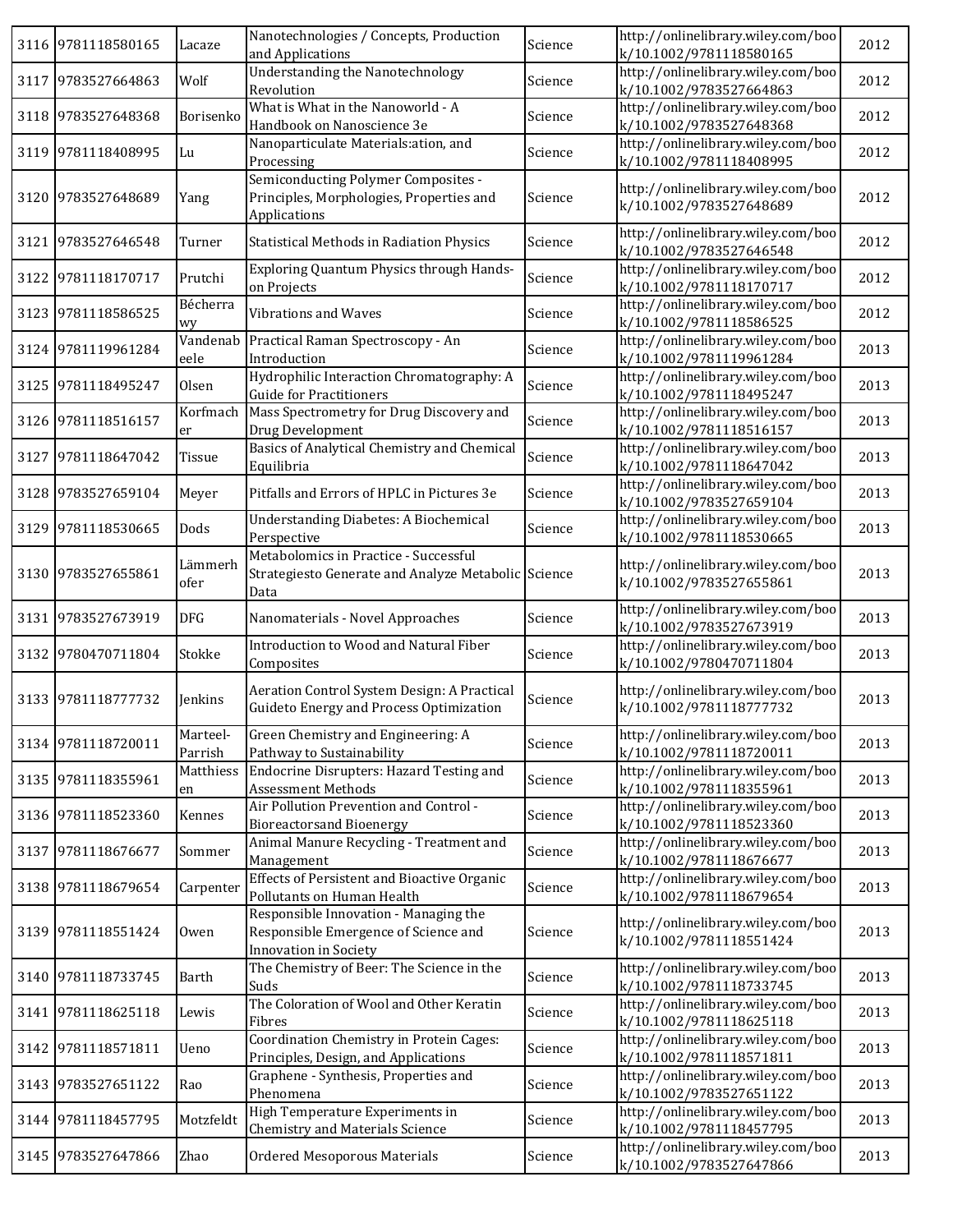| 3116 | 9781118580165 | Lacaze | Nanotechnologies / Concepts, Production and Applications | Science | http://onlinelibrary.wiley.com/book/10.1002/9781118580165 | 2012 |
|---|---|---|---|---|---|---|
| 3117 | 9783527664863 | Wolf | Understanding the Nanotechnology Revolution | Science | http://onlinelibrary.wiley.com/book/10.1002/9783527664863 | 2012 |
| 3118 | 9783527648368 | Borisenko | What is What in the Nanoworld - A Handbook on Nanoscience 3e | Science | http://onlinelibrary.wiley.com/book/10.1002/9783527648368 | 2012 |
| 3119 | 9781118408995 | Lu | Nanoparticulate Materials:ation, and Processing | Science | http://onlinelibrary.wiley.com/book/10.1002/9781118408995 | 2012 |
| 3120 | 9783527648689 | Yang | Semiconducting Polymer Composites - Principles, Morphologies, Properties and Applications | Science | http://onlinelibrary.wiley.com/book/10.1002/9783527648689 | 2012 |
| 3121 | 9783527646548 | Turner | Statistical Methods in Radiation Physics | Science | http://onlinelibrary.wiley.com/book/10.1002/9783527646548 | 2012 |
| 3122 | 9781118170717 | Prutchi | Exploring Quantum Physics through Hands-on Projects | Science | http://onlinelibrary.wiley.com/book/10.1002/9781118170717 | 2012 |
| 3123 | 9781118586525 | Bécherrawy | Vibrations and Waves | Science | http://onlinelibrary.wiley.com/book/10.1002/9781118586525 | 2012 |
| 3124 | 9781119961284 | Vandenabeele | Practical Raman Spectroscopy - An Introduction | Science | http://onlinelibrary.wiley.com/book/10.1002/9781119961284 | 2013 |
| 3125 | 9781118495247 | Olsen | Hydrophilic Interaction Chromatography: A Guide for Practitioners | Science | http://onlinelibrary.wiley.com/book/10.1002/9781118495247 | 2013 |
| 3126 | 9781118516157 | Korfmacher | Mass Spectrometry for Drug Discovery and Drug Development | Science | http://onlinelibrary.wiley.com/book/10.1002/9781118516157 | 2013 |
| 3127 | 9781118647042 | Tissue | Basics of Analytical Chemistry and Chemical Equilibria | Science | http://onlinelibrary.wiley.com/book/10.1002/9781118647042 | 2013 |
| 3128 | 9783527659104 | Meyer | Pitfalls and Errors of HPLC in Pictures 3e | Science | http://onlinelibrary.wiley.com/book/10.1002/9783527659104 | 2013 |
| 3129 | 9781118530665 | Dods | Understanding Diabetes: A Biochemical Perspective | Science | http://onlinelibrary.wiley.com/book/10.1002/9781118530665 | 2013 |
| 3130 | 9783527655861 | Lämmerhofer | Metabolomics in Practice - Successful Strategiesto Generate and Analyze Metabolic Data | Science | http://onlinelibrary.wiley.com/book/10.1002/9783527655861 | 2013 |
| 3131 | 9783527673919 | DFG | Nanomaterials - Novel Approaches | Science | http://onlinelibrary.wiley.com/book/10.1002/9783527673919 | 2013 |
| 3132 | 9780470711804 | Stokke | Introduction to Wood and Natural Fiber Composites | Science | http://onlinelibrary.wiley.com/book/10.1002/9780470711804 | 2013 |
| 3133 | 9781118777732 | Jenkins | Aeration Control System Design: A Practical Guideto Energy and Process Optimization | Science | http://onlinelibrary.wiley.com/book/10.1002/9781118777732 | 2013 |
| 3134 | 9781118720011 | Marteel-Parrish | Green Chemistry and Engineering: A Pathway to Sustainability | Science | http://onlinelibrary.wiley.com/book/10.1002/9781118720011 | 2013 |
| 3135 | 9781118355961 | Matthiessen | Endocrine Disrupters: Hazard Testing and Assessment Methods | Science | http://onlinelibrary.wiley.com/book/10.1002/9781118355961 | 2013 |
| 3136 | 9781118523360 | Kennes | Air Pollution Prevention and Control - Bioreactorsand Bioenergy | Science | http://onlinelibrary.wiley.com/book/10.1002/9781118523360 | 2013 |
| 3137 | 9781118676677 | Sommer | Animal Manure Recycling - Treatment and Management | Science | http://onlinelibrary.wiley.com/book/10.1002/9781118676677 | 2013 |
| 3138 | 9781118679654 | Carpenter | Effects of Persistent and Bioactive Organic Pollutants on Human Health | Science | http://onlinelibrary.wiley.com/book/10.1002/9781118679654 | 2013 |
| 3139 | 9781118551424 | Owen | Responsible Innovation - Managing the Responsible Emergence of Science and Innovation in Society | Science | http://onlinelibrary.wiley.com/book/10.1002/9781118551424 | 2013 |
| 3140 | 9781118733745 | Barth | The Chemistry of Beer: The Science in the Suds | Science | http://onlinelibrary.wiley.com/book/10.1002/9781118733745 | 2013 |
| 3141 | 9781118625118 | Lewis | The Coloration of Wool and Other Keratin Fibres | Science | http://onlinelibrary.wiley.com/book/10.1002/9781118625118 | 2013 |
| 3142 | 9781118571811 | Ueno | Coordination Chemistry in Protein Cages: Principles, Design, and Applications | Science | http://onlinelibrary.wiley.com/book/10.1002/9781118571811 | 2013 |
| 3143 | 9783527651122 | Rao | Graphene - Synthesis, Properties and Phenomena | Science | http://onlinelibrary.wiley.com/book/10.1002/9783527651122 | 2013 |
| 3144 | 9781118457795 | Motzfeldt | High Temperature Experiments in Chemistry and Materials Science | Science | http://onlinelibrary.wiley.com/book/10.1002/9781118457795 | 2013 |
| 3145 | 9783527647866 | Zhao | Ordered Mesoporous Materials | Science | http://onlinelibrary.wiley.com/book/10.1002/9783527647866 | 2013 |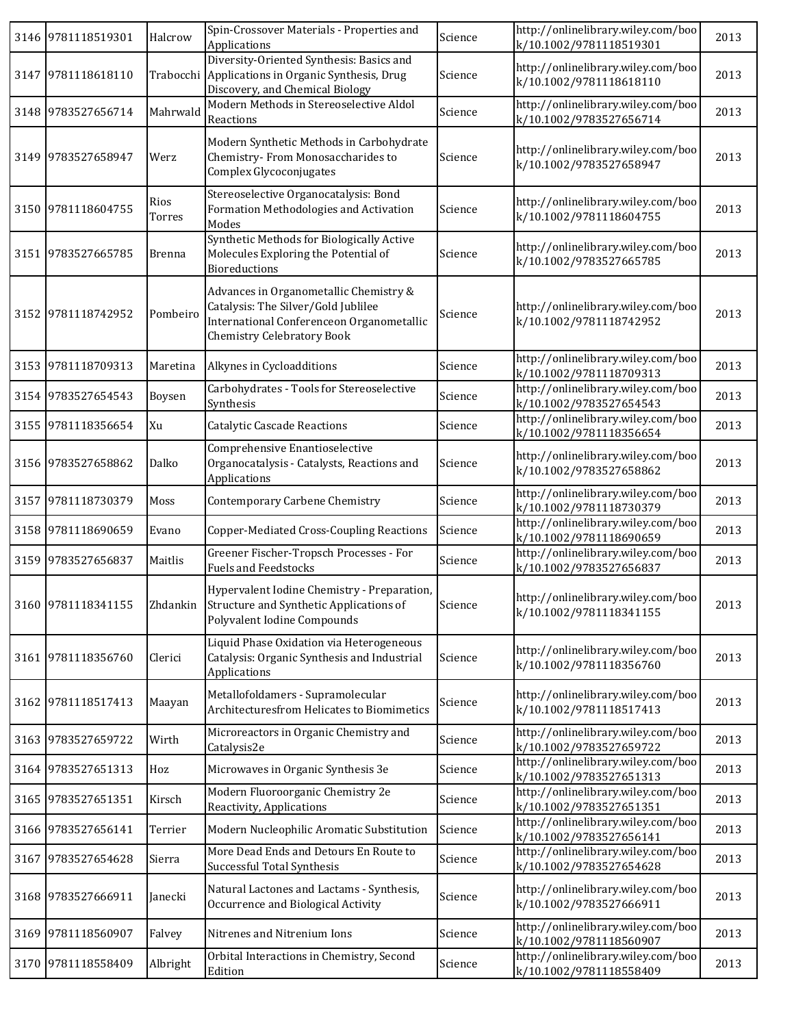| 3146 | 9781118519301 | Halcrow | Spin-Crossover Materials - Properties and Applications | Science | http://onlinelibrary.wiley.com/book/10.1002/9781118519301 | 2013 |
|---|---|---|---|---|---|---|
| 3147 | 9781118618110 | Trabocchi | Diversity-Oriented Synthesis: Basics and Applications in Organic Synthesis, Drug Discovery, and Chemical Biology | Science | http://onlinelibrary.wiley.com/book/10.1002/9781118618110 | 2013 |
| 3148 | 9783527656714 | Mahrwald | Modern Methods in Stereoselective Aldol Reactions | Science | http://onlinelibrary.wiley.com/book/10.1002/9783527656714 | 2013 |
| 3149 | 9783527658947 | Werz | Modern Synthetic Methods in Carbohydrate Chemistry- From Monosaccharides to Complex Glycoconjugates | Science | http://onlinelibrary.wiley.com/book/10.1002/9783527658947 | 2013 |
| 3150 | 9781118604755 | Rios Torres | Stereoselective Organocatalysis: Bond Formation Methodologies and Activation Modes | Science | http://onlinelibrary.wiley.com/book/10.1002/9781118604755 | 2013 |
| 3151 | 9783527665785 | Brenna | Synthetic Methods for Biologically Active Molecules Exploring the Potential of Bioreductions | Science | http://onlinelibrary.wiley.com/book/10.1002/9783527665785 | 2013 |
| 3152 | 9781118742952 | Pombeiro | Advances in Organometallic Chemistry & Catalysis: The Silver/Gold Jubilee International Conferenceon Organometallic Chemistry Celebratory Book | Science | http://onlinelibrary.wiley.com/book/10.1002/9781118742952 | 2013 |
| 3153 | 9781118709313 | Maretina | Alkynes in Cycloadditions | Science | http://onlinelibrary.wiley.com/book/10.1002/9781118709313 | 2013 |
| 3154 | 9783527654543 | Boysen | Carbohydrates - Tools for Stereoselective Synthesis | Science | http://onlinelibrary.wiley.com/book/10.1002/9783527654543 | 2013 |
| 3155 | 9781118356654 | Xu | Catalytic Cascade Reactions | Science | http://onlinelibrary.wiley.com/book/10.1002/9781118356654 | 2013 |
| 3156 | 9783527658862 | Dalko | Comprehensive Enantioselective Organocatalysis - Catalysts, Reactions and Applications | Science | http://onlinelibrary.wiley.com/book/10.1002/9783527658862 | 2013 |
| 3157 | 9781118730379 | Moss | Contemporary Carbene Chemistry | Science | http://onlinelibrary.wiley.com/book/10.1002/9781118730379 | 2013 |
| 3158 | 9781118690659 | Evano | Copper-Mediated Cross-Coupling Reactions | Science | http://onlinelibrary.wiley.com/book/10.1002/9781118690659 | 2013 |
| 3159 | 9783527656837 | Maitlis | Greener Fischer-Tropsch Processes - For Fuels and Feedstocks | Science | http://onlinelibrary.wiley.com/book/10.1002/9783527656837 | 2013 |
| 3160 | 9781118341155 | Zhdankin | Hypervalent Iodine Chemistry - Preparation, Structure and Synthetic Applications of Polyvalent Iodine Compounds | Science | http://onlinelibrary.wiley.com/book/10.1002/9781118341155 | 2013 |
| 3161 | 9781118356760 | Clerici | Liquid Phase Oxidation via Heterogeneous Catalysis: Organic Synthesis and Industrial Applications | Science | http://onlinelibrary.wiley.com/book/10.1002/9781118356760 | 2013 |
| 3162 | 9781118517413 | Maayan | Metallofoldamers - Supramolecular Architecturesfrom Helicates to Biomimetics | Science | http://onlinelibrary.wiley.com/book/10.1002/9781118517413 | 2013 |
| 3163 | 9783527659722 | Wirth | Microreactors in Organic Chemistry and Catalysis2e | Science | http://onlinelibrary.wiley.com/book/10.1002/9783527659722 | 2013 |
| 3164 | 9783527651313 | Hoz | Microwaves in Organic Synthesis 3e | Science | http://onlinelibrary.wiley.com/book/10.1002/9783527651313 | 2013 |
| 3165 | 9783527651351 | Kirsch | Modern Fluoroorganic Chemistry 2e Reactivity, Applications | Science | http://onlinelibrary.wiley.com/book/10.1002/9783527651351 | 2013 |
| 3166 | 9783527656141 | Terrier | Modern Nucleophilic Aromatic Substitution | Science | http://onlinelibrary.wiley.com/book/10.1002/9783527656141 | 2013 |
| 3167 | 9783527654628 | Sierra | More Dead Ends and Detours En Route to Successful Total Synthesis | Science | http://onlinelibrary.wiley.com/book/10.1002/9783527654628 | 2013 |
| 3168 | 9783527666911 | Janecki | Natural Lactones and Lactams - Synthesis, Occurrence and Biological Activity | Science | http://onlinelibrary.wiley.com/book/10.1002/9783527666911 | 2013 |
| 3169 | 9781118560907 | Falvey | Nitrenes and Nitrenium Ions | Science | http://onlinelibrary.wiley.com/book/10.1002/9781118560907 | 2013 |
| 3170 | 9781118558409 | Albright | Orbital Interactions in Chemistry, Second Edition | Science | http://onlinelibrary.wiley.com/book/10.1002/9781118558409 | 2013 |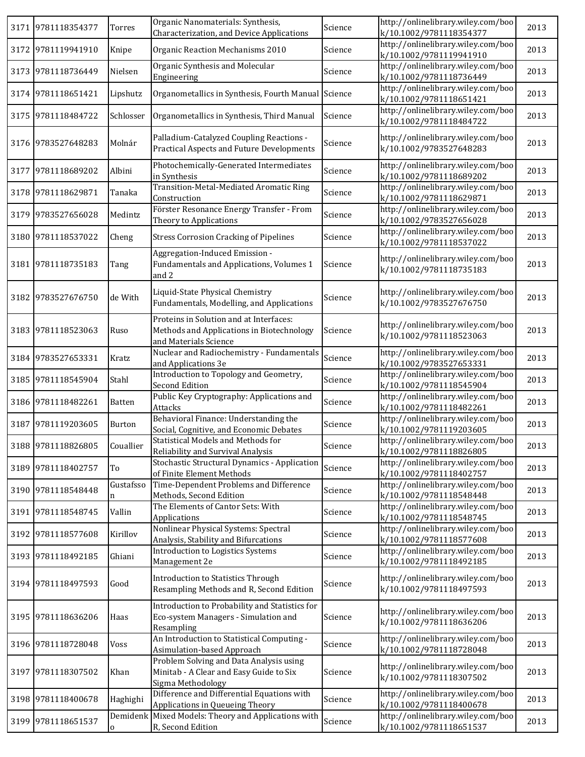| 3171 | 9781118354377 | Torres | Organic Nanomaterials: Synthesis, Characterization, and Device Applications | Science | http://onlinelibrary.wiley.com/book/10.1002/9781118354377 | 2013 |
|---|---|---|---|---|---|---|
| 3172 | 9781119941910 | Knipe | Organic Reaction Mechanisms 2010 | Science | http://onlinelibrary.wiley.com/book/10.1002/9781119941910 | 2013 |
| 3173 | 9781118736449 | Nielsen | Organic Synthesis and Molecular Engineering | Science | http://onlinelibrary.wiley.com/book/10.1002/9781118736449 | 2013 |
| 3174 | 9781118651421 | Lipshutz | Organometallics in Synthesis, Fourth Manual | Science | http://onlinelibrary.wiley.com/book/10.1002/9781118651421 | 2013 |
| 3175 | 9781118484722 | Schlosser | Organometallics in Synthesis, Third Manual | Science | http://onlinelibrary.wiley.com/book/10.1002/9781118484722 | 2013 |
| 3176 | 9783527648283 | Molnár | Palladium-Catalyzed Coupling Reactions - Practical Aspects and Future Developments | Science | http://onlinelibrary.wiley.com/book/10.1002/9783527648283 | 2013 |
| 3177 | 9781118689202 | Albini | Photochemically-Generated Intermediates in Synthesis | Science | http://onlinelibrary.wiley.com/book/10.1002/9781118689202 | 2013 |
| 3178 | 9781118629871 | Tanaka | Transition-Metal-Mediated Aromatic Ring Construction | Science | http://onlinelibrary.wiley.com/book/10.1002/9781118629871 | 2013 |
| 3179 | 9783527656028 | Medintz | Förster Resonance Energy Transfer - From Theory to Applications | Science | http://onlinelibrary.wiley.com/book/10.1002/9783527656028 | 2013 |
| 3180 | 9781118537022 | Cheng | Stress Corrosion Cracking of Pipelines | Science | http://onlinelibrary.wiley.com/book/10.1002/9781118537022 | 2013 |
| 3181 | 9781118735183 | Tang | Aggregation-Induced Emission - Fundamentals and Applications, Volumes 1 and 2 | Science | http://onlinelibrary.wiley.com/book/10.1002/9781118735183 | 2013 |
| 3182 | 9783527676750 | de With | Liquid-State Physical Chemistry Fundamentals, Modelling, and Applications | Science | http://onlinelibrary.wiley.com/book/10.1002/9783527676750 | 2013 |
| 3183 | 9781118523063 | Ruso | Proteins in Solution and at Interfaces: Methods and Applications in Biotechnology and Materials Science | Science | http://onlinelibrary.wiley.com/book/10.1002/9781118523063 | 2013 |
| 3184 | 9783527653331 | Kratz | Nuclear and Radiochemistry - Fundamentals and Applications 3e | Science | http://onlinelibrary.wiley.com/book/10.1002/9783527653331 | 2013 |
| 3185 | 9781118545904 | Stahl | Introduction to Topology and Geometry, Second Edition | Science | http://onlinelibrary.wiley.com/book/10.1002/9781118545904 | 2013 |
| 3186 | 9781118482261 | Batten | Public Key Cryptography: Applications and Attacks | Science | http://onlinelibrary.wiley.com/book/10.1002/9781118482261 | 2013 |
| 3187 | 9781119203605 | Burton | Behavioral Finance: Understanding the Social, Cognitive, and Economic Debates | Science | http://onlinelibrary.wiley.com/book/10.1002/9781119203605 | 2013 |
| 3188 | 9781118826805 | Couallier | Statistical Models and Methods for Reliability and Survival Analysis | Science | http://onlinelibrary.wiley.com/book/10.1002/9781118826805 | 2013 |
| 3189 | 9781118402757 | To | Stochastic Structural Dynamics - Application of Finite Element Methods | Science | http://onlinelibrary.wiley.com/book/10.1002/9781118402757 | 2013 |
| 3190 | 9781118548448 | Gustafsson | Time-Dependent Problems and Difference Methods, Second Edition | Science | http://onlinelibrary.wiley.com/book/10.1002/9781118548448 | 2013 |
| 3191 | 9781118548745 | Vallin | The Elements of Cantor Sets: With Applications | Science | http://onlinelibrary.wiley.com/book/10.1002/9781118548745 | 2013 |
| 3192 | 9781118577608 | Kirillov | Nonlinear Physical Systems: Spectral Analysis, Stability and Bifurcations | Science | http://onlinelibrary.wiley.com/book/10.1002/9781118577608 | 2013 |
| 3193 | 9781118492185 | Ghiani | Introduction to Logistics Systems Management 2e | Science | http://onlinelibrary.wiley.com/book/10.1002/9781118492185 | 2013 |
| 3194 | 9781118497593 | Good | Introduction to Statistics Through Resampling Methods and R, Second Edition | Science | http://onlinelibrary.wiley.com/book/10.1002/9781118497593 | 2013 |
| 3195 | 9781118636206 | Haas | Introduction to Probability and Statistics for Eco-system Managers - Simulation and Resampling | Science | http://onlinelibrary.wiley.com/book/10.1002/9781118636206 | 2013 |
| 3196 | 9781118728048 | Voss | An Introduction to Statistical Computing - Asimulation-based Approach | Science | http://onlinelibrary.wiley.com/book/10.1002/9781118728048 | 2013 |
| 3197 | 9781118307502 | Khan | Problem Solving and Data Analysis using Minitab - A Clear and Easy Guide to Six Sigma Methodology | Science | http://onlinelibrary.wiley.com/book/10.1002/9781118307502 | 2013 |
| 3198 | 9781118400678 | Haghighi | Difference and Differential Equations with Applications in Queueing Theory | Science | http://onlinelibrary.wiley.com/book/10.1002/9781118400678 | 2013 |
| 3199 | 9781118651537 | Demidenko | Mixed Models: Theory and Applications with R, Second Edition | Science | http://onlinelibrary.wiley.com/book/10.1002/9781118651537 | 2013 |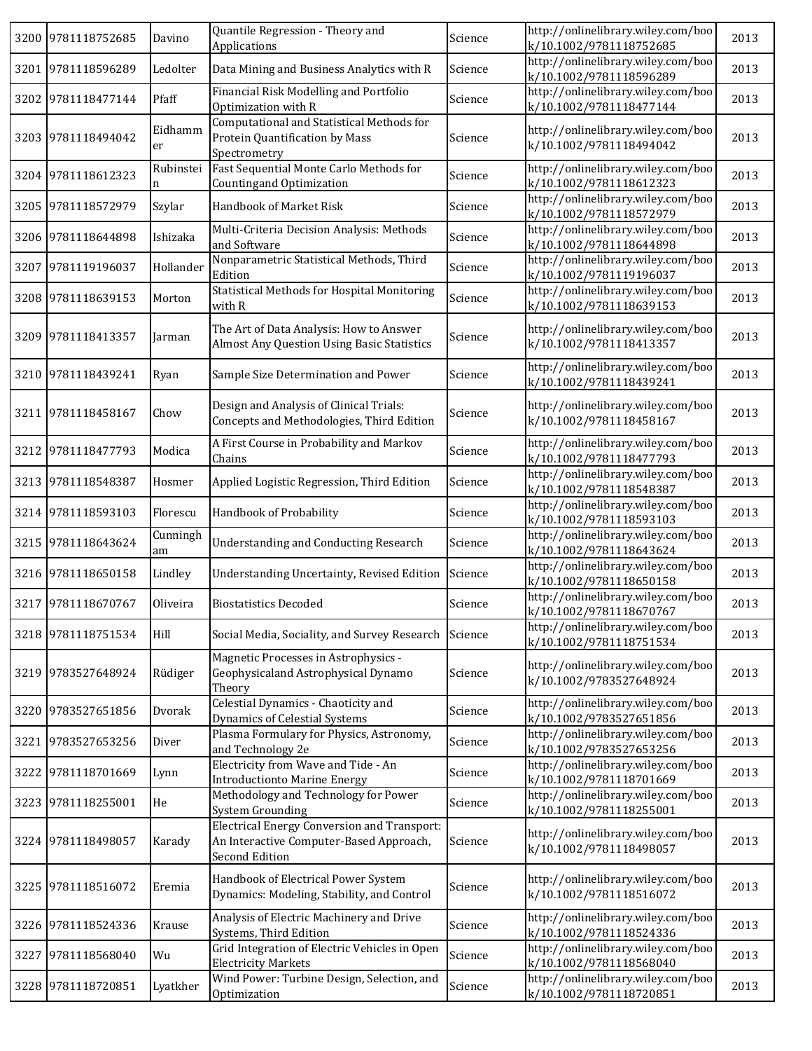| 3200 | 9781118752685 | Davino | Quantile Regression - Theory and Applications | Science | http://onlinelibrary.wiley.com/book/10.1002/9781118752685 | 2013 |
|---|---|---|---|---|---|---|
| 3201 | 9781118596289 | Ledolter | Data Mining and Business Analytics with R | Science | http://onlinelibrary.wiley.com/book/10.1002/9781118596289 | 2013 |
| 3202 | 9781118477144 | Pfaff | Financial Risk Modelling and Portfolio Optimization with R | Science | http://onlinelibrary.wiley.com/book/10.1002/9781118477144 | 2013 |
| 3203 | 9781118494042 | Eidhammer | Computational and Statistical Methods for Protein Quantification by Mass Spectrometry | Science | http://onlinelibrary.wiley.com/book/10.1002/9781118494042 | 2013 |
| 3204 | 9781118612323 | Rubinstein | Fast Sequential Monte Carlo Methods for Countingand Optimization | Science | http://onlinelibrary.wiley.com/book/10.1002/9781118612323 | 2013 |
| 3205 | 9781118572979 | Szylar | Handbook of Market Risk | Science | http://onlinelibrary.wiley.com/book/10.1002/9781118572979 | 2013 |
| 3206 | 9781118644898 | Ishizaka | Multi-Criteria Decision Analysis: Methods and Software | Science | http://onlinelibrary.wiley.com/book/10.1002/9781118644898 | 2013 |
| 3207 | 9781119196037 | Hollander | Nonparametric Statistical Methods, Third Edition | Science | http://onlinelibrary.wiley.com/book/10.1002/9781119196037 | 2013 |
| 3208 | 9781118639153 | Morton | Statistical Methods for Hospital Monitoring with R | Science | http://onlinelibrary.wiley.com/book/10.1002/9781118639153 | 2013 |
| 3209 | 9781118413357 | Jarman | The Art of Data Analysis: How to Answer Almost Any Question Using Basic Statistics | Science | http://onlinelibrary.wiley.com/book/10.1002/9781118413357 | 2013 |
| 3210 | 9781118439241 | Ryan | Sample Size Determination and Power | Science | http://onlinelibrary.wiley.com/book/10.1002/9781118439241 | 2013 |
| 3211 | 9781118458167 | Chow | Design and Analysis of Clinical Trials: Concepts and Methodologies, Third Edition | Science | http://onlinelibrary.wiley.com/book/10.1002/9781118458167 | 2013 |
| 3212 | 9781118477793 | Modica | A First Course in Probability and Markov Chains | Science | http://onlinelibrary.wiley.com/book/10.1002/9781118477793 | 2013 |
| 3213 | 9781118548387 | Hosmer | Applied Logistic Regression, Third Edition | Science | http://onlinelibrary.wiley.com/book/10.1002/9781118548387 | 2013 |
| 3214 | 9781118593103 | Florescu | Handbook of Probability | Science | http://onlinelibrary.wiley.com/book/10.1002/9781118593103 | 2013 |
| 3215 | 9781118643624 | Cunningham | Understanding and Conducting Research | Science | http://onlinelibrary.wiley.com/book/10.1002/9781118643624 | 2013 |
| 3216 | 9781118650158 | Lindley | Understanding Uncertainty, Revised Edition | Science | http://onlinelibrary.wiley.com/book/10.1002/9781118650158 | 2013 |
| 3217 | 9781118670767 | Oliveira | Biostatistics Decoded | Science | http://onlinelibrary.wiley.com/book/10.1002/9781118670767 | 2013 |
| 3218 | 9781118751534 | Hill | Social Media, Sociality, and Survey Research | Science | http://onlinelibrary.wiley.com/book/10.1002/9781118751534 | 2013 |
| 3219 | 9783527648924 | Rüdiger | Magnetic Processes in Astrophysics - Geophysicaland Astrophysical Dynamo Theory | Science | http://onlinelibrary.wiley.com/book/10.1002/9783527648924 | 2013 |
| 3220 | 9783527651856 | Dvorak | Celestial Dynamics - Chaoticity and Dynamics of Celestial Systems | Science | http://onlinelibrary.wiley.com/book/10.1002/9783527651856 | 2013 |
| 3221 | 9783527653256 | Diver | Plasma Formulary for Physics, Astronomy, and Technology 2e | Science | http://onlinelibrary.wiley.com/book/10.1002/9783527653256 | 2013 |
| 3222 | 9781118701669 | Lynn | Electricity from Wave and Tide - An Introductionto Marine Energy | Science | http://onlinelibrary.wiley.com/book/10.1002/9781118701669 | 2013 |
| 3223 | 9781118255001 | He | Methodology and Technology for Power System Grounding | Science | http://onlinelibrary.wiley.com/book/10.1002/9781118255001 | 2013 |
| 3224 | 9781118498057 | Karady | Electrical Energy Conversion and Transport: An Interactive Computer-Based Approach, Second Edition | Science | http://onlinelibrary.wiley.com/book/10.1002/9781118498057 | 2013 |
| 3225 | 9781118516072 | Eremia | Handbook of Electrical Power System Dynamics: Modeling, Stability, and Control | Science | http://onlinelibrary.wiley.com/book/10.1002/9781118516072 | 2013 |
| 3226 | 9781118524336 | Krause | Analysis of Electric Machinery and Drive Systems, Third Edition | Science | http://onlinelibrary.wiley.com/book/10.1002/9781118524336 | 2013 |
| 3227 | 9781118568040 | Wu | Grid Integration of Electric Vehicles in Open Electricity Markets | Science | http://onlinelibrary.wiley.com/book/10.1002/9781118568040 | 2013 |
| 3228 | 9781118720851 | Lyatkher | Wind Power: Turbine Design, Selection, and Optimization | Science | http://onlinelibrary.wiley.com/book/10.1002/9781118720851 | 2013 |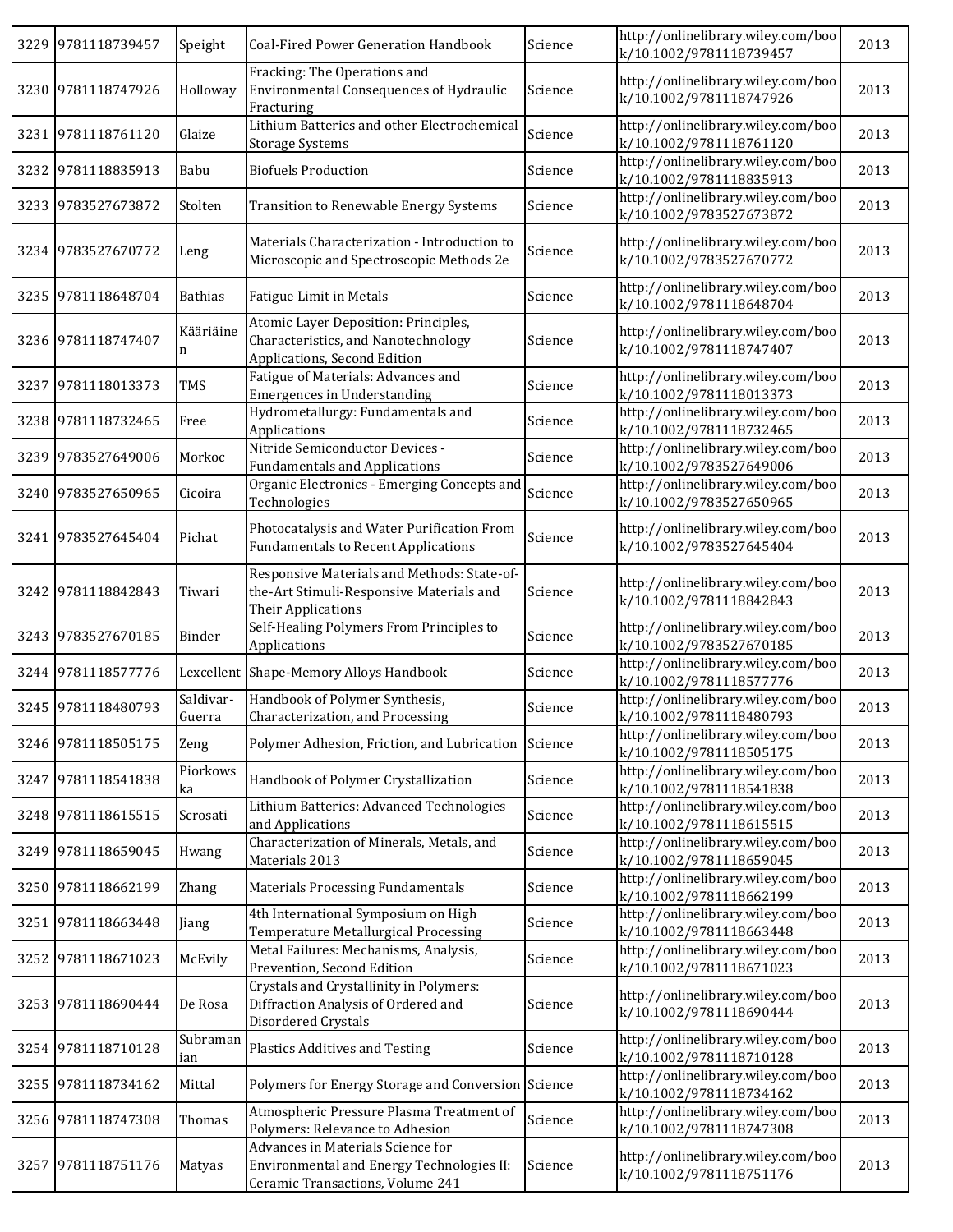| 3229 | 9781118739457 | Speight | Coal-Fired Power Generation Handbook | Science | http://onlinelibrary.wiley.com/book/10.1002/9781118739457 | 2013 |
|---|---|---|---|---|---|---|
| 3230 | 9781118747926 | Holloway | Fracking: The Operations and Environmental Consequences of Hydraulic Fracturing | Science | http://onlinelibrary.wiley.com/book/10.1002/9781118747926 | 2013 |
| 3231 | 9781118761120 | Glaize | Lithium Batteries and other Electrochemical Storage Systems | Science | http://onlinelibrary.wiley.com/book/10.1002/9781118761120 | 2013 |
| 3232 | 9781118835913 | Babu | Biofuels Production | Science | http://onlinelibrary.wiley.com/book/10.1002/9781118835913 | 2013 |
| 3233 | 9783527673872 | Stolten | Transition to Renewable Energy Systems | Science | http://onlinelibrary.wiley.com/book/10.1002/9783527673872 | 2013 |
| 3234 | 9783527670772 | Leng | Materials Characterization - Introduction to Microscopic and Spectroscopic Methods 2e | Science | http://onlinelibrary.wiley.com/book/10.1002/9783527670772 | 2013 |
| 3235 | 9781118648704 | Bathias | Fatigue Limit in Metals | Science | http://onlinelibrary.wiley.com/book/10.1002/9781118648704 | 2013 |
| 3236 | 9781118747407 | Kääriäinen | Atomic Layer Deposition: Principles, Characteristics, and Nanotechnology Applications, Second Edition | Science | http://onlinelibrary.wiley.com/book/10.1002/9781118747407 | 2013 |
| 3237 | 9781118013373 | TMS | Fatigue of Materials: Advances and Emergences in Understanding | Science | http://onlinelibrary.wiley.com/book/10.1002/9781118013373 | 2013 |
| 3238 | 9781118732465 | Free | Hydrometallurgy: Fundamentals and Applications | Science | http://onlinelibrary.wiley.com/book/10.1002/9781118732465 | 2013 |
| 3239 | 9783527649006 | Morkoc | Nitride Semiconductor Devices - Fundamentals and Applications | Science | http://onlinelibrary.wiley.com/book/10.1002/9783527649006 | 2013 |
| 3240 | 9783527650965 | Cicoira | Organic Electronics - Emerging Concepts and Technologies | Science | http://onlinelibrary.wiley.com/book/10.1002/9783527650965 | 2013 |
| 3241 | 9783527645404 | Pichat | Photocatalysis and Water Purification From Fundamentals to Recent Applications | Science | http://onlinelibrary.wiley.com/book/10.1002/9783527645404 | 2013 |
| 3242 | 9781118842843 | Tiwari | Responsive Materials and Methods: State-of-the-Art Stimuli-Responsive Materials and Their Applications | Science | http://onlinelibrary.wiley.com/book/10.1002/9781118842843 | 2013 |
| 3243 | 9783527670185 | Binder | Self-Healing Polymers From Principles to Applications | Science | http://onlinelibrary.wiley.com/book/10.1002/9783527670185 | 2013 |
| 3244 | 9781118577776 | Lexcellent | Shape-Memory Alloys Handbook | Science | http://onlinelibrary.wiley.com/book/10.1002/9781118577776 | 2013 |
| 3245 | 9781118480793 | Saldivar-Guerra | Handbook of Polymer Synthesis, Characterization, and Processing | Science | http://onlinelibrary.wiley.com/book/10.1002/9781118480793 | 2013 |
| 3246 | 9781118505175 | Zeng | Polymer Adhesion, Friction, and Lubrication | Science | http://onlinelibrary.wiley.com/book/10.1002/9781118505175 | 2013 |
| 3247 | 9781118541838 | Piorkowska | Handbook of Polymer Crystallization | Science | http://onlinelibrary.wiley.com/book/10.1002/9781118541838 | 2013 |
| 3248 | 9781118615515 | Scrosati | Lithium Batteries: Advanced Technologies and Applications | Science | http://onlinelibrary.wiley.com/book/10.1002/9781118615515 | 2013 |
| 3249 | 9781118659045 | Hwang | Characterization of Minerals, Metals, and Materials 2013 | Science | http://onlinelibrary.wiley.com/book/10.1002/9781118659045 | 2013 |
| 3250 | 9781118662199 | Zhang | Materials Processing Fundamentals | Science | http://onlinelibrary.wiley.com/book/10.1002/9781118662199 | 2013 |
| 3251 | 9781118663448 | Jiang | 4th International Symposium on High Temperature Metallurgical Processing | Science | http://onlinelibrary.wiley.com/book/10.1002/9781118663448 | 2013 |
| 3252 | 9781118671023 | McEvily | Metal Failures: Mechanisms, Analysis, Prevention, Second Edition | Science | http://onlinelibrary.wiley.com/book/10.1002/9781118671023 | 2013 |
| 3253 | 9781118690444 | De Rosa | Crystals and Crystallinity in Polymers: Diffraction Analysis of Ordered and Disordered Crystals | Science | http://onlinelibrary.wiley.com/book/10.1002/9781118690444 | 2013 |
| 3254 | 9781118710128 | Subramanian | Plastics Additives and Testing | Science | http://onlinelibrary.wiley.com/book/10.1002/9781118710128 | 2013 |
| 3255 | 9781118734162 | Mittal | Polymers for Energy Storage and Conversion | Science | http://onlinelibrary.wiley.com/book/10.1002/9781118734162 | 2013 |
| 3256 | 9781118747308 | Thomas | Atmospheric Pressure Plasma Treatment of Polymers: Relevance to Adhesion | Science | http://onlinelibrary.wiley.com/book/10.1002/9781118747308 | 2013 |
| 3257 | 9781118751176 | Matyas | Advances in Materials Science for Environmental and Energy Technologies II: Ceramic Transactions, Volume 241 | Science | http://onlinelibrary.wiley.com/book/10.1002/9781118751176 | 2013 |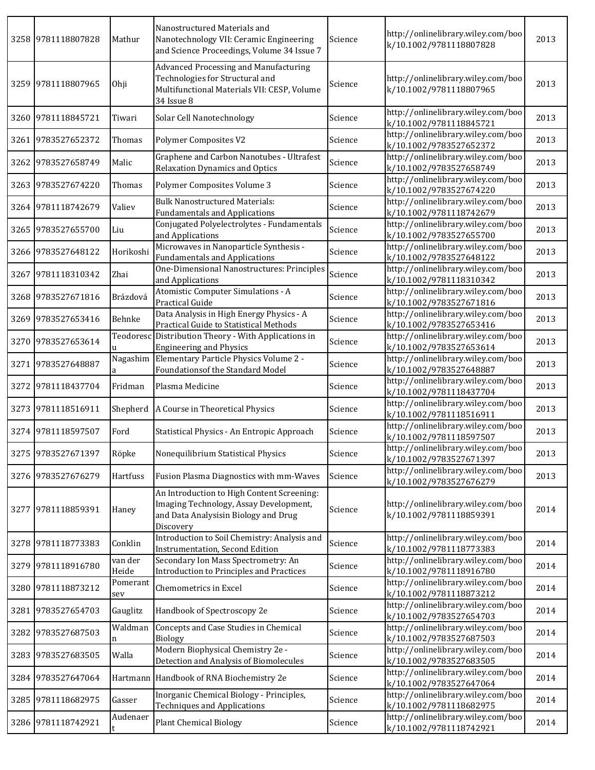| 3258 | 9781118807828 | Mathur | Nanostructured Materials and Nanotechnology VII: Ceramic Engineering and Science Proceedings, Volume 34 Issue 7 | Science | http://onlinelibrary.wiley.com/book/10.1002/9781118807828 | 2013 |
|---|---|---|---|---|---|---|
| 3259 | 9781118807965 | Ohji | Advanced Processing and Manufacturing Technologies for Structural and Multifunctional Materials VII: CESP, Volume 34 Issue 8 | Science | http://onlinelibrary.wiley.com/book/10.1002/9781118807965 | 2013 |
| 3260 | 9781118845721 | Tiwari | Solar Cell Nanotechnology | Science | http://onlinelibrary.wiley.com/book/10.1002/9781118845721 | 2013 |
| 3261 | 9783527652372 | Thomas | Polymer Composites V2 | Science | http://onlinelibrary.wiley.com/book/10.1002/9783527652372 | 2013 |
| 3262 | 9783527658749 | Malic | Graphene and Carbon Nanotubes - Ultrafest Relaxation Dynamics and Optics | Science | http://onlinelibrary.wiley.com/book/10.1002/9783527658749 | 2013 |
| 3263 | 9783527674220 | Thomas | Polymer Composites Volume 3 | Science | http://onlinelibrary.wiley.com/book/10.1002/9783527674220 | 2013 |
| 3264 | 9781118742679 | Valiev | Bulk Nanostructured Materials: Fundamentals and Applications | Science | http://onlinelibrary.wiley.com/book/10.1002/9781118742679 | 2013 |
| 3265 | 9783527655700 | Liu | Conjugated Polyelectrolytes - Fundamentals and Applications | Science | http://onlinelibrary.wiley.com/book/10.1002/9783527655700 | 2013 |
| 3266 | 9783527648122 | Horikoshi | Microwaves in Nanoparticle Synthesis - Fundamentals and Applications | Science | http://onlinelibrary.wiley.com/book/10.1002/9783527648122 | 2013 |
| 3267 | 9781118310342 | Zhai | One-Dimensional Nanostructures: Principles and Applications | Science | http://onlinelibrary.wiley.com/book/10.1002/9781118310342 | 2013 |
| 3268 | 9783527671816 | Brázdová | Atomistic Computer Simulations - A Practical Guide | Science | http://onlinelibrary.wiley.com/book/10.1002/9783527671816 | 2013 |
| 3269 | 9783527653416 | Behnke | Data Analysis in High Energy Physics - A Practical Guide to Statistical Methods | Science | http://onlinelibrary.wiley.com/book/10.1002/9783527653416 | 2013 |
| 3270 | 9783527653614 | Teodorescu | Distribution Theory - With Applications in Engineering and Physics | Science | http://onlinelibrary.wiley.com/book/10.1002/9783527653614 | 2013 |
| 3271 | 9783527648887 | Nagashima | Elementary Particle Physics Volume 2 - Foundationsof the Standard Model | Science | http://onlinelibrary.wiley.com/book/10.1002/9783527648887 | 2013 |
| 3272 | 9781118437704 | Fridman | Plasma Medicine | Science | http://onlinelibrary.wiley.com/book/10.1002/9781118437704 | 2013 |
| 3273 | 9781118516911 | Shepherd | A Course in Theoretical Physics | Science | http://onlinelibrary.wiley.com/book/10.1002/9781118516911 | 2013 |
| 3274 | 9781118597507 | Ford | Statistical Physics - An Entropic Approach | Science | http://onlinelibrary.wiley.com/book/10.1002/9781118597507 | 2013 |
| 3275 | 9783527671397 | Röpke | Nonequilibrium Statistical Physics | Science | http://onlinelibrary.wiley.com/book/10.1002/9783527671397 | 2013 |
| 3276 | 9783527676279 | Hartfuss | Fusion Plasma Diagnostics with mm-Waves | Science | http://onlinelibrary.wiley.com/book/10.1002/9783527676279 | 2013 |
| 3277 | 9781118859391 | Haney | An Introduction to High Content Screening: Imaging Technology, Assay Development, and Data Analysisin Biology and Drug Discovery | Science | http://onlinelibrary.wiley.com/book/10.1002/9781118859391 | 2014 |
| 3278 | 9781118773383 | Conklin | Introduction to Soil Chemistry: Analysis and Instrumentation, Second Edition | Science | http://onlinelibrary.wiley.com/book/10.1002/9781118773383 | 2014 |
| 3279 | 9781118916780 | van der Heide | Secondary Ion Mass Spectrometry: An Introduction to Principles and Practices | Science | http://onlinelibrary.wiley.com/book/10.1002/9781118916780 | 2014 |
| 3280 | 9781118873212 | Pomerantsev | Chemometrics in Excel | Science | http://onlinelibrary.wiley.com/book/10.1002/9781118873212 | 2014 |
| 3281 | 9783527654703 | Gauglitz | Handbook of Spectroscopy 2e | Science | http://onlinelibrary.wiley.com/book/10.1002/9783527654703 | 2014 |
| 3282 | 9783527687503 | Waldmann | Concepts and Case Studies in Chemical Biology | Science | http://onlinelibrary.wiley.com/book/10.1002/9783527687503 | 2014 |
| 3283 | 9783527683505 | Walla | Modern Biophysical Chemistry 2e - Detection and Analysis of Biomolecules | Science | http://onlinelibrary.wiley.com/book/10.1002/9783527683505 | 2014 |
| 3284 | 9783527647064 | Hartmann | Handbook of RNA Biochemistry 2e | Science | http://onlinelibrary.wiley.com/book/10.1002/9783527647064 | 2014 |
| 3285 | 9781118682975 | Gasser | Inorganic Chemical Biology - Principles, Techniques and Applications | Science | http://onlinelibrary.wiley.com/book/10.1002/9781118682975 | 2014 |
| 3286 | 9781118742921 | Audenaert | Plant Chemical Biology | Science | http://onlinelibrary.wiley.com/book/10.1002/9781118742921 | 2014 |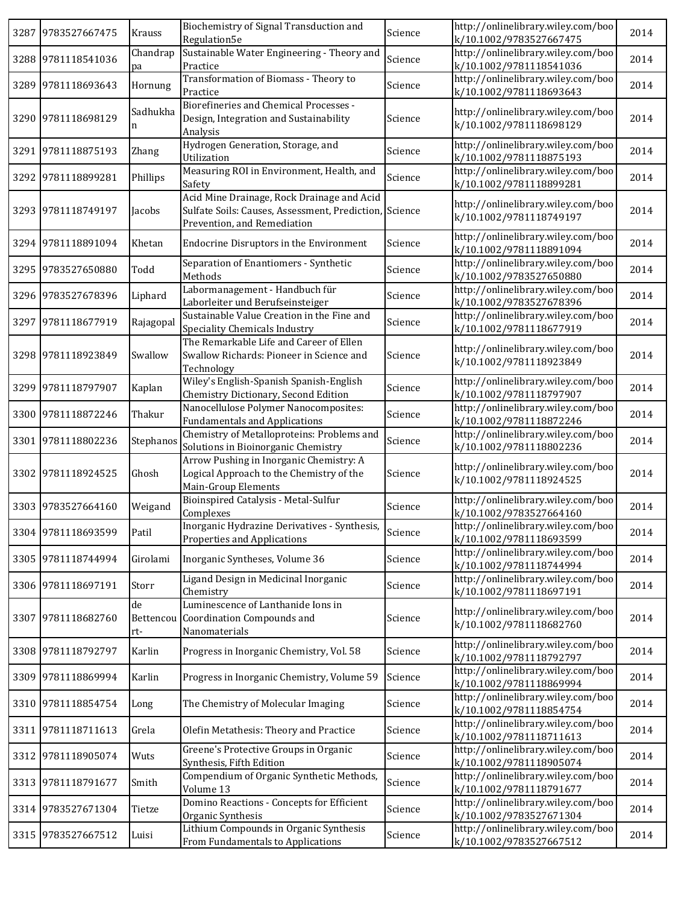| | | | | | | |
|---|---|---|---|---|---|---|
| 3287 | 9783527667475 | Krauss | Biochemistry of Signal Transduction and Regulation5e | Science | http://onlinelibrary.wiley.com/book/10.1002/9783527667475 | 2014 |
| 3288 | 9781118541036 | Chandrappa | Sustainable Water Engineering - Theory and Practice | Science | http://onlinelibrary.wiley.com/book/10.1002/9781118541036 | 2014 |
| 3289 | 9781118693643 | Hornung | Transformation of Biomass - Theory to Practice | Science | http://onlinelibrary.wiley.com/book/10.1002/9781118693643 | 2014 |
| 3290 | 9781118698129 | Sadhukhan | Biorefineries and Chemical Processes - Design, Integration and Sustainability Analysis | Science | http://onlinelibrary.wiley.com/book/10.1002/9781118698129 | 2014 |
| 3291 | 9781118875193 | Zhang | Hydrogen Generation, Storage, and Utilization | Science | http://onlinelibrary.wiley.com/book/10.1002/9781118875193 | 2014 |
| 3292 | 9781118899281 | Phillips | Measuring ROI in Environment, Health, and Safety | Science | http://onlinelibrary.wiley.com/book/10.1002/9781118899281 | 2014 |
| 3293 | 9781118749197 | Jacobs | Acid Mine Drainage, Rock Drainage and Acid Sulfate Soils: Causes, Assessment, Prediction, Prevention, and Remediation | Science | http://onlinelibrary.wiley.com/book/10.1002/9781118749197 | 2014 |
| 3294 | 9781118891094 | Khetan | Endocrine Disruptors in the Environment | Science | http://onlinelibrary.wiley.com/book/10.1002/9781118891094 | 2014 |
| 3295 | 9783527650880 | Todd | Separation of Enantiomers - Synthetic Methods | Science | http://onlinelibrary.wiley.com/book/10.1002/9783527650880 | 2014 |
| 3296 | 9783527678396 | Liphard | Labormanagement - Handbuch für Laborleiter und Berufseinsteiger | Science | http://onlinelibrary.wiley.com/book/10.1002/9783527678396 | 2014 |
| 3297 | 9781118677919 | Rajagopal | Sustainable Value Creation in the Fine and Speciality Chemicals Industry | Science | http://onlinelibrary.wiley.com/book/10.1002/9781118677919 | 2014 |
| 3298 | 9781118923849 | Swallow | The Remarkable Life and Career of Ellen Swallow Richards: Pioneer in Science and Technology | Science | http://onlinelibrary.wiley.com/book/10.1002/9781118923849 | 2014 |
| 3299 | 9781118797907 | Kaplan | Wiley's English-Spanish Spanish-English Chemistry Dictionary, Second Edition | Science | http://onlinelibrary.wiley.com/book/10.1002/9781118797907 | 2014 |
| 3300 | 9781118872246 | Thakur | Nanocellulose Polymer Nanocomposites: Fundamentals and Applications | Science | http://onlinelibrary.wiley.com/book/10.1002/9781118872246 | 2014 |
| 3301 | 9781118802236 | Stephanos | Chemistry of Metalloproteins: Problems and Solutions in Bioinorganic Chemistry | Science | http://onlinelibrary.wiley.com/book/10.1002/9781118802236 | 2014 |
| 3302 | 9781118924525 | Ghosh | Arrow Pushing in Inorganic Chemistry: A Logical Approach to the Chemistry of the Main-Group Elements | Science | http://onlinelibrary.wiley.com/book/10.1002/9781118924525 | 2014 |
| 3303 | 9783527664160 | Weigand | Bioinspired Catalysis - Metal-Sulfur Complexes | Science | http://onlinelibrary.wiley.com/book/10.1002/9783527664160 | 2014 |
| 3304 | 9781118693599 | Patil | Inorganic Hydrazine Derivatives - Synthesis, Properties and Applications | Science | http://onlinelibrary.wiley.com/book/10.1002/9781118693599 | 2014 |
| 3305 | 9781118744994 | Girolami | Inorganic Syntheses, Volume 36 | Science | http://onlinelibrary.wiley.com/book/10.1002/9781118744994 | 2014 |
| 3306 | 9781118697191 | Storr | Ligand Design in Medicinal Inorganic Chemistry | Science | http://onlinelibrary.wiley.com/book/10.1002/9781118697191 | 2014 |
| 3307 | 9781118682760 | de Bettencourt- | Luminescence of Lanthanide Ions in Coordination Compounds and Nanomaterials | Science | http://onlinelibrary.wiley.com/book/10.1002/9781118682760 | 2014 |
| 3308 | 9781118792797 | Karlin | Progress in Inorganic Chemistry, Vol. 58 | Science | http://onlinelibrary.wiley.com/book/10.1002/9781118792797 | 2014 |
| 3309 | 9781118869994 | Karlin | Progress in Inorganic Chemistry, Volume 59 | Science | http://onlinelibrary.wiley.com/book/10.1002/9781118869994 | 2014 |
| 3310 | 9781118854754 | Long | The Chemistry of Molecular Imaging | Science | http://onlinelibrary.wiley.com/book/10.1002/9781118854754 | 2014 |
| 3311 | 9781118711613 | Grela | Olefin Metathesis: Theory and Practice | Science | http://onlinelibrary.wiley.com/book/10.1002/9781118711613 | 2014 |
| 3312 | 9781118905074 | Wuts | Greene's Protective Groups in Organic Synthesis, Fifth Edition | Science | http://onlinelibrary.wiley.com/book/10.1002/9781118905074 | 2014 |
| 3313 | 9781118791677 | Smith | Compendium of Organic Synthetic Methods, Volume 13 | Science | http://onlinelibrary.wiley.com/book/10.1002/9781118791677 | 2014 |
| 3314 | 9783527671304 | Tietze | Domino Reactions - Concepts for Efficient Organic Synthesis | Science | http://onlinelibrary.wiley.com/book/10.1002/9783527671304 | 2014 |
| 3315 | 9783527667512 | Luisi | Lithium Compounds in Organic Synthesis From Fundamentals to Applications | Science | http://onlinelibrary.wiley.com/book/10.1002/9783527667512 | 2014 |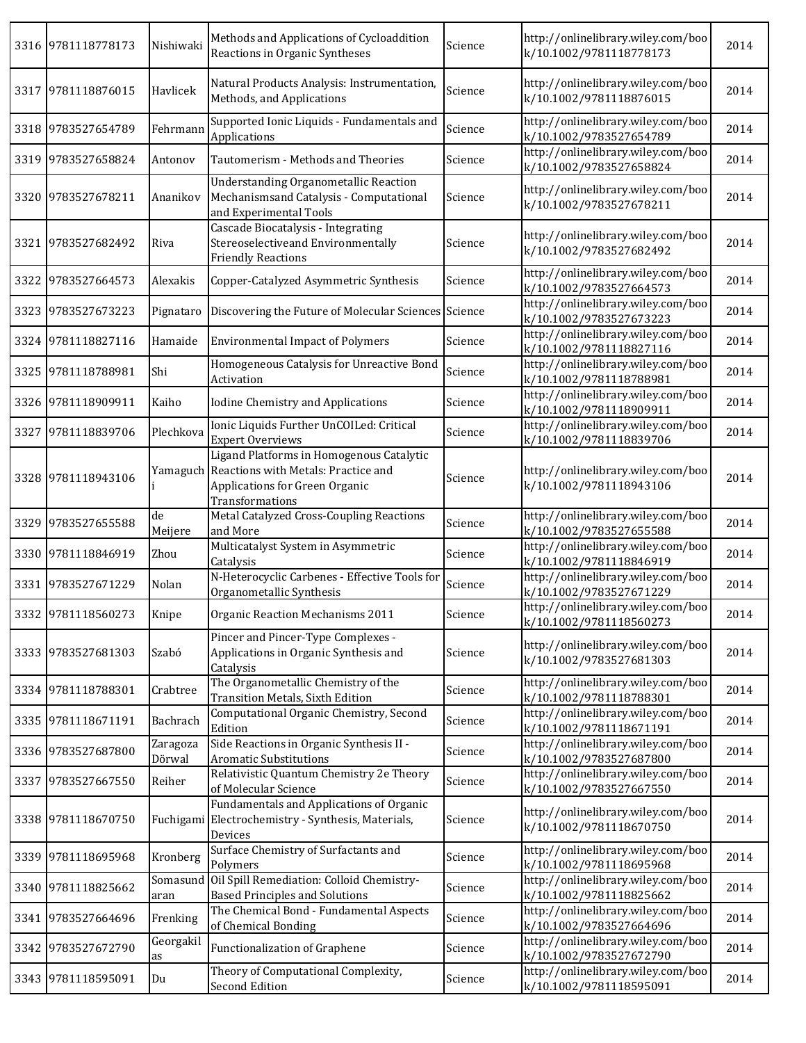| 3316 | 9781118778173 | Nishiwaki | Methods and Applications of Cycloaddition Reactions in Organic Syntheses | Science | http://onlinelibrary.wiley.com/book/10.1002/9781118778173 | 2014 |
|---|---|---|---|---|---|---|
| 3317 | 9781118876015 | Havlicek | Natural Products Analysis: Instrumentation, Methods, and Applications | Science | http://onlinelibrary.wiley.com/book/10.1002/9781118876015 | 2014 |
| 3318 | 9783527654789 | Fehrmann | Supported Ionic Liquids - Fundamentals and Applications | Science | http://onlinelibrary.wiley.com/book/10.1002/9783527654789 | 2014 |
| 3319 | 9783527658824 | Antonov | Tautomerism - Methods and Theories | Science | http://onlinelibrary.wiley.com/book/10.1002/9783527658824 | 2014 |
| 3320 | 9783527678211 | Ananikov | Understanding Organometallic Reaction Mechanismsand Catalysis - Computational and Experimental Tools | Science | http://onlinelibrary.wiley.com/book/10.1002/9783527678211 | 2014 |
| 3321 | 9783527682492 | Riva | Cascade Biocatalysis - Integrating Stereoselectiveand Environmentally Friendly Reactions | Science | http://onlinelibrary.wiley.com/book/10.1002/9783527682492 | 2014 |
| 3322 | 9783527664573 | Alexakis | Copper-Catalyzed Asymmetric Synthesis | Science | http://onlinelibrary.wiley.com/book/10.1002/9783527664573 | 2014 |
| 3323 | 9783527673223 | Pignataro | Discovering the Future of Molecular Sciences | Science | http://onlinelibrary.wiley.com/book/10.1002/9783527673223 | 2014 |
| 3324 | 9781118827116 | Hamaide | Environmental Impact of Polymers | Science | http://onlinelibrary.wiley.com/book/10.1002/9781118827116 | 2014 |
| 3325 | 9781118788981 | Shi | Homogeneous Catalysis for Unreactive Bond Activation | Science | http://onlinelibrary.wiley.com/book/10.1002/9781118788981 | 2014 |
| 3326 | 9781118909911 | Kaiho | Iodine Chemistry and Applications | Science | http://onlinelibrary.wiley.com/book/10.1002/9781118909911 | 2014 |
| 3327 | 9781118839706 | Plechkova | Ionic Liquids Further UnCOILed: Critical Expert Overviews | Science | http://onlinelibrary.wiley.com/book/10.1002/9781118839706 | 2014 |
| 3328 | 9781118943106 | Yamaguchi | Ligand Platforms in Homogenous Catalytic Reactions with Metals: Practice and Applications for Green Organic Transformations | Science | http://onlinelibrary.wiley.com/book/10.1002/9781118943106 | 2014 |
| 3329 | 9783527655588 | de Meijere | Metal Catalyzed Cross-Coupling Reactions and More | Science | http://onlinelibrary.wiley.com/book/10.1002/9783527655588 | 2014 |
| 3330 | 9781118846919 | Zhou | Multicatalyst System in Asymmetric Catalysis | Science | http://onlinelibrary.wiley.com/book/10.1002/9781118846919 | 2014 |
| 3331 | 9783527671229 | Nolan | N-Heterocyclic Carbenes - Effective Tools for Organometallic Synthesis | Science | http://onlinelibrary.wiley.com/book/10.1002/9783527671229 | 2014 |
| 3332 | 9781118560273 | Knipe | Organic Reaction Mechanisms 2011 | Science | http://onlinelibrary.wiley.com/book/10.1002/9781118560273 | 2014 |
| 3333 | 9783527681303 | Szabó | Pincer and Pincer-Type Complexes - Applications in Organic Synthesis and Catalysis | Science | http://onlinelibrary.wiley.com/book/10.1002/9783527681303 | 2014 |
| 3334 | 9781118788301 | Crabtree | The Organometallic Chemistry of the Transition Metals, Sixth Edition | Science | http://onlinelibrary.wiley.com/book/10.1002/9781118788301 | 2014 |
| 3335 | 9781118671191 | Bachrach | Computational Organic Chemistry, Second Edition | Science | http://onlinelibrary.wiley.com/book/10.1002/9781118671191 | 2014 |
| 3336 | 9783527687800 | Zaragoza Dörwal | Side Reactions in Organic Synthesis II - Aromatic Substitutions | Science | http://onlinelibrary.wiley.com/book/10.1002/9783527687800 | 2014 |
| 3337 | 9783527667550 | Reiher | Relativistic Quantum Chemistry 2e Theory of Molecular Science | Science | http://onlinelibrary.wiley.com/book/10.1002/9783527667550 | 2014 |
| 3338 | 9781118670750 | Fuchigami | Fundamentals and Applications of Organic Electrochemistry - Synthesis, Materials, Devices | Science | http://onlinelibrary.wiley.com/book/10.1002/9781118670750 | 2014 |
| 3339 | 9781118695968 | Kronberg | Surface Chemistry of Surfactants and Polymers | Science | http://onlinelibrary.wiley.com/book/10.1002/9781118695968 | 2014 |
| 3340 | 9781118825662 | Somasundaran | Oil Spill Remediation: Colloid Chemistry-Based Principles and Solutions | Science | http://onlinelibrary.wiley.com/book/10.1002/9781118825662 | 2014 |
| 3341 | 9783527664696 | Frenking | The Chemical Bond - Fundamental Aspects of Chemical Bonding | Science | http://onlinelibrary.wiley.com/book/10.1002/9783527664696 | 2014 |
| 3342 | 9783527672790 | Georgakilas | Functionalization of Graphene | Science | http://onlinelibrary.wiley.com/book/10.1002/9783527672790 | 2014 |
| 3343 | 9781118595091 | Du | Theory of Computational Complexity, Second Edition | Science | http://onlinelibrary.wiley.com/book/10.1002/9781118595091 | 2014 |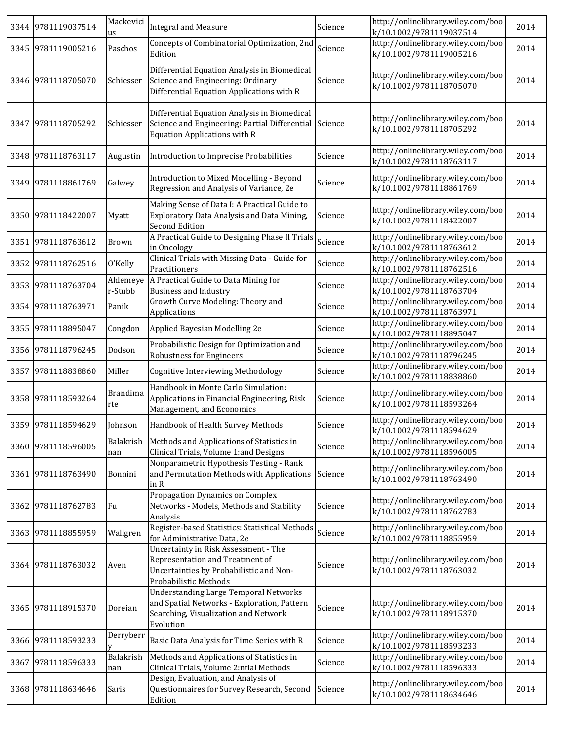| 3344 | 9781119037514 | Mackevicius | Integral and Measure | Science | http://onlinelibrary.wiley.com/book/10.1002/9781119037514 | 2014 |
|---|---|---|---|---|---|---|
| 3345 | 9781119005216 | Paschos | Concepts of Combinatorial Optimization, 2nd Edition | Science | http://onlinelibrary.wiley.com/book/10.1002/9781119005216 | 2014 |
| 3346 | 9781118705070 | Schiesser | Differential Equation Analysis in Biomedical Science and Engineering: Ordinary Differential Equation Applications with R | Science | http://onlinelibrary.wiley.com/book/10.1002/9781118705070 | 2014 |
| 3347 | 9781118705292 | Schiesser | Differential Equation Analysis in Biomedical Science and Engineering: Partial Differential Equation Applications with R | Science | http://onlinelibrary.wiley.com/book/10.1002/9781118705292 | 2014 |
| 3348 | 9781118763117 | Augustin | Introduction to Imprecise Probabilities | Science | http://onlinelibrary.wiley.com/book/10.1002/9781118763117 | 2014 |
| 3349 | 9781118861769 | Galwey | Introduction to Mixed Modelling - Beyond Regression and Analysis of Variance, 2e | Science | http://onlinelibrary.wiley.com/book/10.1002/9781118861769 | 2014 |
| 3350 | 9781118422007 | Myatt | Making Sense of Data I: A Practical Guide to Exploratory Data Analysis and Data Mining, Second Edition | Science | http://onlinelibrary.wiley.com/book/10.1002/9781118422007 | 2014 |
| 3351 | 9781118763612 | Brown | A Practical Guide to Designing Phase II Trials in Oncology | Science | http://onlinelibrary.wiley.com/book/10.1002/9781118763612 | 2014 |
| 3352 | 9781118762516 | O'Kelly | Clinical Trials with Missing Data - Guide for Practitioners | Science | http://onlinelibrary.wiley.com/book/10.1002/9781118762516 | 2014 |
| 3353 | 9781118763704 | Ahlemeyer-Stubb | A Practical Guide to Data Mining for Business and Industry | Science | http://onlinelibrary.wiley.com/book/10.1002/9781118763704 | 2014 |
| 3354 | 9781118763971 | Panik | Growth Curve Modeling: Theory and Applications | Science | http://onlinelibrary.wiley.com/book/10.1002/9781118763971 | 2014 |
| 3355 | 9781118895047 | Congdon | Applied Bayesian Modelling 2e | Science | http://onlinelibrary.wiley.com/book/10.1002/9781118895047 | 2014 |
| 3356 | 9781118796245 | Dodson | Probabilistic Design for Optimization and Robustness for Engineers | Science | http://onlinelibrary.wiley.com/book/10.1002/9781118796245 | 2014 |
| 3357 | 9781118838860 | Miller | Cognitive Interviewing Methodology | Science | http://onlinelibrary.wiley.com/book/10.1002/9781118838860 | 2014 |
| 3358 | 9781118593264 | Brandimarte | Handbook in Monte Carlo Simulation: Applications in Financial Engineering, Risk Management, and Economics | Science | http://onlinelibrary.wiley.com/book/10.1002/9781118593264 | 2014 |
| 3359 | 9781118594629 | Johnson | Handbook of Health Survey Methods | Science | http://onlinelibrary.wiley.com/book/10.1002/9781118594629 | 2014 |
| 3360 | 9781118596005 | Balakrishnan | Methods and Applications of Statistics in Clinical Trials, Volume 1:and Designs | Science | http://onlinelibrary.wiley.com/book/10.1002/9781118596005 | 2014 |
| 3361 | 9781118763490 | Bonnini | Nonparametric Hypothesis Testing - Rank and Permutation Methods with Applications in R | Science | http://onlinelibrary.wiley.com/book/10.1002/9781118763490 | 2014 |
| 3362 | 9781118762783 | Fu | Propagation Dynamics on Complex Networks - Models, Methods and Stability Analysis | Science | http://onlinelibrary.wiley.com/book/10.1002/9781118762783 | 2014 |
| 3363 | 9781118855959 | Wallgren | Register-based Statistics: Statistical Methods for Administrative Data, 2e | Science | http://onlinelibrary.wiley.com/book/10.1002/9781118855959 | 2014 |
| 3364 | 9781118763032 | Aven | Uncertainty in Risk Assessment - The Representation and Treatment of Uncertainties by Probabilistic and Non-Probabilistic Methods | Science | http://onlinelibrary.wiley.com/book/10.1002/9781118763032 | 2014 |
| 3365 | 9781118915370 | Doreian | Understanding Large Temporal Networks and Spatial Networks - Exploration, Pattern Searching, Visualization and Network Evolution | Science | http://onlinelibrary.wiley.com/book/10.1002/9781118915370 | 2014 |
| 3366 | 9781118593233 | Derryberry | Basic Data Analysis for Time Series with R | Science | http://onlinelibrary.wiley.com/book/10.1002/9781118593233 | 2014 |
| 3367 | 9781118596333 | Balakrishnan | Methods and Applications of Statistics in Clinical Trials, Volume 2:ntial Methods | Science | http://onlinelibrary.wiley.com/book/10.1002/9781118596333 | 2014 |
| 3368 | 9781118634646 | Saris | Design, Evaluation, and Analysis of Questionnaires for Survey Research, Second Edition | Science | http://onlinelibrary.wiley.com/book/10.1002/9781118634646 | 2014 |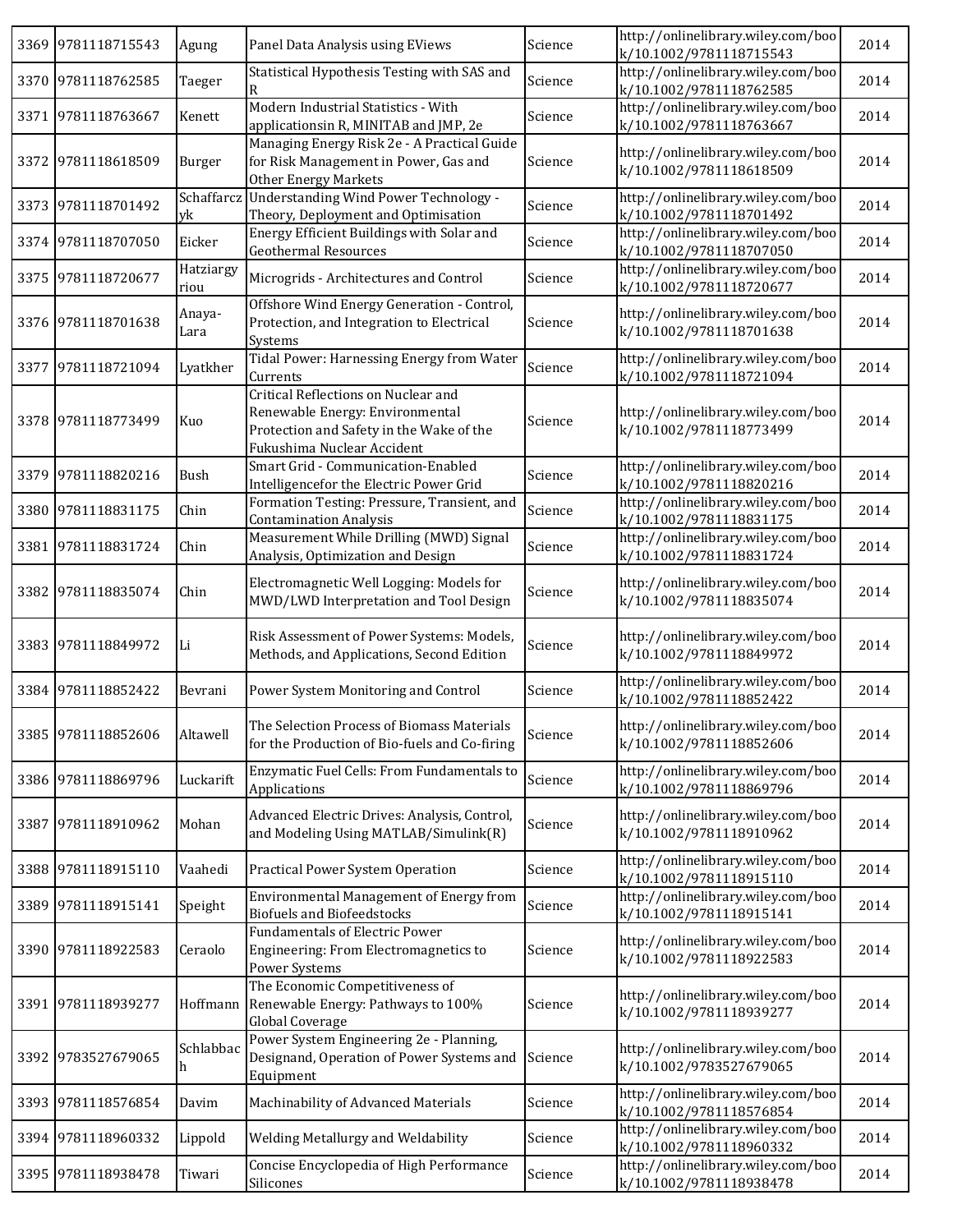| 3369 | 9781118715543 | Agung | Panel Data Analysis using EViews | Science | http://onlinelibrary.wiley.com/book/10.1002/9781118715543 | 2014 |
|---|---|---|---|---|---|---|
| 3370 | 9781118762585 | Taeger | Statistical Hypothesis Testing with SAS and R | Science | http://onlinelibrary.wiley.com/book/10.1002/9781118762585 | 2014 |
| 3371 | 9781118763667 | Kenett | Modern Industrial Statistics - With applicationsin R, MINITAB and JMP, 2e | Science | http://onlinelibrary.wiley.com/book/10.1002/9781118763667 | 2014 |
| 3372 | 9781118618509 | Burger | Managing Energy Risk 2e - A Practical Guide for Risk Management in Power, Gas and Other Energy Markets | Science | http://onlinelibrary.wiley.com/book/10.1002/9781118618509 | 2014 |
| 3373 | 9781118701492 | Schaffarczyk | Understanding Wind Power Technology - Theory, Deployment and Optimisation | Science | http://onlinelibrary.wiley.com/book/10.1002/9781118701492 | 2014 |
| 3374 | 9781118707050 | Eicker | Energy Efficient Buildings with Solar and Geothermal Resources | Science | http://onlinelibrary.wiley.com/book/10.1002/9781118707050 | 2014 |
| 3375 | 9781118720677 | Hatziargyriou | Microgrids - Architectures and Control | Science | http://onlinelibrary.wiley.com/book/10.1002/9781118720677 | 2014 |
| 3376 | 9781118701638 | Anaya-Lara | Offshore Wind Energy Generation - Control, Protection, and Integration to Electrical Systems | Science | http://onlinelibrary.wiley.com/book/10.1002/9781118701638 | 2014 |
| 3377 | 9781118721094 | Lyatkher | Tidal Power: Harnessing Energy from Water Currents | Science | http://onlinelibrary.wiley.com/book/10.1002/9781118721094 | 2014 |
| 3378 | 9781118773499 | Kuo | Critical Reflections on Nuclear and Renewable Energy: Environmental Protection and Safety in the Wake of the Fukushima Nuclear Accident | Science | http://onlinelibrary.wiley.com/book/10.1002/9781118773499 | 2014 |
| 3379 | 9781118820216 | Bush | Smart Grid - Communication-Enabled Intelligencefor the Electric Power Grid | Science | http://onlinelibrary.wiley.com/book/10.1002/9781118820216 | 2014 |
| 3380 | 9781118831175 | Chin | Formation Testing: Pressure, Transient, and Contamination Analysis | Science | http://onlinelibrary.wiley.com/book/10.1002/9781118831175 | 2014 |
| 3381 | 9781118831724 | Chin | Measurement While Drilling (MWD) Signal Analysis, Optimization and Design | Science | http://onlinelibrary.wiley.com/book/10.1002/9781118831724 | 2014 |
| 3382 | 9781118835074 | Chin | Electromagnetic Well Logging: Models for MWD/LWD Interpretation and Tool Design | Science | http://onlinelibrary.wiley.com/book/10.1002/9781118835074 | 2014 |
| 3383 | 9781118849972 | Li | Risk Assessment of Power Systems: Models, Methods, and Applications, Second Edition | Science | http://onlinelibrary.wiley.com/book/10.1002/9781118849972 | 2014 |
| 3384 | 9781118852422 | Bevrani | Power System Monitoring and Control | Science | http://onlinelibrary.wiley.com/book/10.1002/9781118852422 | 2014 |
| 3385 | 9781118852606 | Altawell | The Selection Process of Biomass Materials for the Production of Bio-fuels and Co-firing | Science | http://onlinelibrary.wiley.com/book/10.1002/9781118852606 | 2014 |
| 3386 | 9781118869796 | Luckarift | Enzymatic Fuel Cells: From Fundamentals to Applications | Science | http://onlinelibrary.wiley.com/book/10.1002/9781118869796 | 2014 |
| 3387 | 9781118910962 | Mohan | Advanced Electric Drives: Analysis, Control, and Modeling Using MATLAB/Simulink(R) | Science | http://onlinelibrary.wiley.com/book/10.1002/9781118910962 | 2014 |
| 3388 | 9781118915110 | Vaahedi | Practical Power System Operation | Science | http://onlinelibrary.wiley.com/book/10.1002/9781118915110 | 2014 |
| 3389 | 9781118915141 | Speight | Environmental Management of Energy from Biofuels and Biofeedstocks | Science | http://onlinelibrary.wiley.com/book/10.1002/9781118915141 | 2014 |
| 3390 | 9781118922583 | Ceraolo | Fundamentals of Electric Power Engineering: From Electromagnetics to Power Systems | Science | http://onlinelibrary.wiley.com/book/10.1002/9781118922583 | 2014 |
| 3391 | 9781118939277 | Hoffmann | The Economic Competitiveness of Renewable Energy: Pathways to 100% Global Coverage | Science | http://onlinelibrary.wiley.com/book/10.1002/9781118939277 | 2014 |
| 3392 | 9783527679065 | Schlabbach | Power System Engineering 2e - Planning, Designand, Operation of Power Systems and Equipment | Science | http://onlinelibrary.wiley.com/book/10.1002/9783527679065 | 2014 |
| 3393 | 9781118576854 | Davim | Machinability of Advanced Materials | Science | http://onlinelibrary.wiley.com/book/10.1002/9781118576854 | 2014 |
| 3394 | 9781118960332 | Lippold | Welding Metallurgy and Weldability | Science | http://onlinelibrary.wiley.com/book/10.1002/9781118960332 | 2014 |
| 3395 | 9781118938478 | Tiwari | Concise Encyclopedia of High Performance Silicones | Science | http://onlinelibrary.wiley.com/book/10.1002/9781118938478 | 2014 |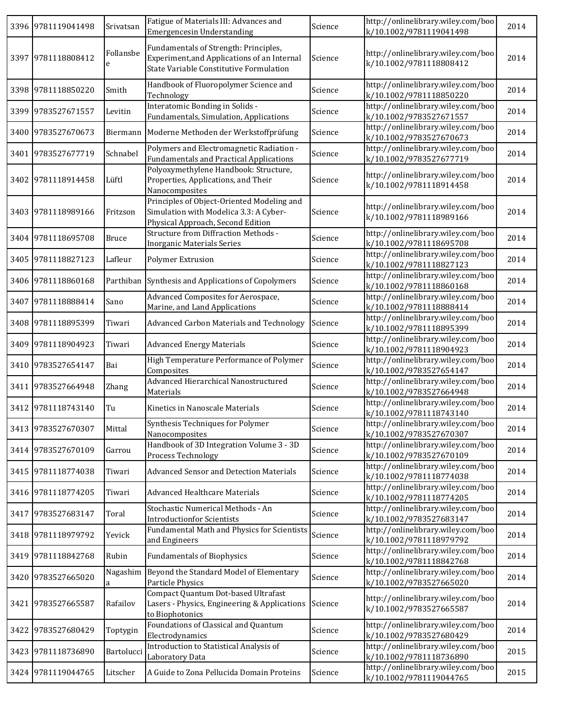| 3396 | 9781119041498 | Srivatsan | Fatigue of Materials III: Advances and Emergencesin Understanding | Science | http://onlinelibrary.wiley.com/book/10.1002/9781119041498 | 2014 |
|---|---|---|---|---|---|---|
| 3397 | 9781118808412 | Follansbee | Fundamentals of Strength: Principles, Experiment,and Applications of an Internal State Variable Constitutive Formulation | Science | http://onlinelibrary.wiley.com/book/10.1002/9781118808412 | 2014 |
| 3398 | 9781118850220 | Smith | Handbook of Fluoropolymer Science and Technology | Science | http://onlinelibrary.wiley.com/book/10.1002/9781118850220 | 2014 |
| 3399 | 9783527671557 | Levitin | Interatomic Bonding in Solids - Fundamentals, Simulation, Applications | Science | http://onlinelibrary.wiley.com/book/10.1002/9783527671557 | 2014 |
| 3400 | 9783527670673 | Biermann | Moderne Methoden der Werkstoffprüfung | Science | http://onlinelibrary.wiley.com/book/10.1002/9783527670673 | 2014 |
| 3401 | 9783527677719 | Schnabel | Polymers and Electromagnetic Radiation - Fundamentals and Practical Applications | Science | http://onlinelibrary.wiley.com/book/10.1002/9783527677719 | 2014 |
| 3402 | 9781118914458 | Lüftl | Polyoxymethylene Handbook: Structure, Properties, Applications, and Their Nanocomposites | Science | http://onlinelibrary.wiley.com/book/10.1002/9781118914458 | 2014 |
| 3403 | 9781118989166 | Fritzson | Principles of Object-Oriented Modeling and Simulation with Modelica 3.3: A Cyber-Physical Approach, Second Edition | Science | http://onlinelibrary.wiley.com/book/10.1002/9781118989166 | 2014 |
| 3404 | 9781118695708 | Bruce | Structure from Diffraction Methods - Inorganic Materials Series | Science | http://onlinelibrary.wiley.com/book/10.1002/9781118695708 | 2014 |
| 3405 | 9781118827123 | Lafleur | Polymer Extrusion | Science | http://onlinelibrary.wiley.com/book/10.1002/9781118827123 | 2014 |
| 3406 | 9781118860168 | Parthiban | Synthesis and Applications of Copolymers | Science | http://onlinelibrary.wiley.com/book/10.1002/9781118860168 | 2014 |
| 3407 | 9781118888414 | Sano | Advanced Composites for Aerospace, Marine, and Land Applications | Science | http://onlinelibrary.wiley.com/book/10.1002/9781118888414 | 2014 |
| 3408 | 9781118895399 | Tiwari | Advanced Carbon Materials and Technology | Science | http://onlinelibrary.wiley.com/book/10.1002/9781118895399 | 2014 |
| 3409 | 9781118904923 | Tiwari | Advanced Energy Materials | Science | http://onlinelibrary.wiley.com/book/10.1002/9781118904923 | 2014 |
| 3410 | 9783527654147 | Bai | High Temperature Performance of Polymer Composites | Science | http://onlinelibrary.wiley.com/book/10.1002/9783527654147 | 2014 |
| 3411 | 9783527664948 | Zhang | Advanced Hierarchical Nanostructured Materials | Science | http://onlinelibrary.wiley.com/book/10.1002/9783527664948 | 2014 |
| 3412 | 9781118743140 | Tu | Kinetics in Nanoscale Materials | Science | http://onlinelibrary.wiley.com/book/10.1002/9781118743140 | 2014 |
| 3413 | 9783527670307 | Mittal | Synthesis Techniques for Polymer Nanocomposites | Science | http://onlinelibrary.wiley.com/book/10.1002/9783527670307 | 2014 |
| 3414 | 9783527670109 | Garrou | Handbook of 3D Integration Volume 3 - 3D Process Technology | Science | http://onlinelibrary.wiley.com/book/10.1002/9783527670109 | 2014 |
| 3415 | 9781118774038 | Tiwari | Advanced Sensor and Detection Materials | Science | http://onlinelibrary.wiley.com/book/10.1002/9781118774038 | 2014 |
| 3416 | 9781118774205 | Tiwari | Advanced Healthcare Materials | Science | http://onlinelibrary.wiley.com/book/10.1002/9781118774205 | 2014 |
| 3417 | 9783527683147 | Toral | Stochastic Numerical Methods - An Introductionfor Scientists | Science | http://onlinelibrary.wiley.com/book/10.1002/9783527683147 | 2014 |
| 3418 | 9781118979792 | Yevick | Fundamental Math and Physics for Scientists and Engineers | Science | http://onlinelibrary.wiley.com/book/10.1002/9781118979792 | 2014 |
| 3419 | 9781118842768 | Rubin | Fundamentals of Biophysics | Science | http://onlinelibrary.wiley.com/book/10.1002/9781118842768 | 2014 |
| 3420 | 9783527665020 | Nagashima | Beyond the Standard Model of Elementary Particle Physics | Science | http://onlinelibrary.wiley.com/book/10.1002/9783527665020 | 2014 |
| 3421 | 9783527665587 | Rafailov | Compact Quantum Dot-based Ultrafast Lasers - Physics, Engineering & Applications to Biophotonics | Science | http://onlinelibrary.wiley.com/book/10.1002/9783527665587 | 2014 |
| 3422 | 9783527680429 | Toptygin | Foundations of Classical and Quantum Electrodynamics | Science | http://onlinelibrary.wiley.com/book/10.1002/9783527680429 | 2014 |
| 3423 | 9781118736890 | Bartolucci | Introduction to Statistical Analysis of Laboratory Data | Science | http://onlinelibrary.wiley.com/book/10.1002/9781118736890 | 2015 |
| 3424 | 9781119044765 | Litscher | A Guide to Zona Pellucida Domain Proteins | Science | http://onlinelibrary.wiley.com/book/10.1002/9781119044765 | 2015 |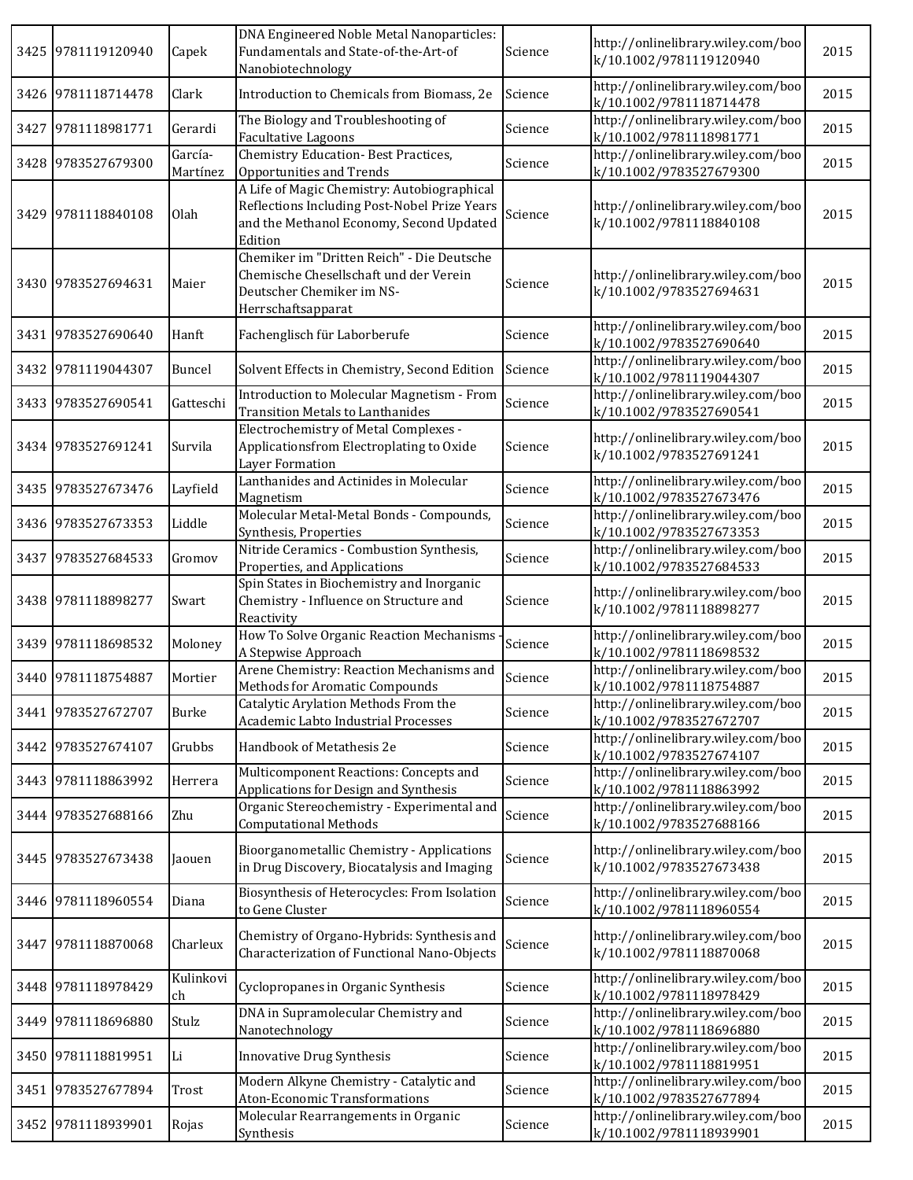| 3425 | 9781119120940 | Capek | DNA Engineered Noble Metal Nanoparticles: Fundamentals and State-of-the-Art-of Nanobiotechnology | Science | http://onlinelibrary.wiley.com/book/10.1002/9781119120940 | 2015 |
|---|---|---|---|---|---|---|
| 3426 | 9781118714478 | Clark | Introduction to Chemicals from Biomass, 2e | Science | http://onlinelibrary.wiley.com/book/10.1002/9781118714478 | 2015 |
| 3427 | 9781118981771 | Gerardi | The Biology and Troubleshooting of Facultative Lagoons | Science | http://onlinelibrary.wiley.com/book/10.1002/9781118981771 | 2015 |
| 3428 | 9783527679300 | García-Martínez | Chemistry Education- Best Practices, Opportunities and Trends | Science | http://onlinelibrary.wiley.com/book/10.1002/9783527679300 | 2015 |
| 3429 | 9781118840108 | Olah | A Life of Magic Chemistry: Autobiographical Reflections Including Post-Nobel Prize Years and the Methanol Economy, Second Updated Edition | Science | http://onlinelibrary.wiley.com/book/10.1002/9781118840108 | 2015 |
| 3430 | 9783527694631 | Maier | Chemiker im "Dritten Reich" - Die Deutsche Chemische Chesellschaft und der Verein Deutscher Chemiker im NS-Herrschaftsapparat | Science | http://onlinelibrary.wiley.com/book/10.1002/9783527694631 | 2015 |
| 3431 | 9783527690640 | Hanft | Fachenglisch für Laborberufe | Science | http://onlinelibrary.wiley.com/book/10.1002/9783527690640 | 2015 |
| 3432 | 9781119044307 | Buncel | Solvent Effects in Chemistry, Second Edition | Science | http://onlinelibrary.wiley.com/book/10.1002/9781119044307 | 2015 |
| 3433 | 9783527690541 | Gatteschi | Introduction to Molecular Magnetism - From Transition Metals to Lanthanides | Science | http://onlinelibrary.wiley.com/book/10.1002/9783527690541 | 2015 |
| 3434 | 9783527691241 | Survila | Electrochemistry of Metal Complexes - Applicationsfrom Electroplating to Oxide Layer Formation | Science | http://onlinelibrary.wiley.com/book/10.1002/9783527691241 | 2015 |
| 3435 | 9783527673476 | Layfield | Lanthanides and Actinides in Molecular Magnetism | Science | http://onlinelibrary.wiley.com/book/10.1002/9783527673476 | 2015 |
| 3436 | 9783527673353 | Liddle | Molecular Metal-Metal Bonds - Compounds, Synthesis, Properties | Science | http://onlinelibrary.wiley.com/book/10.1002/9783527673353 | 2015 |
| 3437 | 9783527684533 | Gromov | Nitride Ceramics - Combustion Synthesis, Properties, and Applications | Science | http://onlinelibrary.wiley.com/book/10.1002/9783527684533 | 2015 |
| 3438 | 9781118898277 | Swart | Spin States in Biochemistry and Inorganic Chemistry - Influence on Structure and Reactivity | Science | http://onlinelibrary.wiley.com/book/10.1002/9781118898277 | 2015 |
| 3439 | 9781118698532 | Moloney | How To Solve Organic Reaction Mechanisms - A Stepwise Approach | Science | http://onlinelibrary.wiley.com/book/10.1002/9781118698532 | 2015 |
| 3440 | 9781118754887 | Mortier | Arene Chemistry: Reaction Mechanisms and Methods for Aromatic Compounds | Science | http://onlinelibrary.wiley.com/book/10.1002/9781118754887 | 2015 |
| 3441 | 9783527672707 | Burke | Catalytic Arylation Methods From the Academic Labto Industrial Processes | Science | http://onlinelibrary.wiley.com/book/10.1002/9783527672707 | 2015 |
| 3442 | 9783527674107 | Grubbs | Handbook of Metathesis 2e | Science | http://onlinelibrary.wiley.com/book/10.1002/9783527674107 | 2015 |
| 3443 | 9781118863992 | Herrera | Multicomponent Reactions: Concepts and Applications for Design and Synthesis | Science | http://onlinelibrary.wiley.com/book/10.1002/9781118863992 | 2015 |
| 3444 | 9783527688166 | Zhu | Organic Stereochemistry - Experimental and Computational Methods | Science | http://onlinelibrary.wiley.com/book/10.1002/9783527688166 | 2015 |
| 3445 | 9783527673438 | Jaouen | Bioorganometallic Chemistry - Applications in Drug Discovery, Biocatalysis and Imaging | Science | http://onlinelibrary.wiley.com/book/10.1002/9783527673438 | 2015 |
| 3446 | 9781118960554 | Diana | Biosynthesis of Heterocycles: From Isolation to Gene Cluster | Science | http://onlinelibrary.wiley.com/book/10.1002/9781118960554 | 2015 |
| 3447 | 9781118870068 | Charleux | Chemistry of Organo-Hybrids: Synthesis and Characterization of Functional Nano-Objects | Science | http://onlinelibrary.wiley.com/book/10.1002/9781118870068 | 2015 |
| 3448 | 9781118978429 | Kulinkovich | Cyclopropanes in Organic Synthesis | Science | http://onlinelibrary.wiley.com/book/10.1002/9781118978429 | 2015 |
| 3449 | 9781118696880 | Stulz | DNA in Supramolecular Chemistry and Nanotechnology | Science | http://onlinelibrary.wiley.com/book/10.1002/9781118696880 | 2015 |
| 3450 | 9781118819951 | Li | Innovative Drug Synthesis | Science | http://onlinelibrary.wiley.com/book/10.1002/9781118819951 | 2015 |
| 3451 | 9783527677894 | Trost | Modern Alkyne Chemistry - Catalytic and Aton-Economic Transformations | Science | http://onlinelibrary.wiley.com/book/10.1002/9783527677894 | 2015 |
| 3452 | 9781118939901 | Rojas | Molecular Rearrangements in Organic Synthesis | Science | http://onlinelibrary.wiley.com/book/10.1002/9781118939901 | 2015 |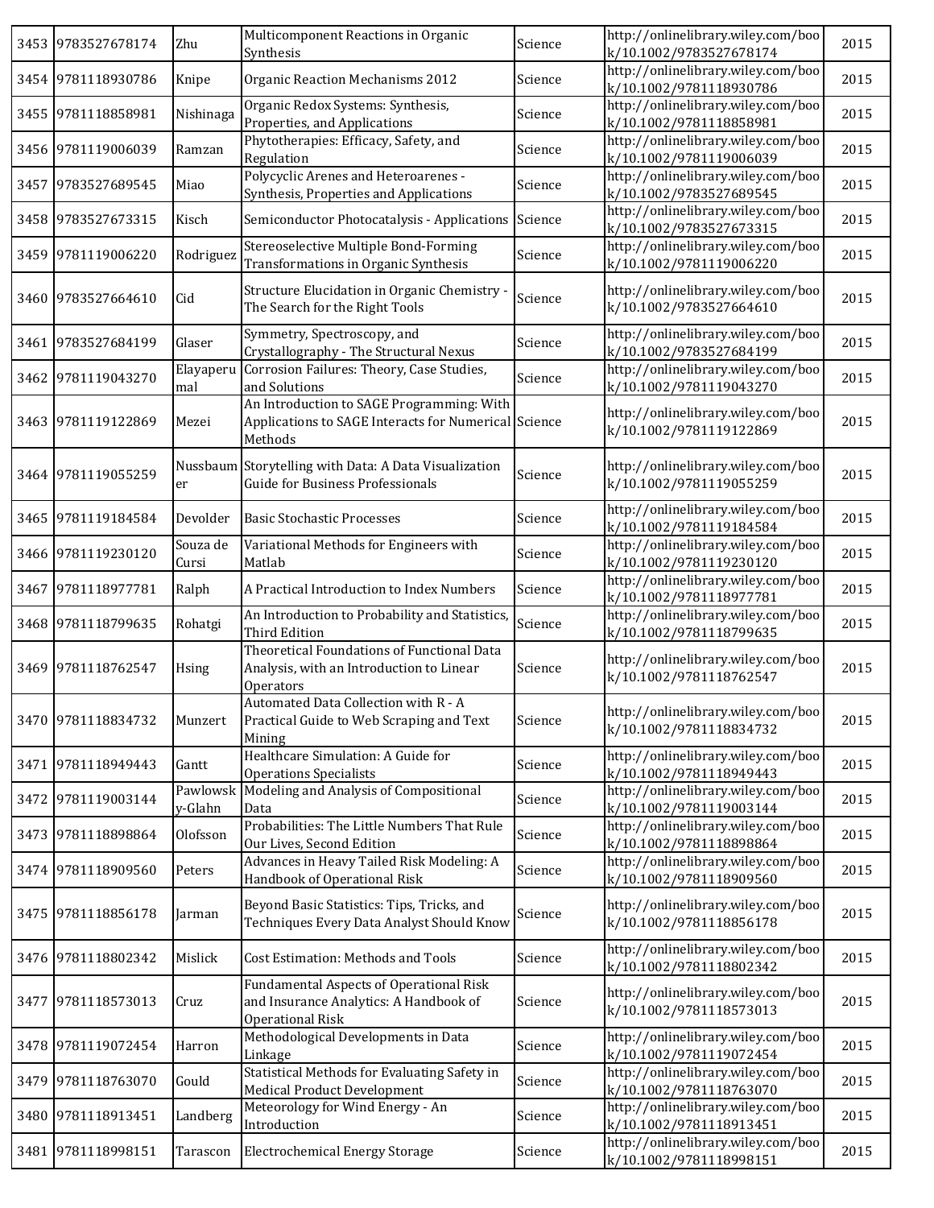| 3453 | 9783527678174 | Zhu | Multicomponent Reactions in Organic Synthesis | Science | http://onlinelibrary.wiley.com/book/10.1002/9783527678174 | 2015 |
|---|---|---|---|---|---|---|
| 3454 | 9781118930786 | Knipe | Organic Reaction Mechanisms 2012 | Science | http://onlinelibrary.wiley.com/book/10.1002/9781118930786 | 2015 |
| 3455 | 9781118858981 | Nishinaga | Organic Redox Systems: Synthesis, Properties, and Applications | Science | http://onlinelibrary.wiley.com/book/10.1002/9781118858981 | 2015 |
| 3456 | 9781119006039 | Ramzan | Phytotherapies: Efficacy, Safety, and Regulation | Science | http://onlinelibrary.wiley.com/book/10.1002/9781119006039 | 2015 |
| 3457 | 9783527689545 | Miao | Polycyclic Arenes and Heteroarenes - Synthesis, Properties and Applications | Science | http://onlinelibrary.wiley.com/book/10.1002/9783527689545 | 2015 |
| 3458 | 9783527673315 | Kisch | Semiconductor Photocatalysis - Applications | Science | http://onlinelibrary.wiley.com/book/10.1002/9783527673315 | 2015 |
| 3459 | 9781119006220 | Rodriguez | Stereoselective Multiple Bond-Forming Transformations in Organic Synthesis | Science | http://onlinelibrary.wiley.com/book/10.1002/9781119006220 | 2015 |
| 3460 | 9783527664610 | Cid | Structure Elucidation in Organic Chemistry - The Search for the Right Tools | Science | http://onlinelibrary.wiley.com/book/10.1002/9783527664610 | 2015 |
| 3461 | 9783527684199 | Glaser | Symmetry, Spectroscopy, and Crystallography - The Structural Nexus | Science | http://onlinelibrary.wiley.com/book/10.1002/9783527684199 | 2015 |
| 3462 | 9781119043270 | Elayaperumal | Corrosion Failures: Theory, Case Studies, and Solutions | Science | http://onlinelibrary.wiley.com/book/10.1002/9781119043270 | 2015 |
| 3463 | 9781119122869 | Mezei | An Introduction to SAGE Programming: With Applications to SAGE Interacts for Numerical Methods | Science | http://onlinelibrary.wiley.com/book/10.1002/9781119122869 | 2015 |
| 3464 | 9781119055259 | Nussbaumer | Storytelling with Data: A Data Visualization Guide for Business Professionals | Science | http://onlinelibrary.wiley.com/book/10.1002/9781119055259 | 2015 |
| 3465 | 9781119184584 | Devolder | Basic Stochastic Processes | Science | http://onlinelibrary.wiley.com/book/10.1002/9781119184584 | 2015 |
| 3466 | 9781119230120 | Souza de Cursi | Variational Methods for Engineers with Matlab | Science | http://onlinelibrary.wiley.com/book/10.1002/9781119230120 | 2015 |
| 3467 | 9781118977781 | Ralph | A Practical Introduction to Index Numbers | Science | http://onlinelibrary.wiley.com/book/10.1002/9781118977781 | 2015 |
| 3468 | 9781118799635 | Rohatgi | An Introduction to Probability and Statistics, Third Edition | Science | http://onlinelibrary.wiley.com/book/10.1002/9781118799635 | 2015 |
| 3469 | 9781118762547 | Hsing | Theoretical Foundations of Functional Data Analysis, with an Introduction to Linear Operators | Science | http://onlinelibrary.wiley.com/book/10.1002/9781118762547 | 2015 |
| 3470 | 9781118834732 | Munzert | Automated Data Collection with R - A Practical Guide to Web Scraping and Text Mining | Science | http://onlinelibrary.wiley.com/book/10.1002/9781118834732 | 2015 |
| 3471 | 9781118949443 | Gantt | Healthcare Simulation: A Guide for Operations Specialists | Science | http://onlinelibrary.wiley.com/book/10.1002/9781118949443 | 2015 |
| 3472 | 9781119003144 | Pawlowsky-Glahn | Modeling and Analysis of Compositional Data | Science | http://onlinelibrary.wiley.com/book/10.1002/9781119003144 | 2015 |
| 3473 | 9781118898864 | Olofsson | Probabilities: The Little Numbers That Rule Our Lives, Second Edition | Science | http://onlinelibrary.wiley.com/book/10.1002/9781118898864 | 2015 |
| 3474 | 9781118909560 | Peters | Advances in Heavy Tailed Risk Modeling: A Handbook of Operational Risk | Science | http://onlinelibrary.wiley.com/book/10.1002/9781118909560 | 2015 |
| 3475 | 9781118856178 | Jarman | Beyond Basic Statistics: Tips, Tricks, and Techniques Every Data Analyst Should Know | Science | http://onlinelibrary.wiley.com/book/10.1002/9781118856178 | 2015 |
| 3476 | 9781118802342 | Mislick | Cost Estimation: Methods and Tools | Science | http://onlinelibrary.wiley.com/book/10.1002/9781118802342 | 2015 |
| 3477 | 9781118573013 | Cruz | Fundamental Aspects of Operational Risk and Insurance Analytics: A Handbook of Operational Risk | Science | http://onlinelibrary.wiley.com/book/10.1002/9781118573013 | 2015 |
| 3478 | 9781119072454 | Harron | Methodological Developments in Data Linkage | Science | http://onlinelibrary.wiley.com/book/10.1002/9781119072454 | 2015 |
| 3479 | 9781118763070 | Gould | Statistical Methods for Evaluating Safety in Medical Product Development | Science | http://onlinelibrary.wiley.com/book/10.1002/9781118763070 | 2015 |
| 3480 | 9781118913451 | Landberg | Meteorology for Wind Energy - An Introduction | Science | http://onlinelibrary.wiley.com/book/10.1002/9781118913451 | 2015 |
| 3481 | 9781118998151 | Tarascon | Electrochemical Energy Storage | Science | http://onlinelibrary.wiley.com/book/10.1002/9781118998151 | 2015 |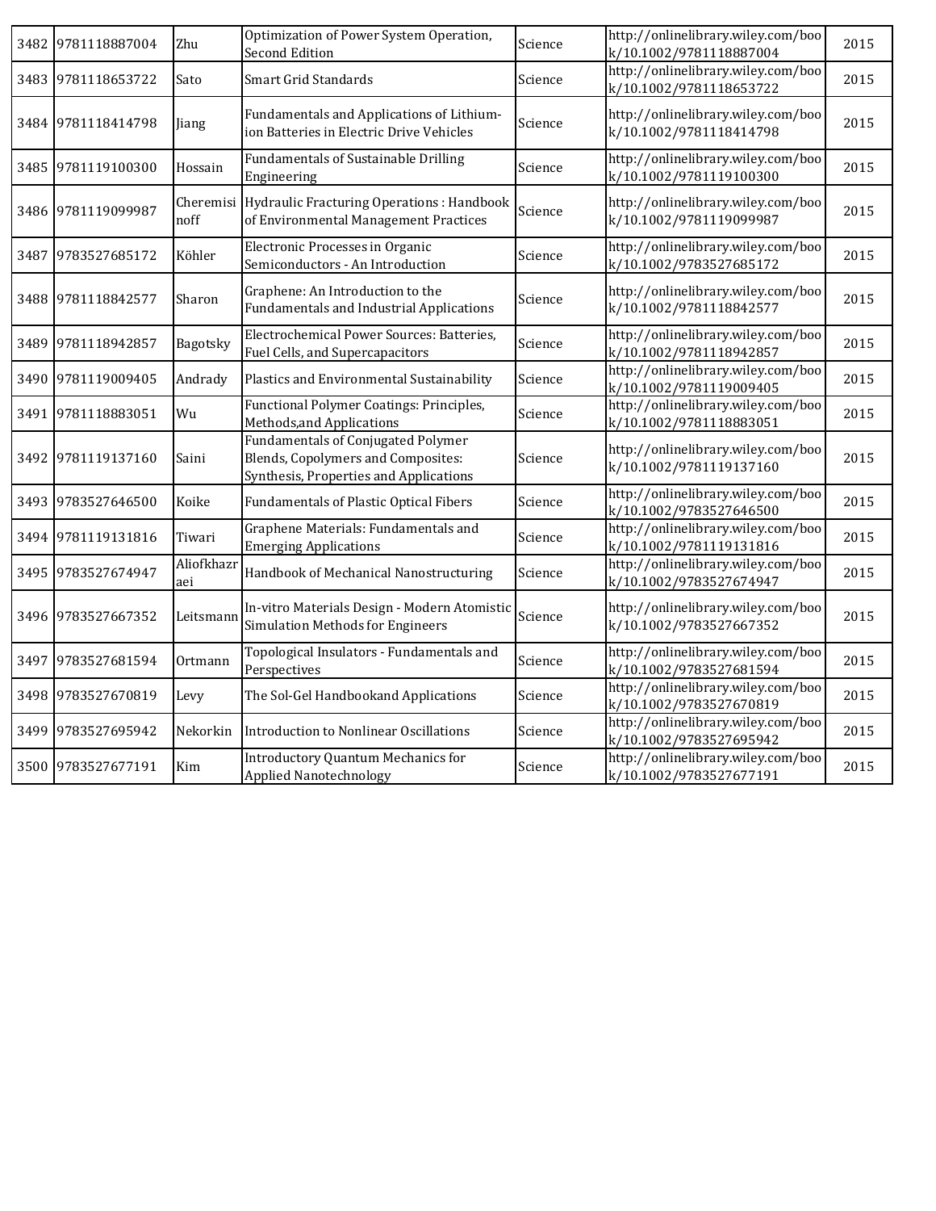| | | | | | | |
|---|---|---|---|---|---|---|
| 3482 | 9781118887004 | Zhu | Optimization of Power System Operation, Second Edition | Science | http://onlinelibrary.wiley.com/book/10.1002/9781118887004 | 2015 |
| 3483 | 9781118653722 | Sato | Smart Grid Standards | Science | http://onlinelibrary.wiley.com/book/10.1002/9781118653722 | 2015 |
| 3484 | 9781118414798 | Jiang | Fundamentals and Applications of Lithium-ion Batteries in Electric Drive Vehicles | Science | http://onlinelibrary.wiley.com/book/10.1002/9781118414798 | 2015 |
| 3485 | 9781119100300 | Hossain | Fundamentals of Sustainable Drilling Engineering | Science | http://onlinelibrary.wiley.com/book/10.1002/9781119100300 | 2015 |
| 3486 | 9781119099987 | Cheremisinoff | Hydraulic Fracturing Operations : Handbook of Environmental Management Practices | Science | http://onlinelibrary.wiley.com/book/10.1002/9781119099987 | 2015 |
| 3487 | 9783527685172 | Köhler | Electronic Processes in Organic Semiconductors - An Introduction | Science | http://onlinelibrary.wiley.com/book/10.1002/9783527685172 | 2015 |
| 3488 | 9781118842577 | Sharon | Graphene: An Introduction to the Fundamentals and Industrial Applications | Science | http://onlinelibrary.wiley.com/book/10.1002/9781118842577 | 2015 |
| 3489 | 9781118942857 | Bagotsky | Electrochemical Power Sources: Batteries, Fuel Cells, and Supercapacitors | Science | http://onlinelibrary.wiley.com/book/10.1002/9781118942857 | 2015 |
| 3490 | 9781119009405 | Andrady | Plastics and Environmental Sustainability | Science | http://onlinelibrary.wiley.com/book/10.1002/9781119009405 | 2015 |
| 3491 | 9781118883051 | Wu | Functional Polymer Coatings: Principles, Methods,and Applications | Science | http://onlinelibrary.wiley.com/book/10.1002/9781118883051 | 2015 |
| 3492 | 9781119137160 | Saini | Fundamentals of Conjugated Polymer Blends, Copolymers and Composites: Synthesis, Properties and Applications | Science | http://onlinelibrary.wiley.com/book/10.1002/9781119137160 | 2015 |
| 3493 | 9783527646500 | Koike | Fundamentals of Plastic Optical Fibers | Science | http://onlinelibrary.wiley.com/book/10.1002/9783527646500 | 2015 |
| 3494 | 9781119131816 | Tiwari | Graphene Materials: Fundamentals and Emerging Applications | Science | http://onlinelibrary.wiley.com/book/10.1002/9781119131816 | 2015 |
| 3495 | 9783527674947 | Aliofkhazraei | Handbook of Mechanical Nanostructuring | Science | http://onlinelibrary.wiley.com/book/10.1002/9783527674947 | 2015 |
| 3496 | 9783527667352 | Leitsmann | In-vitro Materials Design - Modern Atomistic Simulation Methods for Engineers | Science | http://onlinelibrary.wiley.com/book/10.1002/9783527667352 | 2015 |
| 3497 | 9783527681594 | Ortmann | Topological Insulators - Fundamentals and Perspectives | Science | http://onlinelibrary.wiley.com/book/10.1002/9783527681594 | 2015 |
| 3498 | 9783527670819 | Levy | The Sol-Gel Handbookand Applications | Science | http://onlinelibrary.wiley.com/book/10.1002/9783527670819 | 2015 |
| 3499 | 9783527695942 | Nekorkin | Introduction to Nonlinear Oscillations | Science | http://onlinelibrary.wiley.com/book/10.1002/9783527695942 | 2015 |
| 3500 | 9783527677191 | Kim | Introductory Quantum Mechanics for Applied Nanotechnology | Science | http://onlinelibrary.wiley.com/book/10.1002/9783527677191 | 2015 |